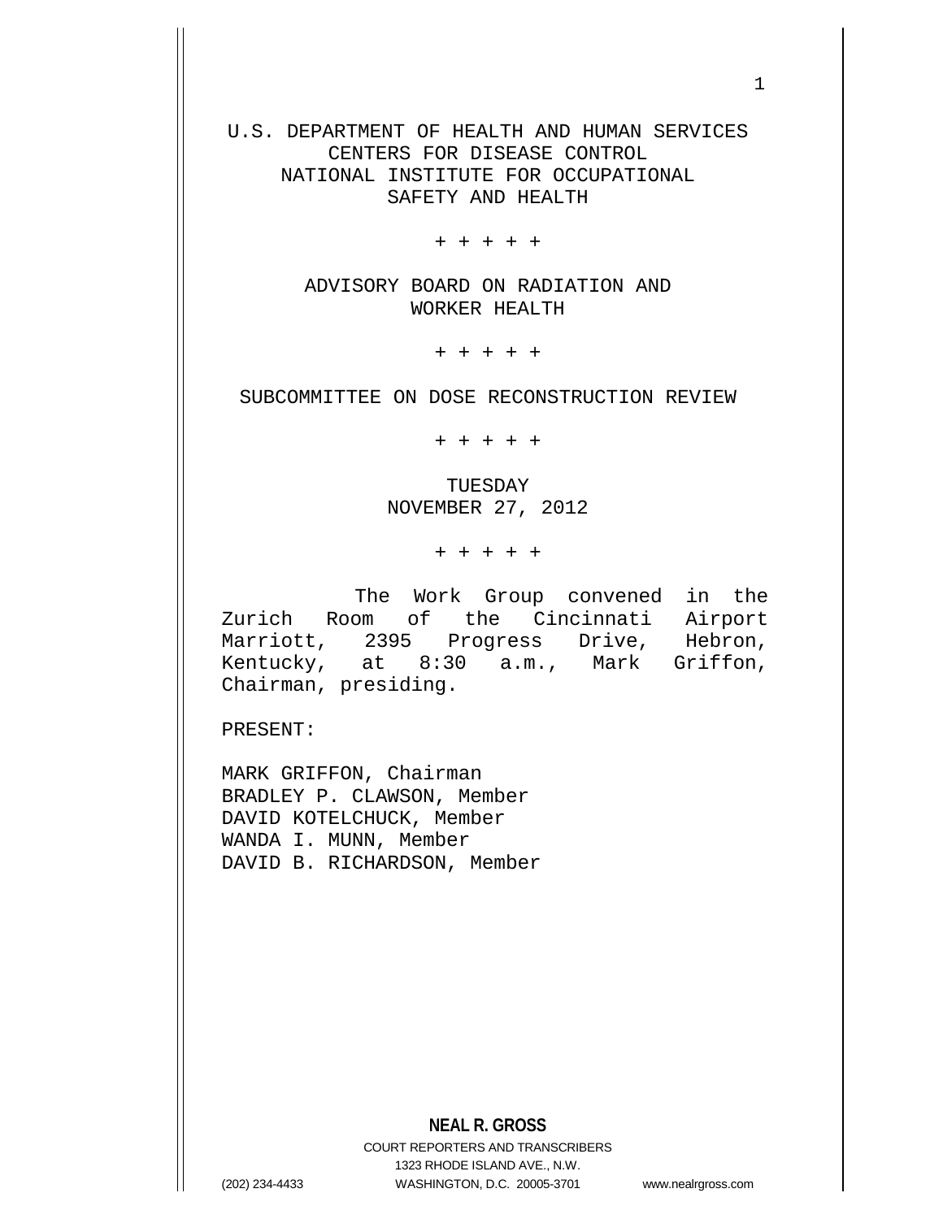U.S. DEPARTMENT OF HEALTH AND HUMAN SERVICES
CENTERS FOR DISEASE CONTROL
NATIONAL INSTITUTE FOR OCCUPATIONAL
SAFETY AND HEALTH

+ + + + +

ADVISORY BOARD ON RADIATION AND
WORKER HEALTH

+ + + + +

SUBCOMMITTEE ON DOSE RECONSTRUCTION REVIEW

+ + + + +

TUESDAY
NOVEMBER 27, 2012

+ + + + +

The Work Group convened in the Zurich Room of the Cincinnati Airport Marriott, 2395 Progress Drive, Hebron, Kentucky, at 8:30 a.m., Mark Griffon, Chairman, presiding.

PRESENT:

MARK GRIFFON, Chairman
BRADLEY P. CLAWSON, Member
DAVID KOTELCHUCK, Member
WANDA I. MUNN, Member
DAVID B. RICHARDSON, Member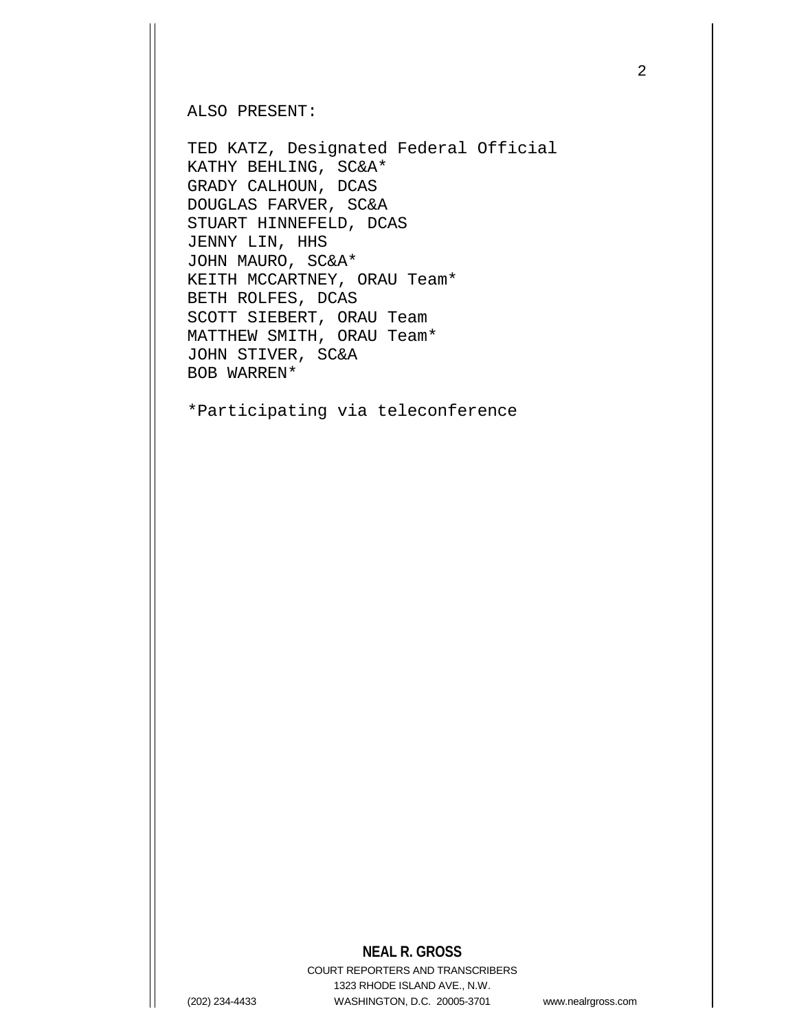ALSO PRESENT:

TED KATZ, Designated Federal Official
KATHY BEHLING, SC&A*
GRADY CALHOUN, DCAS
DOUGLAS FARVER, SC&A
STUART HINNEFELD, DCAS
JENNY LIN, HHS
JOHN MAURO, SC&A*
KEITH MCCARTNEY, ORAU Team*
BETH ROLFES, DCAS
SCOTT SIEBERT, ORAU Team
MATTHEW SMITH, ORAU Team*
JOHN STIVER, SC&A
BOB WARREN*

*Participating via teleconference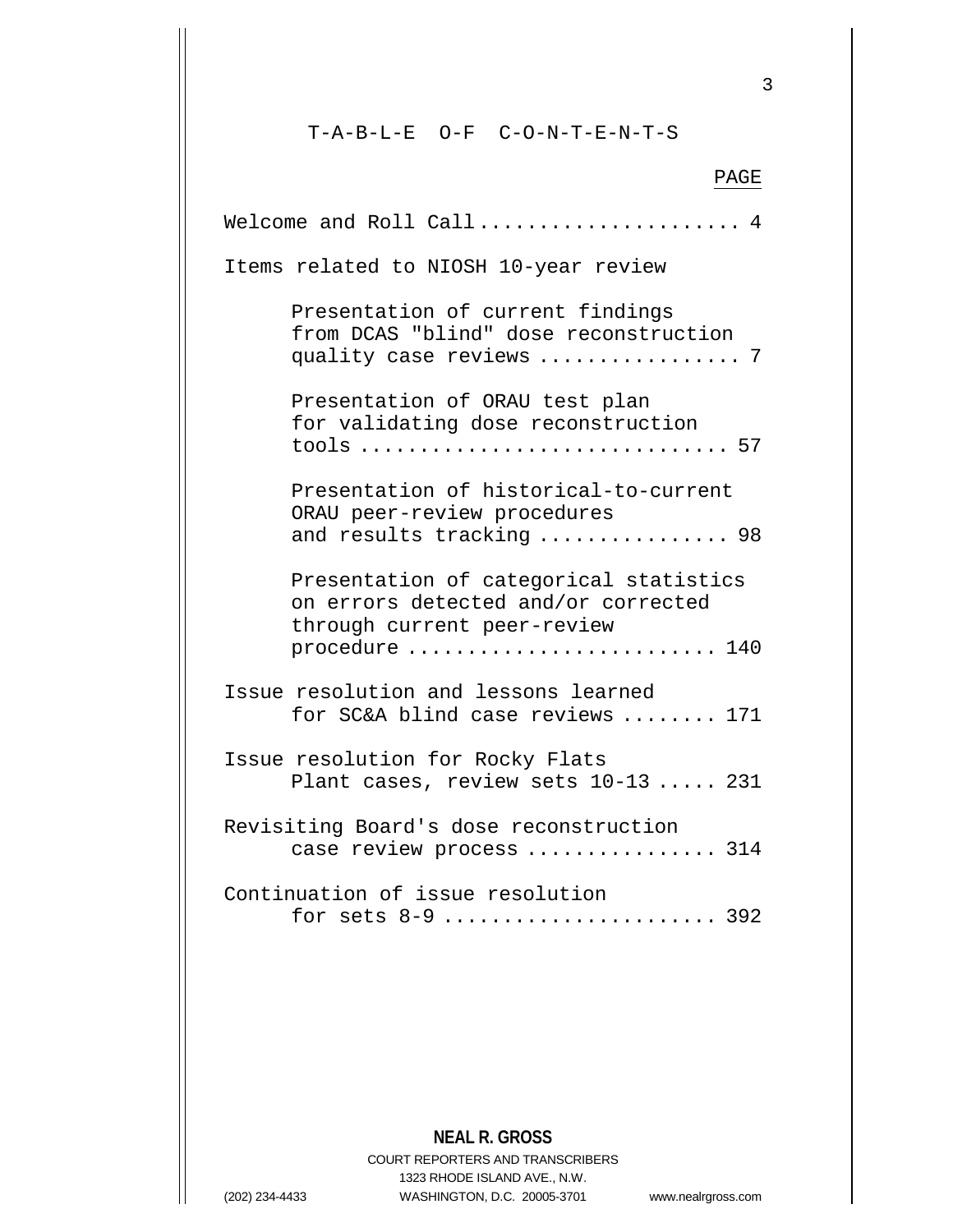# T-A-B-L-E O-F C-O-N-T-E-N-T-S

| | PAGE |
|---|---|
| Welcome and Roll Call | 4 |
| Items related to NIOSH 10-year review | |
| Presentation of current findings from DCAS "blind" dose reconstruction quality case reviews | 7 |
| Presentation of ORAU test plan for validating dose reconstruction tools | 57 |
| Presentation of historical-to-current ORAU peer-review procedures and results tracking | 98 |
| Presentation of categorical statistics on errors detected and/or corrected through current peer-review procedure | 140 |
| Issue resolution and lessons learned for SC&A blind case reviews | 171 |
| Issue resolution for Rocky Flats Plant cases, review sets 10-13 | 231 |
| Revisiting Board's dose reconstruction case review process | 314 |
| Continuation of issue resolution for sets 8-9 | 392 |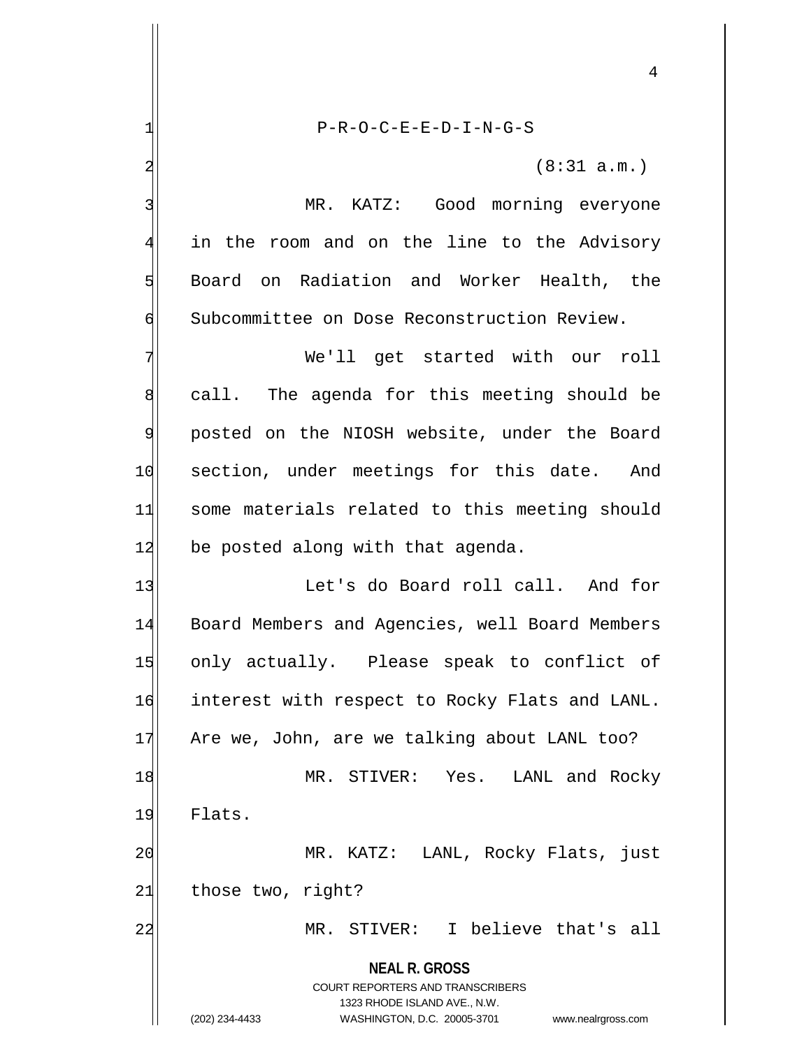P-R-O-C-E-E-D-I-N-G-S

(8:31 a.m.)

MR. KATZ: Good morning everyone in the room and on the line to the Advisory Board on Radiation and Worker Health, the Subcommittee on Dose Reconstruction Review.

We'll get started with our roll call. The agenda for this meeting should be posted on the NIOSH website, under the Board section, under meetings for this date. And some materials related to this meeting should be posted along with that agenda.

Let's do Board roll call. And for Board Members and Agencies, well Board Members only actually. Please speak to conflict of interest with respect to Rocky Flats and LANL. Are we, John, are we talking about LANL too?

MR. STIVER: Yes. LANL and Rocky Flats.

MR. KATZ: LANL, Rocky Flats, just those two, right?

MR. STIVER: I believe that's all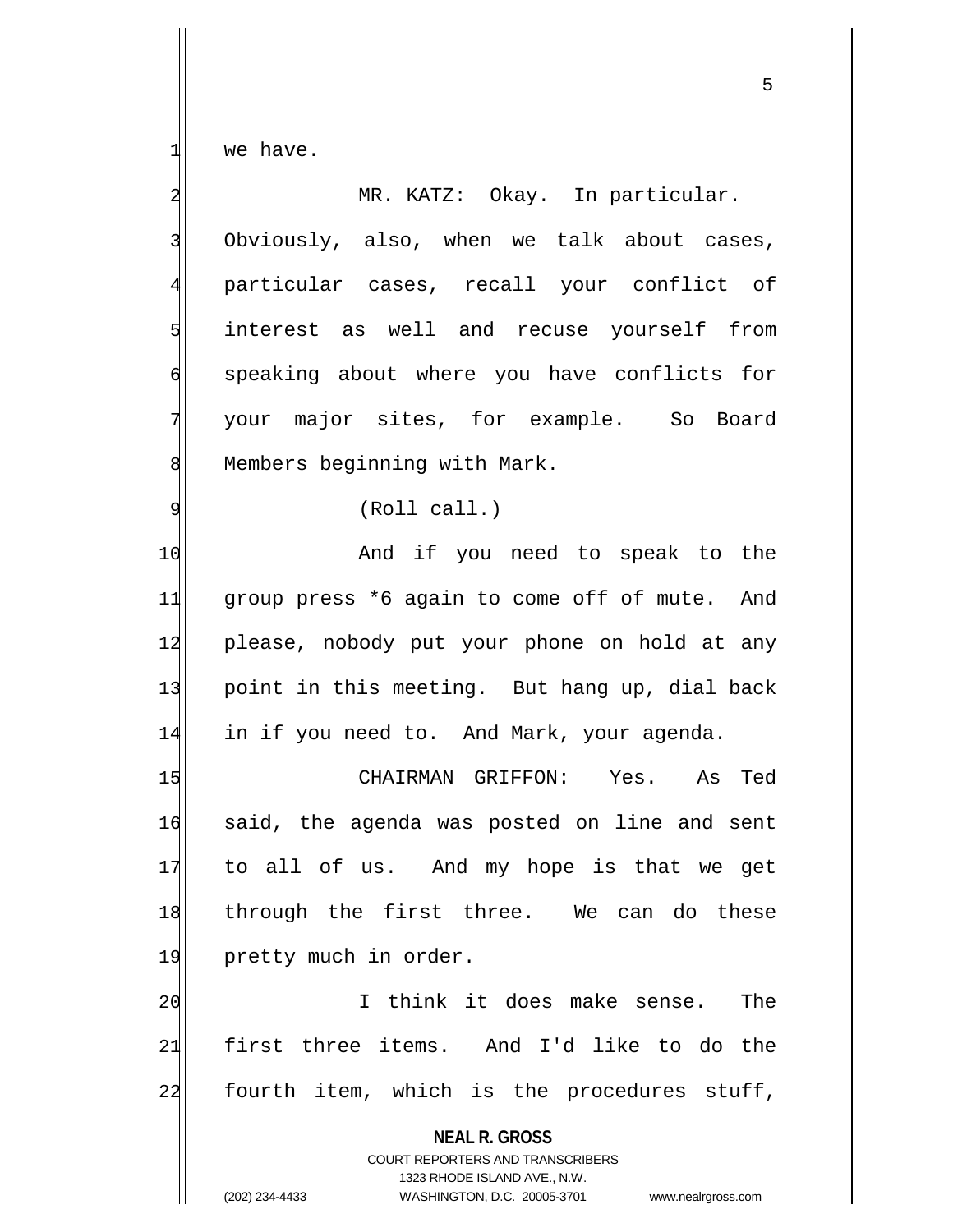we have.

MR. KATZ: Okay. In particular. Obviously, also, when we talk about cases, particular cases, recall your conflict of interest as well and recuse yourself from speaking about where you have conflicts for your major sites, for example. So Board Members beginning with Mark.

(Roll call.)

And if you need to speak to the group press *6 again to come off of mute. And please, nobody put your phone on hold at any point in this meeting. But hang up, dial back in if you need to. And Mark, your agenda.

CHAIRMAN GRIFFON: Yes. As Ted said, the agenda was posted on line and sent to all of us. And my hope is that we get through the first three. We can do these pretty much in order.

I think it does make sense. The first three items. And I'd like to do the fourth item, which is the procedures stuff,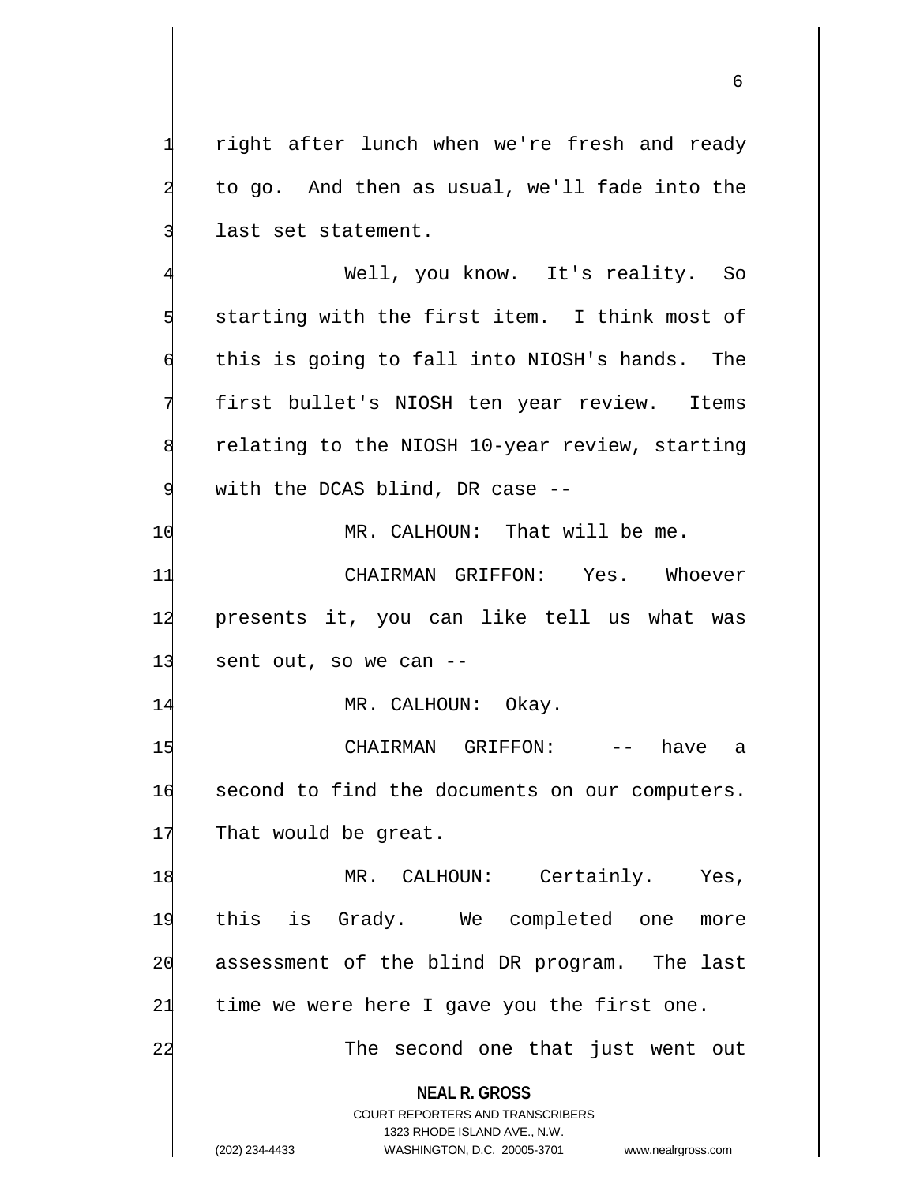right after lunch when we're fresh and ready to go. And then as usual, we'll fade into the last set statement.

Well, you know. It's reality. So starting with the first item. I think most of this is going to fall into NIOSH's hands. The first bullet's NIOSH ten year review. Items relating to the NIOSH 10-year review, starting with the DCAS blind, DR case --

MR. CALHOUN: That will be me.

CHAIRMAN GRIFFON: Yes. Whoever presents it, you can like tell us what was sent out, so we can --

MR. CALHOUN: Okay.

CHAIRMAN GRIFFON: -- have a second to find the documents on our computers. That would be great.

MR. CALHOUN: Certainly. Yes, this is Grady. We completed one more assessment of the blind DR program. The last time we were here I gave you the first one.

The second one that just went out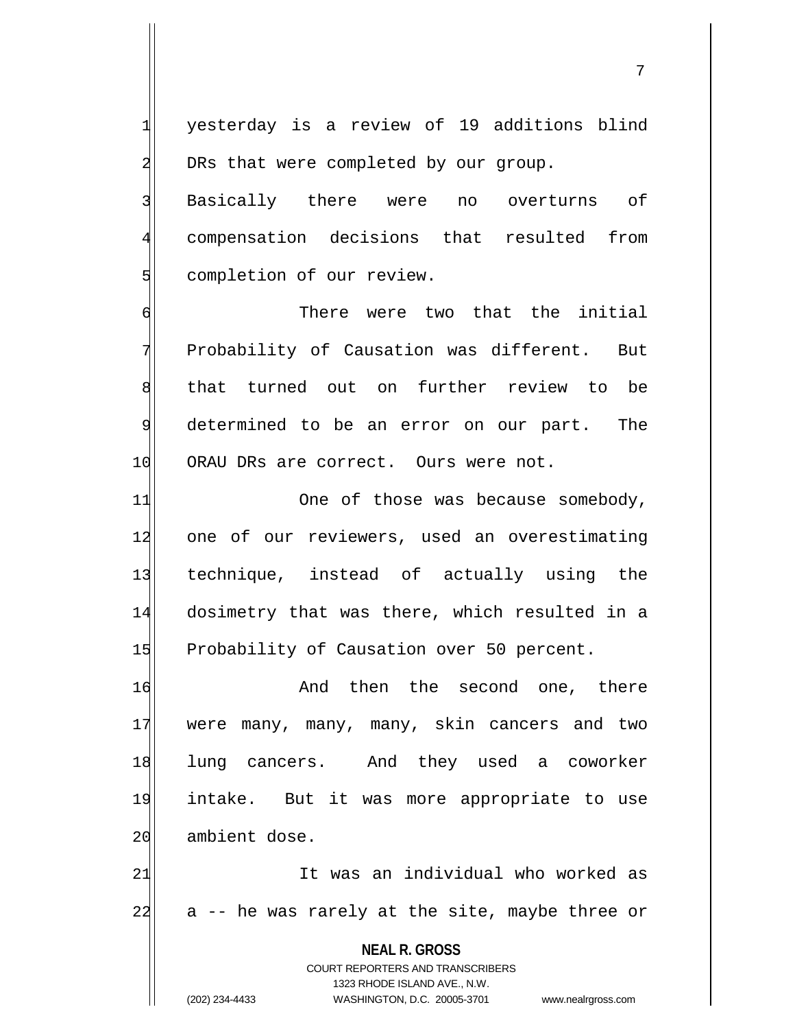yesterday is a review of 19 additions blind DRs that were completed by our group. Basically there were no overturns of compensation decisions that resulted from completion of our review.

There were two that the initial Probability of Causation was different. But that turned out on further review to be determined to be an error on our part. The ORAU DRs are correct. Ours were not.

One of those was because somebody, one of our reviewers, used an overestimating technique, instead of actually using the dosimetry that was there, which resulted in a Probability of Causation over 50 percent.

And then the second one, there were many, many, many, skin cancers and two lung cancers. And they used a coworker intake. But it was more appropriate to use ambient dose.

It was an individual who worked as a -- he was rarely at the site, maybe three or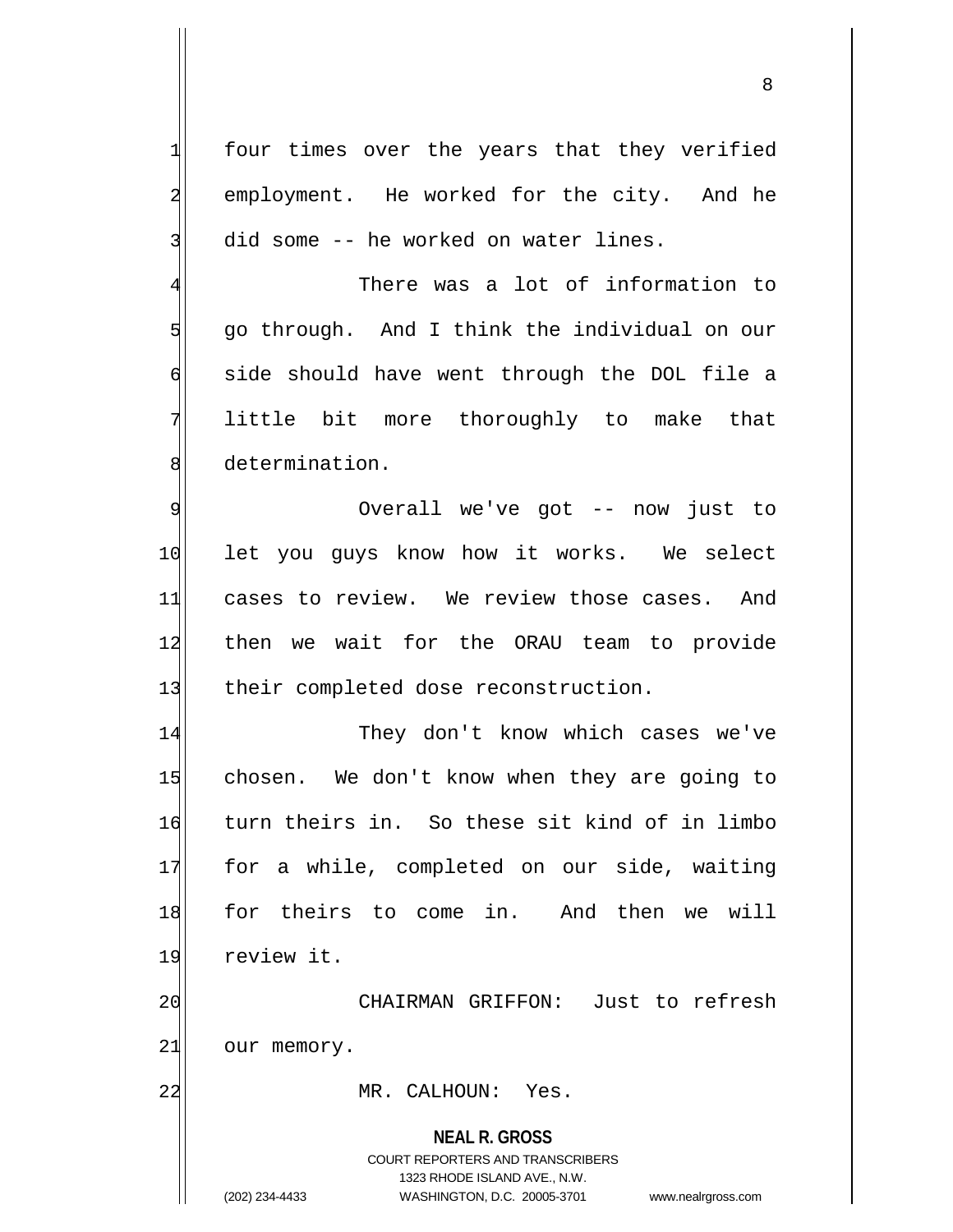four times over the years that they verified employment. He worked for the city. And he did some -- he worked on water lines.

There was a lot of information to go through. And I think the individual on our side should have went through the DOL file a little bit more thoroughly to make that determination.

Overall we've got -- now just to let you guys know how it works. We select cases to review. We review those cases. And then we wait for the ORAU team to provide their completed dose reconstruction.

They don't know which cases we've chosen. We don't know when they are going to turn theirs in. So these sit kind of in limbo for a while, completed on our side, waiting for theirs to come in. And then we will review it.

CHAIRMAN GRIFFON: Just to refresh our memory.

MR. CALHOUN: Yes.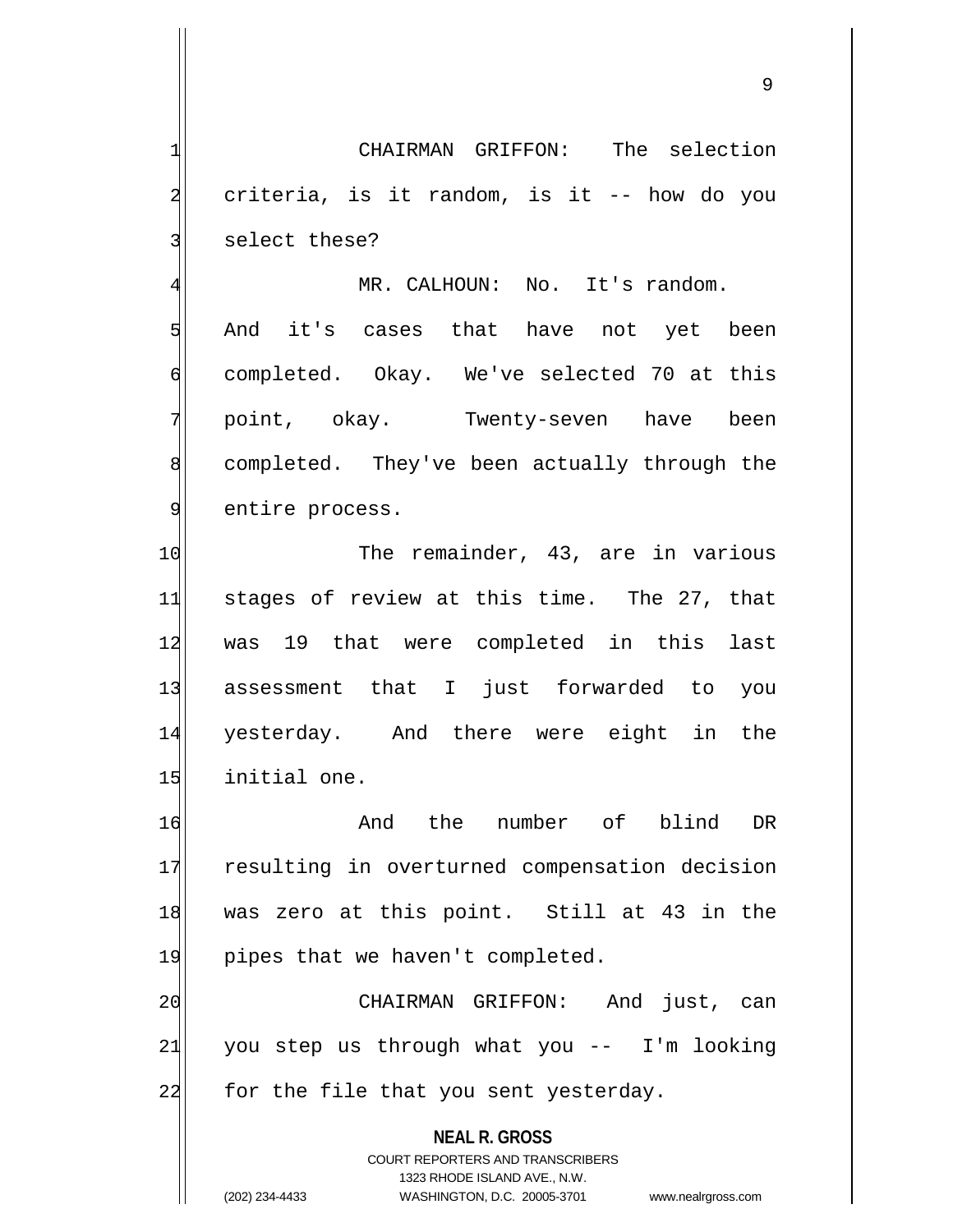CHAIRMAN GRIFFON: The selection criteria, is it random, is it -- how do you select these?

MR. CALHOUN: No. It's random. And it's cases that have not yet been completed. Okay. We've selected 70 at this point, okay. Twenty-seven have been completed. They've been actually through the entire process.

The remainder, 43, are in various stages of review at this time. The 27, that was 19 that were completed in this last assessment that I just forwarded to you yesterday. And there were eight in the initial one.

And the number of blind DR resulting in overturned compensation decision was zero at this point. Still at 43 in the pipes that we haven't completed.

CHAIRMAN GRIFFON: And just, can you step us through what you -- I'm looking for the file that you sent yesterday.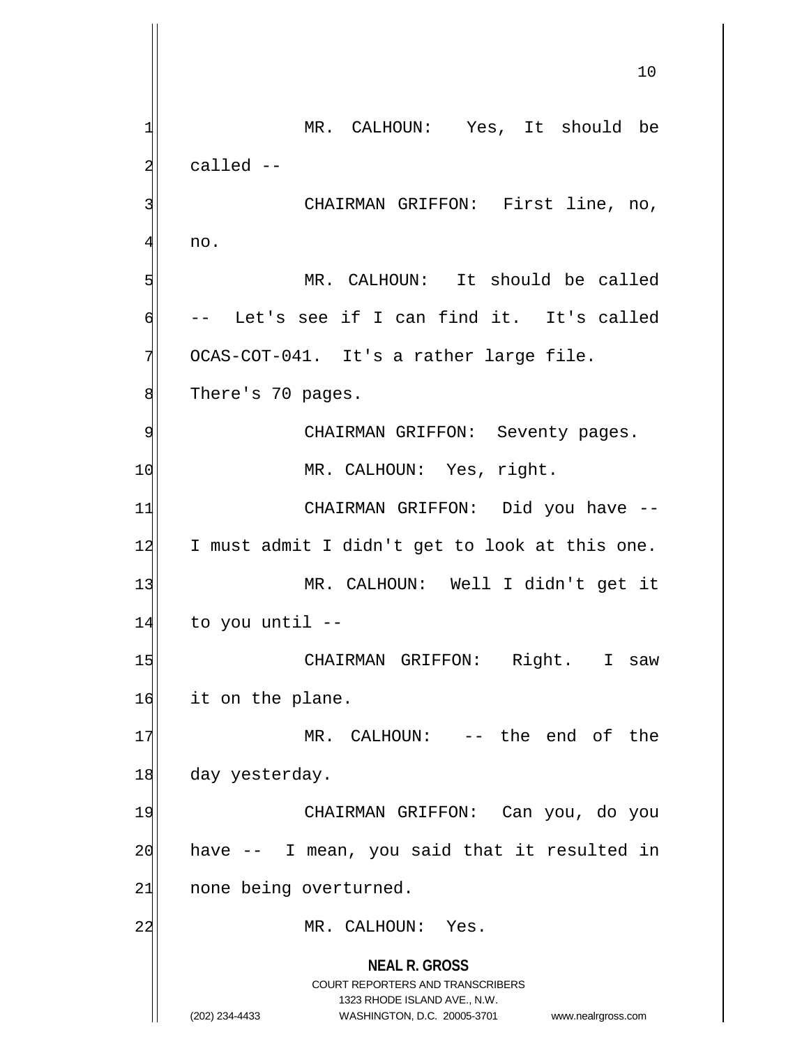MR. CALHOUN: Yes, It should be called --

CHAIRMAN GRIFFON: First line, no, no.

MR. CALHOUN: It should be called -- Let's see if I can find it. It's called OCAS-COT-041. It's a rather large file. There's 70 pages.

CHAIRMAN GRIFFON: Seventy pages.

MR. CALHOUN: Yes, right.

CHAIRMAN GRIFFON: Did you have -- I must admit I didn't get to look at this one.

MR. CALHOUN: Well I didn't get it to you until --

CHAIRMAN GRIFFON: Right. I saw it on the plane.

MR. CALHOUN: -- the end of the day yesterday.

CHAIRMAN GRIFFON: Can you, do you have -- I mean, you said that it resulted in none being overturned.

MR. CALHOUN: Yes.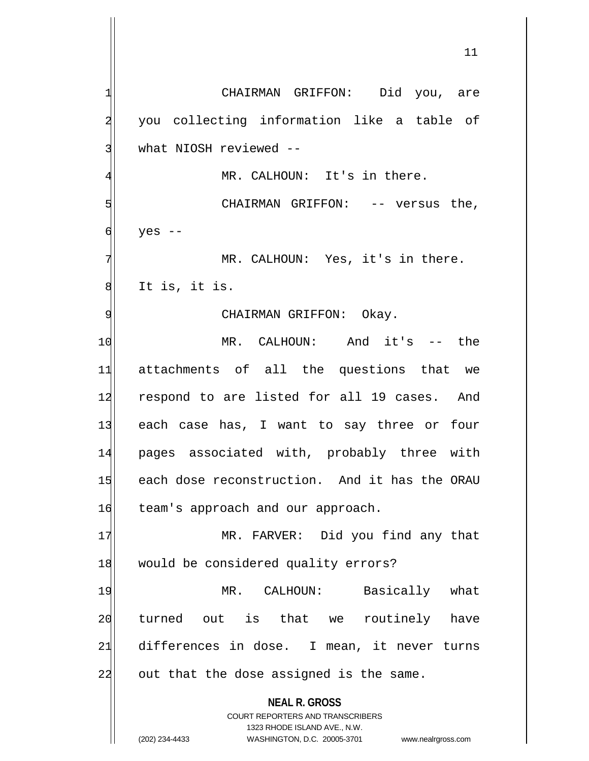CHAIRMAN GRIFFON: Did you, are you collecting information like a table of what NIOSH reviewed --

MR. CALHOUN: It's in there.

CHAIRMAN GRIFFON: -- versus the, yes --

MR. CALHOUN: Yes, it's in there. It is, it is.

CHAIRMAN GRIFFON: Okay.

MR. CALHOUN: And it's -- the attachments of all the questions that we respond to are listed for all 19 cases. And each case has, I want to say three or four pages associated with, probably three with each dose reconstruction. And it has the ORAU team's approach and our approach.

MR. FARVER: Did you find any that would be considered quality errors?

MR. CALHOUN: Basically what turned out is that we routinely have differences in dose. I mean, it never turns out that the dose assigned is the same.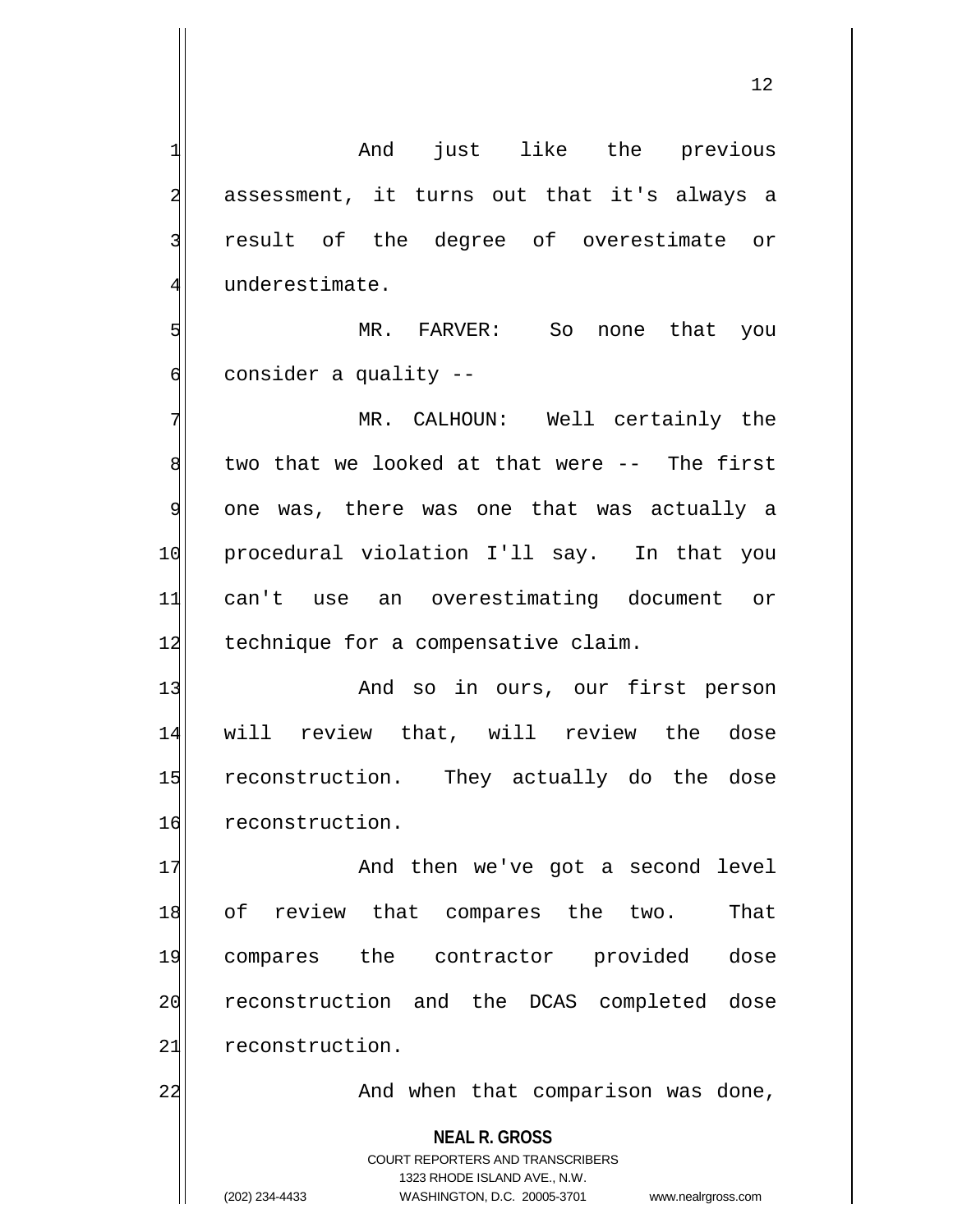And just like the previous assessment, it turns out that it's always a result of the degree of overestimate or underestimate.

MR. FARVER: So none that you consider a quality --

MR. CALHOUN: Well certainly the two that we looked at that were -- The first one was, there was one that was actually a procedural violation I'll say. In that you can't use an overestimating document or technique for a compensative claim.

And so in ours, our first person will review that, will review the dose reconstruction. They actually do the dose reconstruction.

And then we've got a second level of review that compares the two. That compares the contractor provided dose reconstruction and the DCAS completed dose reconstruction.

And when that comparison was done,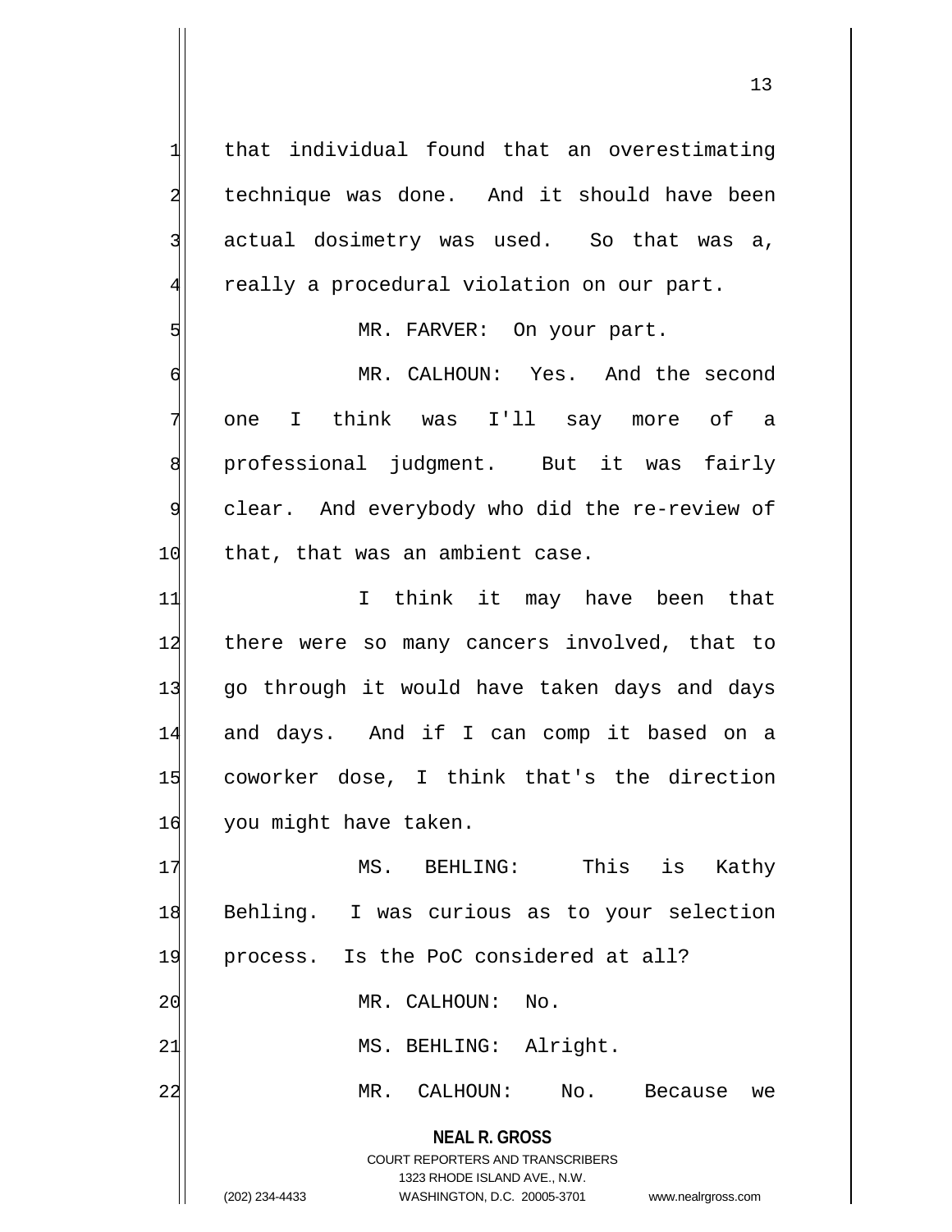that individual found that an overestimating technique was done. And it should have been actual dosimetry was used. So that was a, really a procedural violation on our part.

MR. FARVER: On your part.

MR. CALHOUN: Yes. And the second one I think was I'll say more of a professional judgment. But it was fairly clear. And everybody who did the re-review of that, that was an ambient case.

I think it may have been that there were so many cancers involved, that to go through it would have taken days and days and days. And if I can comp it based on a coworker dose, I think that's the direction you might have taken.

MS. BEHLING: This is Kathy Behling. I was curious as to your selection process. Is the PoC considered at all?

MR. CALHOUN: No.

MS. BEHLING: Alright.

MR. CALHOUN: No. Because we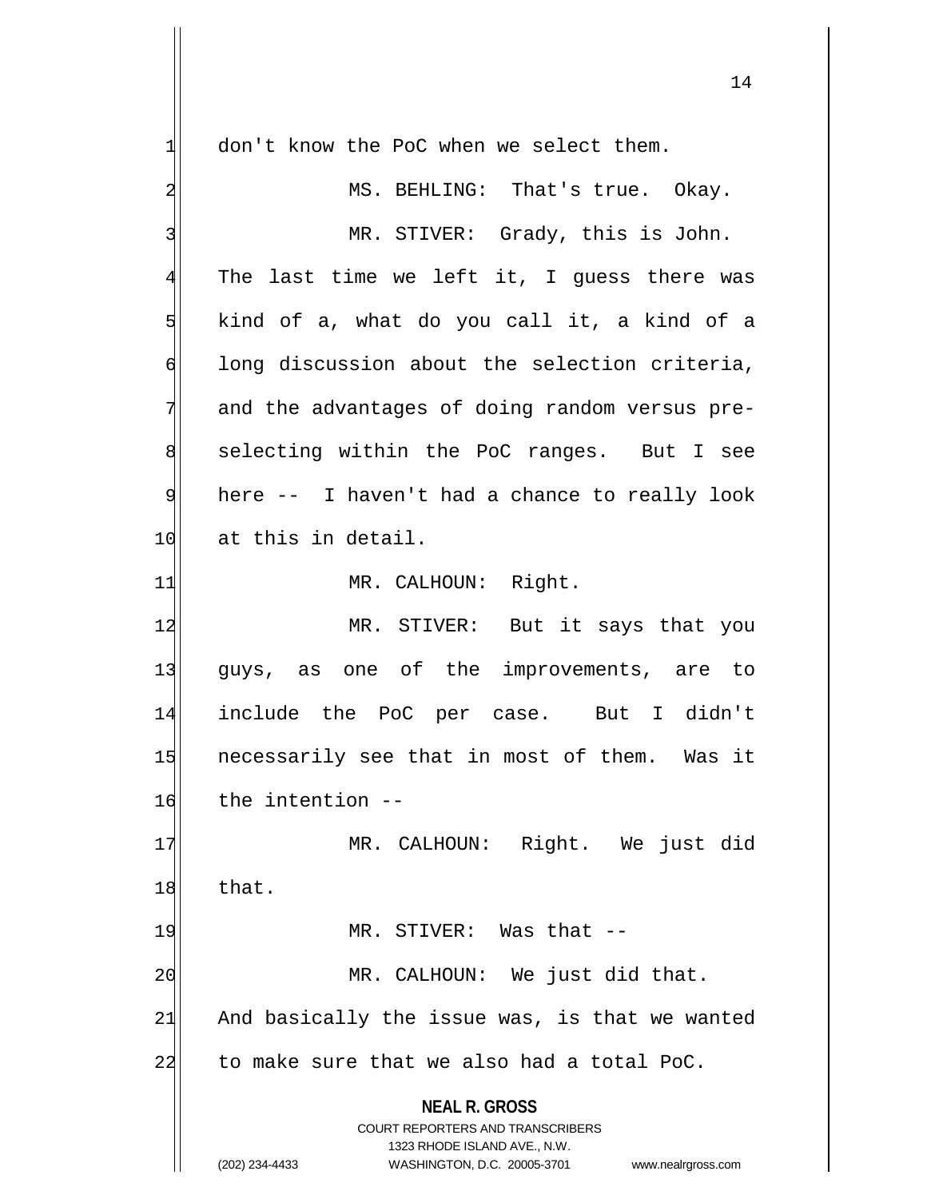don't know the PoC when we select them.

MS. BEHLING: That's true. Okay.

MR. STIVER: Grady, this is John. The last time we left it, I guess there was kind of a, what do you call it, a kind of a long discussion about the selection criteria, and the advantages of doing random versus pre-selecting within the PoC ranges. But I see here -- I haven't had a chance to really look at this in detail.

MR. CALHOUN: Right.

MR. STIVER: But it says that you guys, as one of the improvements, are to include the PoC per case. But I didn't necessarily see that in most of them. Was it the intention --

MR. CALHOUN: Right. We just did that.

MR. STIVER: Was that --

MR. CALHOUN: We just did that. And basically the issue was, is that we wanted to make sure that we also had a total PoC.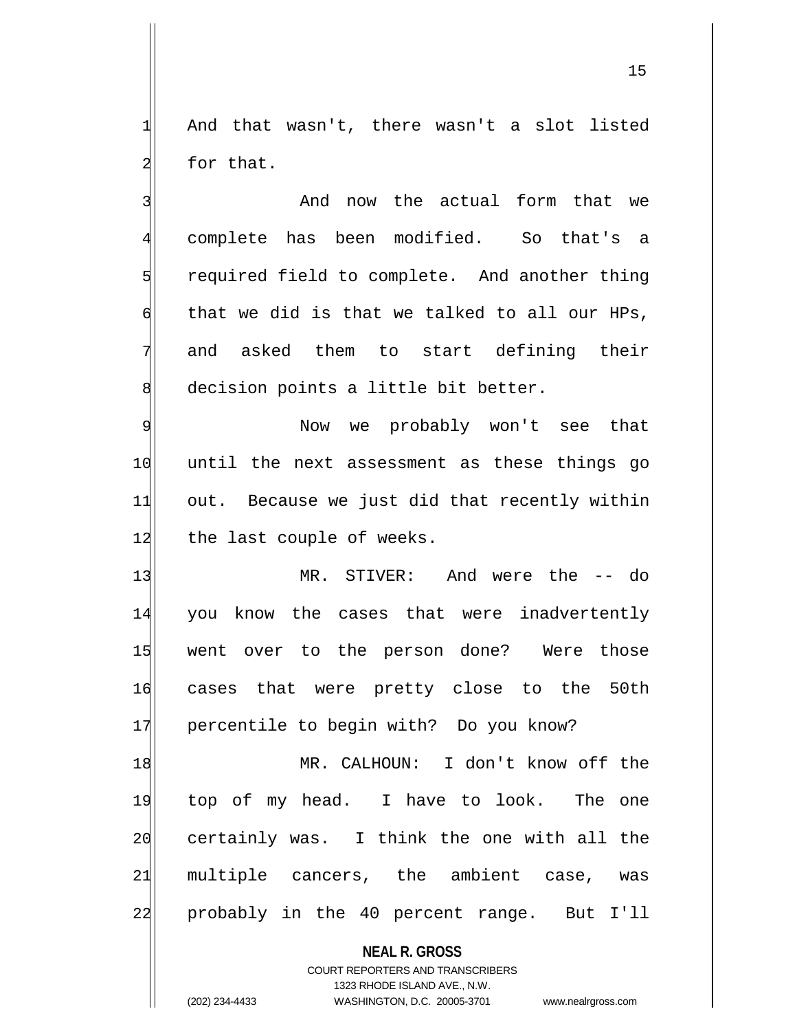And that wasn't, there wasn't a slot listed for that.

And now the actual form that we complete has been modified. So that's a required field to complete. And another thing that we did is that we talked to all our HPs, and asked them to start defining their decision points a little bit better.

Now we probably won't see that until the next assessment as these things go out. Because we just did that recently within the last couple of weeks.

MR. STIVER: And were the -- do you know the cases that were inadvertently went over to the person done? Were those cases that were pretty close to the 50th percentile to begin with? Do you know?

MR. CALHOUN: I don't know off the top of my head. I have to look. The one certainly was. I think the one with all the multiple cancers, the ambient case, was probably in the 40 percent range. But I'll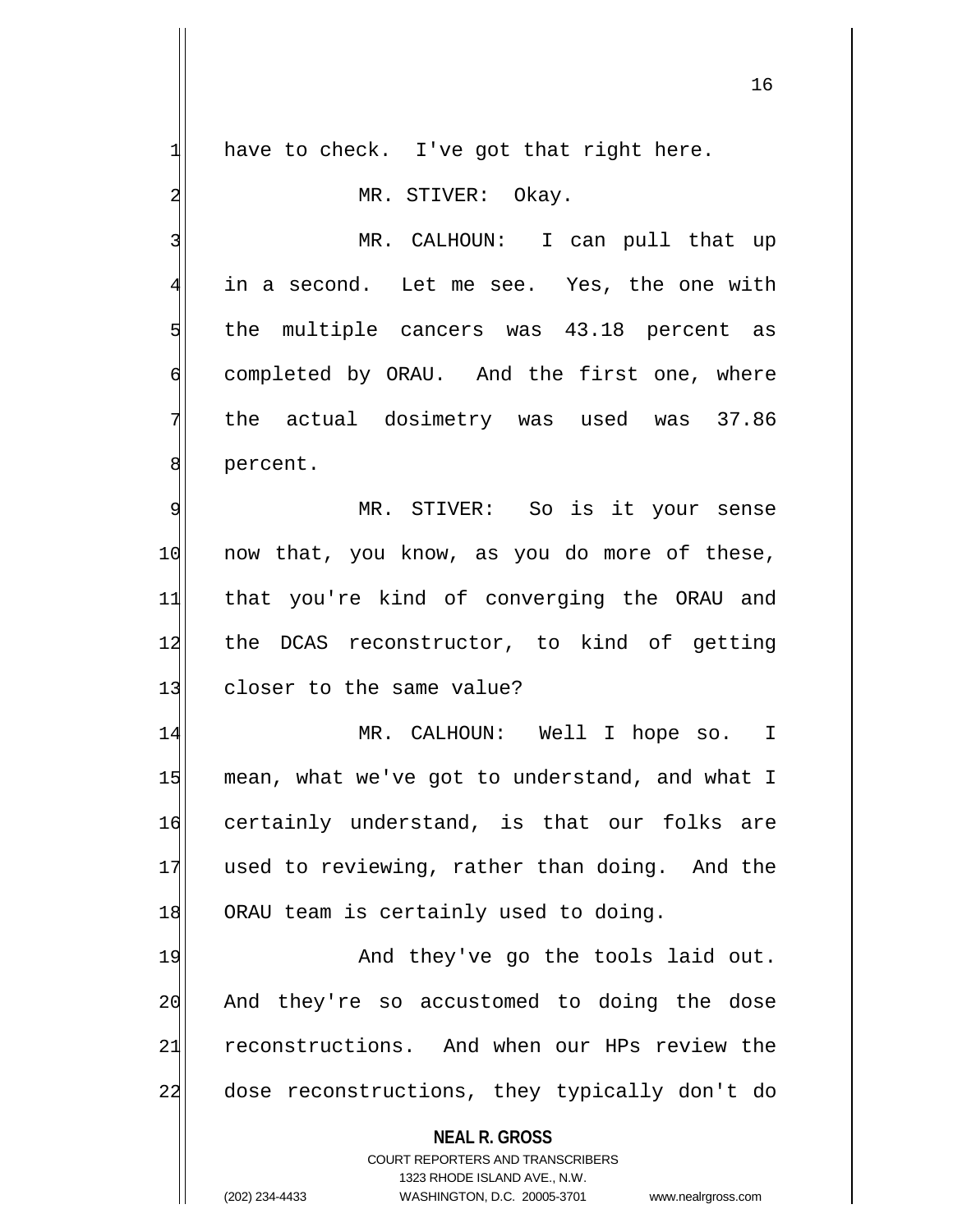have to check. I've got that right here.

MR. STIVER: Okay.

MR. CALHOUN: I can pull that up in a second. Let me see. Yes, the one with the multiple cancers was 43.18 percent as completed by ORAU. And the first one, where the actual dosimetry was used was 37.86 percent.

MR. STIVER: So is it your sense now that, you know, as you do more of these, that you're kind of converging the ORAU and the DCAS reconstructor, to kind of getting closer to the same value?

MR. CALHOUN: Well I hope so. I mean, what we've got to understand, and what I certainly understand, is that our folks are used to reviewing, rather than doing. And the ORAU team is certainly used to doing.

And they've go the tools laid out. And they're so accustomed to doing the dose reconstructions. And when our HPs review the dose reconstructions, they typically don't do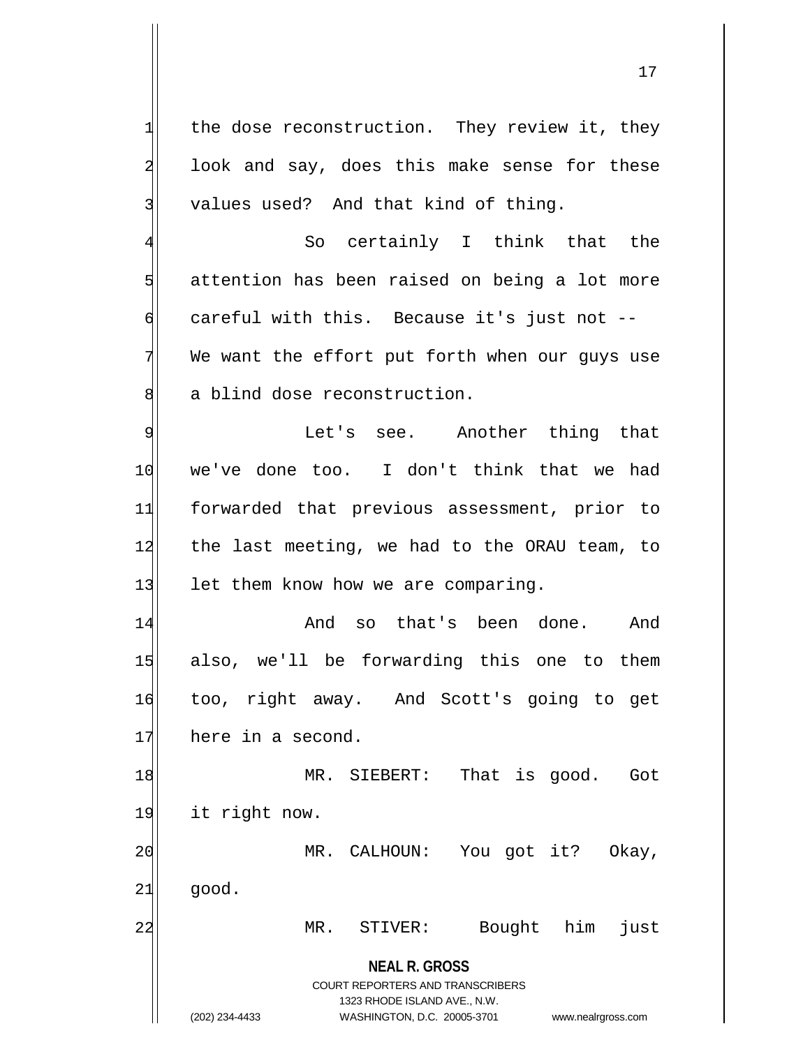the dose reconstruction. They review it, they look and say, does this make sense for these values used? And that kind of thing.

So certainly I think that the attention has been raised on being a lot more careful with this. Because it's just not -- We want the effort put forth when our guys use a blind dose reconstruction.

Let's see. Another thing that we've done too. I don't think that we had forwarded that previous assessment, prior to the last meeting, we had to the ORAU team, to let them know how we are comparing.

And so that's been done. And also, we'll be forwarding this one to them too, right away. And Scott's going to get here in a second.

MR. SIEBERT: That is good. Got it right now.

MR. CALHOUN: You got it? Okay, good.

MR. STIVER: Bought him just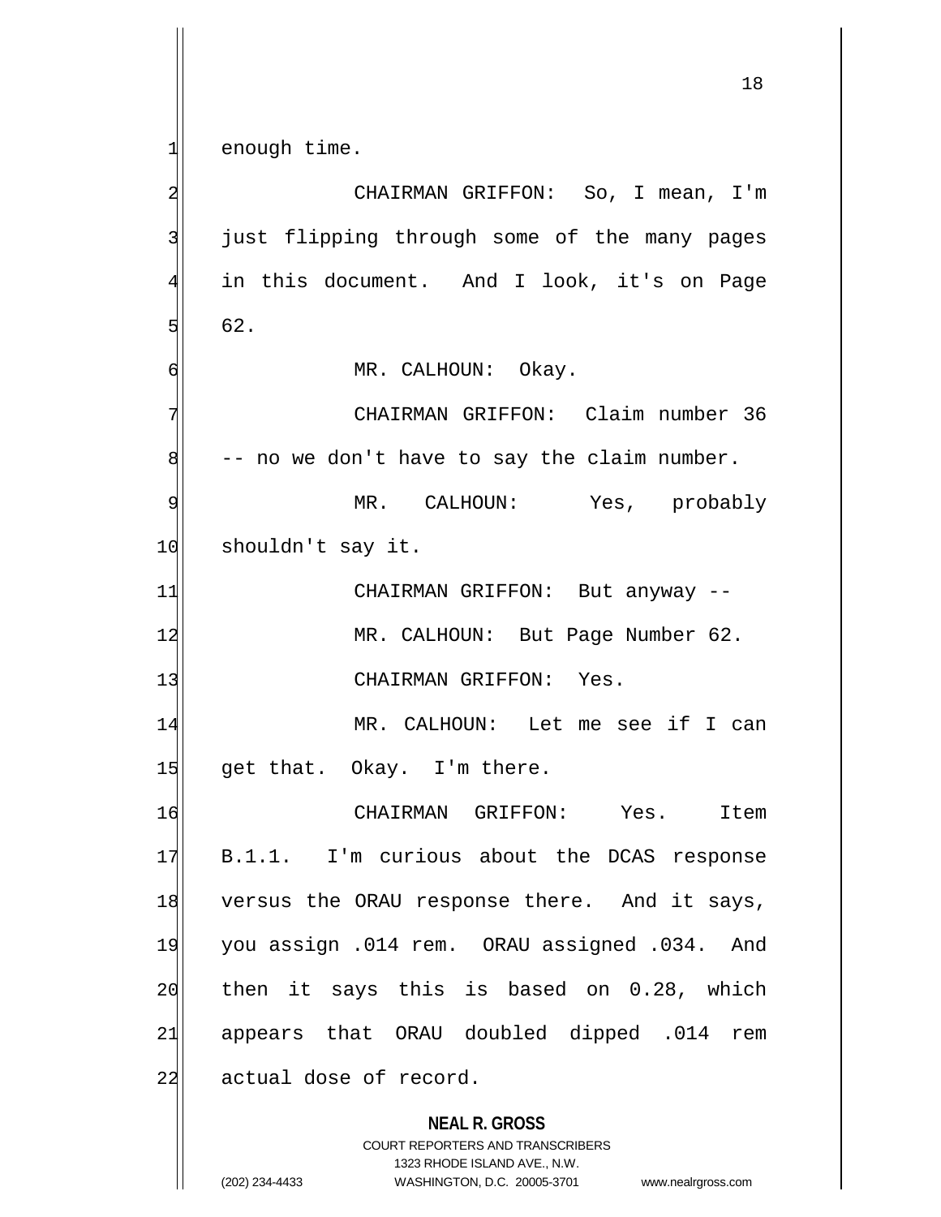enough time.

CHAIRMAN GRIFFON: So, I mean, I'm just flipping through some of the many pages in this document. And I look, it's on Page 62.

MR. CALHOUN: Okay.

CHAIRMAN GRIFFON: Claim number 36 -- no we don't have to say the claim number.

MR. CALHOUN: Yes, probably shouldn't say it.

CHAIRMAN GRIFFON: But anyway --

MR. CALHOUN: But Page Number 62.

CHAIRMAN GRIFFON: Yes.

MR. CALHOUN: Let me see if I can get that. Okay. I'm there.

CHAIRMAN GRIFFON: Yes. Item B.1.1. I'm curious about the DCAS response versus the ORAU response there. And it says, you assign .014 rem. ORAU assigned .034. And then it says this is based on 0.28, which appears that ORAU doubled dipped .014 rem actual dose of record.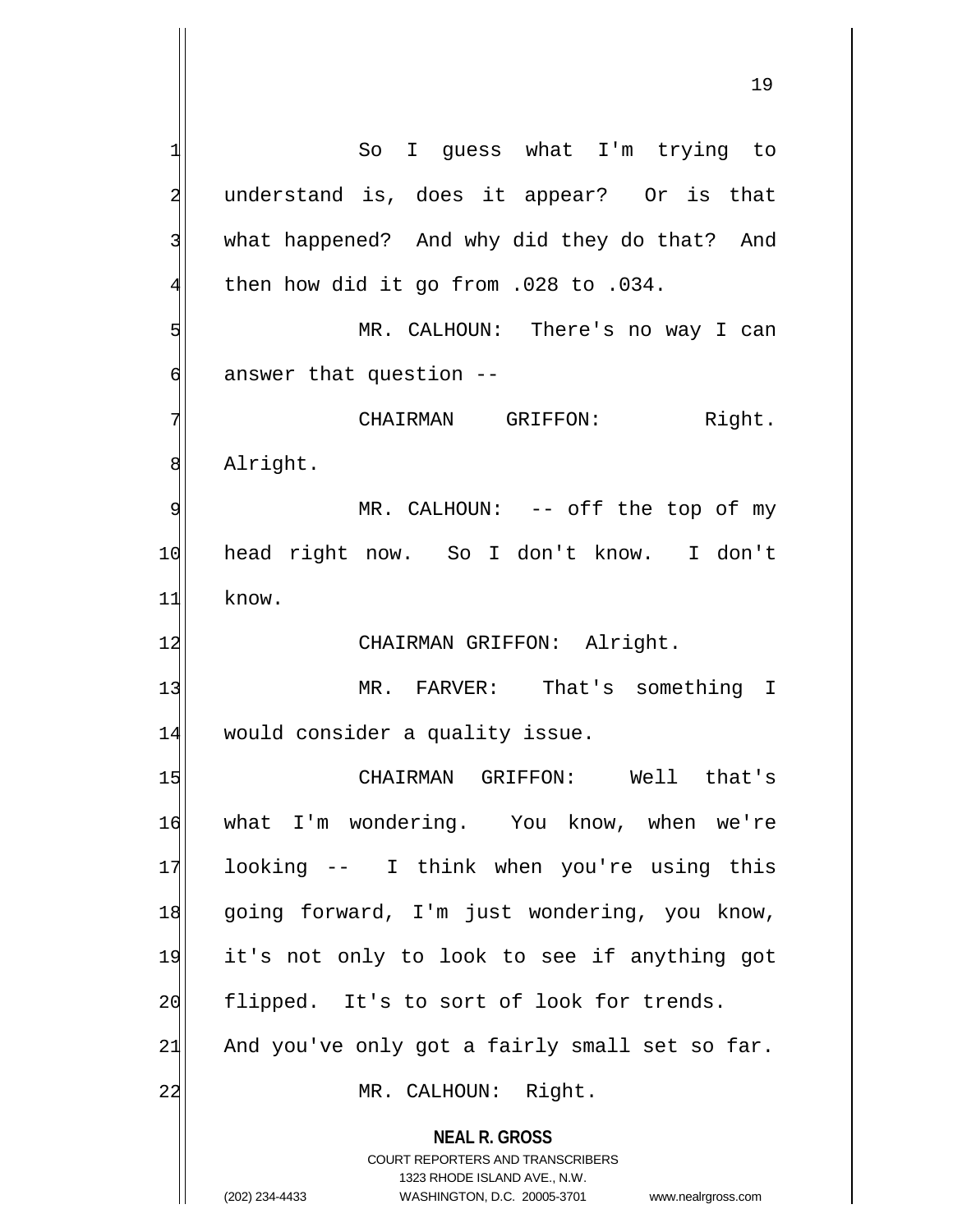So I guess what I'm trying to understand is, does it appear? Or is that what happened? And why did they do that? And then how did it go from .028 to .034.

MR. CALHOUN: There's no way I can answer that question --

CHAIRMAN GRIFFON: Right. Alright.

MR. CALHOUN: -- off the top of my head right now. So I don't know. I don't know.

CHAIRMAN GRIFFON: Alright.

MR. FARVER: That's something I would consider a quality issue.

CHAIRMAN GRIFFON: Well that's what I'm wondering. You know, when we're looking -- I think when you're using this going forward, I'm just wondering, you know, it's not only to look to see if anything got flipped. It's to sort of look for trends. And you've only got a fairly small set so far.

MR. CALHOUN: Right.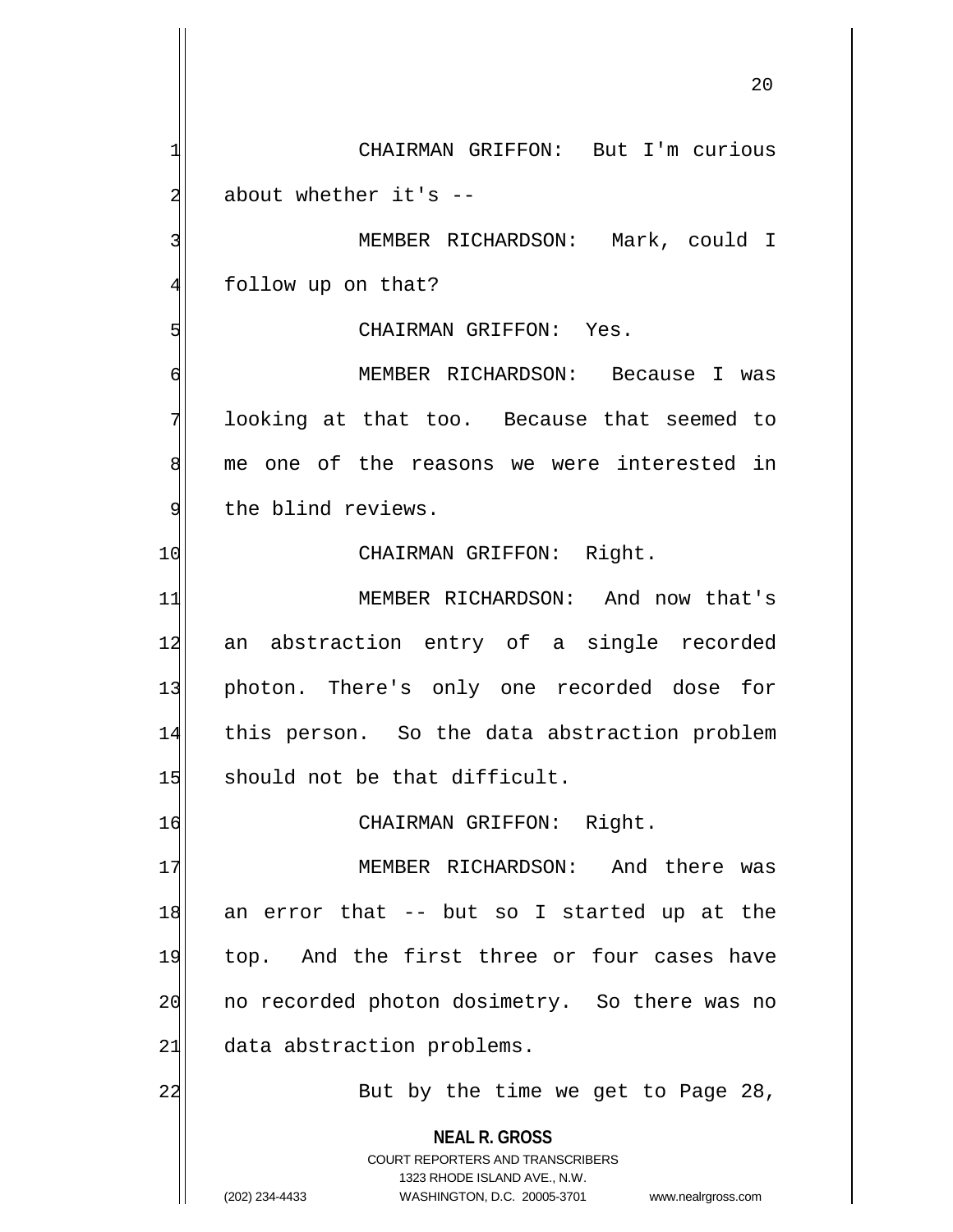CHAIRMAN GRIFFON: But I'm curious about whether it's --

MEMBER RICHARDSON: Mark, could I follow up on that?

CHAIRMAN GRIFFON: Yes.

MEMBER RICHARDSON: Because I was looking at that too. Because that seemed to me one of the reasons we were interested in the blind reviews.

CHAIRMAN GRIFFON: Right.

MEMBER RICHARDSON: And now that's an abstraction entry of a single recorded photon. There's only one recorded dose for this person. So the data abstraction problem should not be that difficult.

CHAIRMAN GRIFFON: Right.

MEMBER RICHARDSON: And there was an error that -- but so I started up at the top. And the first three or four cases have no recorded photon dosimetry. So there was no data abstraction problems.

But by the time we get to Page 28,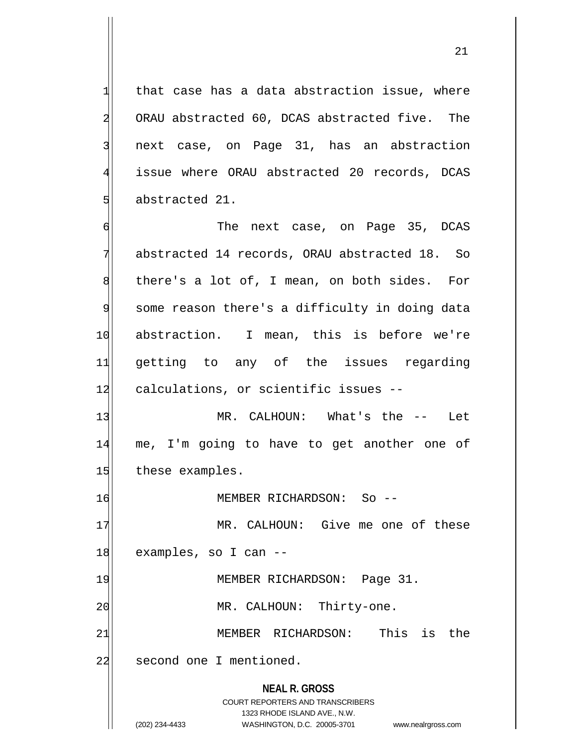that case has a data abstraction issue, where ORAU abstracted 60, DCAS abstracted five. The next case, on Page 31, has an abstraction issue where ORAU abstracted 20 records, DCAS abstracted 21.

The next case, on Page 35, DCAS abstracted 14 records, ORAU abstracted 18. So there's a lot of, I mean, on both sides. For some reason there's a difficulty in doing data abstraction. I mean, this is before we're getting to any of the issues regarding calculations, or scientific issues --

MR. CALHOUN: What's the -- Let me, I'm going to have to get another one of these examples.

MEMBER RICHARDSON: So --

MR. CALHOUN: Give me one of these examples, so I can --

MEMBER RICHARDSON: Page 31.

MR. CALHOUN: Thirty-one.

MEMBER RICHARDSON: This is the second one I mentioned.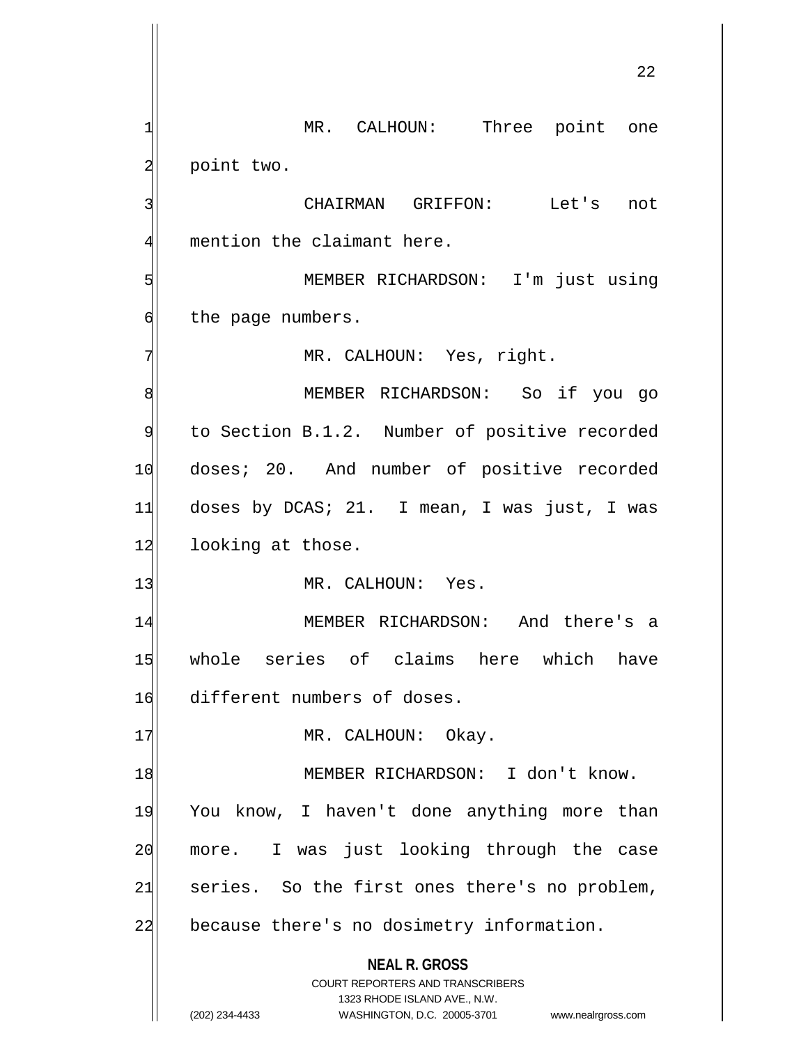MR. CALHOUN: Three point one point two.

CHAIRMAN GRIFFON: Let's not mention the claimant here.

MEMBER RICHARDSON: I'm just using the page numbers.

MR. CALHOUN: Yes, right.

MEMBER RICHARDSON: So if you go to Section B.1.2. Number of positive recorded doses; 20. And number of positive recorded doses by DCAS; 21. I mean, I was just, I was looking at those.

MR. CALHOUN: Yes.

MEMBER RICHARDSON: And there's a whole series of claims here which have different numbers of doses.

MR. CALHOUN: Okay.

MEMBER RICHARDSON: I don't know. You know, I haven't done anything more than more. I was just looking through the case series. So the first ones there's no problem, because there's no dosimetry information.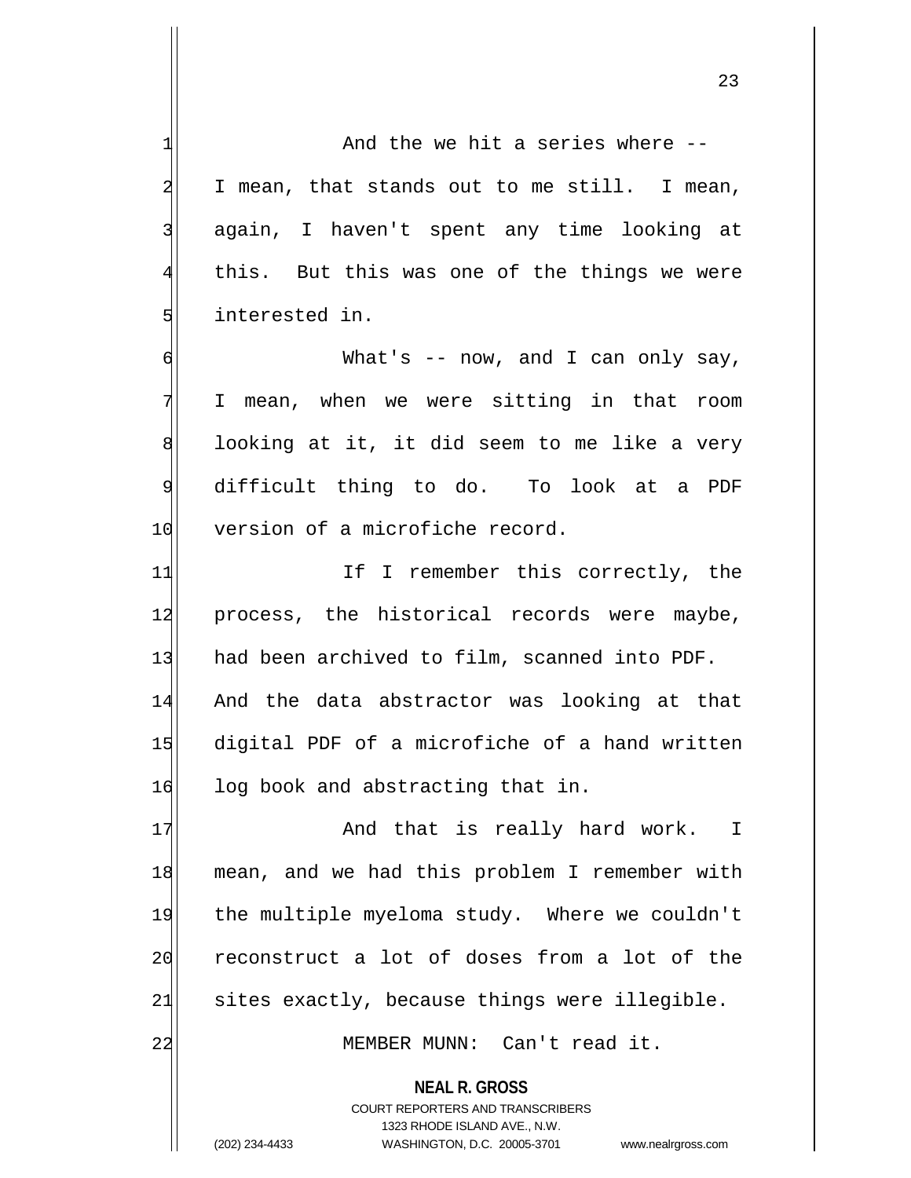And the we hit a series where -- I mean, that stands out to me still. I mean, again, I haven't spent any time looking at this. But this was one of the things we were interested in.

What's -- now, and I can only say, I mean, when we were sitting in that room looking at it, it did seem to me like a very difficult thing to do. To look at a PDF version of a microfiche record.

If I remember this correctly, the process, the historical records were maybe, had been archived to film, scanned into PDF. And the data abstractor was looking at that digital PDF of a microfiche of a hand written log book and abstracting that in.

And that is really hard work. I mean, and we had this problem I remember with the multiple myeloma study. Where we couldn't reconstruct a lot of doses from a lot of the sites exactly, because things were illegible.

MEMBER MUNN: Can't read it.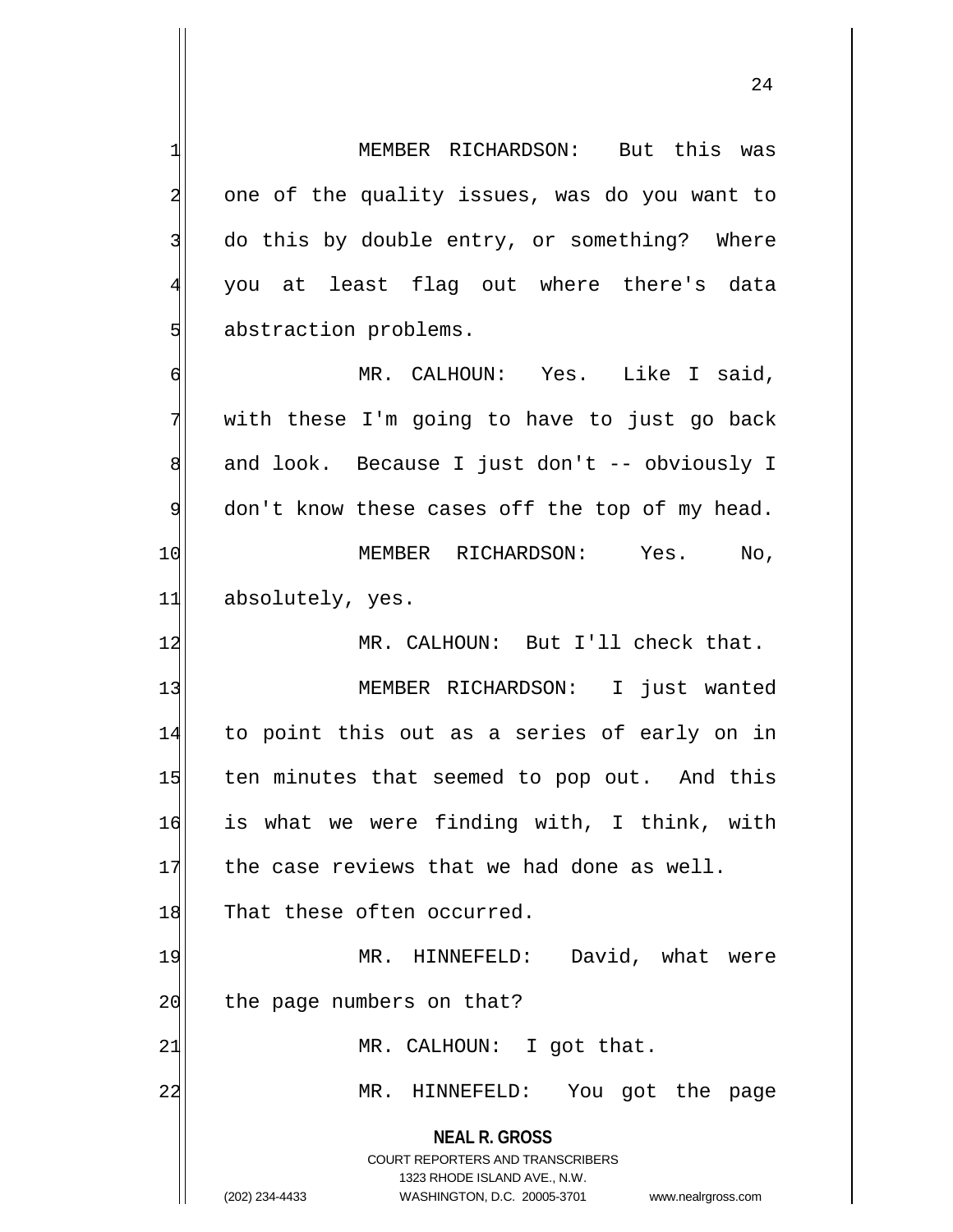MEMBER RICHARDSON: But this was one of the quality issues, was do you want to do this by double entry, or something? Where you at least flag out where there's data abstraction problems.

MR. CALHOUN: Yes. Like I said, with these I'm going to have to just go back and look. Because I just don't -- obviously I don't know these cases off the top of my head.

MEMBER RICHARDSON: Yes. No, absolutely, yes.

MR. CALHOUN: But I'll check that.

MEMBER RICHARDSON: I just wanted to point this out as a series of early on in ten minutes that seemed to pop out. And this is what we were finding with, I think, with the case reviews that we had done as well. That these often occurred.

MR. HINNEFELD: David, what were the page numbers on that?

MR. CALHOUN: I got that.

MR. HINNEFELD: You got the page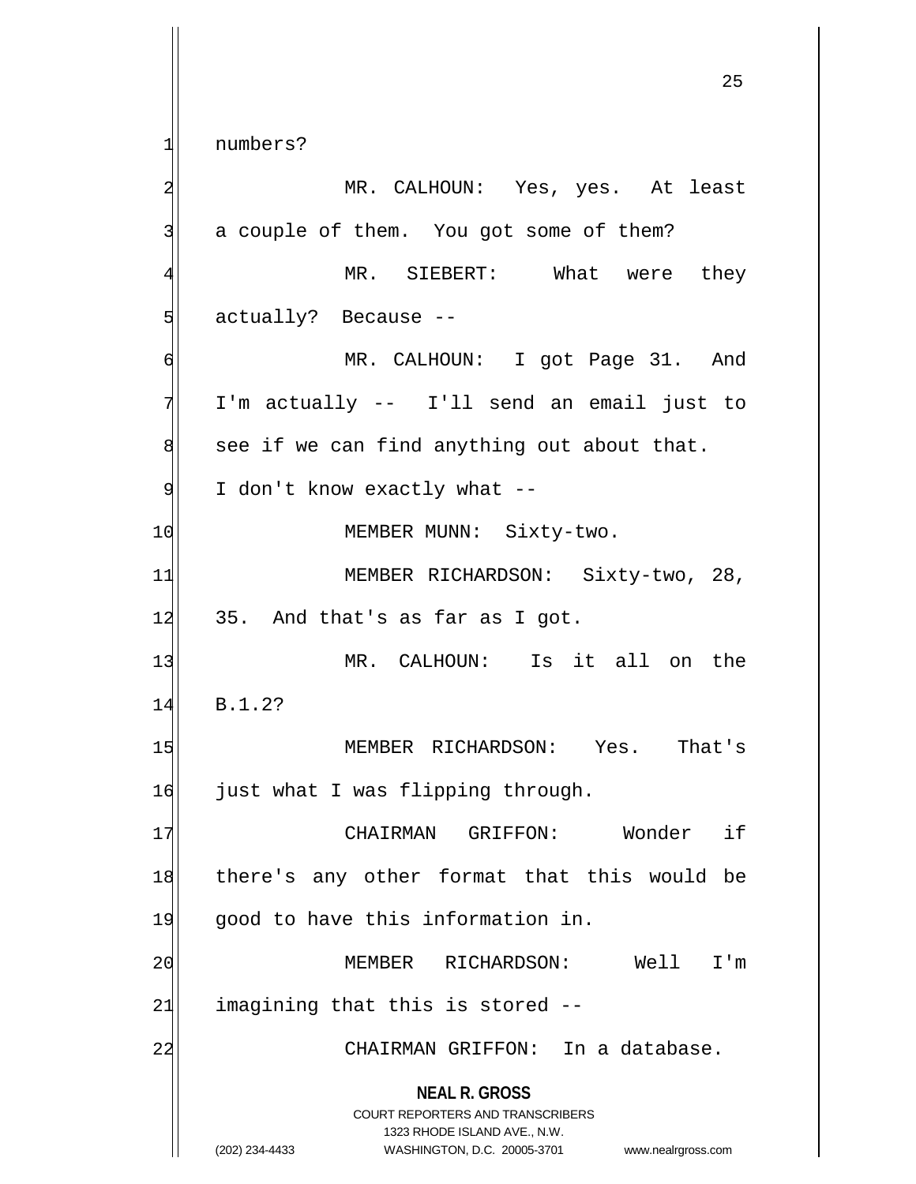numbers?

MR. CALHOUN: Yes, yes. At least a couple of them. You got some of them?

MR. SIEBERT: What were they actually? Because --

MR. CALHOUN: I got Page 31. And I'm actually -- I'll send an email just to see if we can find anything out about that. I don't know exactly what --

MEMBER MUNN: Sixty-two.

MEMBER RICHARDSON: Sixty-two, 28, 35. And that's as far as I got.

MR. CALHOUN: Is it all on the B.1.2?

MEMBER RICHARDSON: Yes. That's just what I was flipping through.

CHAIRMAN GRIFFON: Wonder if there's any other format that this would be good to have this information in.

MEMBER RICHARDSON: Well I'm imagining that this is stored --

CHAIRMAN GRIFFON: In a database.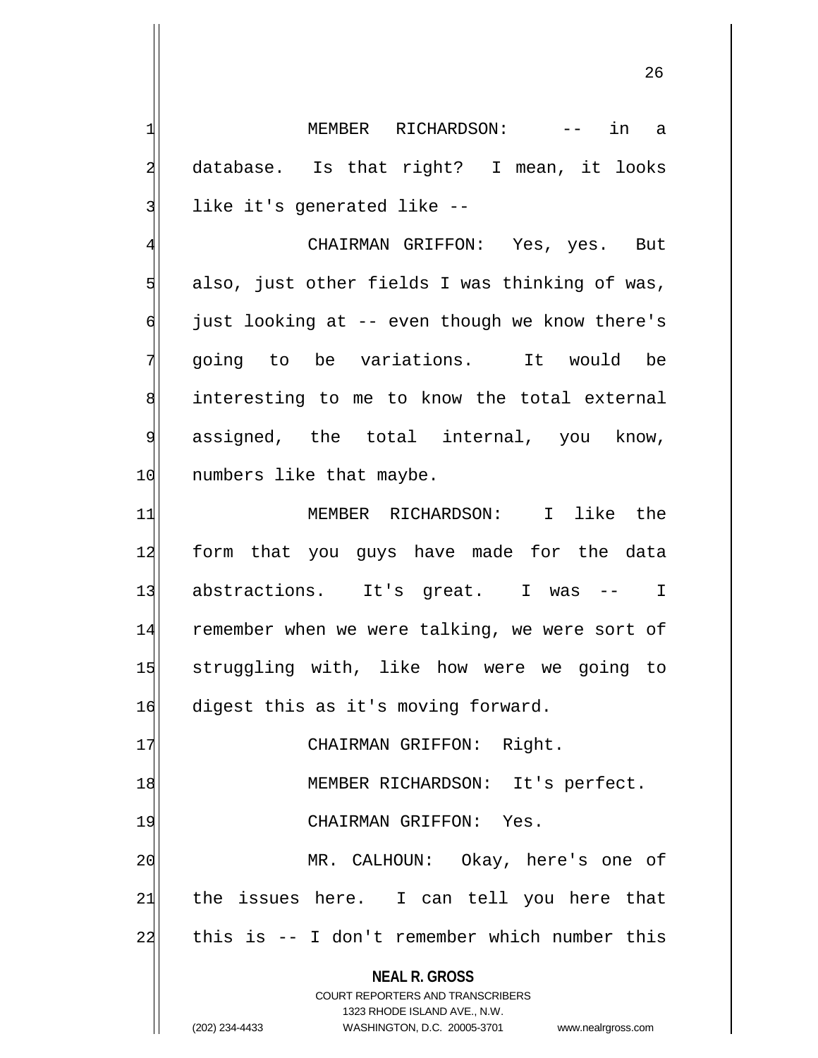MEMBER RICHARDSON: -- in a database. Is that right? I mean, it looks like it's generated like --

CHAIRMAN GRIFFON: Yes, yes. But also, just other fields I was thinking of was, just looking at -- even though we know there's going to be variations. It would be interesting to me to know the total external assigned, the total internal, you know, numbers like that maybe.

MEMBER RICHARDSON: I like the form that you guys have made for the data abstractions. It's great. I was -- I remember when we were talking, we were sort of struggling with, like how were we going to digest this as it's moving forward.

CHAIRMAN GRIFFON: Right.

MEMBER RICHARDSON: It's perfect.

CHAIRMAN GRIFFON: Yes.

MR. CALHOUN: Okay, here's one of the issues here. I can tell you here that this is -- I don't remember which number this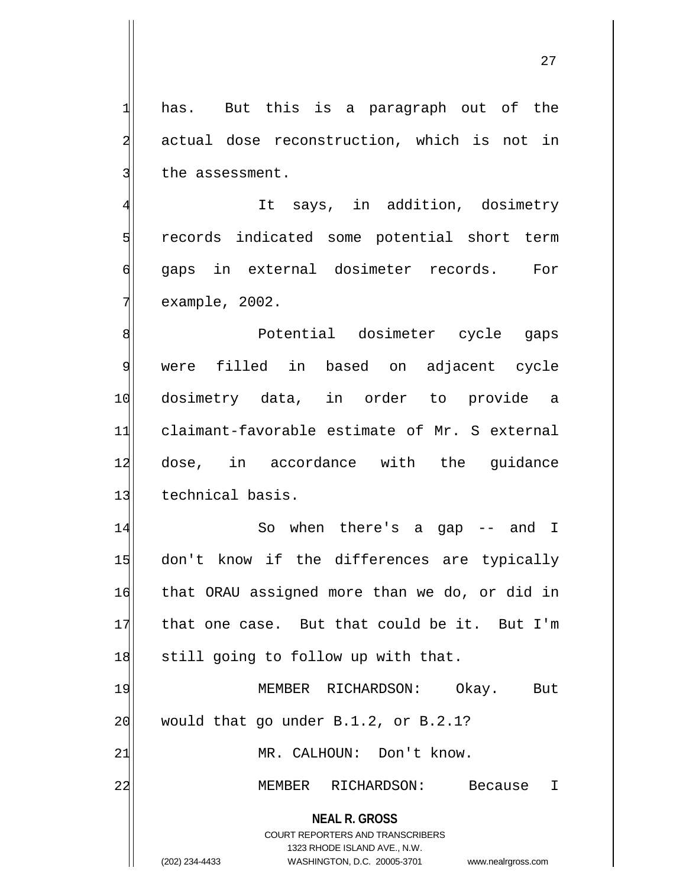has. But this is a paragraph out of the actual dose reconstruction, which is not in the assessment.

It says, in addition, dosimetry records indicated some potential short term gaps in external dosimeter records. For example, 2002.

Potential dosimeter cycle gaps were filled in based on adjacent cycle dosimetry data, in order to provide a claimant-favorable estimate of Mr. S external dose, in accordance with the guidance technical basis.

So when there's a gap -- and I don't know if the differences are typically that ORAU assigned more than we do, or did in that one case. But that could be it. But I'm still going to follow up with that.

MEMBER RICHARDSON: Okay. But would that go under B.1.2, or B.2.1?

MR. CALHOUN: Don't know.

MEMBER RICHARDSON: Because I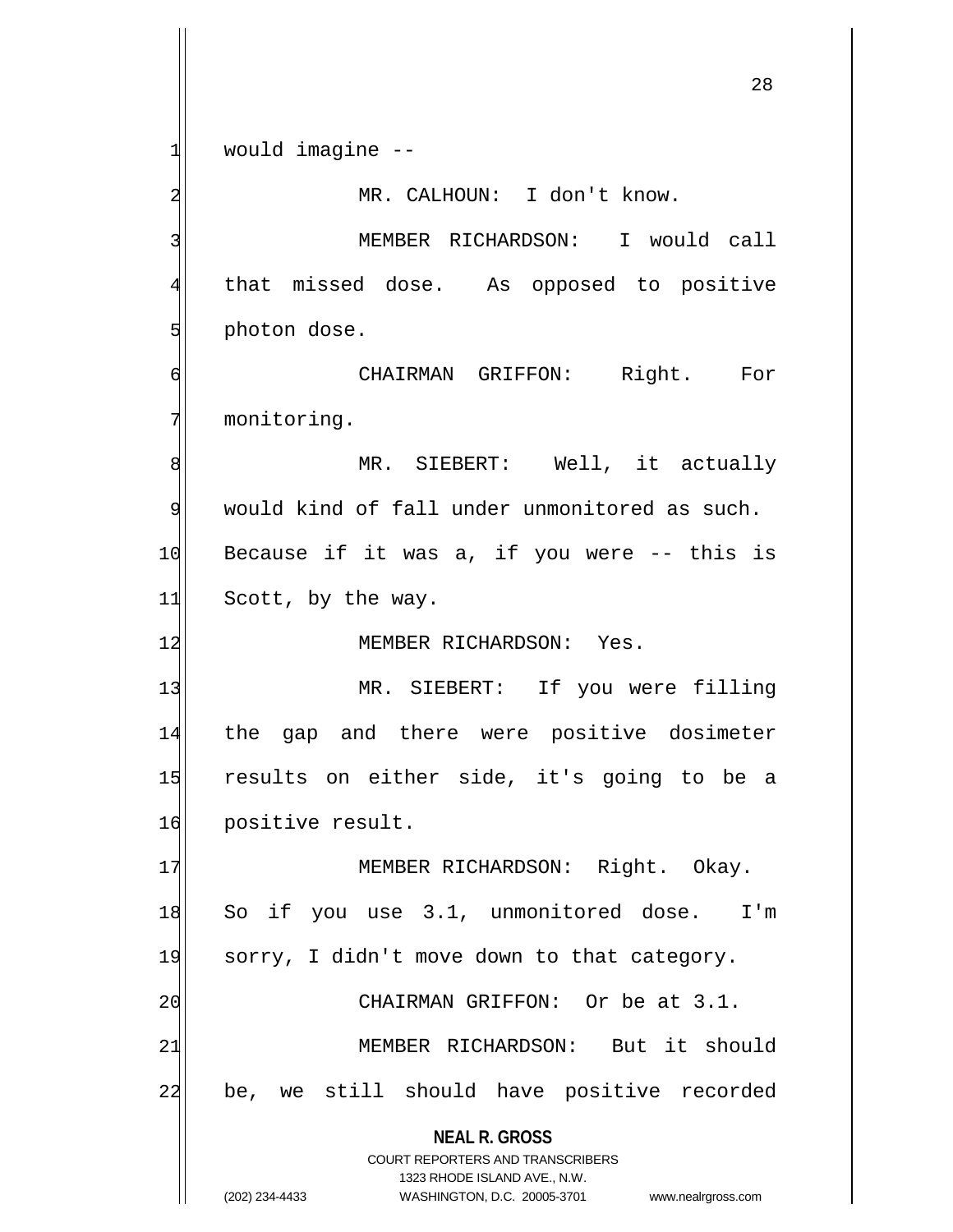would imagine --

MR. CALHOUN: I don't know.

MEMBER RICHARDSON: I would call that missed dose. As opposed to positive photon dose.

CHAIRMAN GRIFFON: Right. For monitoring.

MR. SIEBERT: Well, it actually would kind of fall under unmonitored as such. Because if it was a, if you were -- this is Scott, by the way.

MEMBER RICHARDSON: Yes.

MR. SIEBERT: If you were filling the gap and there were positive dosimeter results on either side, it's going to be a positive result.

MEMBER RICHARDSON: Right. Okay. So if you use 3.1, unmonitored dose. I'm sorry, I didn't move down to that category.

CHAIRMAN GRIFFON: Or be at 3.1.

MEMBER RICHARDSON: But it should be, we still should have positive recorded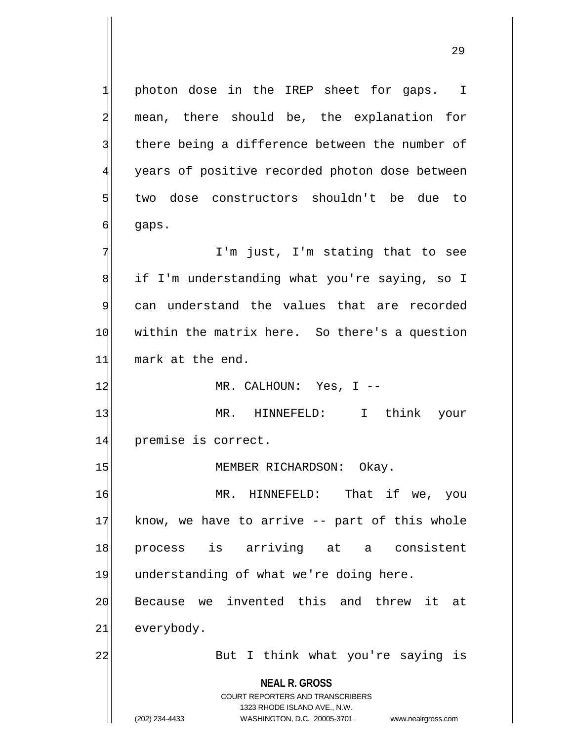photon dose in the IREP sheet for gaps. I mean, there should be, the explanation for there being a difference between the number of years of positive recorded photon dose between two dose constructors shouldn't be due to gaps.

I'm just, I'm stating that to see if I'm understanding what you're saying, so I can understand the values that are recorded within the matrix here. So there's a question mark at the end.

MR. CALHOUN: Yes, I --

MR. HINNEFELD: I think your premise is correct.

MEMBER RICHARDSON: Okay.

MR. HINNEFELD: That if we, you know, we have to arrive -- part of this whole process is arriving at a consistent understanding of what we're doing here. Because we invented this and threw it at everybody.

But I think what you're saying is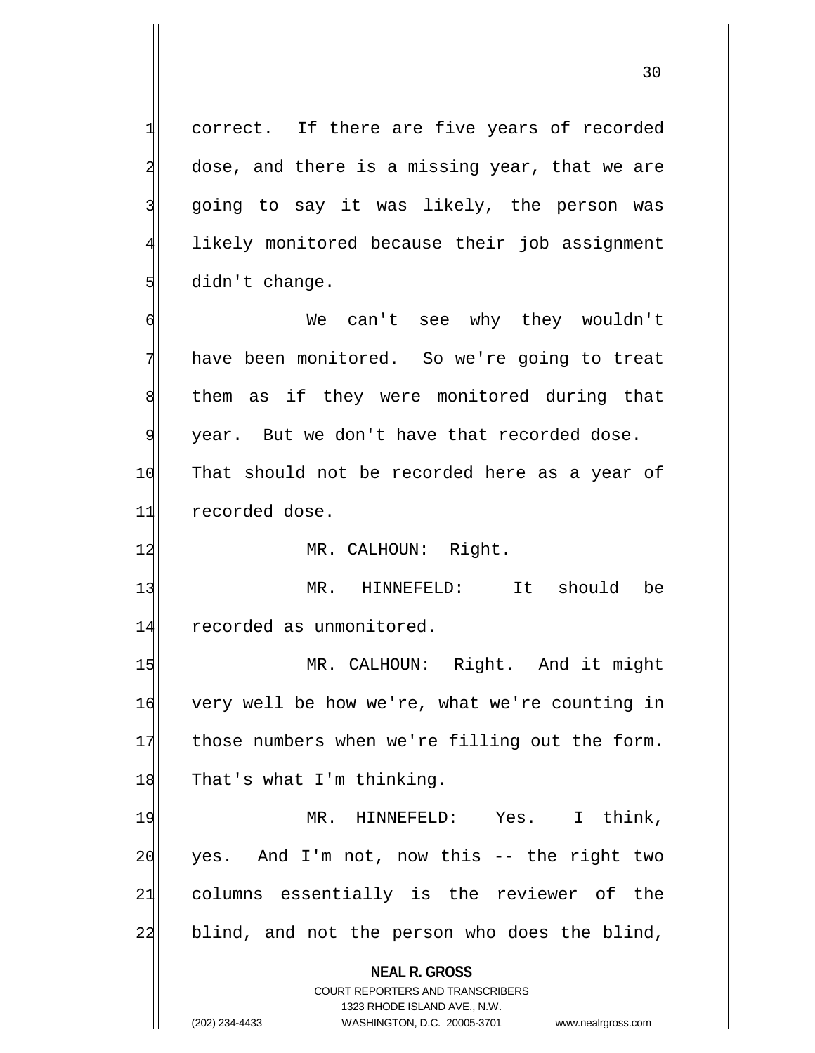correct. If there are five years of recorded dose, and there is a missing year, that we are going to say it was likely, the person was likely monitored because their job assignment didn't change.

We can't see why they wouldn't have been monitored. So we're going to treat them as if they were monitored during that year. But we don't have that recorded dose. That should not be recorded here as a year of recorded dose.

MR. CALHOUN: Right.

MR. HINNEFELD: It should be recorded as unmonitored.

MR. CALHOUN: Right. And it might very well be how we're, what we're counting in those numbers when we're filling out the form. That's what I'm thinking.

MR. HINNEFELD: Yes. I think, yes. And I'm not, now this -- the right two columns essentially is the reviewer of the blind, and not the person who does the blind,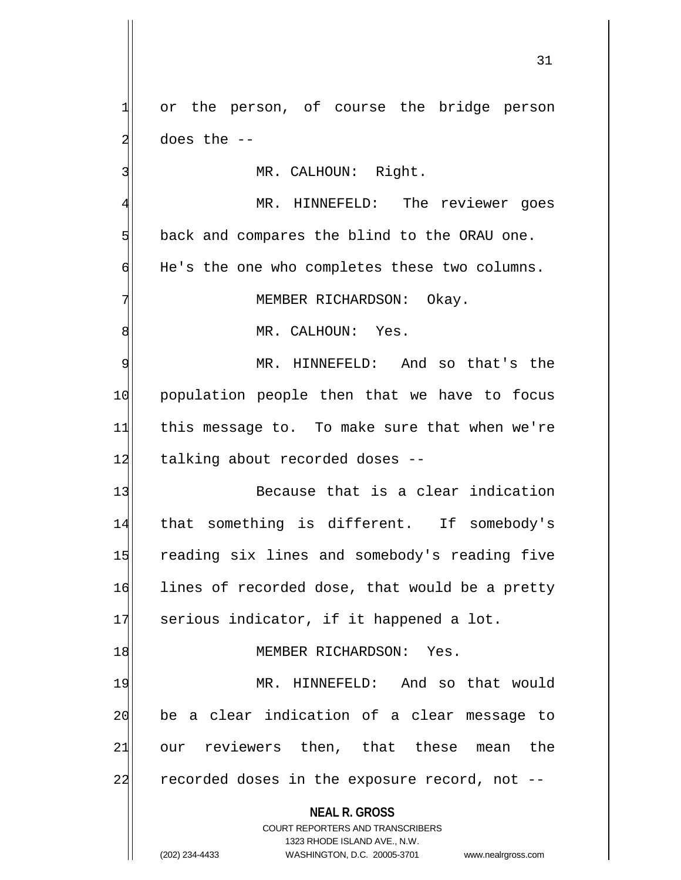or the person, of course the bridge person does the --

MR. CALHOUN: Right.

MR. HINNEFELD: The reviewer goes back and compares the blind to the ORAU one. He's the one who completes these two columns.

MEMBER RICHARDSON: Okay.

MR. CALHOUN: Yes.

MR. HINNEFELD: And so that's the population people then that we have to focus this message to. To make sure that when we're talking about recorded doses --

Because that is a clear indication that something is different. If somebody's reading six lines and somebody's reading five lines of recorded dose, that would be a pretty serious indicator, if it happened a lot.

MEMBER RICHARDSON: Yes.

MR. HINNEFELD: And so that would be a clear indication of a clear message to our reviewers then, that these mean the recorded doses in the exposure record, not --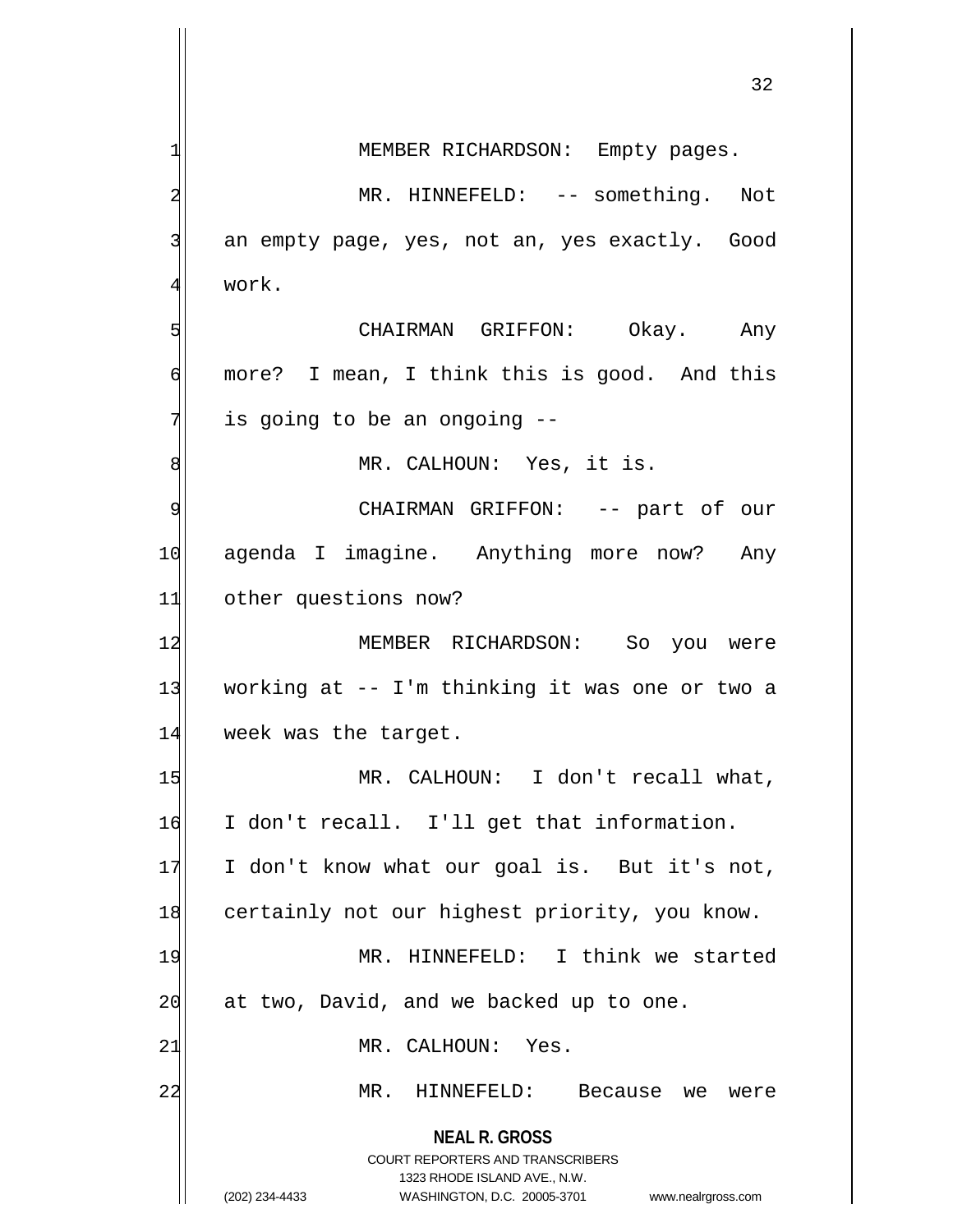MEMBER RICHARDSON: Empty pages.

MR. HINNEFELD: -- something. Not an empty page, yes, not an, yes exactly. Good work.

CHAIRMAN GRIFFON: Okay. Any more? I mean, I think this is good. And this is going to be an ongoing --

MR. CALHOUN: Yes, it is.

CHAIRMAN GRIFFON: -- part of our agenda I imagine. Anything more now? Any other questions now?

MEMBER RICHARDSON: So you were working at -- I'm thinking it was one or two a week was the target.

MR. CALHOUN: I don't recall what, I don't recall. I'll get that information. I don't know what our goal is. But it's not, certainly not our highest priority, you know.

MR. HINNEFELD: I think we started at two, David, and we backed up to one.

MR. CALHOUN: Yes.

MR. HINNEFELD: Because we were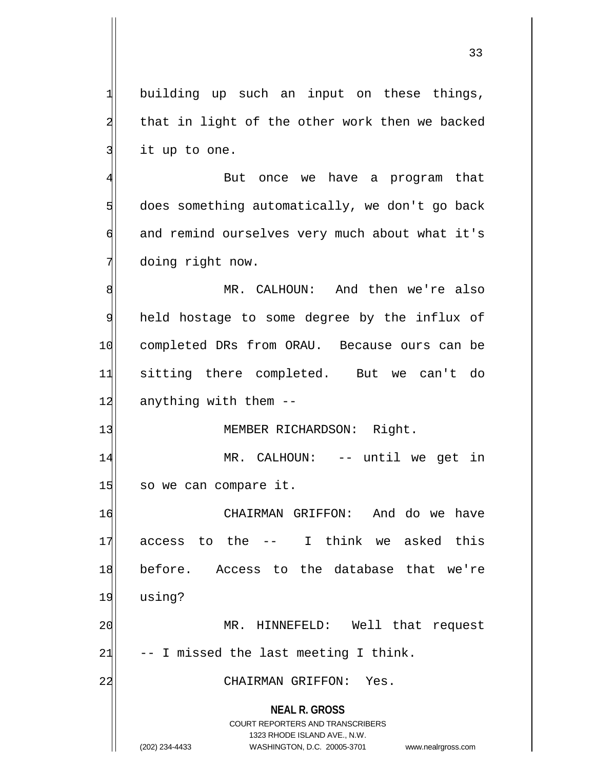building up such an input on these things, that in light of the other work then we backed it up to one.

But once we have a program that does something automatically, we don't go back and remind ourselves very much about what it's doing right now.

MR. CALHOUN: And then we're also held hostage to some degree by the influx of completed DRs from ORAU. Because ours can be sitting there completed. But we can't do anything with them --

MEMBER RICHARDSON: Right.

MR. CALHOUN: -- until we get in so we can compare it.

CHAIRMAN GRIFFON: And do we have access to the -- I think we asked this before. Access to the database that we're using?

MR. HINNEFELD: Well that request -- I missed the last meeting I think.

CHAIRMAN GRIFFON: Yes.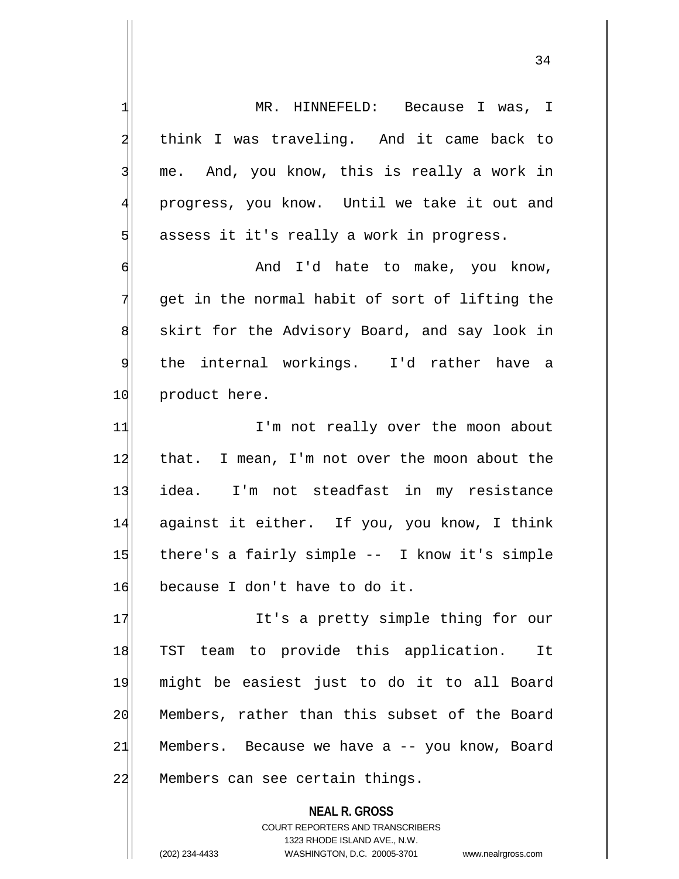MR. HINNEFELD: Because I was, I think I was traveling. And it came back to me. And, you know, this is really a work in progress, you know. Until we take it out and assess it it's really a work in progress.

And I'd hate to make, you know, get in the normal habit of sort of lifting the skirt for the Advisory Board, and say look in the internal workings. I'd rather have a product here.

I'm not really over the moon about that. I mean, I'm not over the moon about the idea. I'm not steadfast in my resistance against it either. If you, you know, I think there's a fairly simple -- I know it's simple because I don't have to do it.

It's a pretty simple thing for our TST team to provide this application. It might be easiest just to do it to all Board Members, rather than this subset of the Board Members. Because we have a -- you know, Board Members can see certain things.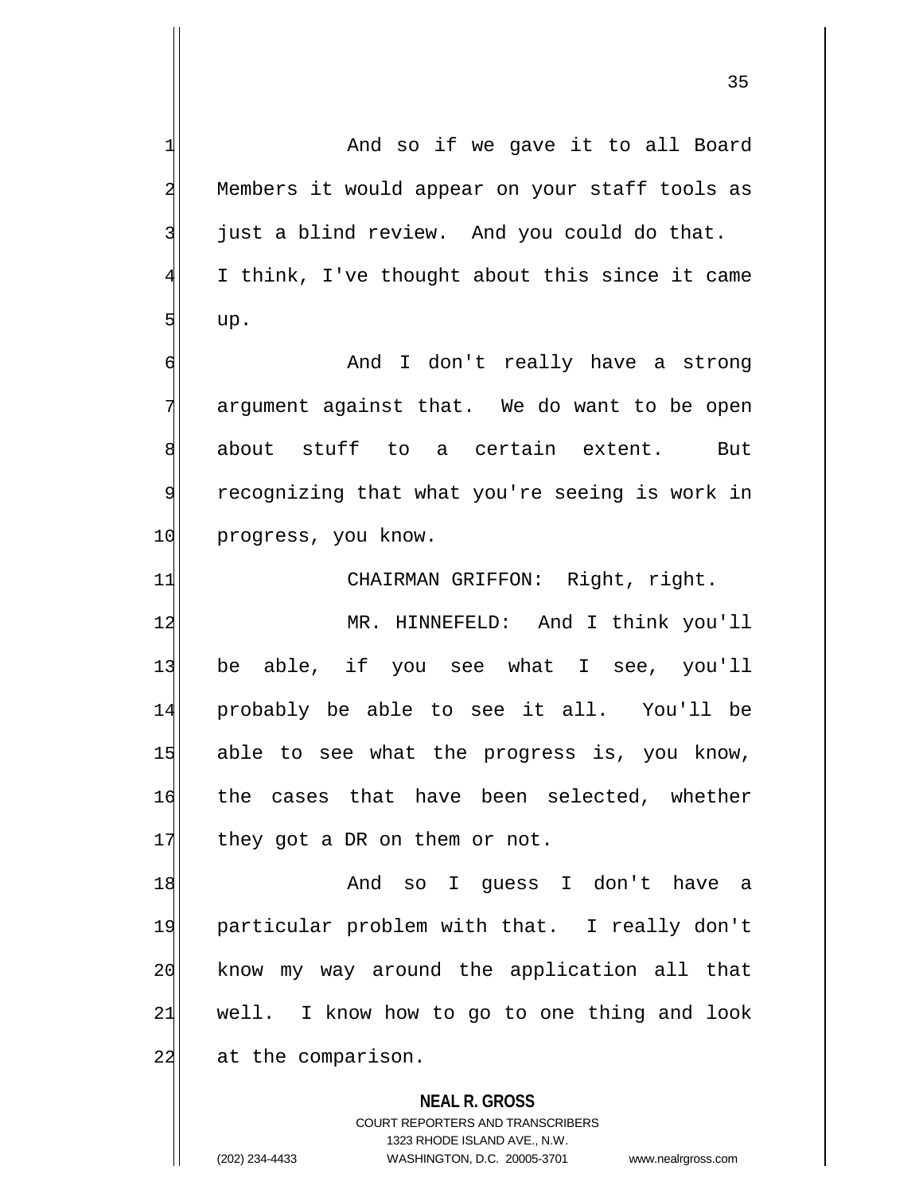And so if we gave it to all Board Members it would appear on your staff tools as just a blind review. And you could do that. I think, I've thought about this since it came up.

And I don't really have a strong argument against that. We do want to be open about stuff to a certain extent. But recognizing that what you're seeing is work in progress, you know.

CHAIRMAN GRIFFON: Right, right.

MR. HINNEFELD: And I think you'll be able, if you see what I see, you'll probably be able to see it all. You'll be able to see what the progress is, you know, the cases that have been selected, whether they got a DR on them or not.

And so I guess I don't have a particular problem with that. I really don't know my way around the application all that well. I know how to go to one thing and look at the comparison.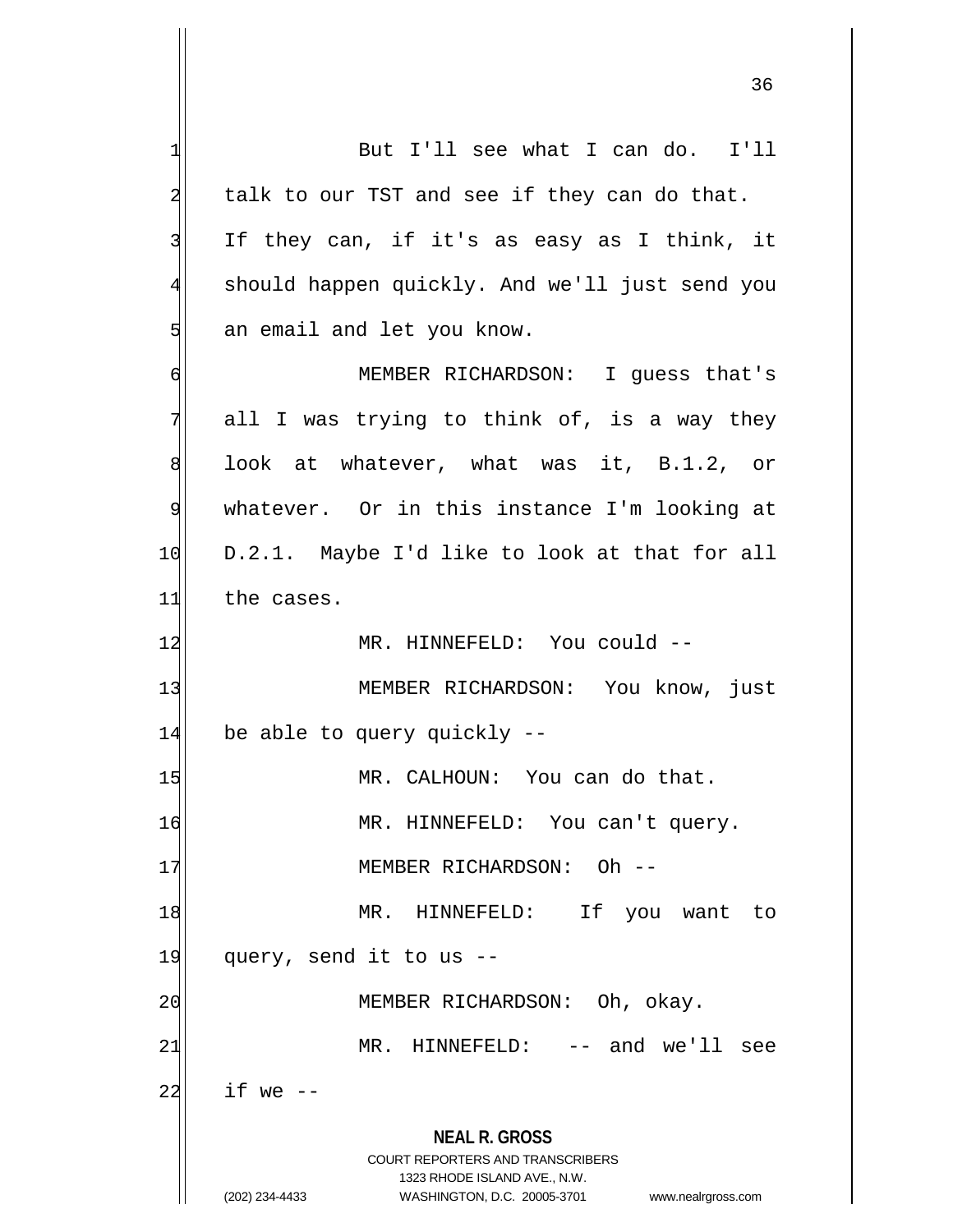But I'll see what I can do. I'll talk to our TST and see if they can do that. If they can, if it's as easy as I think, it should happen quickly. And we'll just send you an email and let you know.

MEMBER RICHARDSON: I guess that's all I was trying to think of, is a way they look at whatever, what was it, B.1.2, or whatever. Or in this instance I'm looking at D.2.1. Maybe I'd like to look at that for all the cases.

MR. HINNEFELD: You could --

MEMBER RICHARDSON: You know, just be able to query quickly --

MR. CALHOUN: You can do that.

MR. HINNEFELD: You can't query.

MEMBER RICHARDSON: Oh --

MR. HINNEFELD: If you want to query, send it to us --

MEMBER RICHARDSON: Oh, okay.

MR. HINNEFELD: -- and we'll see if we --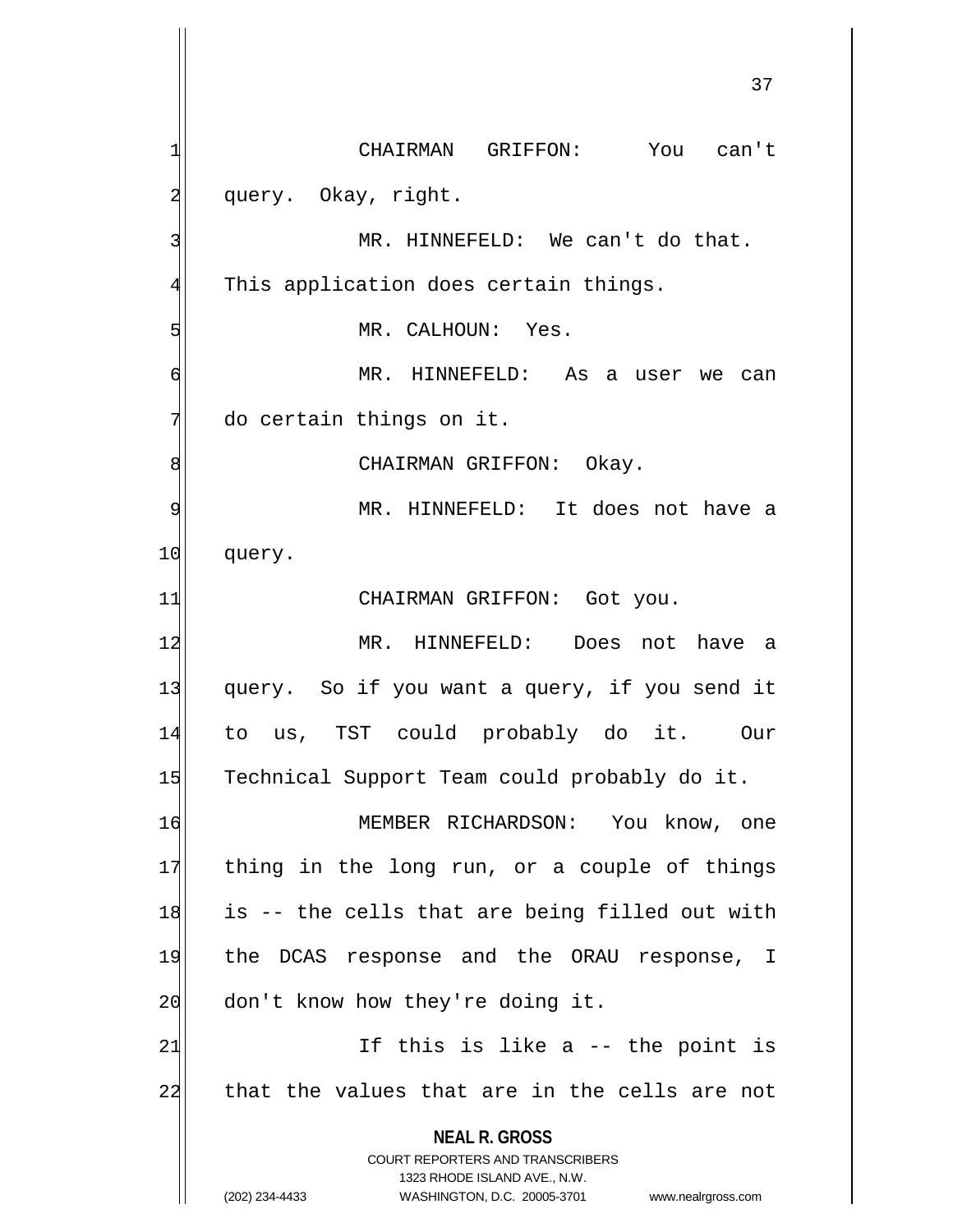CHAIRMAN GRIFFON: You can't query. Okay, right.

MR. HINNEFELD: We can't do that. This application does certain things.

MR. CALHOUN: Yes.

MR. HINNEFELD: As a user we can do certain things on it.

CHAIRMAN GRIFFON: Okay.

MR. HINNEFELD: It does not have a query.

CHAIRMAN GRIFFON: Got you.

MR. HINNEFELD: Does not have a query. So if you want a query, if you send it to us, TST could probably do it. Our Technical Support Team could probably do it.

MEMBER RICHARDSON: You know, one thing in the long run, or a couple of things is -- the cells that are being filled out with the DCAS response and the ORAU response, I don't know how they're doing it.

If this is like a -- the point is that the values that are in the cells are not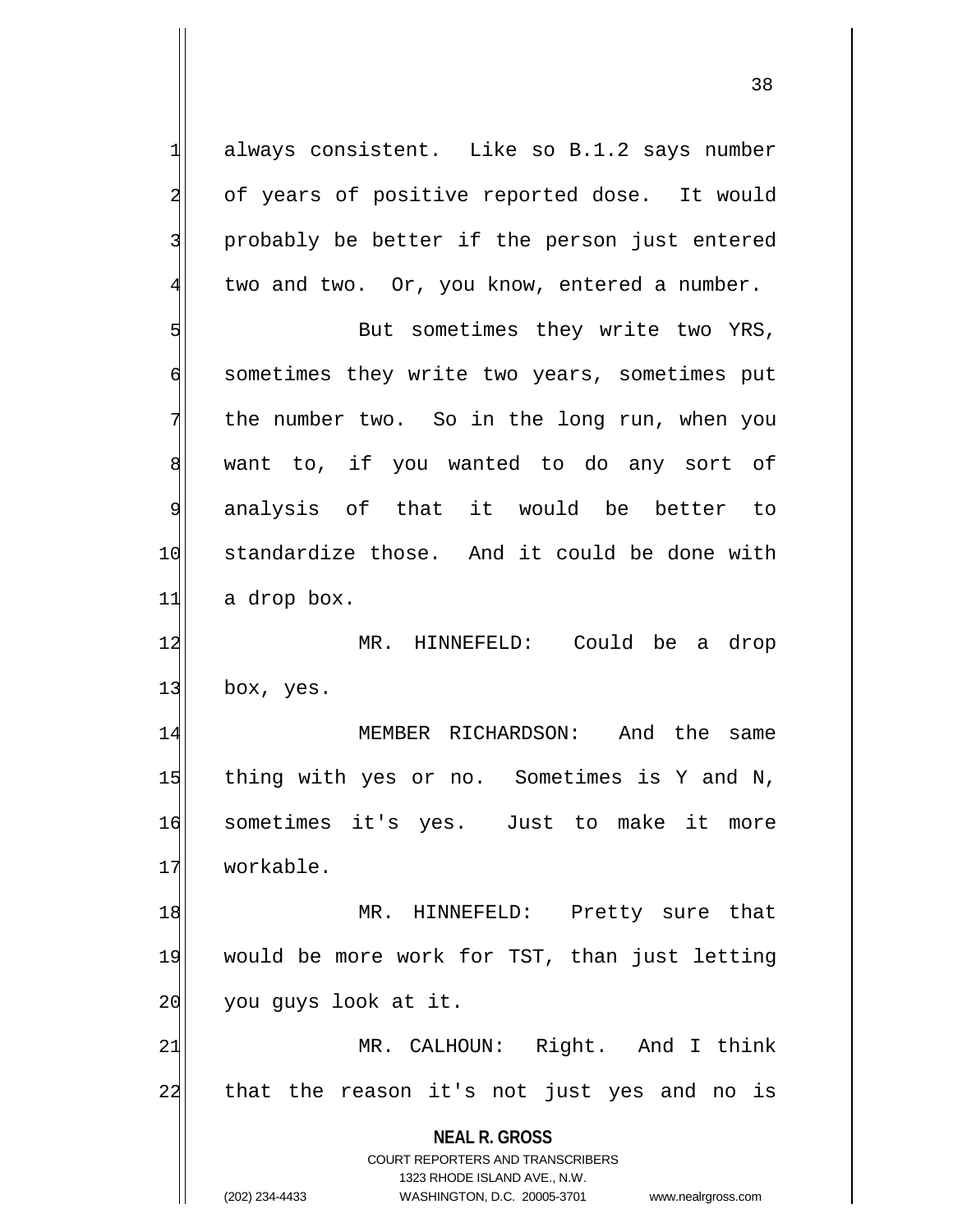always consistent. Like so B.1.2 says number of years of positive reported dose. It would probably be better if the person just entered two and two. Or, you know, entered a number.

But sometimes they write two YRS, sometimes they write two years, sometimes put the number two. So in the long run, when you want to, if you wanted to do any sort of analysis of that it would be better to standardize those. And it could be done with a drop box.

MR. HINNEFELD: Could be a drop box, yes.

MEMBER RICHARDSON: And the same thing with yes or no. Sometimes is Y and N, sometimes it's yes. Just to make it more workable.

MR. HINNEFELD: Pretty sure that would be more work for TST, than just letting you guys look at it.

MR. CALHOUN: Right. And I think that the reason it's not just yes and no is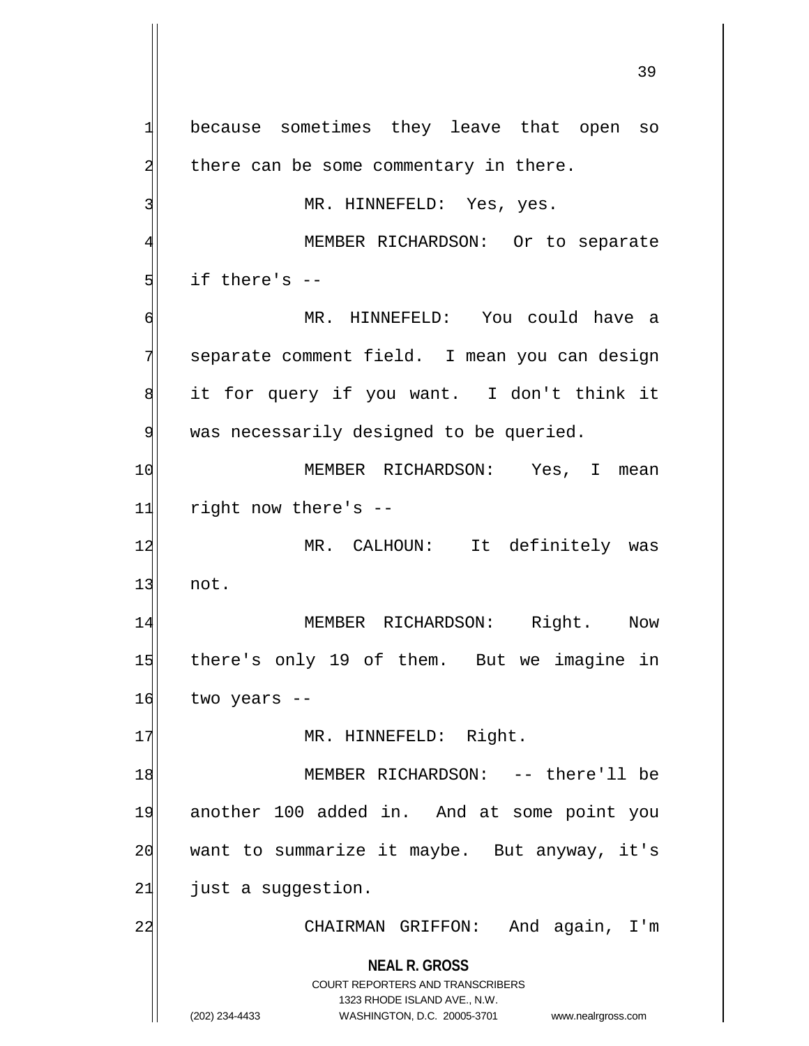because sometimes they leave that open so there can be some commentary in there.

MR. HINNEFELD: Yes, yes.

MEMBER RICHARDSON: Or to separate if there's --

MR. HINNEFELD: You could have a separate comment field. I mean you can design it for query if you want. I don't think it was necessarily designed to be queried.

MEMBER RICHARDSON: Yes, I mean right now there's --

MR. CALHOUN: It definitely was not.

MEMBER RICHARDSON: Right. Now there's only 19 of them. But we imagine in two years --

MR. HINNEFELD: Right.

MEMBER RICHARDSON: -- there'll be another 100 added in. And at some point you want to summarize it maybe. But anyway, it's just a suggestion.

CHAIRMAN GRIFFON: And again, I'm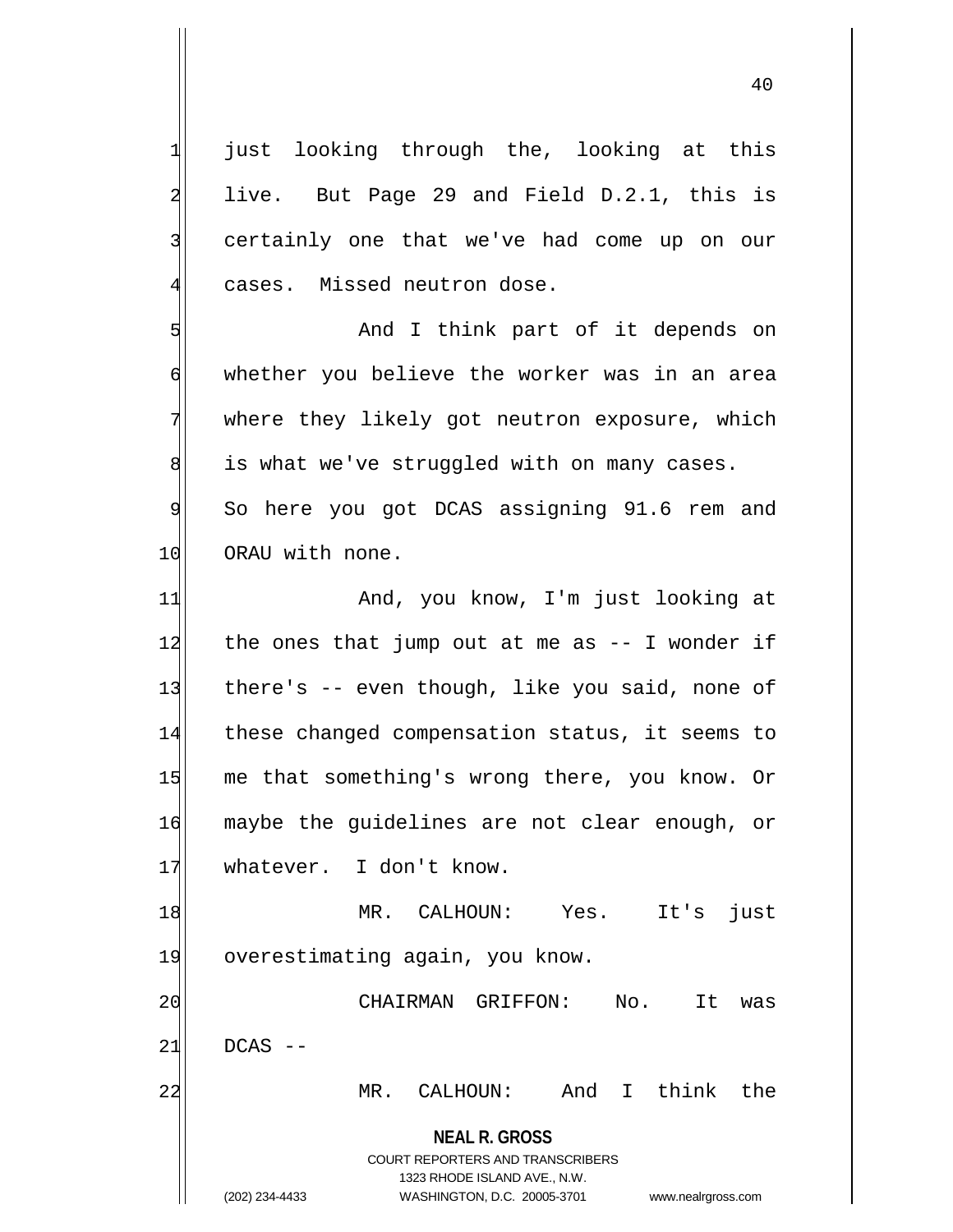just looking through the, looking at this live. But Page 29 and Field D.2.1, this is certainly one that we've had come up on our cases. Missed neutron dose.

And I think part of it depends on whether you believe the worker was in an area where they likely got neutron exposure, which is what we've struggled with on many cases. So here you got DCAS assigning 91.6 rem and ORAU with none.

And, you know, I'm just looking at the ones that jump out at me as -- I wonder if there's -- even though, like you said, none of these changed compensation status, it seems to me that something's wrong there, you know. Or maybe the guidelines are not clear enough, or whatever. I don't know.

MR. CALHOUN: Yes. It's just overestimating again, you know.

CHAIRMAN GRIFFON: No. It was DCAS --

MR. CALHOUN: And I think the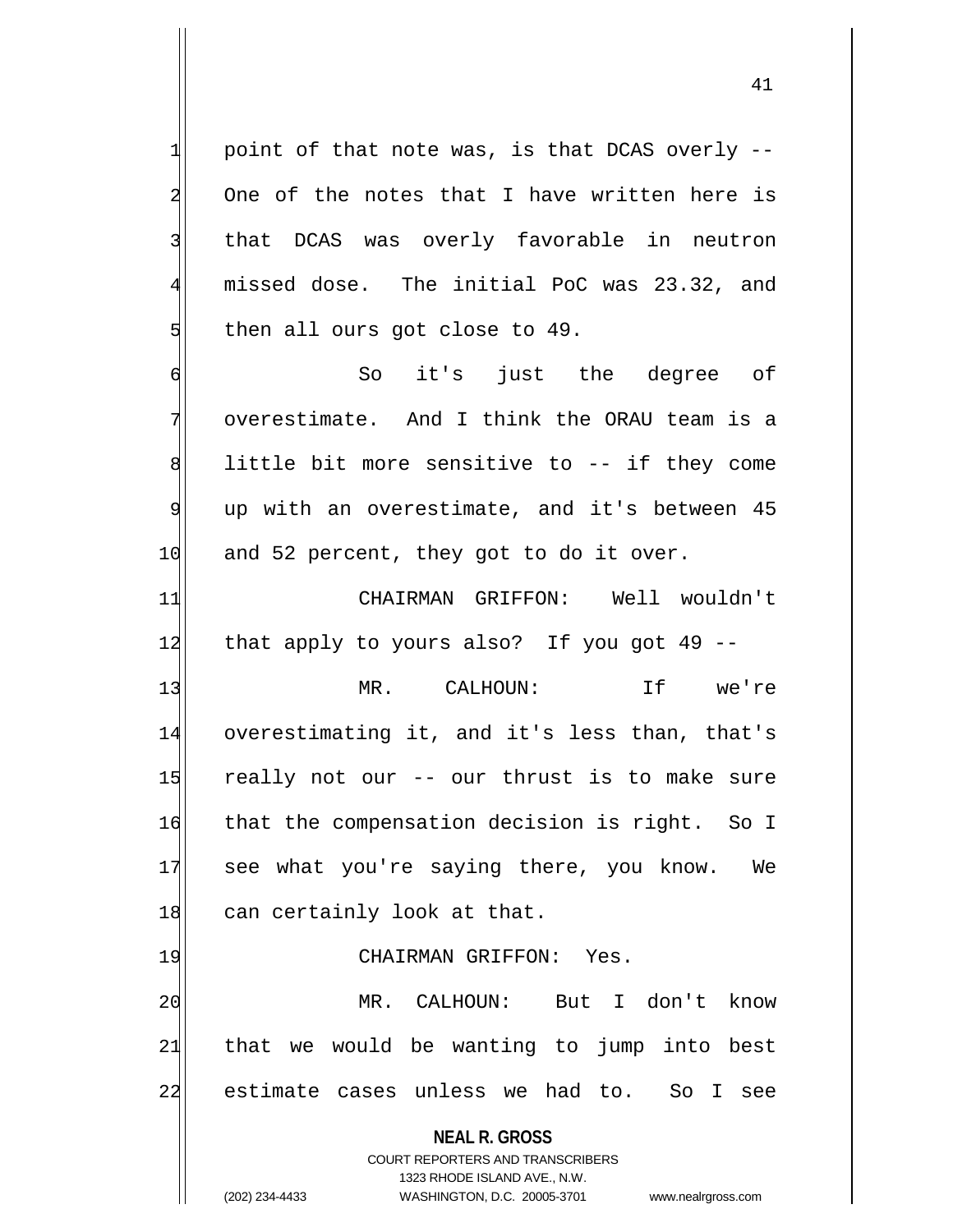point of that note was, is that DCAS overly -- One of the notes that I have written here is that DCAS was overly favorable in neutron missed dose. The initial PoC was 23.32, and then all ours got close to 49.

So it's just the degree of overestimate. And I think the ORAU team is a little bit more sensitive to -- if they come up with an overestimate, and it's between 45 and 52 percent, they got to do it over.

CHAIRMAN GRIFFON: Well wouldn't that apply to yours also? If you got 49 --

MR. CALHOUN: If we're overestimating it, and it's less than, that's really not our -- our thrust is to make sure that the compensation decision is right. So I see what you're saying there, you know. We can certainly look at that.

CHAIRMAN GRIFFON: Yes.

MR. CALHOUN: But I don't know that we would be wanting to jump into best estimate cases unless we had to. So I see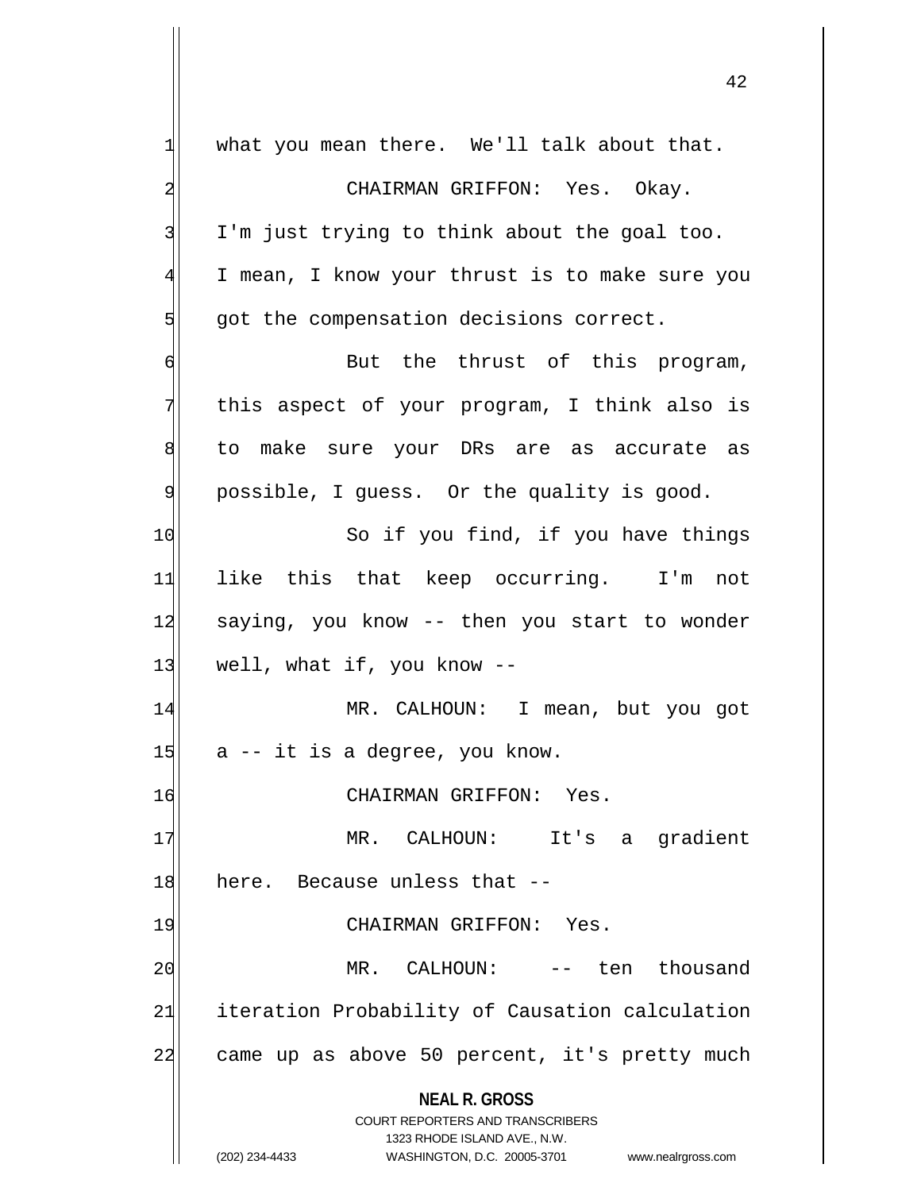what you mean there. We'll talk about that.

CHAIRMAN GRIFFON: Yes. Okay. I'm just trying to think about the goal too. I mean, I know your thrust is to make sure you got the compensation decisions correct.

But the thrust of this program, this aspect of your program, I think also is to make sure your DRs are as accurate as possible, I guess. Or the quality is good.

So if you find, if you have things like this that keep occurring. I'm not saying, you know -- then you start to wonder well, what if, you know --

MR. CALHOUN: I mean, but you got a -- it is a degree, you know.

CHAIRMAN GRIFFON: Yes.

MR. CALHOUN: It's a gradient here. Because unless that --

CHAIRMAN GRIFFON: Yes.

MR. CALHOUN: -- ten thousand iteration Probability of Causation calculation came up as above 50 percent, it's pretty much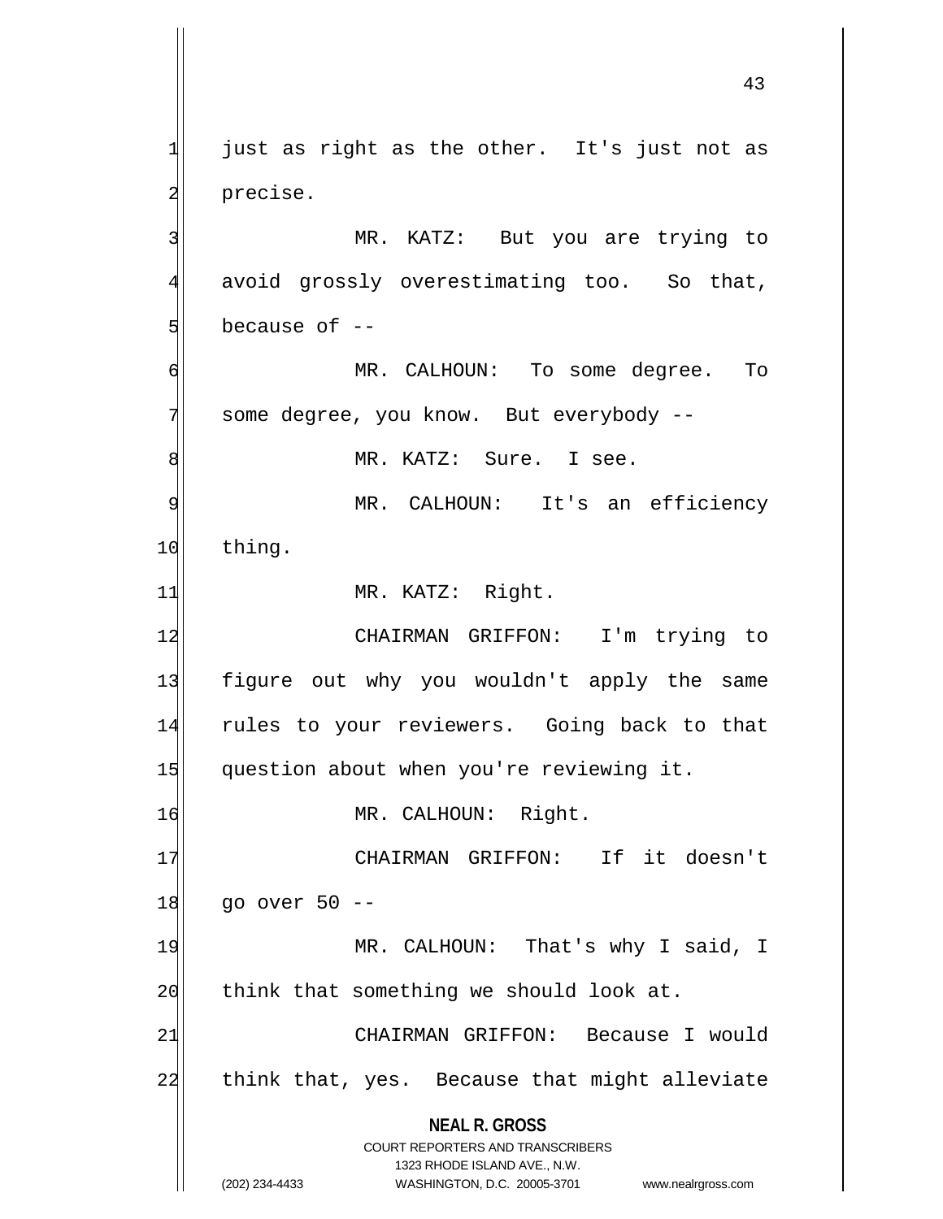just as right as the other. It's just not as precise.

MR. KATZ: But you are trying to avoid grossly overestimating too. So that, because of --

MR. CALHOUN: To some degree. To some degree, you know. But everybody --

MR. KATZ: Sure. I see.

MR. CALHOUN: It's an efficiency thing.

MR. KATZ: Right.

CHAIRMAN GRIFFON: I'm trying to figure out why you wouldn't apply the same rules to your reviewers. Going back to that question about when you're reviewing it.

MR. CALHOUN: Right.

CHAIRMAN GRIFFON: If it doesn't go over 50 --

MR. CALHOUN: That's why I said, I think that something we should look at.

CHAIRMAN GRIFFON: Because I would think that, yes. Because that might alleviate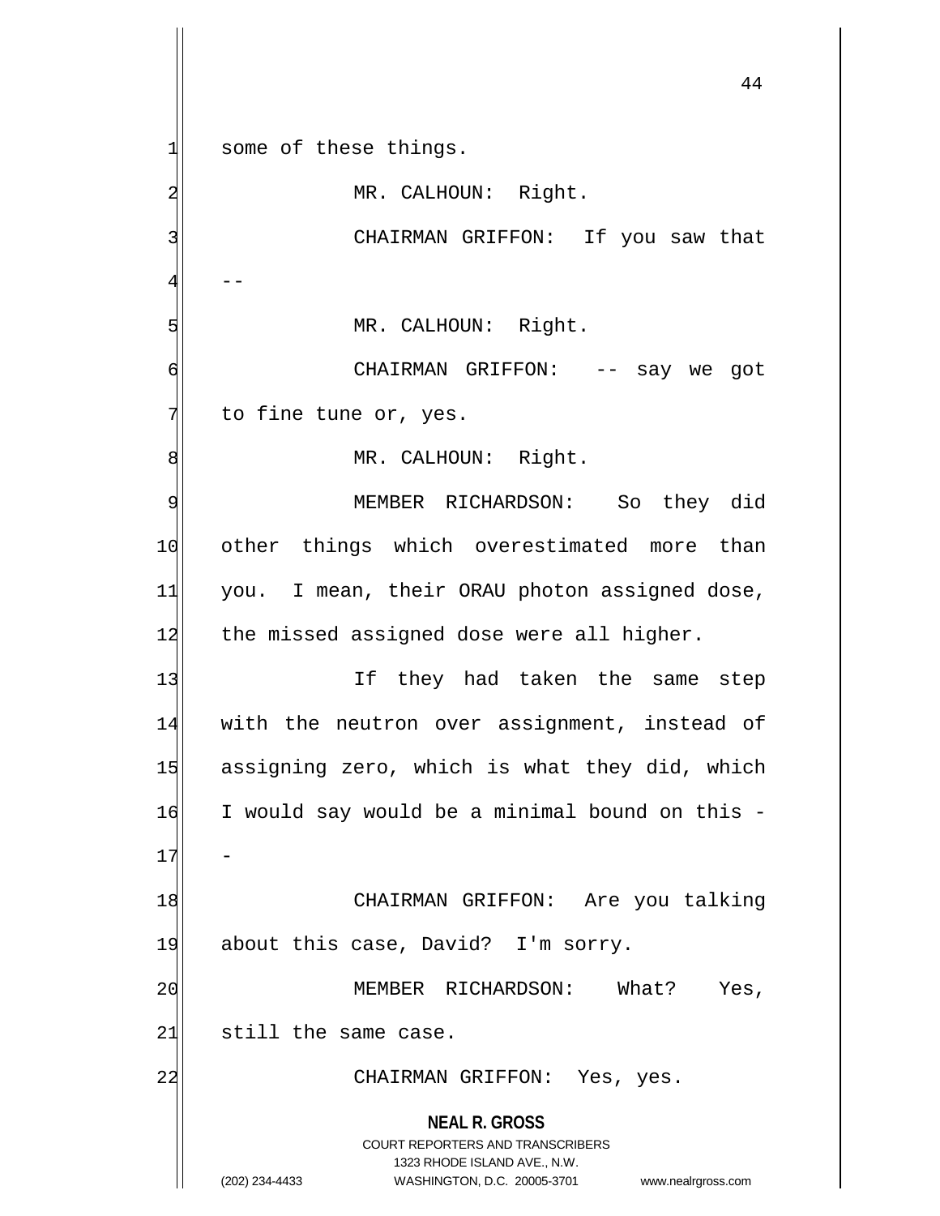some of these things.

MR. CALHOUN: Right.

CHAIRMAN GRIFFON: If you saw that --

MR. CALHOUN: Right.

CHAIRMAN GRIFFON: -- say we got to fine tune or, yes.

MR. CALHOUN: Right.

MEMBER RICHARDSON: So they did other things which overestimated more than you. I mean, their ORAU photon assigned dose, the missed assigned dose were all higher.

If they had taken the same step with the neutron over assignment, instead of assigning zero, which is what they did, which I would say would be a minimal bound on this --

CHAIRMAN GRIFFON: Are you talking about this case, David? I'm sorry.

MEMBER RICHARDSON: What? Yes, still the same case.

CHAIRMAN GRIFFON: Yes, yes.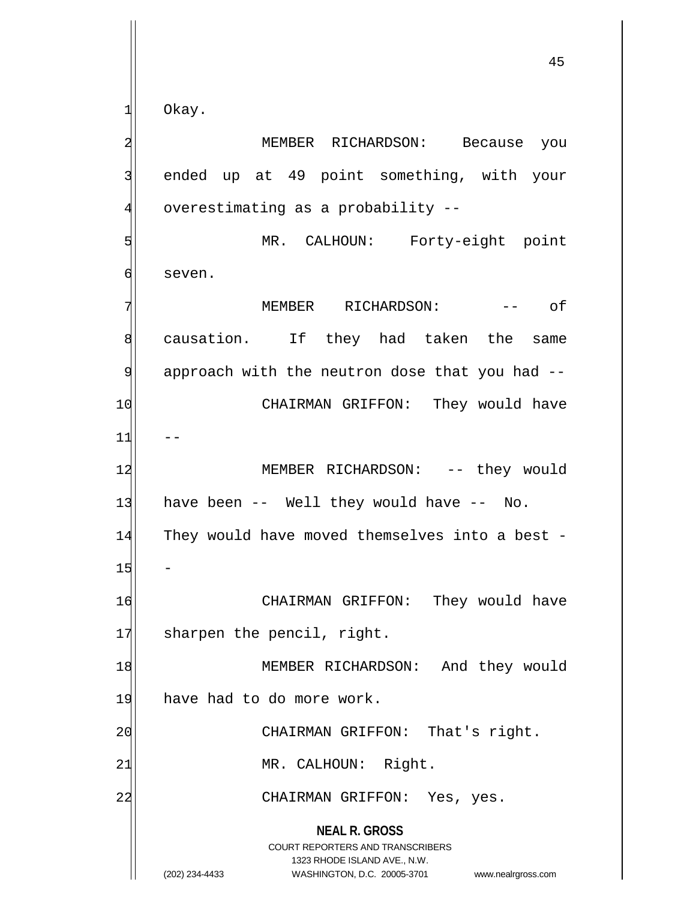Okay.

MEMBER RICHARDSON: Because you ended up at 49 point something, with your overestimating as a probability --

MR. CALHOUN: Forty-eight point seven.

MEMBER RICHARDSON: -- of causation. If they had taken the same approach with the neutron dose that you had --

CHAIRMAN GRIFFON: They would have --

MEMBER RICHARDSON: -- they would have been -- Well they would have -- No. They would have moved themselves into a best --

CHAIRMAN GRIFFON: They would have sharpen the pencil, right.

MEMBER RICHARDSON: And they would have had to do more work.

CHAIRMAN GRIFFON: That's right.

MR. CALHOUN: Right.

CHAIRMAN GRIFFON: Yes, yes.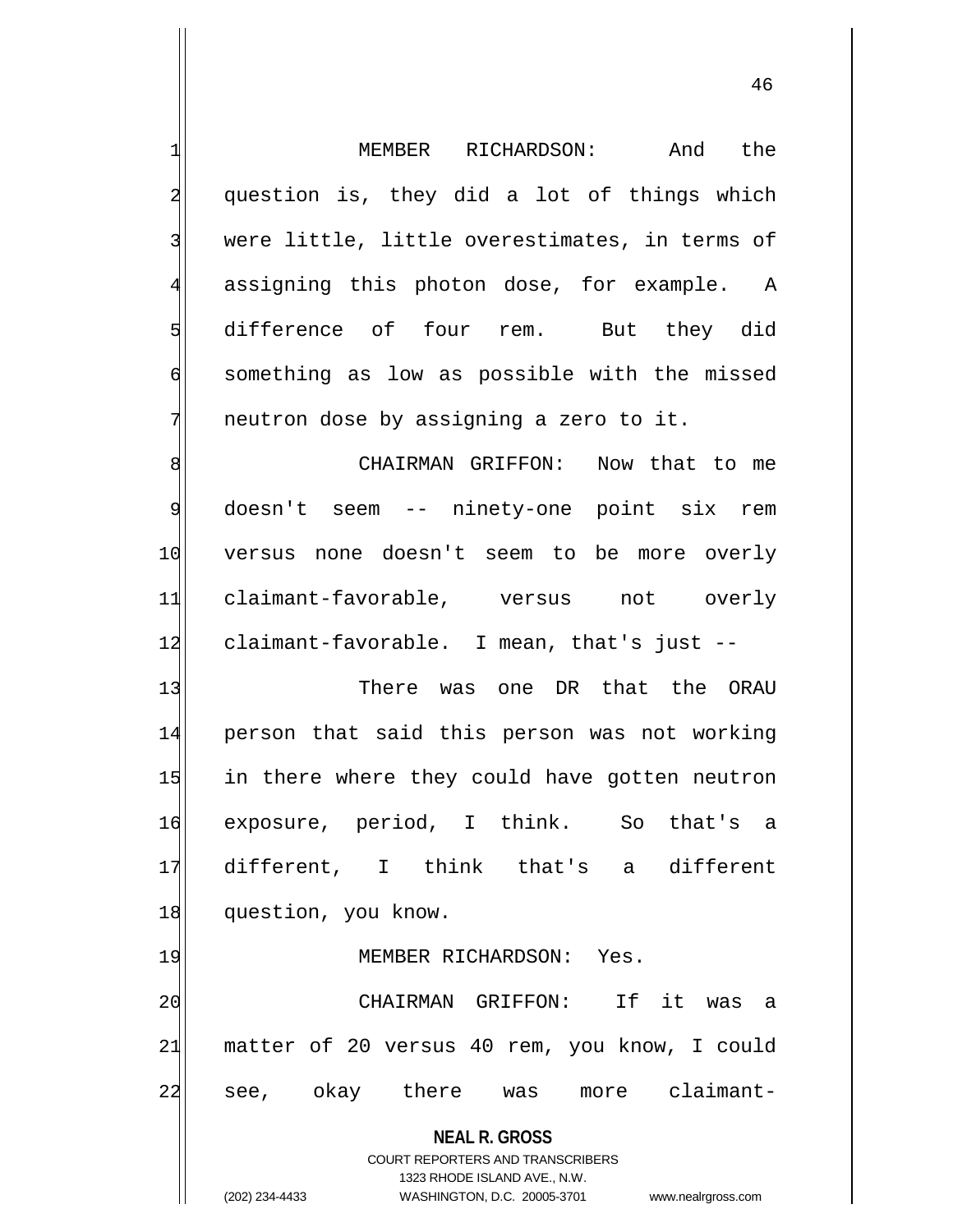MEMBER RICHARDSON: And the question is, they did a lot of things which were little, little overestimates, in terms of assigning this photon dose, for example. A difference of four rem. But they did something as low as possible with the missed neutron dose by assigning a zero to it.

CHAIRMAN GRIFFON: Now that to me doesn't seem -- ninety-one point six rem versus none doesn't seem to be more overly claimant-favorable, versus not overly claimant-favorable. I mean, that's just --

There was one DR that the ORAU person that said this person was not working in there where they could have gotten neutron exposure, period, I think. So that's a different, I think that's a different question, you know.

MEMBER RICHARDSON: Yes.

CHAIRMAN GRIFFON: If it was a matter of 20 versus 40 rem, you know, I could see, okay there was more claimant-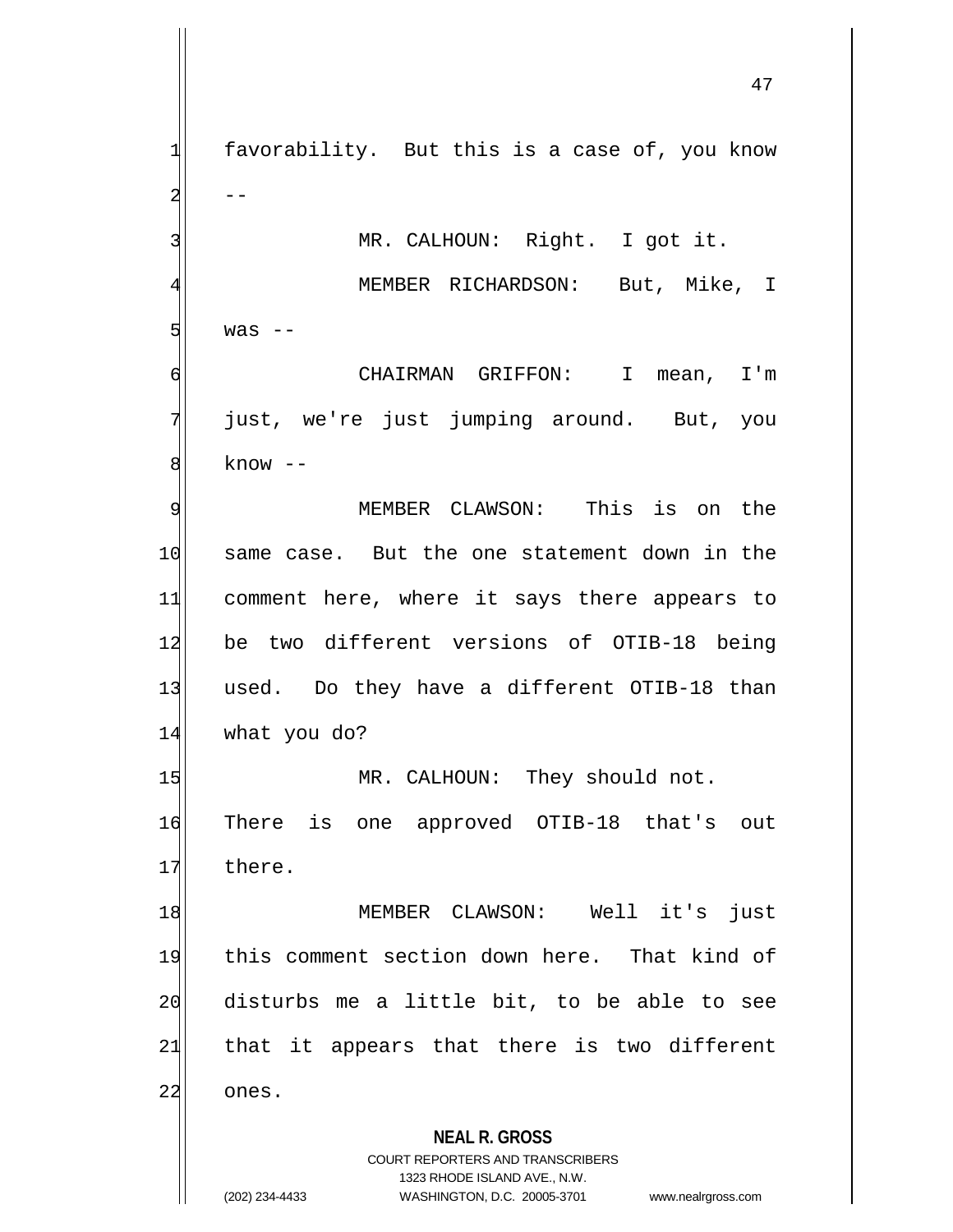favorability. But this is a case of, you know --

MR. CALHOUN: Right. I got it.

MEMBER RICHARDSON: But, Mike, I was --

CHAIRMAN GRIFFON: I mean, I'm just, we're just jumping around. But, you know --

MEMBER CLAWSON: This is on the same case. But the one statement down in the comment here, where it says there appears to be two different versions of OTIB-18 being used. Do they have a different OTIB-18 than what you do?

MR. CALHOUN: They should not. There is one approved OTIB-18 that's out there.

MEMBER CLAWSON: Well it's just this comment section down here. That kind of disturbs me a little bit, to be able to see that it appears that there is two different ones.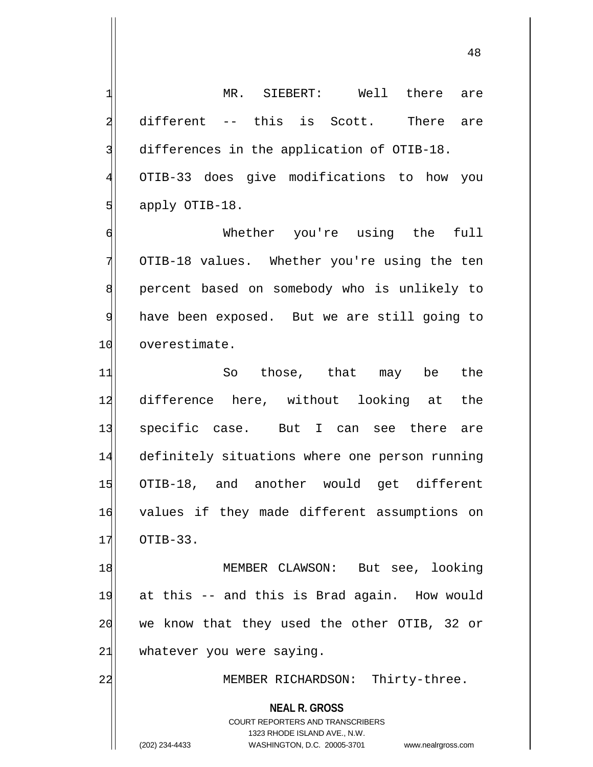MR. SIEBERT: Well there are different -- this is Scott. There are differences in the application of OTIB-18. OTIB-33 does give modifications to how you apply OTIB-18.

Whether you're using the full OTIB-18 values. Whether you're using the ten percent based on somebody who is unlikely to have been exposed. But we are still going to overestimate.

So those, that may be the difference here, without looking at the specific case. But I can see there are definitely situations where one person running OTIB-18, and another would get different values if they made different assumptions on OTIB-33.

MEMBER CLAWSON: But see, looking at this -- and this is Brad again. How would we know that they used the other OTIB, 32 or whatever you were saying.

MEMBER RICHARDSON: Thirty-three.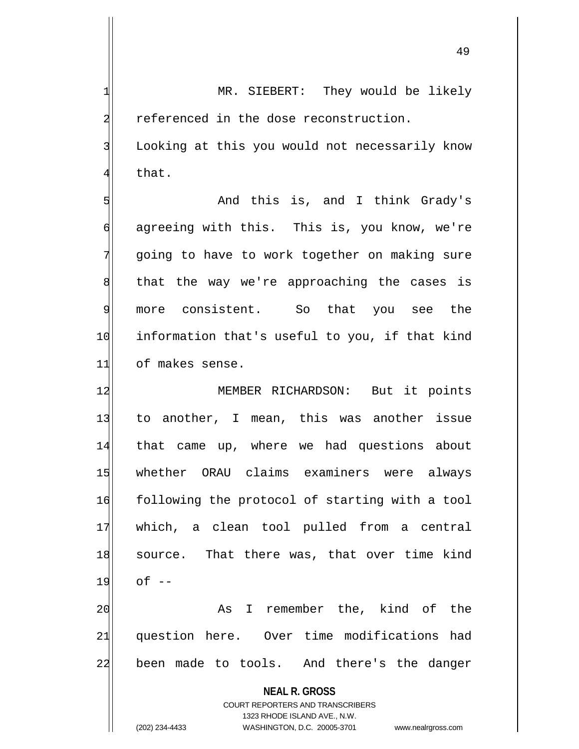MR. SIEBERT: They would be likely referenced in the dose reconstruction. Looking at this you would not necessarily know that.

And this is, and I think Grady's agreeing with this. This is, you know, we're going to have to work together on making sure that the way we're approaching the cases is more consistent. So that you see the information that's useful to you, if that kind of makes sense.

MEMBER RICHARDSON: But it points to another, I mean, this was another issue that came up, where we had questions about whether ORAU claims examiners were always following the protocol of starting with a tool which, a clean tool pulled from a central source. That there was, that over time kind of --

As I remember the, kind of the question here. Over time modifications had been made to tools. And there's the danger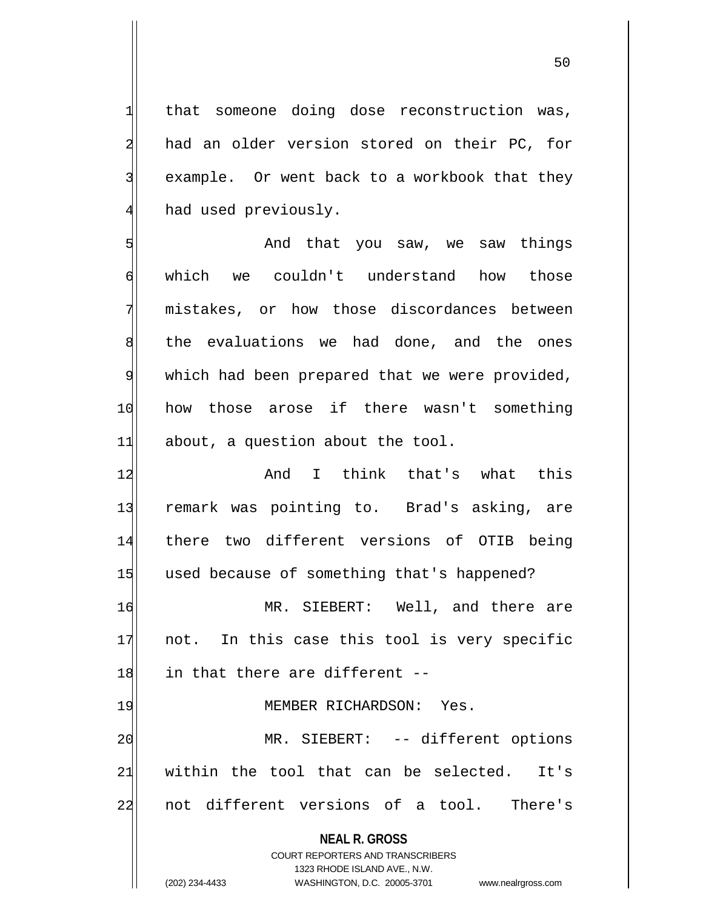that someone doing dose reconstruction was, had an older version stored on their PC, for example. Or went back to a workbook that they had used previously.

And that you saw, we saw things which we couldn't understand how those mistakes, or how those discordances between the evaluations we had done, and the ones which had been prepared that we were provided, how those arose if there wasn't something about, a question about the tool.

And I think that's what this remark was pointing to. Brad's asking, are there two different versions of OTIB being used because of something that's happened?

MR. SIEBERT: Well, and there are not. In this case this tool is very specific in that there are different --

MEMBER RICHARDSON: Yes.

MR. SIEBERT: -- different options within the tool that can be selected. It's not different versions of a tool. There's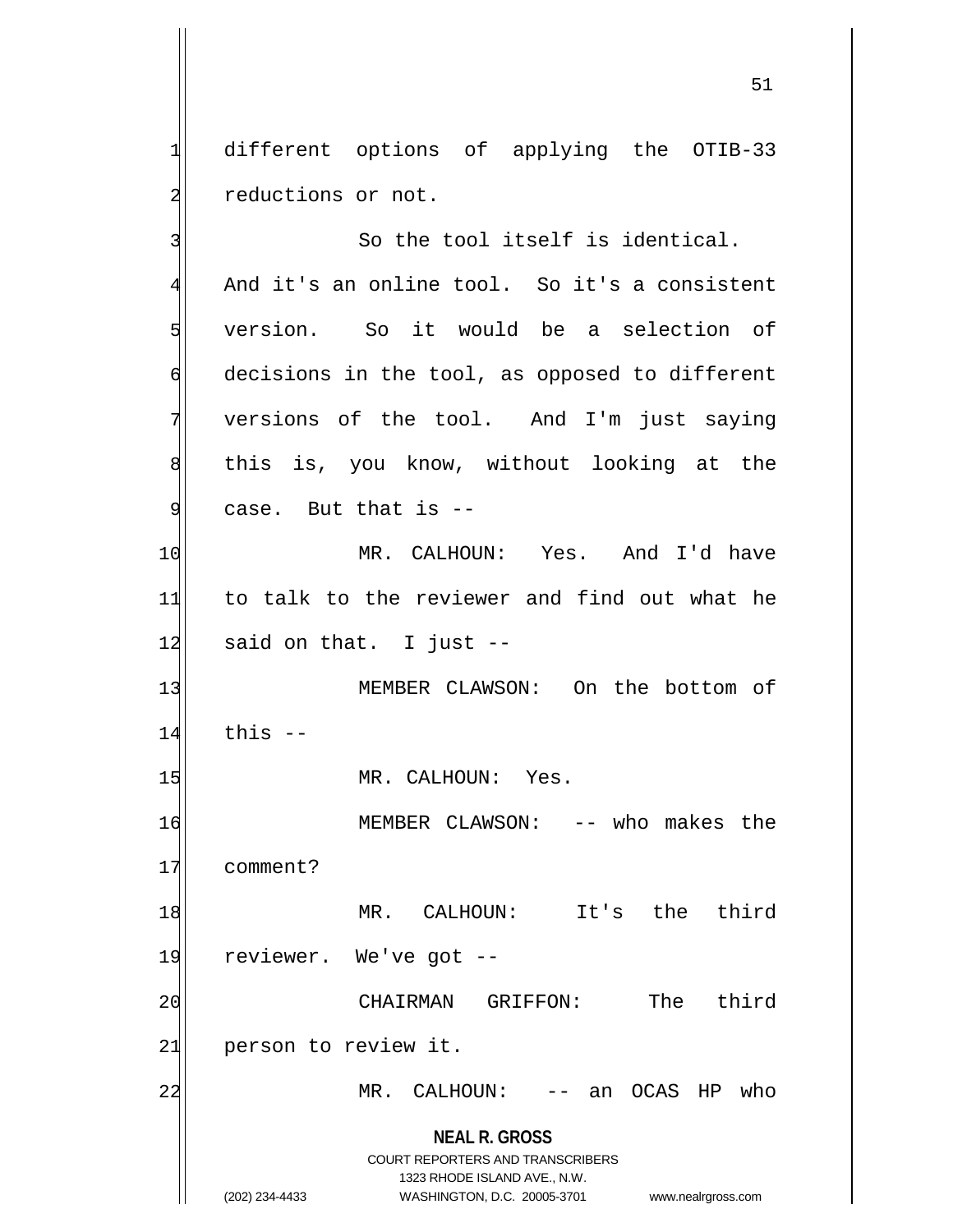different options of applying the OTIB-33 reductions or not.

So the tool itself is identical. And it's an online tool. So it's a consistent version. So it would be a selection of decisions in the tool, as opposed to different versions of the tool. And I'm just saying this is, you know, without looking at the case. But that is --

MR. CALHOUN: Yes. And I'd have to talk to the reviewer and find out what he said on that. I just --

MEMBER CLAWSON: On the bottom of this --

MR. CALHOUN: Yes.

MEMBER CLAWSON: -- who makes the comment?

MR. CALHOUN: It's the third reviewer. We've got --

CHAIRMAN GRIFFON: The third person to review it.

MR. CALHOUN: -- an OCAS HP who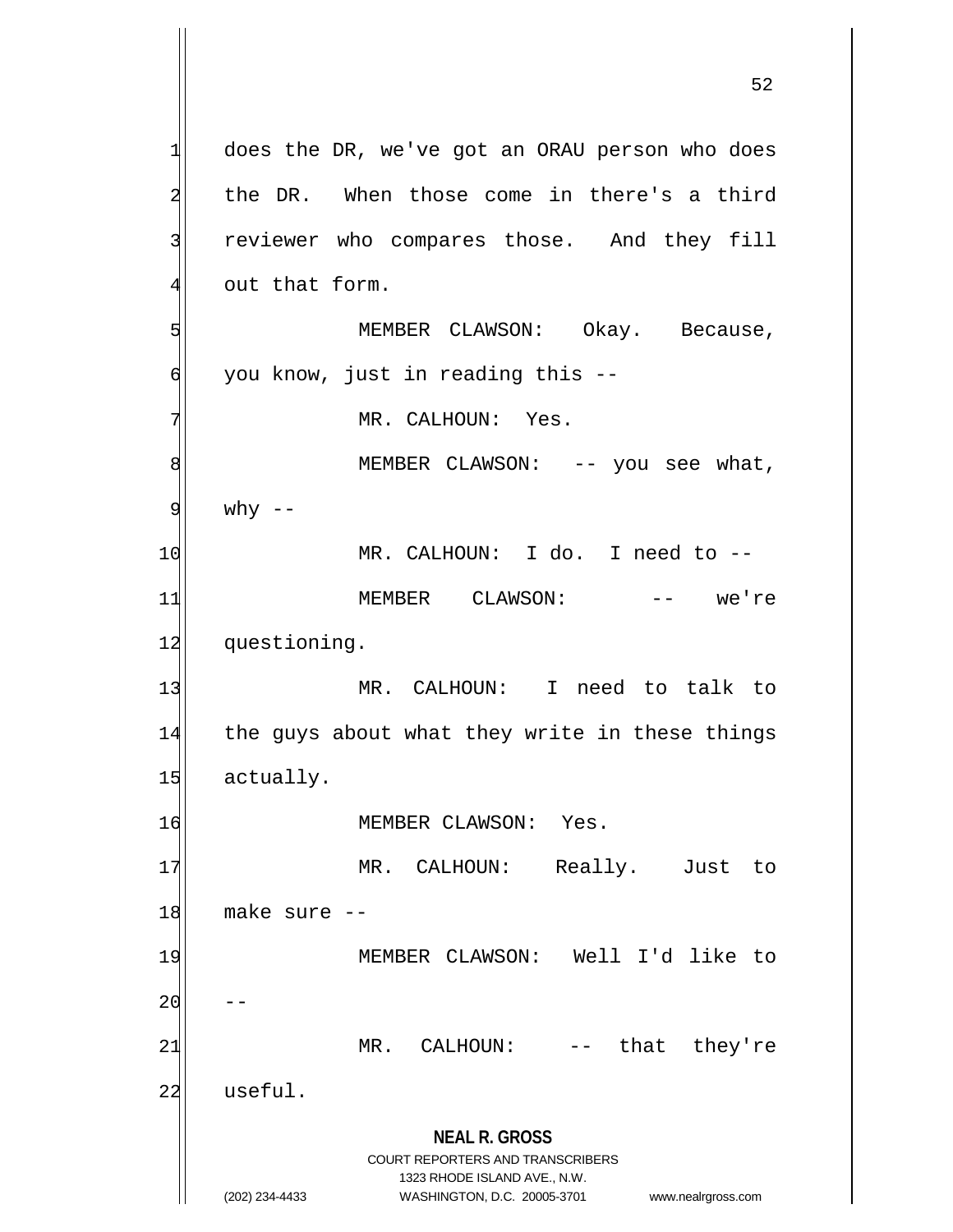does the DR, we've got an ORAU person who does the DR. When those come in there's a third reviewer who compares those. And they fill out that form.

MEMBER CLAWSON: Okay. Because, you know, just in reading this --

MR. CALHOUN: Yes.

MEMBER CLAWSON: -- you see what, why --

MR. CALHOUN: I do. I need to --

MEMBER CLAWSON: -- we're questioning.

MR. CALHOUN: I need to talk to the guys about what they write in these things actually.

MEMBER CLAWSON: Yes.

MR. CALHOUN: Really. Just to make sure --

MEMBER CLAWSON: Well I'd like to --

MR. CALHOUN: -- that they're useful.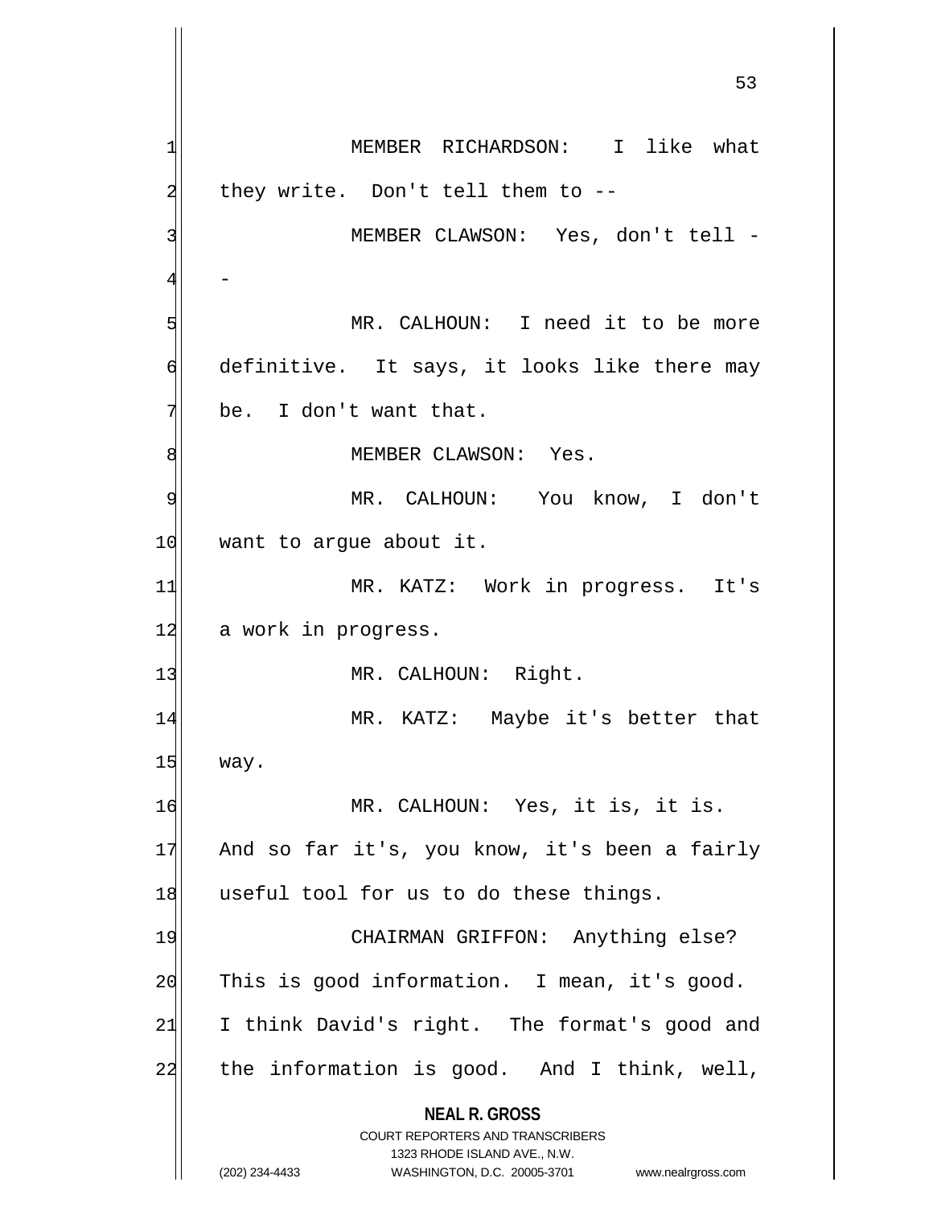MEMBER RICHARDSON: I like what they write. Don't tell them to --

MEMBER CLAWSON: Yes, don't tell --

MR. CALHOUN: I need it to be more definitive. It says, it looks like there may be. I don't want that.

MEMBER CLAWSON: Yes.

MR. CALHOUN: You know, I don't want to argue about it.

MR. KATZ: Work in progress. It's a work in progress.

MR. CALHOUN: Right.

MR. KATZ: Maybe it's better that way.

MR. CALHOUN: Yes, it is, it is. And so far it's, you know, it's been a fairly useful tool for us to do these things.

CHAIRMAN GRIFFON: Anything else? This is good information. I mean, it's good. I think David's right. The format's good and the information is good. And I think, well,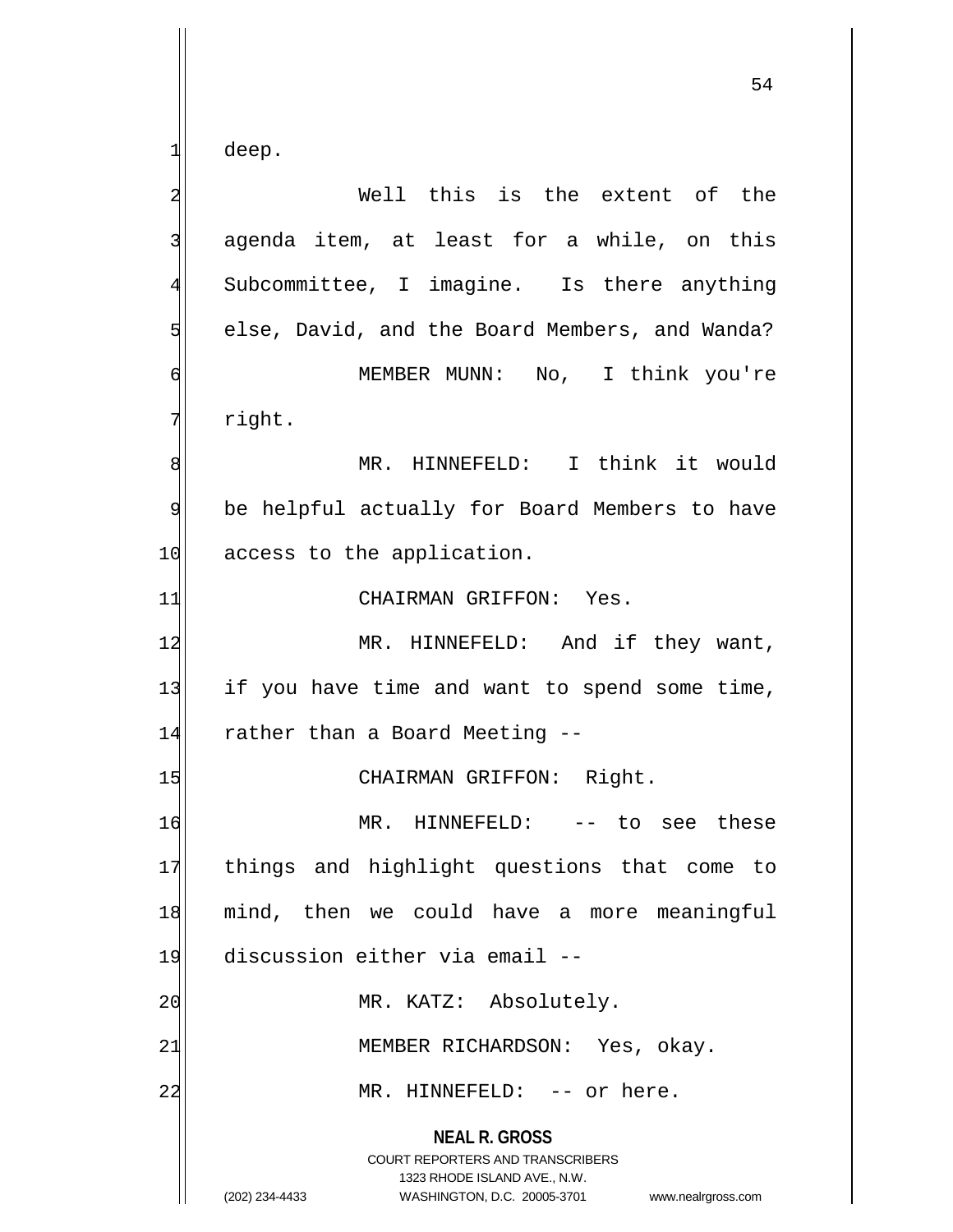deep.

Well this is the extent of the agenda item, at least for a while, on this Subcommittee, I imagine. Is there anything else, David, and the Board Members, and Wanda?

MEMBER MUNN: No, I think you're right.

MR. HINNEFELD: I think it would be helpful actually for Board Members to have access to the application.

CHAIRMAN GRIFFON: Yes.

MR. HINNEFELD: And if they want, if you have time and want to spend some time, rather than a Board Meeting --

CHAIRMAN GRIFFON: Right.

MR. HINNEFELD: -- to see these things and highlight questions that come to mind, then we could have a more meaningful discussion either via email --

MR. KATZ: Absolutely.

MEMBER RICHARDSON: Yes, okay.

MR. HINNEFELD: -- or here.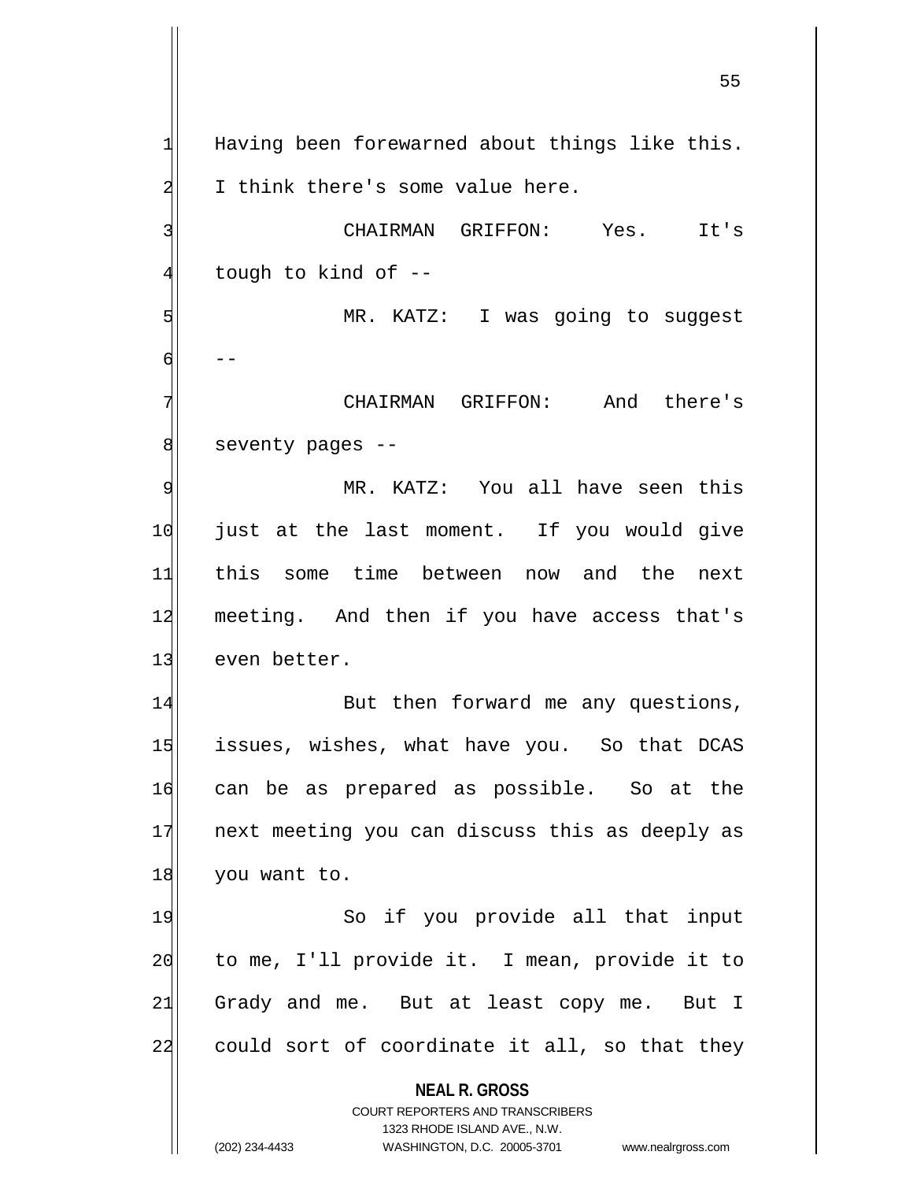Having been forewarned about things like this. I think there's some value here.

CHAIRMAN GRIFFON: Yes. It's tough to kind of --

MR. KATZ: I was going to suggest --

CHAIRMAN GRIFFON: And there's seventy pages --

MR. KATZ: You all have seen this just at the last moment. If you would give this some time between now and the next meeting. And then if you have access that's even better.

But then forward me any questions, issues, wishes, what have you. So that DCAS can be as prepared as possible. So at the next meeting you can discuss this as deeply as you want to.

So if you provide all that input to me, I'll provide it. I mean, provide it to Grady and me. But at least copy me. But I could sort of coordinate it all, so that they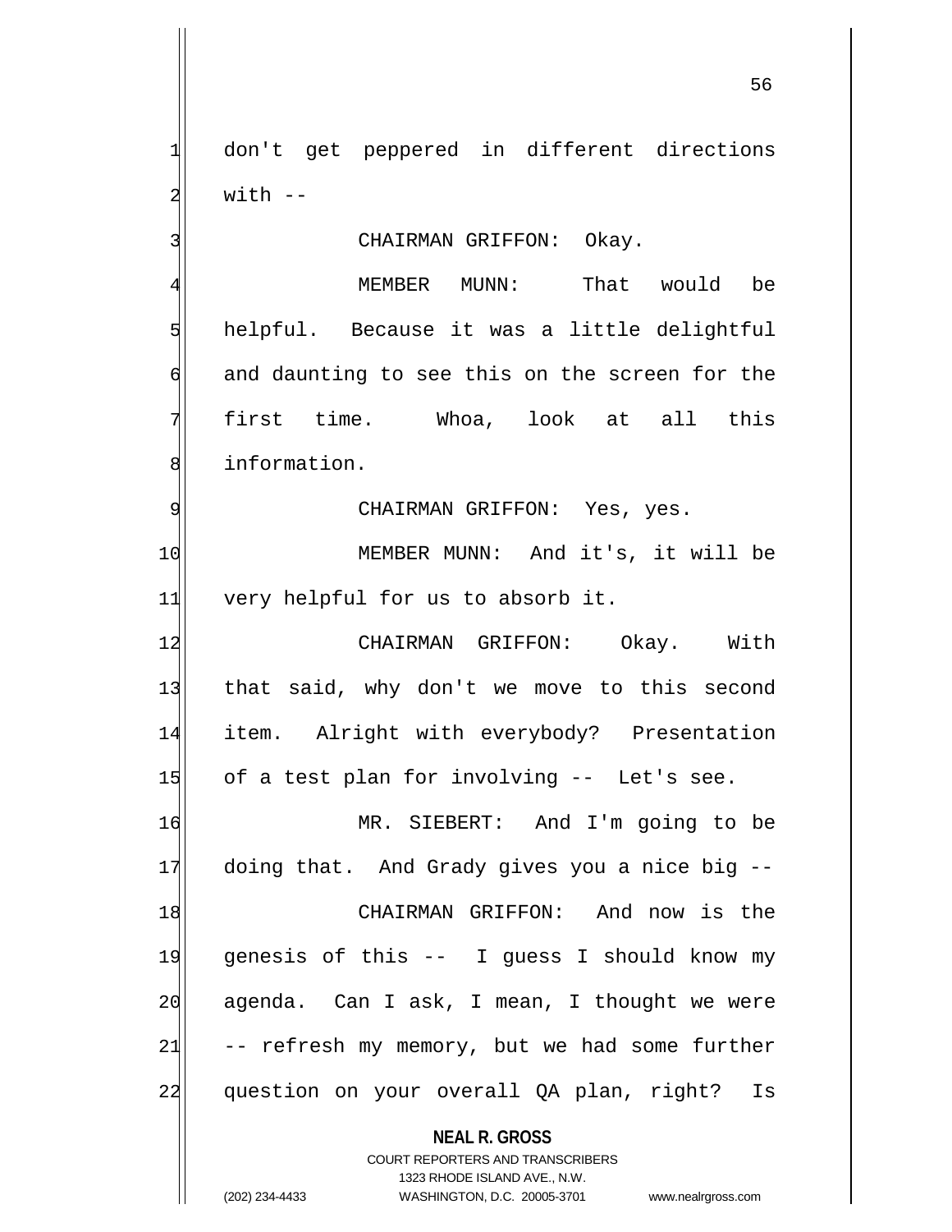don't get peppered in different directions with --

CHAIRMAN GRIFFON: Okay.

MEMBER MUNN: That would be helpful. Because it was a little delightful and daunting to see this on the screen for the first time. Whoa, look at all this information.

CHAIRMAN GRIFFON: Yes, yes.

MEMBER MUNN: And it's, it will be very helpful for us to absorb it.

CHAIRMAN GRIFFON: Okay. With that said, why don't we move to this second item. Alright with everybody? Presentation of a test plan for involving -- Let's see.

MR. SIEBERT: And I'm going to be doing that. And Grady gives you a nice big --

CHAIRMAN GRIFFON: And now is the genesis of this -- I guess I should know my agenda. Can I ask, I mean, I thought we were -- refresh my memory, but we had some further question on your overall QA plan, right? Is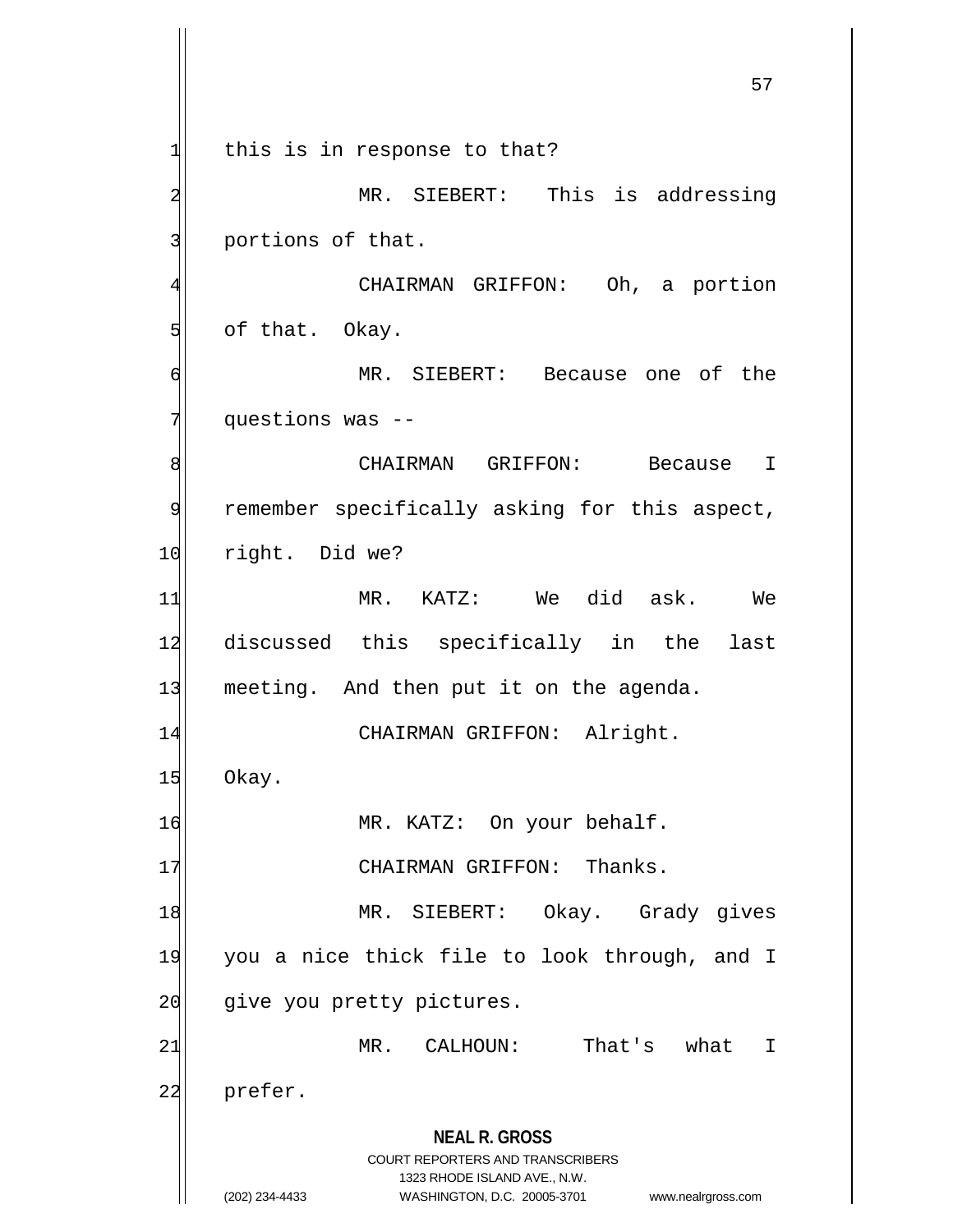this is in response to that?

MR. SIEBERT: This is addressing portions of that.

CHAIRMAN GRIFFON: Oh, a portion of that. Okay.

MR. SIEBERT: Because one of the questions was --

CHAIRMAN GRIFFON: Because I remember specifically asking for this aspect, right. Did we?

MR. KATZ: We did ask. We discussed this specifically in the last meeting. And then put it on the agenda.

CHAIRMAN GRIFFON: Alright. Okay.

MR. KATZ: On your behalf.

CHAIRMAN GRIFFON: Thanks.

MR. SIEBERT: Okay. Grady gives you a nice thick file to look through, and I give you pretty pictures.

MR. CALHOUN: That's what I prefer.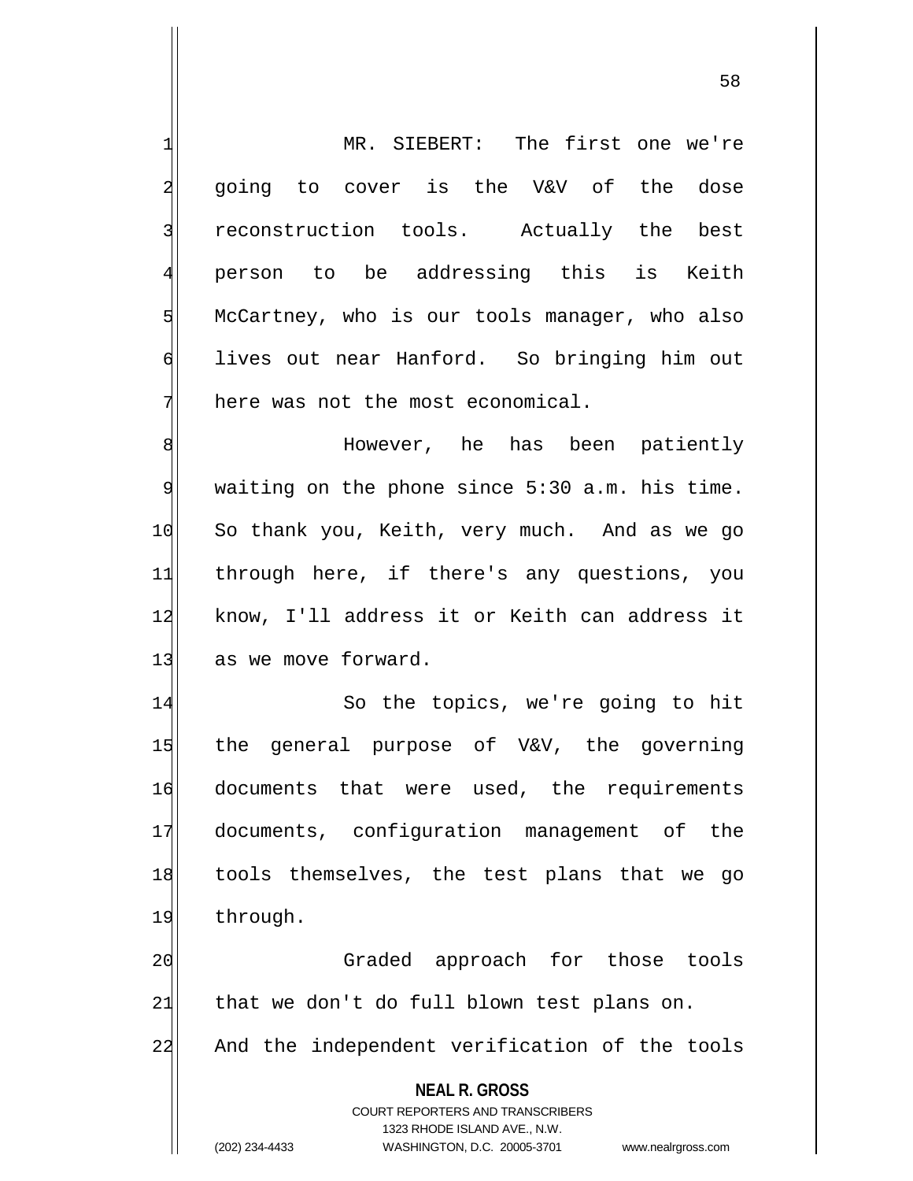MR. SIEBERT: The first one we're going to cover is the V&V of the dose reconstruction tools. Actually the best person to be addressing this is Keith McCartney, who is our tools manager, who also lives out near Hanford. So bringing him out here was not the most economical.

However, he has been patiently waiting on the phone since 5:30 a.m. his time. So thank you, Keith, very much. And as we go through here, if there's any questions, you know, I'll address it or Keith can address it as we move forward.

So the topics, we're going to hit the general purpose of V&V, the governing documents that were used, the requirements documents, configuration management of the tools themselves, the test plans that we go through.

Graded approach for those tools that we don't do full blown test plans on. And the independent verification of the tools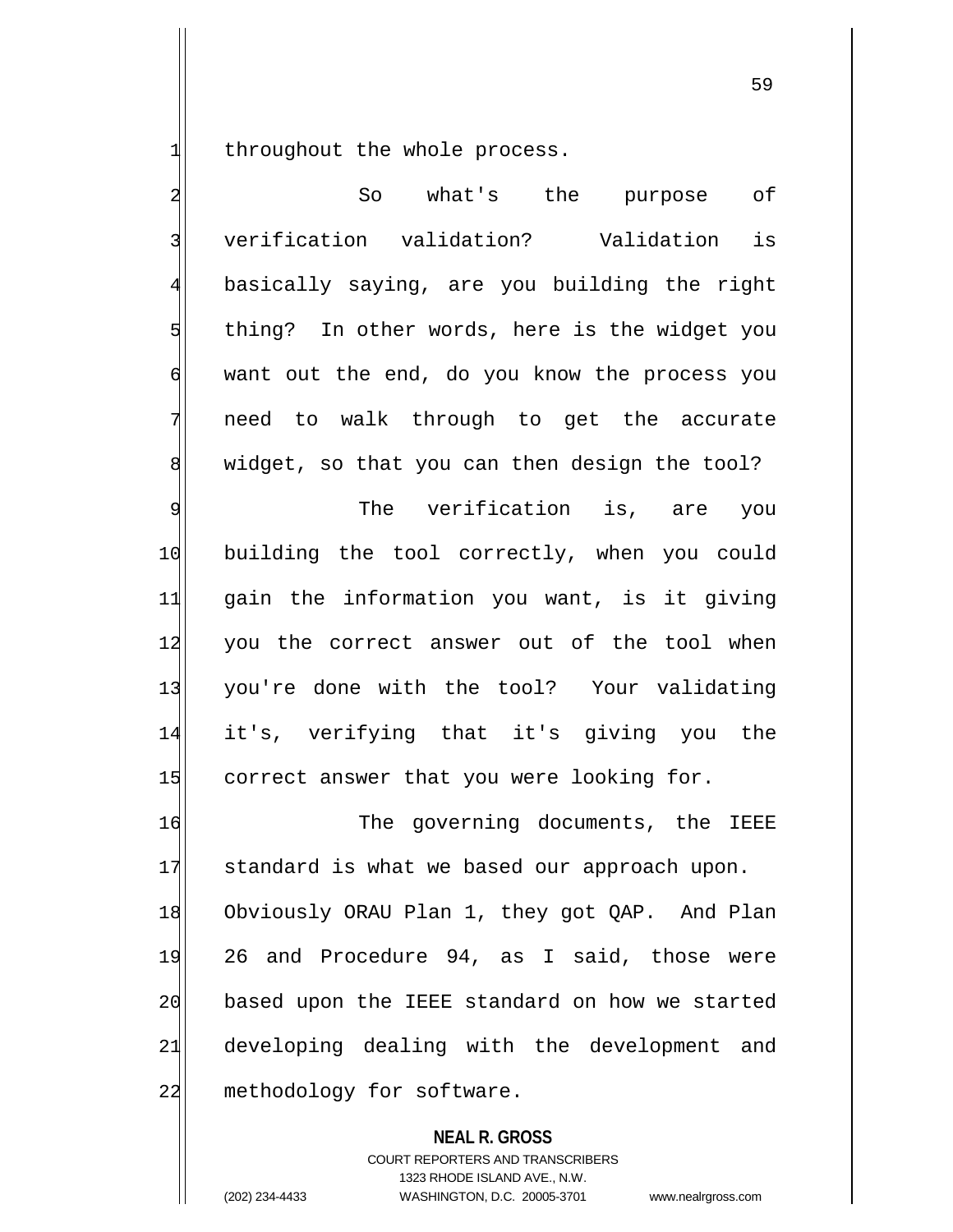throughout the whole process.

So what's the purpose of verification validation? Validation is basically saying, are you building the right thing? In other words, here is the widget you want out the end, do you know the process you need to walk through to get the accurate widget, so that you can then design the tool?

The verification is, are you building the tool correctly, when you could gain the information you want, is it giving you the correct answer out of the tool when you're done with the tool? Your validating it's, verifying that it's giving you the correct answer that you were looking for.

The governing documents, the IEEE standard is what we based our approach upon. Obviously ORAU Plan 1, they got QAP. And Plan 26 and Procedure 94, as I said, those were based upon the IEEE standard on how we started developing dealing with the development and methodology for software.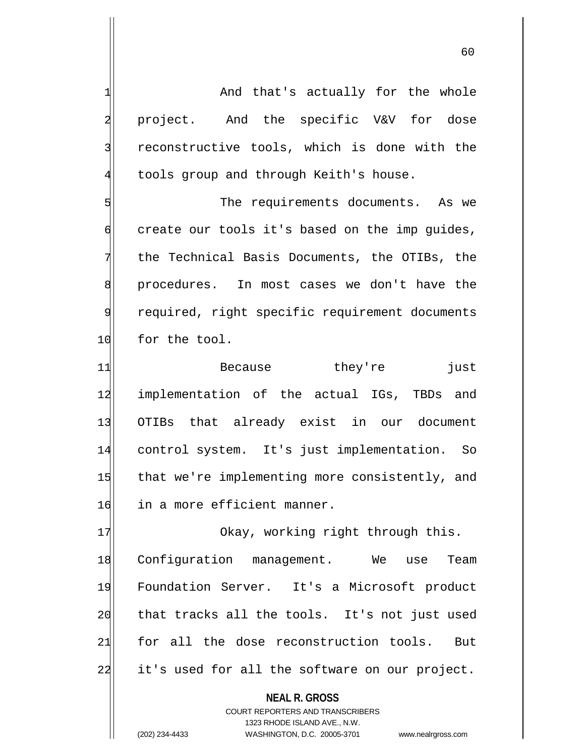And that's actually for the whole project. And the specific V&V for dose reconstructive tools, which is done with the tools group and through Keith's house.

The requirements documents. As we create our tools it's based on the imp guides, the Technical Basis Documents, the OTIBs, the procedures. In most cases we don't have the required, right specific requirement documents for the tool.

Because they're just implementation of the actual IGs, TBDs and OTIBs that already exist in our document control system. It's just implementation. So that we're implementing more consistently, and in a more efficient manner.

Okay, working right through this. Configuration management. We use Team Foundation Server. It's a Microsoft product that tracks all the tools. It's not just used for all the dose reconstruction tools. But it's used for all the software on our project.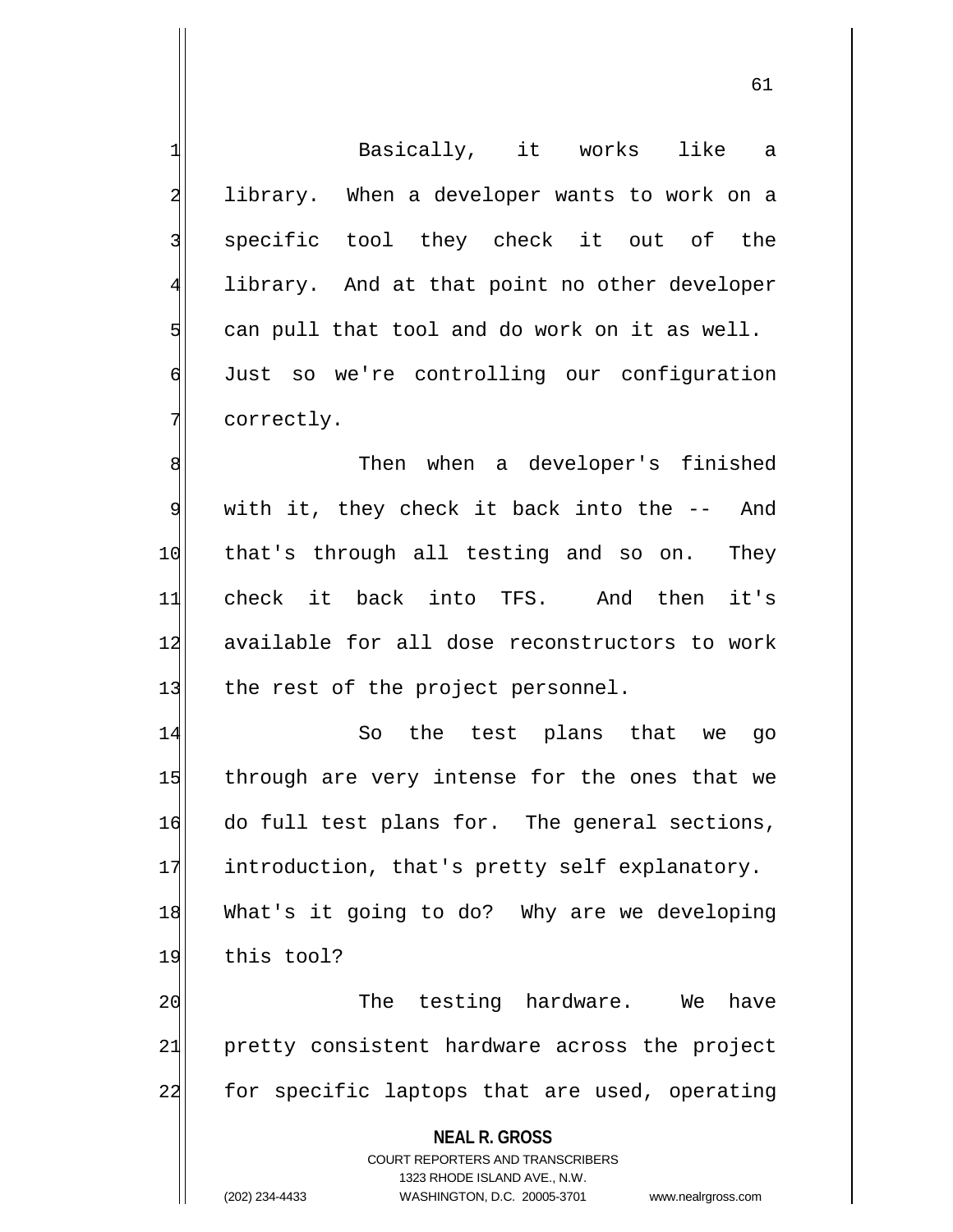Basically, it works like a library. When a developer wants to work on a specific tool they check it out of the library. And at that point no other developer can pull that tool and do work on it as well. Just so we're controlling our configuration correctly.

Then when a developer's finished with it, they check it back into the -- And that's through all testing and so on. They check it back into TFS. And then it's available for all dose reconstructors to work the rest of the project personnel.

So the test plans that we go through are very intense for the ones that we do full test plans for. The general sections, introduction, that's pretty self explanatory. What's it going to do? Why are we developing this tool?

The testing hardware. We have pretty consistent hardware across the project for specific laptops that are used, operating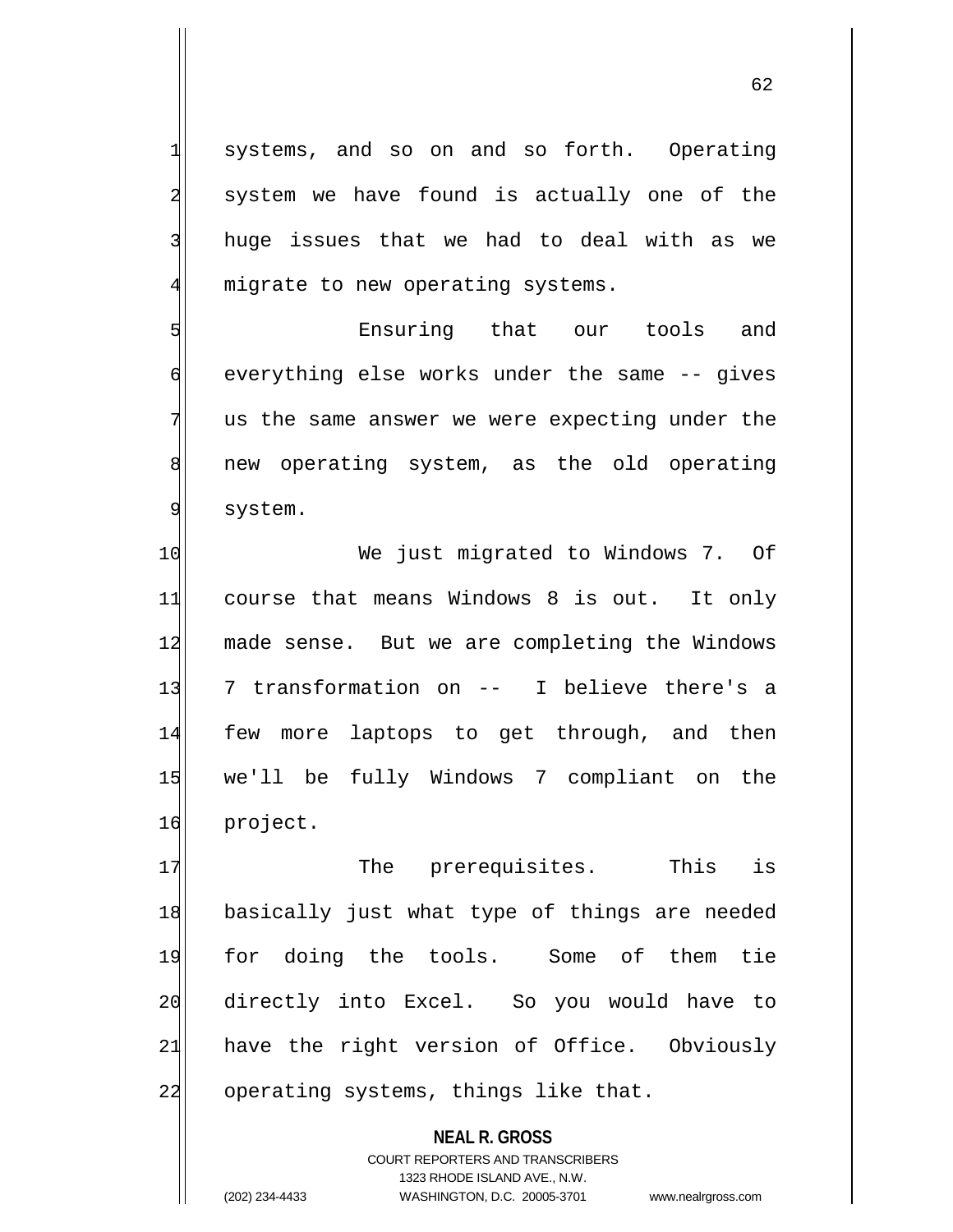systems, and so on and so forth. Operating system we have found is actually one of the huge issues that we had to deal with as we migrate to new operating systems.

Ensuring that our tools and everything else works under the same -- gives us the same answer we were expecting under the new operating system, as the old operating system.

We just migrated to Windows 7. Of course that means Windows 8 is out. It only made sense. But we are completing the Windows 7 transformation on -- I believe there's a few more laptops to get through, and then we'll be fully Windows 7 compliant on the project.

The prerequisites. This is basically just what type of things are needed for doing the tools. Some of them tie directly into Excel. So you would have to have the right version of Office. Obviously operating systems, things like that.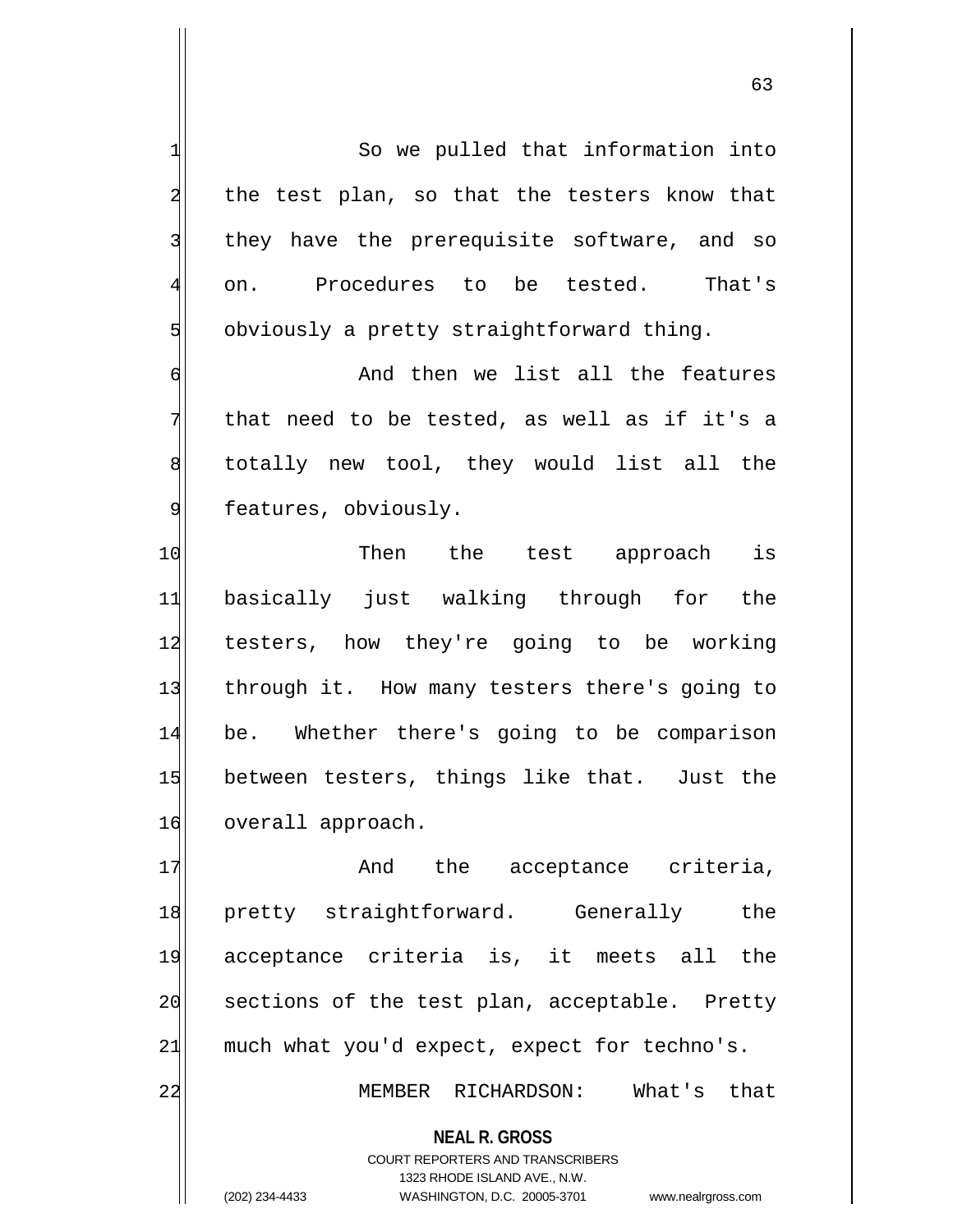So we pulled that information into the test plan, so that the testers know that they have the prerequisite software, and so on. Procedures to be tested. That's obviously a pretty straightforward thing.

And then we list all the features that need to be tested, as well as if it's a totally new tool, they would list all the features, obviously.

Then the test approach is basically just walking through for the testers, how they're going to be working through it. How many testers there's going to be. Whether there's going to be comparison between testers, things like that. Just the overall approach.

And the acceptance criteria, pretty straightforward. Generally the acceptance criteria is, it meets all the sections of the test plan, acceptable. Pretty much what you'd expect, expect for techno's.

MEMBER RICHARDSON: What's that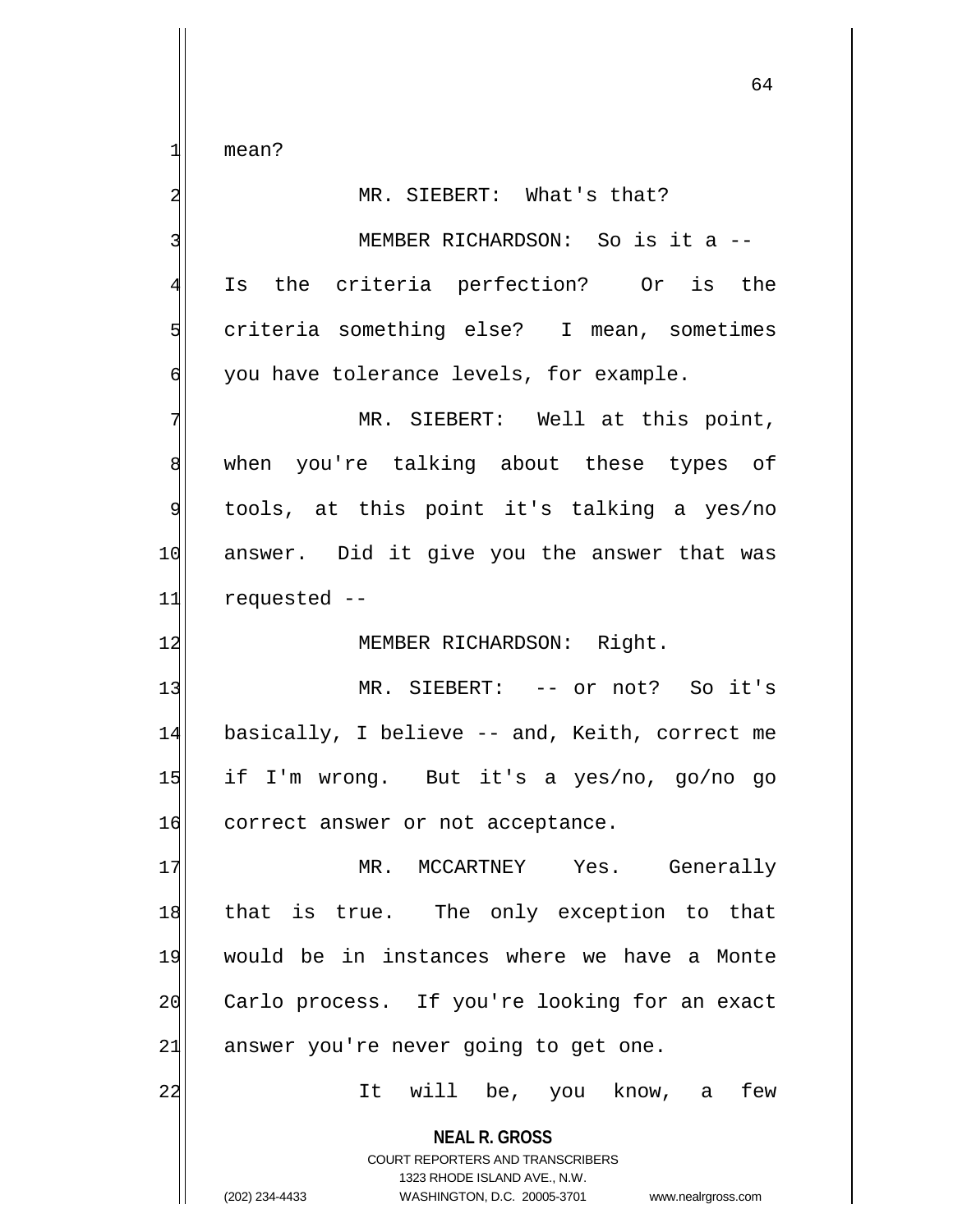mean?

MR. SIEBERT: What's that?

MEMBER RICHARDSON: So is it a -- Is the criteria perfection? Or is the criteria something else? I mean, sometimes you have tolerance levels, for example.

MR. SIEBERT: Well at this point, when you're talking about these types of tools, at this point it's talking a yes/no answer. Did it give you the answer that was requested --

MEMBER RICHARDSON: Right.

MR. SIEBERT: -- or not? So it's basically, I believe -- and, Keith, correct me if I'm wrong. But it's a yes/no, go/no go correct answer or not acceptance.

MR. MCCARTNEY Yes. Generally that is true. The only exception to that would be in instances where we have a Monte Carlo process. If you're looking for an exact answer you're never going to get one.

It will be, you know, a few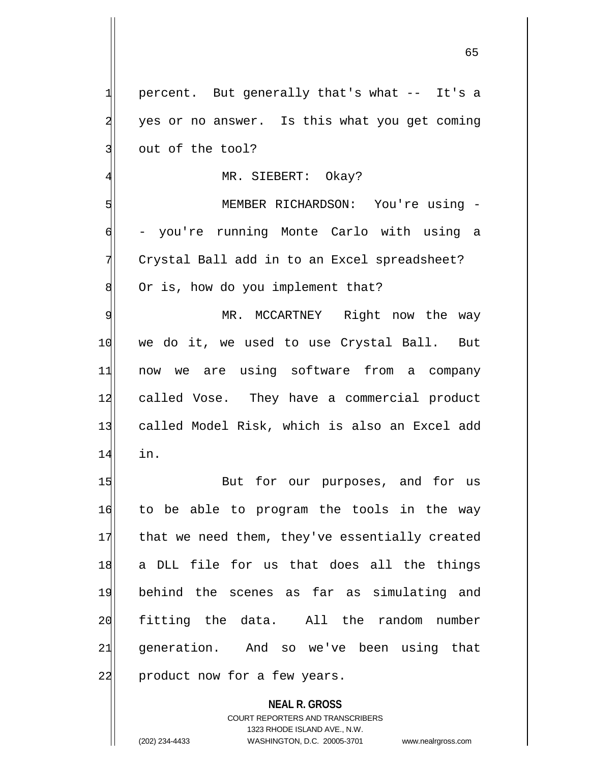percent. But generally that's what -- It's a yes or no answer. Is this what you get coming out of the tool?

MR. SIEBERT: Okay?

MEMBER RICHARDSON: You're using -- you're running Monte Carlo with using a Crystal Ball add in to an Excel spreadsheet? Or is, how do you implement that?

MR. MCCARTNEY Right now the way we do it, we used to use Crystal Ball. But now we are using software from a company called Vose. They have a commercial product called Model Risk, which is also an Excel add in.

But for our purposes, and for us to be able to program the tools in the way that we need them, they've essentially created a DLL file for us that does all the things behind the scenes as far as simulating and fitting the data. All the random number generation. And so we've been using that product now for a few years.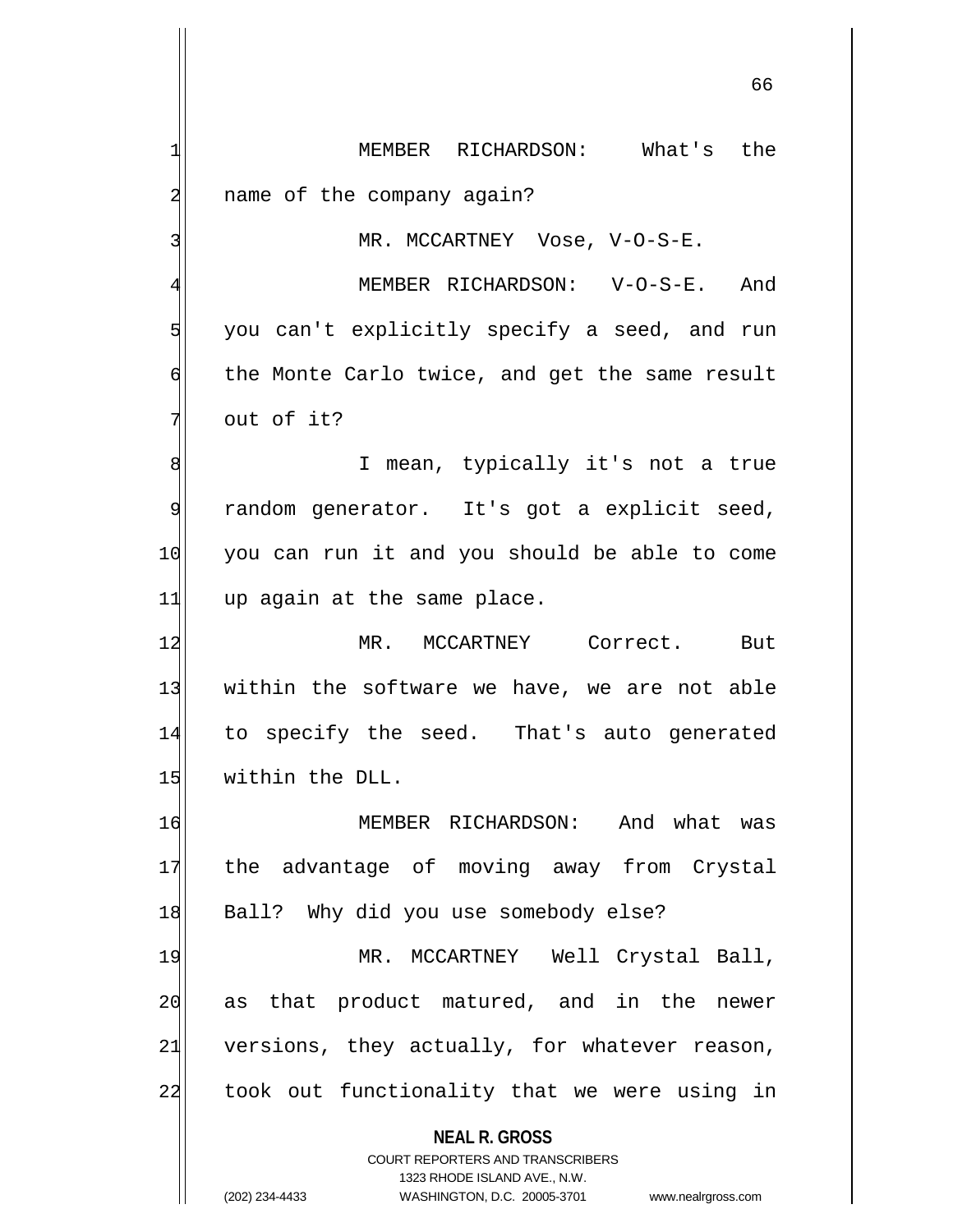MEMBER RICHARDSON: What's the name of the company again?

MR. MCCARTNEY Vose, V-O-S-E.

MEMBER RICHARDSON: V-O-S-E. And you can't explicitly specify a seed, and run the Monte Carlo twice, and get the same result out of it?

I mean, typically it's not a true random generator. It's got a explicit seed, you can run it and you should be able to come up again at the same place.

MR. MCCARTNEY Correct. But within the software we have, we are not able to specify the seed. That's auto generated within the DLL.

MEMBER RICHARDSON: And what was the advantage of moving away from Crystal Ball? Why did you use somebody else?

MR. MCCARTNEY Well Crystal Ball, as that product matured, and in the newer versions, they actually, for whatever reason, took out functionality that we were using in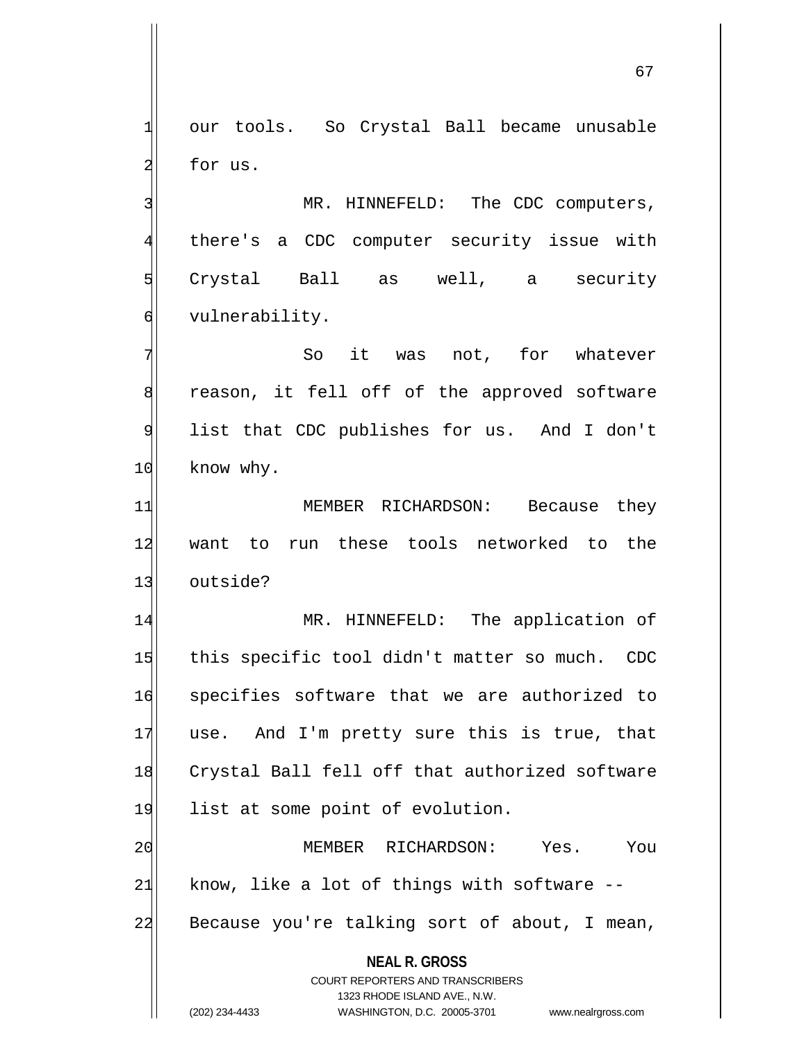our tools. So Crystal Ball became unusable for us.

MR. HINNEFELD: The CDC computers, there's a CDC computer security issue with Crystal Ball as well, a security vulnerability.

So it was not, for whatever reason, it fell off of the approved software list that CDC publishes for us. And I don't know why.

MEMBER RICHARDSON: Because they want to run these tools networked to the outside?

MR. HINNEFELD: The application of this specific tool didn't matter so much. CDC specifies software that we are authorized to use. And I'm pretty sure this is true, that Crystal Ball fell off that authorized software list at some point of evolution.

MEMBER RICHARDSON: Yes. You know, like a lot of things with software -- Because you're talking sort of about, I mean,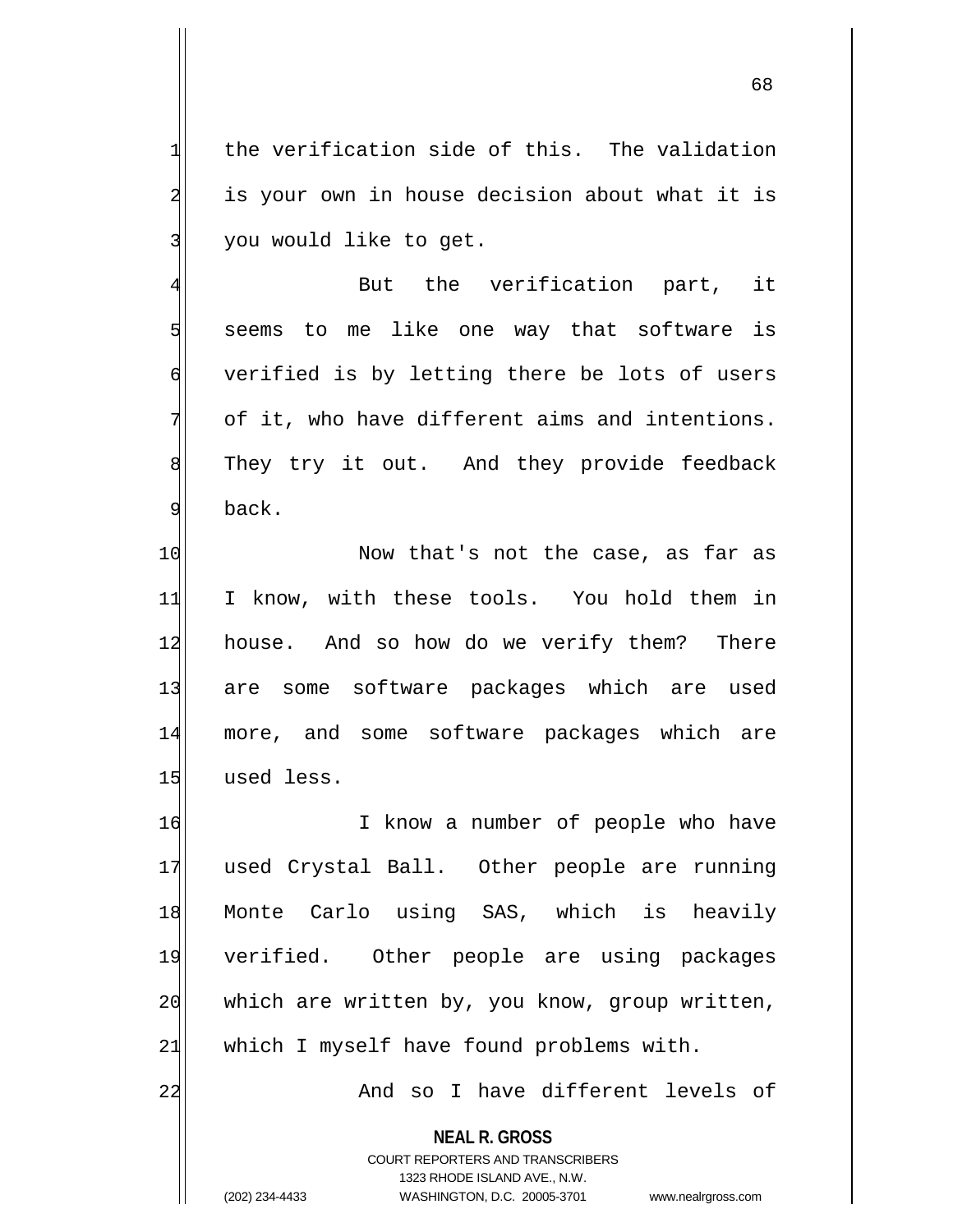the verification side of this. The validation is your own in house decision about what it is you would like to get.

But the verification part, it seems to me like one way that software is verified is by letting there be lots of users of it, who have different aims and intentions. They try it out. And they provide feedback back.

Now that's not the case, as far as I know, with these tools. You hold them in house. And so how do we verify them? There are some software packages which are used more, and some software packages which are used less.

I know a number of people who have used Crystal Ball. Other people are running Monte Carlo using SAS, which is heavily verified. Other people are using packages which are written by, you know, group written, which I myself have found problems with.

And so I have different levels of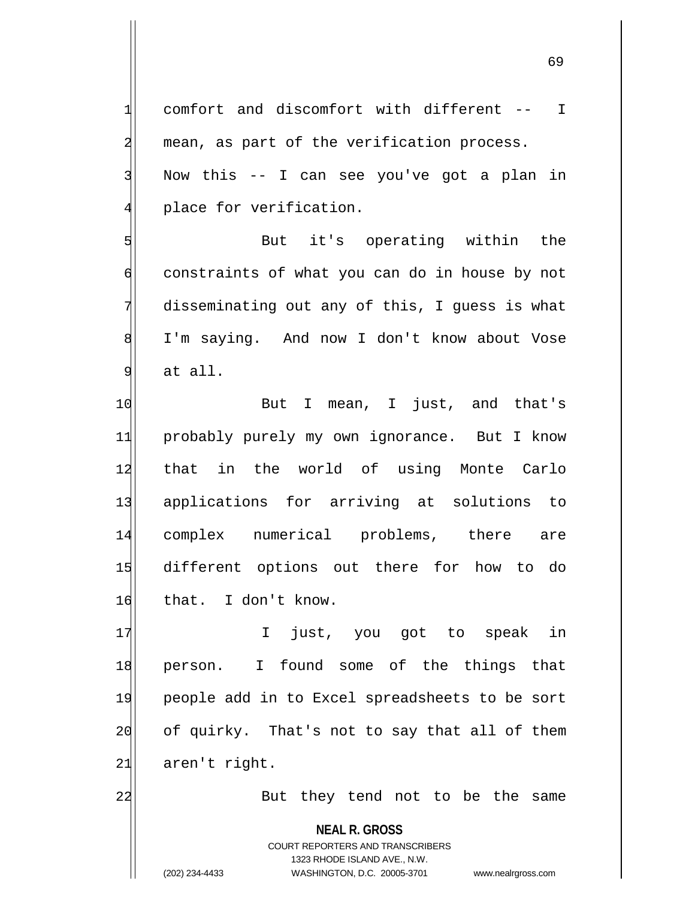comfort and discomfort with different -- I mean, as part of the verification process. Now this -- I can see you've got a plan in place for verification.

But it's operating within the constraints of what you can do in house by not disseminating out any of this, I guess is what I'm saying. And now I don't know about Vose at all.

But I mean, I just, and that's probably purely my own ignorance. But I know that in the world of using Monte Carlo applications for arriving at solutions to complex numerical problems, there are different options out there for how to do that. I don't know.

I just, you got to speak in person. I found some of the things that people add in to Excel spreadsheets to be sort of quirky. That's not to say that all of them aren't right.

But they tend not to be the same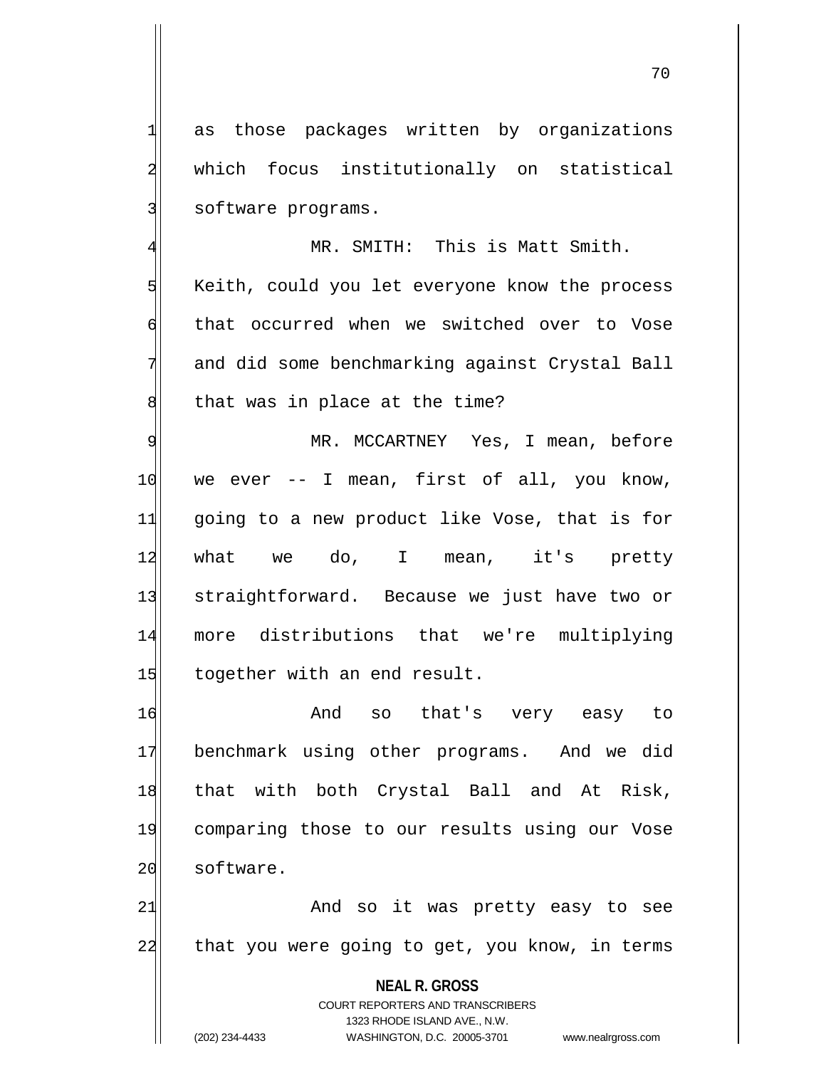as those packages written by organizations which focus institutionally on statistical software programs.

MR. SMITH: This is Matt Smith. Keith, could you let everyone know the process that occurred when we switched over to Vose and did some benchmarking against Crystal Ball that was in place at the time?

MR. MCCARTNEY Yes, I mean, before we ever -- I mean, first of all, you know, going to a new product like Vose, that is for what we do, I mean, it's pretty straightforward. Because we just have two or more distributions that we're multiplying together with an end result.

And so that's very easy to benchmark using other programs. And we did that with both Crystal Ball and At Risk, comparing those to our results using our Vose software.

And so it was pretty easy to see that you were going to get, you know, in terms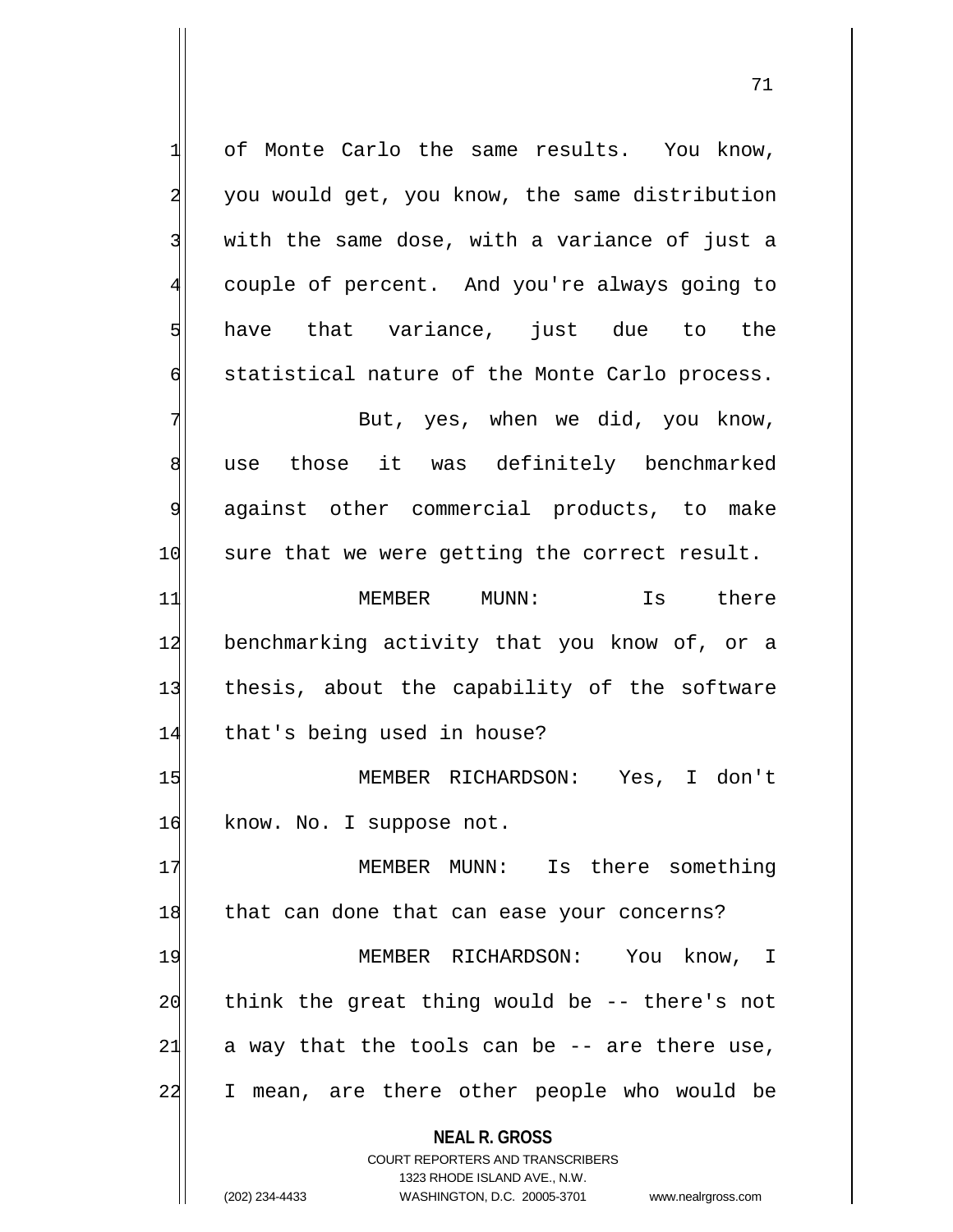of Monte Carlo the same results. You know, you would get, you know, the same distribution with the same dose, with a variance of just a couple of percent. And you're always going to have that variance, just due to the statistical nature of the Monte Carlo process.

But, yes, when we did, you know, use those it was definitely benchmarked against other commercial products, to make sure that we were getting the correct result.

MEMBER MUNN: Is there benchmarking activity that you know of, or a thesis, about the capability of the software that's being used in house?

MEMBER RICHARDSON: Yes, I don't know. No. I suppose not.

MEMBER MUNN: Is there something that can done that can ease your concerns?

MEMBER RICHARDSON: You know, I think the great thing would be -- there's not a way that the tools can be -- are there use, I mean, are there other people who would be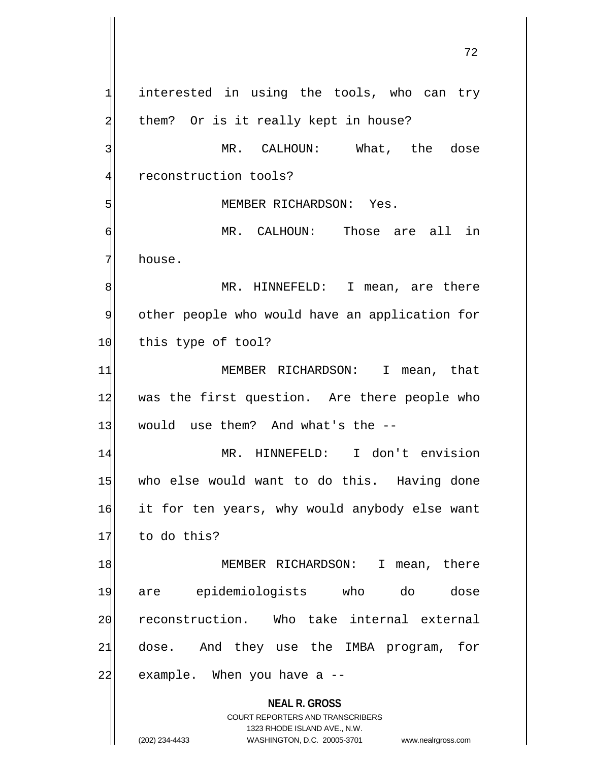interested in using the tools, who can try them? Or is it really kept in house?

MR. CALHOUN: What, the dose reconstruction tools?

MEMBER RICHARDSON: Yes.

MR. CALHOUN: Those are all in house.

MR. HINNEFELD: I mean, are there other people who would have an application for this type of tool?

MEMBER RICHARDSON: I mean, that was the first question. Are there people who would use them? And what's the --

MR. HINNEFELD: I don't envision who else would want to do this. Having done it for ten years, why would anybody else want to do this?

MEMBER RICHARDSON: I mean, there are epidemiologists who do dose reconstruction. Who take internal external dose. And they use the IMBA program, for example. When you have a --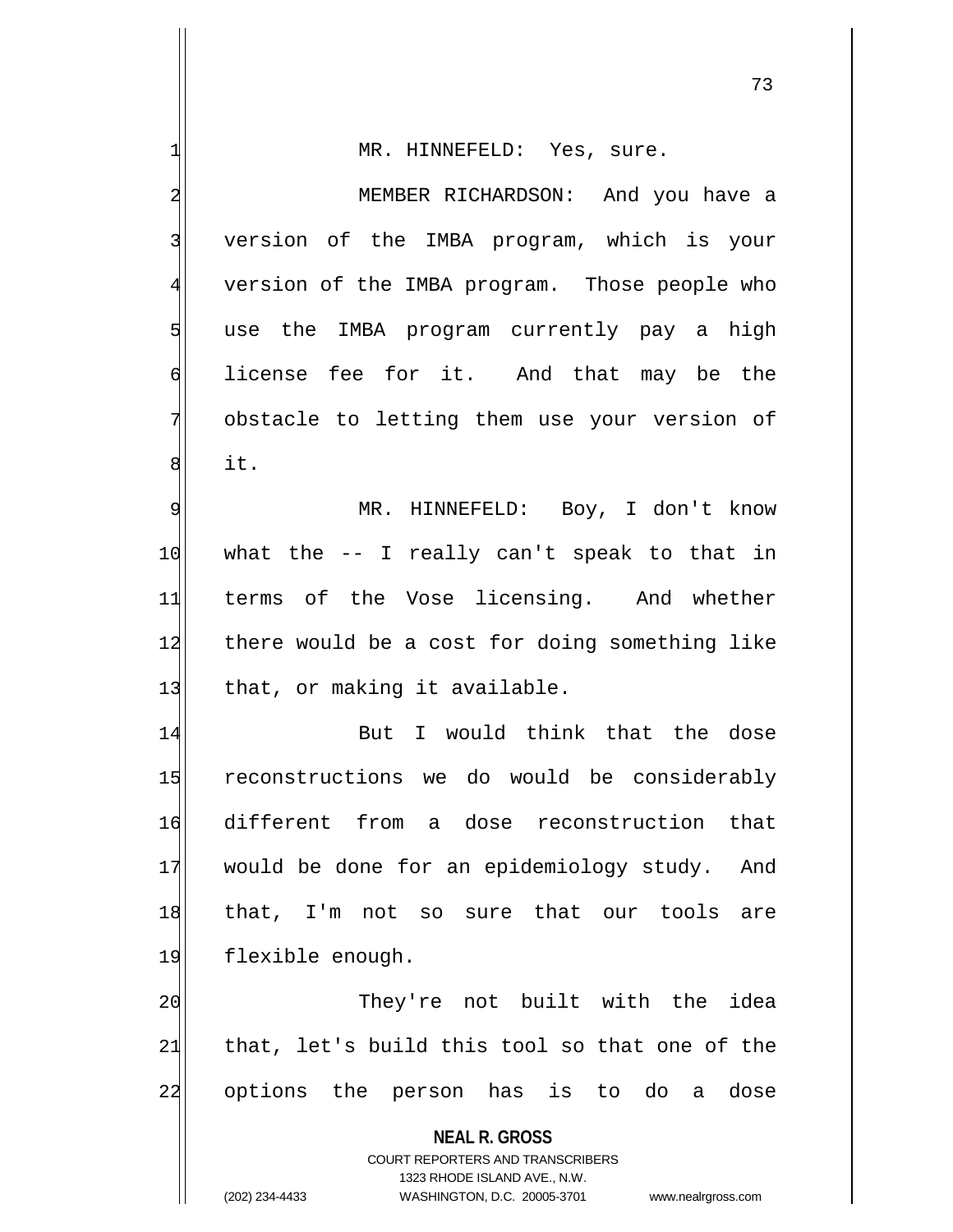MR. HINNEFELD: Yes, sure.

MEMBER RICHARDSON: And you have a version of the IMBA program, which is your version of the IMBA program. Those people who use the IMBA program currently pay a high license fee for it. And that may be the obstacle to letting them use your version of it.

MR. HINNEFELD: Boy, I don't know what the -- I really can't speak to that in terms of the Vose licensing. And whether there would be a cost for doing something like that, or making it available.

But I would think that the dose reconstructions we do would be considerably different from a dose reconstruction that would be done for an epidemiology study. And that, I'm not so sure that our tools are flexible enough.

They're not built with the idea that, let's build this tool so that one of the options the person has is to do a dose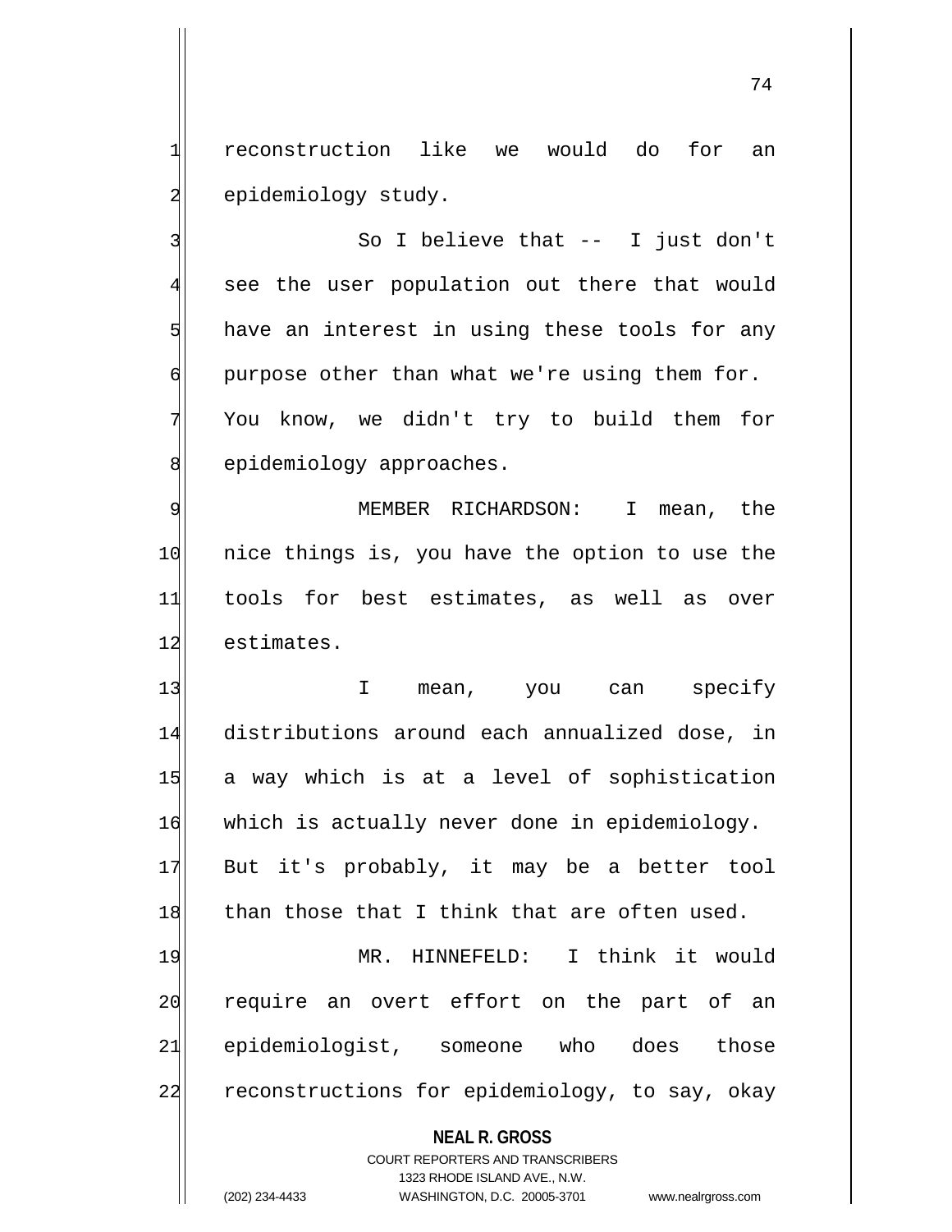reconstruction like we would do for an epidemiology study.

So I believe that -- I just don't see the user population out there that would have an interest in using these tools for any purpose other than what we're using them for. You know, we didn't try to build them for epidemiology approaches.

MEMBER RICHARDSON: I mean, the nice things is, you have the option to use the tools for best estimates, as well as over estimates.

I mean, you can specify distributions around each annualized dose, in a way which is at a level of sophistication which is actually never done in epidemiology. But it's probably, it may be a better tool than those that I think that are often used.

MR. HINNEFELD: I think it would require an overt effort on the part of an epidemiologist, someone who does those reconstructions for epidemiology, to say, okay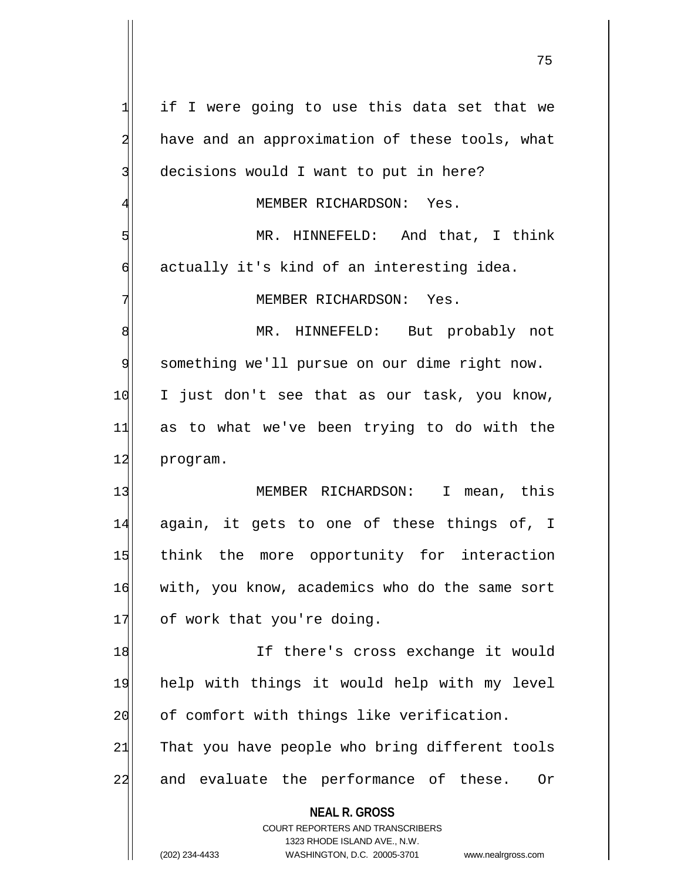if I were going to use this data set that we have and an approximation of these tools, what decisions would I want to put in here?

MEMBER RICHARDSON: Yes.

MR. HINNEFELD: And that, I think actually it's kind of an interesting idea.

MEMBER RICHARDSON: Yes.

MR. HINNEFELD: But probably not something we'll pursue on our dime right now. I just don't see that as our task, you know, as to what we've been trying to do with the program.

MEMBER RICHARDSON: I mean, this again, it gets to one of these things of, I think the more opportunity for interaction with, you know, academics who do the same sort of work that you're doing.

If there's cross exchange it would help with things it would help with my level of comfort with things like verification. That you have people who bring different tools and evaluate the performance of these. Or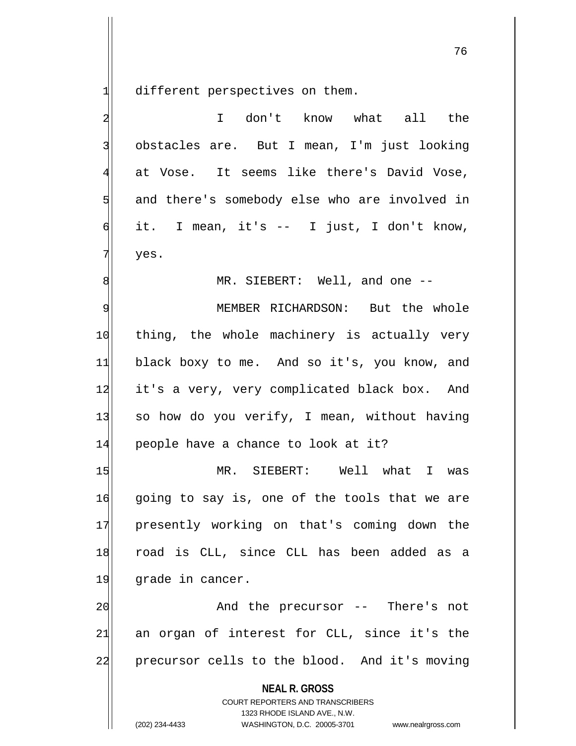different perspectives on them.

I don't know what all the obstacles are. But I mean, I'm just looking at Vose. It seems like there's David Vose, and there's somebody else who are involved in it. I mean, it's -- I just, I don't know, yes.

MR. SIEBERT: Well, and one --

MEMBER RICHARDSON: But the whole thing, the whole machinery is actually very black boxy to me. And so it's, you know, and it's a very, very complicated black box. And so how do you verify, I mean, without having people have a chance to look at it?

MR. SIEBERT: Well what I was going to say is, one of the tools that we are presently working on that's coming down the road is CLL, since CLL has been added as a grade in cancer.

And the precursor -- There's not an organ of interest for CLL, since it's the precursor cells to the blood. And it's moving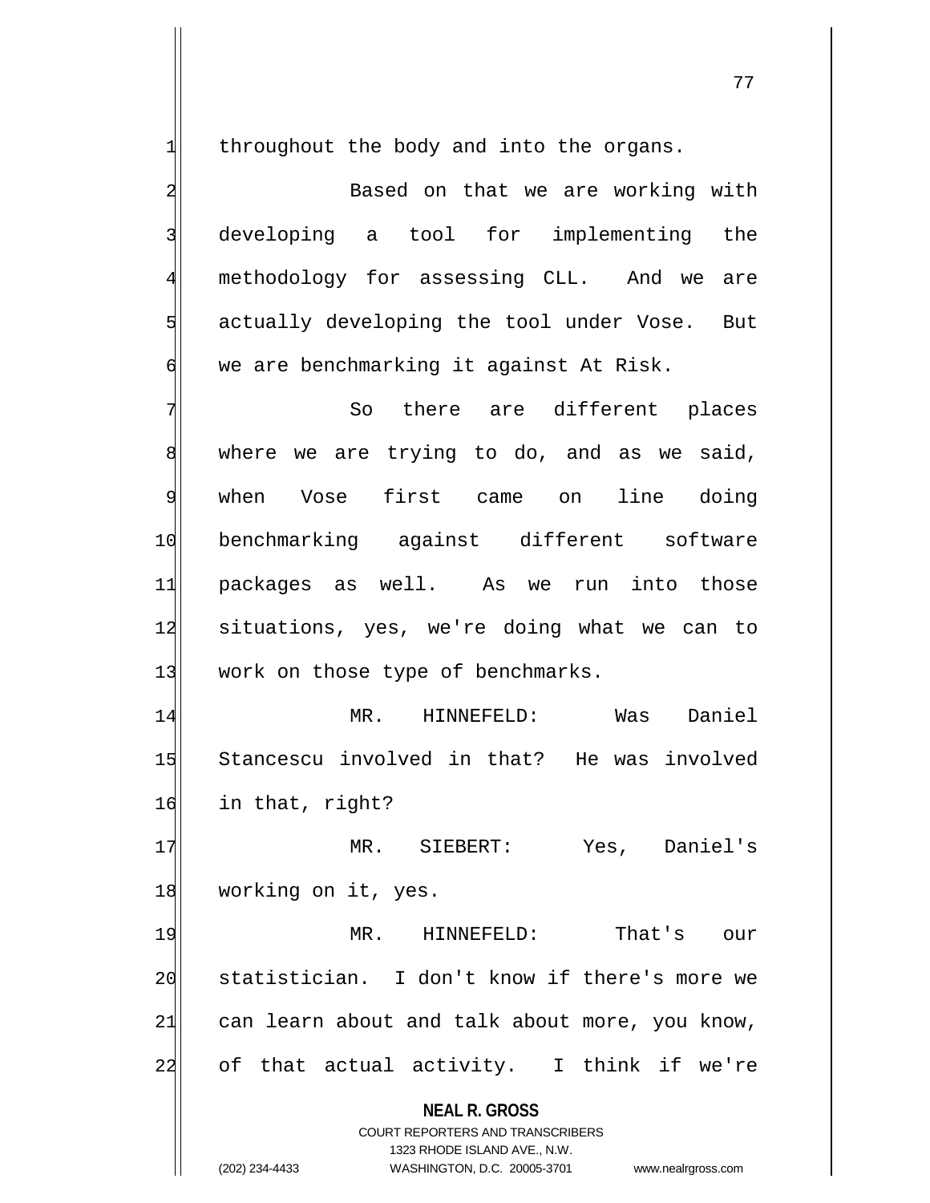throughout the body and into the organs.

Based on that we are working with developing a tool for implementing the methodology for assessing CLL. And we are actually developing the tool under Vose. But we are benchmarking it against At Risk.

So there are different places where we are trying to do, and as we said, when Vose first came on line doing benchmarking against different software packages as well. As we run into those situations, yes, we're doing what we can to work on those type of benchmarks.

MR. HINNEFELD: Was Daniel Stancescu involved in that? He was involved in that, right?

MR. SIEBERT: Yes, Daniel's working on it, yes.

MR. HINNEFELD: That's our statistician. I don't know if there's more we can learn about and talk about more, you know, of that actual activity. I think if we're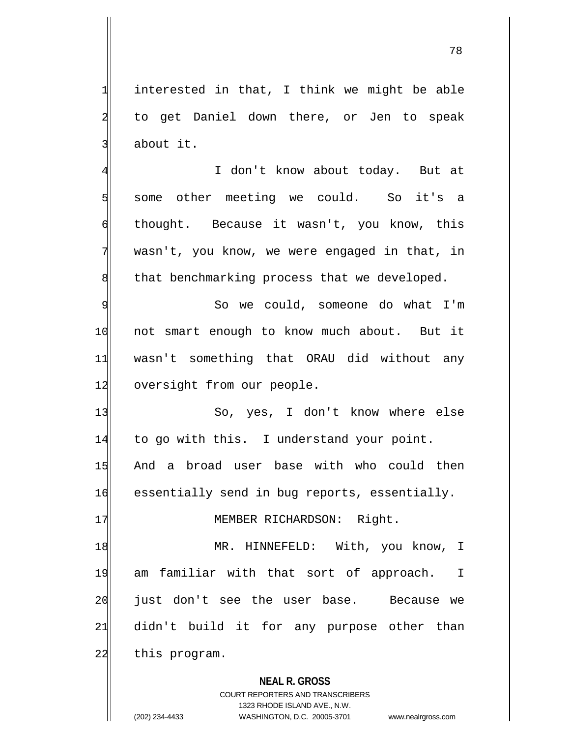interested in that, I think we might be able to get Daniel down there, or Jen to speak about it.

I don't know about today. But at some other meeting we could. So it's a thought. Because it wasn't, you know, this wasn't, you know, we were engaged in that, in that benchmarking process that we developed.

So we could, someone do what I'm not smart enough to know much about. But it wasn't something that ORAU did without any oversight from our people.

So, yes, I don't know where else to go with this. I understand your point. And a broad user base with who could then essentially send in bug reports, essentially.

MEMBER RICHARDSON: Right.

MR. HINNEFELD: With, you know, I am familiar with that sort of approach. I just don't see the user base. Because we didn't build it for any purpose other than this program.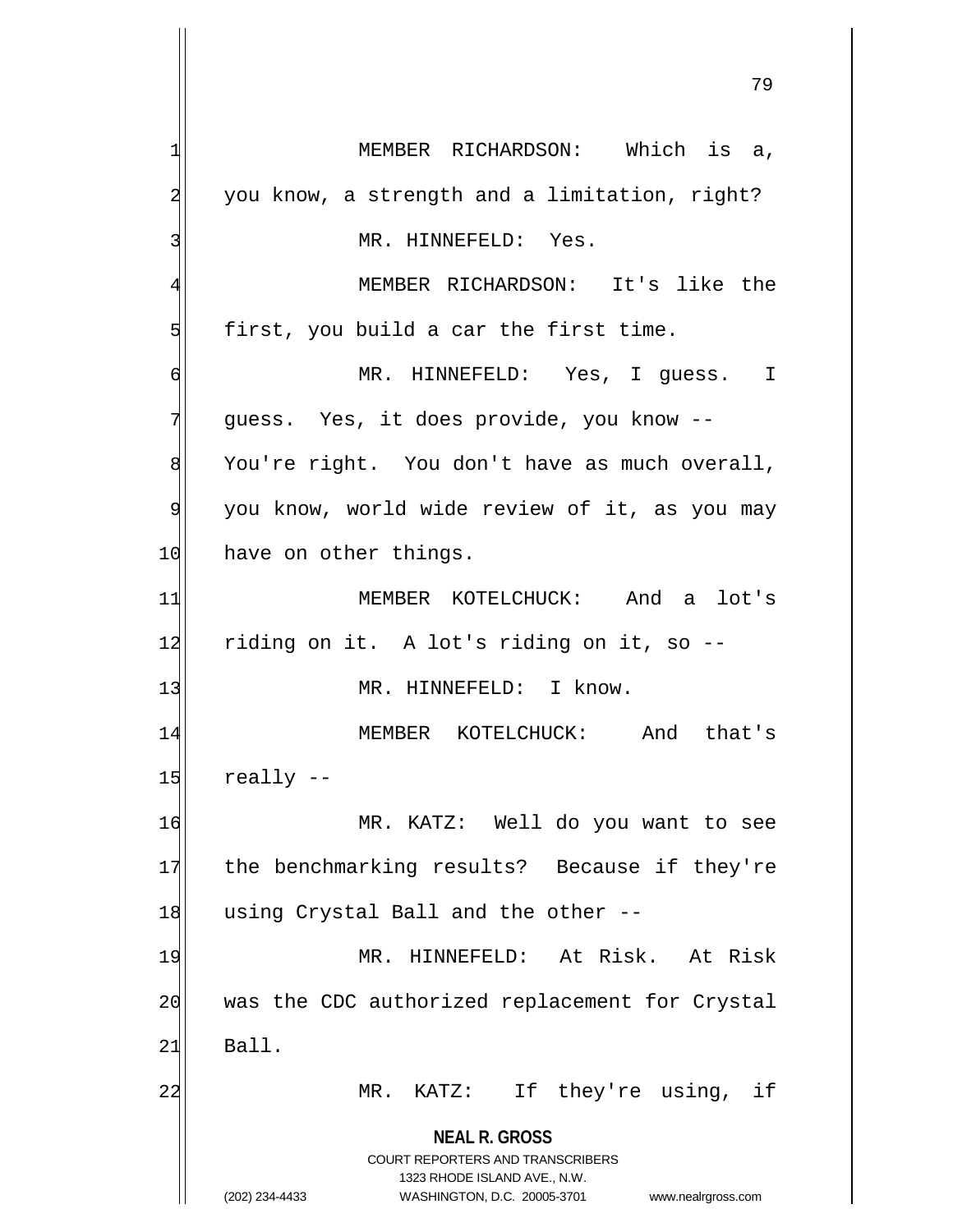MEMBER RICHARDSON: Which is a, you know, a strength and a limitation, right?

MR. HINNEFELD: Yes.

MEMBER RICHARDSON: It's like the first, you build a car the first time.

MR. HINNEFELD: Yes, I guess. I guess. Yes, it does provide, you know -- You're right. You don't have as much overall, you know, world wide review of it, as you may have on other things.

MEMBER KOTELCHUCK: And a lot's riding on it. A lot's riding on it, so --

MR. HINNEFELD: I know.

MEMBER KOTELCHUCK: And that's really --

MR. KATZ: Well do you want to see the benchmarking results? Because if they're using Crystal Ball and the other --

MR. HINNEFELD: At Risk. At Risk was the CDC authorized replacement for Crystal Ball.

MR. KATZ: If they're using, if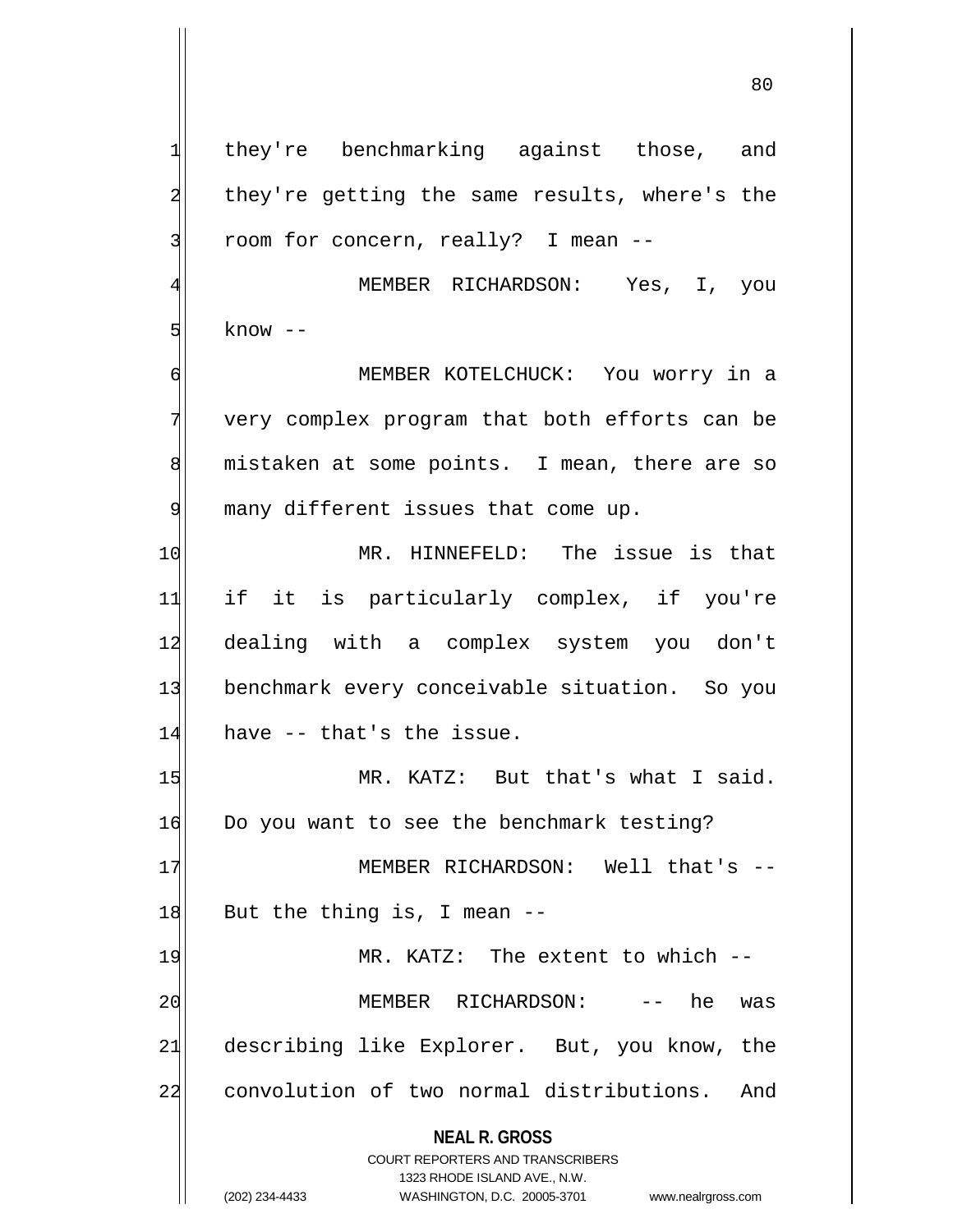they're benchmarking against those, and they're getting the same results, where's the room for concern, really? I mean --

MEMBER RICHARDSON: Yes, I, you know --

MEMBER KOTELCHUCK: You worry in a very complex program that both efforts can be mistaken at some points. I mean, there are so many different issues that come up.

MR. HINNEFELD: The issue is that if it is particularly complex, if you're dealing with a complex system you don't benchmark every conceivable situation. So you have -- that's the issue.

MR. KATZ: But that's what I said. Do you want to see the benchmark testing?

MEMBER RICHARDSON: Well that's -- But the thing is, I mean --

MR. KATZ: The extent to which --

MEMBER RICHARDSON: -- he was describing like Explorer. But, you know, the convolution of two normal distributions. And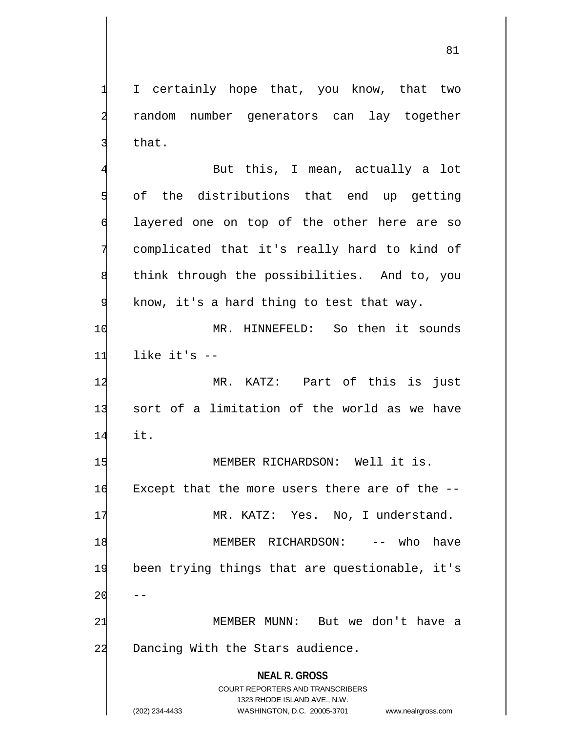I certainly hope that, you know, that two random number generators can lay together that.

But this, I mean, actually a lot of the distributions that end up getting layered one on top of the other here are so complicated that it's really hard to kind of think through the possibilities. And to, you know, it's a hard thing to test that way.

MR. HINNEFELD: So then it sounds like it's --

MR. KATZ: Part of this is just sort of a limitation of the world as we have it.

MEMBER RICHARDSON: Well it is. Except that the more users there are of the --

MR. KATZ: Yes. No, I understand.

MEMBER RICHARDSON: -- who have been trying things that are questionable, it's --

MEMBER MUNN: But we don't have a Dancing With the Stars audience.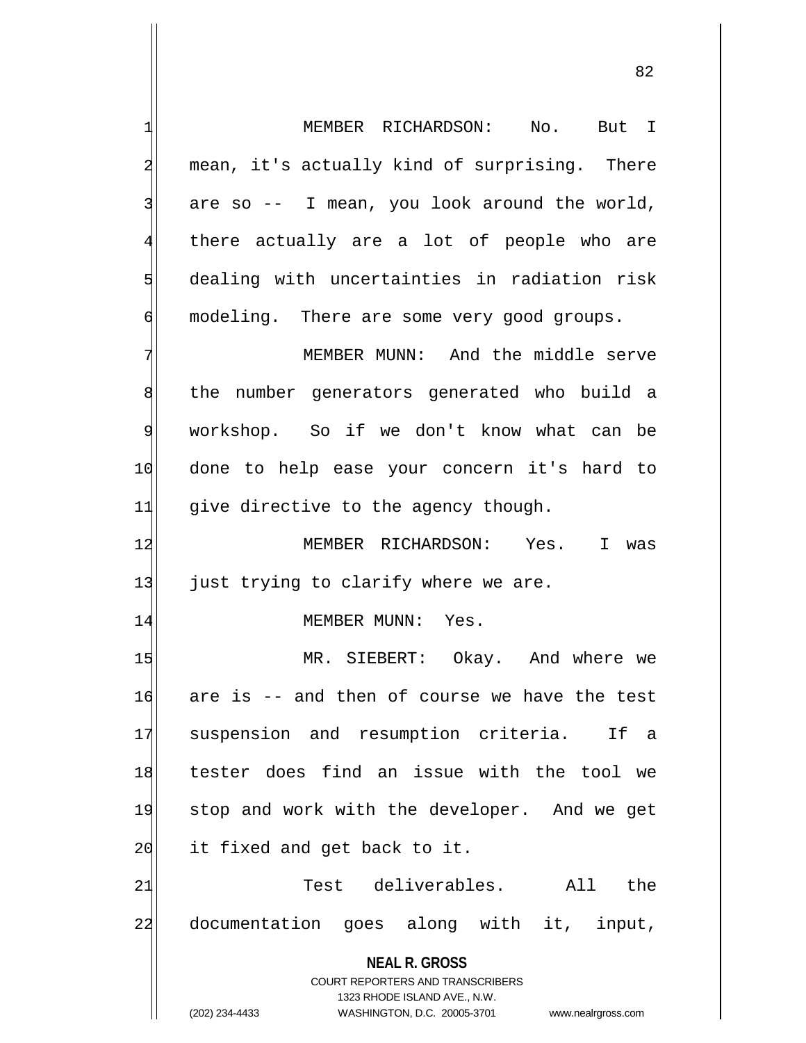MEMBER RICHARDSON: No. But I mean, it's actually kind of surprising. There are so -- I mean, you look around the world, there actually are a lot of people who are dealing with uncertainties in radiation risk modeling. There are some very good groups.

MEMBER MUNN: And the middle serve the number generators generated who build a workshop. So if we don't know what can be done to help ease your concern it's hard to give directive to the agency though.

MEMBER RICHARDSON: Yes. I was just trying to clarify where we are.

MEMBER MUNN: Yes.

MR. SIEBERT: Okay. And where we are is -- and then of course we have the test suspension and resumption criteria. If a tester does find an issue with the tool we stop and work with the developer. And we get it fixed and get back to it.

Test deliverables. All the documentation goes along with it, input,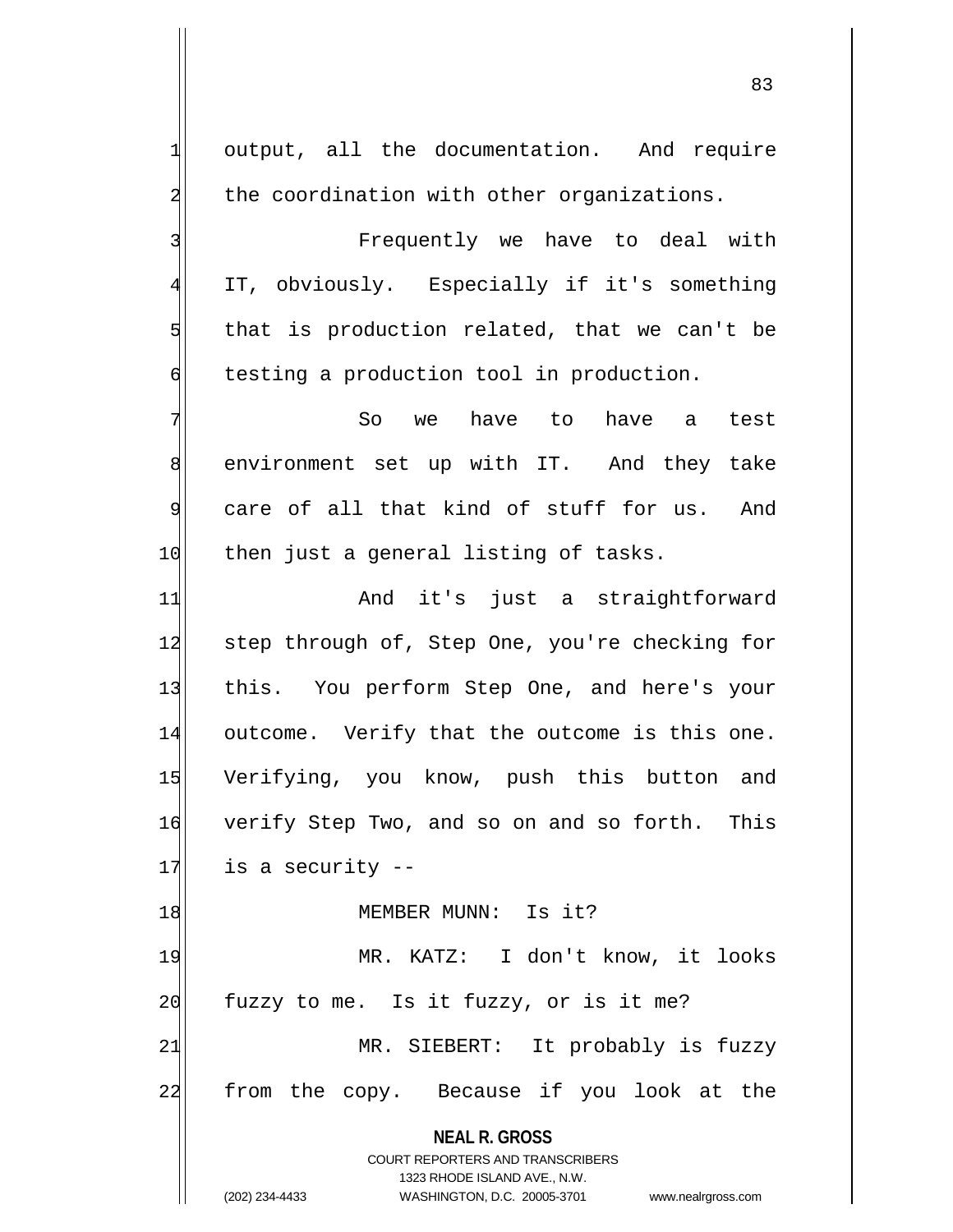output, all the documentation. And require the coordination with other organizations.

Frequently we have to deal with IT, obviously. Especially if it's something that is production related, that we can't be testing a production tool in production.

So we have to have a test environment set up with IT. And they take care of all that kind of stuff for us. And then just a general listing of tasks.

And it's just a straightforward step through of, Step One, you're checking for this. You perform Step One, and here's your outcome. Verify that the outcome is this one. Verifying, you know, push this button and verify Step Two, and so on and so forth. This is a security --

MEMBER MUNN: Is it?

MR. KATZ: I don't know, it looks fuzzy to me. Is it fuzzy, or is it me?

MR. SIEBERT: It probably is fuzzy from the copy. Because if you look at the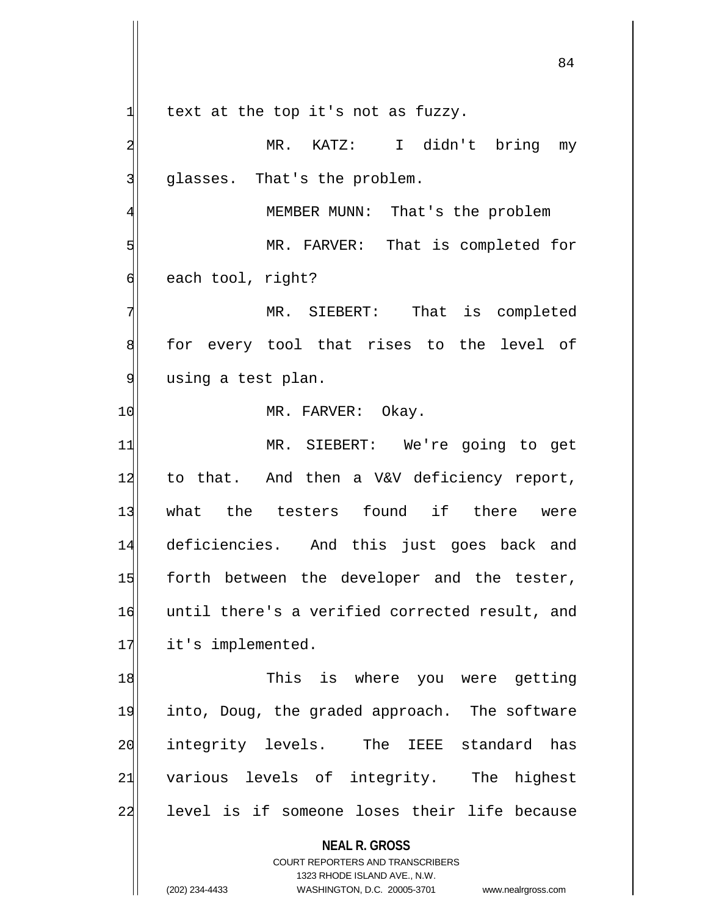text at the top it's not as fuzzy.

MR. KATZ: I didn't bring my glasses. That's the problem.

MEMBER MUNN: That's the problem

MR. FARVER: That is completed for each tool, right?

MR. SIEBERT: That is completed for every tool that rises to the level of using a test plan.

MR. FARVER: Okay.

MR. SIEBERT: We're going to get to that. And then a V&V deficiency report, what the testers found if there were deficiencies. And this just goes back and forth between the developer and the tester, until there's a verified corrected result, and it's implemented.

This is where you were getting into, Doug, the graded approach. The software integrity levels. The IEEE standard has various levels of integrity. The highest level is if someone loses their life because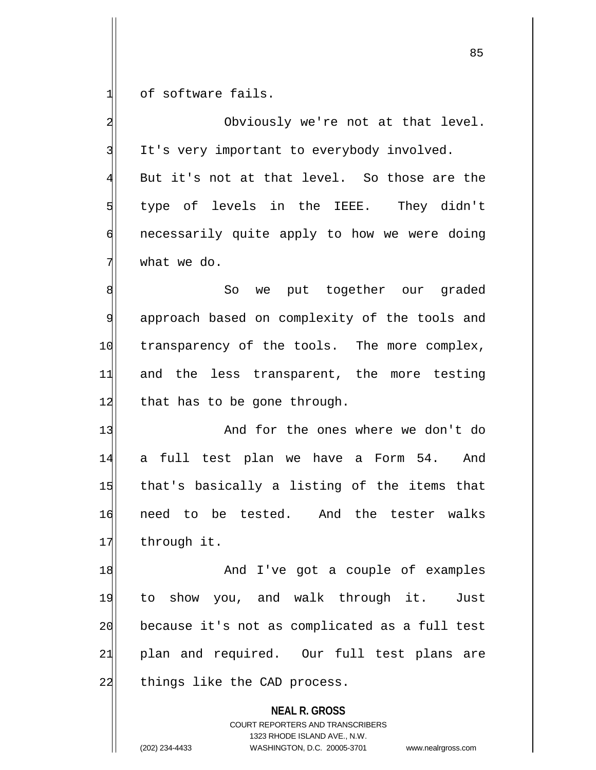of software fails.

Obviously we're not at that level. It's very important to everybody involved. But it's not at that level. So those are the type of levels in the IEEE. They didn't necessarily quite apply to how we were doing what we do.

So we put together our graded approach based on complexity of the tools and transparency of the tools. The more complex, and the less transparent, the more testing that has to be gone through.

And for the ones where we don't do a full test plan we have a Form 54. And that's basically a listing of the items that need to be tested. And the tester walks through it.

And I've got a couple of examples to show you, and walk through it. Just because it's not as complicated as a full test plan and required. Our full test plans are things like the CAD process.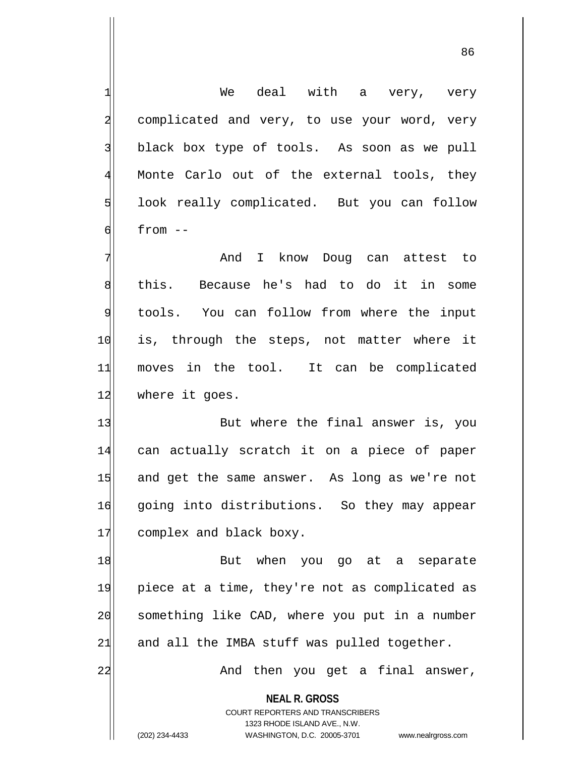We deal with a very, very complicated and very, to use your word, very black box type of tools. As soon as we pull Monte Carlo out of the external tools, they look really complicated. But you can follow from --

And I know Doug can attest to this. Because he's had to do it in some tools. You can follow from where the input is, through the steps, not matter where it moves in the tool. It can be complicated where it goes.

But where the final answer is, you can actually scratch it on a piece of paper and get the same answer. As long as we're not going into distributions. So they may appear complex and black boxy.

But when you go at a separate piece at a time, they're not as complicated as something like CAD, where you put in a number and all the IMBA stuff was pulled together.

And then you get a final answer,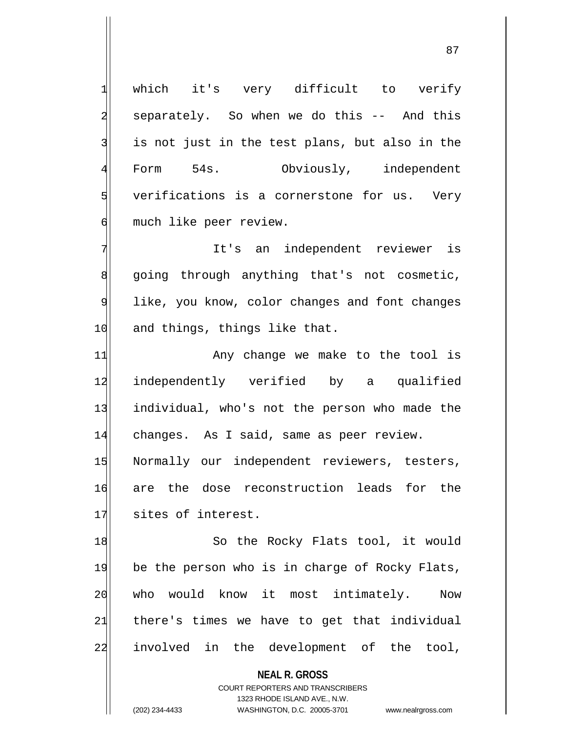which it's very difficult to verify separately. So when we do this -- And this is not just in the test plans, but also in the Form 54s. Obviously, independent verifications is a cornerstone for us. Very much like peer review.

It's an independent reviewer is going through anything that's not cosmetic, like, you know, color changes and font changes and things, things like that.

Any change we make to the tool is independently verified by a qualified individual, who's not the person who made the changes. As I said, same as peer review. Normally our independent reviewers, testers, are the dose reconstruction leads for the sites of interest.

So the Rocky Flats tool, it would be the person who is in charge of Rocky Flats, who would know it most intimately. Now there's times we have to get that individual involved in the development of the tool,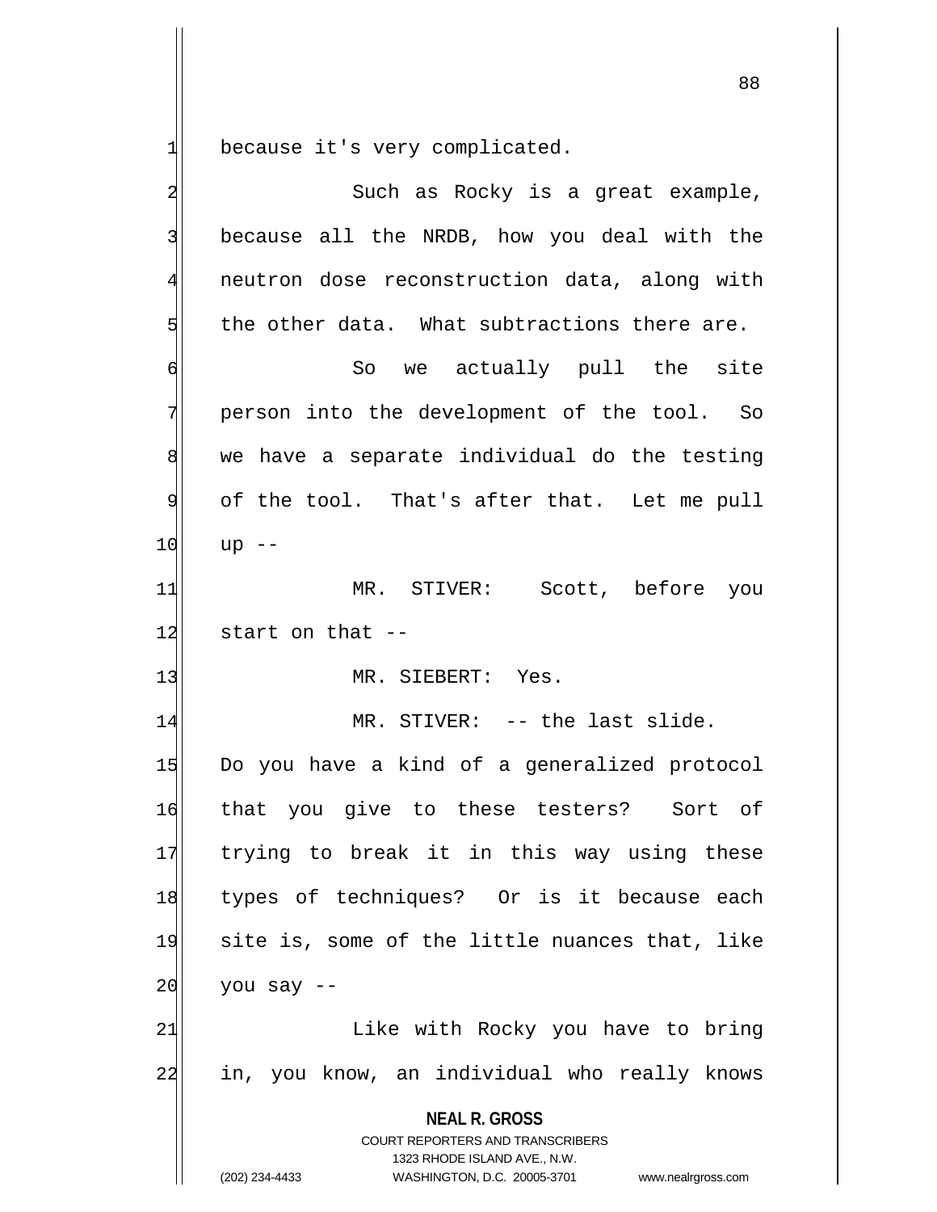because it's very complicated.

Such as Rocky is a great example, because all the NRDB, how you deal with the neutron dose reconstruction data, along with the other data. What subtractions there are.

So we actually pull the site person into the development of the tool. So we have a separate individual do the testing of the tool. That's after that. Let me pull up --

MR. STIVER: Scott, before you start on that --

MR. SIEBERT: Yes.

MR. STIVER: -- the last slide. Do you have a kind of a generalized protocol that you give to these testers? Sort of trying to break it in this way using these types of techniques? Or is it because each site is, some of the little nuances that, like you say --

Like with Rocky you have to bring in, you know, an individual who really knows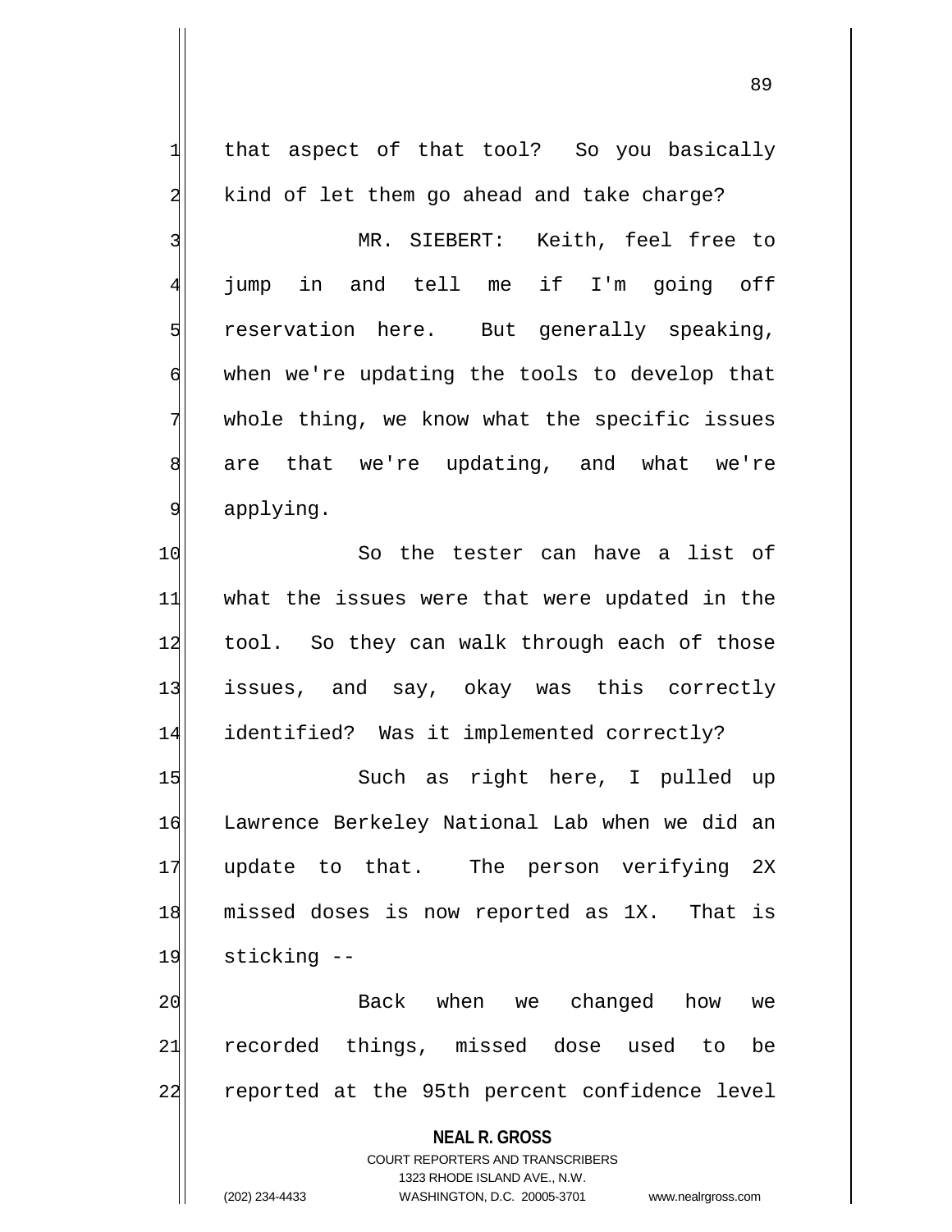that aspect of that tool? So you basically kind of let them go ahead and take charge?

MR. SIEBERT: Keith, feel free to jump in and tell me if I'm going off reservation here. But generally speaking, when we're updating the tools to develop that whole thing, we know what the specific issues are that we're updating, and what we're applying.

So the tester can have a list of what the issues were that were updated in the tool. So they can walk through each of those issues, and say, okay was this correctly identified? Was it implemented correctly?

Such as right here, I pulled up Lawrence Berkeley National Lab when we did an update to that. The person verifying 2X missed doses is now reported as 1X. That is sticking --

Back when we changed how we recorded things, missed dose used to be reported at the 95th percent confidence level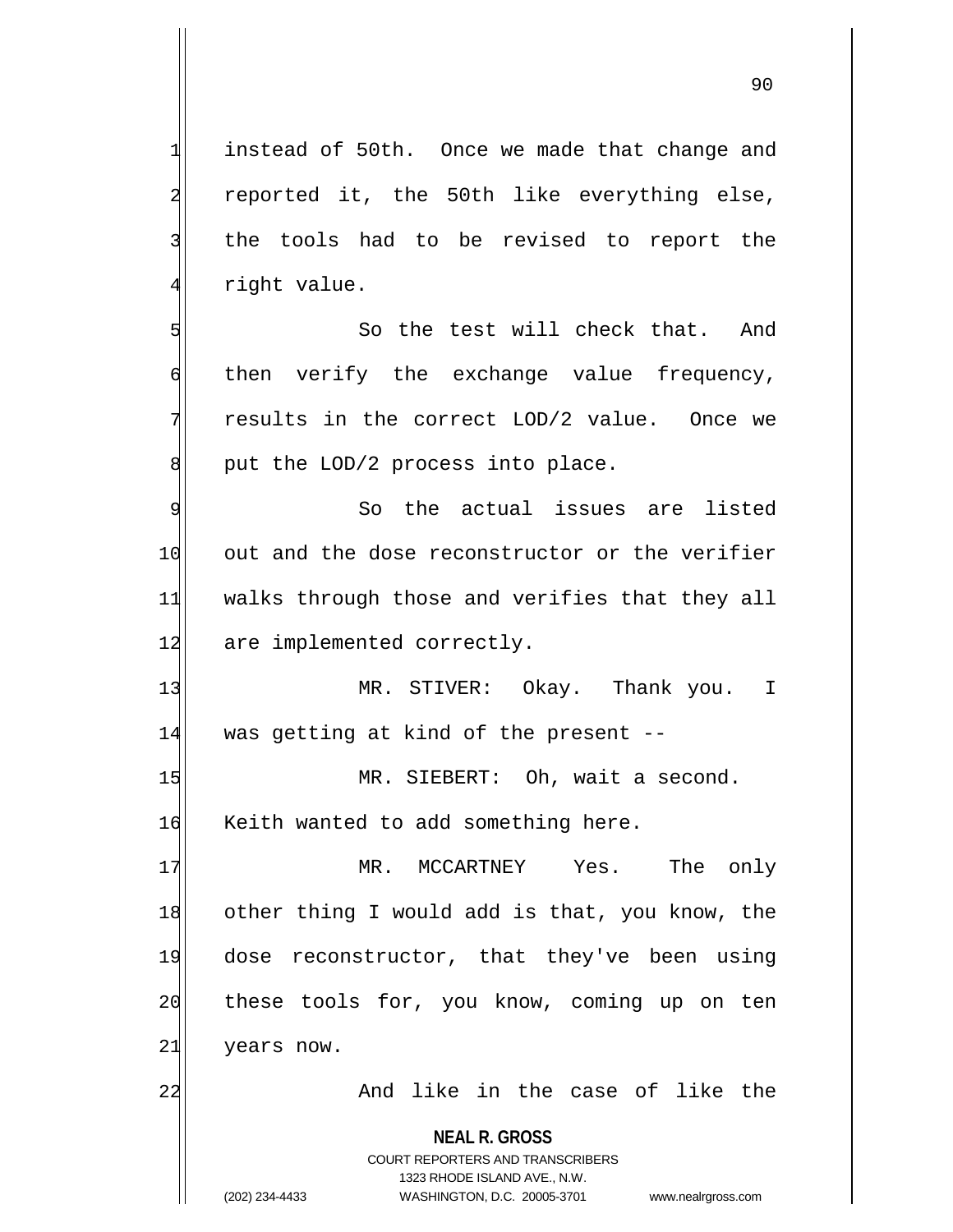instead of 50th. Once we made that change and reported it, the 50th like everything else, the tools had to be revised to report the right value.

So the test will check that. And then verify the exchange value frequency, results in the correct LOD/2 value. Once we put the LOD/2 process into place.

So the actual issues are listed out and the dose reconstructor or the verifier walks through those and verifies that they all are implemented correctly.

MR. STIVER: Okay. Thank you. I was getting at kind of the present --

MR. SIEBERT: Oh, wait a second. Keith wanted to add something here.

MR. MCCARTNEY Yes. The only other thing I would add is that, you know, the dose reconstructor, that they've been using these tools for, you know, coming up on ten years now.

And like in the case of like the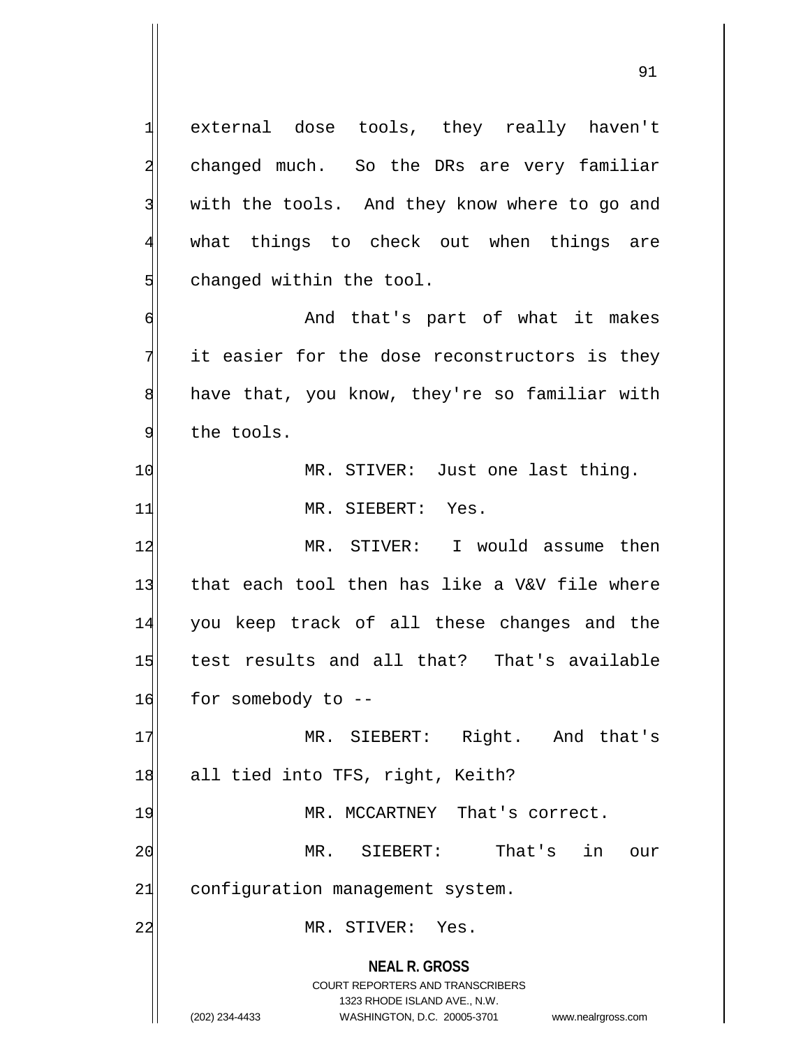external dose tools, they really haven't changed much. So the DRs are very familiar with the tools. And they know where to go and what things to check out when things are changed within the tool.

And that's part of what it makes it easier for the dose reconstructors is they have that, you know, they're so familiar with the tools.

MR. STIVER: Just one last thing.

MR. SIEBERT: Yes.

MR. STIVER: I would assume then that each tool then has like a V&V file where you keep track of all these changes and the test results and all that? That's available for somebody to --

MR. SIEBERT: Right. And that's all tied into TFS, right, Keith?

MR. MCCARTNEY That's correct.

MR. SIEBERT: That's in our configuration management system.

MR. STIVER: Yes.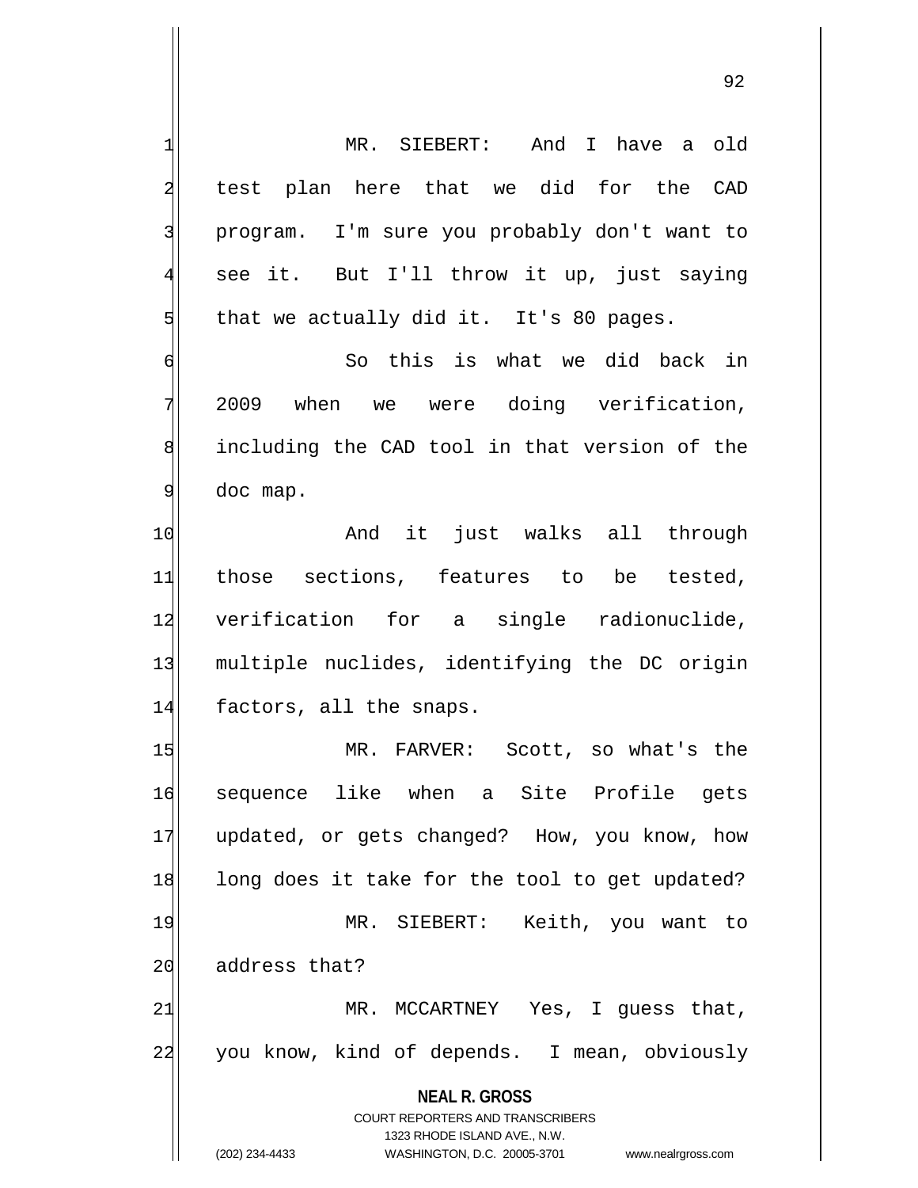MR. SIEBERT: And I have a old test plan here that we did for the CAD program. I'm sure you probably don't want to see it. But I'll throw it up, just saying that we actually did it. It's 80 pages.

So this is what we did back in 2009 when we were doing verification, including the CAD tool in that version of the doc map.

And it just walks all through those sections, features to be tested, verification for a single radionuclide, multiple nuclides, identifying the DC origin factors, all the snaps.

MR. FARVER: Scott, so what's the sequence like when a Site Profile gets updated, or gets changed? How, you know, how long does it take for the tool to get updated?

MR. SIEBERT: Keith, you want to address that?

MR. MCCARTNEY Yes, I guess that, you know, kind of depends. I mean, obviously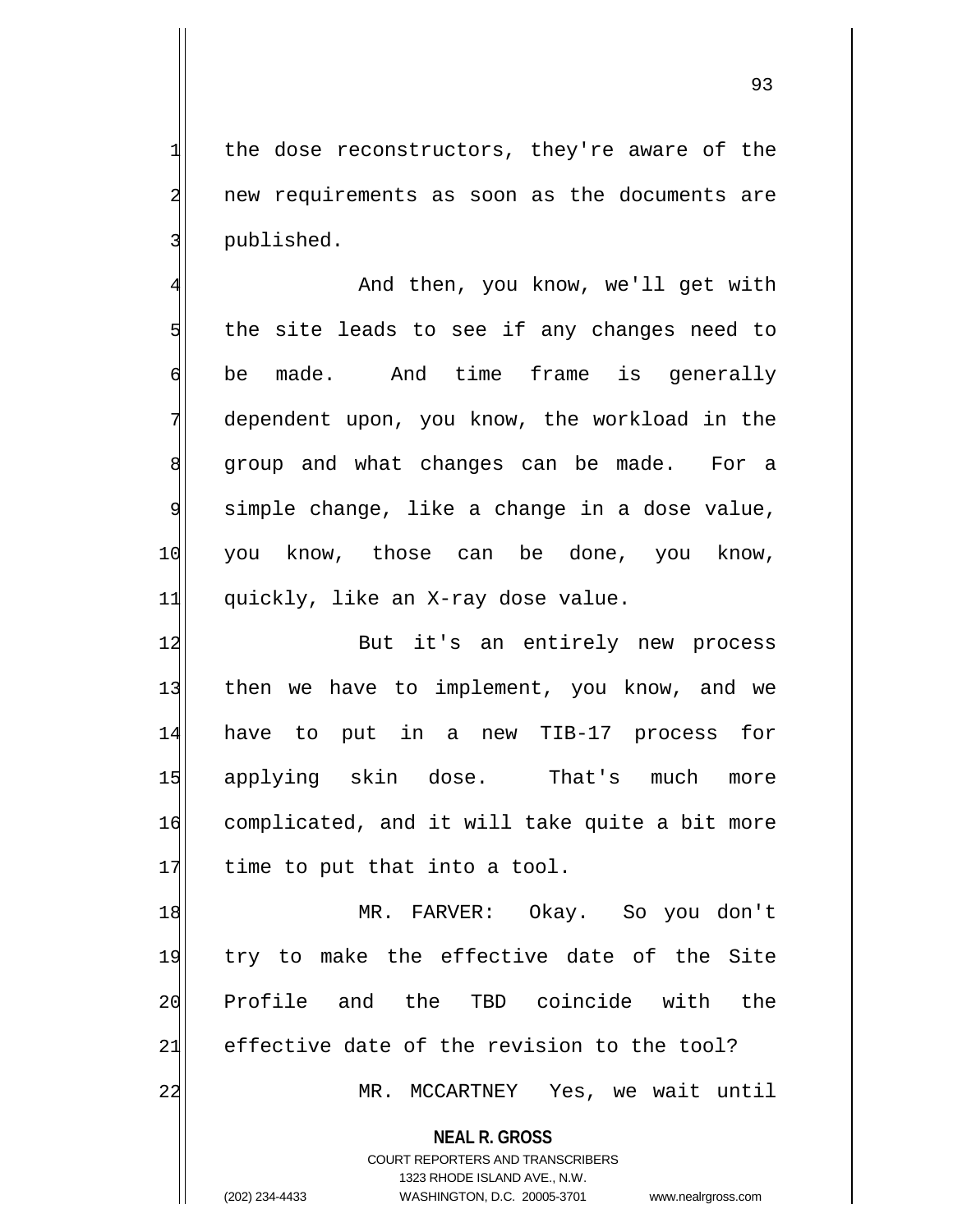the dose reconstructors, they're aware of the new requirements as soon as the documents are published.

And then, you know, we'll get with the site leads to see if any changes need to be made. And time frame is generally dependent upon, you know, the workload in the group and what changes can be made. For a simple change, like a change in a dose value, you know, those can be done, you know, quickly, like an X-ray dose value.

But it's an entirely new process then we have to implement, you know, and we have to put in a new TIB-17 process for applying skin dose. That's much more complicated, and it will take quite a bit more time to put that into a tool.

MR. FARVER: Okay. So you don't try to make the effective date of the Site Profile and the TBD coincide with the effective date of the revision to the tool?

MR. MCCARTNEY Yes, we wait until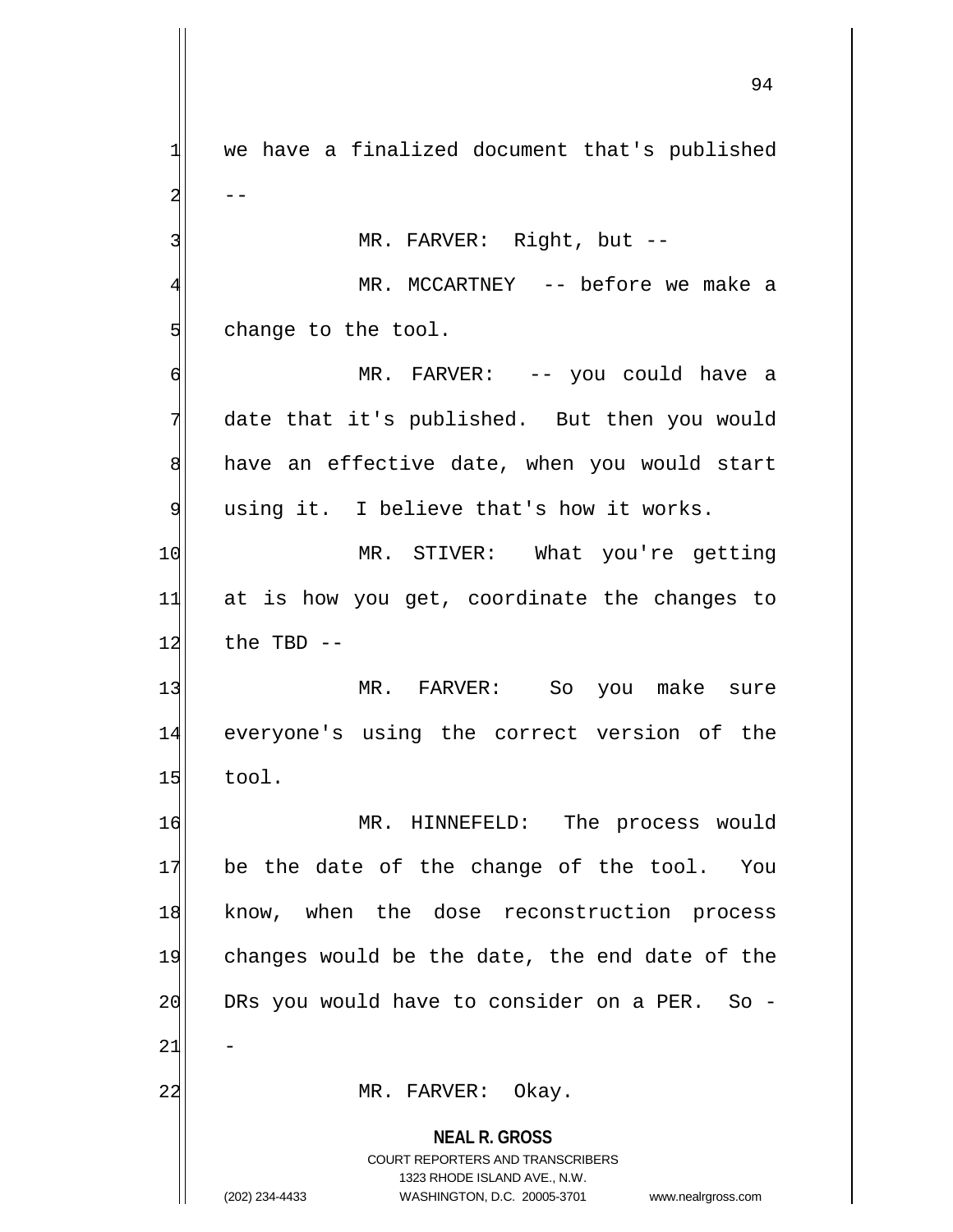we have a finalized document that's published --

MR. FARVER: Right, but --

MR. MCCARTNEY -- before we make a change to the tool.

MR. FARVER: -- you could have a date that it's published. But then you would have an effective date, when you would start using it. I believe that's how it works.

MR. STIVER: What you're getting at is how you get, coordinate the changes to the TBD --

MR. FARVER: So you make sure everyone's using the correct version of the tool.

MR. HINNEFELD: The process would be the date of the change of the tool. You know, when the dose reconstruction process changes would be the date, the end date of the DRs you would have to consider on a PER. So --

MR. FARVER: Okay.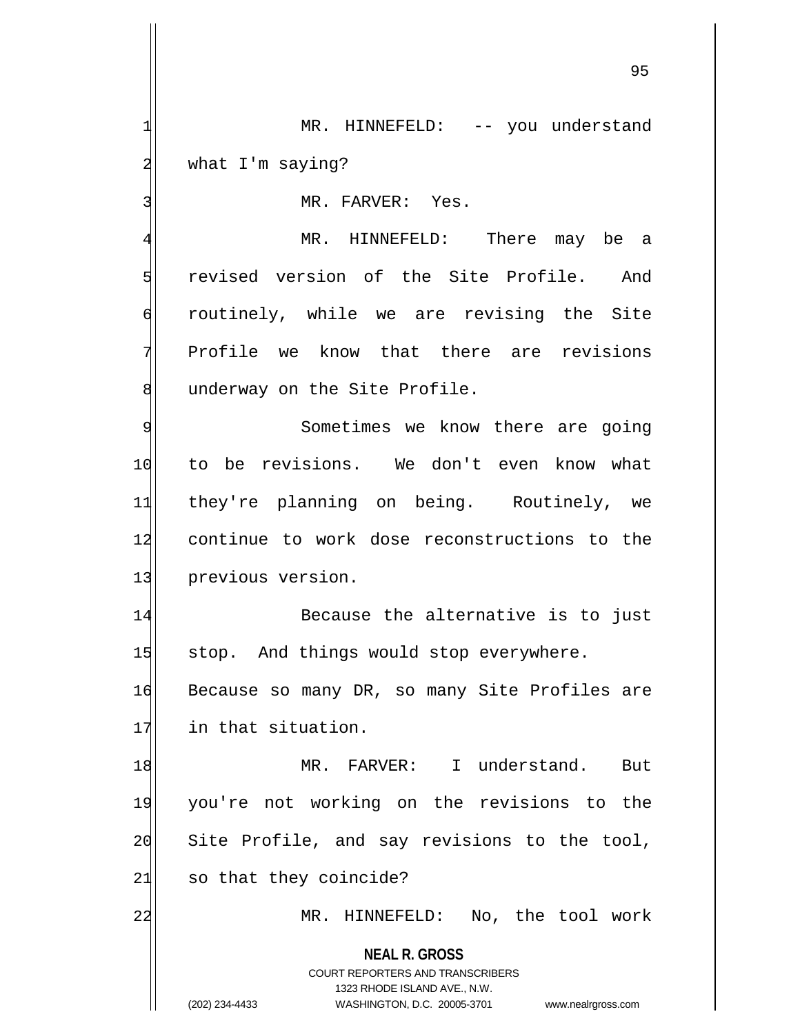MR. HINNEFELD: -- you understand what I'm saying?

MR. FARVER: Yes.

MR. HINNEFELD: There may be a revised version of the Site Profile. And routinely, while we are revising the Site Profile we know that there are revisions underway on the Site Profile.

Sometimes we know there are going to be revisions. We don't even know what they're planning on being. Routinely, we continue to work dose reconstructions to the previous version.

Because the alternative is to just stop. And things would stop everywhere. Because so many DR, so many Site Profiles are in that situation.

MR. FARVER: I understand. But you're not working on the revisions to the Site Profile, and say revisions to the tool, so that they coincide?

MR. HINNEFELD: No, the tool work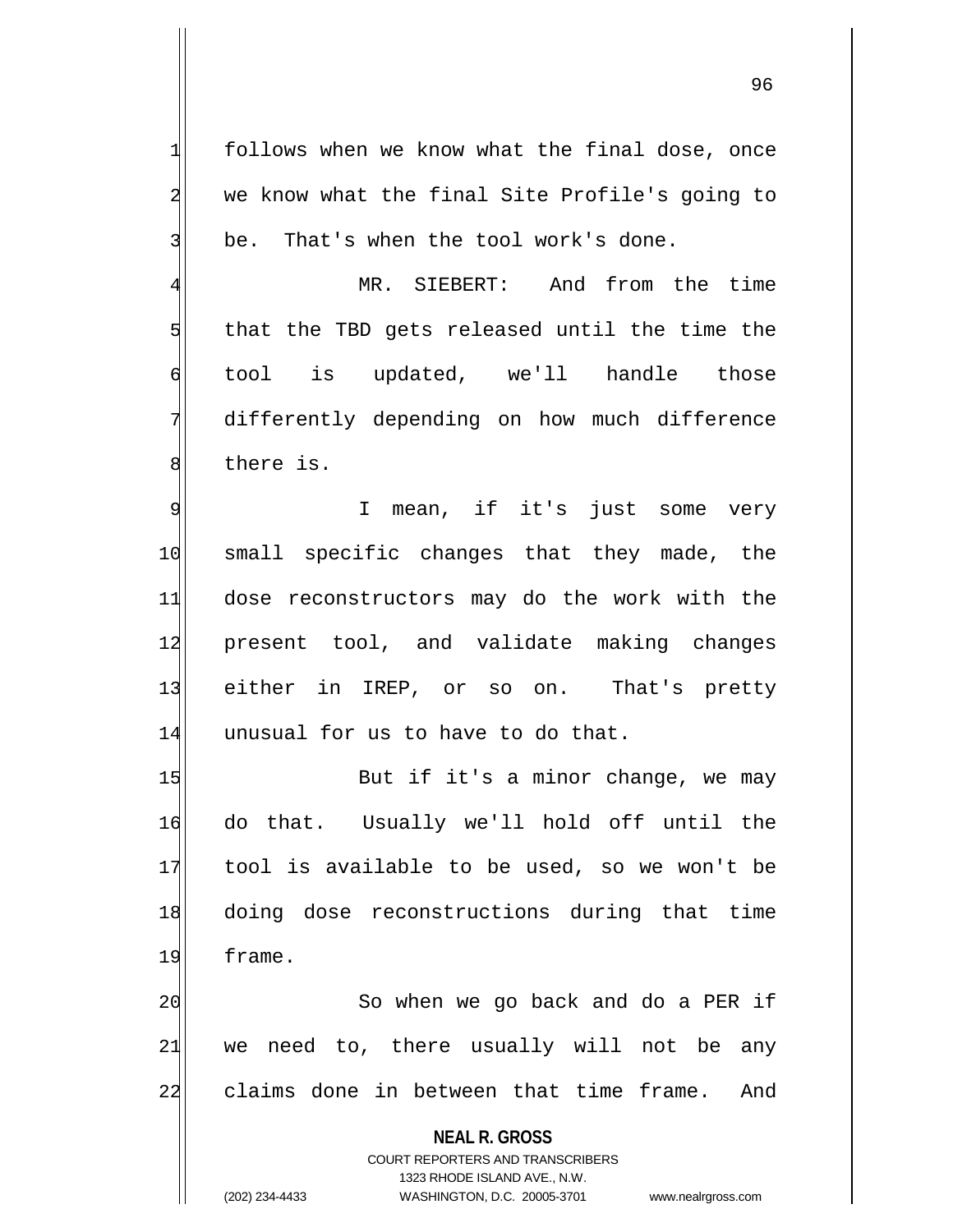follows when we know what the final dose, once we know what the final Site Profile's going to be. That's when the tool work's done.

MR. SIEBERT: And from the time that the TBD gets released until the time the tool is updated, we'll handle those differently depending on how much difference there is.

I mean, if it's just some very small specific changes that they made, the dose reconstructors may do the work with the present tool, and validate making changes either in IREP, or so on. That's pretty unusual for us to have to do that.

But if it's a minor change, we may do that. Usually we'll hold off until the tool is available to be used, so we won't be doing dose reconstructions during that time frame.

So when we go back and do a PER if we need to, there usually will not be any claims done in between that time frame. And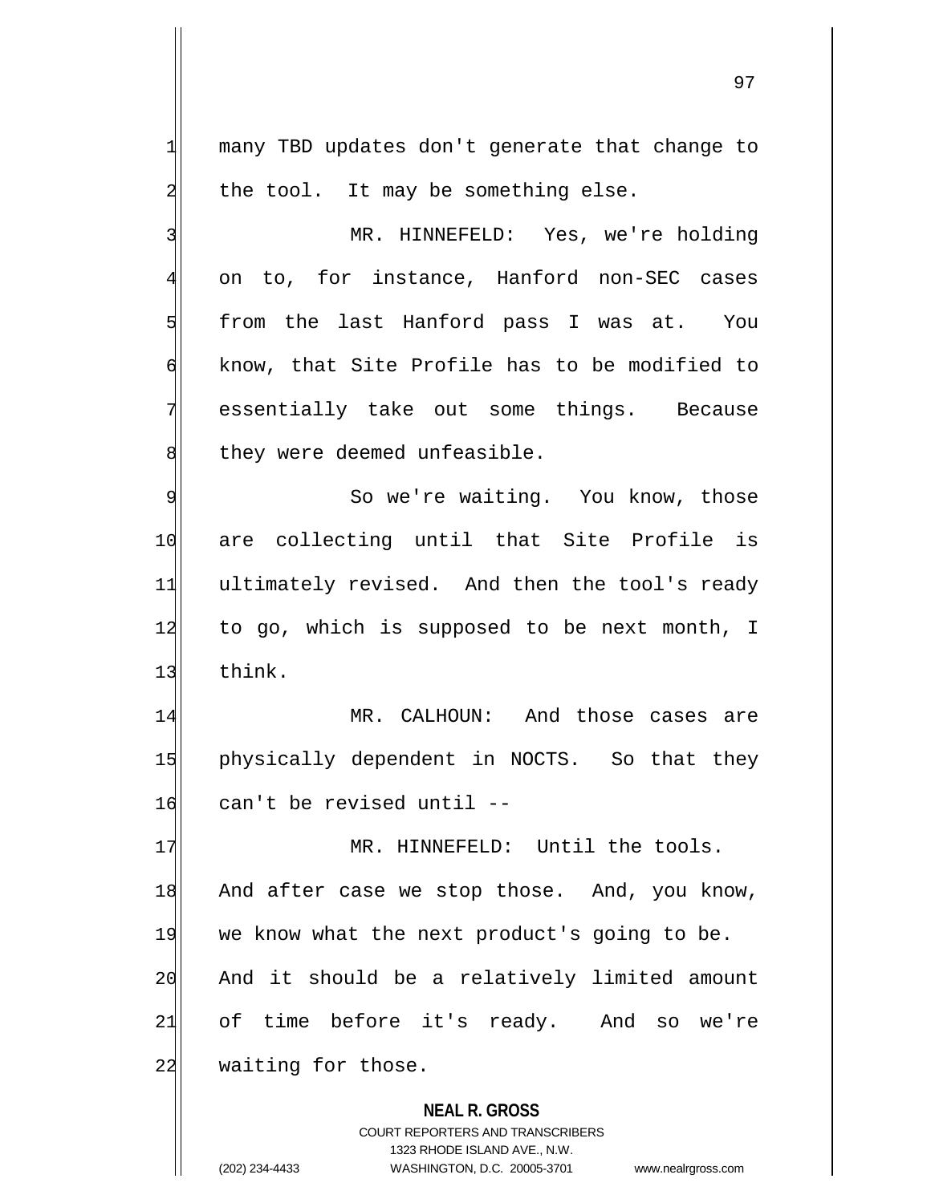many TBD updates don't generate that change to the tool. It may be something else.

MR. HINNEFELD: Yes, we're holding on to, for instance, Hanford non-SEC cases from the last Hanford pass I was at. You know, that Site Profile has to be modified to essentially take out some things. Because they were deemed unfeasible.

So we're waiting. You know, those are collecting until that Site Profile is ultimately revised. And then the tool's ready to go, which is supposed to be next month, I think.

MR. CALHOUN: And those cases are physically dependent in NOCTS. So that they can't be revised until --

MR. HINNEFELD: Until the tools. And after case we stop those. And, you know, we know what the next product's going to be. And it should be a relatively limited amount of time before it's ready. And so we're waiting for those.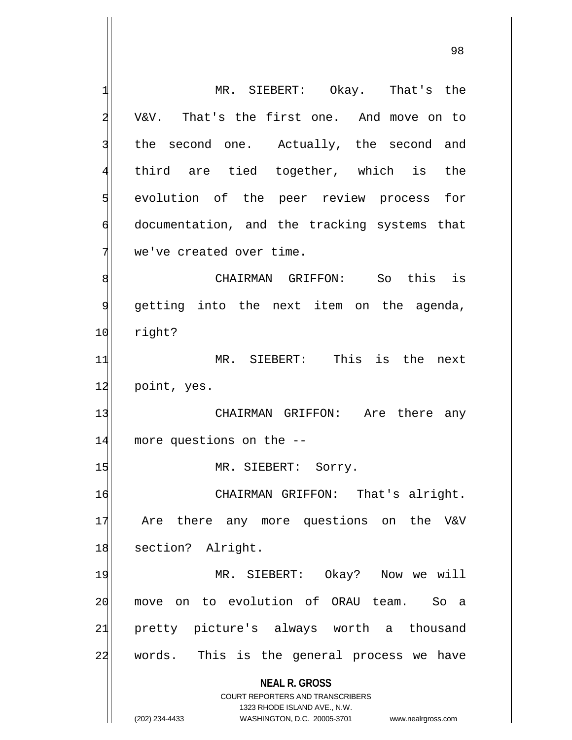MR. SIEBERT: Okay. That's the V&V. That's the first one. And move on to the second one. Actually, the second and third are tied together, which is the evolution of the peer review process for documentation, and the tracking systems that we've created over time.

CHAIRMAN GRIFFON: So this is getting into the next item on the agenda, right?

MR. SIEBERT: This is the next point, yes.

CHAIRMAN GRIFFON: Are there any more questions on the --

MR. SIEBERT: Sorry.

CHAIRMAN GRIFFON: That's alright. Are there any more questions on the V&V section? Alright.

MR. SIEBERT: Okay? Now we will move on to evolution of ORAU team. So a pretty picture's always worth a thousand words. This is the general process we have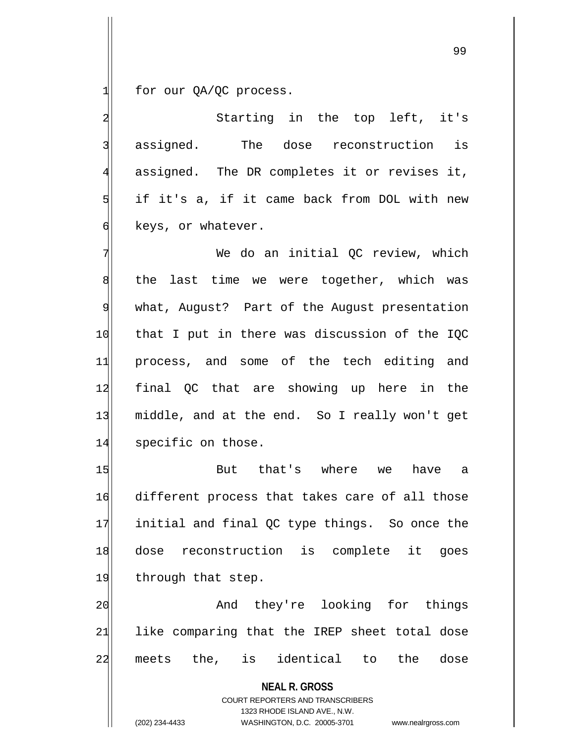for our QA/QC process.

Starting in the top left, it's assigned. The dose reconstruction is assigned. The DR completes it or revises it, if it's a, if it came back from DOL with new keys, or whatever.

We do an initial QC review, which the last time we were together, which was what, August? Part of the August presentation that I put in there was discussion of the IQC process, and some of the tech editing and final QC that are showing up here in the middle, and at the end. So I really won't get specific on those.

But that's where we have a different process that takes care of all those initial and final QC type things. So once the dose reconstruction is complete it goes through that step.

And they're looking for things like comparing that the IREP sheet total dose meets the, is identical to the dose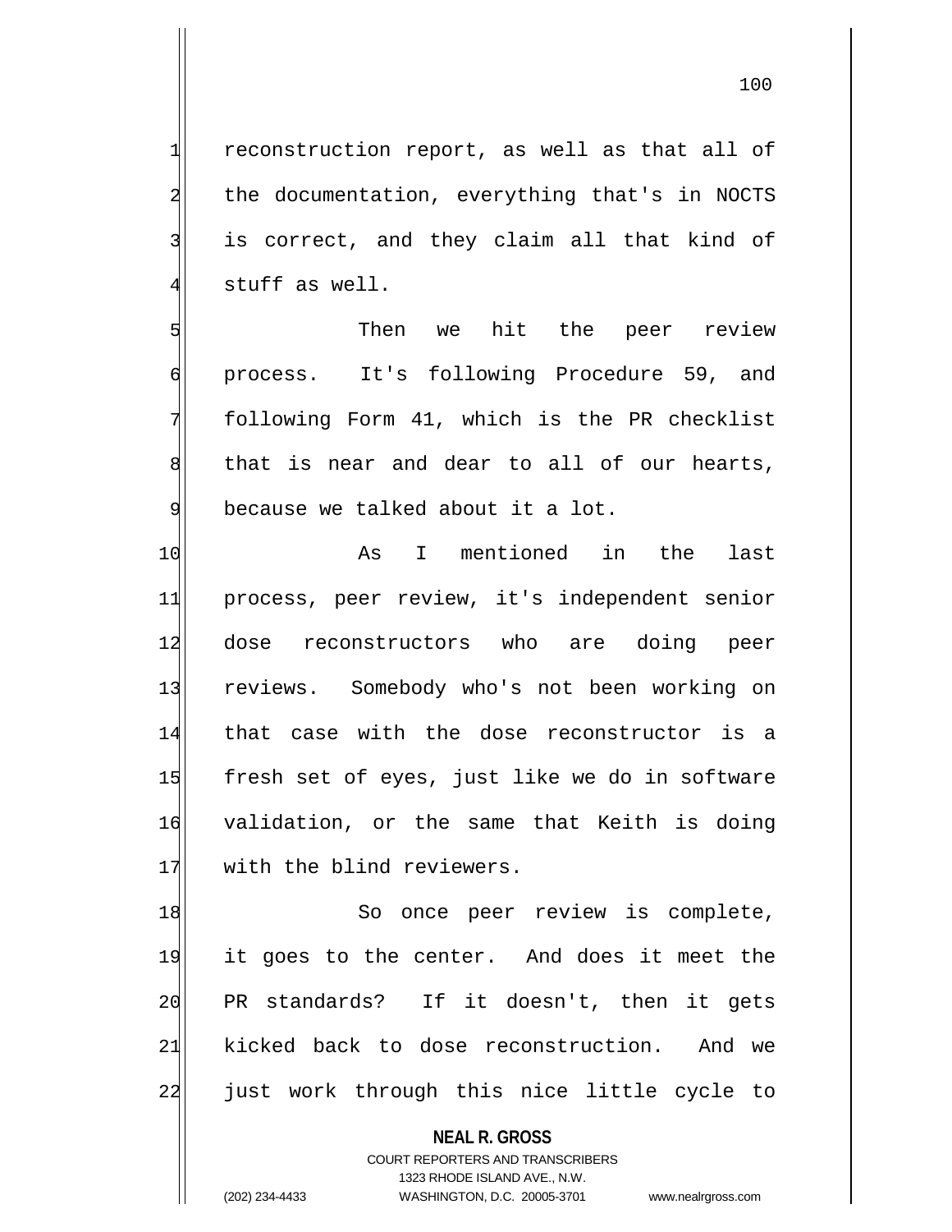reconstruction report, as well as that all of the documentation, everything that's in NOCTS is correct, and they claim all that kind of stuff as well.

Then we hit the peer review process. It's following Procedure 59, and following Form 41, which is the PR checklist that is near and dear to all of our hearts, because we talked about it a lot.

As I mentioned in the last process, peer review, it's independent senior dose reconstructors who are doing peer reviews. Somebody who's not been working on that case with the dose reconstructor is a fresh set of eyes, just like we do in software validation, or the same that Keith is doing with the blind reviewers.

So once peer review is complete, it goes to the center. And does it meet the PR standards? If it doesn't, then it gets kicked back to dose reconstruction. And we just work through this nice little cycle to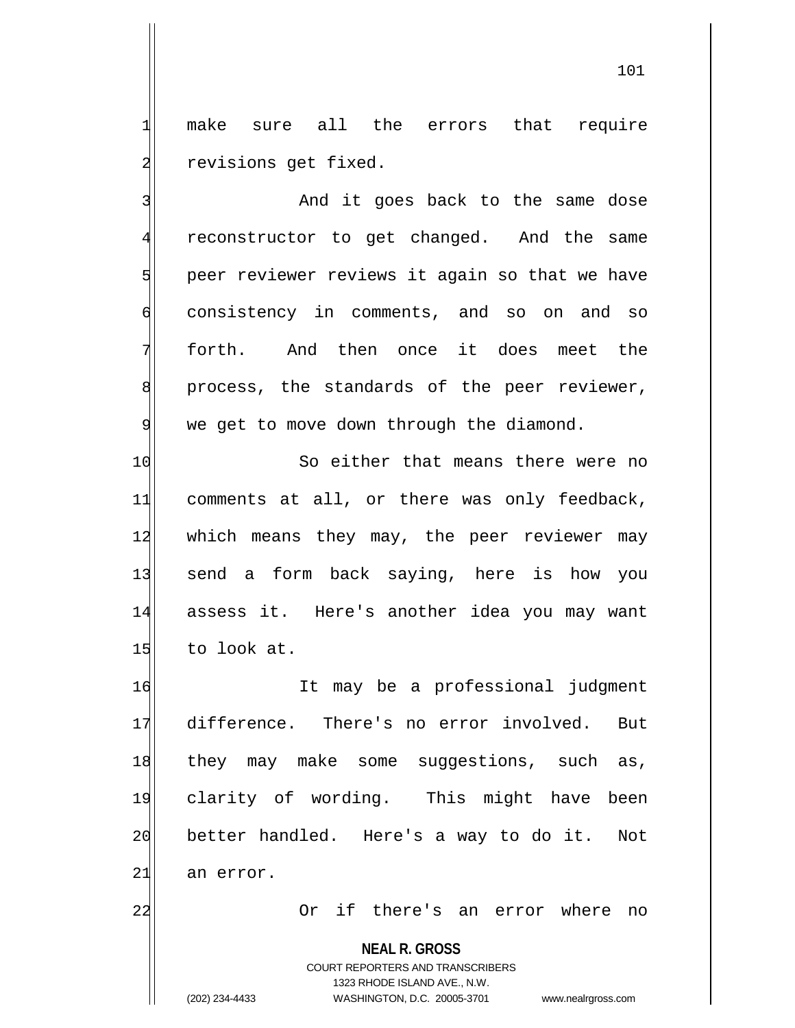make sure all the errors that require revisions get fixed.

And it goes back to the same dose reconstructor to get changed. And the same peer reviewer reviews it again so that we have consistency in comments, and so on and so forth. And then once it does meet the process, the standards of the peer reviewer, we get to move down through the diamond.

So either that means there were no comments at all, or there was only feedback, which means they may, the peer reviewer may send a form back saying, here is how you assess it. Here's another idea you may want to look at.

It may be a professional judgment difference. There's no error involved. But they may make some suggestions, such as, clarity of wording. This might have been better handled. Here's a way to do it. Not an error.

Or if there's an error where no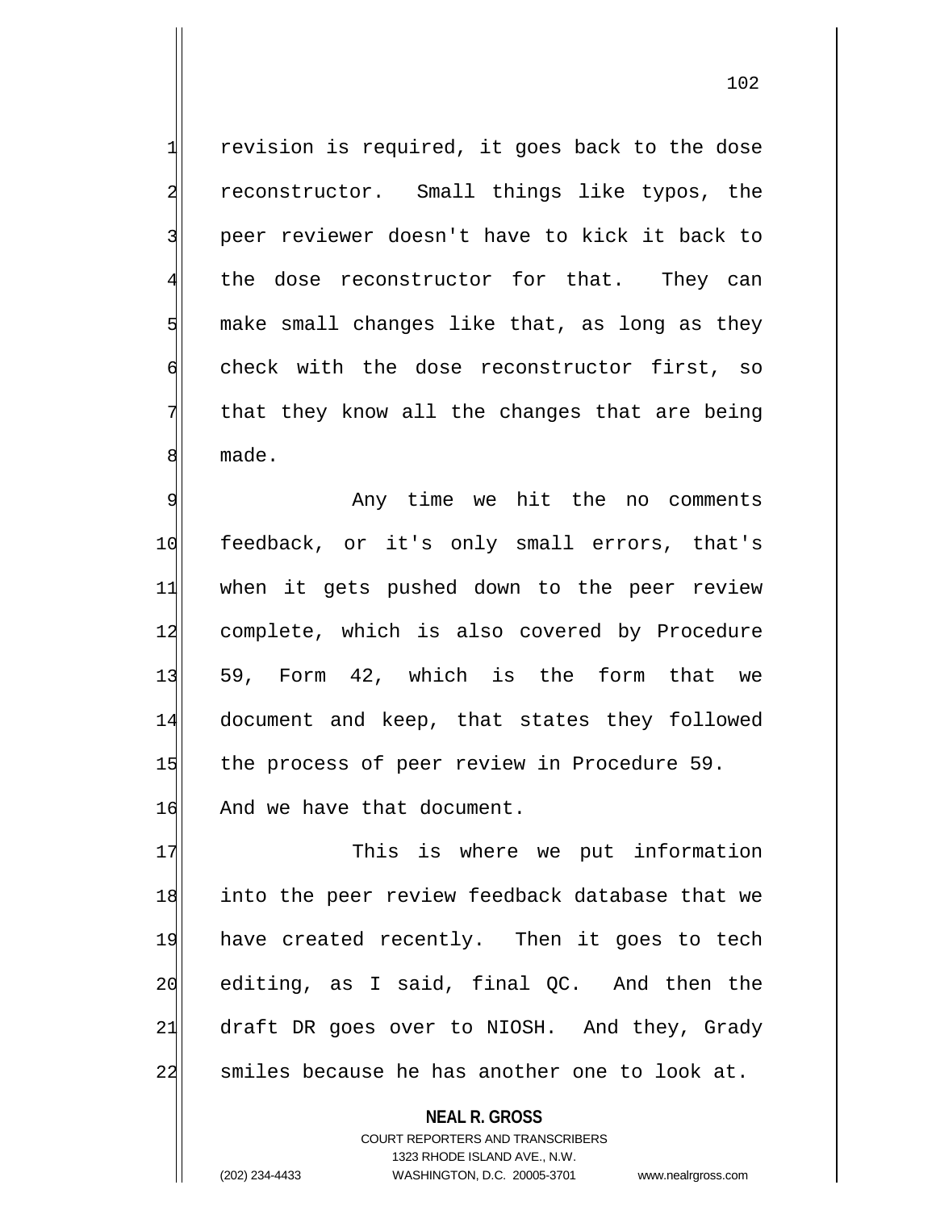revision is required, it goes back to the dose reconstructor. Small things like typos, the peer reviewer doesn't have to kick it back to the dose reconstructor for that. They can make small changes like that, as long as they check with the dose reconstructor first, so that they know all the changes that are being made.

Any time we hit the no comments feedback, or it's only small errors, that's when it gets pushed down to the peer review complete, which is also covered by Procedure 59, Form 42, which is the form that we document and keep, that states they followed the process of peer review in Procedure 59. And we have that document.

This is where we put information into the peer review feedback database that we have created recently. Then it goes to tech editing, as I said, final QC. And then the draft DR goes over to NIOSH. And they, Grady smiles because he has another one to look at.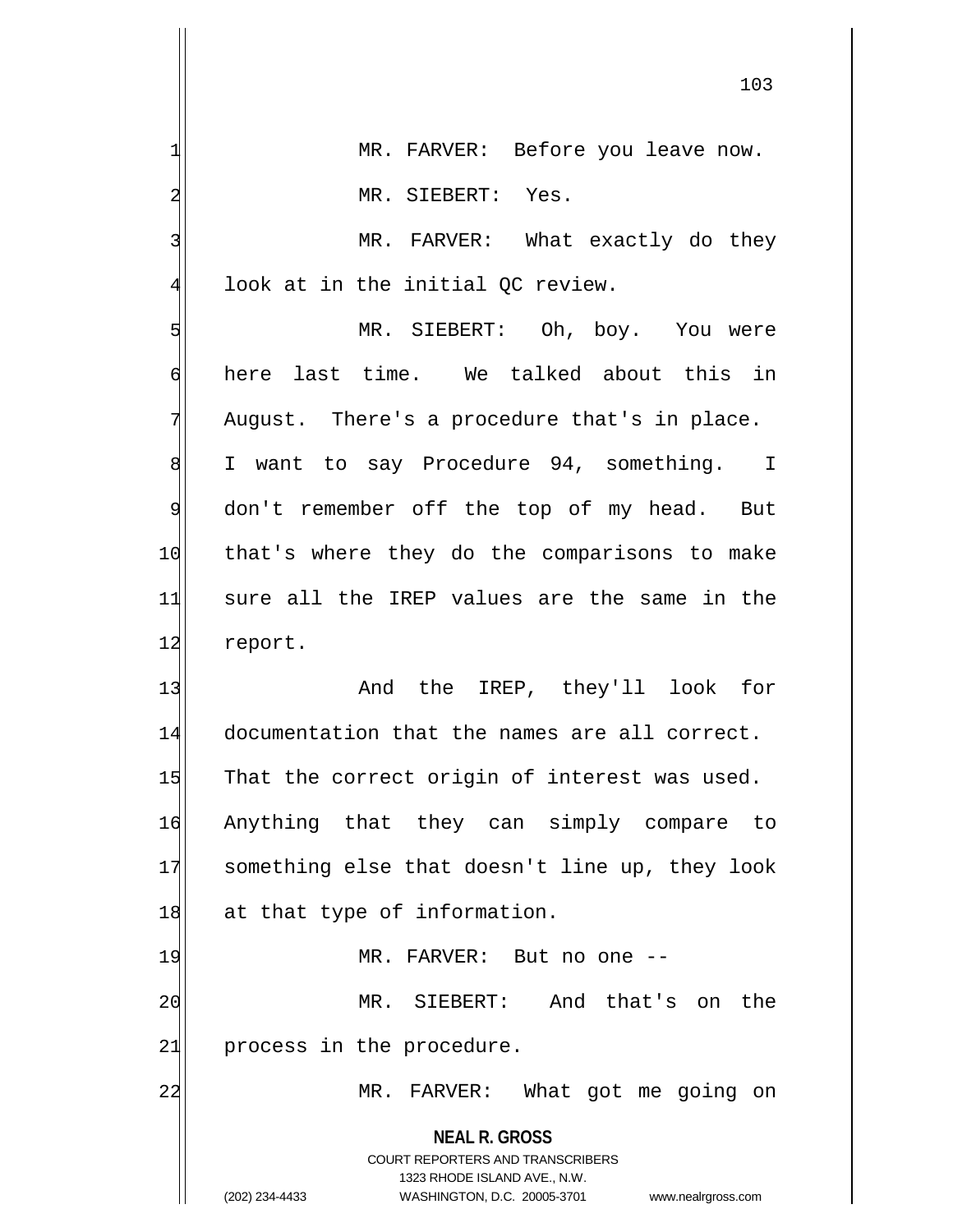MR. FARVER: Before you leave now.

MR. SIEBERT: Yes.

MR. FARVER: What exactly do they look at in the initial QC review.

MR. SIEBERT: Oh, boy. You were here last time. We talked about this in August. There's a procedure that's in place. I want to say Procedure 94, something. I don't remember off the top of my head. But that's where they do the comparisons to make sure all the IREP values are the same in the report.

And the IREP, they'll look for documentation that the names are all correct. That the correct origin of interest was used. Anything that they can simply compare to something else that doesn't line up, they look at that type of information.

MR. FARVER: But no one --

MR. SIEBERT: And that's on the process in the procedure.

MR. FARVER: What got me going on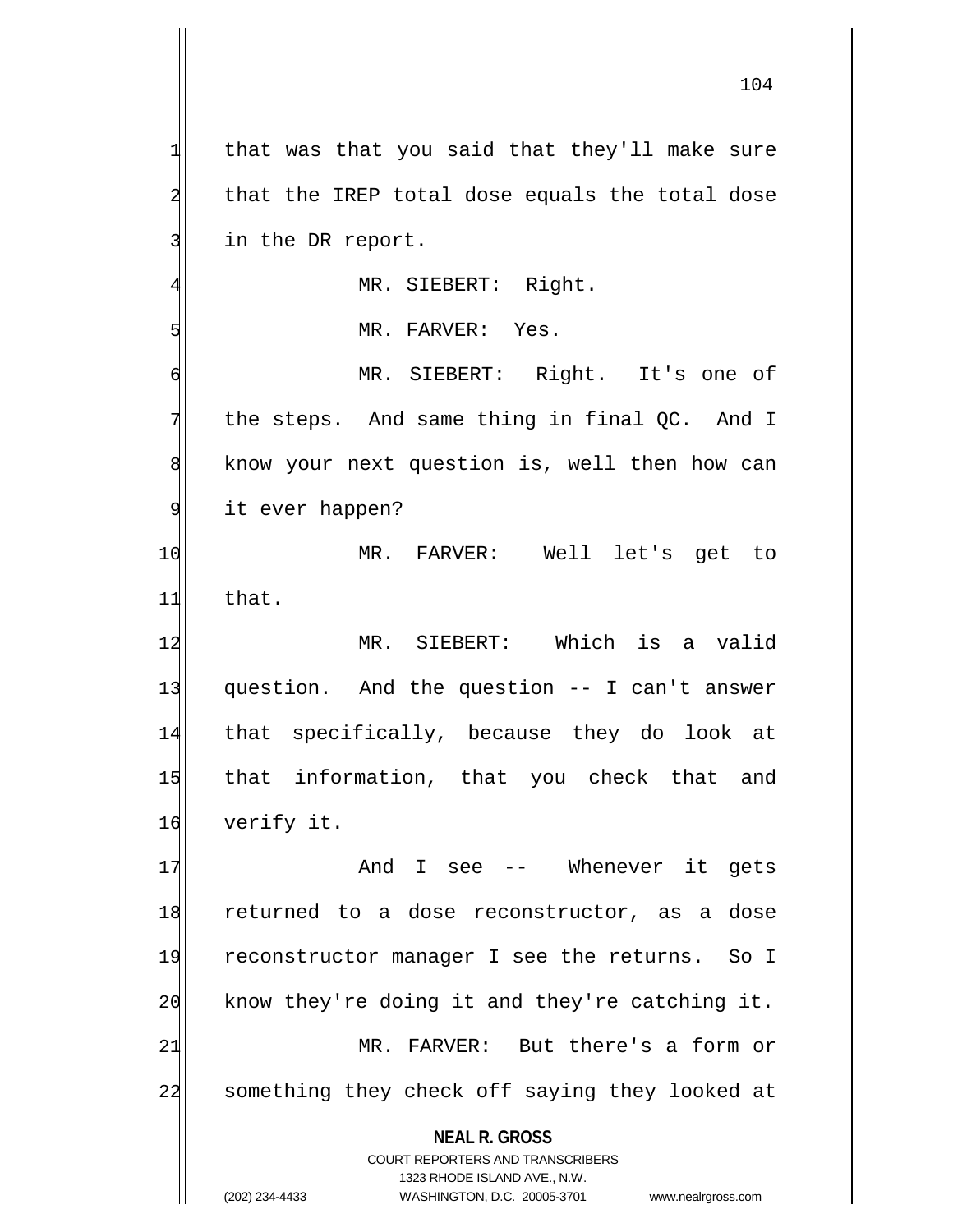that was that you said that they'll make sure that the IREP total dose equals the total dose in the DR report.

MR. SIEBERT: Right.

MR. FARVER: Yes.

MR. SIEBERT: Right. It's one of the steps. And same thing in final QC. And I know your next question is, well then how can it ever happen?

MR. FARVER: Well let's get to that.

MR. SIEBERT: Which is a valid question. And the question -- I can't answer that specifically, because they do look at that information, that you check that and verify it.

And I see -- Whenever it gets returned to a dose reconstructor, as a dose reconstructor manager I see the returns. So I know they're doing it and they're catching it.

MR. FARVER: But there's a form or something they check off saying they looked at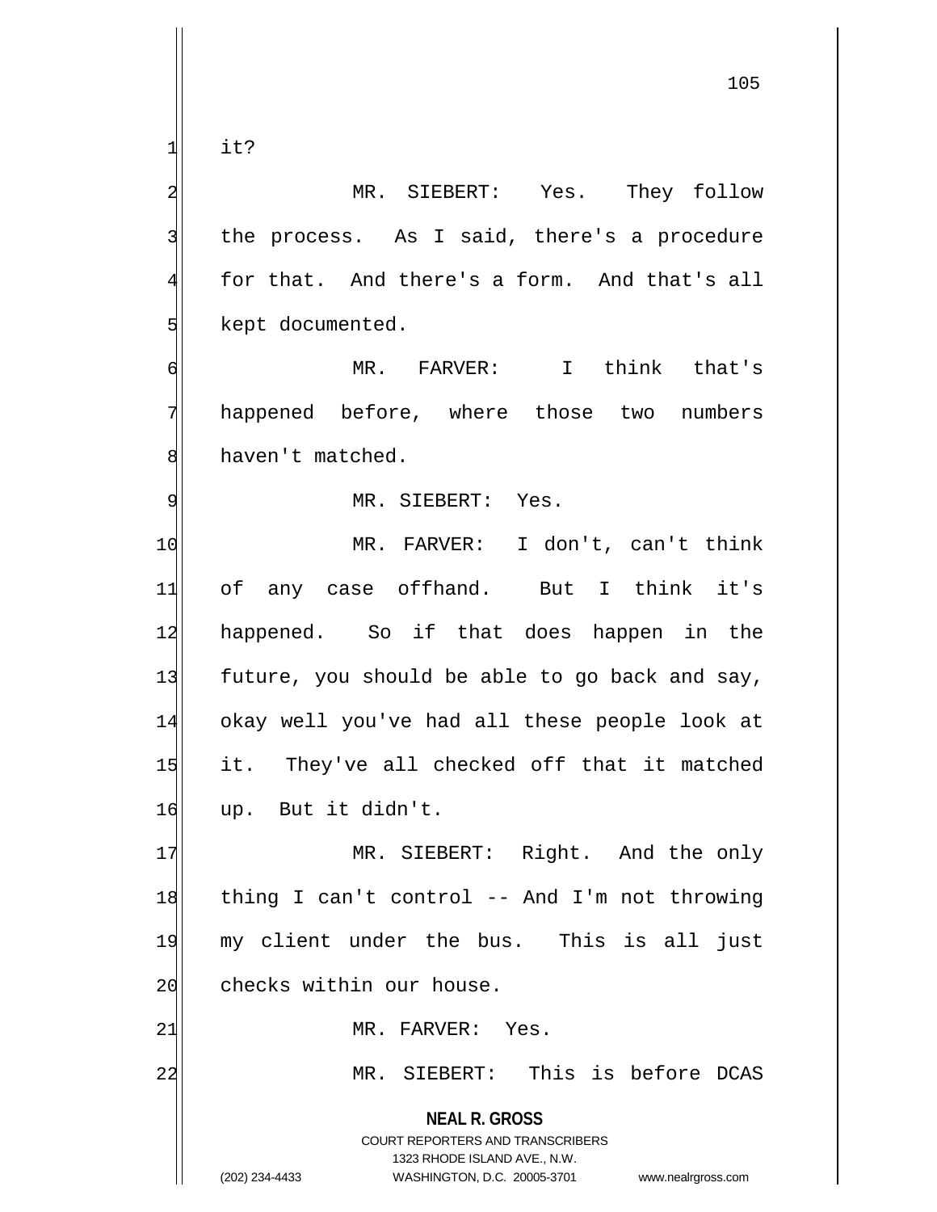it?

MR. SIEBERT: Yes. They follow the process. As I said, there's a procedure for that. And there's a form. And that's all kept documented.

MR. FARVER: I think that's happened before, where those two numbers haven't matched.

MR. SIEBERT: Yes.

MR. FARVER: I don't, can't think of any case offhand. But I think it's happened. So if that does happen in the future, you should be able to go back and say, okay well you've had all these people look at it. They've all checked off that it matched up. But it didn't.

MR. SIEBERT: Right. And the only thing I can't control -- And I'm not throwing my client under the bus. This is all just checks within our house.

MR. FARVER: Yes.

MR. SIEBERT: This is before DCAS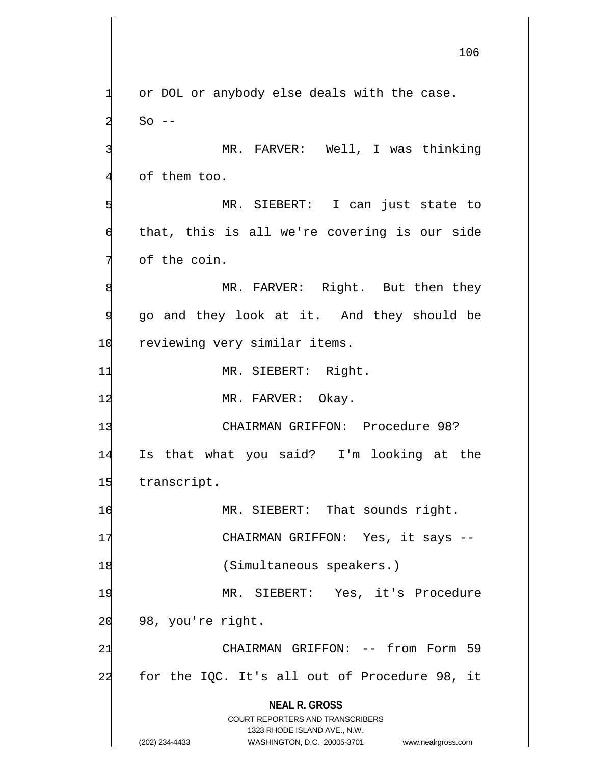or DOL or anybody else deals with the case. So --

MR. FARVER: Well, I was thinking of them too.

MR. SIEBERT: I can just state to that, this is all we're covering is our side of the coin.

MR. FARVER: Right. But then they go and they look at it. And they should be reviewing very similar items.

MR. SIEBERT: Right.

MR. FARVER: Okay.

CHAIRMAN GRIFFON: Procedure 98? Is that what you said? I'm looking at the transcript.

MR. SIEBERT: That sounds right.

CHAIRMAN GRIFFON: Yes, it says --

(Simultaneous speakers.)

MR. SIEBERT: Yes, it's Procedure 98, you're right.

CHAIRMAN GRIFFON: -- from Form 59 for the IQC. It's all out of Procedure 98, it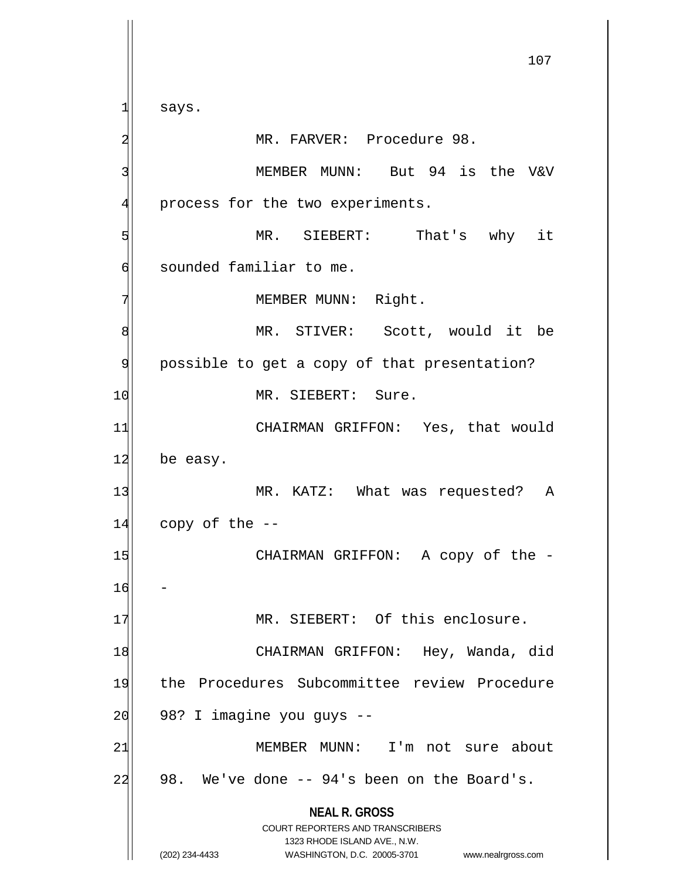says.

MR. FARVER: Procedure 98.

MEMBER MUNN: But 94 is the V&V process for the two experiments.

MR. SIEBERT: That's why it sounded familiar to me.

MEMBER MUNN: Right.

MR. STIVER: Scott, would it be possible to get a copy of that presentation?

MR. SIEBERT: Sure.

CHAIRMAN GRIFFON: Yes, that would be easy.

MR. KATZ: What was requested? A copy of the --

CHAIRMAN GRIFFON: A copy of the --

MR. SIEBERT: Of this enclosure.

CHAIRMAN GRIFFON: Hey, Wanda, did the Procedures Subcommittee review Procedure 98? I imagine you guys --

MEMBER MUNN: I'm not sure about 98. We've done -- 94's been on the Board's.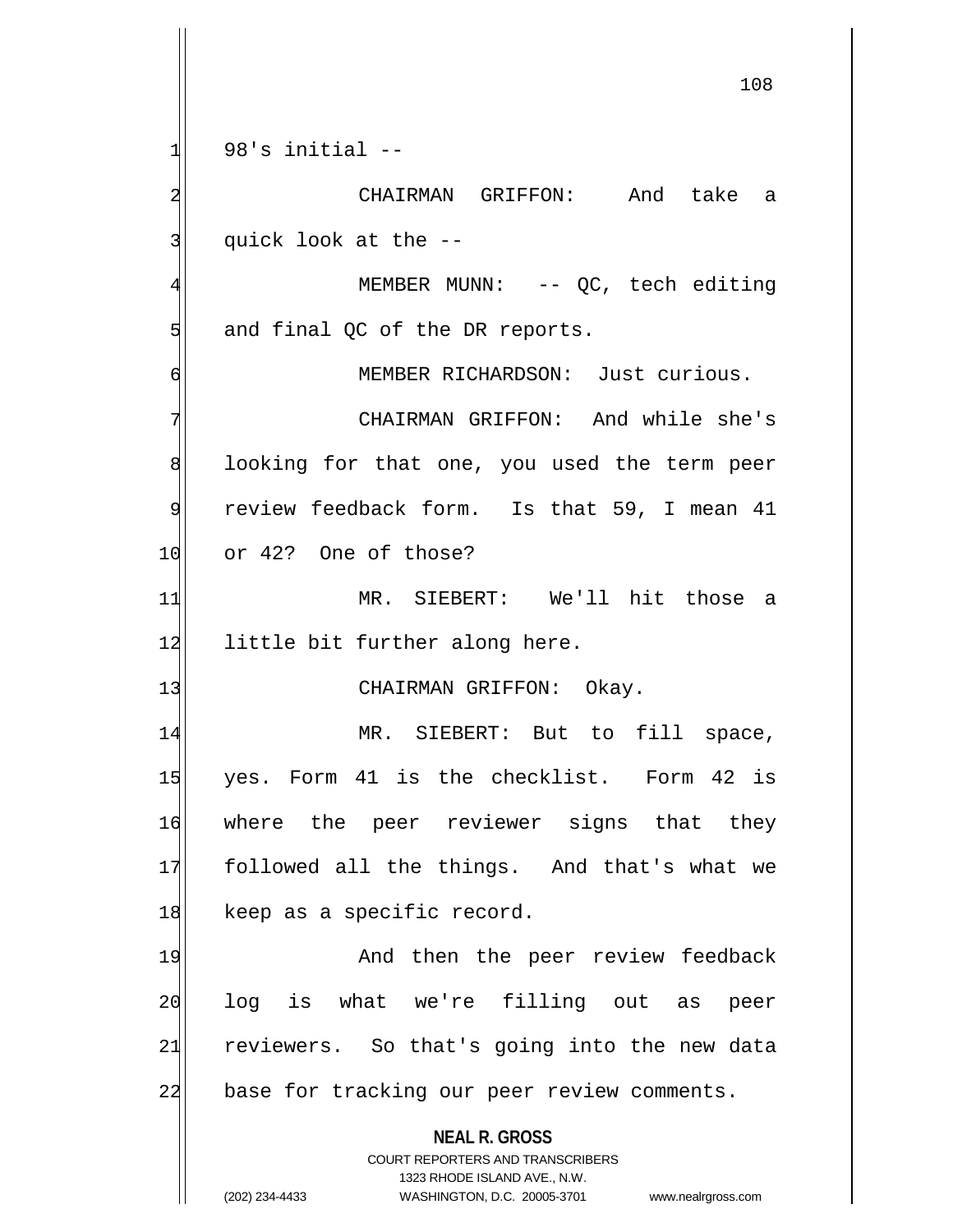98's initial --

CHAIRMAN GRIFFON: And take a quick look at the --

MEMBER MUNN: -- QC, tech editing and final QC of the DR reports.

MEMBER RICHARDSON: Just curious.

CHAIRMAN GRIFFON: And while she's looking for that one, you used the term peer review feedback form. Is that 59, I mean 41 or 42? One of those?

MR. SIEBERT: We'll hit those a little bit further along here.

CHAIRMAN GRIFFON: Okay.

MR. SIEBERT: But to fill space, yes. Form 41 is the checklist. Form 42 is where the peer reviewer signs that they followed all the things. And that's what we keep as a specific record.

And then the peer review feedback log is what we're filling out as peer reviewers. So that's going into the new data base for tracking our peer review comments.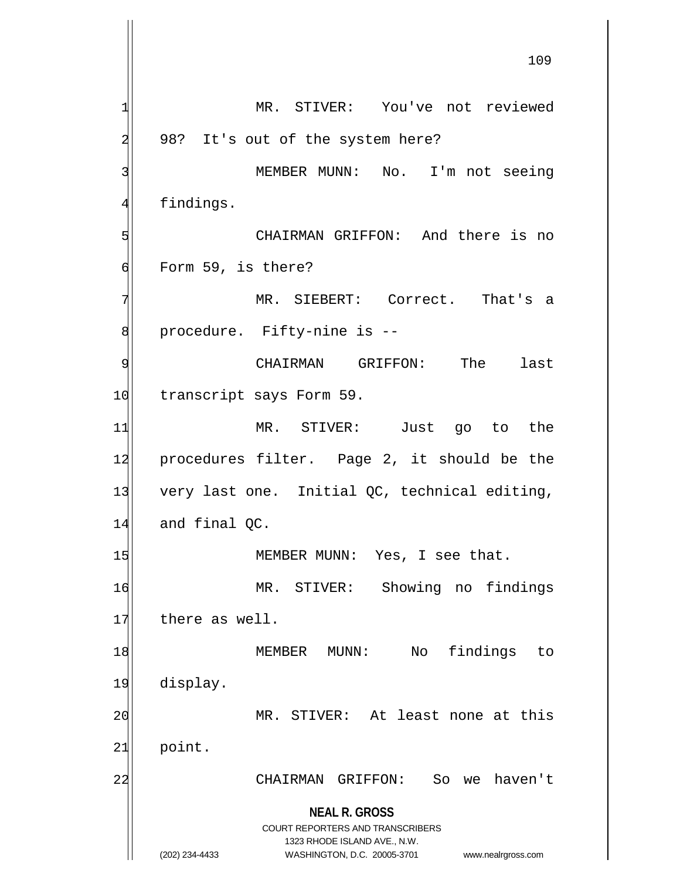MR. STIVER: You've not reviewed 98? It's out of the system here?

MEMBER MUNN: No. I'm not seeing findings.

CHAIRMAN GRIFFON: And there is no Form 59, is there?

MR. SIEBERT: Correct. That's a procedure. Fifty-nine is --

CHAIRMAN GRIFFON: The last transcript says Form 59.

MR. STIVER: Just go to the procedures filter. Page 2, it should be the very last one. Initial QC, technical editing, and final QC.

MEMBER MUNN: Yes, I see that.

MR. STIVER: Showing no findings there as well.

MEMBER MUNN: No findings to display.

MR. STIVER: At least none at this point.

CHAIRMAN GRIFFON: So we haven't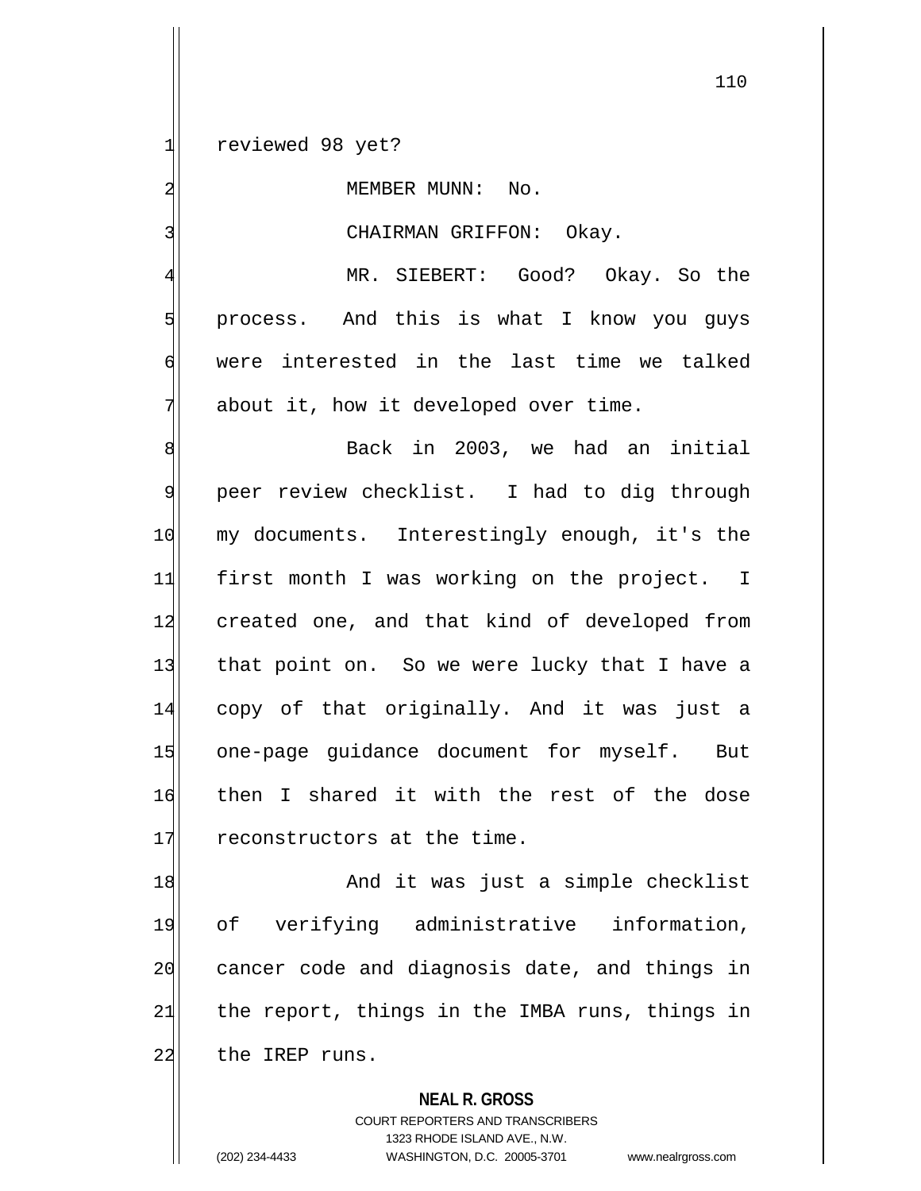reviewed 98 yet?

MEMBER MUNN: No.

CHAIRMAN GRIFFON: Okay.

MR. SIEBERT: Good? Okay. So the process. And this is what I know you guys were interested in the last time we talked about it, how it developed over time.

Back in 2003, we had an initial peer review checklist. I had to dig through my documents. Interestingly enough, it's the first month I was working on the project. I created one, and that kind of developed from that point on. So we were lucky that I have a copy of that originally. And it was just a one-page guidance document for myself. But then I shared it with the rest of the dose reconstructors at the time.

And it was just a simple checklist of verifying administrative information, cancer code and diagnosis date, and things in the report, things in the IMBA runs, things in the IREP runs.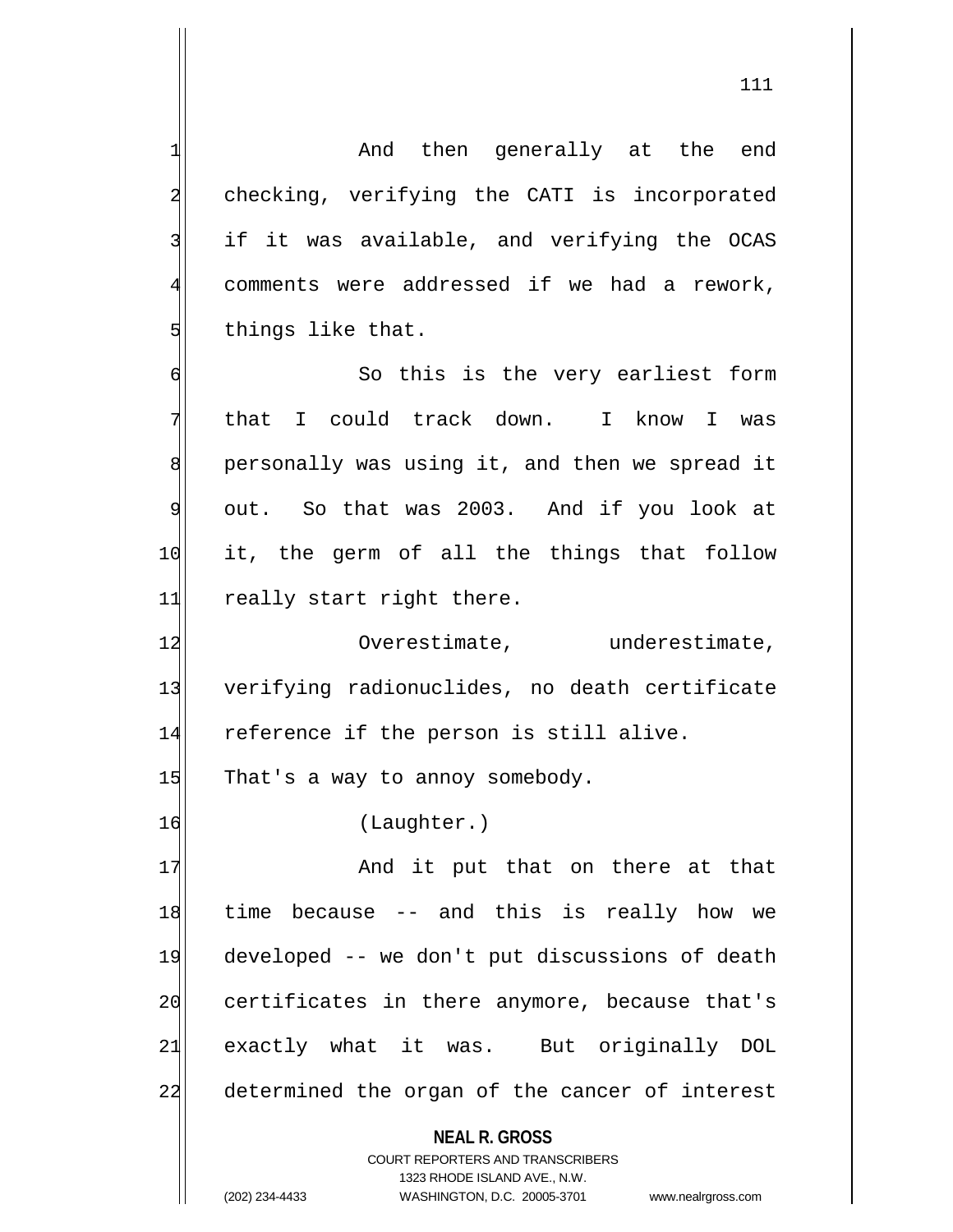And then generally at the end checking, verifying the CATI is incorporated if it was available, and verifying the OCAS comments were addressed if we had a rework, things like that.

So this is the very earliest form that I could track down. I know I was personally was using it, and then we spread it out. So that was 2003. And if you look at it, the germ of all the things that follow really start right there.

Overestimate, underestimate, verifying radionuclides, no death certificate reference if the person is still alive. That's a way to annoy somebody.

(Laughter.)

And it put that on there at that time because -- and this is really how we developed -- we don't put discussions of death certificates in there anymore, because that's exactly what it was. But originally DOL determined the organ of the cancer of interest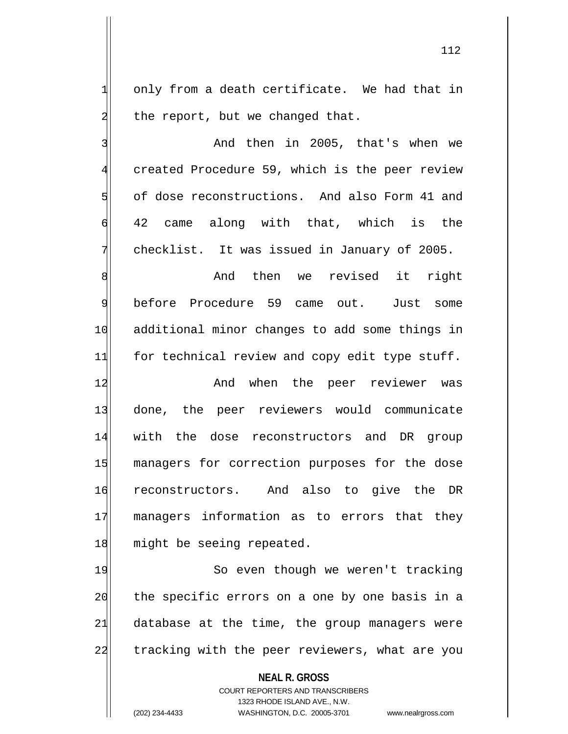only from a death certificate. We had that in the report, but we changed that.

And then in 2005, that's when we created Procedure 59, which is the peer review of dose reconstructions. And also Form 41 and 42 came along with that, which is the checklist. It was issued in January of 2005.

And then we revised it right before Procedure 59 came out. Just some additional minor changes to add some things in for technical review and copy edit type stuff.

And when the peer reviewer was done, the peer reviewers would communicate with the dose reconstructors and DR group managers for correction purposes for the dose reconstructors. And also to give the DR managers information as to errors that they might be seeing repeated.

So even though we weren't tracking the specific errors on a one by one basis in a database at the time, the group managers were tracking with the peer reviewers, what are you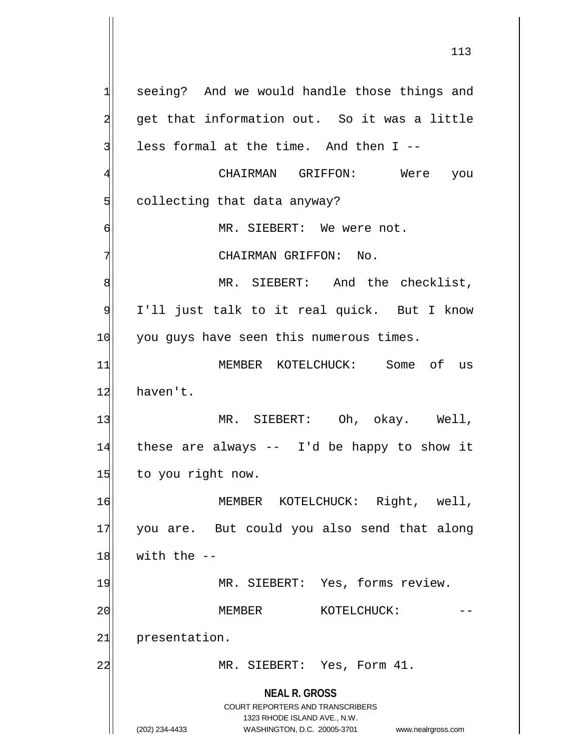seeing? And we would handle those things and get that information out. So it was a little less formal at the time. And then I --

CHAIRMAN GRIFFON: Were you collecting that data anyway?

MR. SIEBERT: We were not.

CHAIRMAN GRIFFON: No.

MR. SIEBERT: And the checklist, I'll just talk to it real quick. But I know you guys have seen this numerous times.

MEMBER KOTELCHUCK: Some of us haven't.

MR. SIEBERT: Oh, okay. Well, these are always -- I'd be happy to show it to you right now.

MEMBER KOTELCHUCK: Right, well, you are. But could you also send that along with the --

MR. SIEBERT: Yes, forms review.

MEMBER KOTELCHUCK: -- presentation.

MR. SIEBERT: Yes, Form 41.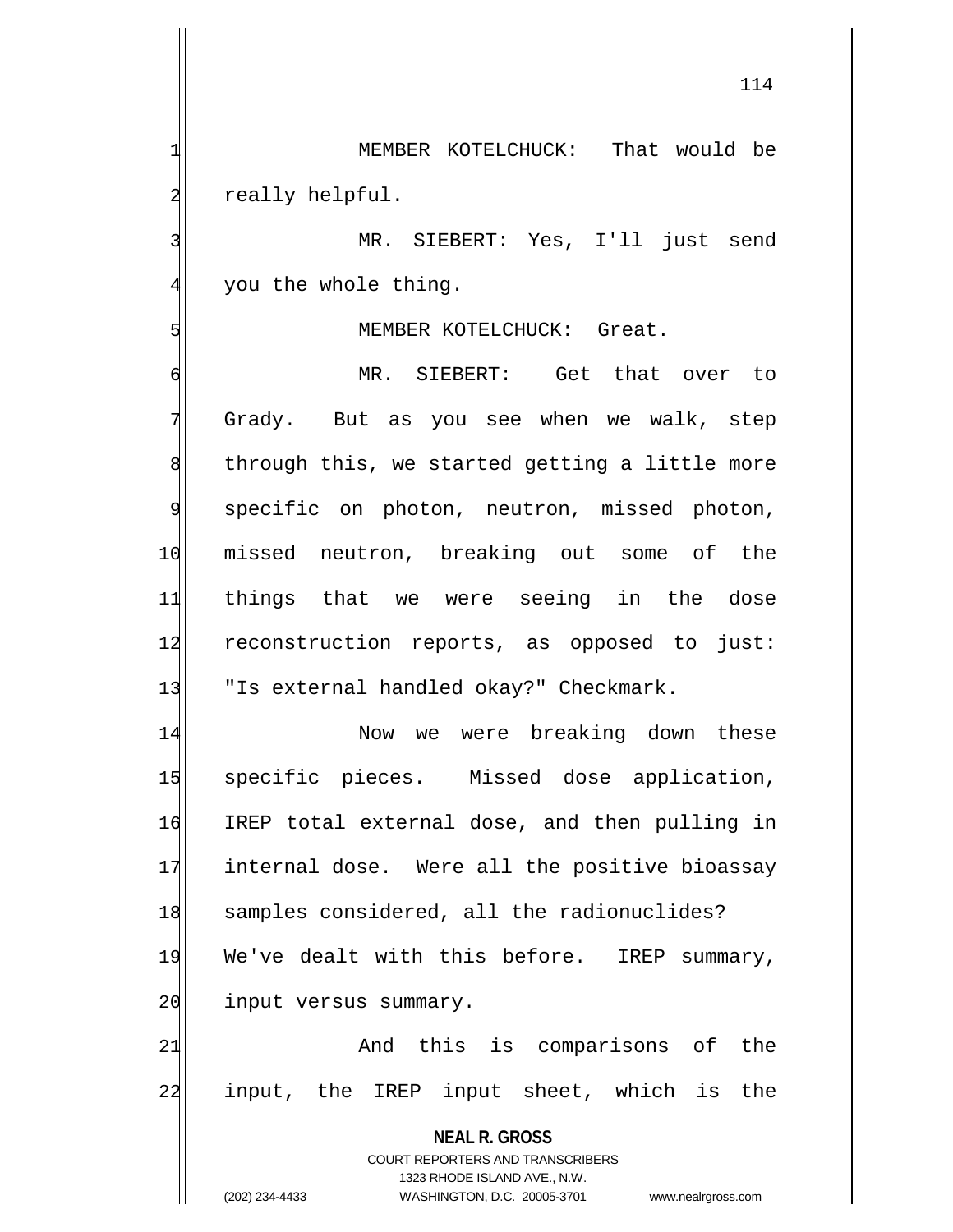MEMBER KOTELCHUCK: That would be really helpful.

MR. SIEBERT: Yes, I'll just send you the whole thing.

MEMBER KOTELCHUCK: Great.

MR. SIEBERT: Get that over to Grady. But as you see when we walk, step through this, we started getting a little more specific on photon, neutron, missed photon, missed neutron, breaking out some of the things that we were seeing in the dose reconstruction reports, as opposed to just: "Is external handled okay?" Checkmark.

Now we were breaking down these specific pieces. Missed dose application, IREP total external dose, and then pulling in internal dose. Were all the positive bioassay samples considered, all the radionuclides? We've dealt with this before. IREP summary, input versus summary.

And this is comparisons of the input, the IREP input sheet, which is the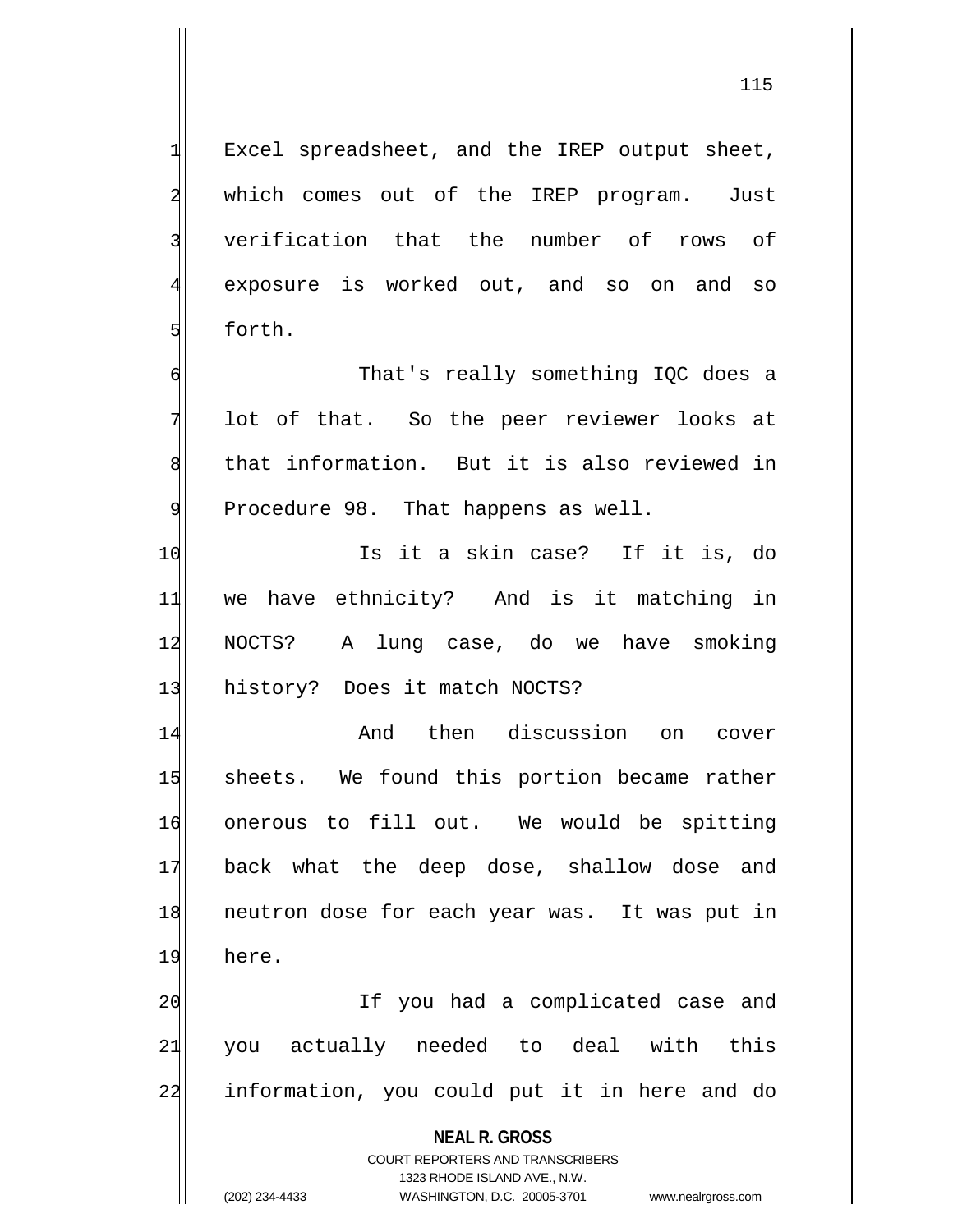Excel spreadsheet, and the IREP output sheet, which comes out of the IREP program. Just verification that the number of rows of exposure is worked out, and so on and so forth.

That's really something IQC does a lot of that. So the peer reviewer looks at that information. But it is also reviewed in Procedure 98. That happens as well.

Is it a skin case? If it is, do we have ethnicity? And is it matching in NOCTS? A lung case, do we have smoking history? Does it match NOCTS?

And then discussion on cover sheets. We found this portion became rather onerous to fill out. We would be spitting back what the deep dose, shallow dose and neutron dose for each year was. It was put in here.

If you had a complicated case and you actually needed to deal with this information, you could put it in here and do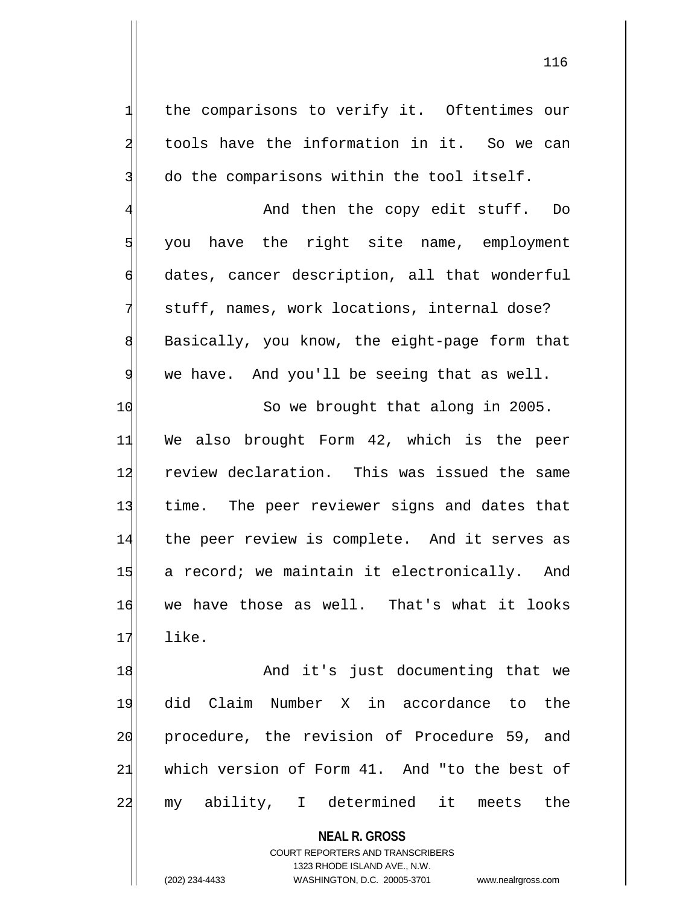the comparisons to verify it. Oftentimes our tools have the information in it. So we can do the comparisons within the tool itself.

And then the copy edit stuff. Do you have the right site name, employment dates, cancer description, all that wonderful stuff, names, work locations, internal dose? Basically, you know, the eight-page form that we have. And you'll be seeing that as well.

So we brought that along in 2005. We also brought Form 42, which is the peer review declaration. This was issued the same time. The peer reviewer signs and dates that the peer review is complete. And it serves as a record; we maintain it electronically. And we have those as well. That's what it looks like.

And it's just documenting that we did Claim Number X in accordance to the procedure, the revision of Procedure 59, and which version of Form 41. And "to the best of my ability, I determined it meets the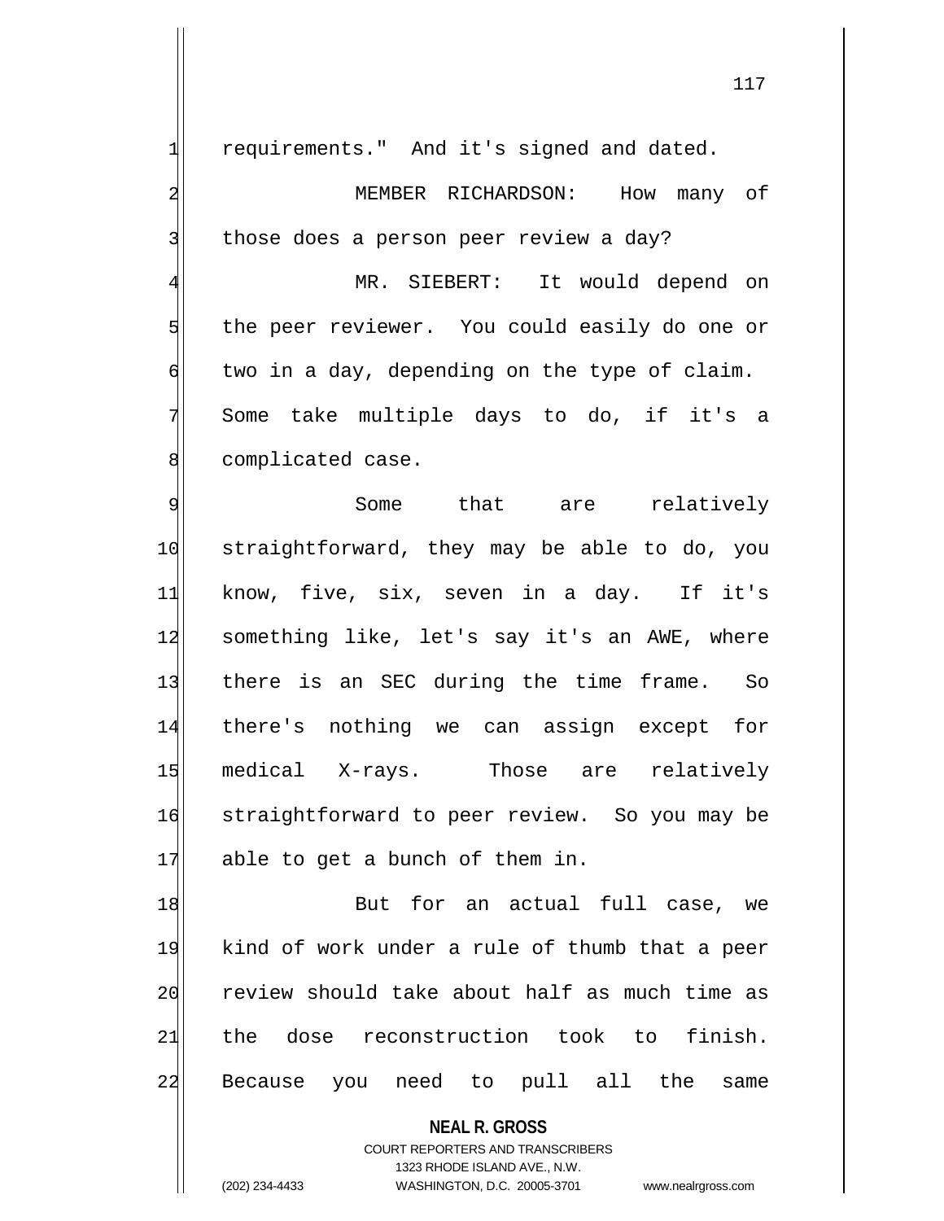requirements." And it's signed and dated.

MEMBER RICHARDSON: How many of those does a person peer review a day?

MR. SIEBERT: It would depend on the peer reviewer. You could easily do one or two in a day, depending on the type of claim. Some take multiple days to do, if it's a complicated case.

Some that are relatively straightforward, they may be able to do, you know, five, six, seven in a day. If it's something like, let's say it's an AWE, where there is an SEC during the time frame. So there's nothing we can assign except for medical X-rays. Those are relatively straightforward to peer review. So you may be able to get a bunch of them in.

But for an actual full case, we kind of work under a rule of thumb that a peer review should take about half as much time as the dose reconstruction took to finish. Because you need to pull all the same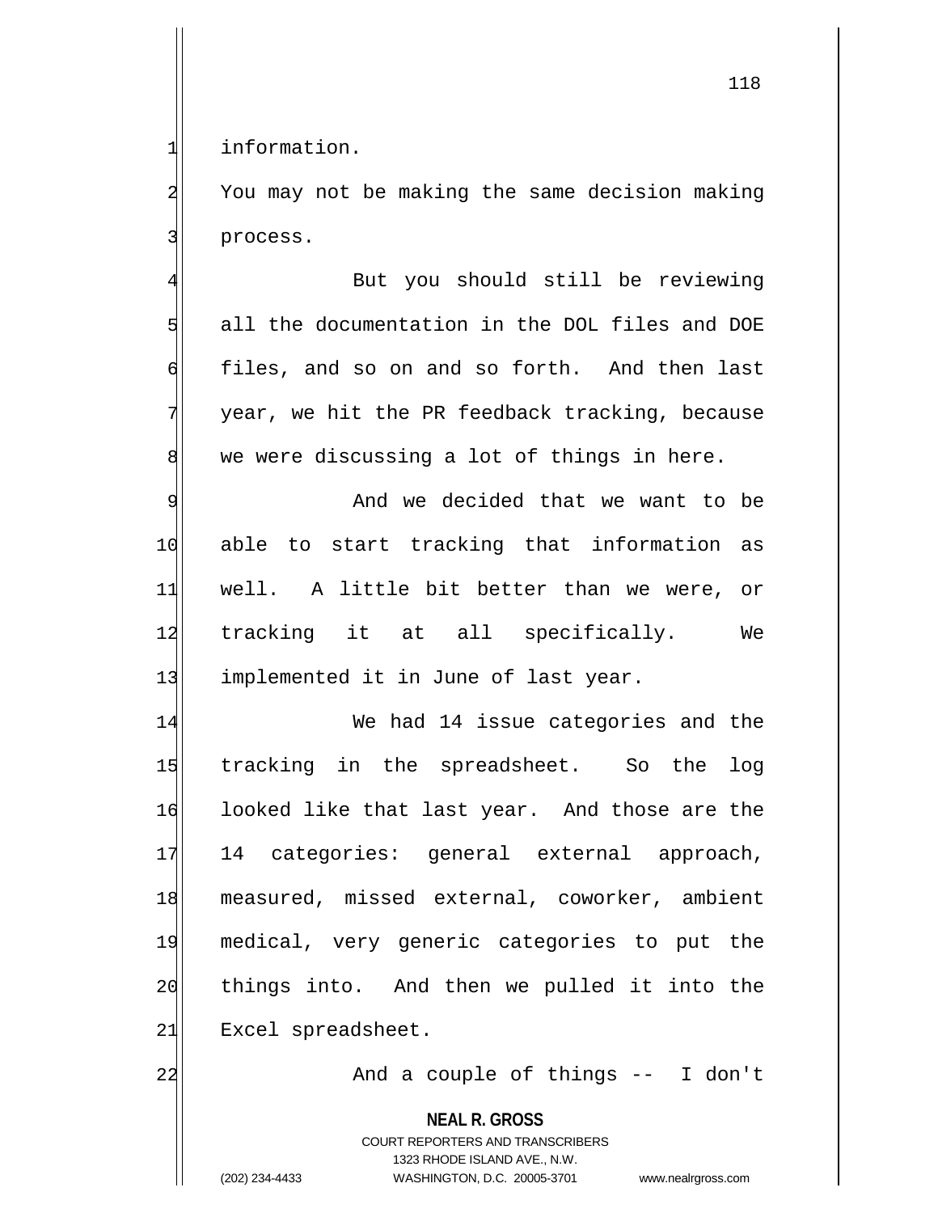information.

You may not be making the same decision making process.

But you should still be reviewing all the documentation in the DOL files and DOE files, and so on and so forth. And then last year, we hit the PR feedback tracking, because we were discussing a lot of things in here.

And we decided that we want to be able to start tracking that information as well. A little bit better than we were, or tracking it at all specifically. We implemented it in June of last year.

We had 14 issue categories and the tracking in the spreadsheet. So the log looked like that last year. And those are the 14 categories: general external approach, measured, missed external, coworker, ambient medical, very generic categories to put the things into. And then we pulled it into the Excel spreadsheet.

And a couple of things -- I don't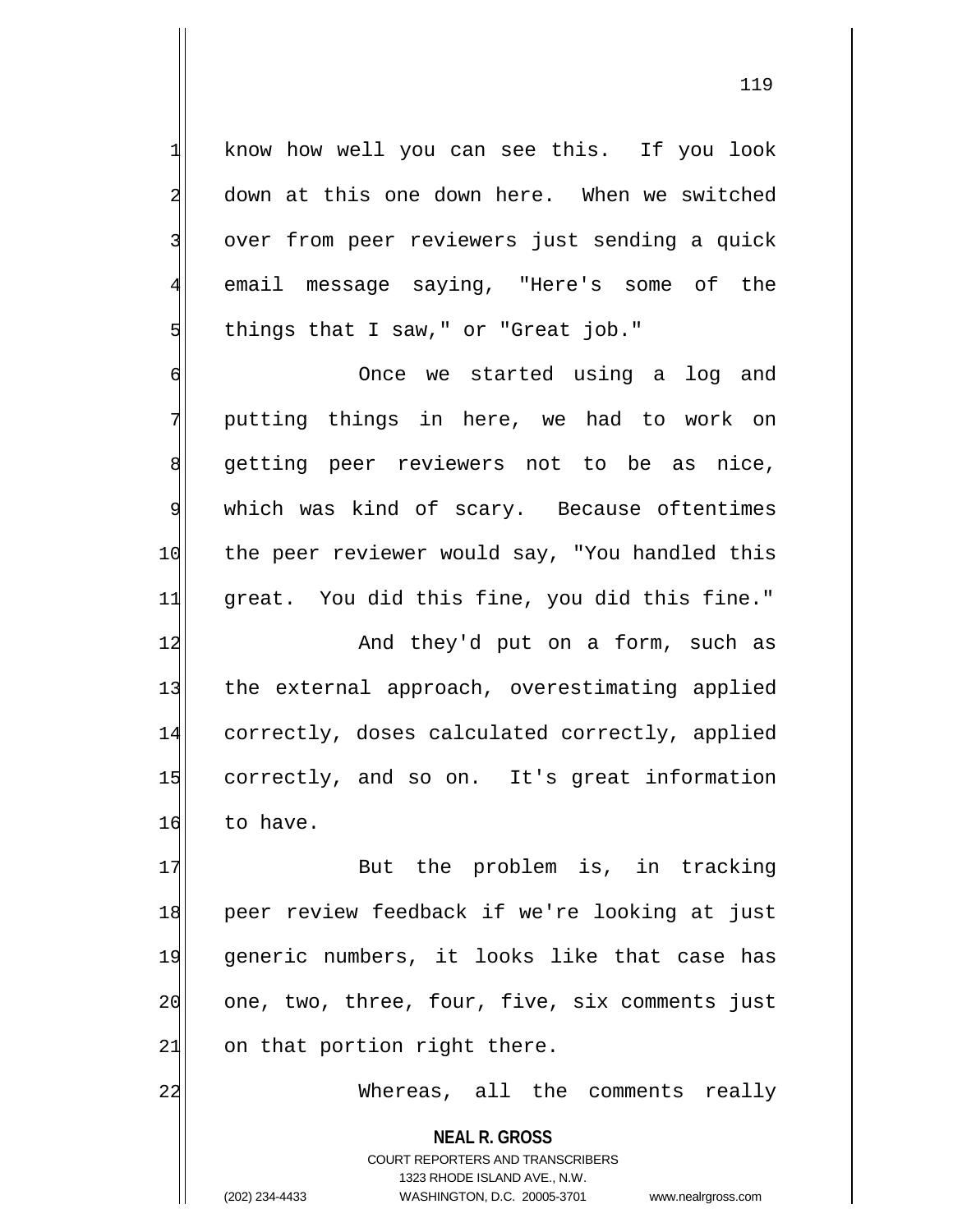know how well you can see this. If you look down at this one down here. When we switched over from peer reviewers just sending a quick email message saying, "Here's some of the things that I saw," or "Great job."

Once we started using a log and putting things in here, we had to work on getting peer reviewers not to be as nice, which was kind of scary. Because oftentimes the peer reviewer would say, "You handled this great. You did this fine, you did this fine."

And they'd put on a form, such as the external approach, overestimating applied correctly, doses calculated correctly, applied correctly, and so on. It's great information to have.

But the problem is, in tracking peer review feedback if we're looking at just generic numbers, it looks like that case has one, two, three, four, five, six comments just on that portion right there.

Whereas, all the comments really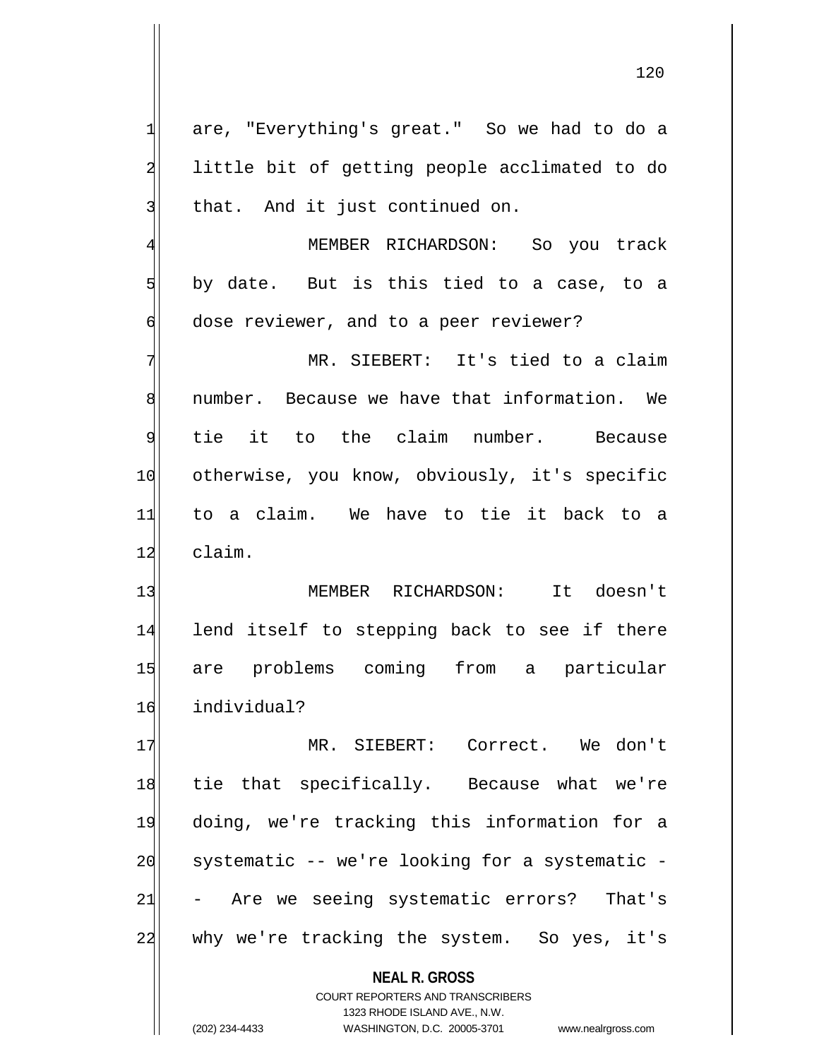are, "Everything's great." So we had to do a little bit of getting people acclimated to do that. And it just continued on.

MEMBER RICHARDSON: So you track by date. But is this tied to a case, to a dose reviewer, and to a peer reviewer?

MR. SIEBERT: It's tied to a claim number. Because we have that information. We tie it to the claim number. Because otherwise, you know, obviously, it's specific to a claim. We have to tie it back to a claim.

MEMBER RICHARDSON: It doesn't lend itself to stepping back to see if there are problems coming from a particular individual?

MR. SIEBERT: Correct. We don't tie that specifically. Because what we're doing, we're tracking this information for a systematic -- we're looking for a systematic -- Are we seeing systematic errors? That's why we're tracking the system. So yes, it's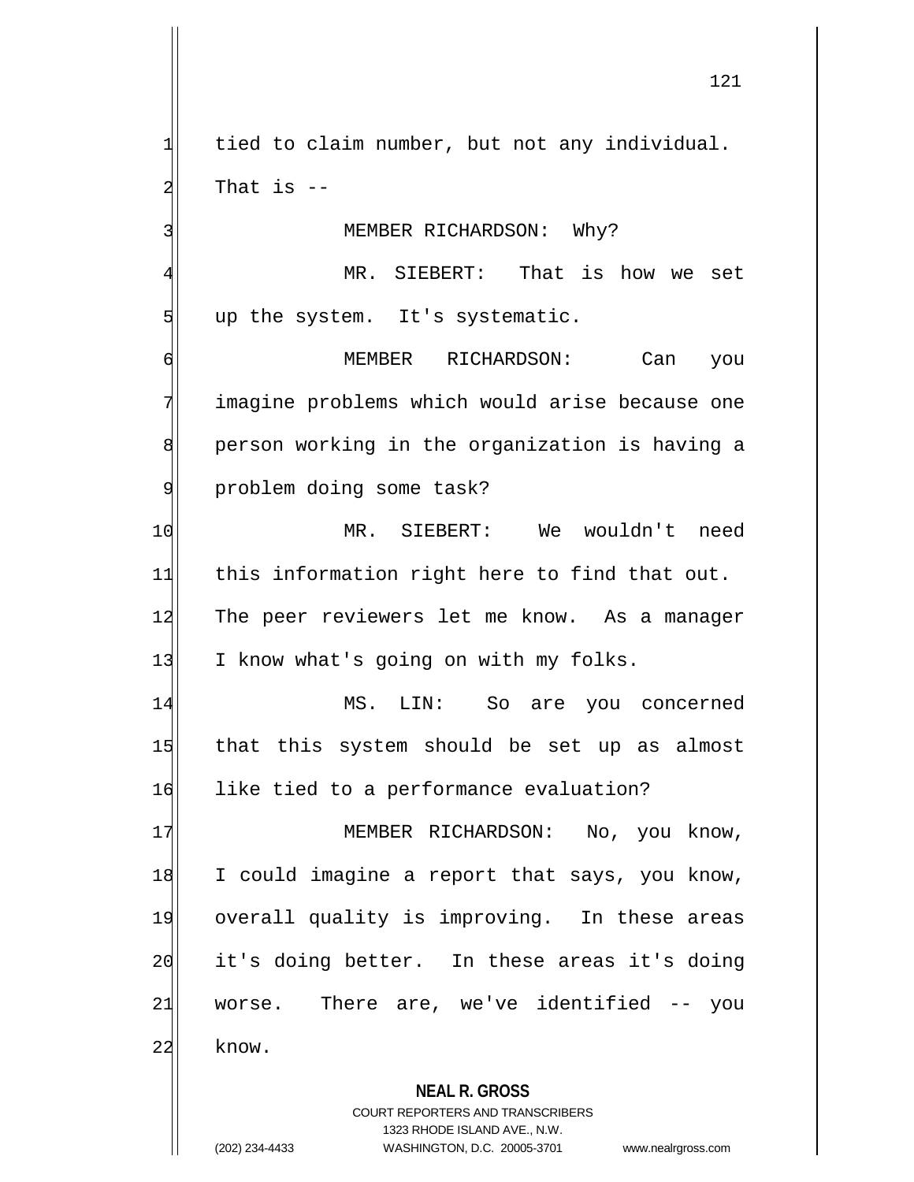tied to claim number, but not any individual. That is --

MEMBER RICHARDSON: Why?

MR. SIEBERT: That is how we set up the system. It's systematic.

MEMBER RICHARDSON: Can you imagine problems which would arise because one person working in the organization is having a problem doing some task?

MR. SIEBERT: We wouldn't need this information right here to find that out. The peer reviewers let me know. As a manager I know what's going on with my folks.

MS. LIN: So are you concerned that this system should be set up as almost like tied to a performance evaluation?

MEMBER RICHARDSON: No, you know, I could imagine a report that says, you know, overall quality is improving. In these areas it's doing better. In these areas it's doing worse. There are, we've identified -- you know.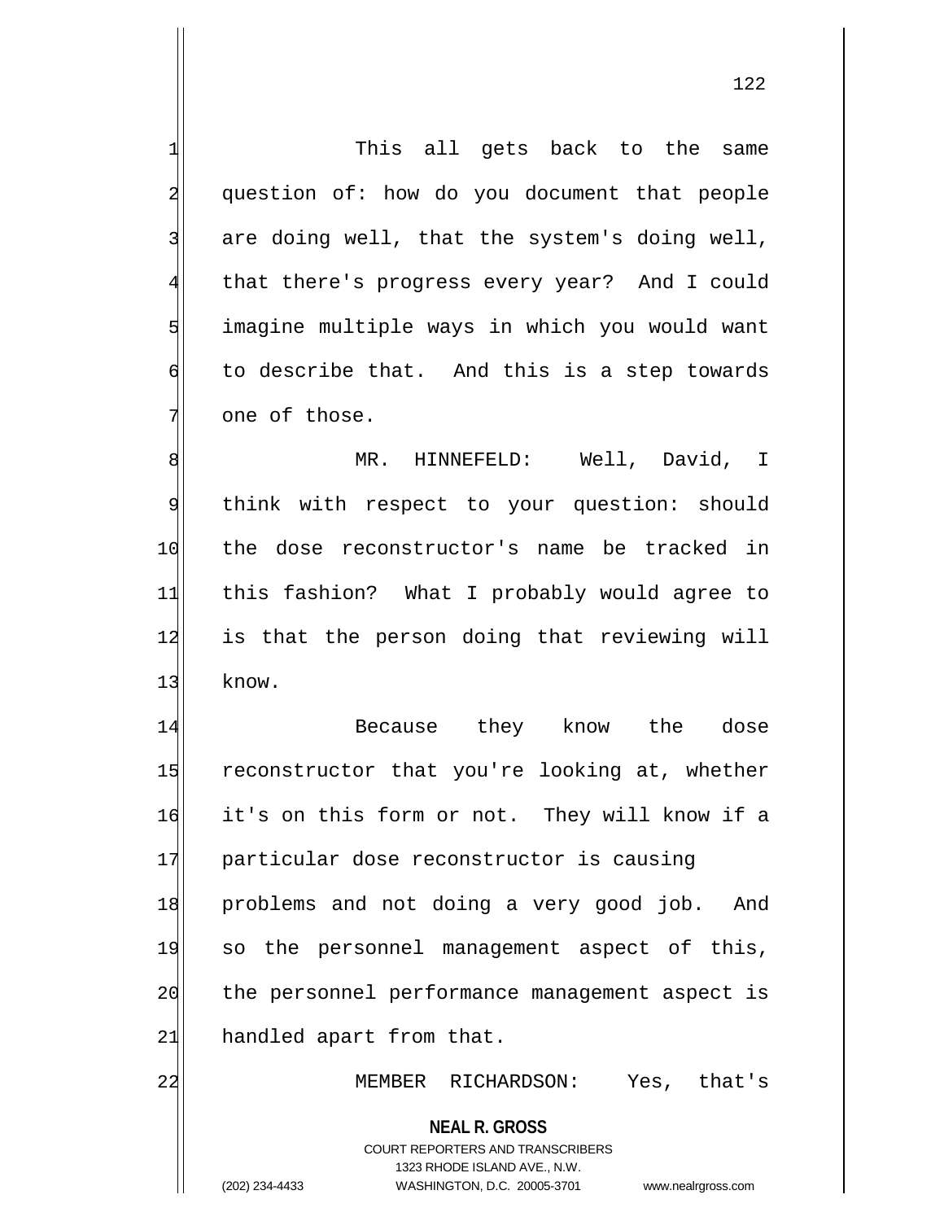This all gets back to the same question of: how do you document that people are doing well, that the system's doing well, that there's progress every year? And I could imagine multiple ways in which you would want to describe that. And this is a step towards one of those.

MR. HINNEFELD: Well, David, I think with respect to your question: should the dose reconstructor's name be tracked in this fashion? What I probably would agree to is that the person doing that reviewing will know.

Because they know the dose reconstructor that you're looking at, whether it's on this form or not. They will know if a particular dose reconstructor is causing problems and not doing a very good job. And so the personnel management aspect of this, the personnel performance management aspect is handled apart from that.

MEMBER RICHARDSON: Yes, that's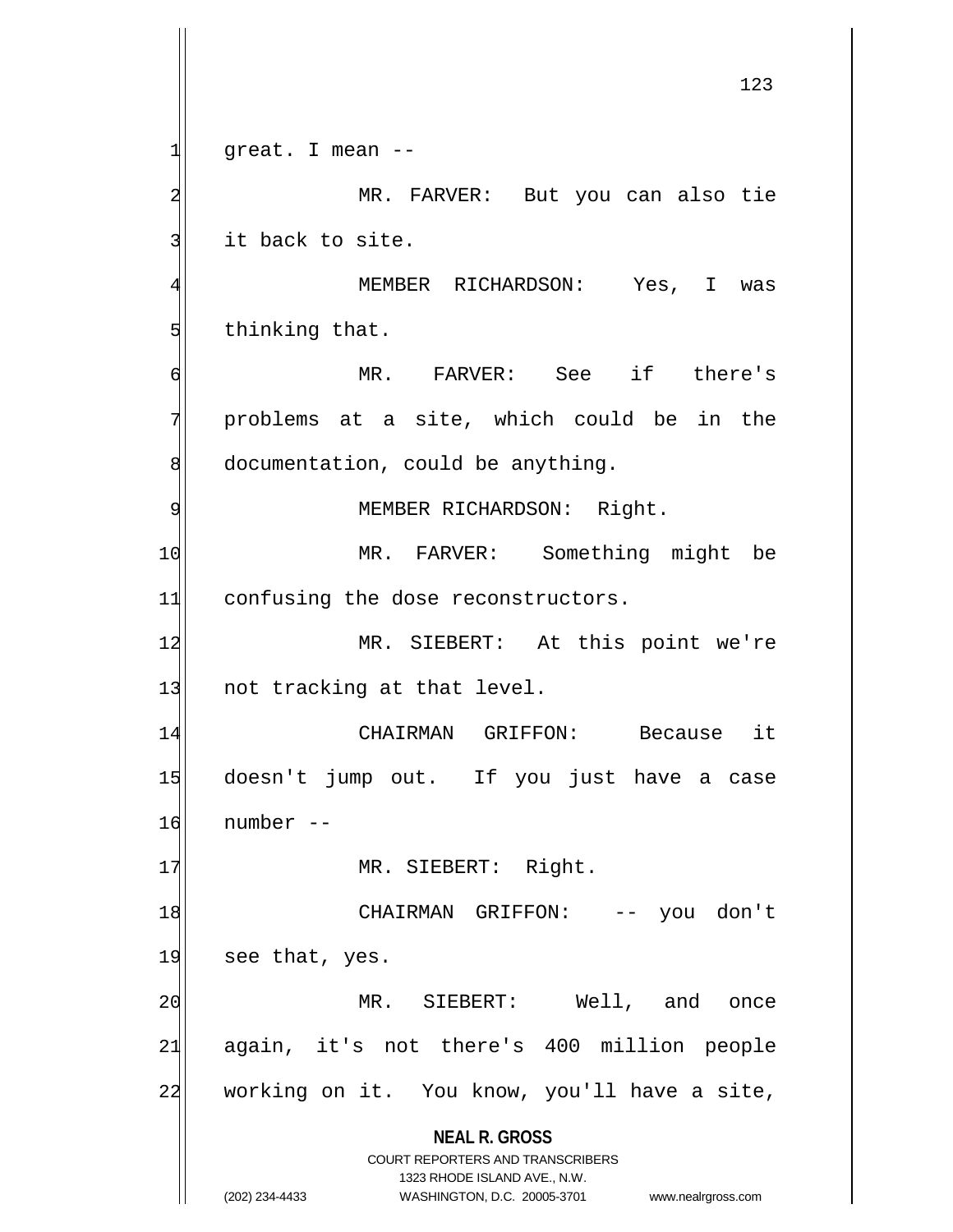great. I mean --

MR. FARVER: But you can also tie it back to site.

MEMBER RICHARDSON: Yes, I was thinking that.

MR. FARVER: See if there's problems at a site, which could be in the documentation, could be anything.

MEMBER RICHARDSON: Right.

MR. FARVER: Something might be confusing the dose reconstructors.

MR. SIEBERT: At this point we're not tracking at that level.

CHAIRMAN GRIFFON: Because it doesn't jump out. If you just have a case number --

MR. SIEBERT: Right.

CHAIRMAN GRIFFON: -- you don't see that, yes.

MR. SIEBERT: Well, and once again, it's not there's 400 million people working on it. You know, you'll have a site,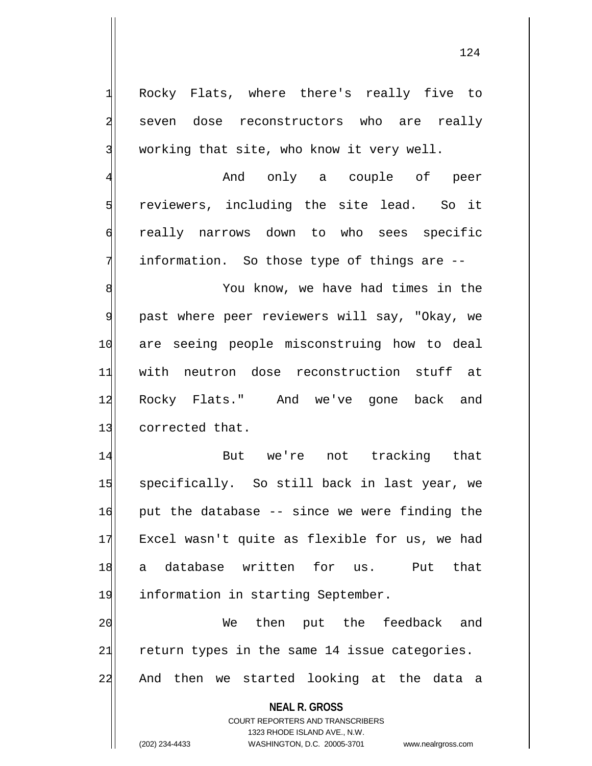Rocky Flats, where there's really five to seven dose reconstructors who are really working that site, who know it very well.

And only a couple of peer reviewers, including the site lead. So it really narrows down to who sees specific information. So those type of things are --

You know, we have had times in the past where peer reviewers will say, "Okay, we are seeing people misconstruing how to deal with neutron dose reconstruction stuff at Rocky Flats." And we've gone back and corrected that.

But we're not tracking that specifically. So still back in last year, we put the database -- since we were finding the Excel wasn't quite as flexible for us, we had a database written for us. Put that information in starting September.

We then put the feedback and return types in the same 14 issue categories. And then we started looking at the data a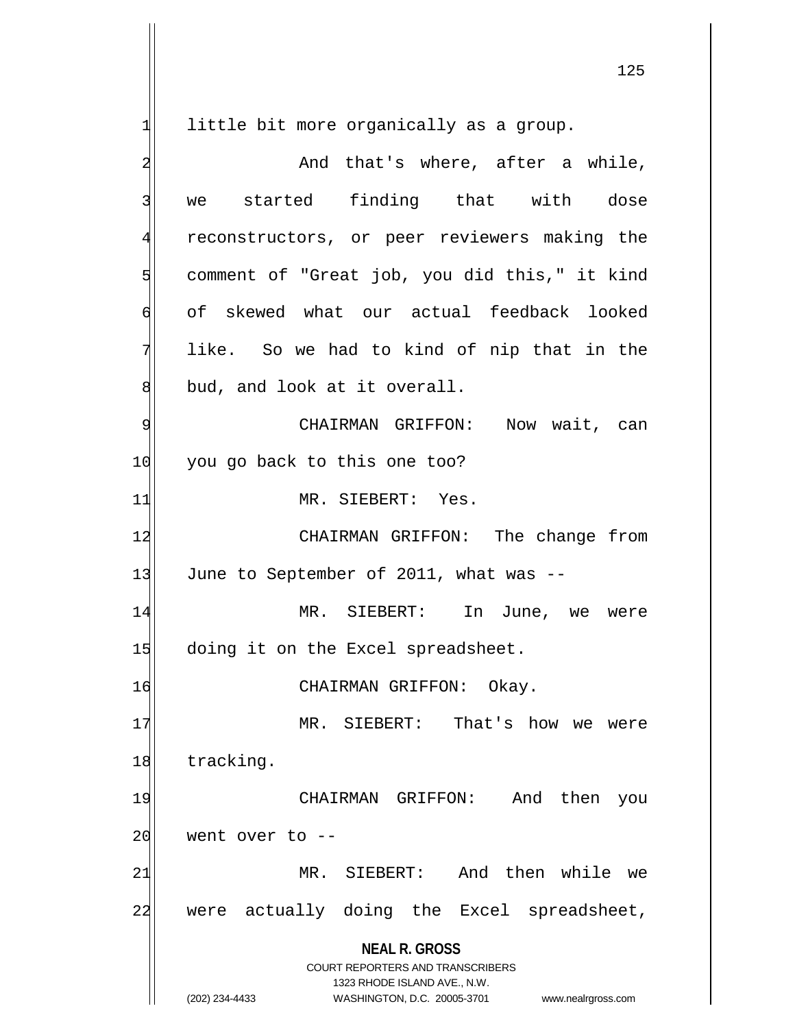little bit more organically as a group.

And that's where, after a while, we started finding that with dose reconstructors, or peer reviewers making the comment of "Great job, you did this," it kind of skewed what our actual feedback looked like. So we had to kind of nip that in the bud, and look at it overall.

CHAIRMAN GRIFFON: Now wait, can you go back to this one too?

MR. SIEBERT: Yes.

CHAIRMAN GRIFFON: The change from June to September of 2011, what was --

MR. SIEBERT: In June, we were doing it on the Excel spreadsheet.

CHAIRMAN GRIFFON: Okay.

MR. SIEBERT: That's how we were tracking.

CHAIRMAN GRIFFON: And then you went over to --

MR. SIEBERT: And then while we were actually doing the Excel spreadsheet,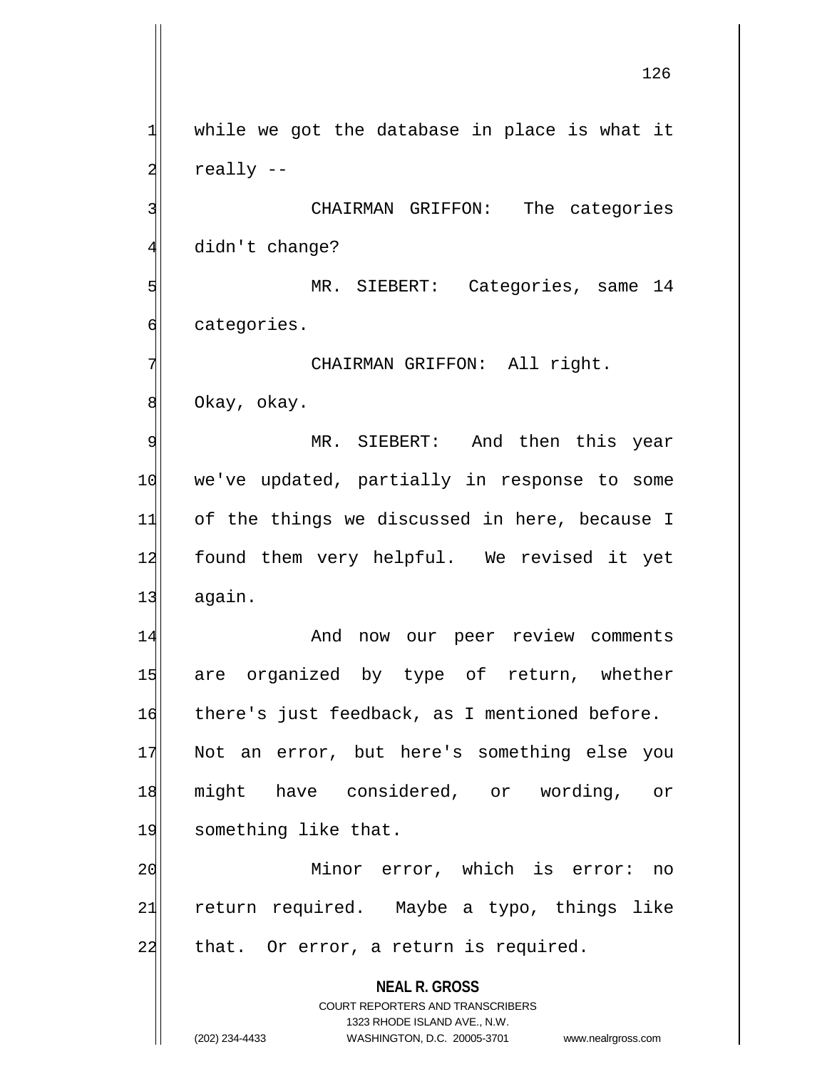while we got the database in place is what it really --

CHAIRMAN GRIFFON: The categories didn't change?

MR. SIEBERT: Categories, same 14 categories.

CHAIRMAN GRIFFON: All right. Okay, okay.

MR. SIEBERT: And then this year we've updated, partially in response to some of the things we discussed in here, because I found them very helpful. We revised it yet again.

And now our peer review comments are organized by type of return, whether there's just feedback, as I mentioned before. Not an error, but here's something else you might have considered, or wording, or something like that.

Minor error, which is error: no return required. Maybe a typo, things like that. Or error, a return is required.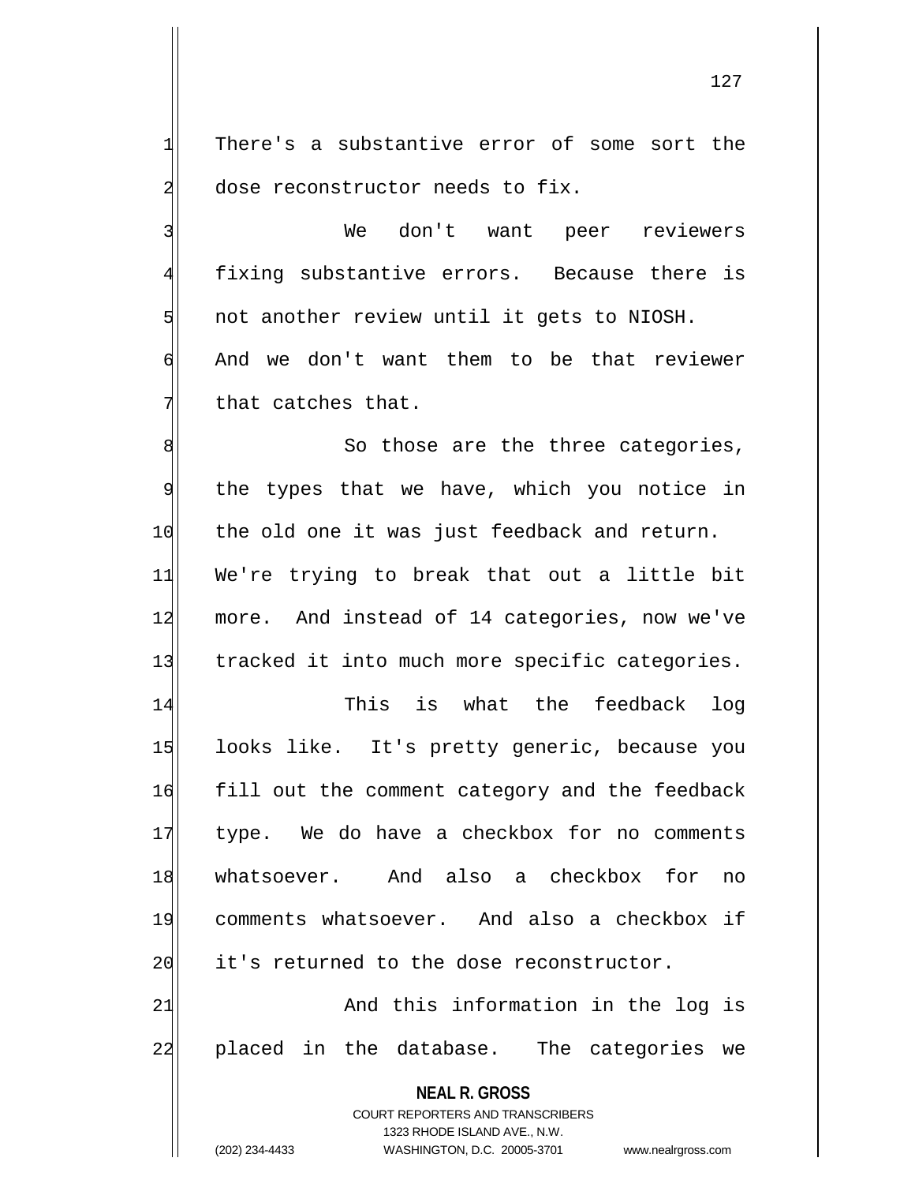There's a substantive error of some sort the dose reconstructor needs to fix.

We don't want peer reviewers fixing substantive errors. Because there is not another review until it gets to NIOSH. And we don't want them to be that reviewer that catches that.

So those are the three categories, the types that we have, which you notice in the old one it was just feedback and return. We're trying to break that out a little bit more. And instead of 14 categories, now we've tracked it into much more specific categories.

This is what the feedback log looks like. It's pretty generic, because you fill out the comment category and the feedback type. We do have a checkbox for no comments whatsoever. And also a checkbox for no comments whatsoever. And also a checkbox if it's returned to the dose reconstructor.

And this information in the log is placed in the database. The categories we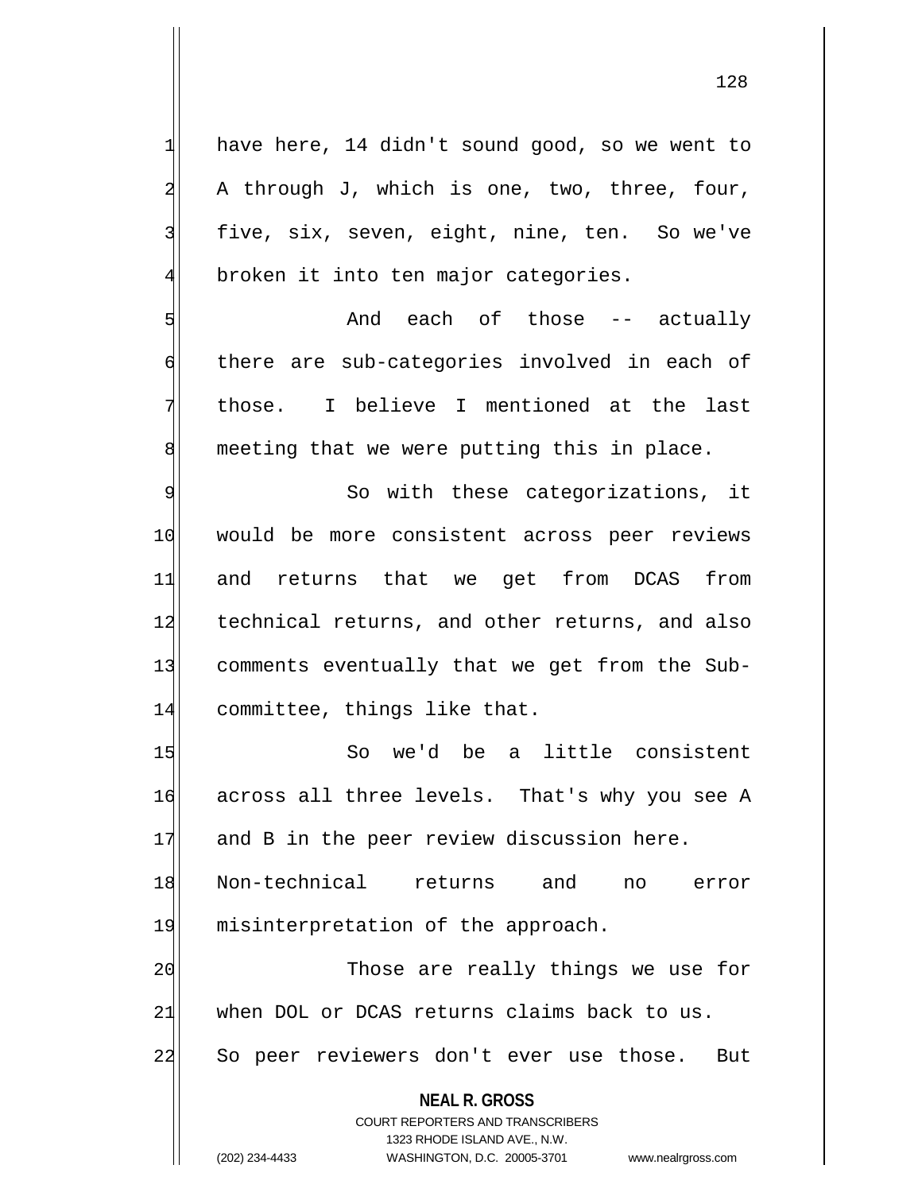have here, 14 didn't sound good, so we went to A through J, which is one, two, three, four, five, six, seven, eight, nine, ten. So we've broken it into ten major categories.

And each of those -- actually there are sub-categories involved in each of those. I believe I mentioned at the last meeting that we were putting this in place.

So with these categorizations, it would be more consistent across peer reviews and returns that we get from DCAS from technical returns, and other returns, and also comments eventually that we get from the Sub-committee, things like that.

So we'd be a little consistent across all three levels. That's why you see A and B in the peer review discussion here. Non-technical returns and no error misinterpretation of the approach.

Those are really things we use for when DOL or DCAS returns claims back to us. So peer reviewers don't ever use those. But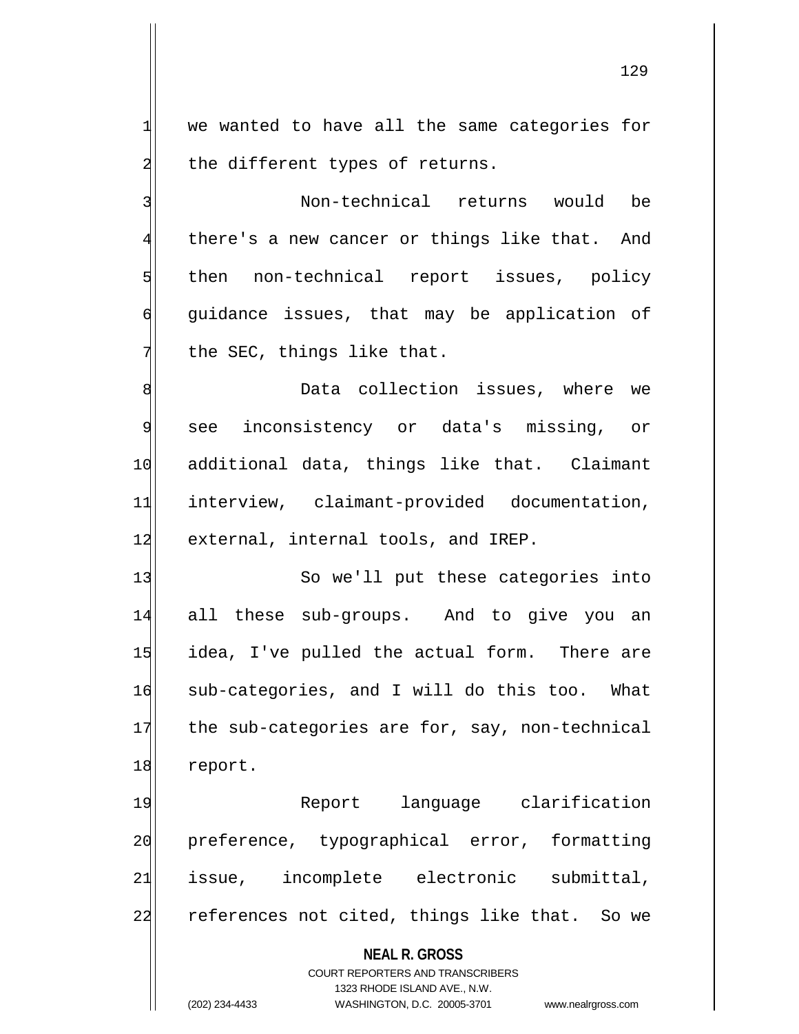we wanted to have all the same categories for the different types of returns.

Non-technical returns would be there's a new cancer or things like that. And then non-technical report issues, policy guidance issues, that may be application of the SEC, things like that.

Data collection issues, where we see inconsistency or data's missing, or additional data, things like that. Claimant interview, claimant-provided documentation, external, internal tools, and IREP.

So we'll put these categories into all these sub-groups. And to give you an idea, I've pulled the actual form. There are sub-categories, and I will do this too. What the sub-categories are for, say, non-technical report.

Report language clarification preference, typographical error, formatting issue, incomplete electronic submittal, references not cited, things like that. So we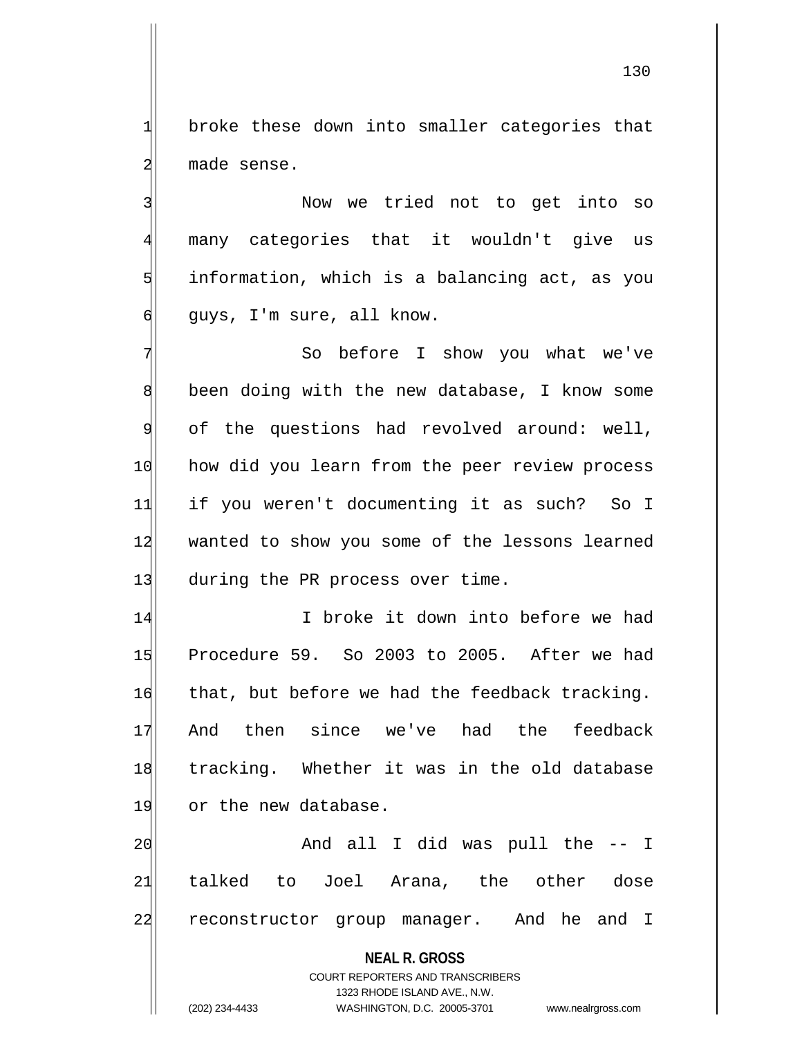broke these down into smaller categories that made sense.

Now we tried not to get into so many categories that it wouldn't give us information, which is a balancing act, as you guys, I'm sure, all know.

So before I show you what we've been doing with the new database, I know some of the questions had revolved around: well, how did you learn from the peer review process if you weren't documenting it as such? So I wanted to show you some of the lessons learned during the PR process over time.

I broke it down into before we had Procedure 59. So 2003 to 2005. After we had that, but before we had the feedback tracking. And then since we've had the feedback tracking. Whether it was in the old database or the new database.

And all I did was pull the -- I talked to Joel Arana, the other dose reconstructor group manager. And he and I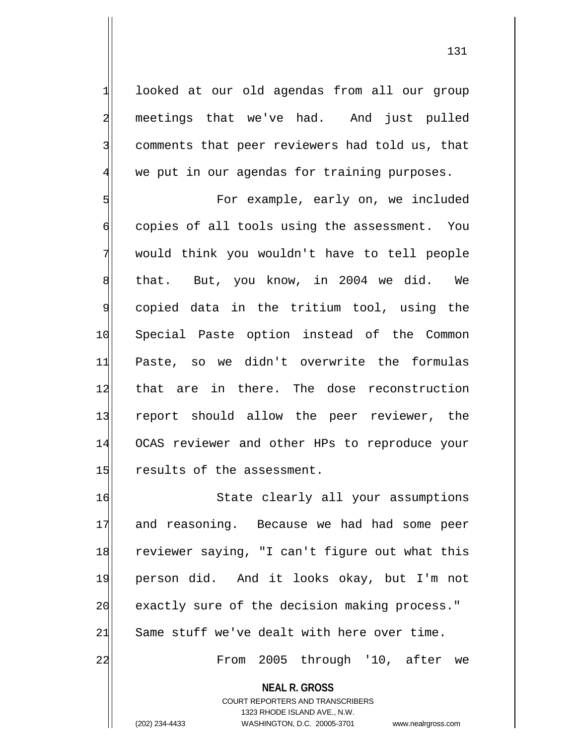looked at our old agendas from all our group meetings that we've had. And just pulled comments that peer reviewers had told us, that we put in our agendas for training purposes.

For example, early on, we included copies of all tools using the assessment. You would think you wouldn't have to tell people that. But, you know, in 2004 we did. We copied data in the tritium tool, using the Special Paste option instead of the Common Paste, so we didn't overwrite the formulas that are in there. The dose reconstruction report should allow the peer reviewer, the OCAS reviewer and other HPs to reproduce your results of the assessment.

State clearly all your assumptions and reasoning. Because we had had some peer reviewer saying, "I can't figure out what this person did. And it looks okay, but I'm not exactly sure of the decision making process." Same stuff we've dealt with here over time.

From 2005 through '10, after we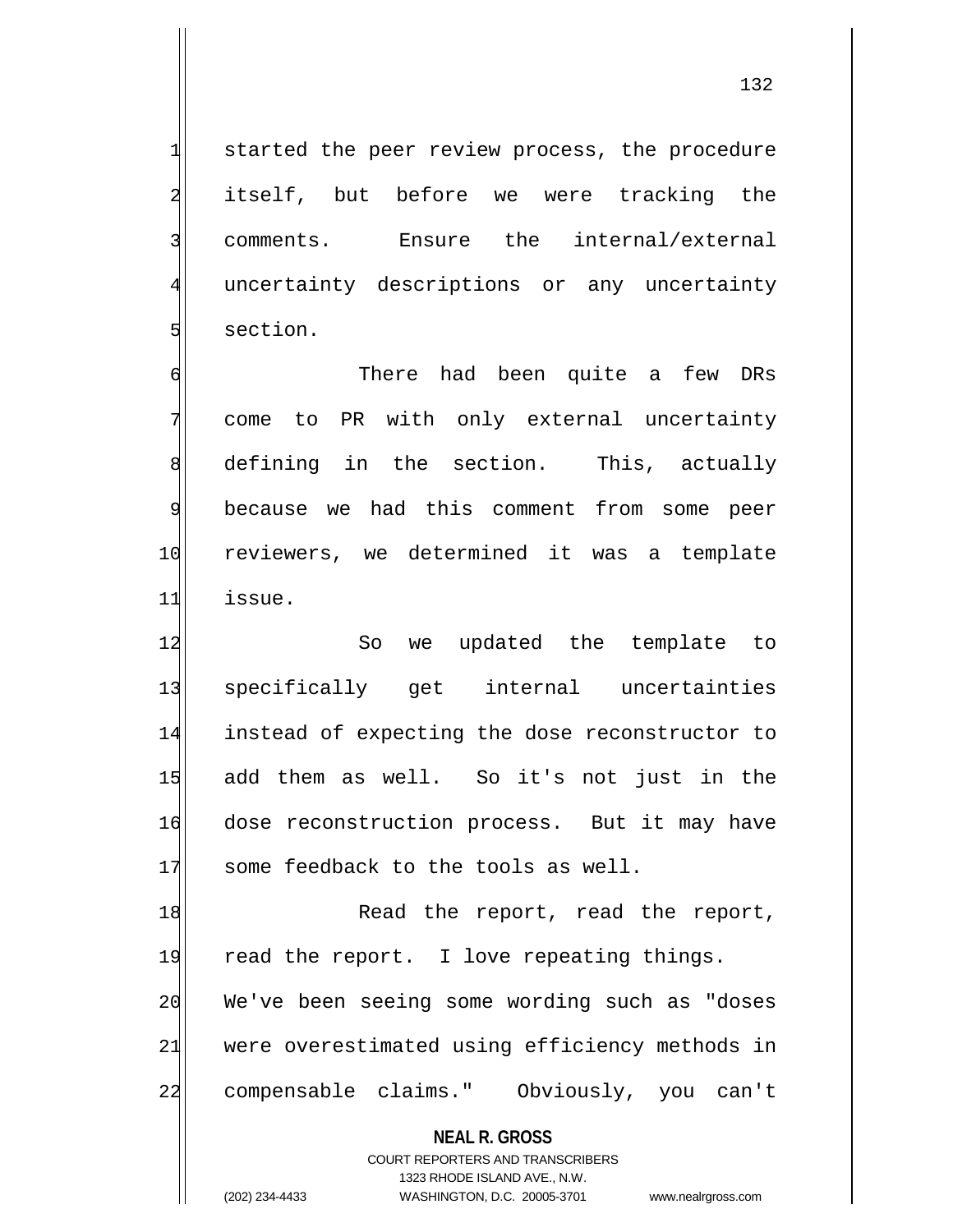started the peer review process, the procedure itself, but before we were tracking the comments. Ensure the internal/external uncertainty descriptions or any uncertainty section.

There had been quite a few DRs come to PR with only external uncertainty defining in the section. This, actually because we had this comment from some peer reviewers, we determined it was a template issue.

So we updated the template to specifically get internal uncertainties instead of expecting the dose reconstructor to add them as well. So it's not just in the dose reconstruction process. But it may have some feedback to the tools as well.

Read the report, read the report, read the report. I love repeating things. We've been seeing some wording such as "doses were overestimated using efficiency methods in compensable claims." Obviously, you can't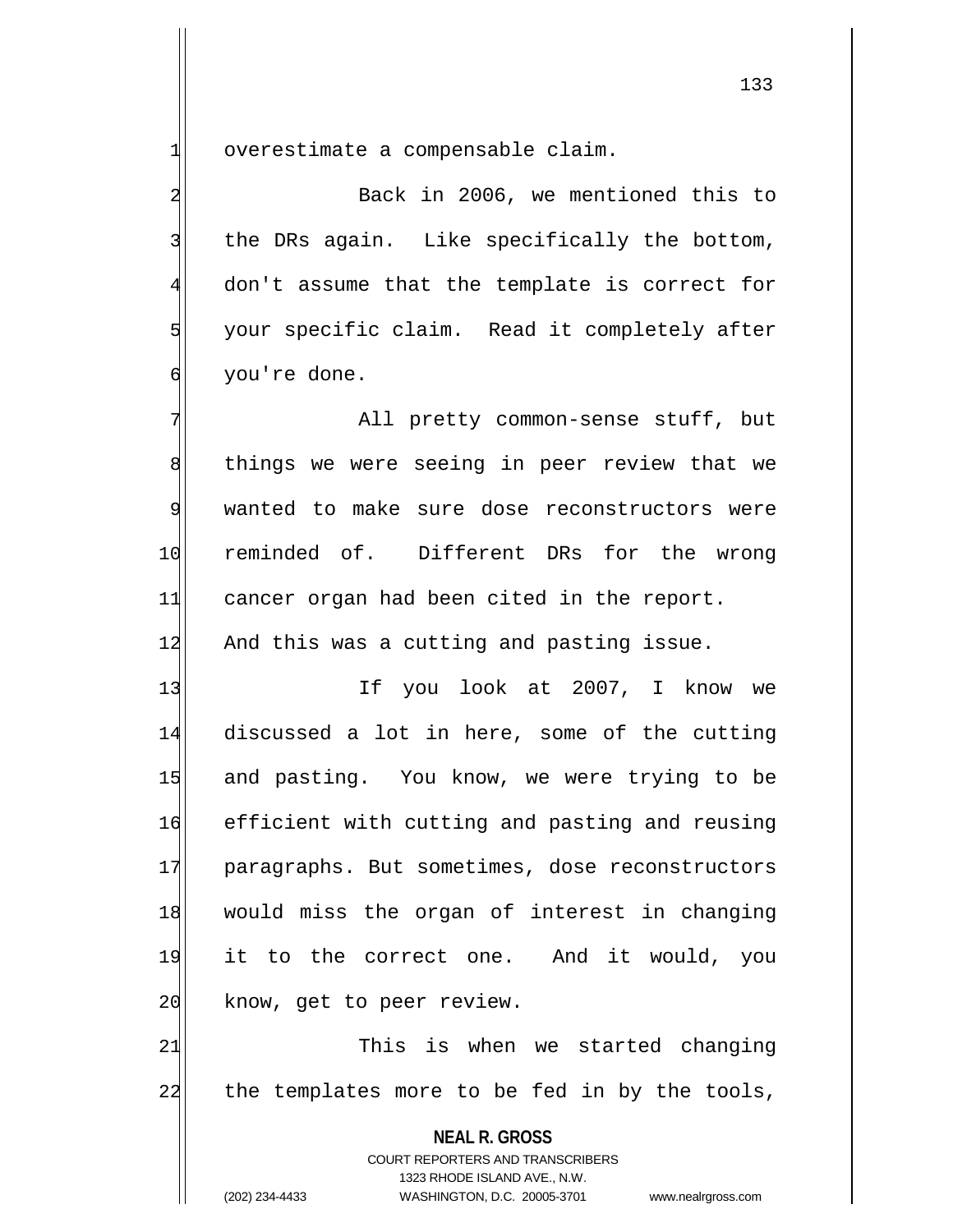overestimate a compensable claim.

Back in 2006, we mentioned this to the DRs again. Like specifically the bottom, don't assume that the template is correct for your specific claim. Read it completely after you're done.

All pretty common-sense stuff, but things we were seeing in peer review that we wanted to make sure dose reconstructors were reminded of. Different DRs for the wrong cancer organ had been cited in the report. And this was a cutting and pasting issue.

If you look at 2007, I know we discussed a lot in here, some of the cutting and pasting. You know, we were trying to be efficient with cutting and pasting and reusing paragraphs. But sometimes, dose reconstructors would miss the organ of interest in changing it to the correct one. And it would, you know, get to peer review.

This is when we started changing the templates more to be fed in by the tools,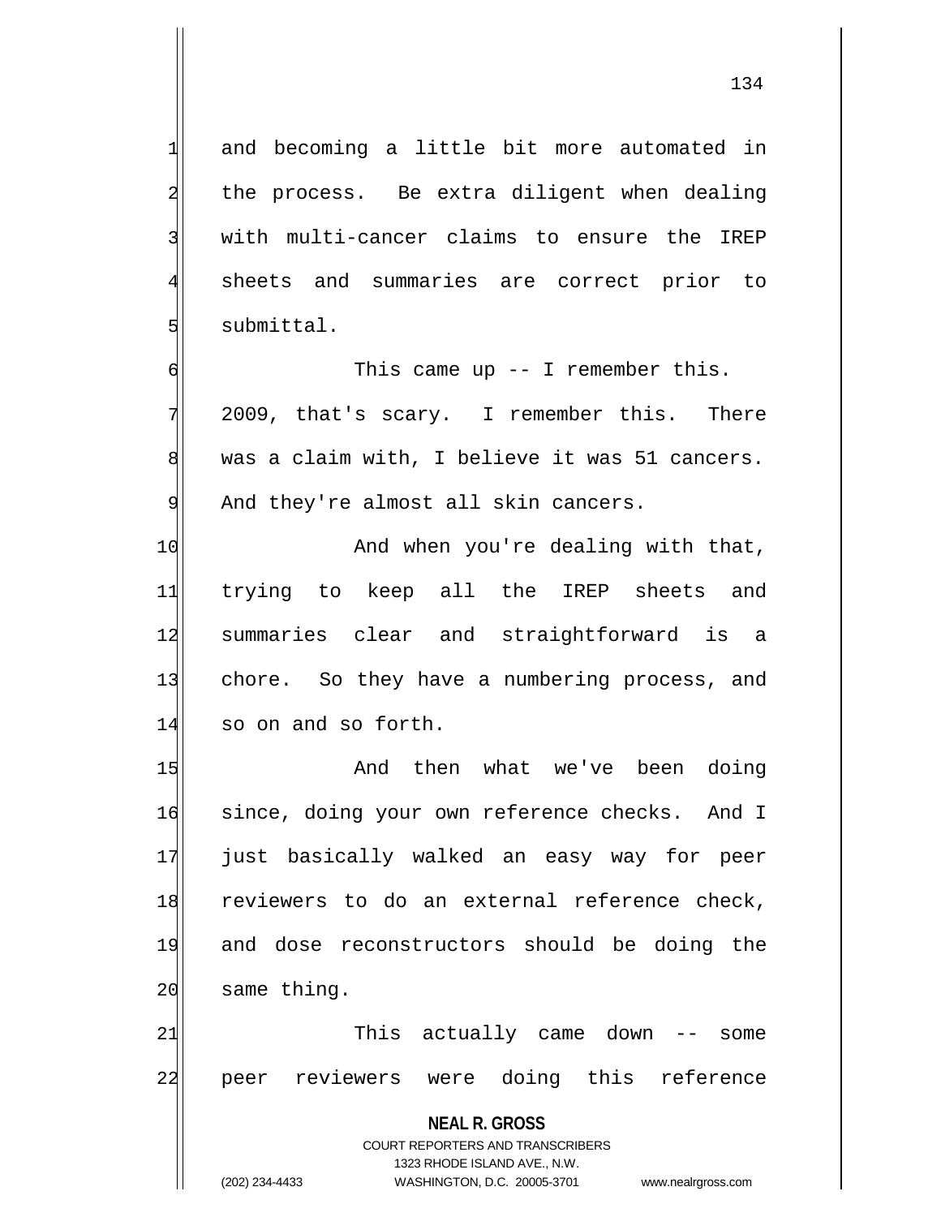and becoming a little bit more automated in the process. Be extra diligent when dealing with multi-cancer claims to ensure the IREP sheets and summaries are correct prior to submittal.

This came up -- I remember this. 2009, that's scary. I remember this. There was a claim with, I believe it was 51 cancers. And they're almost all skin cancers.

And when you're dealing with that, trying to keep all the IREP sheets and summaries clear and straightforward is a chore. So they have a numbering process, and so on and so forth.

And then what we've been doing since, doing your own reference checks. And I just basically walked an easy way for peer reviewers to do an external reference check, and dose reconstructors should be doing the same thing.

This actually came down -- some peer reviewers were doing this reference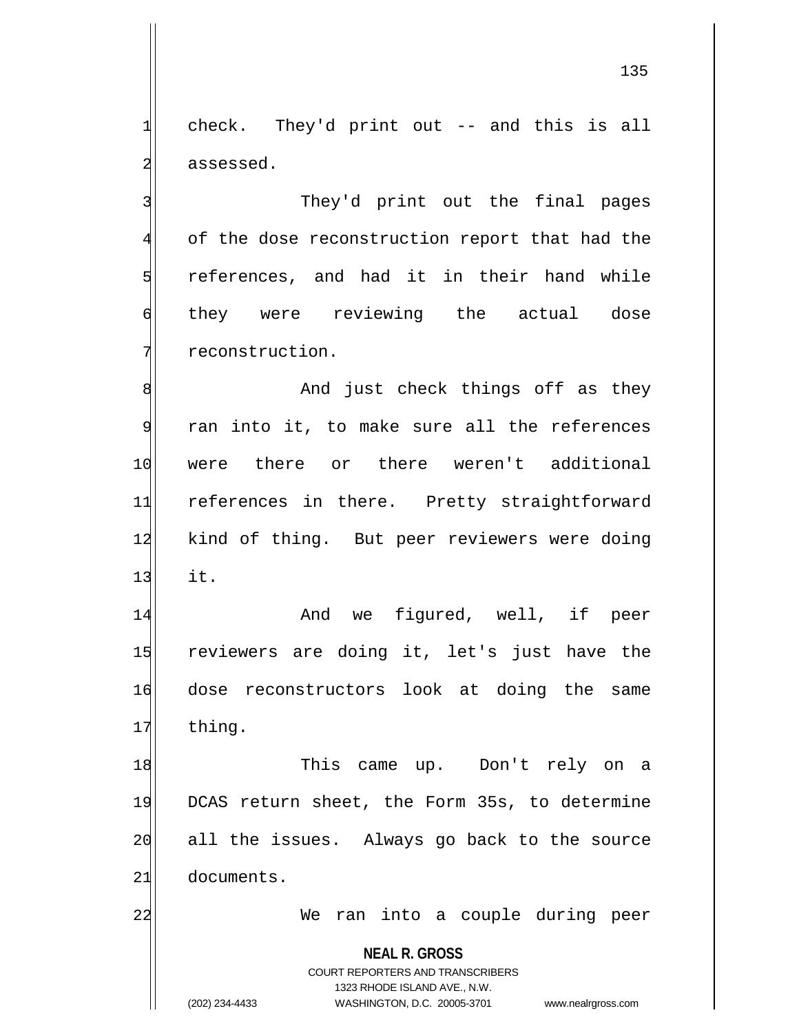check. They'd print out -- and this is all assessed.

They'd print out the final pages of the dose reconstruction report that had the references, and had it in their hand while they were reviewing the actual dose reconstruction.

And just check things off as they ran into it, to make sure all the references were there or there weren't additional references in there. Pretty straightforward kind of thing. But peer reviewers were doing it.

And we figured, well, if peer reviewers are doing it, let's just have the dose reconstructors look at doing the same thing.

This came up. Don't rely on a DCAS return sheet, the Form 35s, to determine all the issues. Always go back to the source documents.

We ran into a couple during peer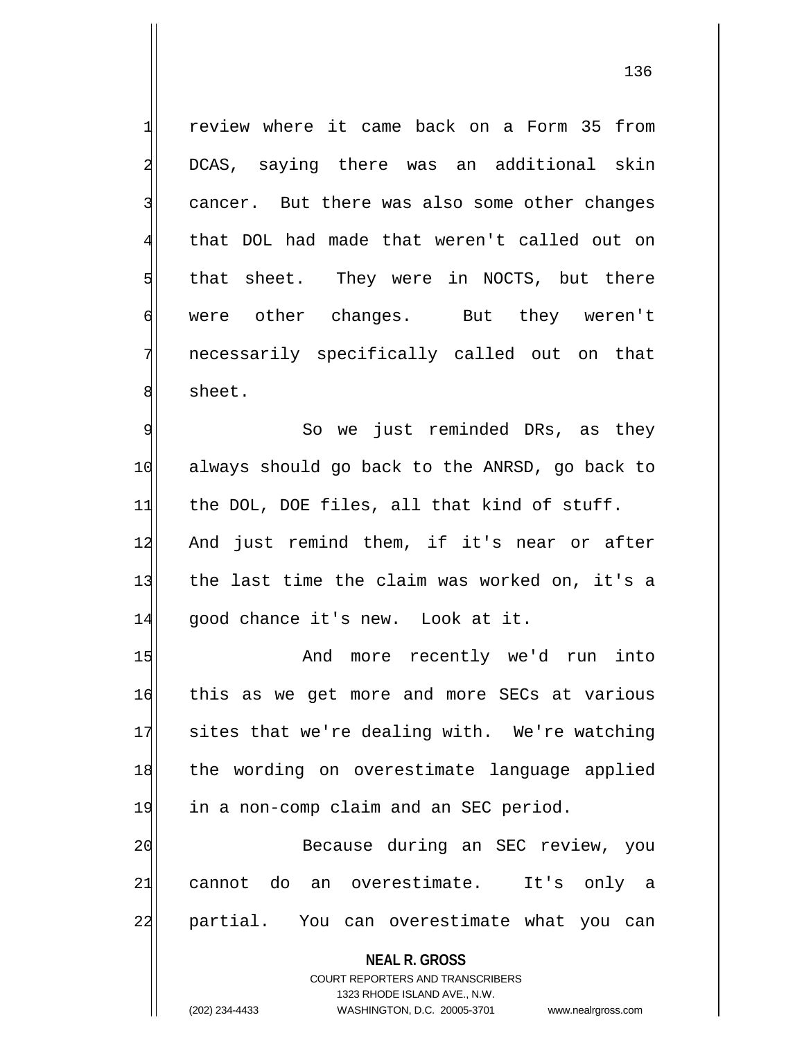review where it came back on a Form 35 from DCAS, saying there was an additional skin cancer. But there was also some other changes that DOL had made that weren't called out on that sheet. They were in NOCTS, but there were other changes. But they weren't necessarily specifically called out on that sheet.

So we just reminded DRs, as they always should go back to the ANRSD, go back to the DOL, DOE files, all that kind of stuff. And just remind them, if it's near or after the last time the claim was worked on, it's a good chance it's new. Look at it.

And more recently we'd run into this as we get more and more SECs at various sites that we're dealing with. We're watching the wording on overestimate language applied in a non-comp claim and an SEC period.

Because during an SEC review, you cannot do an overestimate. It's only a partial. You can overestimate what you can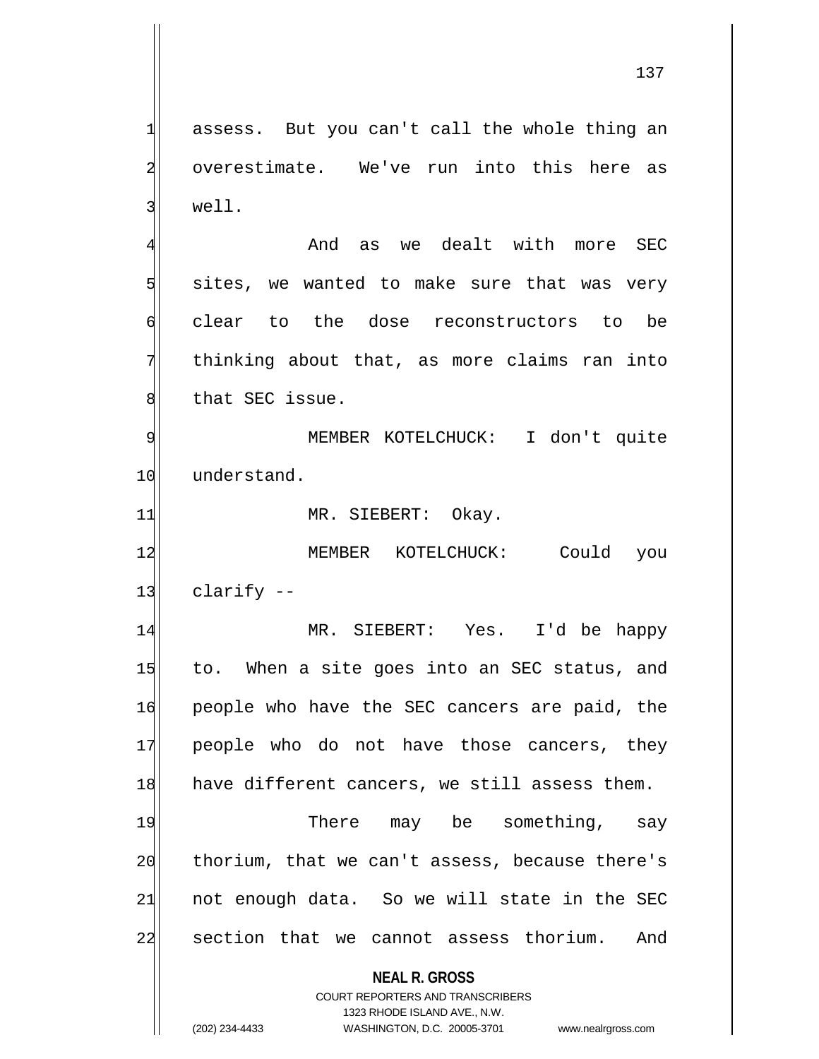assess. But you can't call the whole thing an overestimate. We've run into this here as well.

And as we dealt with more SEC sites, we wanted to make sure that was very clear to the dose reconstructors to be thinking about that, as more claims ran into that SEC issue.

MEMBER KOTELCHUCK: I don't quite understand.

MR. SIEBERT: Okay.

MEMBER KOTELCHUCK: Could you clarify --

MR. SIEBERT: Yes. I'd be happy to. When a site goes into an SEC status, and people who have the SEC cancers are paid, the people who do not have those cancers, they have different cancers, we still assess them.

There may be something, say thorium, that we can't assess, because there's not enough data. So we will state in the SEC section that we cannot assess thorium. And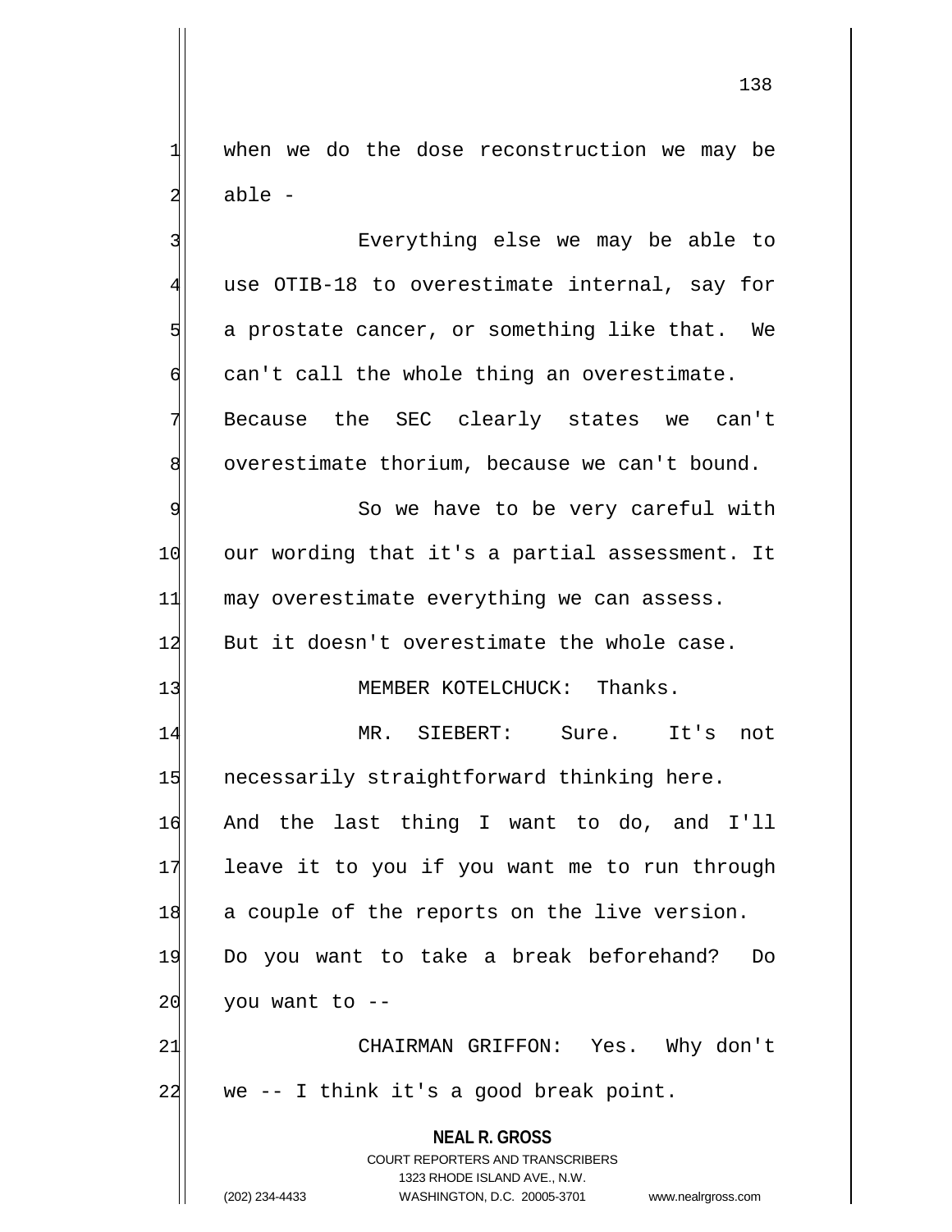when we do the dose reconstruction we may be able -

Everything else we may be able to use OTIB-18 to overestimate internal, say for a prostate cancer, or something like that. We can't call the whole thing an overestimate. Because the SEC clearly states we can't overestimate thorium, because we can't bound.

So we have to be very careful with our wording that it's a partial assessment. It may overestimate everything we can assess. But it doesn't overestimate the whole case.

MEMBER KOTELCHUCK: Thanks.

MR. SIEBERT: Sure. It's not necessarily straightforward thinking here. And the last thing I want to do, and I'll leave it to you if you want me to run through a couple of the reports on the live version. Do you want to take a break beforehand? Do you want to --

CHAIRMAN GRIFFON: Yes. Why don't we -- I think it's a good break point.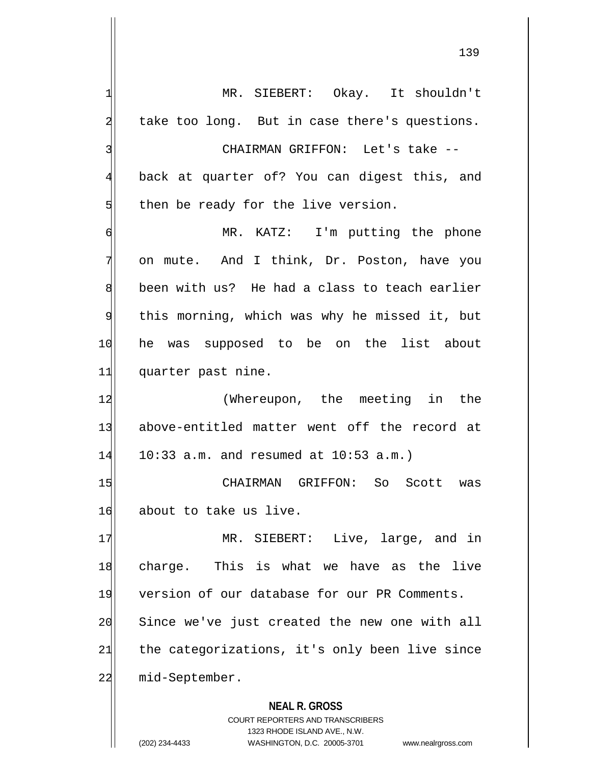MR. SIEBERT: Okay. It shouldn't take too long. But in case there's questions.

CHAIRMAN GRIFFON: Let's take -- back at quarter of? You can digest this, and then be ready for the live version.

MR. KATZ: I'm putting the phone on mute. And I think, Dr. Poston, have you been with us? He had a class to teach earlier this morning, which was why he missed it, but he was supposed to be on the list about quarter past nine.

(Whereupon, the meeting in the above-entitled matter went off the record at 10:33 a.m. and resumed at 10:53 a.m.)

CHAIRMAN GRIFFON: So Scott was about to take us live.

MR. SIEBERT: Live, large, and in charge. This is what we have as the live version of our database for our PR Comments. Since we've just created the new one with all the categorizations, it's only been live since mid-September.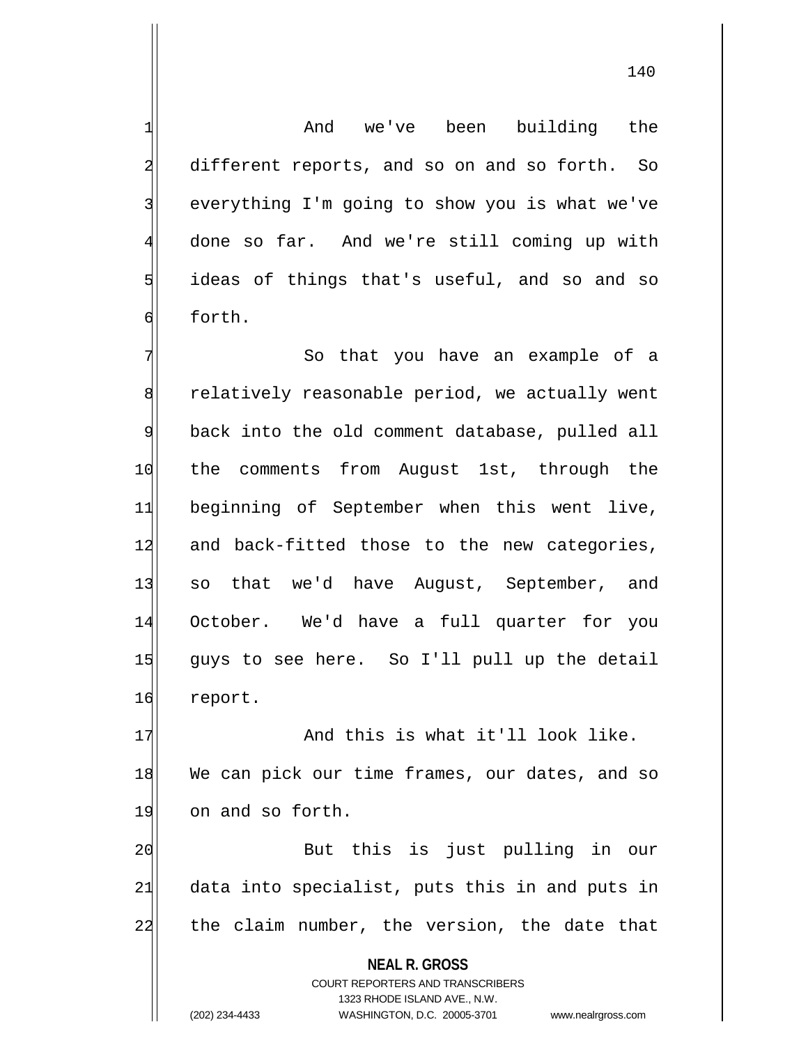And we've been building the different reports, and so on and so forth. So everything I'm going to show you is what we've done so far. And we're still coming up with ideas of things that's useful, and so and so forth.

So that you have an example of a relatively reasonable period, we actually went back into the old comment database, pulled all the comments from August 1st, through the beginning of September when this went live, and back-fitted those to the new categories, so that we'd have August, September, and October. We'd have a full quarter for you guys to see here. So I'll pull up the detail report.

And this is what it'll look like. We can pick our time frames, our dates, and so on and so forth.

But this is just pulling in our data into specialist, puts this in and puts in the claim number, the version, the date that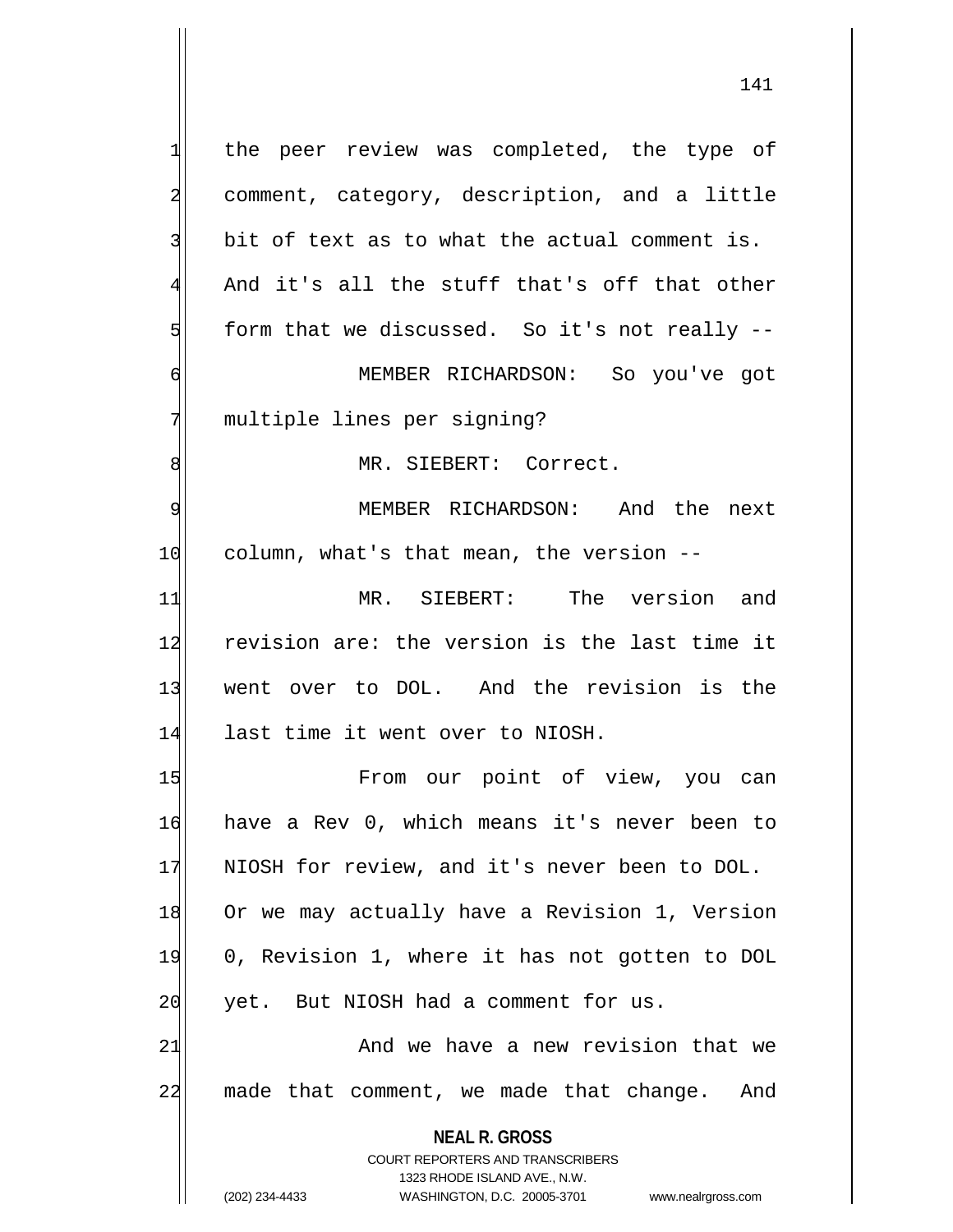the peer review was completed, the type of comment, category, description, and a little bit of text as to what the actual comment is. And it's all the stuff that's off that other form that we discussed. So it's not really --

MEMBER RICHARDSON: So you've got multiple lines per signing?

MR. SIEBERT: Correct.

MEMBER RICHARDSON: And the next column, what's that mean, the version --

MR. SIEBERT: The version and revision are: the version is the last time it went over to DOL. And the revision is the last time it went over to NIOSH.

From our point of view, you can have a Rev 0, which means it's never been to NIOSH for review, and it's never been to DOL. Or we may actually have a Revision 1, Version 0, Revision 1, where it has not gotten to DOL yet. But NIOSH had a comment for us.

And we have a new revision that we made that comment, we made that change. And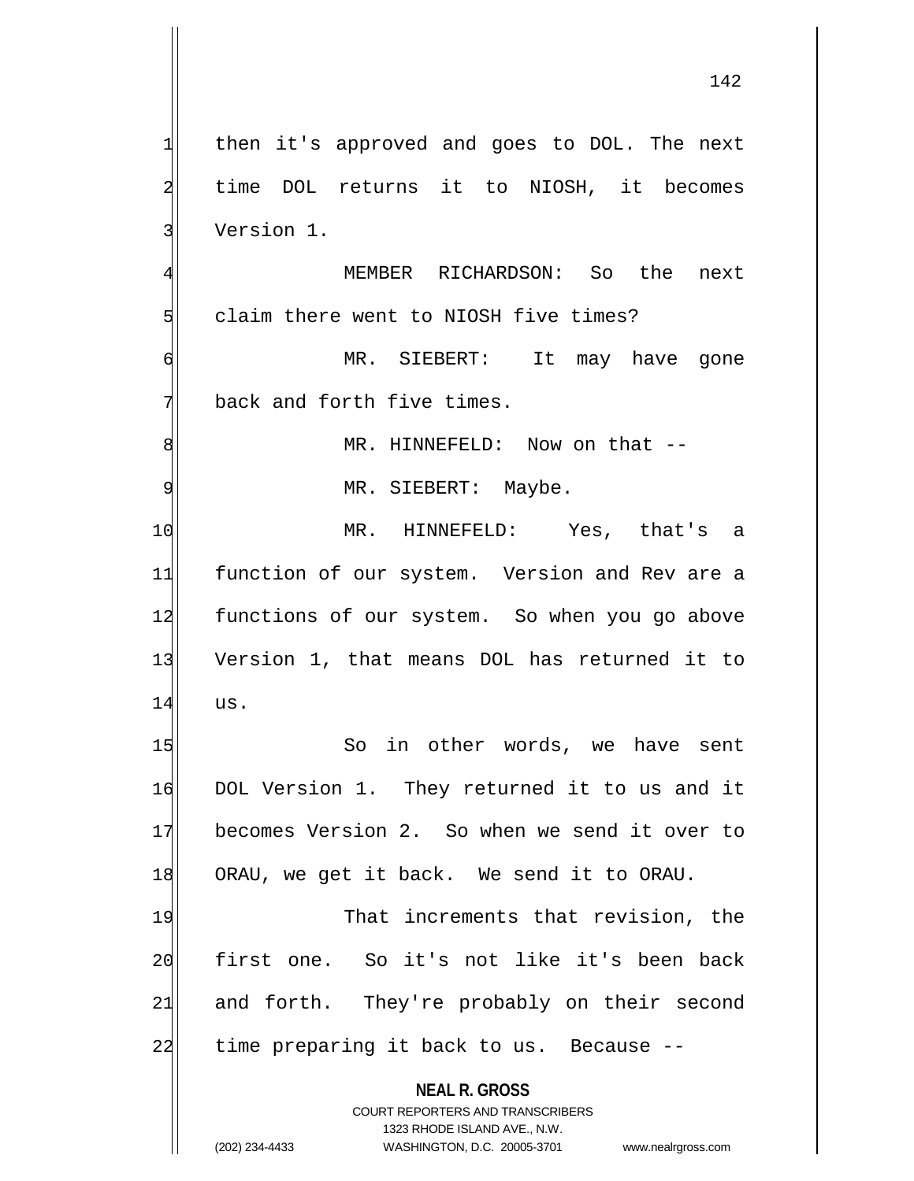then it's approved and goes to DOL. The next time DOL returns it to NIOSH, it becomes Version 1.

MEMBER RICHARDSON: So the next claim there went to NIOSH five times?

MR. SIEBERT: It may have gone back and forth five times.

MR. HINNEFELD: Now on that --

MR. SIEBERT: Maybe.

MR. HINNEFELD: Yes, that's a function of our system. Version and Rev are a functions of our system. So when you go above Version 1, that means DOL has returned it to us.

So in other words, we have sent DOL Version 1. They returned it to us and it becomes Version 2. So when we send it over to ORAU, we get it back. We send it to ORAU.

That increments that revision, the first one. So it's not like it's been back and forth. They're probably on their second time preparing it back to us. Because --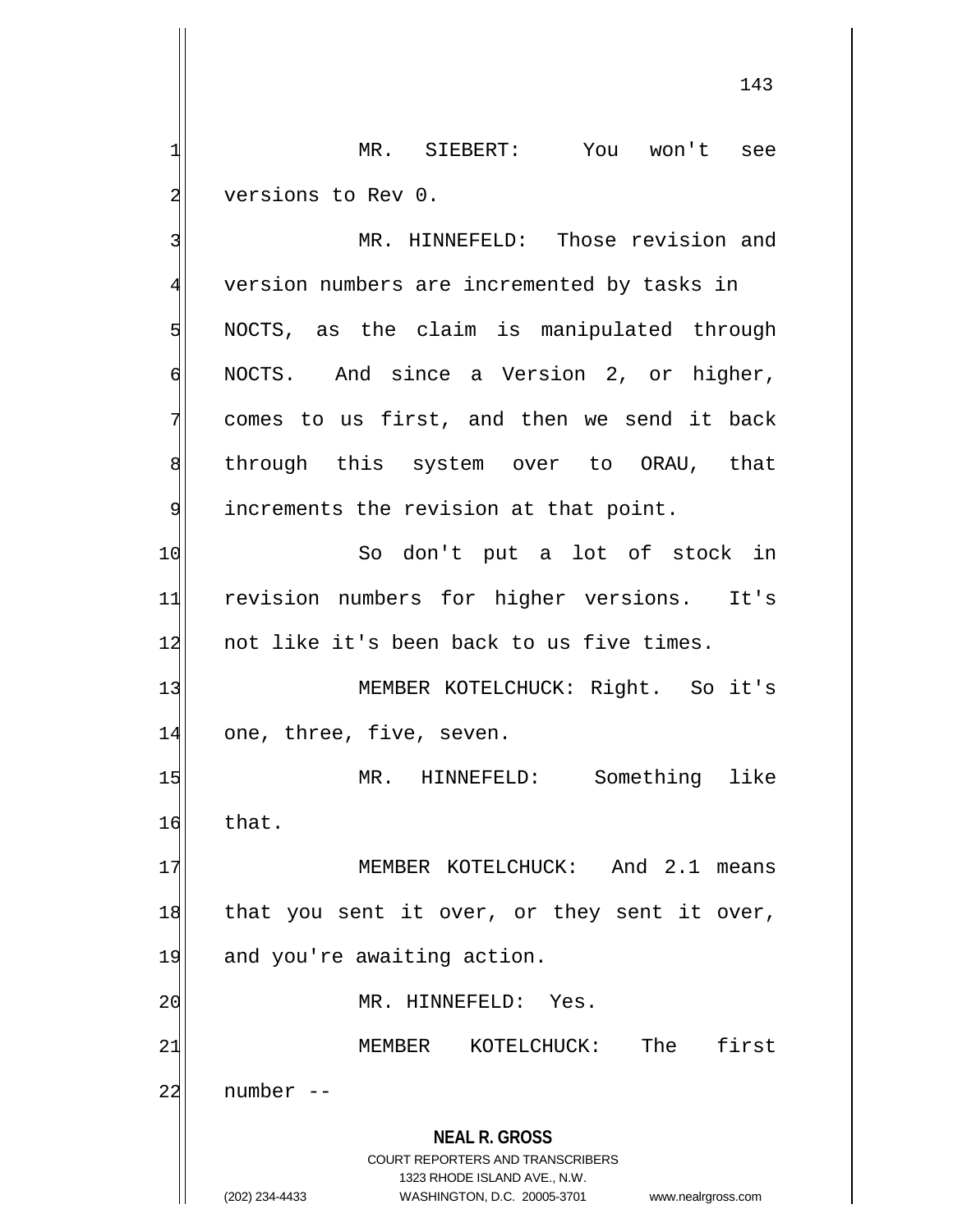MR. SIEBERT: You won't see versions to Rev 0.

MR. HINNEFELD: Those revision and version numbers are incremented by tasks in NOCTS, as the claim is manipulated through NOCTS. And since a Version 2, or higher, comes to us first, and then we send it back through this system over to ORAU, that increments the revision at that point.

So don't put a lot of stock in revision numbers for higher versions. It's not like it's been back to us five times.

MEMBER KOTELCHUCK: Right. So it's one, three, five, seven.

MR. HINNEFELD: Something like that.

MEMBER KOTELCHUCK: And 2.1 means that you sent it over, or they sent it over, and you're awaiting action.

MR. HINNEFELD: Yes.

MEMBER KOTELCHUCK: The first number --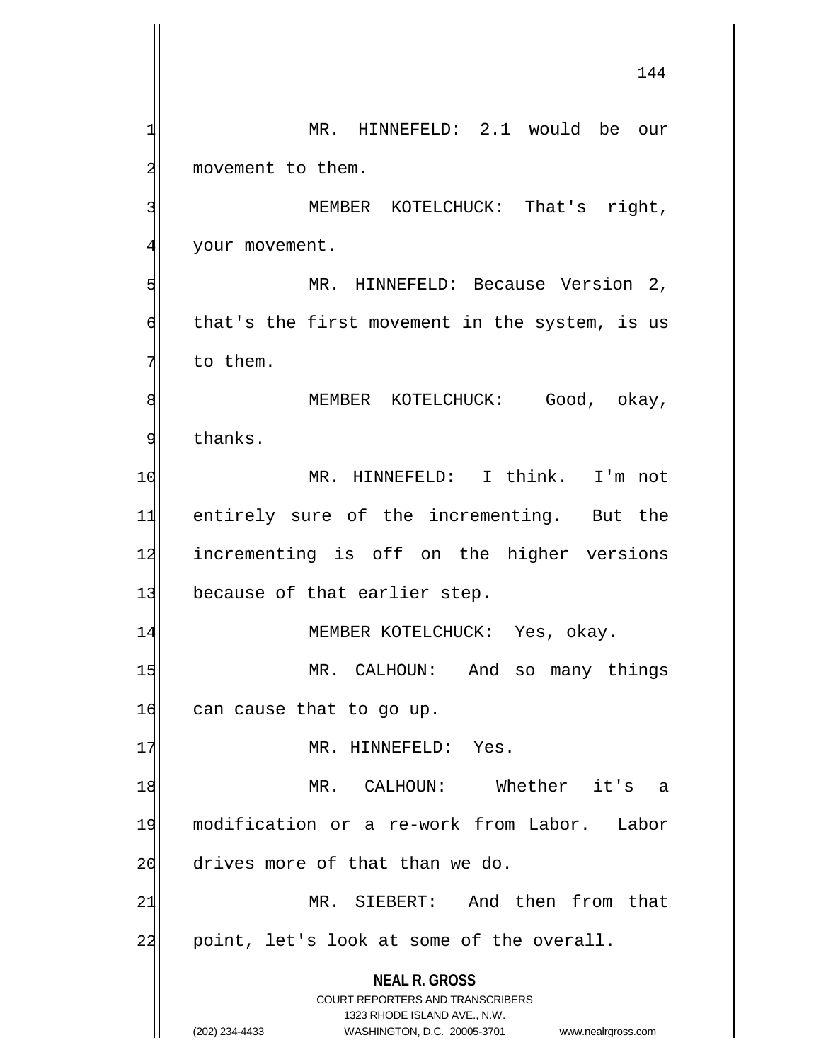MR. HINNEFELD: 2.1 would be our movement to them.

MEMBER KOTELCHUCK: That's right, your movement.

MR. HINNEFELD: Because Version 2, that's the first movement in the system, is us to them.

MEMBER KOTELCHUCK: Good, okay, thanks.

MR. HINNEFELD: I think. I'm not entirely sure of the incrementing. But the incrementing is off on the higher versions because of that earlier step.

MEMBER KOTELCHUCK: Yes, okay.

MR. CALHOUN: And so many things can cause that to go up.

MR. HINNEFELD: Yes.

MR. CALHOUN: Whether it's a modification or a re-work from Labor. Labor drives more of that than we do.

MR. SIEBERT: And then from that point, let's look at some of the overall.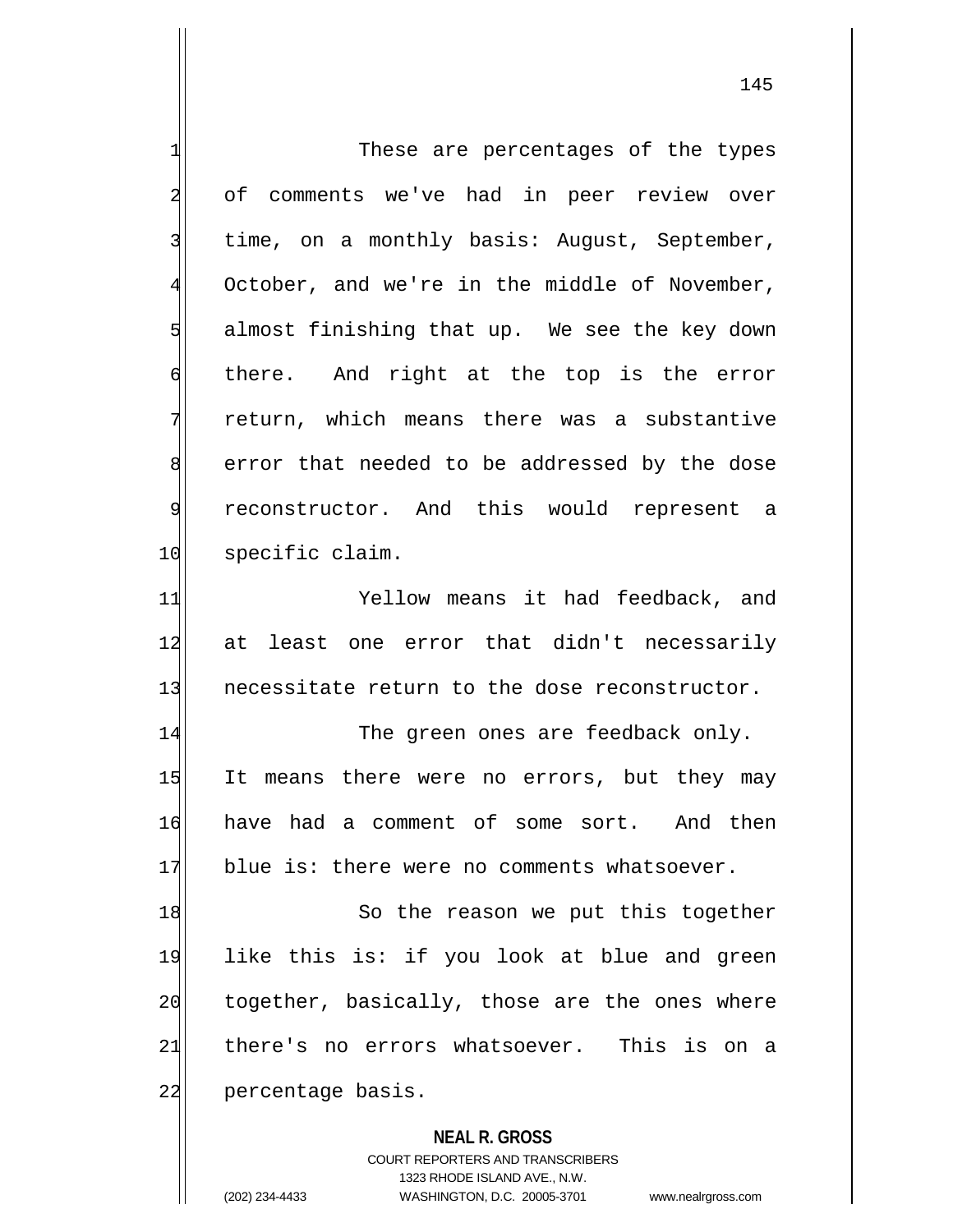These are percentages of the types of comments we've had in peer review over time, on a monthly basis: August, September, October, and we're in the middle of November, almost finishing that up. We see the key down there. And right at the top is the error return, which means there was a substantive error that needed to be addressed by the dose reconstructor. And this would represent a specific claim.

Yellow means it had feedback, and at least one error that didn't necessarily necessitate return to the dose reconstructor.

The green ones are feedback only. It means there were no errors, but they may have had a comment of some sort. And then blue is: there were no comments whatsoever.

So the reason we put this together like this is: if you look at blue and green together, basically, those are the ones where there's no errors whatsoever. This is on a percentage basis.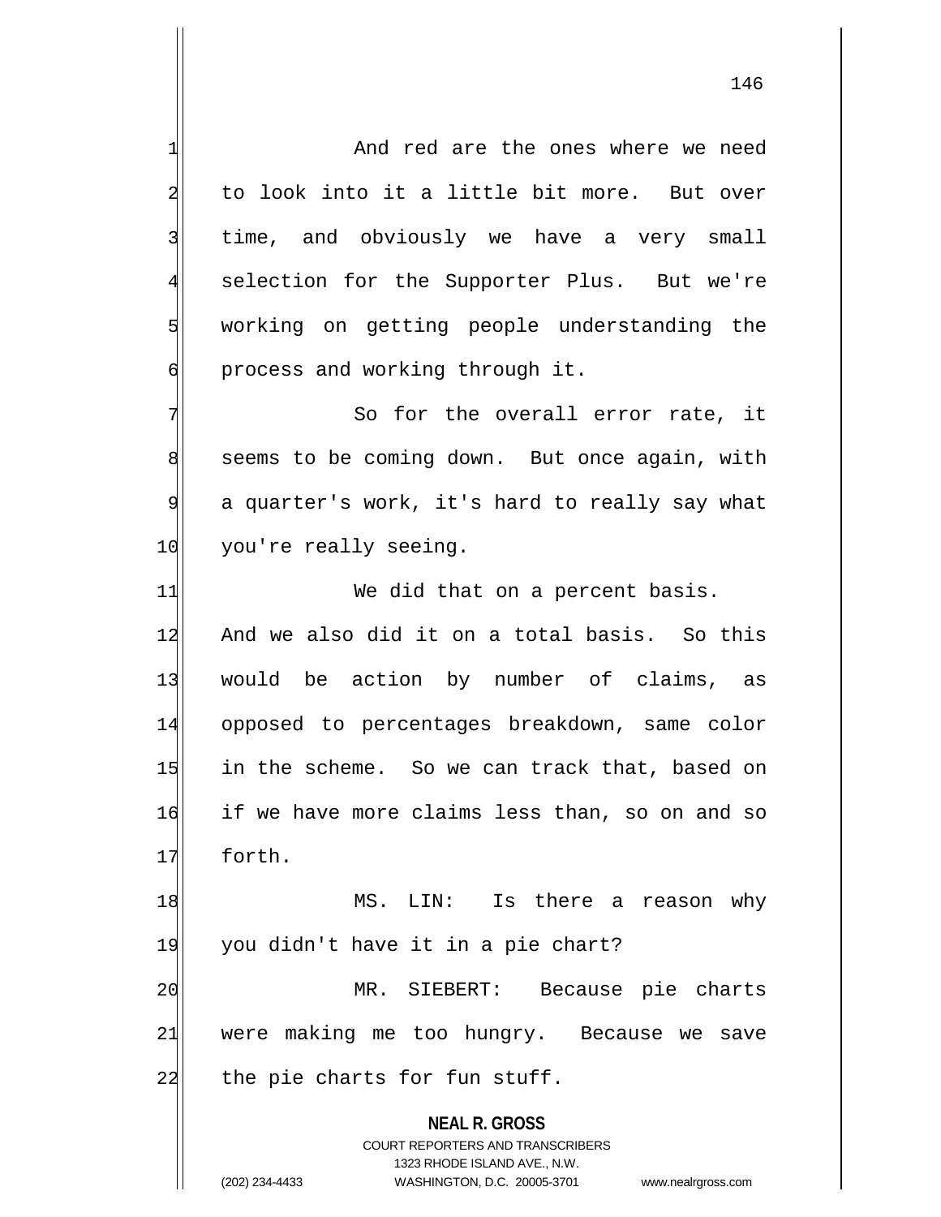And red are the ones where we need to look into it a little bit more. But over time, and obviously we have a very small selection for the Supporter Plus. But we're working on getting people understanding the process and working through it.

So for the overall error rate, it seems to be coming down. But once again, with a quarter's work, it's hard to really say what you're really seeing.

We did that on a percent basis. And we also did it on a total basis. So this would be action by number of claims, as opposed to percentages breakdown, same color in the scheme. So we can track that, based on if we have more claims less than, so on and so forth.

MS. LIN: Is there a reason why you didn't have it in a pie chart?

MR. SIEBERT: Because pie charts were making me too hungry. Because we save the pie charts for fun stuff.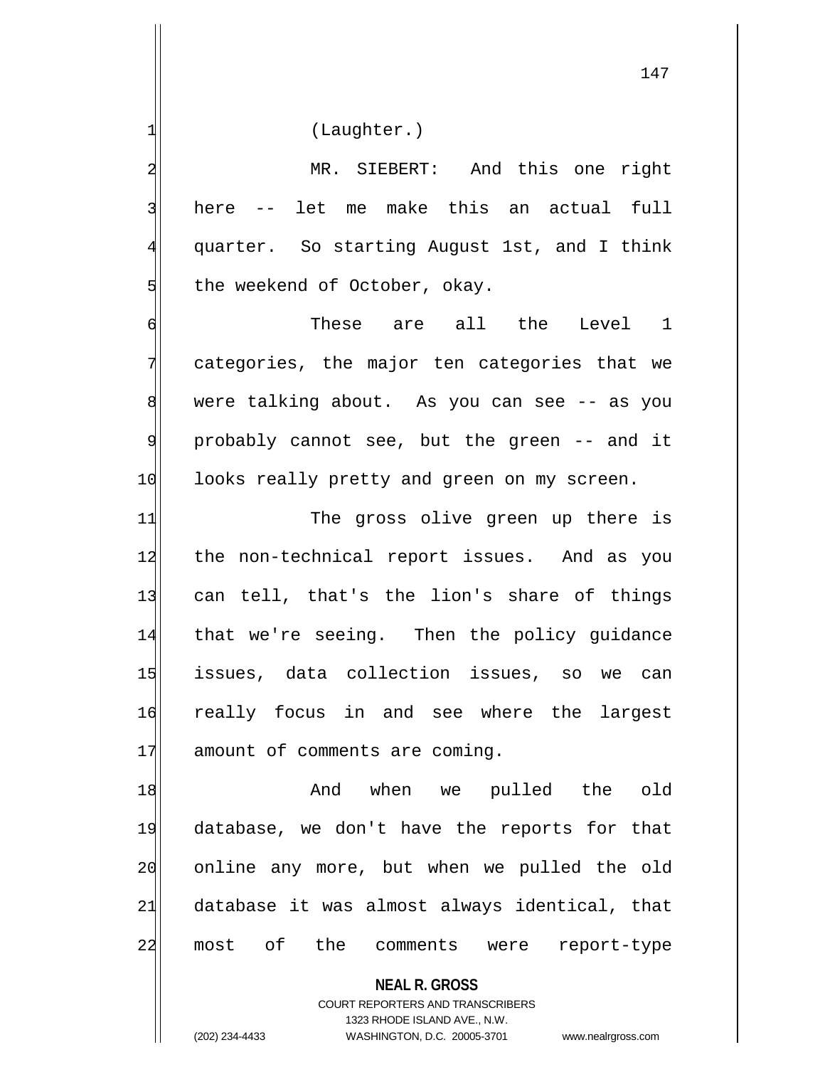(Laughter.)

MR. SIEBERT: And this one right here -- let me make this an actual full quarter. So starting August 1st, and I think the weekend of October, okay.

These are all the Level 1 categories, the major ten categories that we were talking about. As you can see -- as you probably cannot see, but the green -- and it looks really pretty and green on my screen.

The gross olive green up there is the non-technical report issues. And as you can tell, that's the lion's share of things that we're seeing. Then the policy guidance issues, data collection issues, so we can really focus in and see where the largest amount of comments are coming.

And when we pulled the old database, we don't have the reports for that online any more, but when we pulled the old database it was almost always identical, that most of the comments were report-type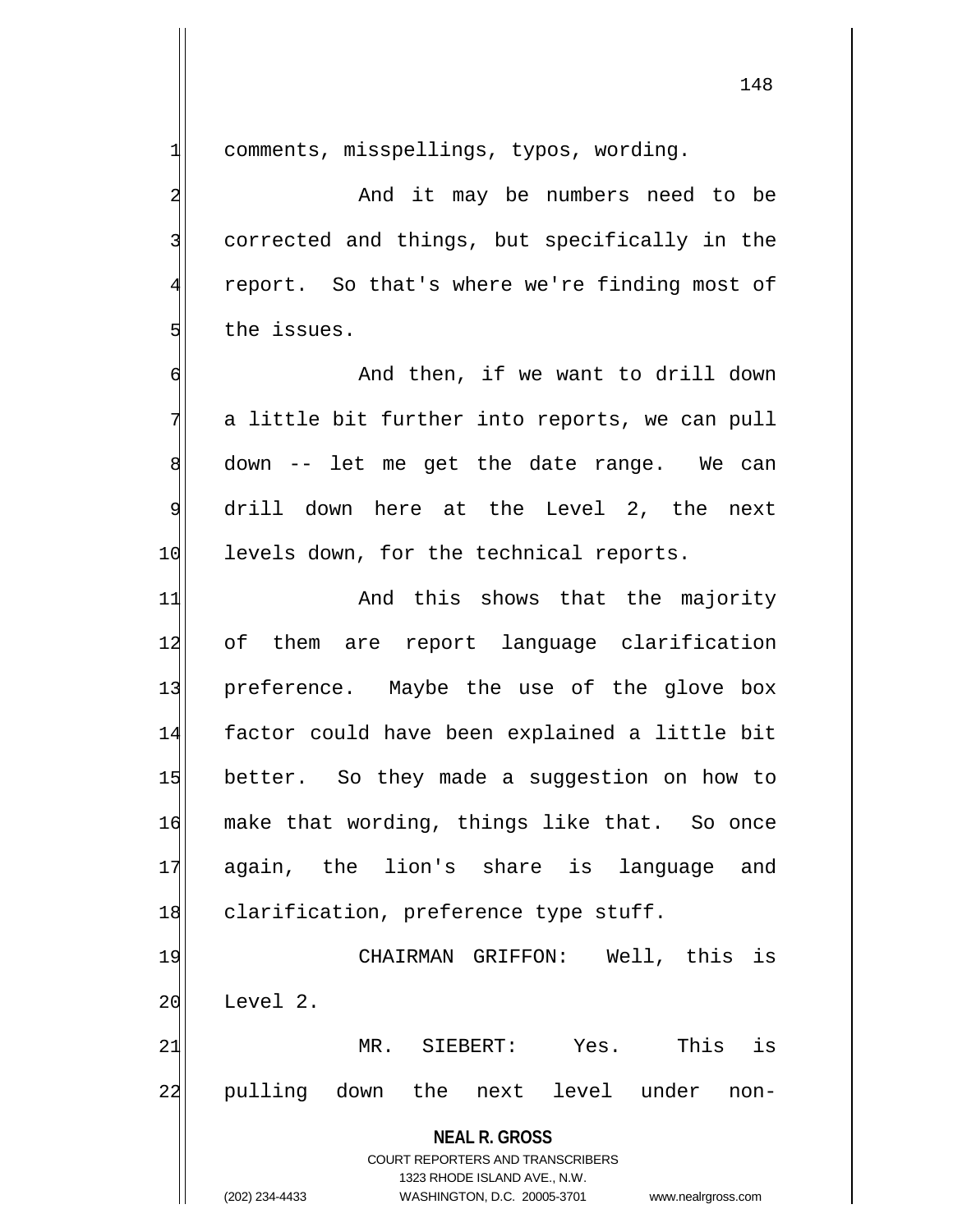comments, misspellings, typos, wording.

And it may be numbers need to be corrected and things, but specifically in the report. So that's where we're finding most of the issues.

And then, if we want to drill down a little bit further into reports, we can pull down -- let me get the date range. We can drill down here at the Level 2, the next levels down, for the technical reports.

And this shows that the majority of them are report language clarification preference. Maybe the use of the glove box factor could have been explained a little bit better. So they made a suggestion on how to make that wording, things like that. So once again, the lion's share is language and clarification, preference type stuff.

CHAIRMAN GRIFFON: Well, this is Level 2.

MR. SIEBERT: Yes. This is pulling down the next level under non-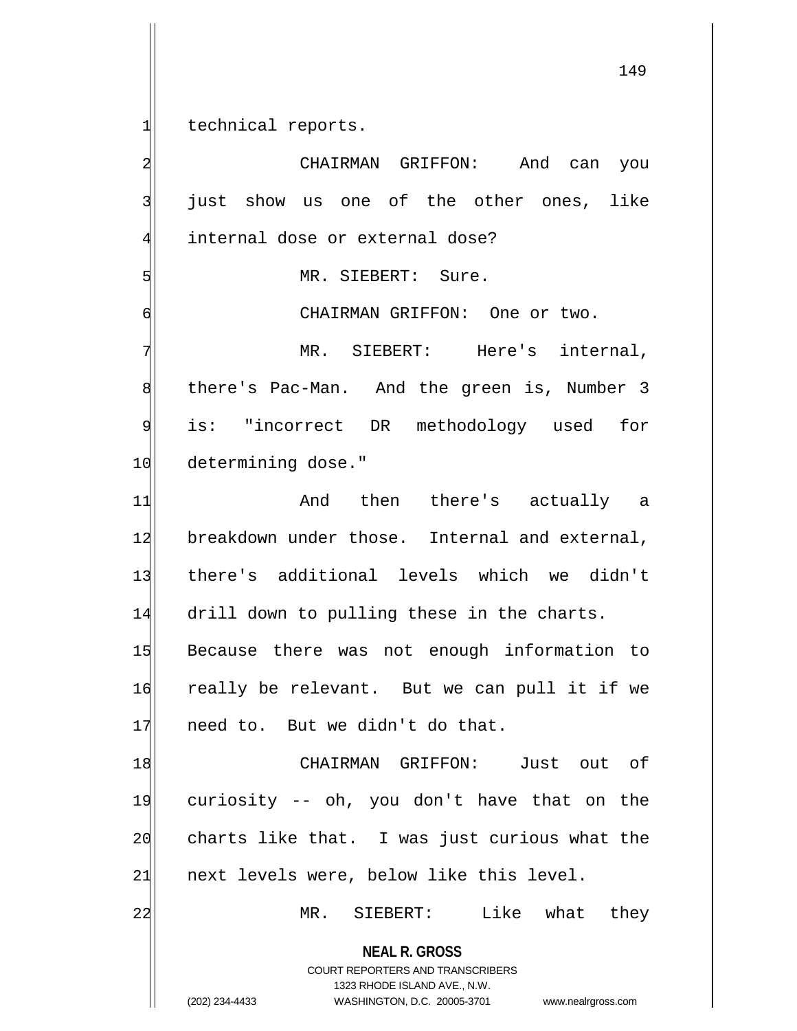technical reports.

CHAIRMAN GRIFFON: And can you just show us one of the other ones, like internal dose or external dose?

MR. SIEBERT: Sure.

CHAIRMAN GRIFFON: One or two.

MR. SIEBERT: Here's internal, there's Pac-Man. And the green is, Number 3 is: "incorrect DR methodology used for determining dose."

And then there's actually a breakdown under those. Internal and external, there's additional levels which we didn't drill down to pulling these in the charts. Because there was not enough information to really be relevant. But we can pull it if we need to. But we didn't do that.

CHAIRMAN GRIFFON: Just out of curiosity -- oh, you don't have that on the charts like that. I was just curious what the next levels were, below like this level.

MR. SIEBERT: Like what they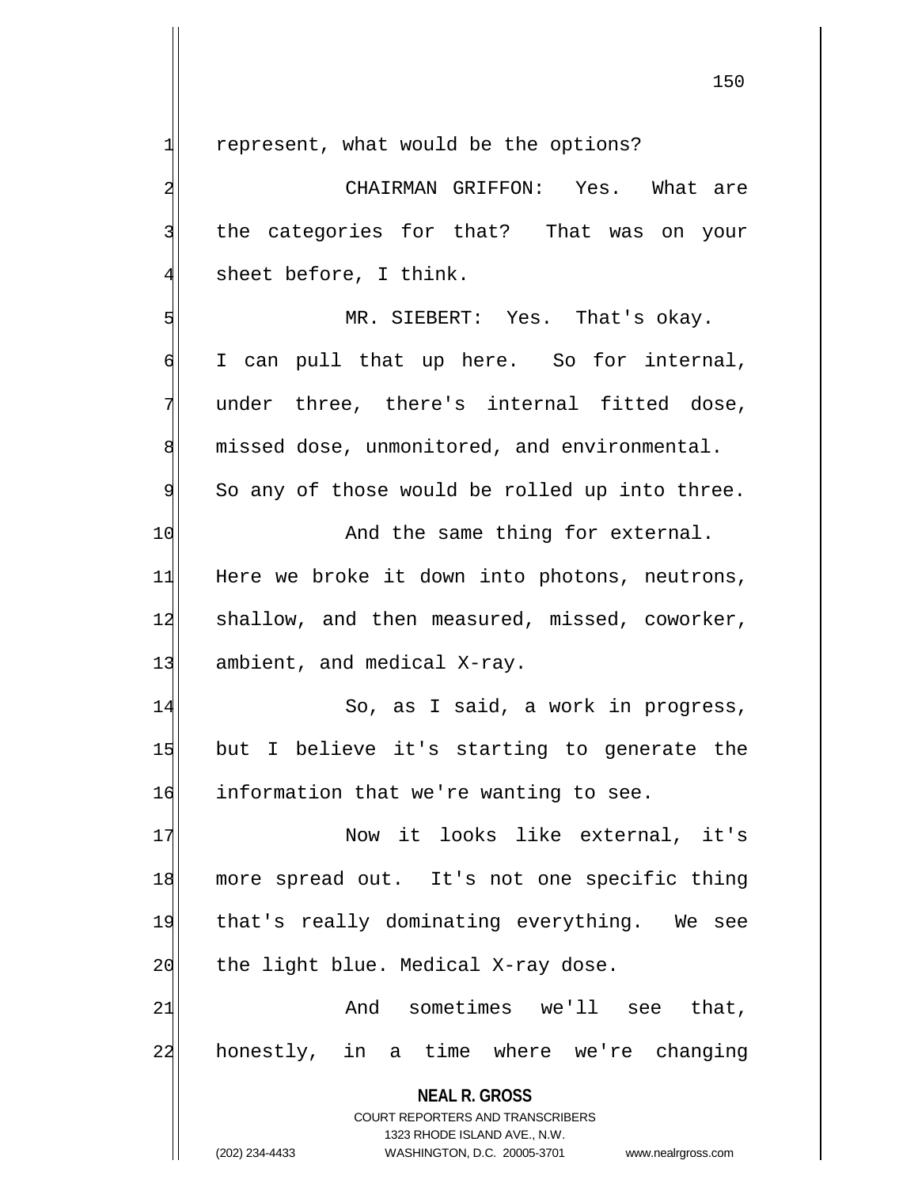represent, what would be the options?

CHAIRMAN GRIFFON: Yes. What are the categories for that? That was on your sheet before, I think.

MR. SIEBERT: Yes. That's okay. I can pull that up here. So for internal, under three, there's internal fitted dose, missed dose, unmonitored, and environmental. So any of those would be rolled up into three.

And the same thing for external. Here we broke it down into photons, neutrons, shallow, and then measured, missed, coworker, ambient, and medical X-ray.

So, as I said, a work in progress, but I believe it's starting to generate the information that we're wanting to see.

Now it looks like external, it's more spread out. It's not one specific thing that's really dominating everything. We see the light blue. Medical X-ray dose.

And sometimes we'll see that, honestly, in a time where we're changing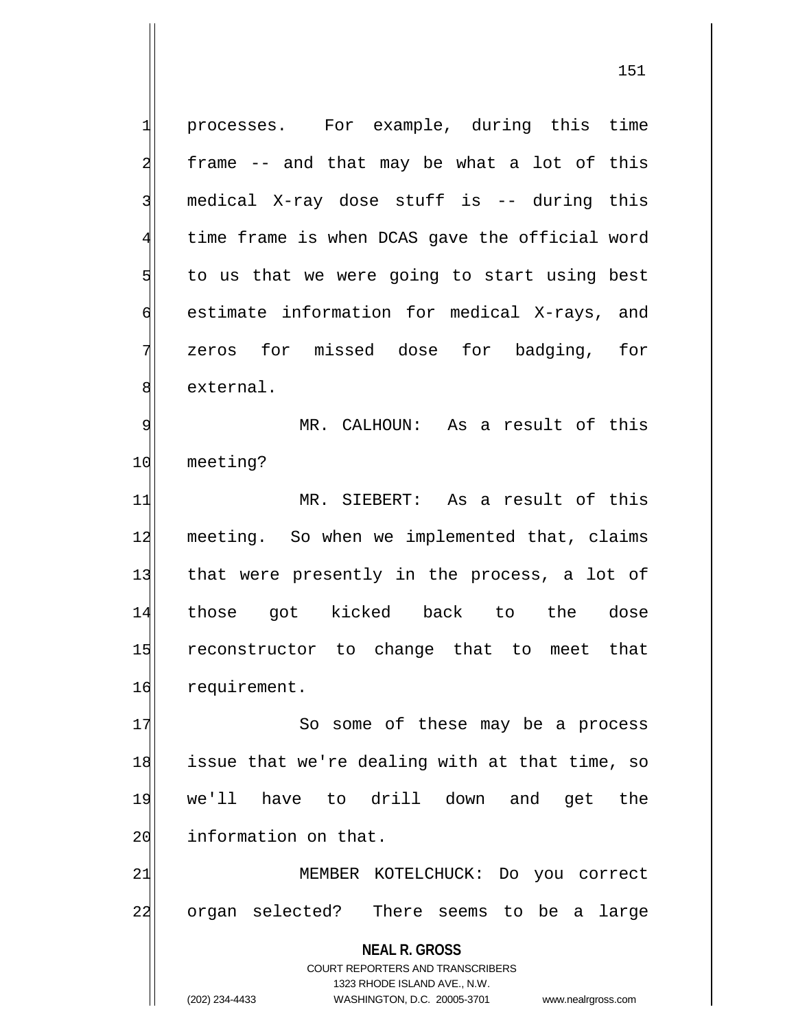processes. For example, during this time frame -- and that may be what a lot of this medical X-ray dose stuff is -- during this time frame is when DCAS gave the official word to us that we were going to start using best estimate information for medical X-rays, and zeros for missed dose for badging, for external.

MR. CALHOUN: As a result of this meeting?

MR. SIEBERT: As a result of this meeting. So when we implemented that, claims that were presently in the process, a lot of those got kicked back to the dose reconstructor to change that to meet that requirement.

So some of these may be a process issue that we're dealing with at that time, so we'll have to drill down and get the information on that.

MEMBER KOTELCHUCK: Do you correct organ selected? There seems to be a large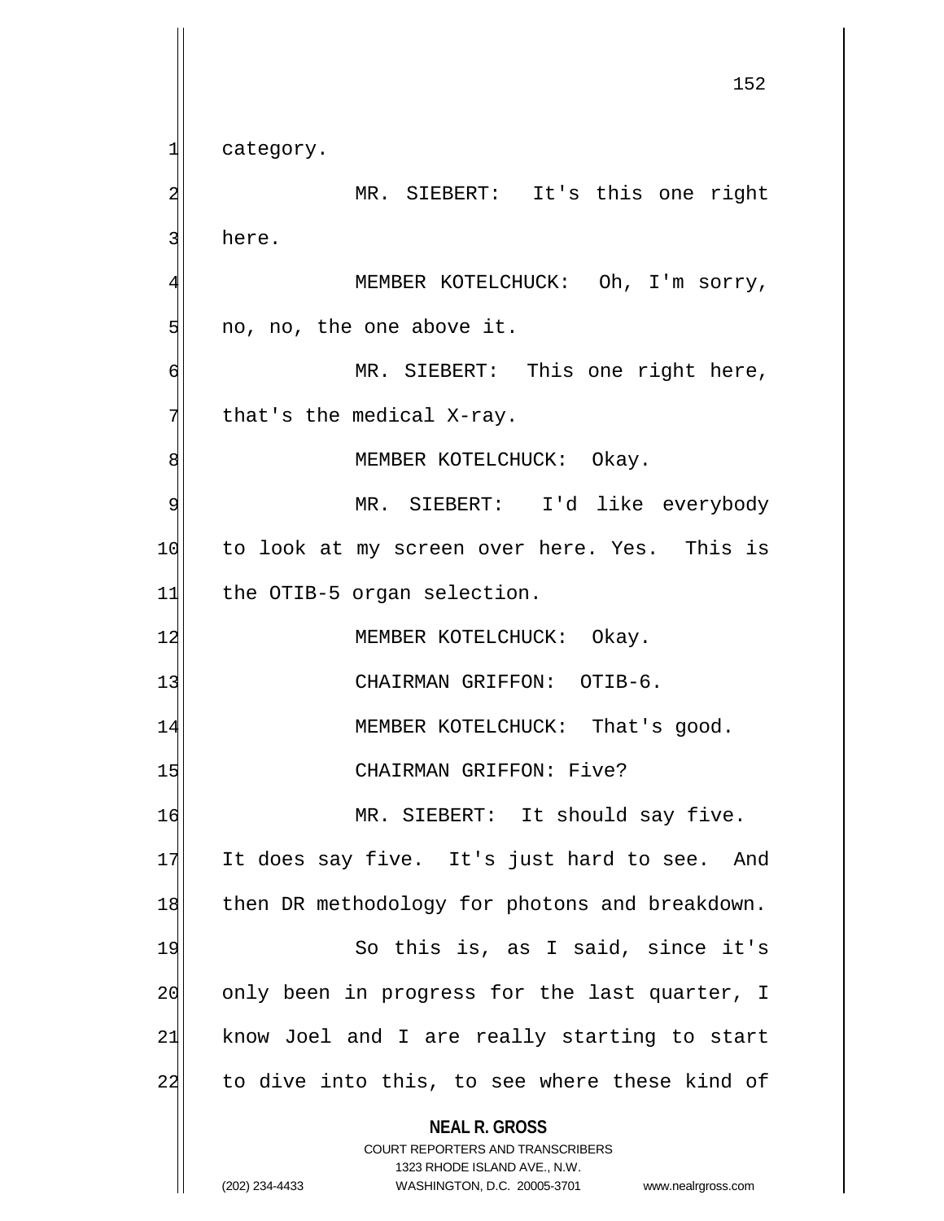category.

MR. SIEBERT: It's this one right here.

MEMBER KOTELCHUCK: Oh, I'm sorry, no, no, the one above it.

MR. SIEBERT: This one right here, that's the medical X-ray.

MEMBER KOTELCHUCK: Okay.

MR. SIEBERT: I'd like everybody to look at my screen over here. Yes. This is the OTIB-5 organ selection.

MEMBER KOTELCHUCK: Okay.

CHAIRMAN GRIFFON: OTIB-6.

MEMBER KOTELCHUCK: That's good.

CHAIRMAN GRIFFON: Five?

MR. SIEBERT: It should say five. It does say five. It's just hard to see. And then DR methodology for photons and breakdown.

So this is, as I said, since it's only been in progress for the last quarter, I know Joel and I are really starting to start to dive into this, to see where these kind of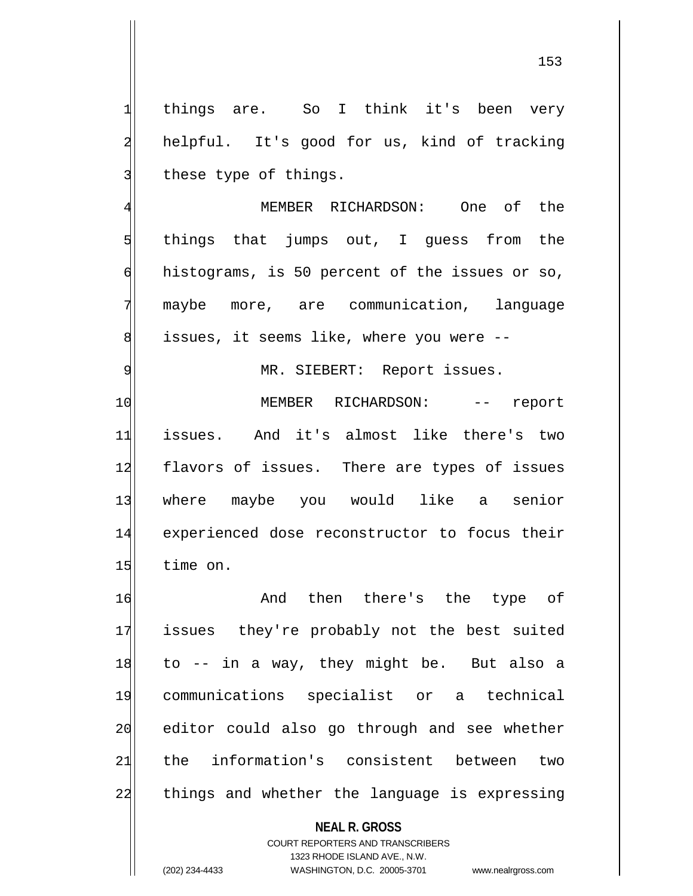things are. So I think it's been very helpful. It's good for us, kind of tracking these type of things.

MEMBER RICHARDSON: One of the things that jumps out, I guess from the histograms, is 50 percent of the issues or so, maybe more, are communication, language issues, it seems like, where you were --

MR. SIEBERT: Report issues.

MEMBER RICHARDSON: -- report issues. And it's almost like there's two flavors of issues. There are types of issues where maybe you would like a senior experienced dose reconstructor to focus their time on.

And then there's the type of issues they're probably not the best suited to -- in a way, they might be. But also a communications specialist or a technical editor could also go through and see whether the information's consistent between two things and whether the language is expressing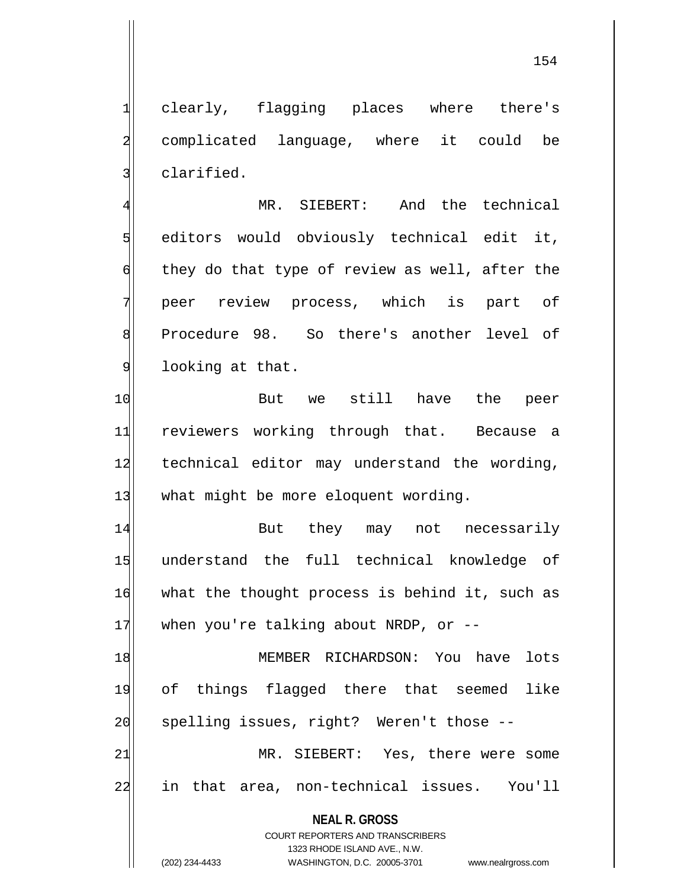clearly, flagging places where there's complicated language, where it could be clarified.

MR. SIEBERT: And the technical editors would obviously technical edit it, they do that type of review as well, after the peer review process, which is part of Procedure 98. So there's another level of looking at that.

But we still have the peer reviewers working through that. Because a technical editor may understand the wording, what might be more eloquent wording.

But they may not necessarily understand the full technical knowledge of what the thought process is behind it, such as when you're talking about NRDP, or --

MEMBER RICHARDSON: You have lots of things flagged there that seemed like spelling issues, right? Weren't those --

MR. SIEBERT: Yes, there were some in that area, non-technical issues. You'll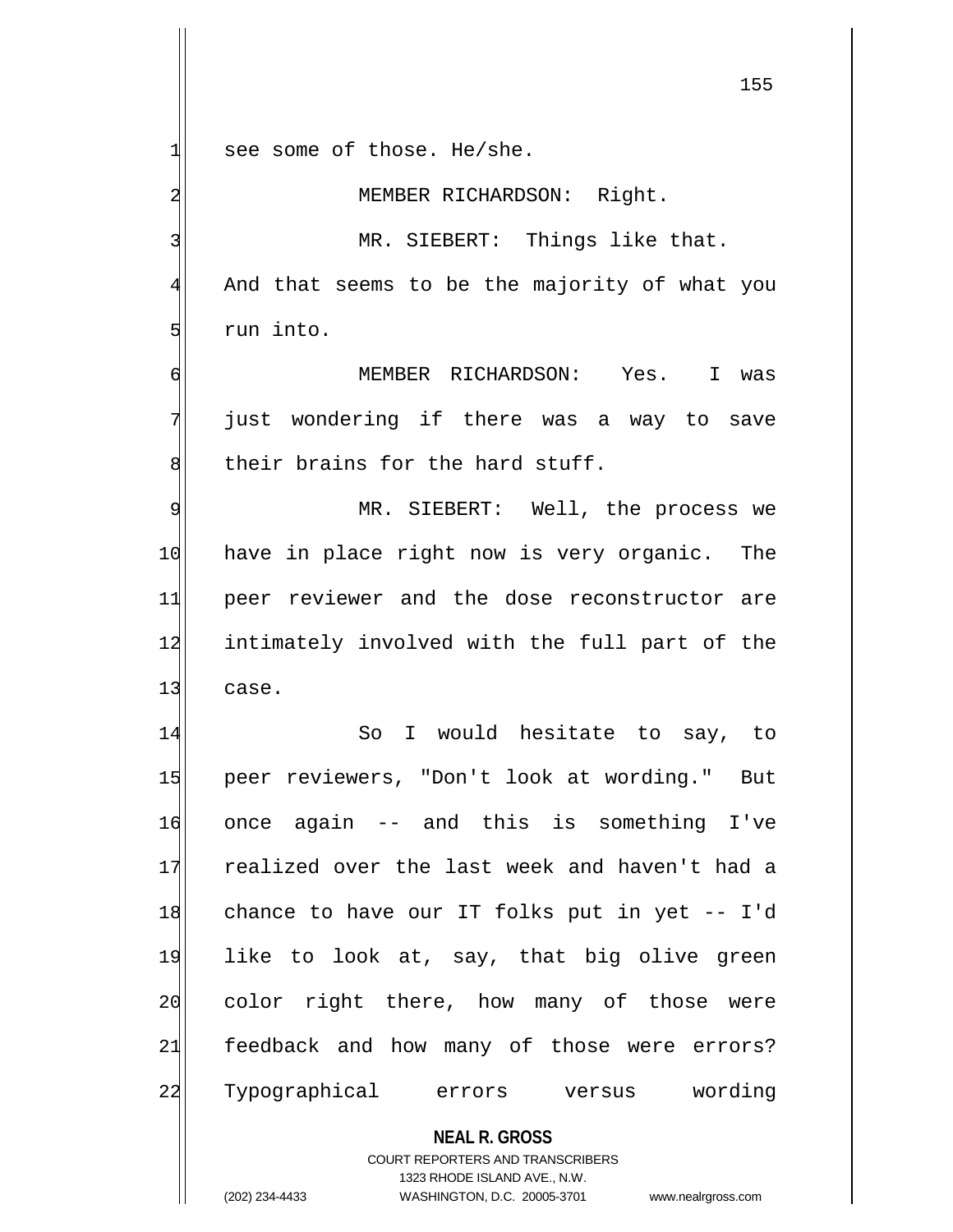see some of those. He/she.

MEMBER RICHARDSON: Right.

MR. SIEBERT: Things like that. And that seems to be the majority of what you run into.

MEMBER RICHARDSON: Yes. I was just wondering if there was a way to save their brains for the hard stuff.

MR. SIEBERT: Well, the process we have in place right now is very organic. The peer reviewer and the dose reconstructor are intimately involved with the full part of the case.

So I would hesitate to say, to peer reviewers, "Don't look at wording." But once again -- and this is something I've realized over the last week and haven't had a chance to have our IT folks put in yet -- I'd like to look at, say, that big olive green color right there, how many of those were feedback and how many of those were errors? Typographical errors versus wording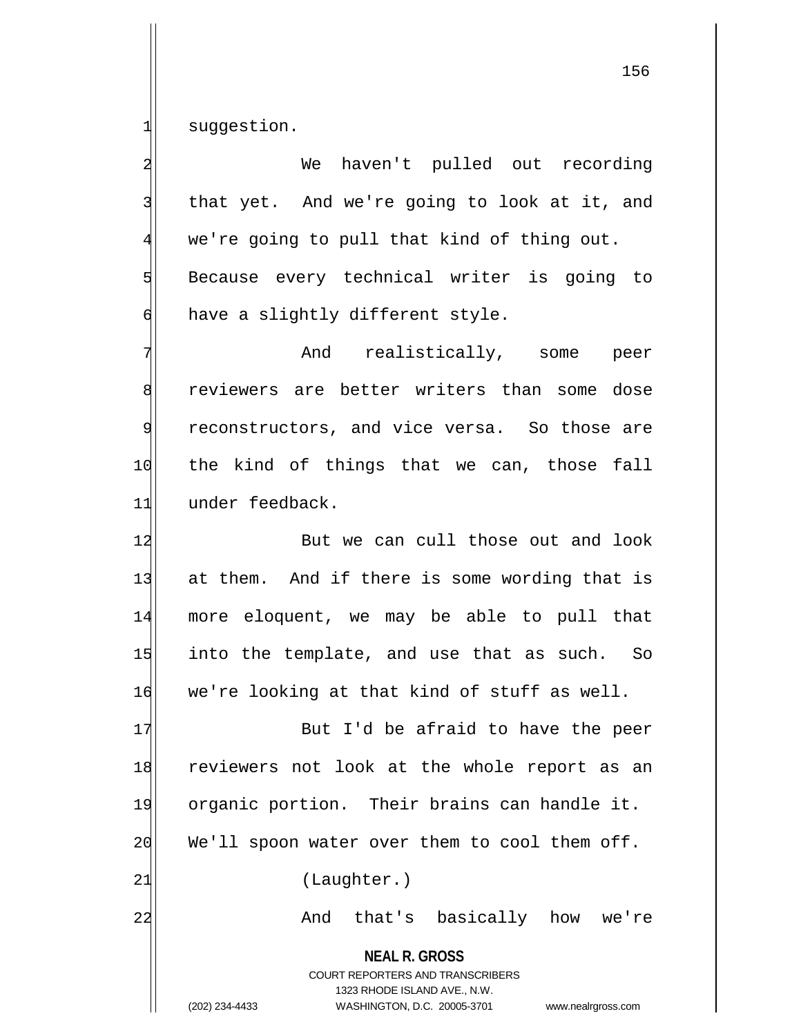suggestion.

We haven't pulled out recording that yet. And we're going to look at it, and we're going to pull that kind of thing out. Because every technical writer is going to have a slightly different style.

And realistically, some peer reviewers are better writers than some dose reconstructors, and vice versa. So those are the kind of things that we can, those fall under feedback.

But we can cull those out and look at them. And if there is some wording that is more eloquent, we may be able to pull that into the template, and use that as such. So we're looking at that kind of stuff as well.

But I'd be afraid to have the peer reviewers not look at the whole report as an organic portion. Their brains can handle it. We'll spoon water over them to cool them off.

(Laughter.)

And that's basically how we're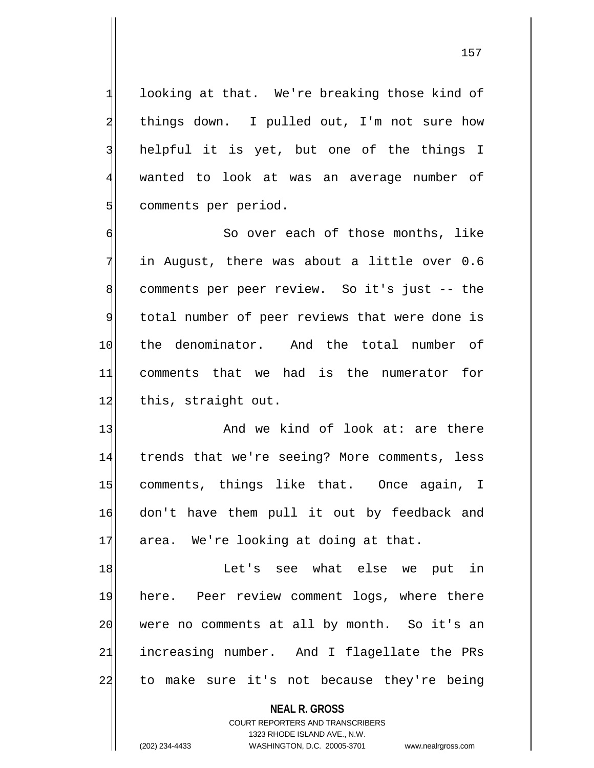looking at that. We're breaking those kind of things down. I pulled out, I'm not sure how helpful it is yet, but one of the things I wanted to look at was an average number of comments per period.

So over each of those months, like in August, there was about a little over 0.6 comments per peer review. So it's just -- the total number of peer reviews that were done is the denominator. And the total number of comments that we had is the numerator for this, straight out.

And we kind of look at: are there trends that we're seeing? More comments, less comments, things like that. Once again, I don't have them pull it out by feedback and area. We're looking at doing at that.

Let's see what else we put in here. Peer review comment logs, where there were no comments at all by month. So it's an increasing number. And I flagellate the PRs to make sure it's not because they're being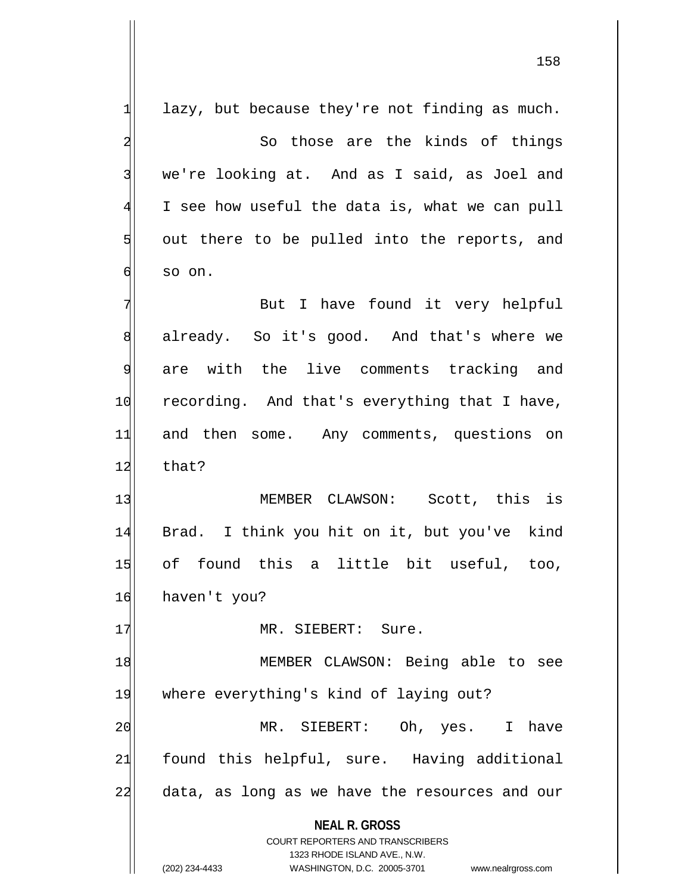lazy, but because they're not finding as much.

So those are the kinds of things we're looking at. And as I said, as Joel and I see how useful the data is, what we can pull out there to be pulled into the reports, and so on.

But I have found it very helpful already. So it's good. And that's where we are with the live comments tracking and recording. And that's everything that I have, and then some. Any comments, questions on that?

MEMBER CLAWSON: Scott, this is Brad. I think you hit on it, but you've kind of found this a little bit useful, too, haven't you?

MR. SIEBERT: Sure.

MEMBER CLAWSON: Being able to see where everything's kind of laying out?

MR. SIEBERT: Oh, yes. I have found this helpful, sure. Having additional data, as long as we have the resources and our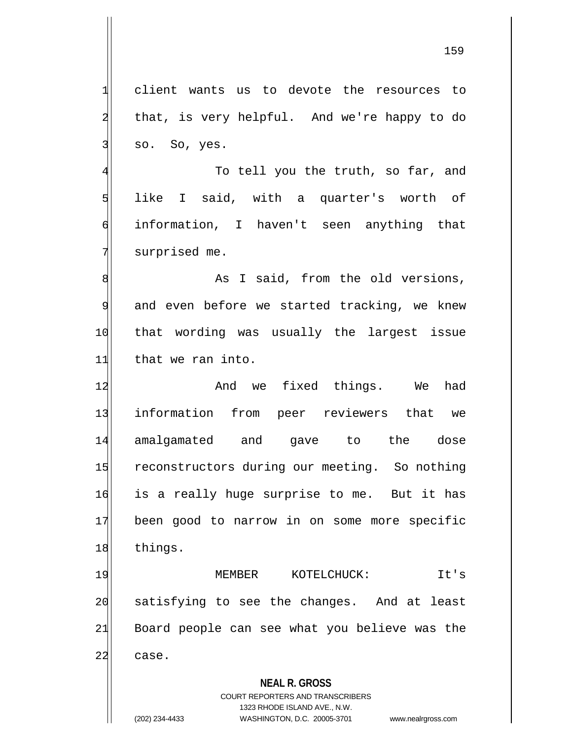client wants us to devote the resources to that, is very helpful. And we're happy to do so. So, yes.

To tell you the truth, so far, and like I said, with a quarter's worth of information, I haven't seen anything that surprised me.

As I said, from the old versions, and even before we started tracking, we knew that wording was usually the largest issue that we ran into.

And we fixed things. We had information from peer reviewers that we amalgamated and gave to the dose reconstructors during our meeting. So nothing is a really huge surprise to me. But it has been good to narrow in on some more specific things.

MEMBER KOTELCHUCK: It's satisfying to see the changes. And at least Board people can see what you believe was the case.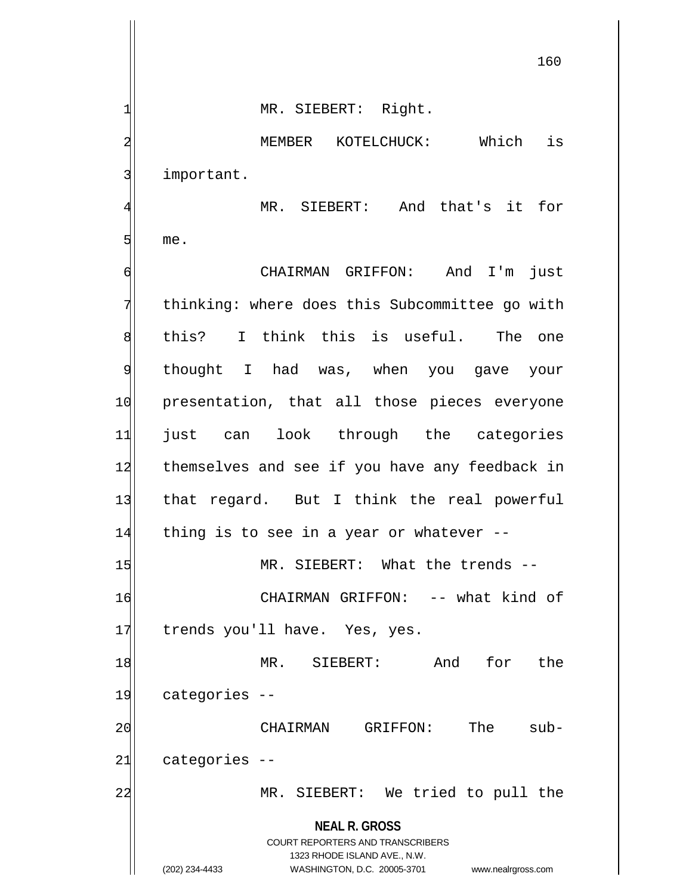MR. SIEBERT: Right.

MEMBER KOTELCHUCK: Which is important.

MR. SIEBERT: And that's it for me.

CHAIRMAN GRIFFON: And I'm just thinking: where does this Subcommittee go with this? I think this is useful. The one thought I had was, when you gave your presentation, that all those pieces everyone just can look through the categories themselves and see if you have any feedback in that regard. But I think the real powerful thing is to see in a year or whatever --

MR. SIEBERT: What the trends --

CHAIRMAN GRIFFON: -- what kind of trends you'll have. Yes, yes.

MR. SIEBERT: And for the categories --

CHAIRMAN GRIFFON: The sub-categories --

MR. SIEBERT: We tried to pull the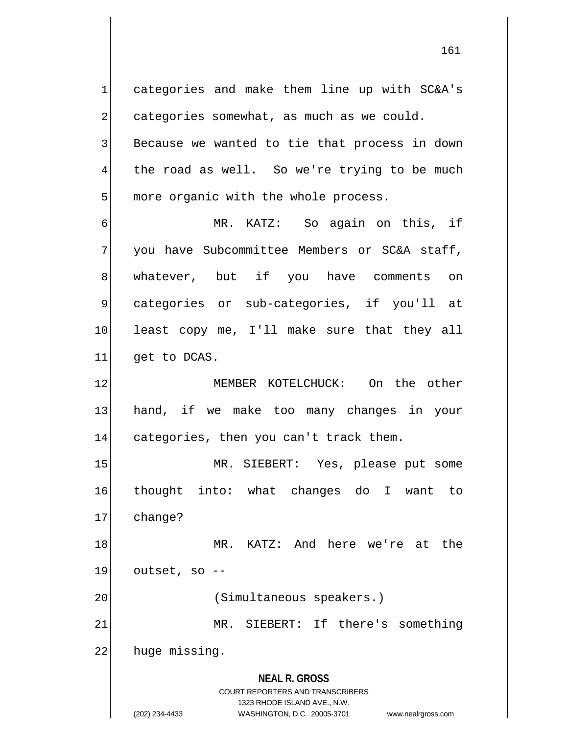categories and make them line up with SC&A's categories somewhat, as much as we could. Because we wanted to tie that process in down the road as well. So we're trying to be much more organic with the whole process.

MR. KATZ: So again on this, if you have Subcommittee Members or SC&A staff, whatever, but if you have comments on categories or sub-categories, if you'll at least copy me, I'll make sure that they all get to DCAS.

MEMBER KOTELCHUCK: On the other hand, if we make too many changes in your categories, then you can't track them.

MR. SIEBERT: Yes, please put some thought into: what changes do I want to change?

MR. KATZ: And here we're at the outset, so --

(Simultaneous speakers.)

MR. SIEBERT: If there's something huge missing.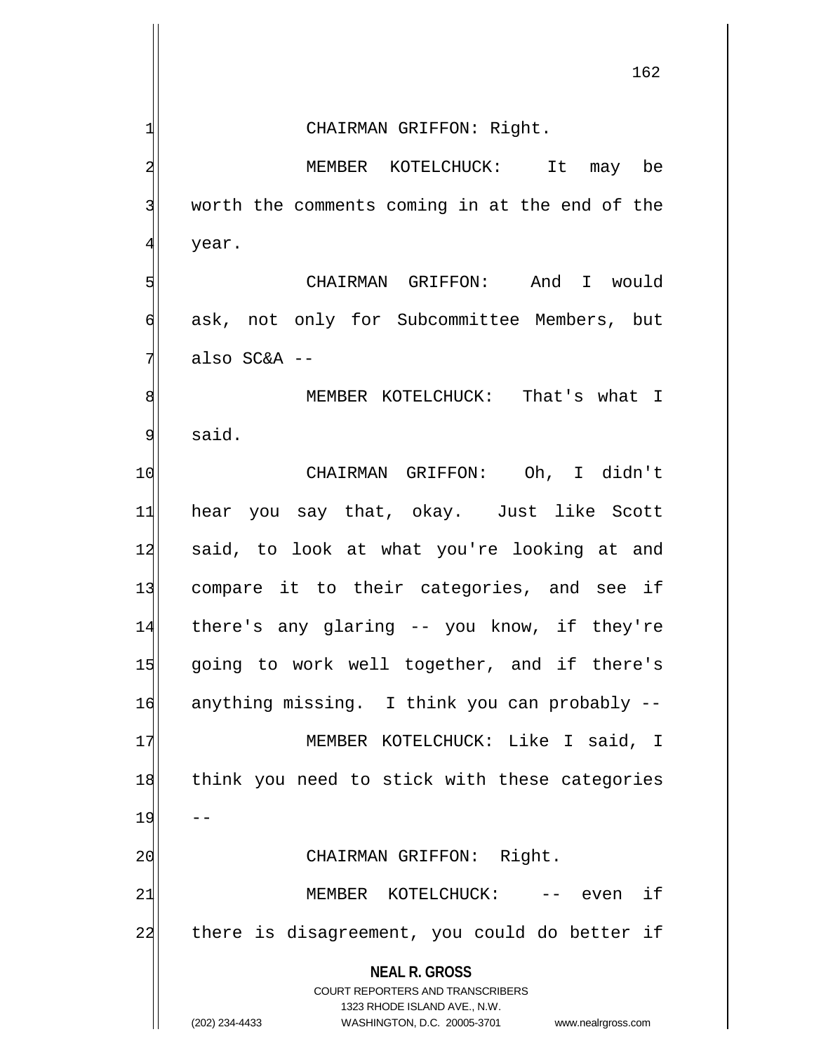CHAIRMAN GRIFFON: Right.

MEMBER KOTELCHUCK: It may be worth the comments coming in at the end of the year.

CHAIRMAN GRIFFON: And I would ask, not only for Subcommittee Members, but also SC&A --

MEMBER KOTELCHUCK: That's what I said.

CHAIRMAN GRIFFON: Oh, I didn't hear you say that, okay. Just like Scott said, to look at what you're looking at and compare it to their categories, and see if there's any glaring -- you know, if they're going to work well together, and if there's anything missing. I think you can probably --

MEMBER KOTELCHUCK: Like I said, I think you need to stick with these categories --

CHAIRMAN GRIFFON: Right.

MEMBER KOTELCHUCK: -- even if there is disagreement, you could do better if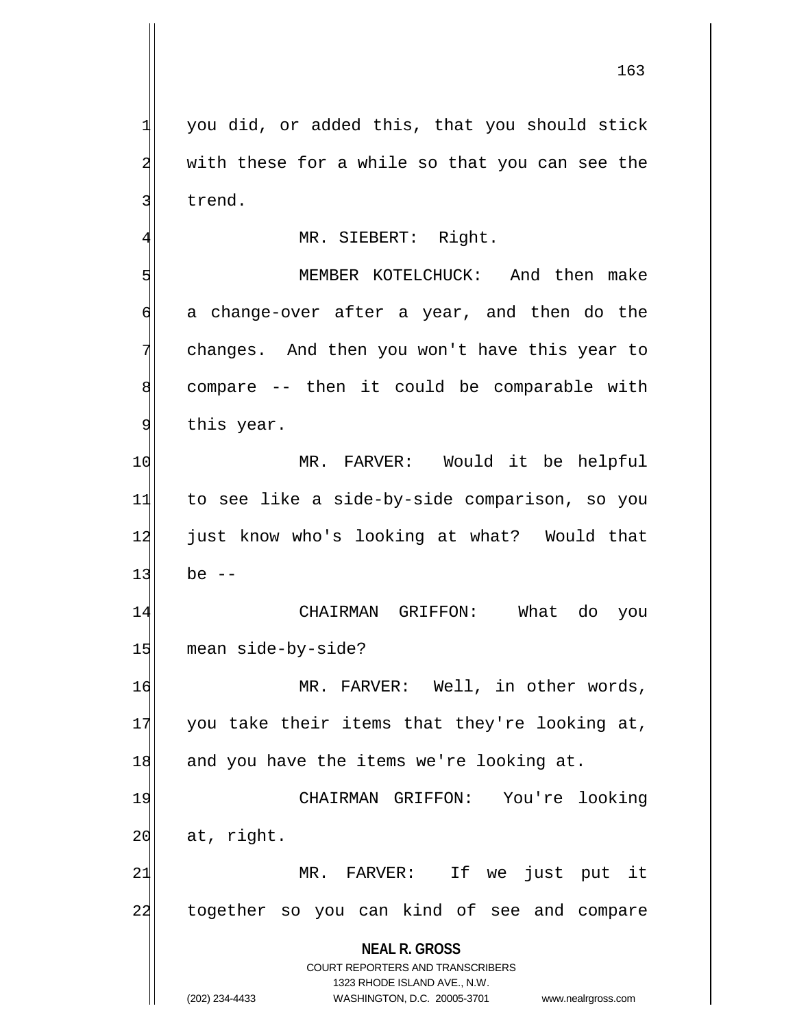you did, or added this, that you should stick with these for a while so that you can see the trend.

MR. SIEBERT: Right.

MEMBER KOTELCHUCK: And then make a change-over after a year, and then do the changes. And then you won't have this year to compare -- then it could be comparable with this year.

MR. FARVER: Would it be helpful to see like a side-by-side comparison, so you just know who's looking at what? Would that be --

CHAIRMAN GRIFFON: What do you mean side-by-side?

MR. FARVER: Well, in other words, you take their items that they're looking at, and you have the items we're looking at.

CHAIRMAN GRIFFON: You're looking at, right.

MR. FARVER: If we just put it together so you can kind of see and compare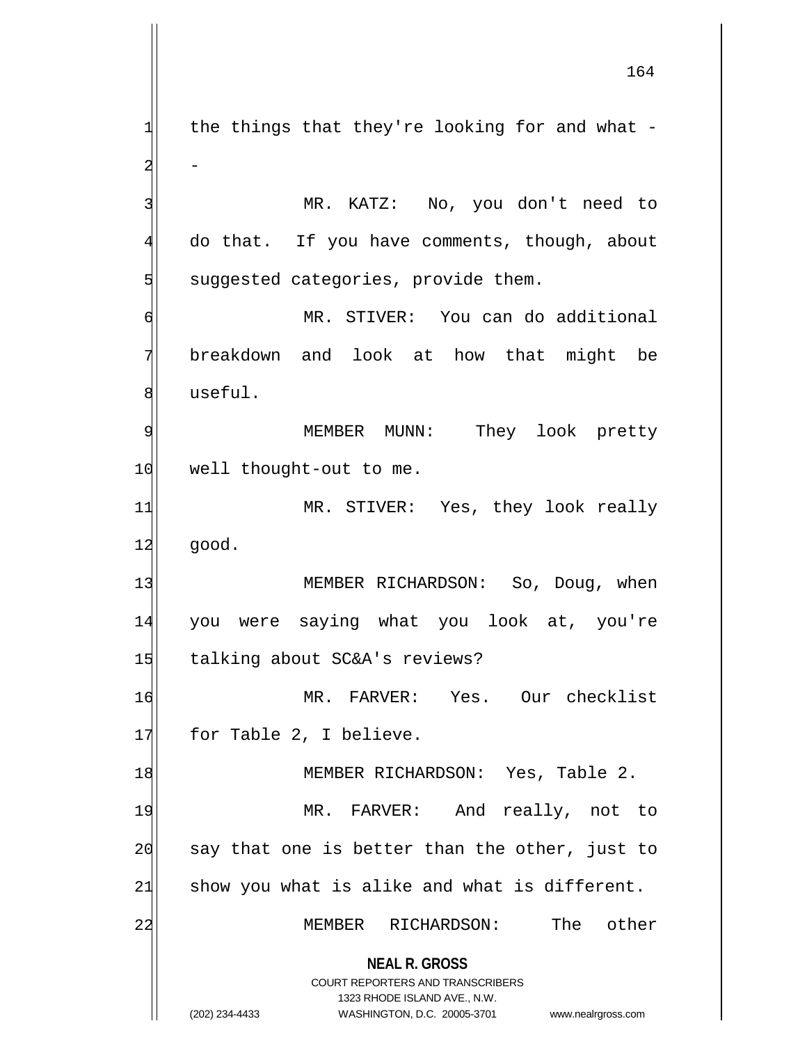the things that they're looking for and what --

MR. KATZ: No, you don't need to do that. If you have comments, though, about suggested categories, provide them.

MR. STIVER: You can do additional breakdown and look at how that might be useful.

MEMBER MUNN: They look pretty well thought-out to me.

MR. STIVER: Yes, they look really good.

MEMBER RICHARDSON: So, Doug, when you were saying what you look at, you're talking about SC&A's reviews?

MR. FARVER: Yes. Our checklist for Table 2, I believe.

MEMBER RICHARDSON: Yes, Table 2.

MR. FARVER: And really, not to say that one is better than the other, just to show you what is alike and what is different.

MEMBER RICHARDSON: The other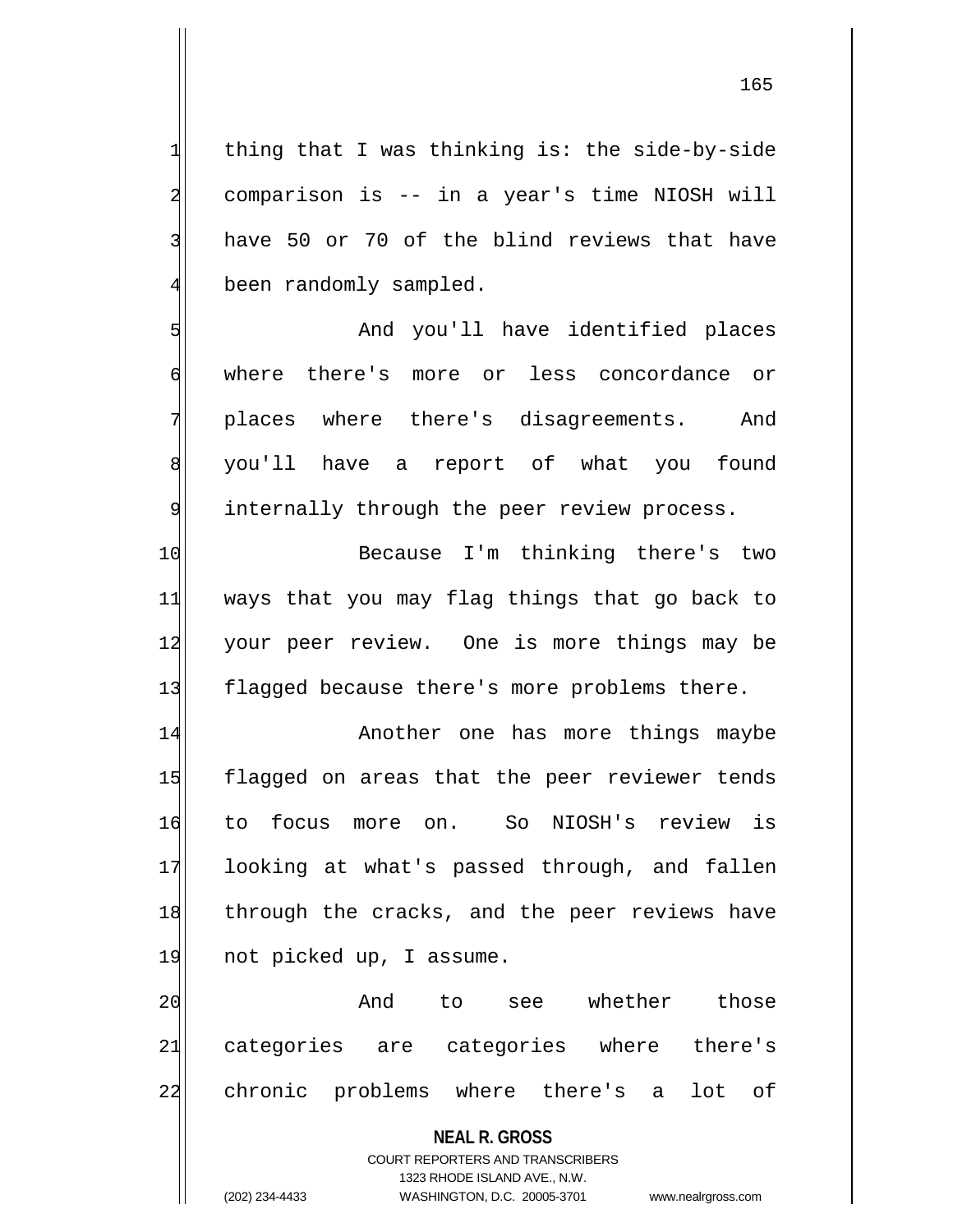thing that I was thinking is: the side-by-side comparison is -- in a year's time NIOSH will have 50 or 70 of the blind reviews that have been randomly sampled.

And you'll have identified places where there's more or less concordance or places where there's disagreements. And you'll have a report of what you found internally through the peer review process.

Because I'm thinking there's two ways that you may flag things that go back to your peer review. One is more things may be flagged because there's more problems there.

Another one has more things maybe flagged on areas that the peer reviewer tends to focus more on. So NIOSH's review is looking at what's passed through, and fallen through the cracks, and the peer reviews have not picked up, I assume.

And to see whether those categories are categories where there's chronic problems where there's a lot of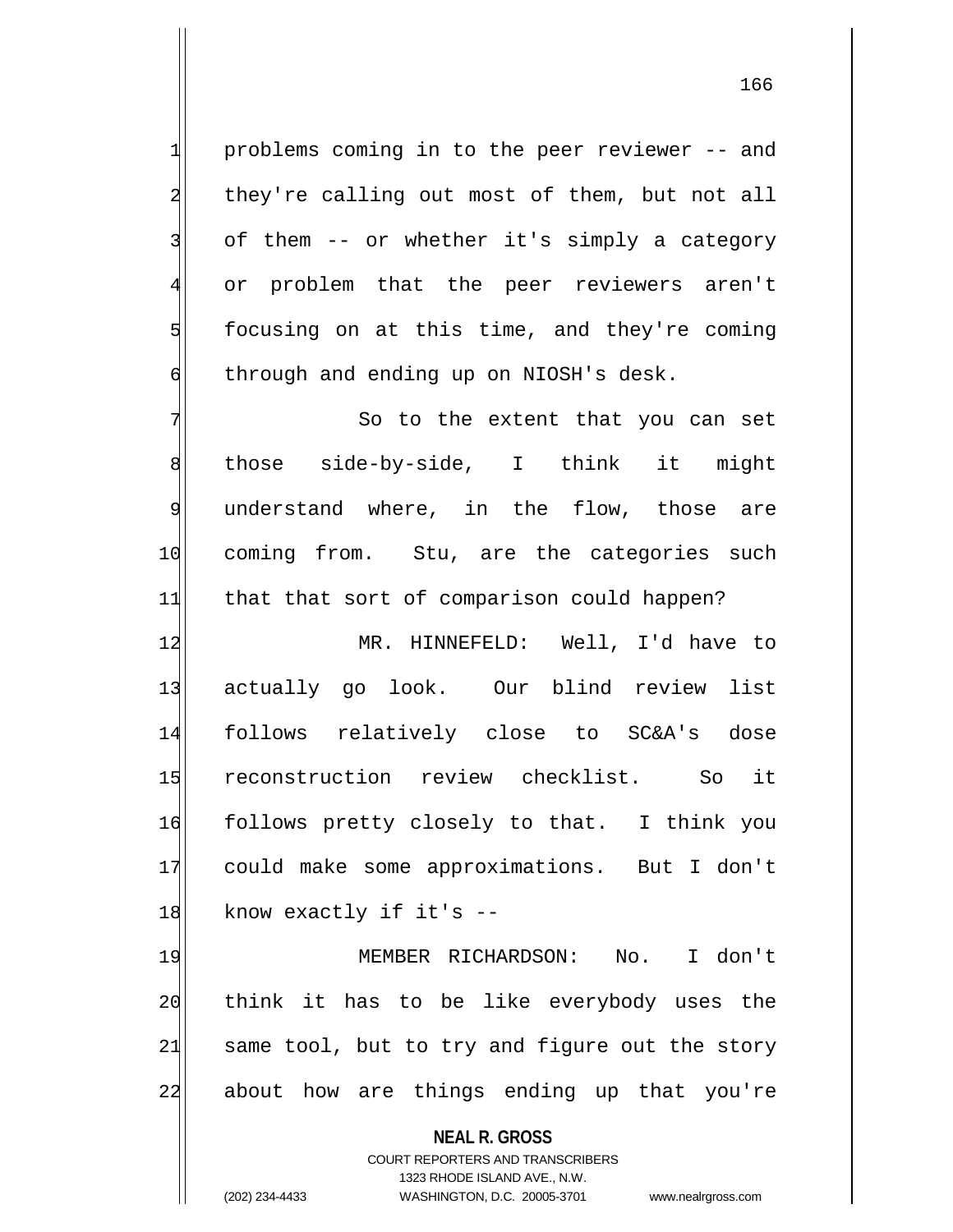problems coming in to the peer reviewer -- and they're calling out most of them, but not all of them -- or whether it's simply a category or problem that the peer reviewers aren't focusing on at this time, and they're coming through and ending up on NIOSH's desk.

So to the extent that you can set those side-by-side, I think it might understand where, in the flow, those are coming from. Stu, are the categories such that that sort of comparison could happen?

MR. HINNEFELD: Well, I'd have to actually go look. Our blind review list follows relatively close to SC&A's dose reconstruction review checklist. So it follows pretty closely to that. I think you could make some approximations. But I don't know exactly if it's --

MEMBER RICHARDSON: No. I don't think it has to be like everybody uses the same tool, but to try and figure out the story about how are things ending up that you're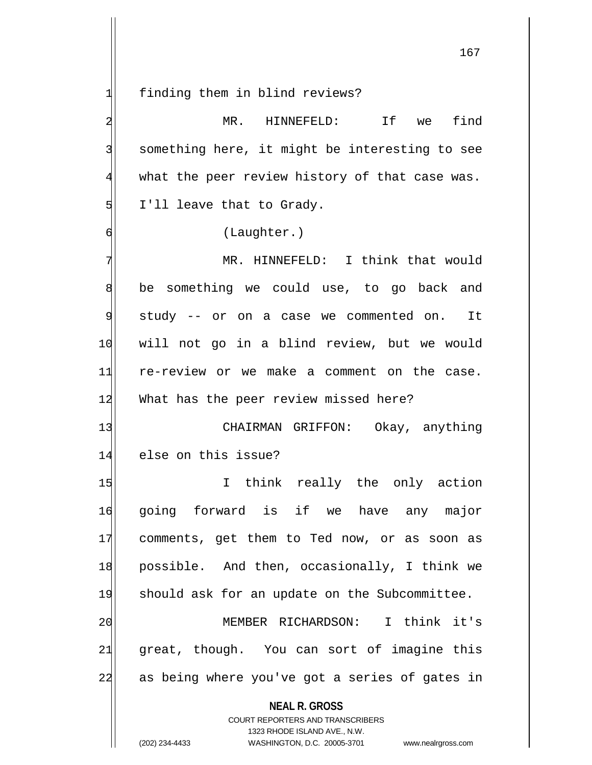finding them in blind reviews?

MR. HINNEFELD: If we find something here, it might be interesting to see what the peer review history of that case was. I'll leave that to Grady.

(Laughter.)

MR. HINNEFELD: I think that would be something we could use, to go back and study -- or on a case we commented on. It will not go in a blind review, but we would re-review or we make a comment on the case. What has the peer review missed here?

CHAIRMAN GRIFFON: Okay, anything else on this issue?

I think really the only action going forward is if we have any major comments, get them to Ted now, or as soon as possible. And then, occasionally, I think we should ask for an update on the Subcommittee.

MEMBER RICHARDSON: I think it's great, though. You can sort of imagine this as being where you've got a series of gates in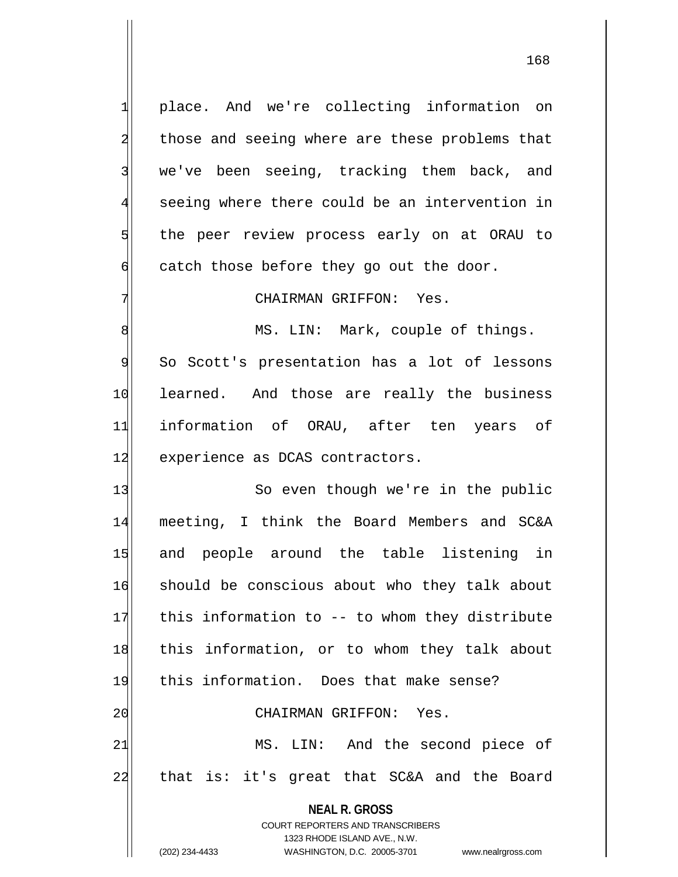place. And we're collecting information on those and seeing where are these problems that we've been seeing, tracking them back, and seeing where there could be an intervention in the peer review process early on at ORAU to catch those before they go out the door.

CHAIRMAN GRIFFON: Yes.

MS. LIN: Mark, couple of things. So Scott's presentation has a lot of lessons learned. And those are really the business information of ORAU, after ten years of experience as DCAS contractors.

So even though we're in the public meeting, I think the Board Members and SC&A and people around the table listening in should be conscious about who they talk about this information to -- to whom they distribute this information, or to whom they talk about this information. Does that make sense?

CHAIRMAN GRIFFON: Yes.

MS. LIN: And the second piece of that is: it's great that SC&A and the Board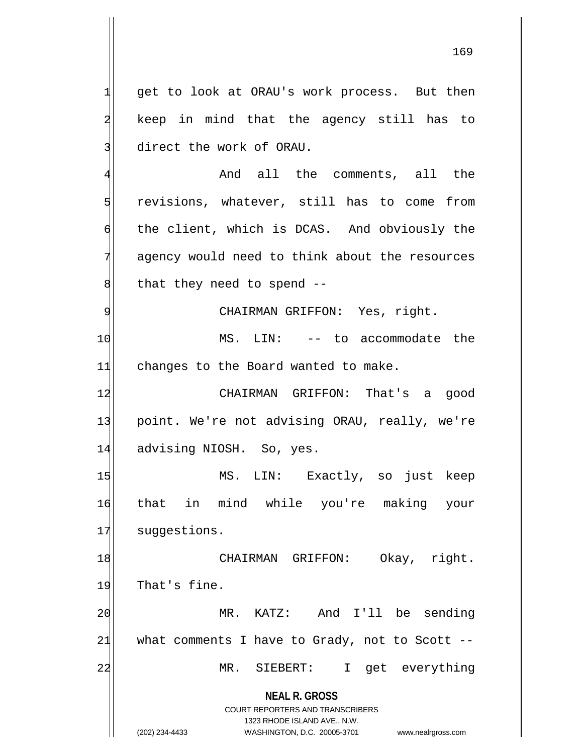get to look at ORAU's work process. But then keep in mind that the agency still has to direct the work of ORAU.

And all the comments, all the revisions, whatever, still has to come from the client, which is DCAS. And obviously the agency would need to think about the resources that they need to spend --

CHAIRMAN GRIFFON: Yes, right.

MS. LIN: -- to accommodate the changes to the Board wanted to make.

CHAIRMAN GRIFFON: That's a good point. We're not advising ORAU, really, we're advising NIOSH. So, yes.

MS. LIN: Exactly, so just keep that in mind while you're making your suggestions.

CHAIRMAN GRIFFON: Okay, right. That's fine.

MR. KATZ: And I'll be sending what comments I have to Grady, not to Scott --

MR. SIEBERT: I get everything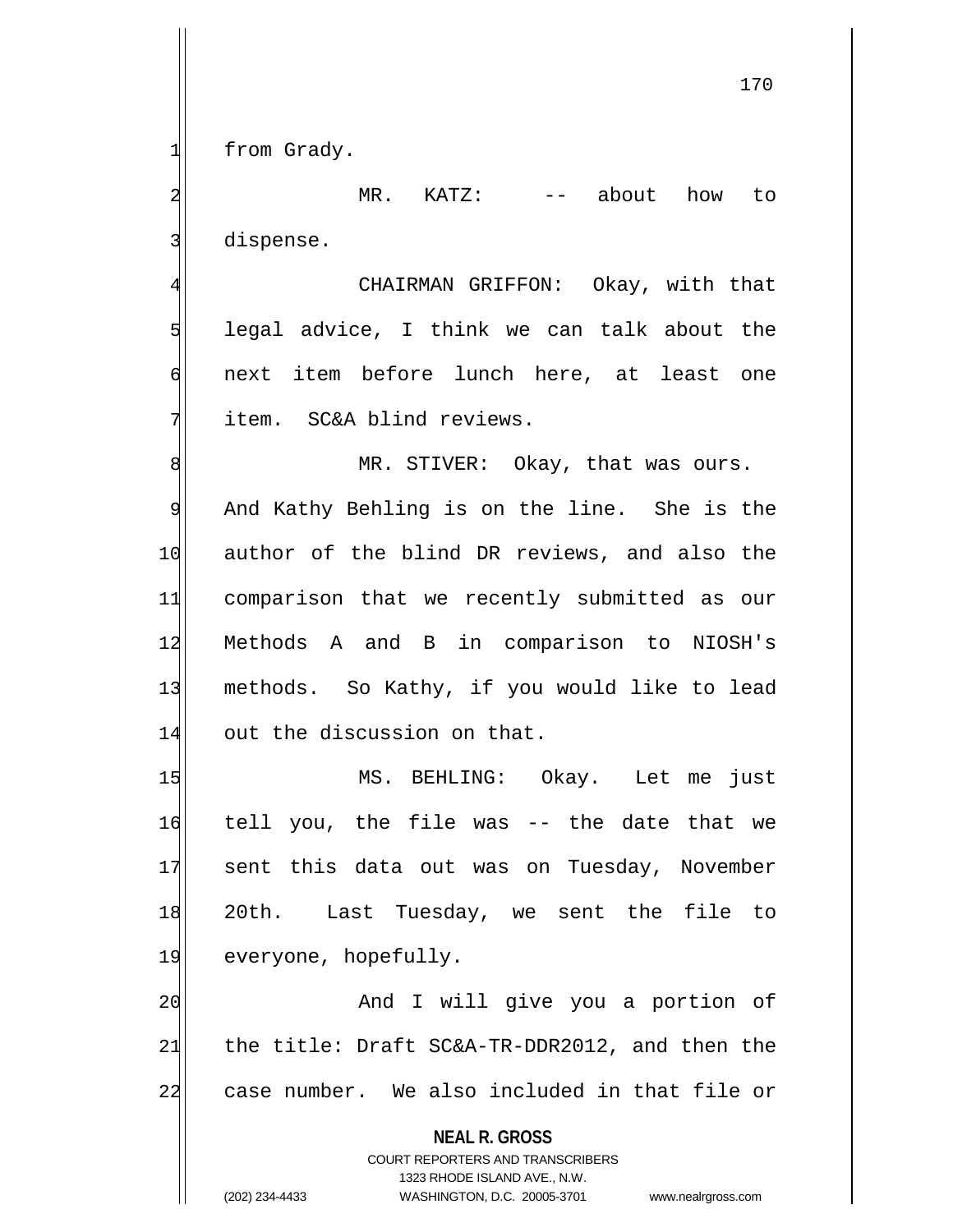from Grady.

MR. KATZ: -- about how to dispense.

CHAIRMAN GRIFFON: Okay, with that legal advice, I think we can talk about the next item before lunch here, at least one item. SC&A blind reviews.

MR. STIVER: Okay, that was ours. And Kathy Behling is on the line. She is the author of the blind DR reviews, and also the comparison that we recently submitted as our Methods A and B in comparison to NIOSH's methods. So Kathy, if you would like to lead out the discussion on that.

MS. BEHLING: Okay. Let me just tell you, the file was -- the date that we sent this data out was on Tuesday, November 20th. Last Tuesday, we sent the file to everyone, hopefully.

And I will give you a portion of the title: Draft SC&A-TR-DDR2012, and then the case number. We also included in that file or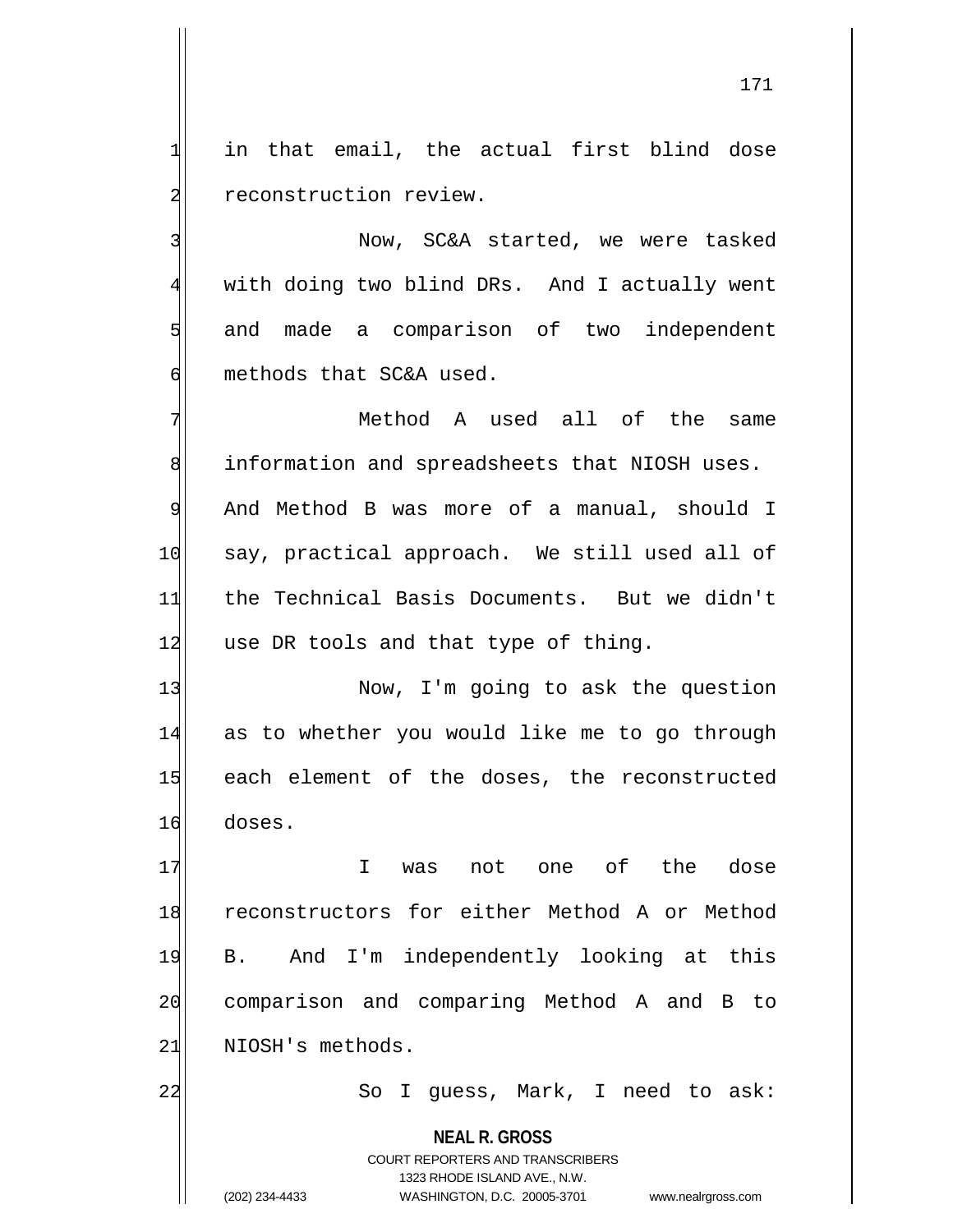in that email, the actual first blind dose reconstruction review.

Now, SC&A started, we were tasked with doing two blind DRs. And I actually went and made a comparison of two independent methods that SC&A used.

Method A used all of the same information and spreadsheets that NIOSH uses. And Method B was more of a manual, should I say, practical approach. We still used all of the Technical Basis Documents. But we didn't use DR tools and that type of thing.

Now, I'm going to ask the question as to whether you would like me to go through each element of the doses, the reconstructed doses.

I was not one of the dose reconstructors for either Method A or Method B. And I'm independently looking at this comparison and comparing Method A and B to NIOSH's methods.

So I guess, Mark, I need to ask: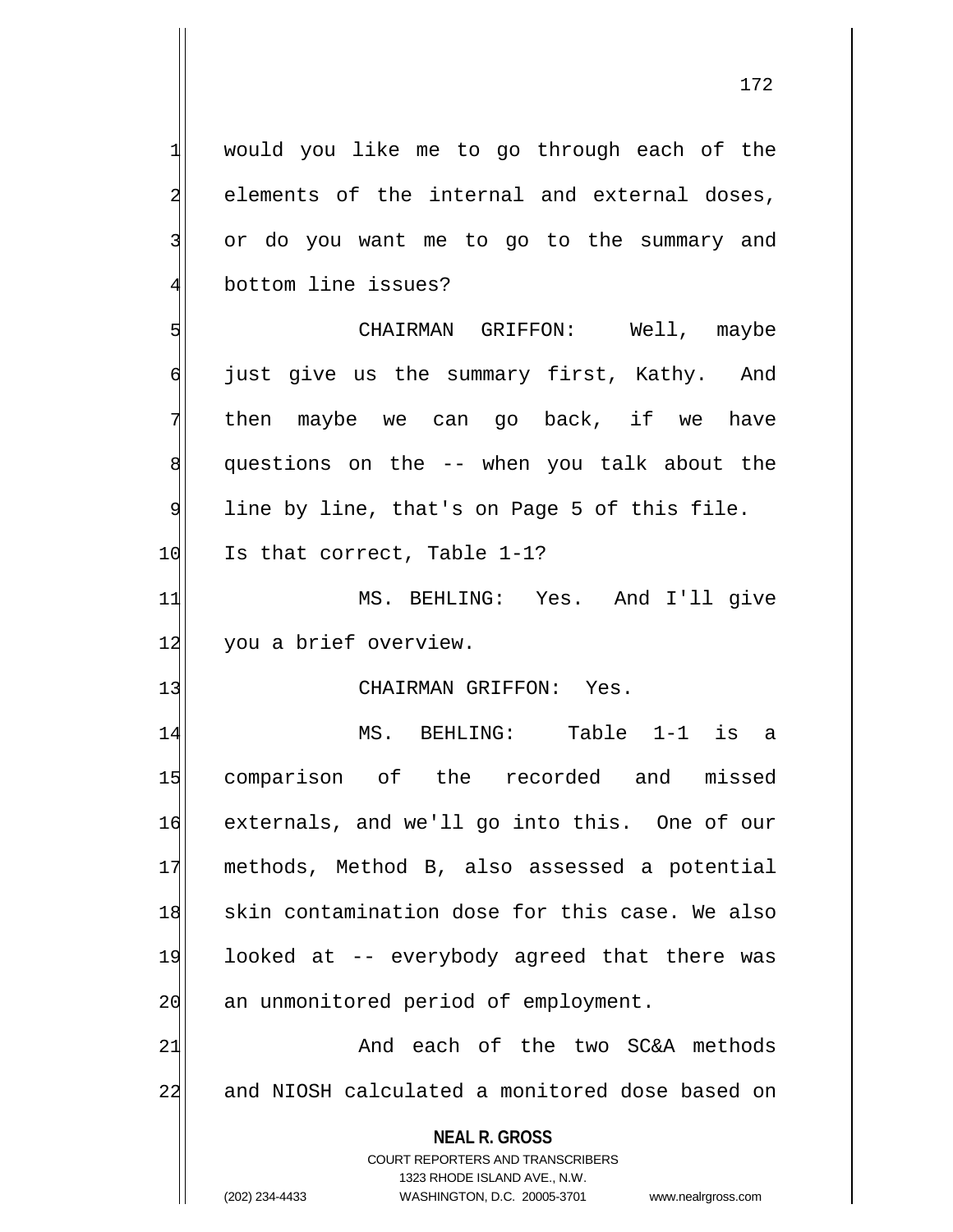would you like me to go through each of the elements of the internal and external doses, or do you want me to go to the summary and bottom line issues?

CHAIRMAN GRIFFON: Well, maybe just give us the summary first, Kathy. And then maybe we can go back, if we have questions on the -- when you talk about the line by line, that's on Page 5 of this file. Is that correct, Table 1-1?

MS. BEHLING: Yes. And I'll give you a brief overview.

CHAIRMAN GRIFFON: Yes.

MS. BEHLING: Table 1-1 is a comparison of the recorded and missed externals, and we'll go into this. One of our methods, Method B, also assessed a potential skin contamination dose for this case. We also looked at -- everybody agreed that there was an unmonitored period of employment.

And each of the two SC&A methods and NIOSH calculated a monitored dose based on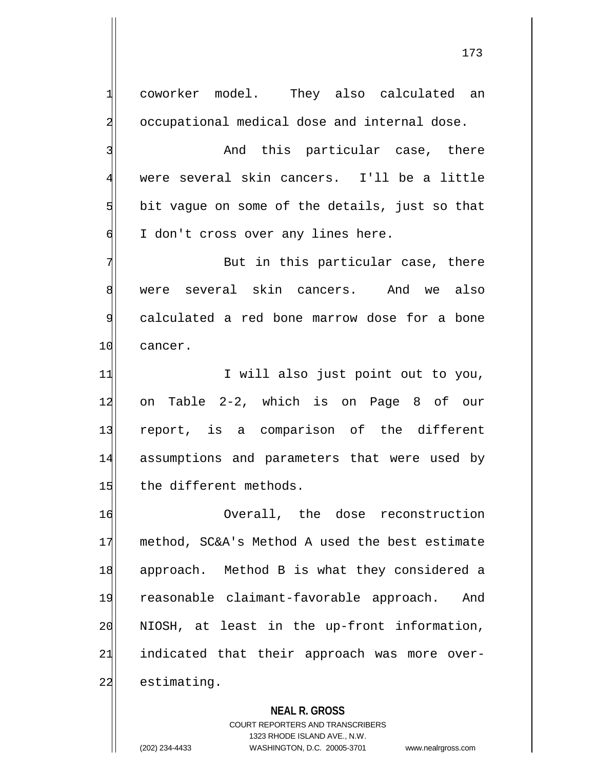coworker model. They also calculated an occupational medical dose and internal dose.

And this particular case, there were several skin cancers. I'll be a little bit vague on some of the details, just so that I don't cross over any lines here.

But in this particular case, there were several skin cancers. And we also calculated a red bone marrow dose for a bone cancer.

I will also just point out to you, on Table 2-2, which is on Page 8 of our report, is a comparison of the different assumptions and parameters that were used by the different methods.

Overall, the dose reconstruction method, SC&A's Method A used the best estimate approach. Method B is what they considered a reasonable claimant-favorable approach. And NIOSH, at least in the up-front information, indicated that their approach was more over-estimating.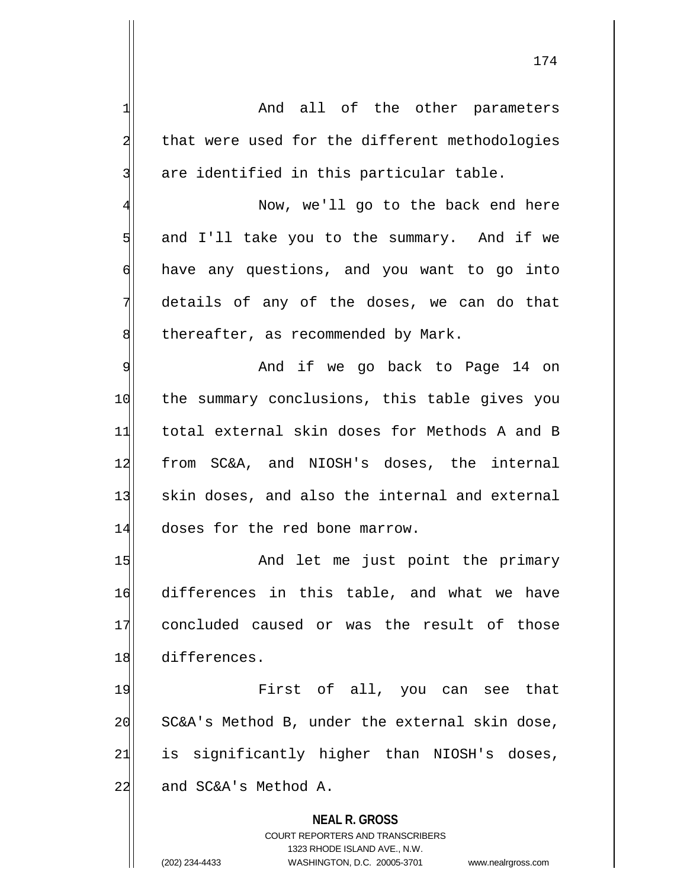And all of the other parameters that were used for the different methodologies are identified in this particular table.

Now, we'll go to the back end here and I'll take you to the summary. And if we have any questions, and you want to go into details of any of the doses, we can do that thereafter, as recommended by Mark.

And if we go back to Page 14 on the summary conclusions, this table gives you total external skin doses for Methods A and B from SC&A, and NIOSH's doses, the internal skin doses, and also the internal and external doses for the red bone marrow.

And let me just point the primary differences in this table, and what we have concluded caused or was the result of those differences.

First of all, you can see that SC&A's Method B, under the external skin dose, is significantly higher than NIOSH's doses, and SC&A's Method A.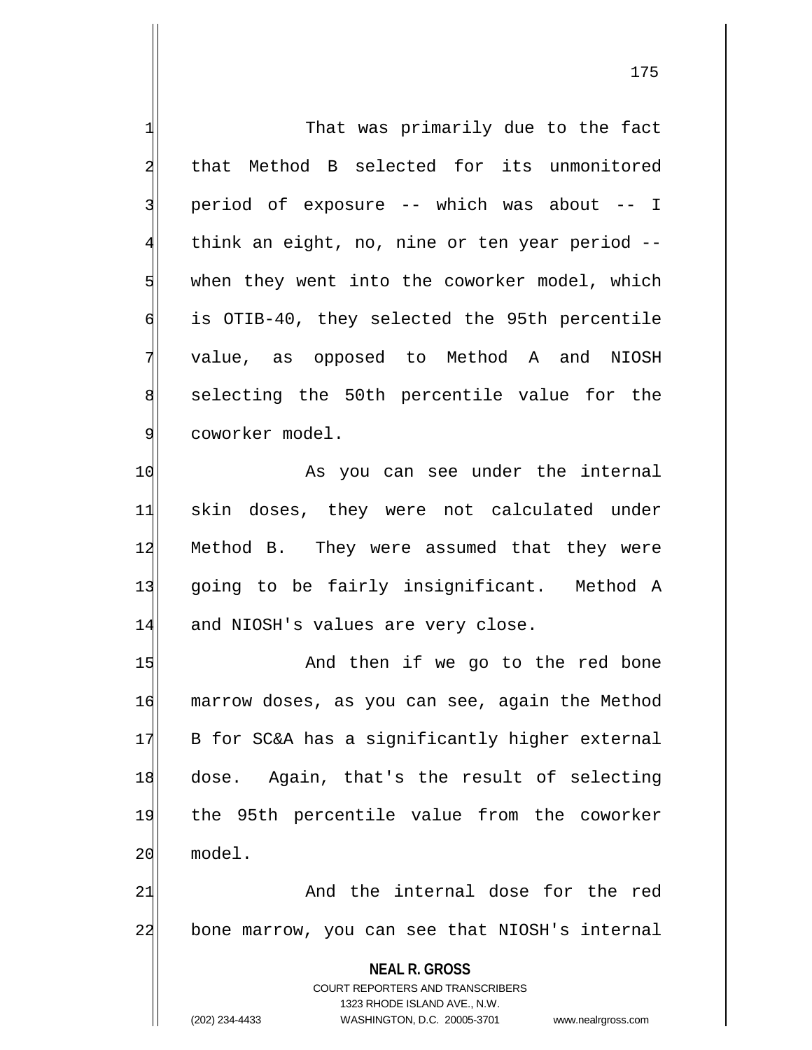That was primarily due to the fact that Method B selected for its unmonitored period of exposure -- which was about -- I think an eight, no, nine or ten year period -- when they went into the coworker model, which is OTIB-40, they selected the 95th percentile value, as opposed to Method A and NIOSH selecting the 50th percentile value for the coworker model.

As you can see under the internal skin doses, they were not calculated under Method B. They were assumed that they were going to be fairly insignificant. Method A and NIOSH's values are very close.

And then if we go to the red bone marrow doses, as you can see, again the Method B for SC&A has a significantly higher external dose. Again, that's the result of selecting the 95th percentile value from the coworker model.

And the internal dose for the red bone marrow, you can see that NIOSH's internal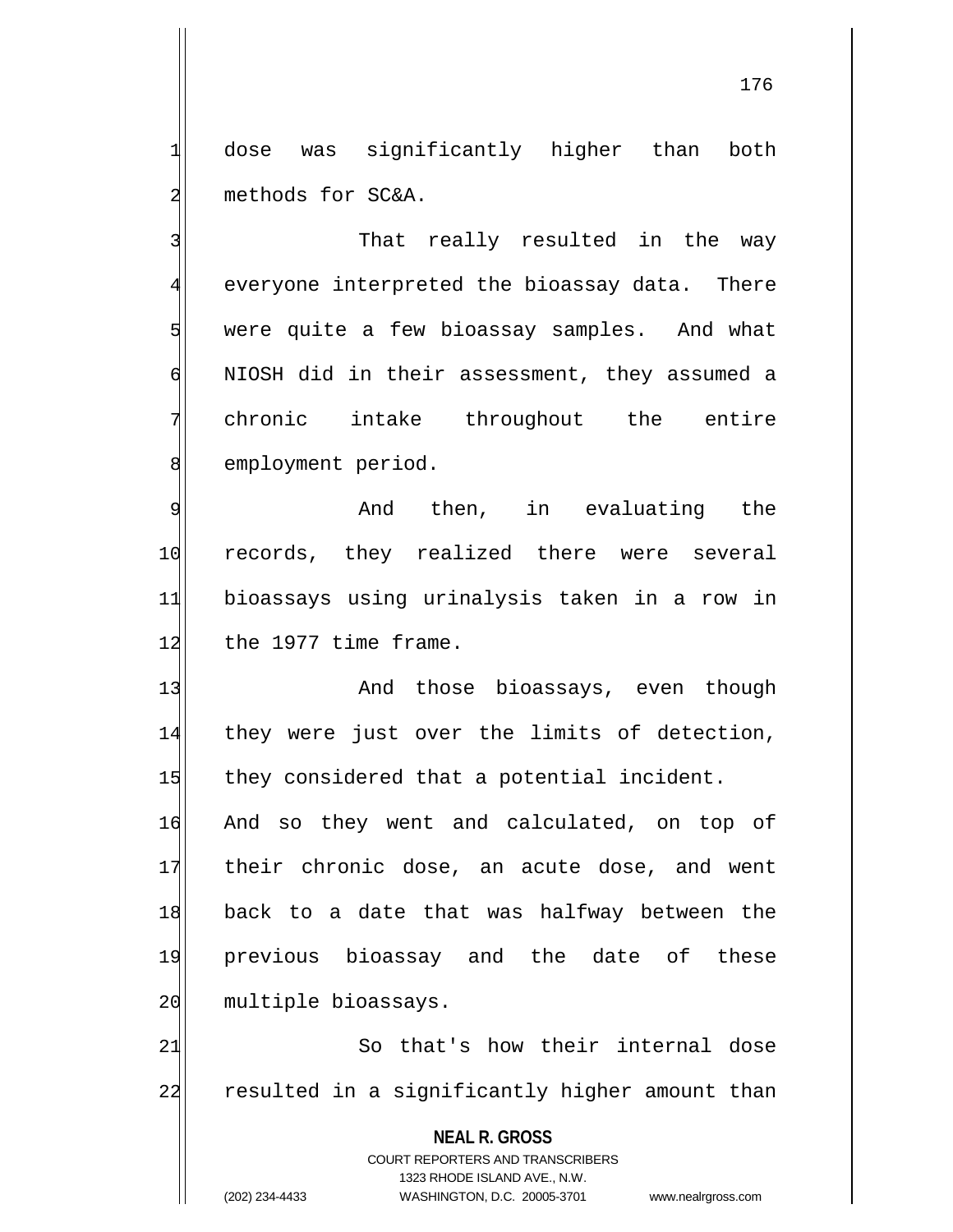dose was significantly higher than both methods for SC&A.

That really resulted in the way everyone interpreted the bioassay data. There were quite a few bioassay samples. And what NIOSH did in their assessment, they assumed a chronic intake throughout the entire employment period.

And then, in evaluating the records, they realized there were several bioassays using urinalysis taken in a row in the 1977 time frame.

And those bioassays, even though they were just over the limits of detection, they considered that a potential incident. And so they went and calculated, on top of their chronic dose, an acute dose, and went back to a date that was halfway between the previous bioassay and the date of these multiple bioassays.

So that's how their internal dose resulted in a significantly higher amount than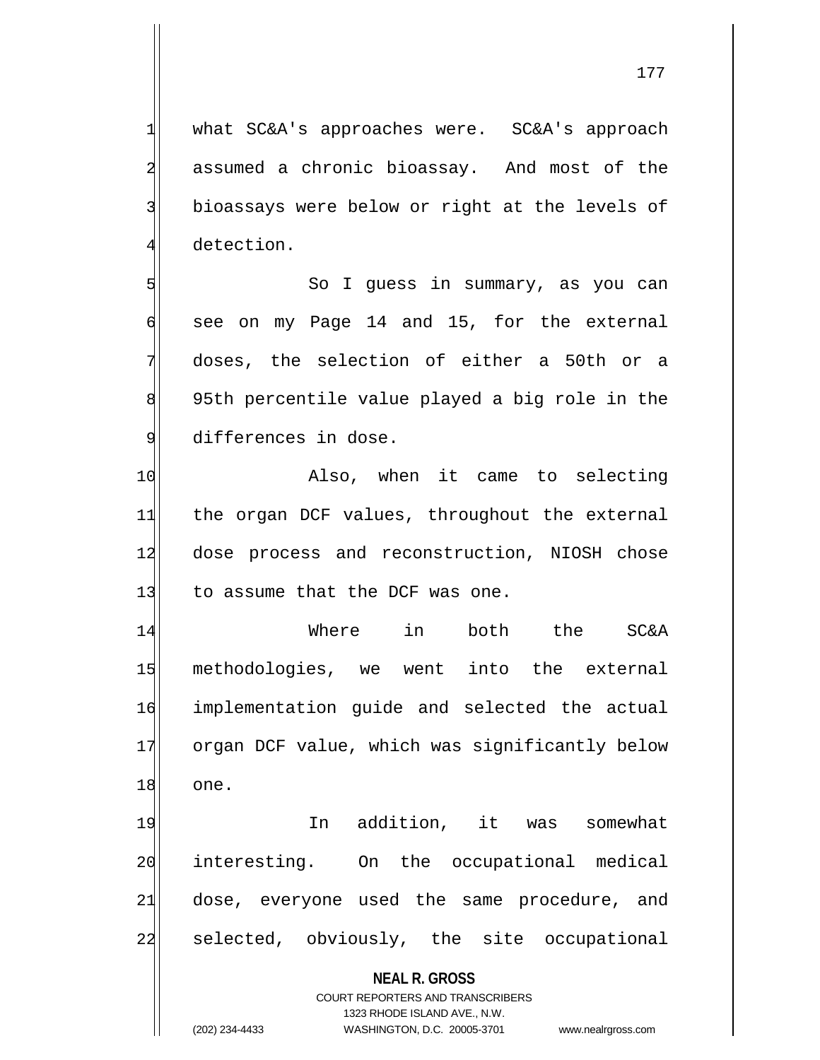what SC&A's approaches were. SC&A's approach assumed a chronic bioassay. And most of the bioassays were below or right at the levels of detection.

So I guess in summary, as you can see on my Page 14 and 15, for the external doses, the selection of either a 50th or a 95th percentile value played a big role in the differences in dose.

Also, when it came to selecting the organ DCF values, throughout the external dose process and reconstruction, NIOSH chose to assume that the DCF was one.

Where in both the SC&A methodologies, we went into the external implementation guide and selected the actual organ DCF value, which was significantly below one.

In addition, it was somewhat interesting. On the occupational medical dose, everyone used the same procedure, and selected, obviously, the site occupational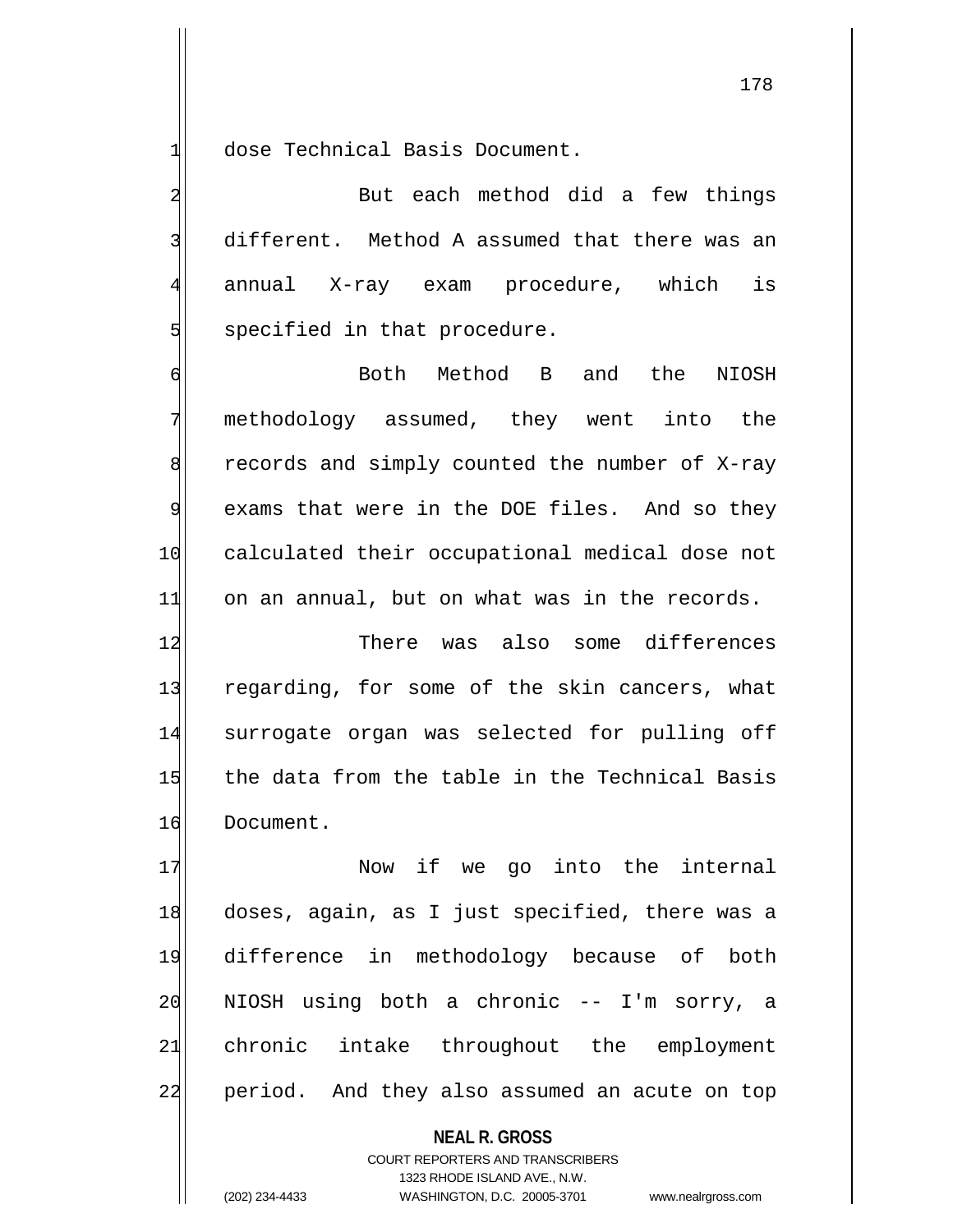dose Technical Basis Document.

But each method did a few things different. Method A assumed that there was an annual X-ray exam procedure, which is specified in that procedure.

Both Method B and the NIOSH methodology assumed, they went into the records and simply counted the number of X-ray exams that were in the DOE files. And so they calculated their occupational medical dose not on an annual, but on what was in the records.

There was also some differences regarding, for some of the skin cancers, what surrogate organ was selected for pulling off the data from the table in the Technical Basis Document.

Now if we go into the internal doses, again, as I just specified, there was a difference in methodology because of both NIOSH using both a chronic -- I'm sorry, a chronic intake throughout the employment period. And they also assumed an acute on top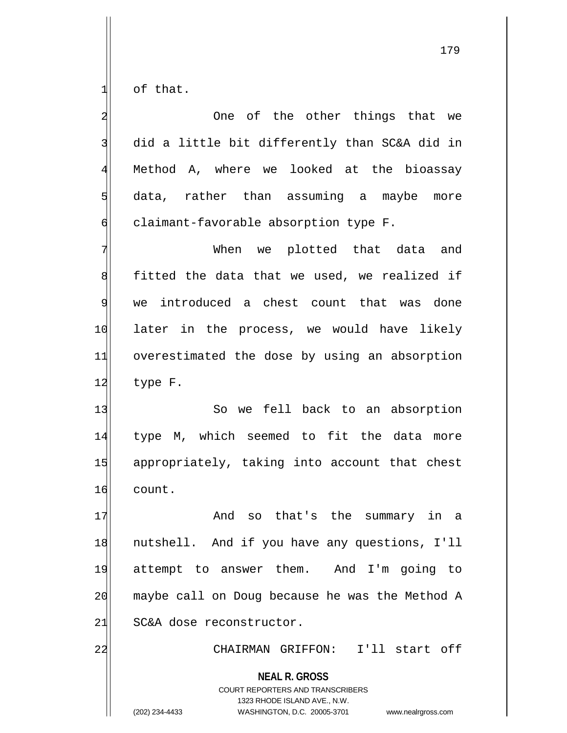of that.

One of the other things that we did a little bit differently than SC&A did in Method A, where we looked at the bioassay data, rather than assuming a maybe more claimant-favorable absorption type F.

When we plotted that data and fitted the data that we used, we realized if we introduced a chest count that was done later in the process, we would have likely overestimated the dose by using an absorption type F.

So we fell back to an absorption type M, which seemed to fit the data more appropriately, taking into account that chest count.

And so that's the summary in a nutshell. And if you have any questions, I'll attempt to answer them. And I'm going to maybe call on Doug because he was the Method A SC&A dose reconstructor.

CHAIRMAN GRIFFON: I'll start off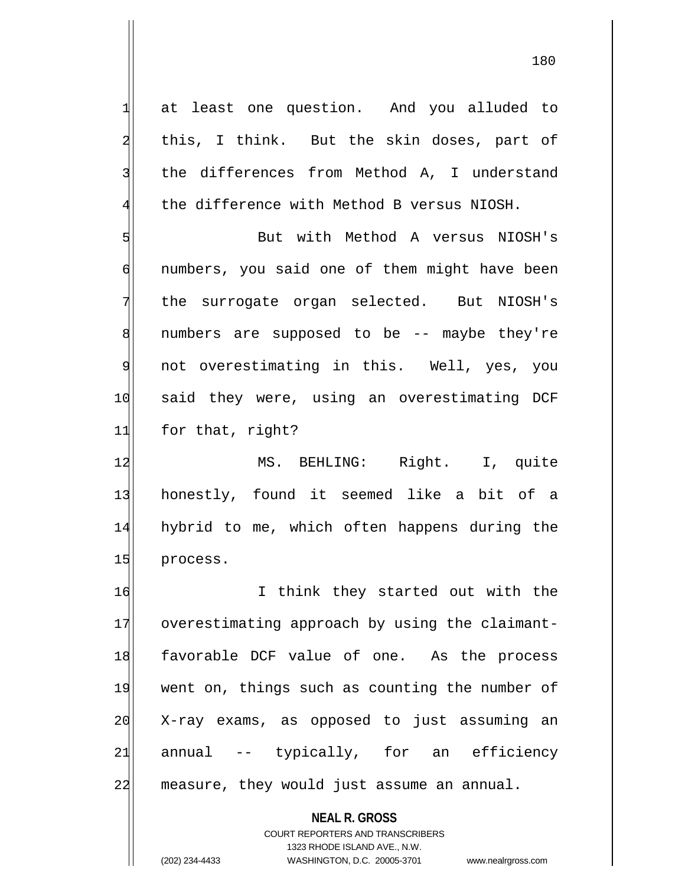at least one question. And you alluded to this, I think. But the skin doses, part of the differences from Method A, I understand the difference with Method B versus NIOSH.

But with Method A versus NIOSH's numbers, you said one of them might have been the surrogate organ selected. But NIOSH's numbers are supposed to be -- maybe they're not overestimating in this. Well, yes, you said they were, using an overestimating DCF for that, right?

MS. BEHLING: Right. I, quite honestly, found it seemed like a bit of a hybrid to me, which often happens during the process.

I think they started out with the overestimating approach by using the claimant-favorable DCF value of one. As the process went on, things such as counting the number of X-ray exams, as opposed to just assuming an annual -- typically, for an efficiency measure, they would just assume an annual.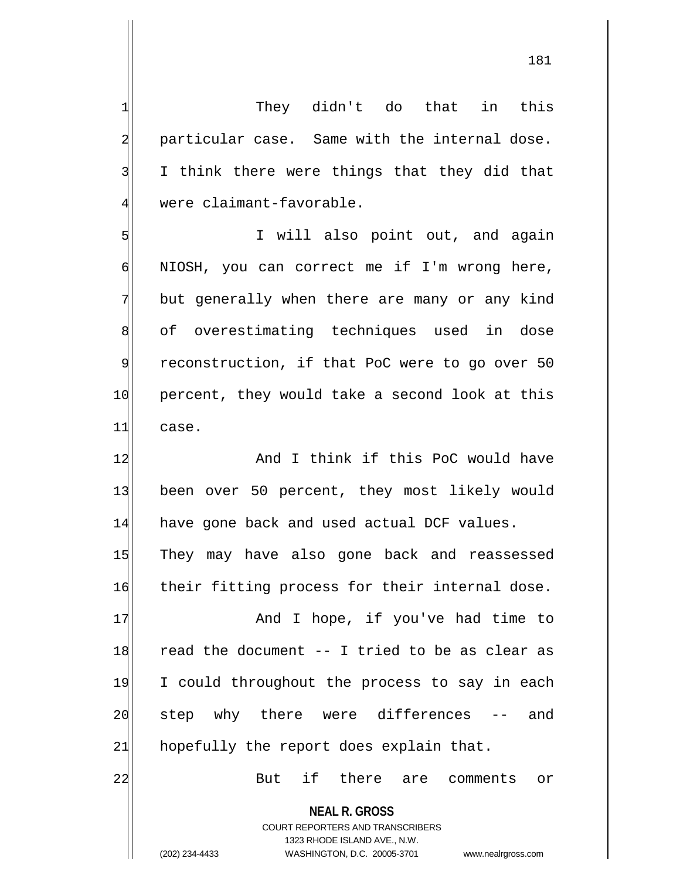They didn't do that in this particular case. Same with the internal dose. I think there were things that they did that were claimant-favorable.

I will also point out, and again NIOSH, you can correct me if I'm wrong here, but generally when there are many or any kind of overestimating techniques used in dose reconstruction, if that PoC were to go over 50 percent, they would take a second look at this case.

And I think if this PoC would have been over 50 percent, they most likely would have gone back and used actual DCF values. They may have also gone back and reassessed their fitting process for their internal dose.

And I hope, if you've had time to read the document -- I tried to be as clear as I could throughout the process to say in each step why there were differences -- and hopefully the report does explain that.

But if there are comments or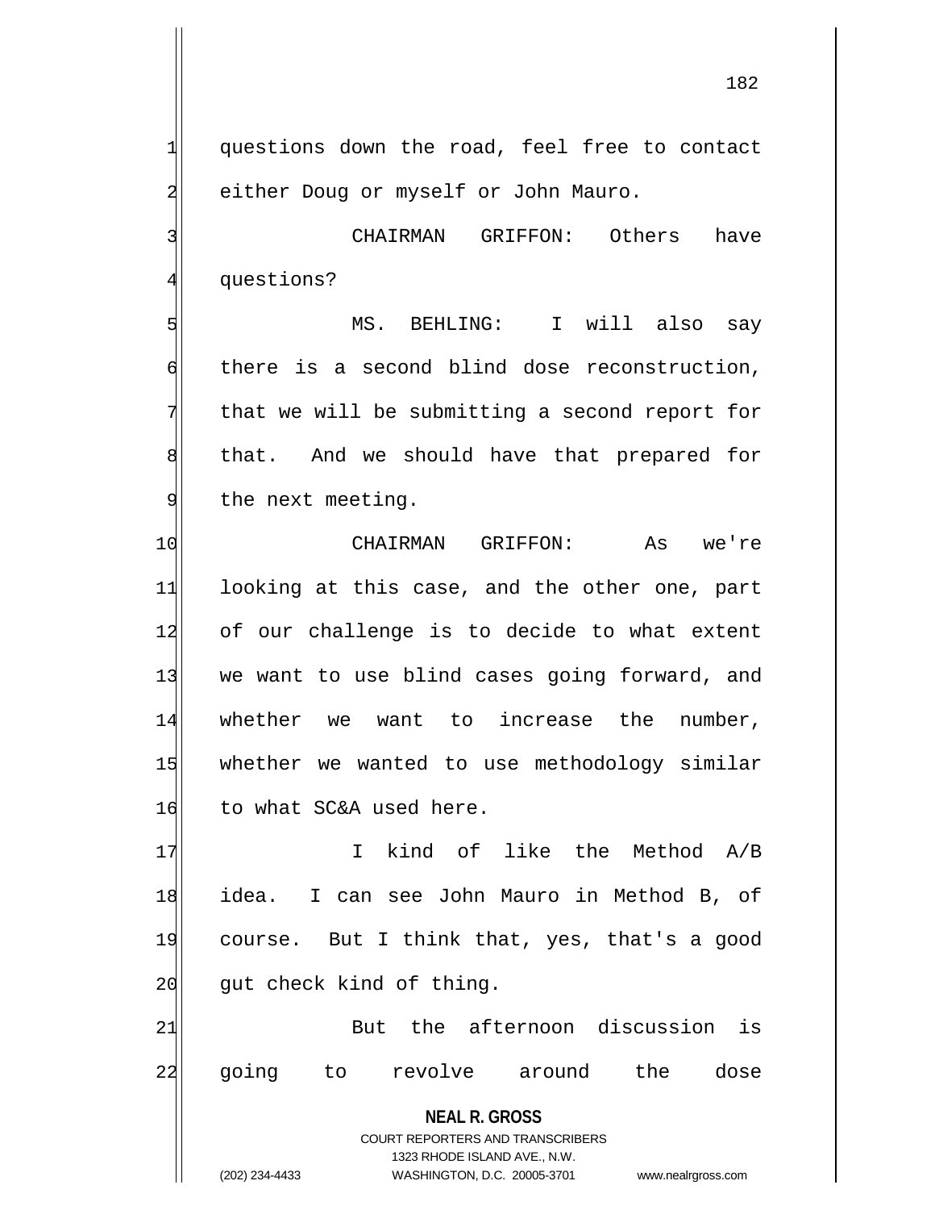questions down the road, feel free to contact either Doug or myself or John Mauro.

CHAIRMAN GRIFFON: Others have questions?

MS. BEHLING: I will also say there is a second blind dose reconstruction, that we will be submitting a second report for that. And we should have that prepared for the next meeting.

CHAIRMAN GRIFFON: As we're looking at this case, and the other one, part of our challenge is to decide to what extent we want to use blind cases going forward, and whether we want to increase the number, whether we wanted to use methodology similar to what SC&A used here.

I kind of like the Method A/B idea. I can see John Mauro in Method B, of course. But I think that, yes, that's a good gut check kind of thing.

But the afternoon discussion is going to revolve around the dose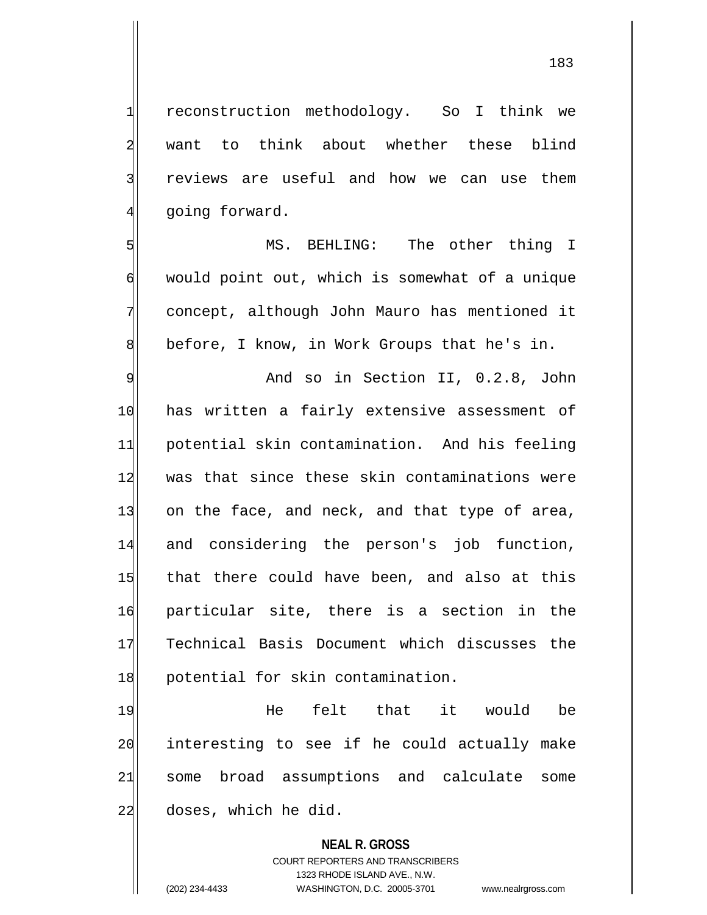reconstruction methodology. So I think we want to think about whether these blind reviews are useful and how we can use them going forward.

MS. BEHLING: The other thing I would point out, which is somewhat of a unique concept, although John Mauro has mentioned it before, I know, in Work Groups that he's in.

And so in Section II, 0.2.8, John has written a fairly extensive assessment of potential skin contamination. And his feeling was that since these skin contaminations were on the face, and neck, and that type of area, and considering the person's job function, that there could have been, and also at this particular site, there is a section in the Technical Basis Document which discusses the potential for skin contamination.

He felt that it would be interesting to see if he could actually make some broad assumptions and calculate some doses, which he did.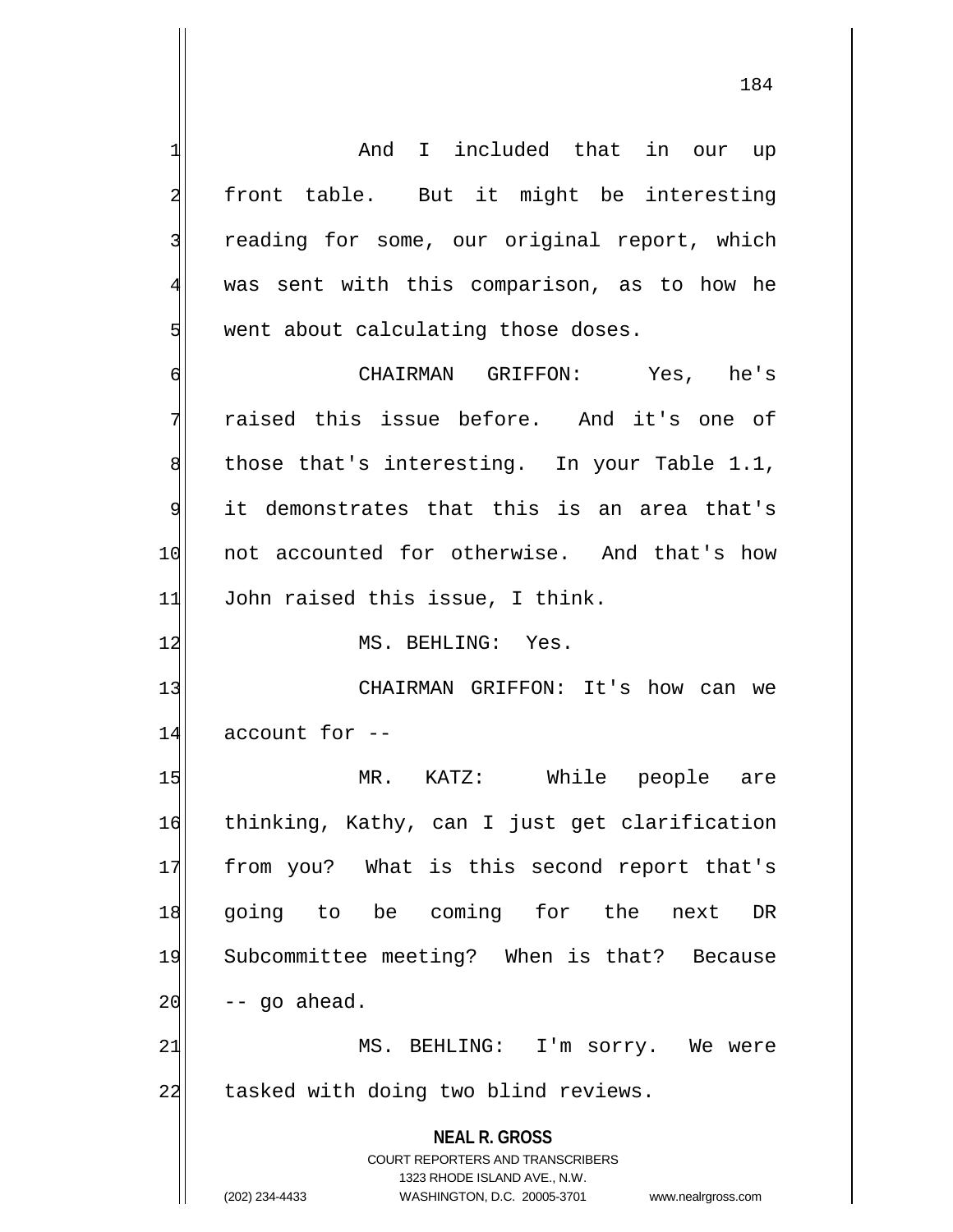And I included that in our up front table. But it might be interesting reading for some, our original report, which was sent with this comparison, as to how he went about calculating those doses.

CHAIRMAN GRIFFON: Yes, he's raised this issue before. And it's one of those that's interesting. In your Table 1.1, it demonstrates that this is an area that's not accounted for otherwise. And that's how John raised this issue, I think.

MS. BEHLING: Yes.

CHAIRMAN GRIFFON: It's how can we account for --

MR. KATZ: While people are thinking, Kathy, can I just get clarification from you? What is this second report that's going to be coming for the next DR Subcommittee meeting? When is that? Because -- go ahead.

MS. BEHLING: I'm sorry. We were tasked with doing two blind reviews.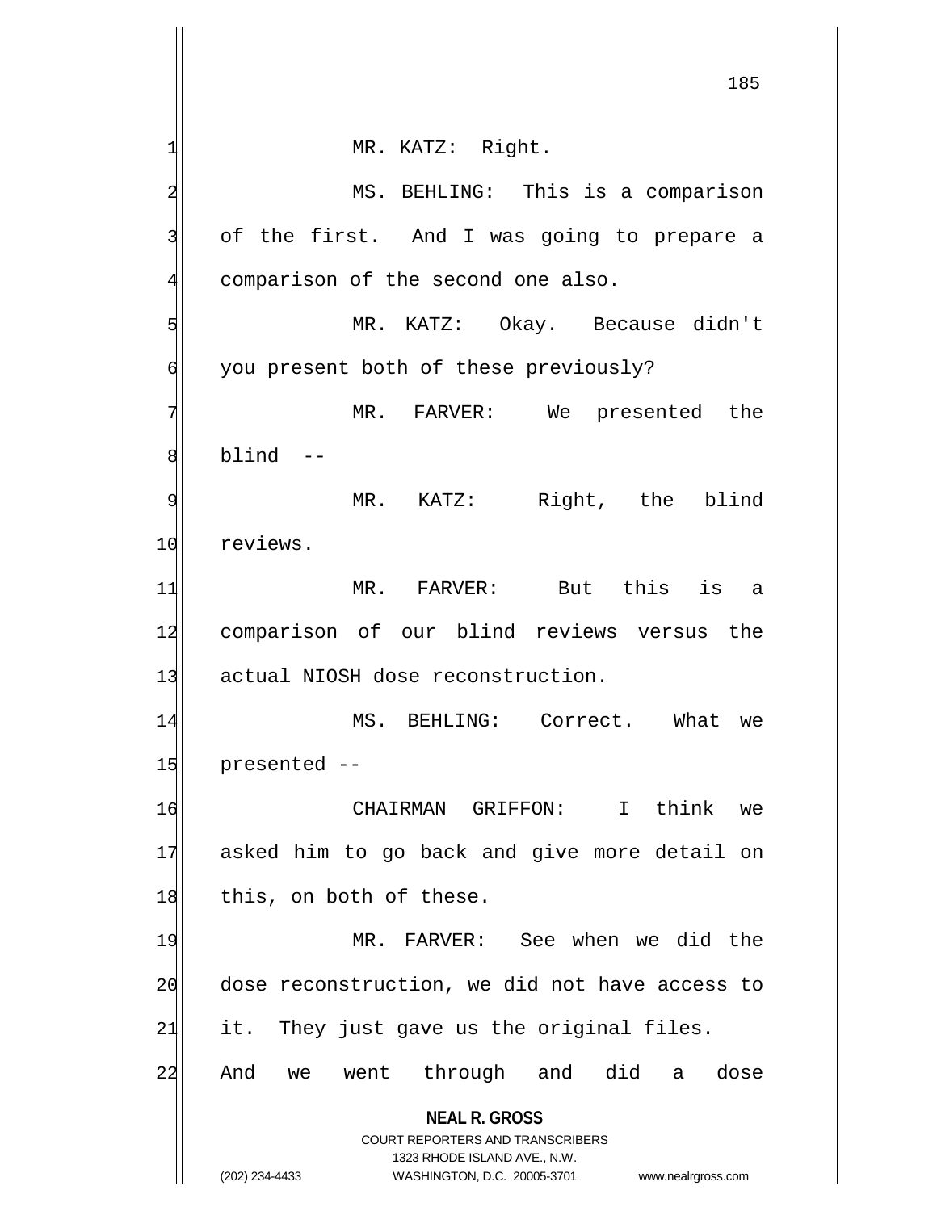MR. KATZ: Right.

MS. BEHLING: This is a comparison of the first. And I was going to prepare a comparison of the second one also.

MR. KATZ: Okay. Because didn't you present both of these previously?

MR. FARVER: We presented the blind --

MR. KATZ: Right, the blind reviews.

MR. FARVER: But this is a comparison of our blind reviews versus the actual NIOSH dose reconstruction.

MS. BEHLING: Correct. What we presented --

CHAIRMAN GRIFFON: I think we asked him to go back and give more detail on this, on both of these.

MR. FARVER: See when we did the dose reconstruction, we did not have access to it. They just gave us the original files. And we went through and did a dose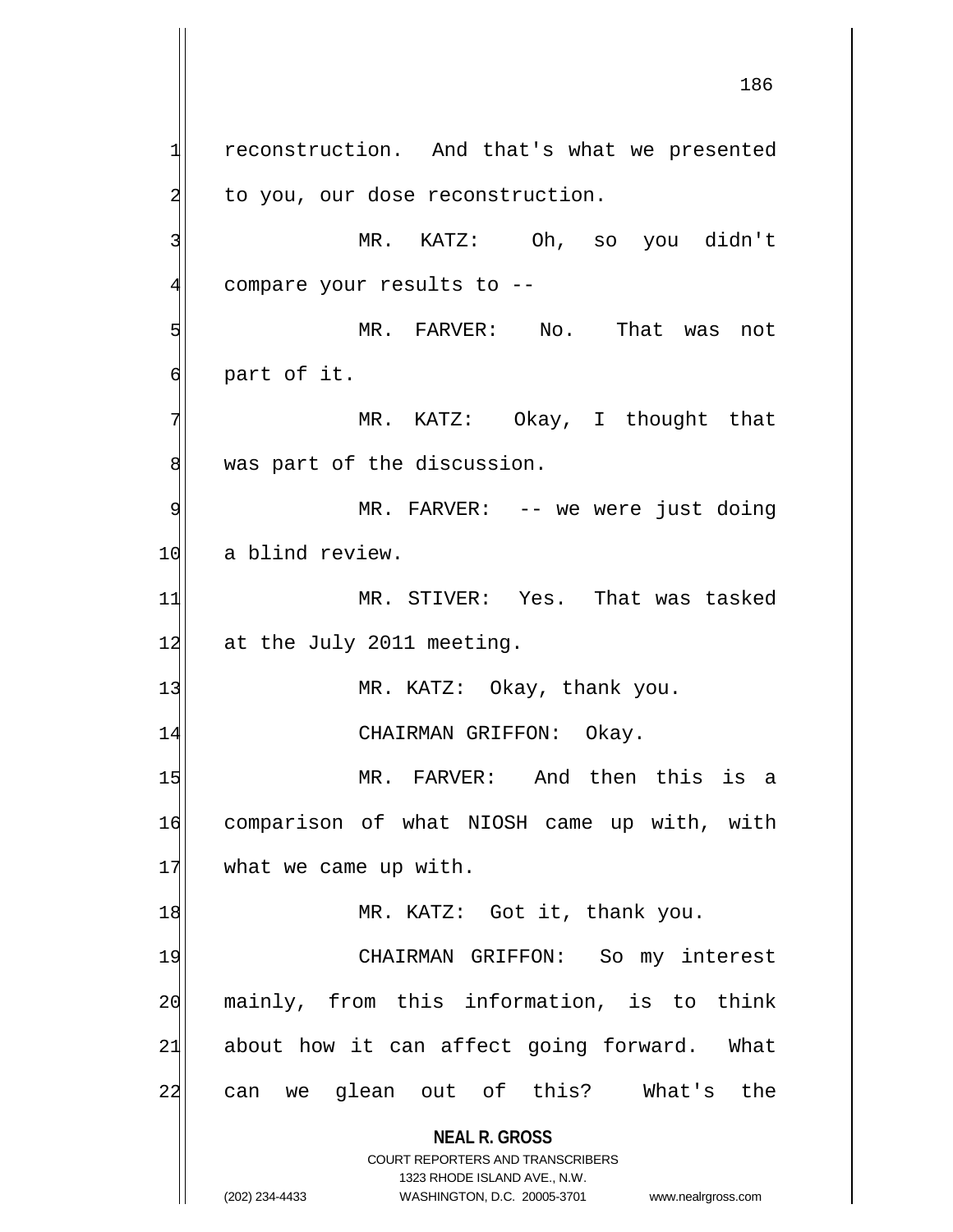reconstruction. And that's what we presented to you, our dose reconstruction.

MR. KATZ: Oh, so you didn't compare your results to --

MR. FARVER: No. That was not part of it.

MR. KATZ: Okay, I thought that was part of the discussion.

MR. FARVER: -- we were just doing a blind review.

MR. STIVER: Yes. That was tasked at the July 2011 meeting.

MR. KATZ: Okay, thank you.

CHAIRMAN GRIFFON: Okay.

MR. FARVER: And then this is a comparison of what NIOSH came up with, with what we came up with.

MR. KATZ: Got it, thank you.

CHAIRMAN GRIFFON: So my interest mainly, from this information, is to think about how it can affect going forward. What can we glean out of this? What's the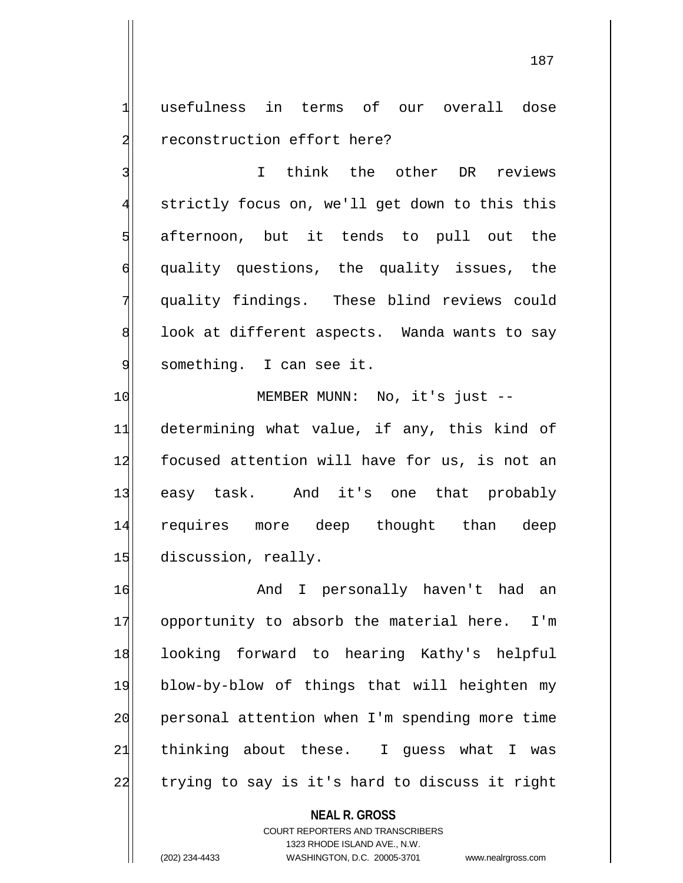usefulness in terms of our overall dose reconstruction effort here?

I think the other DR reviews strictly focus on, we'll get down to this this afternoon, but it tends to pull out the quality questions, the quality issues, the quality findings. These blind reviews could look at different aspects. Wanda wants to say something. I can see it.

MEMBER MUNN: No, it's just -- determining what value, if any, this kind of focused attention will have for us, is not an easy task. And it's one that probably requires more deep thought than deep discussion, really.

And I personally haven't had an opportunity to absorb the material here. I'm looking forward to hearing Kathy's helpful blow-by-blow of things that will heighten my personal attention when I'm spending more time thinking about these. I guess what I was trying to say is it's hard to discuss it right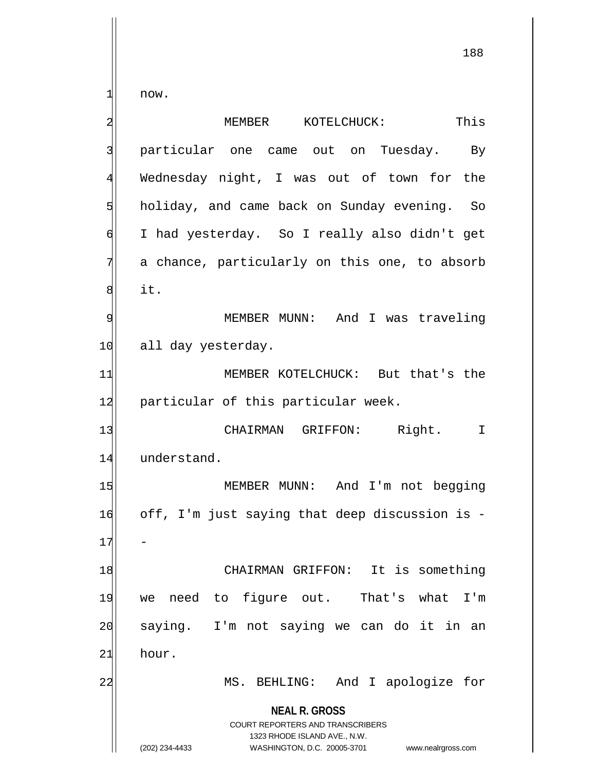now.

MEMBER KOTELCHUCK: This particular one came out on Tuesday. By Wednesday night, I was out of town for the holiday, and came back on Sunday evening. So I had yesterday. So I really also didn't get a chance, particularly on this one, to absorb it.

MEMBER MUNN: And I was traveling all day yesterday.

MEMBER KOTELCHUCK: But that's the particular of this particular week.

CHAIRMAN GRIFFON: Right. I understand.

MEMBER MUNN: And I'm not begging off, I'm just saying that deep discussion is --

CHAIRMAN GRIFFON: It is something we need to figure out. That's what I'm saying. I'm not saying we can do it in an hour.

MS. BEHLING: And I apologize for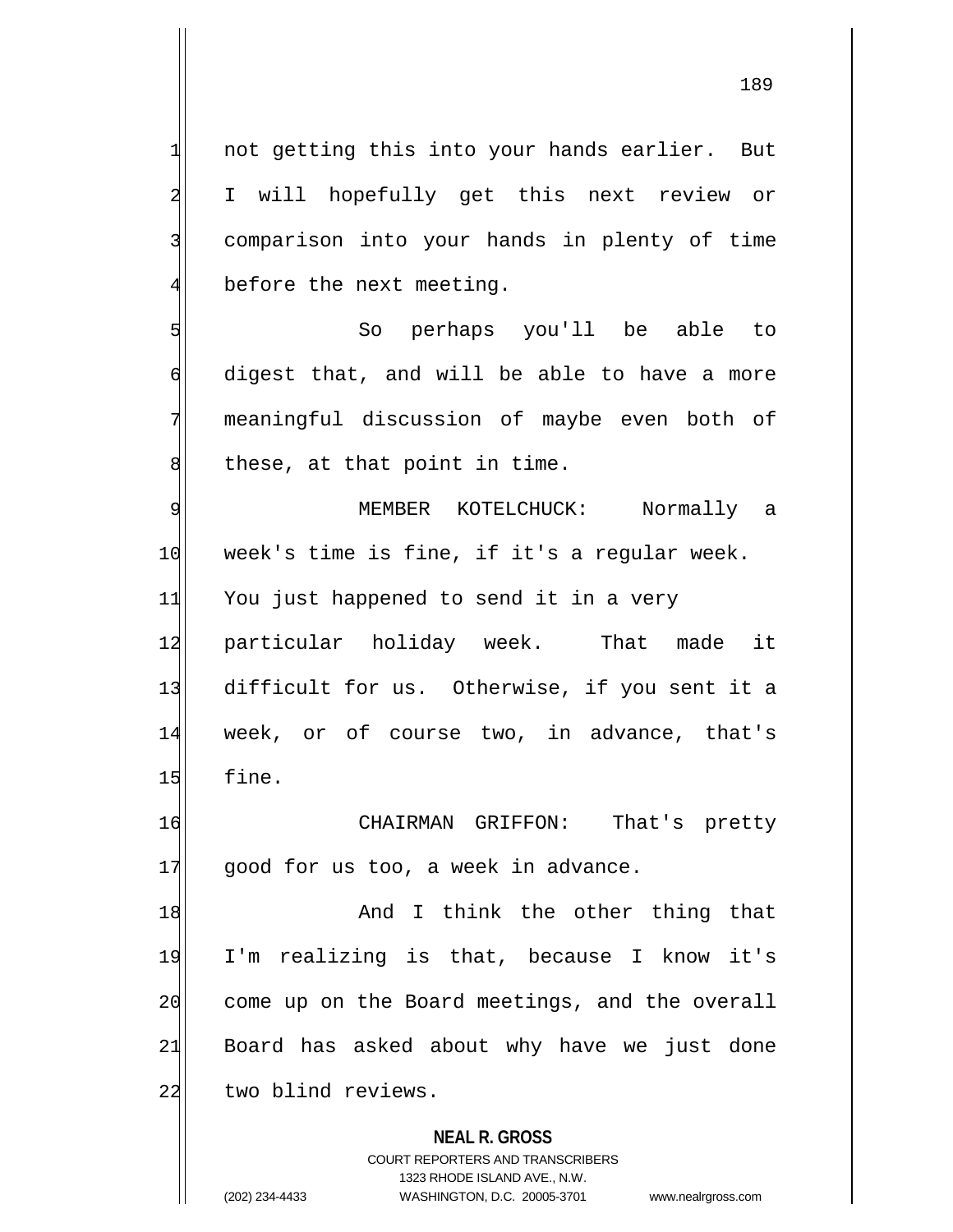not getting this into your hands earlier. But I will hopefully get this next review or comparison into your hands in plenty of time before the next meeting.

So perhaps you'll be able to digest that, and will be able to have a more meaningful discussion of maybe even both of these, at that point in time.

MEMBER KOTELCHUCK: Normally a week's time is fine, if it's a regular week. You just happened to send it in a very particular holiday week. That made it difficult for us. Otherwise, if you sent it a week, or of course two, in advance, that's fine.

CHAIRMAN GRIFFON: That's pretty good for us too, a week in advance.

And I think the other thing that I'm realizing is that, because I know it's come up on the Board meetings, and the overall Board has asked about why have we just done two blind reviews.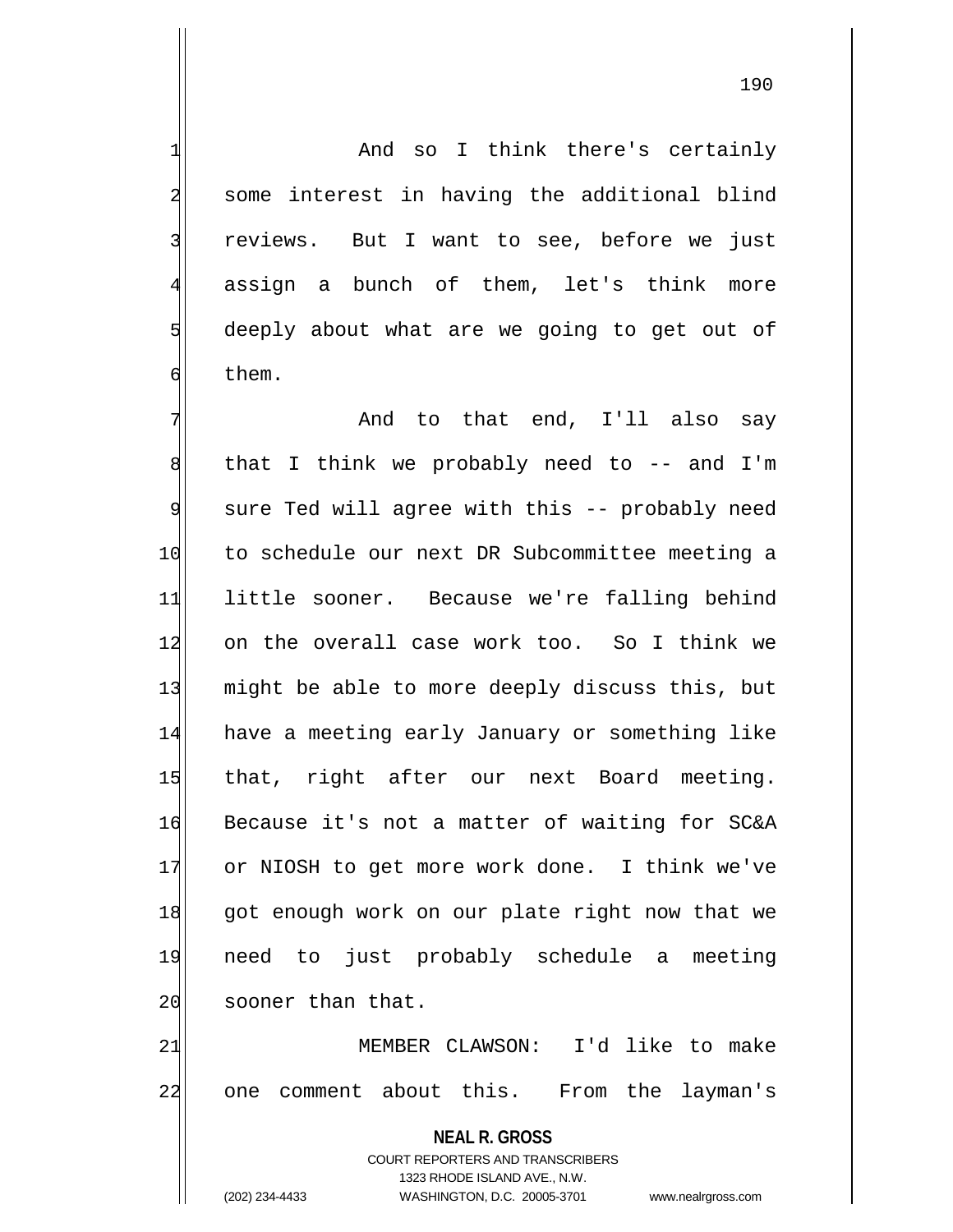And so I think there's certainly some interest in having the additional blind reviews. But I want to see, before we just assign a bunch of them, let's think more deeply about what are we going to get out of them.

And to that end, I'll also say that I think we probably need to -- and I'm sure Ted will agree with this -- probably need to schedule our next DR Subcommittee meeting a little sooner. Because we're falling behind on the overall case work too. So I think we might be able to more deeply discuss this, but have a meeting early January or something like that, right after our next Board meeting. Because it's not a matter of waiting for SC&A or NIOSH to get more work done. I think we've got enough work on our plate right now that we need to just probably schedule a meeting sooner than that.

MEMBER CLAWSON: I'd like to make one comment about this. From the layman's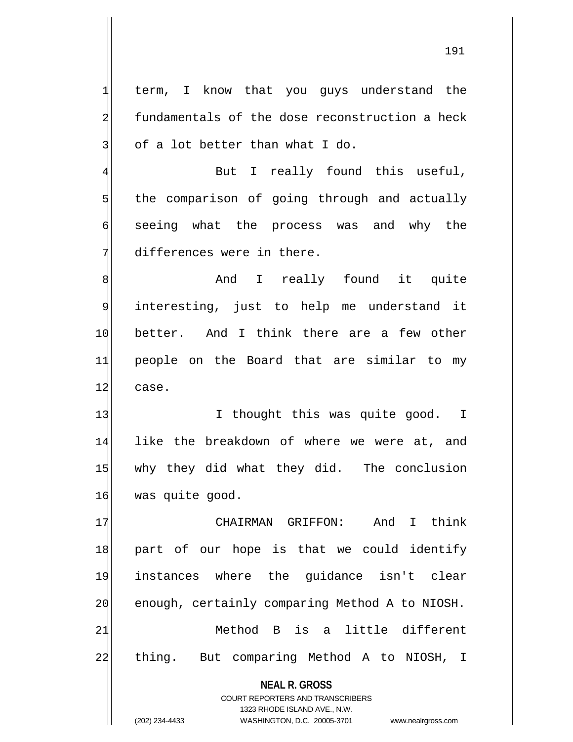term, I know that you guys understand the fundamentals of the dose reconstruction a heck of a lot better than what I do.

But I really found this useful, the comparison of going through and actually seeing what the process was and why the differences were in there.

And I really found it quite interesting, just to help me understand it better. And I think there are a few other people on the Board that are similar to my case.

I thought this was quite good. I like the breakdown of where we were at, and why they did what they did. The conclusion was quite good.

CHAIRMAN GRIFFON: And I think part of our hope is that we could identify instances where the guidance isn't clear enough, certainly comparing Method A to NIOSH.

Method B is a little different thing. But comparing Method A to NIOSH, I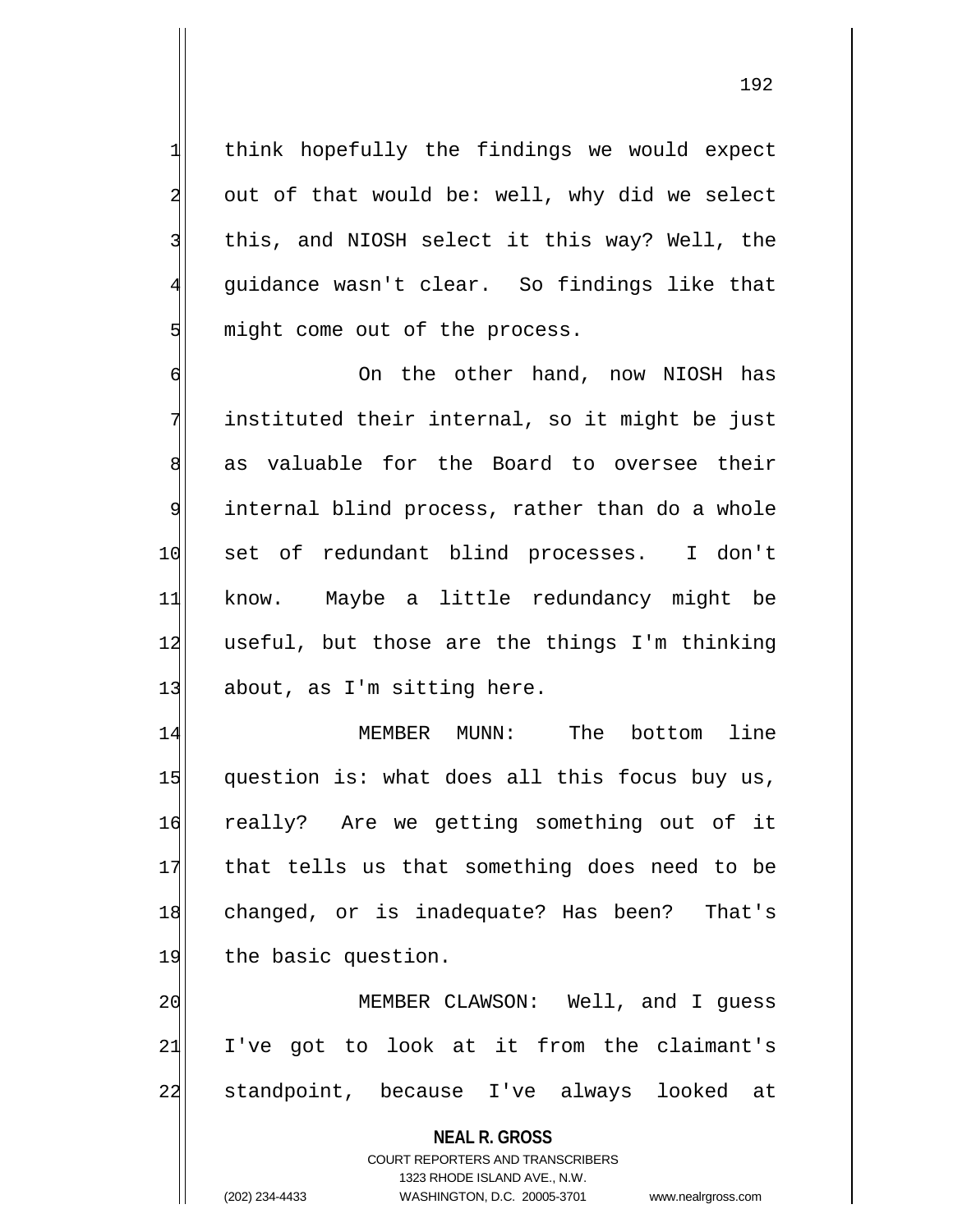think hopefully the findings we would expect out of that would be: well, why did we select this, and NIOSH select it this way? Well, the guidance wasn't clear. So findings like that might come out of the process.

On the other hand, now NIOSH has instituted their internal, so it might be just as valuable for the Board to oversee their internal blind process, rather than do a whole set of redundant blind processes. I don't know. Maybe a little redundancy might be useful, but those are the things I'm thinking about, as I'm sitting here.

MEMBER MUNN: The bottom line question is: what does all this focus buy us, really? Are we getting something out of it that tells us that something does need to be changed, or is inadequate? Has been? That's the basic question.

MEMBER CLAWSON: Well, and I guess I've got to look at it from the claimant's standpoint, because I've always looked at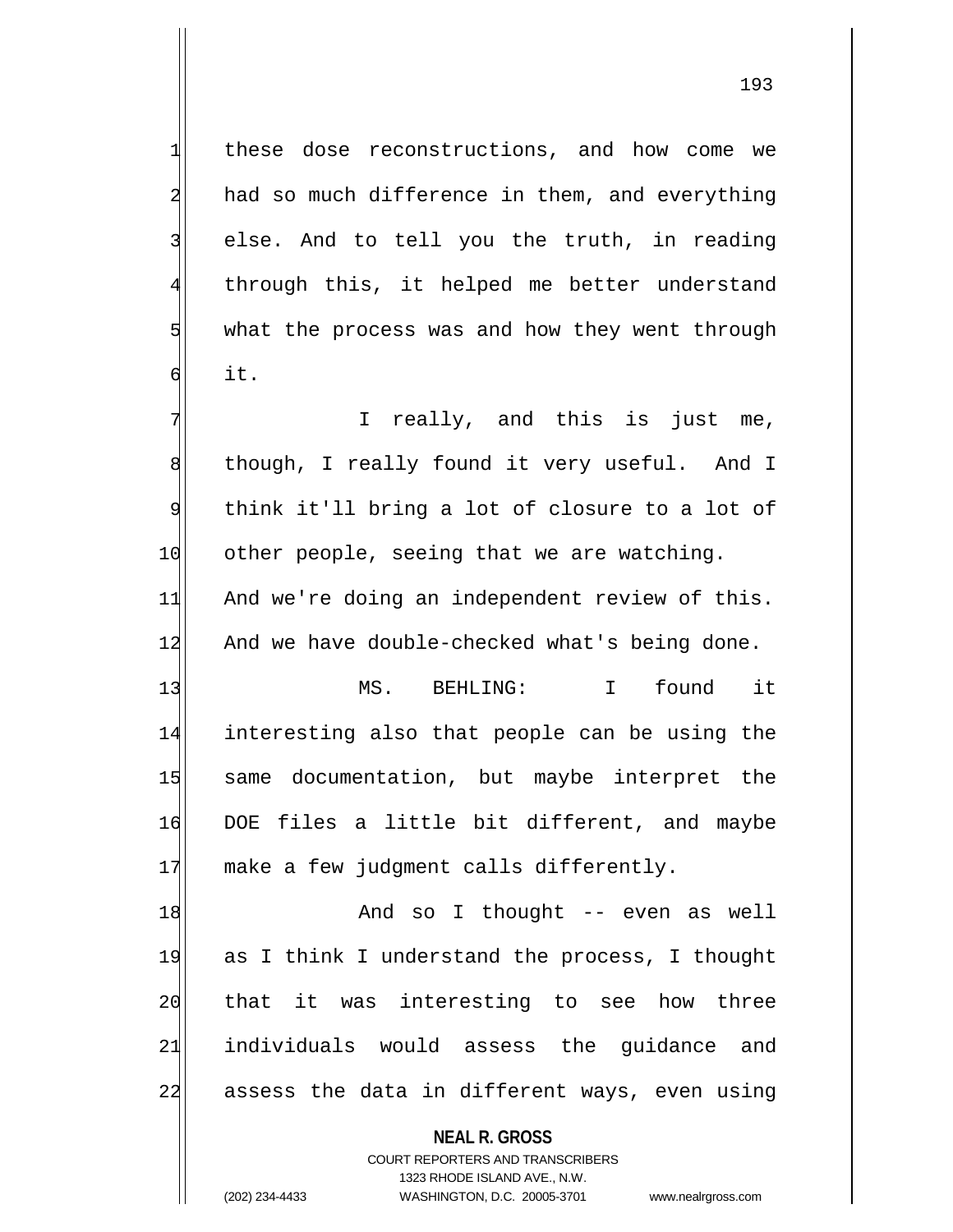these dose reconstructions, and how come we had so much difference in them, and everything else. And to tell you the truth, in reading through this, it helped me better understand what the process was and how they went through it.

I really, and this is just me, though, I really found it very useful. And I think it'll bring a lot of closure to a lot of other people, seeing that we are watching. And we're doing an independent review of this. And we have double-checked what's being done.

MS. BEHLING: I found it interesting also that people can be using the same documentation, but maybe interpret the DOE files a little bit different, and maybe make a few judgment calls differently.

And so I thought -- even as well as I think I understand the process, I thought that it was interesting to see how three individuals would assess the guidance and assess the data in different ways, even using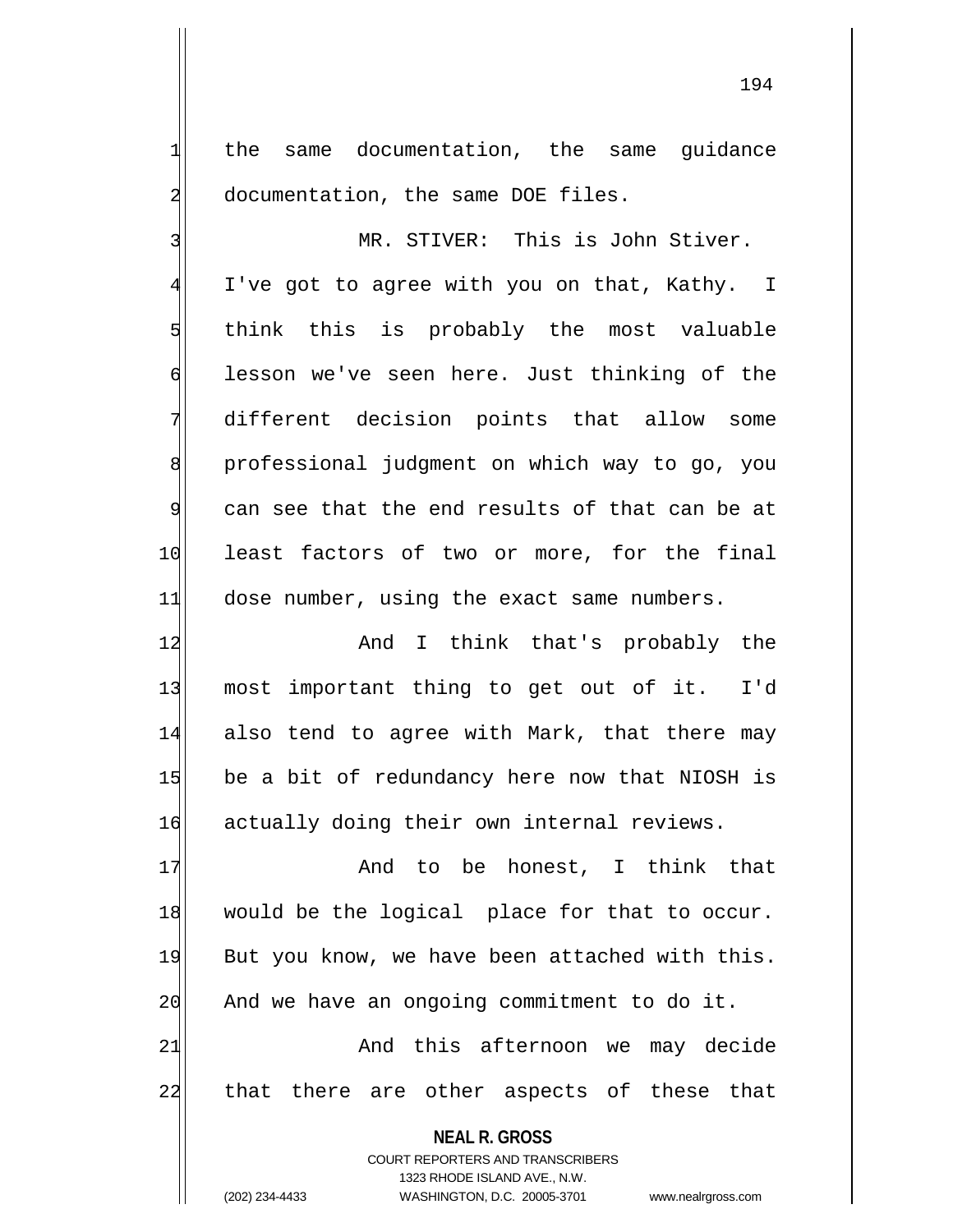the same documentation, the same guidance documentation, the same DOE files.

MR. STIVER: This is John Stiver. I've got to agree with you on that, Kathy. I think this is probably the most valuable lesson we've seen here. Just thinking of the different decision points that allow some professional judgment on which way to go, you can see that the end results of that can be at least factors of two or more, for the final dose number, using the exact same numbers.

And I think that's probably the most important thing to get out of it. I'd also tend to agree with Mark, that there may be a bit of redundancy here now that NIOSH is actually doing their own internal reviews.

And to be honest, I think that would be the logical place for that to occur. But you know, we have been attached with this. And we have an ongoing commitment to do it.

And this afternoon we may decide that there are other aspects of these that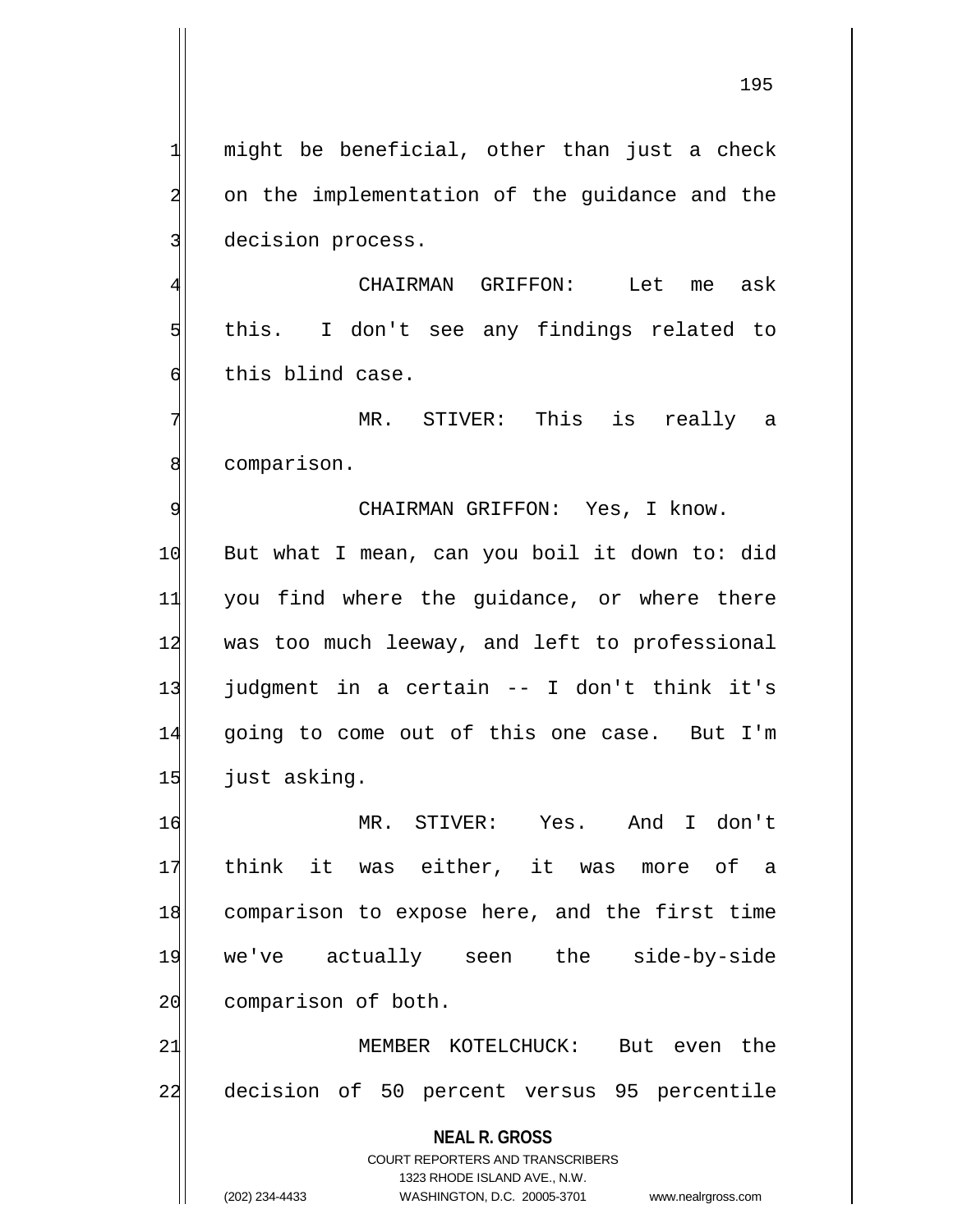might be beneficial, other than just a check on the implementation of the guidance and the decision process.

CHAIRMAN GRIFFON: Let me ask this. I don't see any findings related to this blind case.

MR. STIVER: This is really a comparison.

CHAIRMAN GRIFFON: Yes, I know. But what I mean, can you boil it down to: did you find where the guidance, or where there was too much leeway, and left to professional judgment in a certain -- I don't think it's going to come out of this one case. But I'm just asking.

MR. STIVER: Yes. And I don't think it was either, it was more of a comparison to expose here, and the first time we've actually seen the side-by-side comparison of both.

MEMBER KOTELCHUCK: But even the decision of 50 percent versus 95 percentile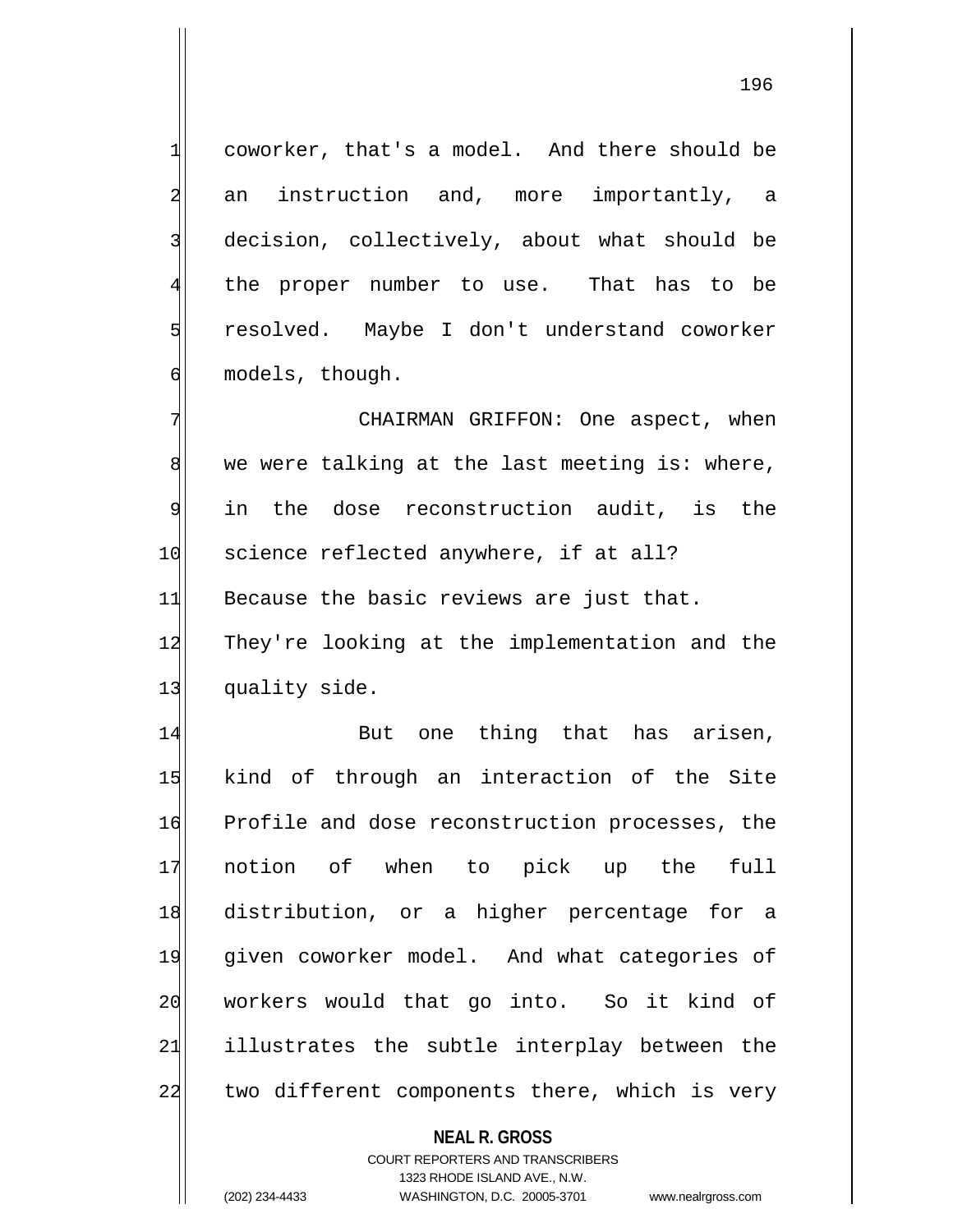coworker, that's a model. And there should be an instruction and, more importantly, a decision, collectively, about what should be the proper number to use. That has to be resolved. Maybe I don't understand coworker models, though.

CHAIRMAN GRIFFON: One aspect, when we were talking at the last meeting is: where, in the dose reconstruction audit, is the science reflected anywhere, if at all? Because the basic reviews are just that. They're looking at the implementation and the quality side.

But one thing that has arisen, kind of through an interaction of the Site Profile and dose reconstruction processes, the notion of when to pick up the full distribution, or a higher percentage for a given coworker model. And what categories of workers would that go into. So it kind of illustrates the subtle interplay between the two different components there, which is very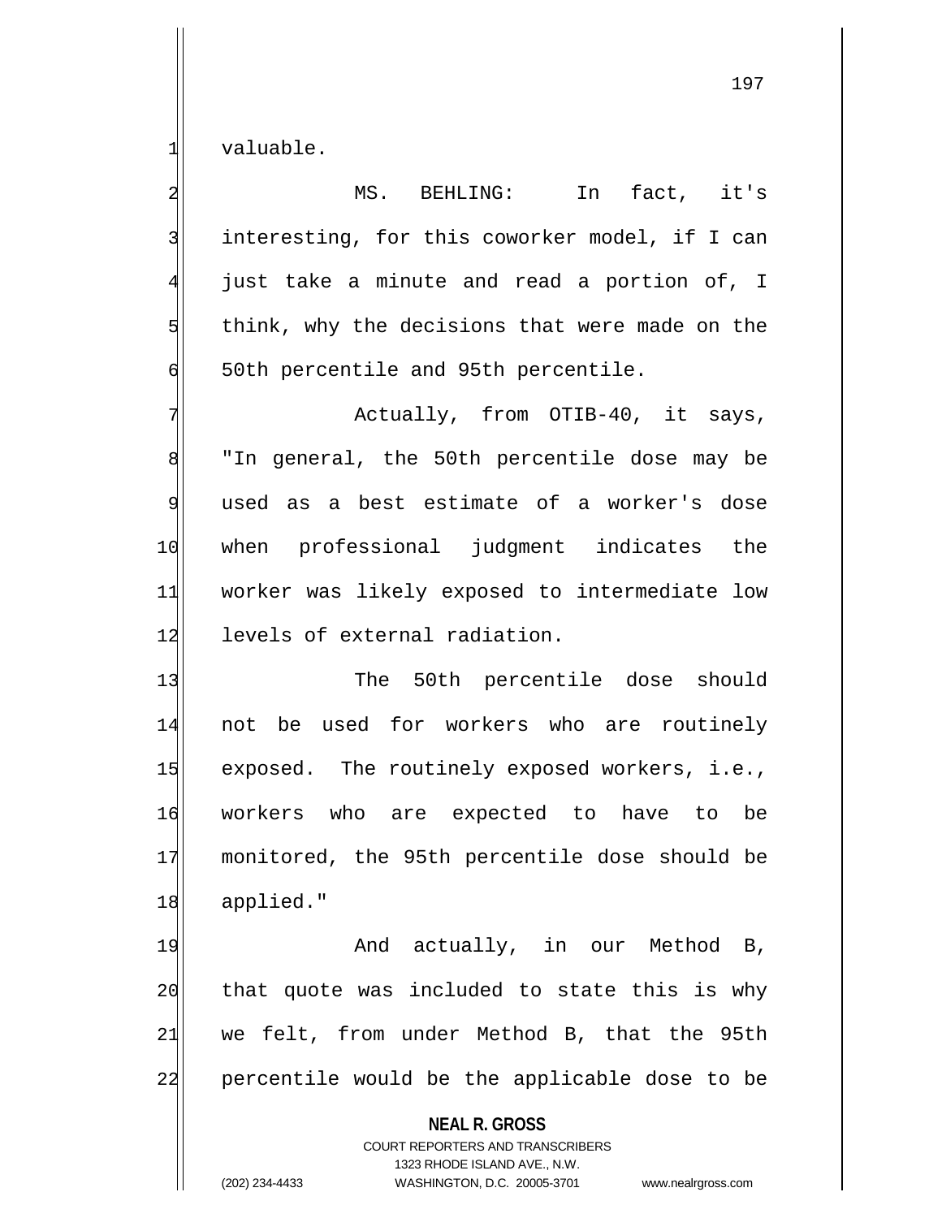valuable.

MS. BEHLING: In fact, it's interesting, for this coworker model, if I can just take a minute and read a portion of, I think, why the decisions that were made on the 50th percentile and 95th percentile.

Actually, from OTIB-40, it says, "In general, the 50th percentile dose may be used as a best estimate of a worker's dose when professional judgment indicates the worker was likely exposed to intermediate low levels of external radiation.

The 50th percentile dose should not be used for workers who are routinely exposed. The routinely exposed workers, i.e., workers who are expected to have to be monitored, the 95th percentile dose should be applied."

And actually, in our Method B, that quote was included to state this is why we felt, from under Method B, that the 95th percentile would be the applicable dose to be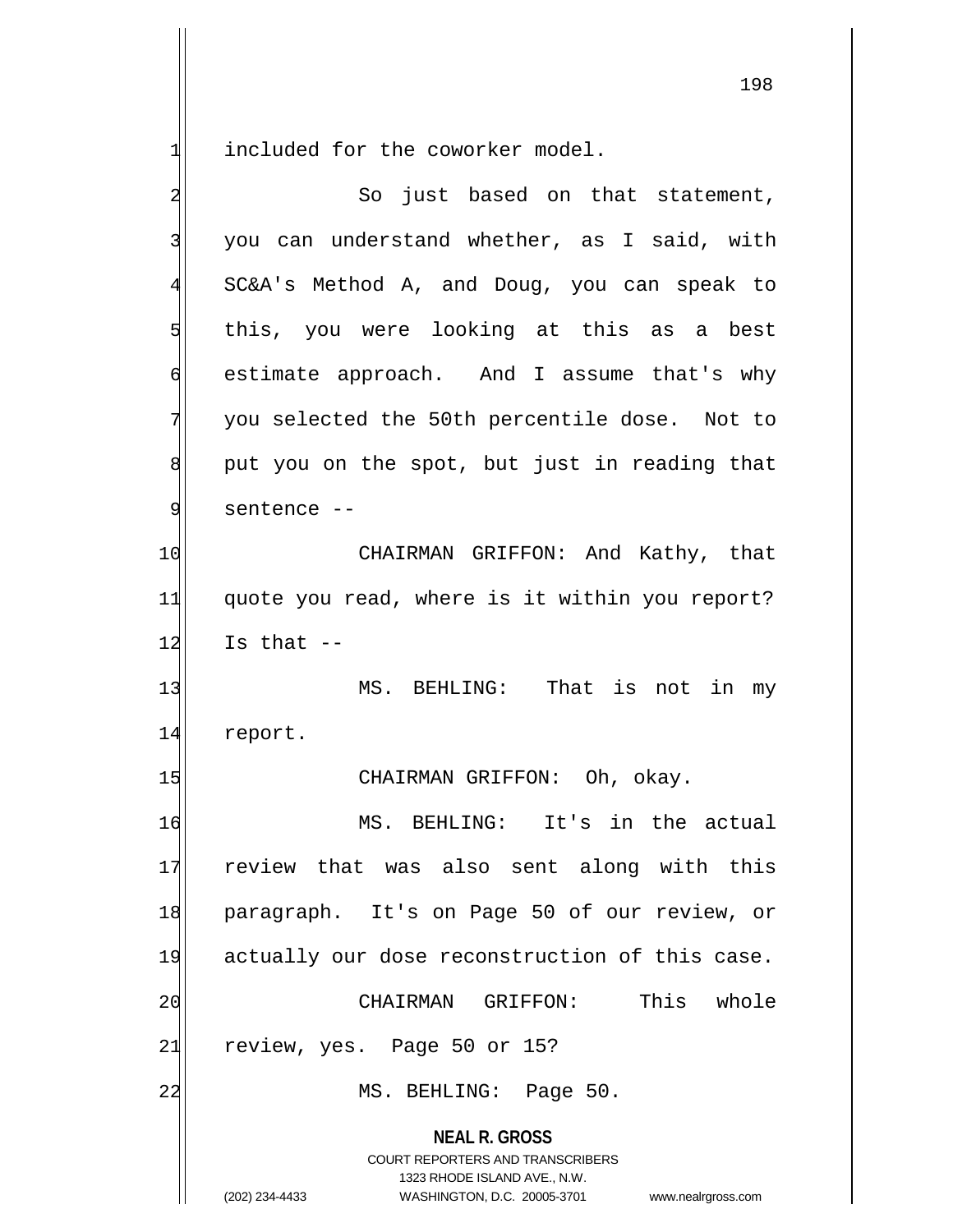included for the coworker model.

So just based on that statement, you can understand whether, as I said, with SC&A's Method A, and Doug, you can speak to this, you were looking at this as a best estimate approach. And I assume that's why you selected the 50th percentile dose. Not to put you on the spot, but just in reading that sentence --

CHAIRMAN GRIFFON: And Kathy, that quote you read, where is it within you report? Is that --

MS. BEHLING: That is not in my report.

CHAIRMAN GRIFFON: Oh, okay.

MS. BEHLING: It's in the actual review that was also sent along with this paragraph. It's on Page 50 of our review, or actually our dose reconstruction of this case.

CHAIRMAN GRIFFON: This whole review, yes. Page 50 or 15?

MS. BEHLING: Page 50.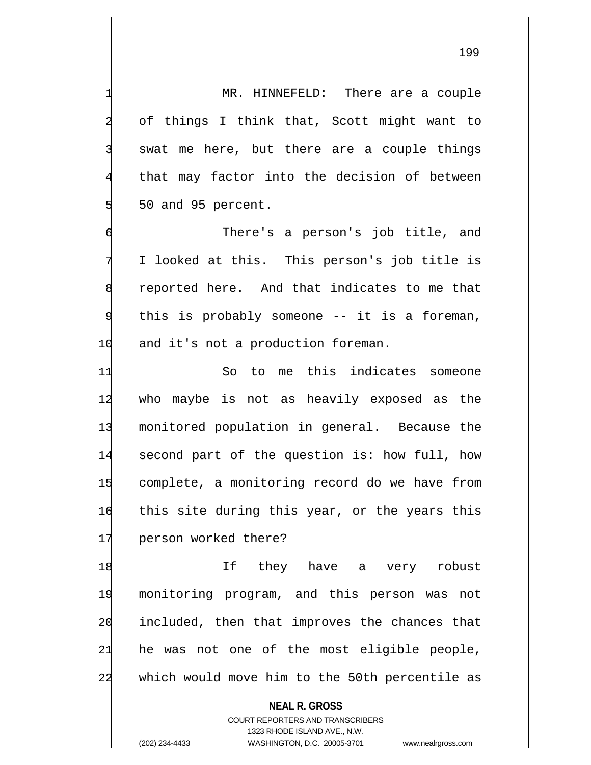MR. HINNEFELD: There are a couple of things I think that, Scott might want to swat me here, but there are a couple things that may factor into the decision of between 50 and 95 percent.

There's a person's job title, and I looked at this. This person's job title is reported here. And that indicates to me that this is probably someone -- it is a foreman, and it's not a production foreman.

So to me this indicates someone who maybe is not as heavily exposed as the monitored population in general. Because the second part of the question is: how full, how complete, a monitoring record do we have from this site during this year, or the years this person worked there?

If they have a very robust monitoring program, and this person was not included, then that improves the chances that he was not one of the most eligible people, which would move him to the 50th percentile as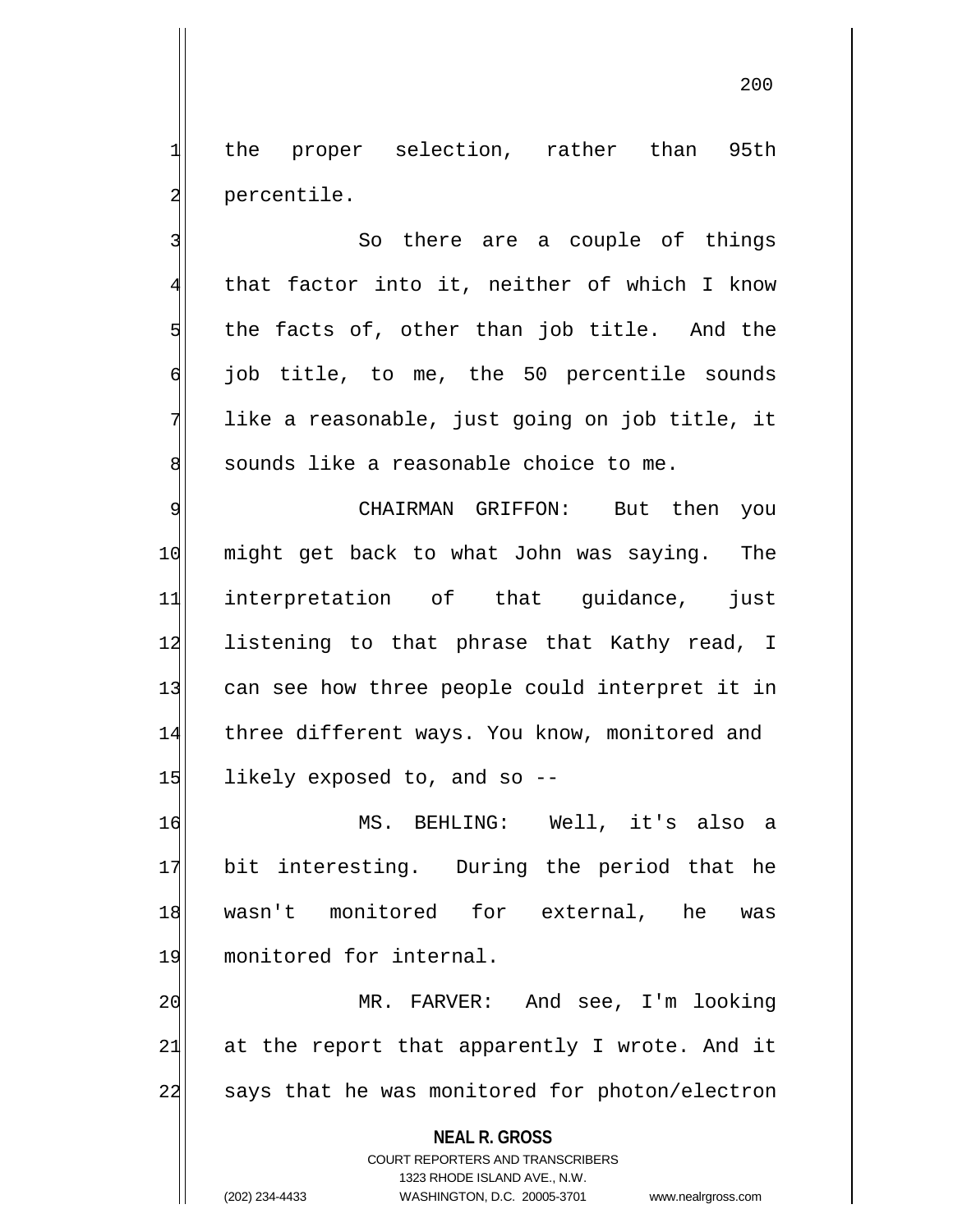the proper selection, rather than 95th percentile.

So there are a couple of things that factor into it, neither of which I know the facts of, other than job title. And the job title, to me, the 50 percentile sounds like a reasonable, just going on job title, it sounds like a reasonable choice to me.

CHAIRMAN GRIFFON: But then you might get back to what John was saying. The interpretation of that guidance, just listening to that phrase that Kathy read, I can see how three people could interpret it in three different ways. You know, monitored and likely exposed to, and so --

MS. BEHLING: Well, it's also a bit interesting. During the period that he wasn't monitored for external, he was monitored for internal.

MR. FARVER: And see, I'm looking at the report that apparently I wrote. And it says that he was monitored for photon/electron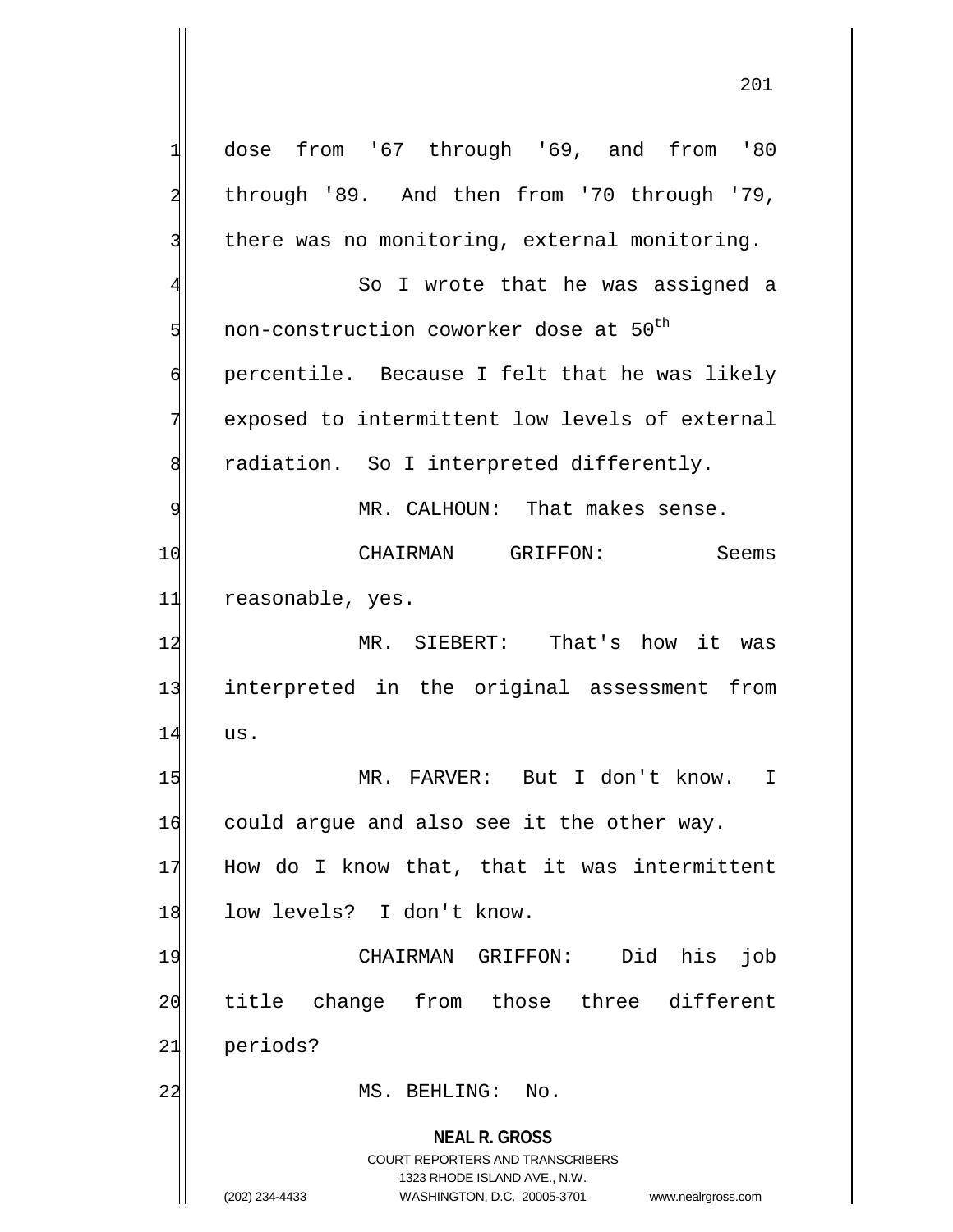dose from '67 through '69, and from '80 through '89. And then from '70 through '79, there was no monitoring, external monitoring.

So I wrote that he was assigned a non-construction coworker dose at $50^{th}$ percentile. Because I felt that he was likely exposed to intermittent low levels of external radiation. So I interpreted differently.

MR. CALHOUN: That makes sense.

CHAIRMAN GRIFFON: Seems reasonable, yes.

MR. SIEBERT: That's how it was interpreted in the original assessment from us.

MR. FARVER: But I don't know. I could argue and also see it the other way. How do I know that, that it was intermittent low levels? I don't know.

CHAIRMAN GRIFFON: Did his job title change from those three different periods?

MS. BEHLING: No.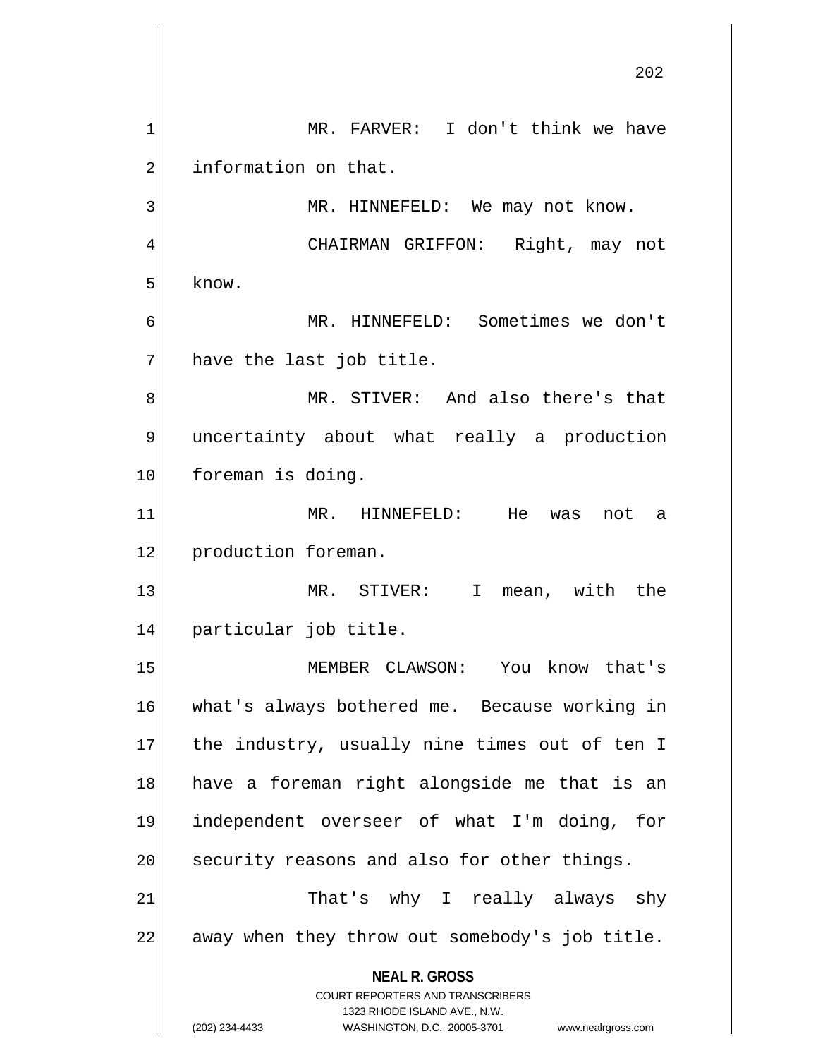MR. FARVER: I don't think we have information on that.

MR. HINNEFELD: We may not know.

CHAIRMAN GRIFFON: Right, may not know.

MR. HINNEFELD: Sometimes we don't have the last job title.

MR. STIVER: And also there's that uncertainty about what really a production foreman is doing.

MR. HINNEFELD: He was not a production foreman.

MR. STIVER: I mean, with the particular job title.

MEMBER CLAWSON: You know that's what's always bothered me. Because working in the industry, usually nine times out of ten I have a foreman right alongside me that is an independent overseer of what I'm doing, for security reasons and also for other things.

That's why I really always shy away when they throw out somebody's job title.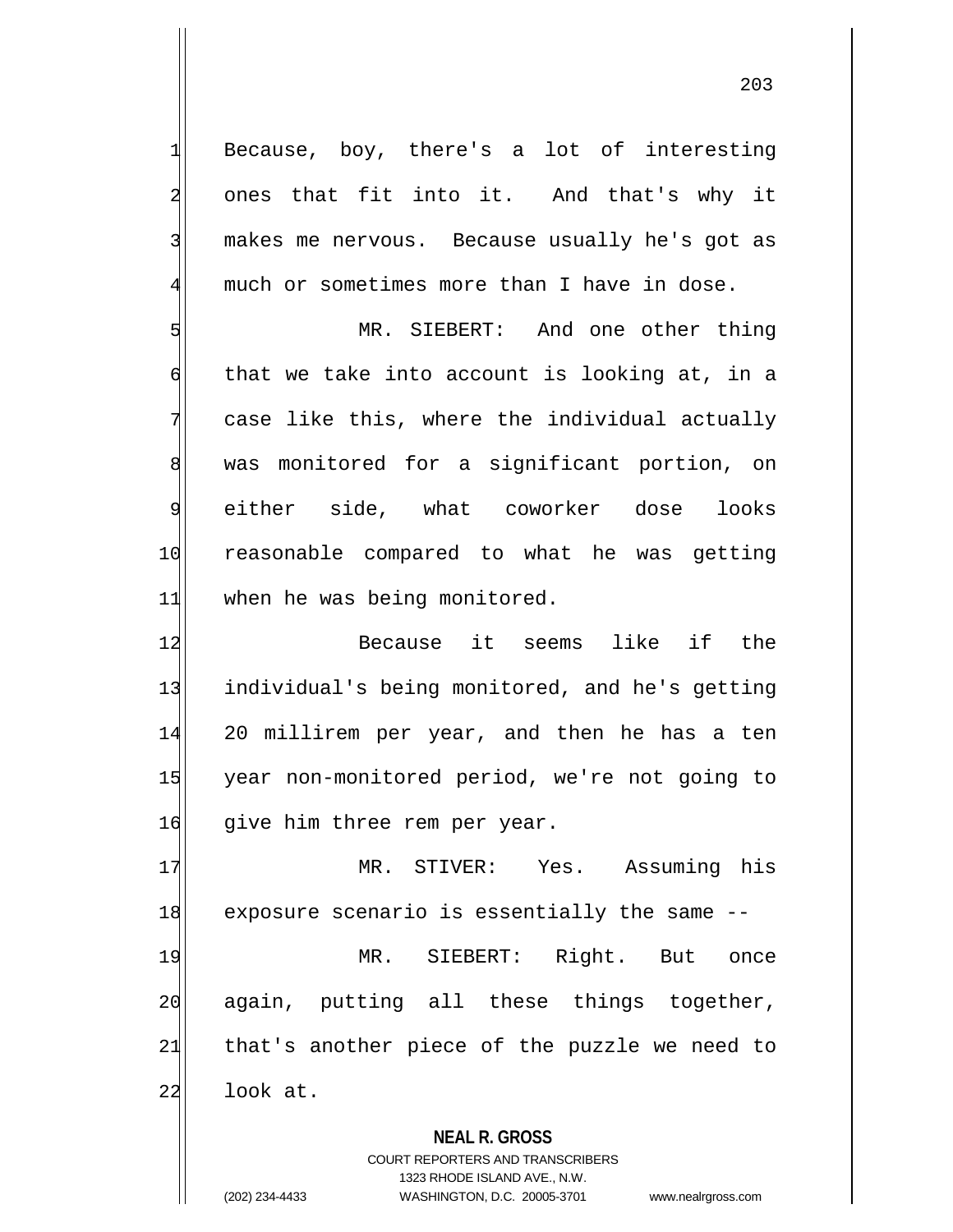Because, boy, there's a lot of interesting ones that fit into it. And that's why it makes me nervous. Because usually he's got as much or sometimes more than I have in dose.

MR. SIEBERT: And one other thing that we take into account is looking at, in a case like this, where the individual actually was monitored for a significant portion, on either side, what coworker dose looks reasonable compared to what he was getting when he was being monitored.

Because it seems like if the individual's being monitored, and he's getting 20 millirem per year, and then he has a ten year non-monitored period, we're not going to give him three rem per year.

MR. STIVER: Yes. Assuming his exposure scenario is essentially the same --

MR. SIEBERT: Right. But once again, putting all these things together, that's another piece of the puzzle we need to look at.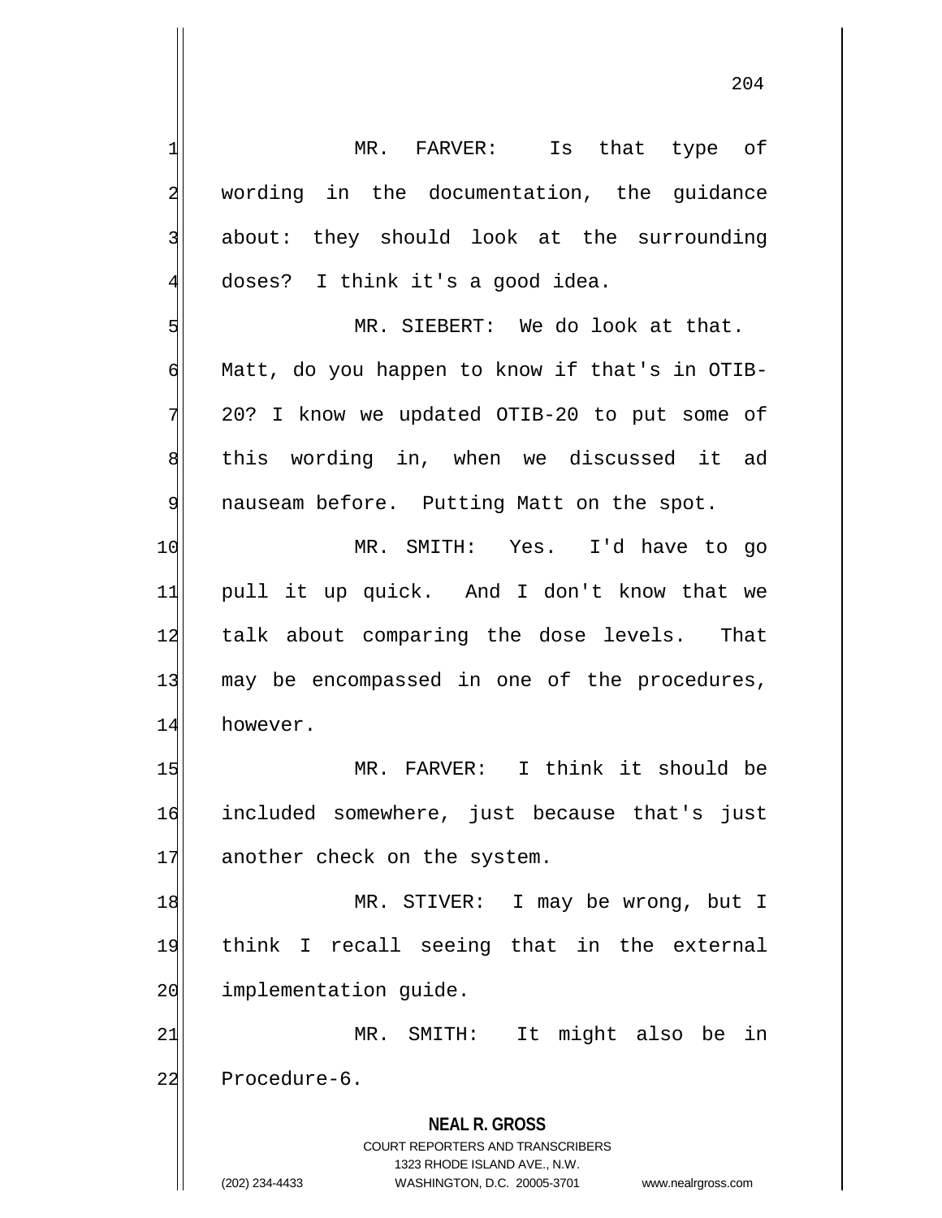MR. FARVER: Is that type of wording in the documentation, the guidance about: they should look at the surrounding doses? I think it's a good idea.

MR. SIEBERT: We do look at that. Matt, do you happen to know if that's in OTIB-20? I know we updated OTIB-20 to put some of this wording in, when we discussed it ad nauseam before. Putting Matt on the spot.

MR. SMITH: Yes. I'd have to go pull it up quick. And I don't know that we talk about comparing the dose levels. That may be encompassed in one of the procedures, however.

MR. FARVER: I think it should be included somewhere, just because that's just another check on the system.

MR. STIVER: I may be wrong, but I think I recall seeing that in the external implementation guide.

MR. SMITH: It might also be in Procedure-6.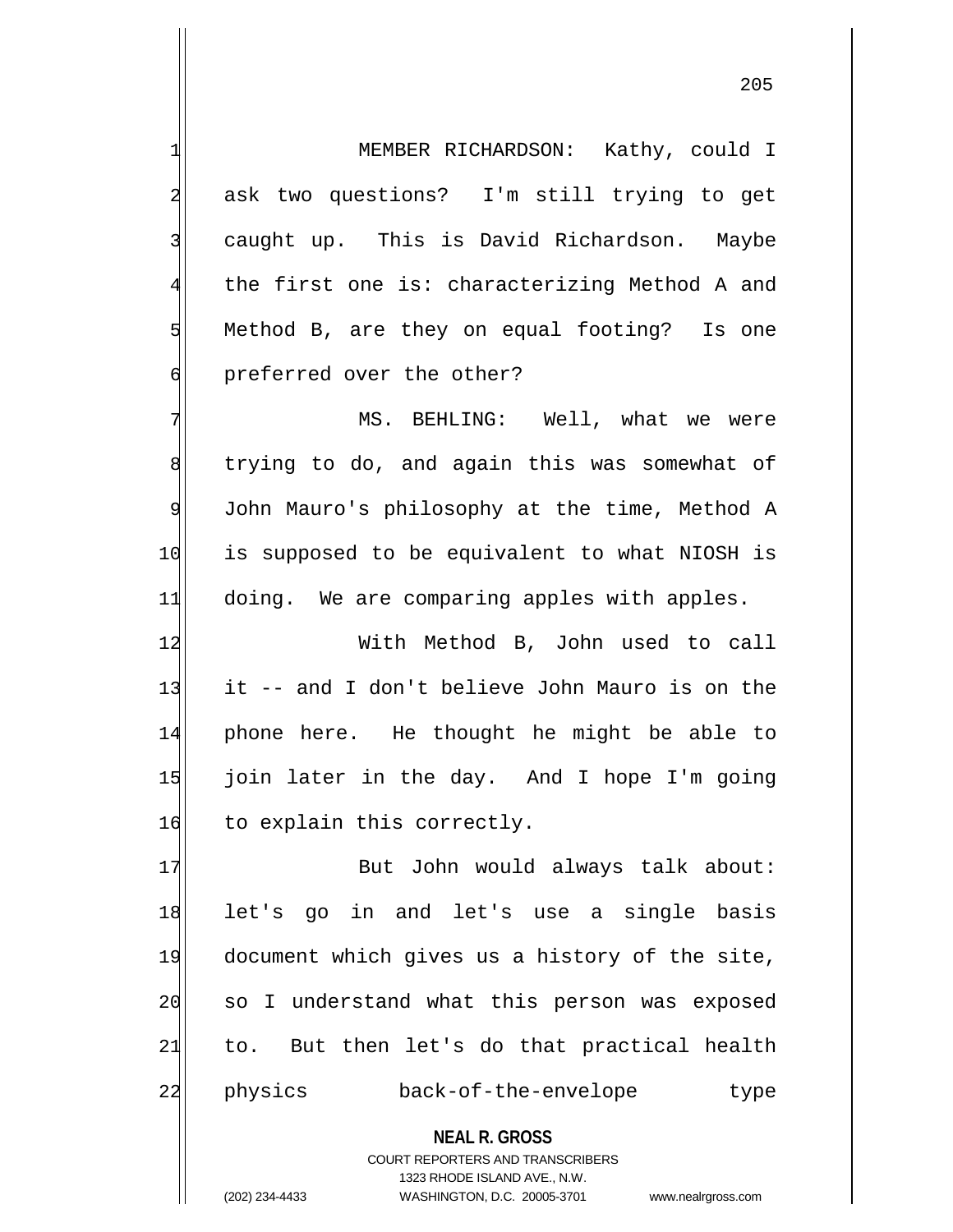MEMBER RICHARDSON: Kathy, could I ask two questions? I'm still trying to get caught up. This is David Richardson. Maybe the first one is: characterizing Method A and Method B, are they on equal footing? Is one preferred over the other?

MS. BEHLING: Well, what we were trying to do, and again this was somewhat of John Mauro's philosophy at the time, Method A is supposed to be equivalent to what NIOSH is doing. We are comparing apples with apples.

With Method B, John used to call it -- and I don't believe John Mauro is on the phone here. He thought he might be able to join later in the day. And I hope I'm going to explain this correctly.

But John would always talk about: let's go in and let's use a single basis document which gives us a history of the site, so I understand what this person was exposed to. But then let's do that practical health physics back-of-the-envelope type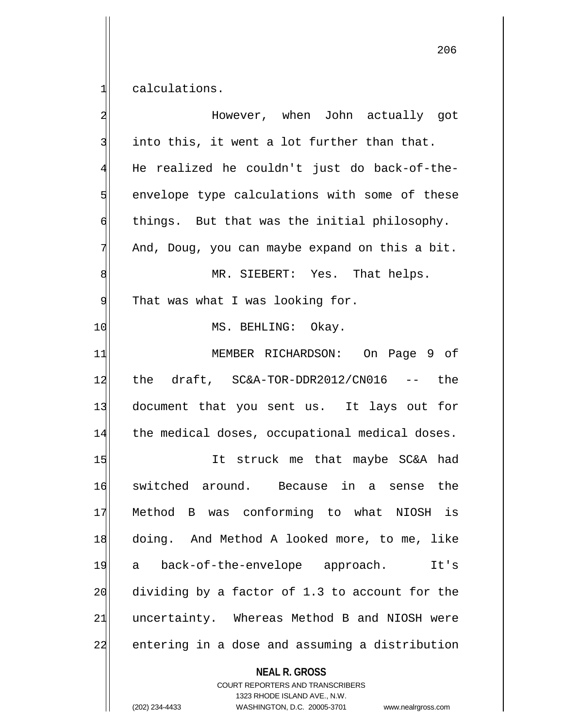calculations.

However, when John actually got into this, it went a lot further than that. He realized he couldn't just do back-of-the-envelope type calculations with some of these things. But that was the initial philosophy. And, Doug, you can maybe expand on this a bit.

MR. SIEBERT: Yes. That helps. That was what I was looking for.

MS. BEHLING: Okay.

MEMBER RICHARDSON: On Page 9 of the draft, SC&A-TOR-DDR2012/CN016 -- the document that you sent us. It lays out for the medical doses, occupational medical doses.

It struck me that maybe SC&A had switched around. Because in a sense the Method B was conforming to what NIOSH is doing. And Method A looked more, to me, like a back-of-the-envelope approach. It's dividing by a factor of 1.3 to account for the uncertainty. Whereas Method B and NIOSH were entering in a dose and assuming a distribution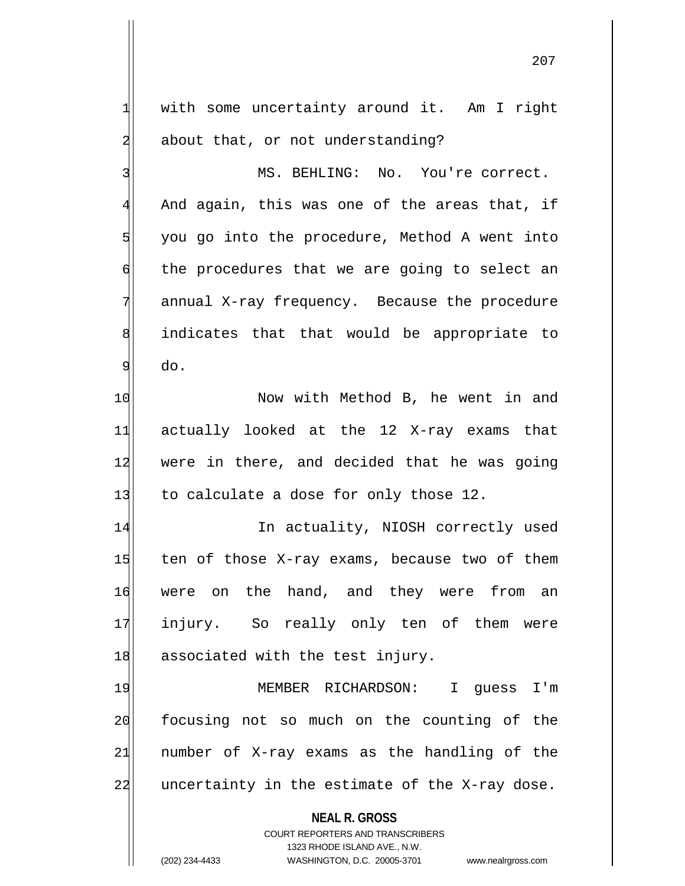with some uncertainty around it. Am I right about that, or not understanding?

MS. BEHLING: No. You're correct. And again, this was one of the areas that, if you go into the procedure, Method A went into the procedures that we are going to select an annual X-ray frequency. Because the procedure indicates that that would be appropriate to do.

Now with Method B, he went in and actually looked at the 12 X-ray exams that were in there, and decided that he was going to calculate a dose for only those 12.

In actuality, NIOSH correctly used ten of those X-ray exams, because two of them were on the hand, and they were from an injury. So really only ten of them were associated with the test injury.

MEMBER RICHARDSON: I guess I'm focusing not so much on the counting of the number of X-ray exams as the handling of the uncertainty in the estimate of the X-ray dose.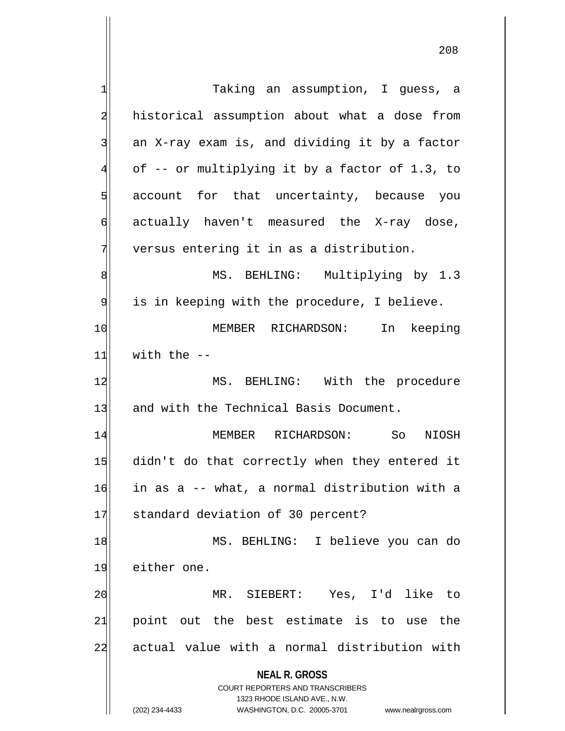Taking an assumption, I guess, a historical assumption about what a dose from an X-ray exam is, and dividing it by a factor of -- or multiplying it by a factor of 1.3, to account for that uncertainty, because you actually haven't measured the X-ray dose, versus entering it in as a distribution.

MS. BEHLING: Multiplying by 1.3 is in keeping with the procedure, I believe.

MEMBER RICHARDSON: In keeping with the --

MS. BEHLING: With the procedure and with the Technical Basis Document.

MEMBER RICHARDSON: So NIOSH didn't do that correctly when they entered it in as a -- what, a normal distribution with a standard deviation of 30 percent?

MS. BEHLING: I believe you can do either one.

MR. SIEBERT: Yes, I'd like to point out the best estimate is to use the actual value with a normal distribution with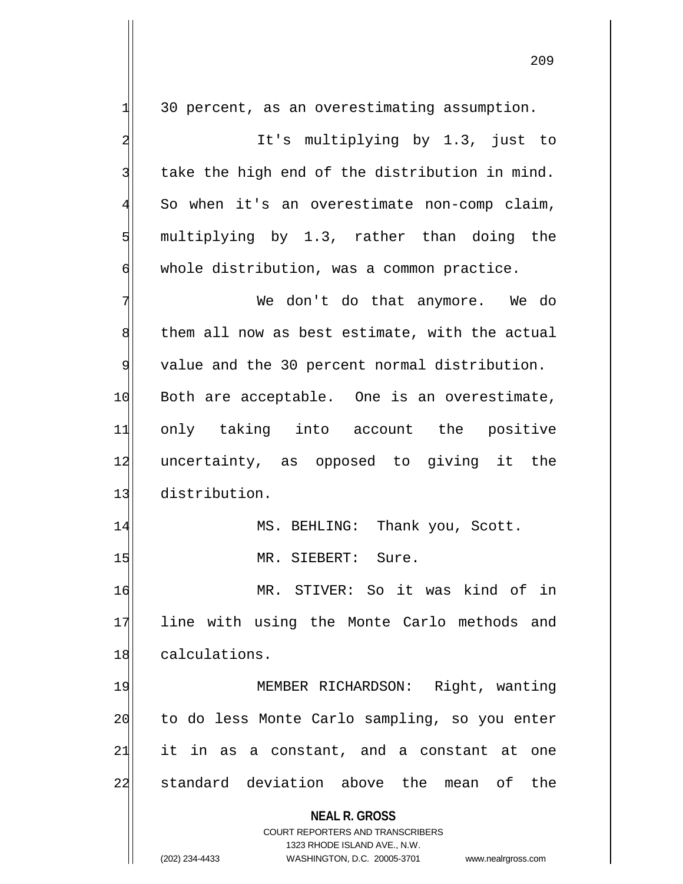30 percent, as an overestimating assumption.

It's multiplying by 1.3, just to take the high end of the distribution in mind. So when it's an overestimate non-comp claim, multiplying by 1.3, rather than doing the whole distribution, was a common practice.

We don't do that anymore. We do them all now as best estimate, with the actual value and the 30 percent normal distribution. Both are acceptable. One is an overestimate, only taking into account the positive uncertainty, as opposed to giving it the distribution.

MS. BEHLING: Thank you, Scott.

MR. SIEBERT: Sure.

MR. STIVER: So it was kind of in line with using the Monte Carlo methods and calculations.

MEMBER RICHARDSON: Right, wanting to do less Monte Carlo sampling, so you enter it in as a constant, and a constant at one standard deviation above the mean of the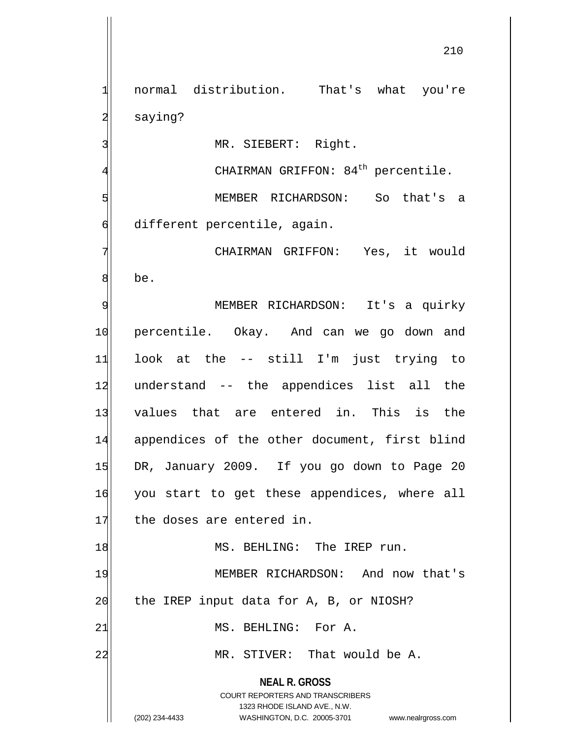normal distribution. That's what you're saying?

MR. SIEBERT: Right.

CHAIRMAN GRIFFON: $84^{th}$ percentile.

MEMBER RICHARDSON: So that's a different percentile, again.

CHAIRMAN GRIFFON: Yes, it would be.

MEMBER RICHARDSON: It's a quirky percentile. Okay. And can we go down and look at the -- still I'm just trying to understand -- the appendices list all the values that are entered in. This is the appendices of the other document, first blind DR, January 2009. If you go down to Page 20 you start to get these appendices, where all the doses are entered in.

MS. BEHLING: The IREP run.

MEMBER RICHARDSON: And now that's the IREP input data for A, B, or NIOSH?

MS. BEHLING: For A.

MR. STIVER: That would be A.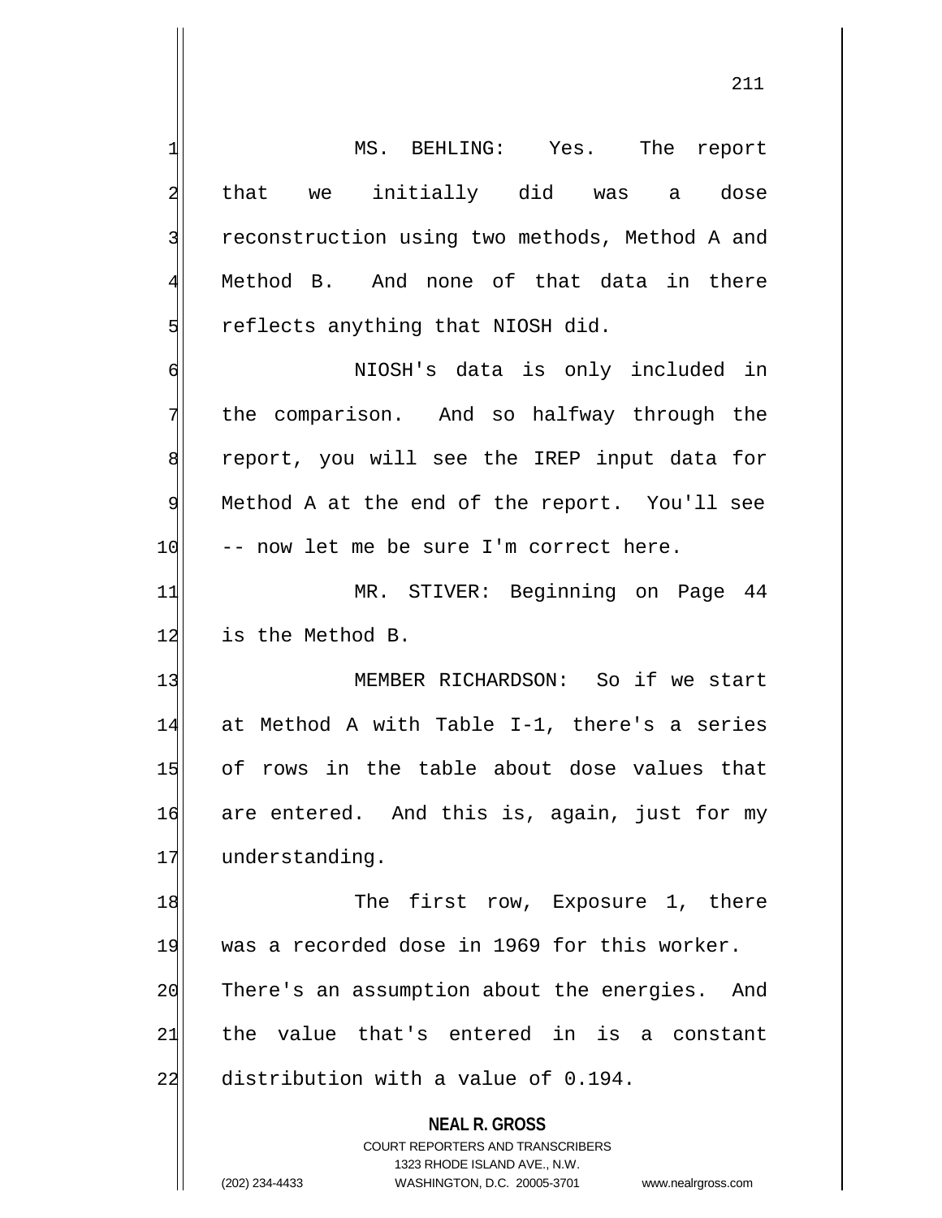MS. BEHLING: Yes. The report that we initially did was a dose reconstruction using two methods, Method A and Method B. And none of that data in there reflects anything that NIOSH did.

NIOSH's data is only included in the comparison. And so halfway through the report, you will see the IREP input data for Method A at the end of the report. You'll see -- now let me be sure I'm correct here.

MR. STIVER: Beginning on Page 44 is the Method B.

MEMBER RICHARDSON: So if we start at Method A with Table I-1, there's a series of rows in the table about dose values that are entered. And this is, again, just for my understanding.

The first row, Exposure 1, there was a recorded dose in 1969 for this worker. There's an assumption about the energies. And the value that's entered in is a constant distribution with a value of 0.194.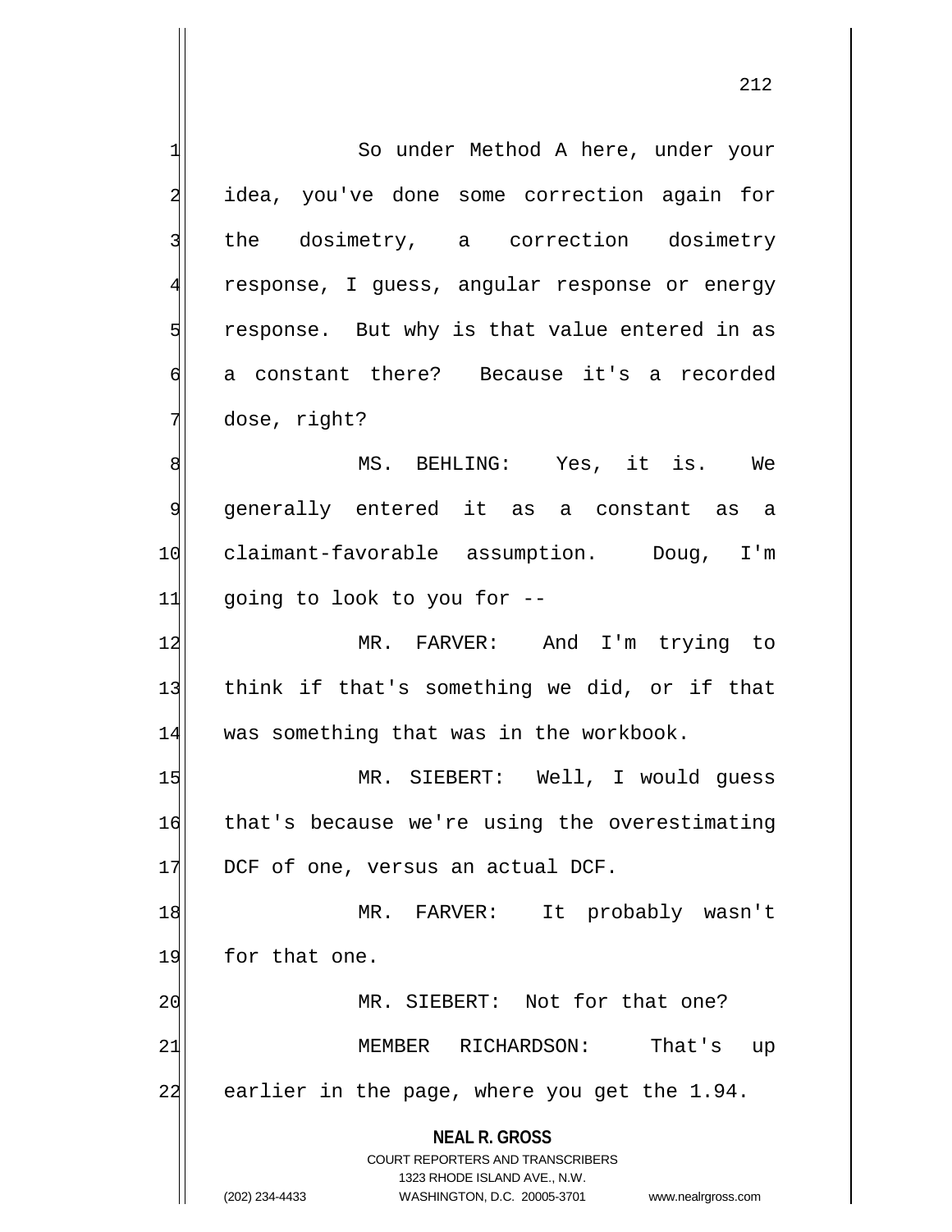So under Method A here, under your idea, you've done some correction again for the dosimetry, a correction dosimetry response, I guess, angular response or energy response. But why is that value entered in as a constant there? Because it's a recorded dose, right?

MS. BEHLING: Yes, it is. We generally entered it as a constant as a claimant-favorable assumption. Doug, I'm going to look to you for --

MR. FARVER: And I'm trying to think if that's something we did, or if that was something that was in the workbook.

MR. SIEBERT: Well, I would guess that's because we're using the overestimating DCF of one, versus an actual DCF.

MR. FARVER: It probably wasn't for that one.

MR. SIEBERT: Not for that one?

MEMBER RICHARDSON: That's up earlier in the page, where you get the 1.94.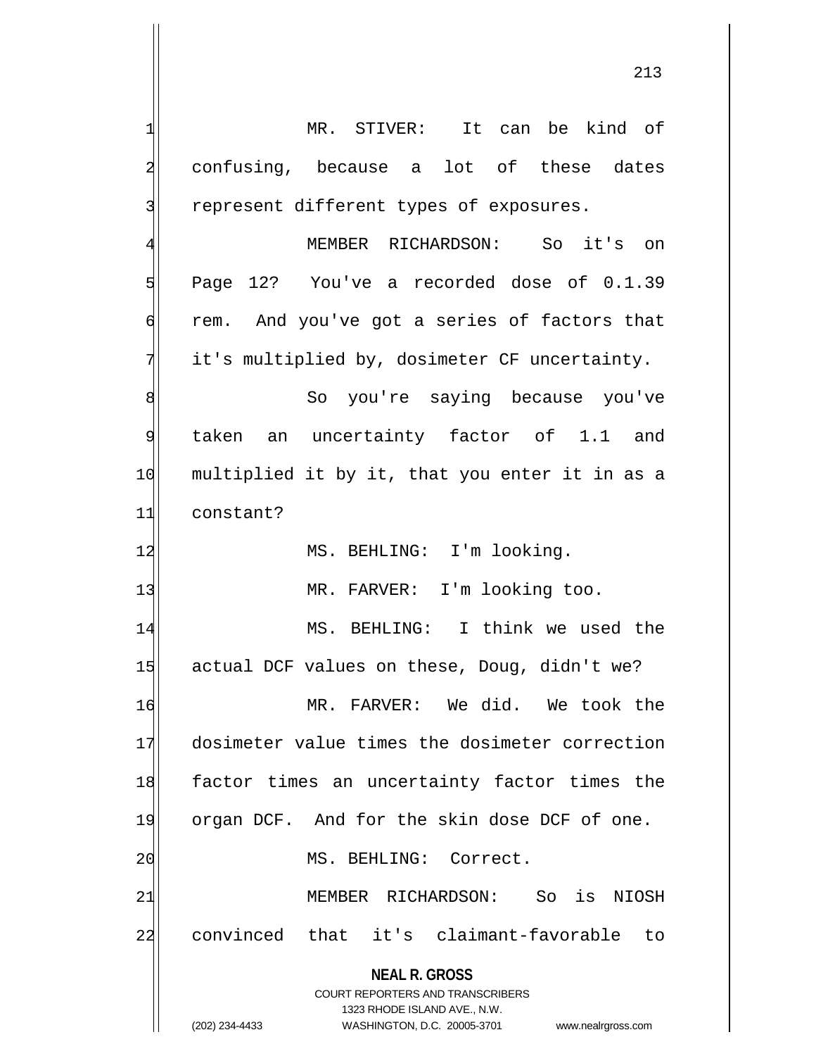MR. STIVER: It can be kind of confusing, because a lot of these dates represent different types of exposures.

MEMBER RICHARDSON: So it's on Page 12? You've a recorded dose of 0.1.39 rem. And you've got a series of factors that it's multiplied by, dosimeter CF uncertainty.

So you're saying because you've taken an uncertainty factor of 1.1 and multiplied it by it, that you enter it in as a constant?

MS. BEHLING: I'm looking.

MR. FARVER: I'm looking too.

MS. BEHLING: I think we used the actual DCF values on these, Doug, didn't we?

MR. FARVER: We did. We took the dosimeter value times the dosimeter correction factor times an uncertainty factor times the organ DCF. And for the skin dose DCF of one.

MS. BEHLING: Correct.

MEMBER RICHARDSON: So is NIOSH convinced that it's claimant-favorable to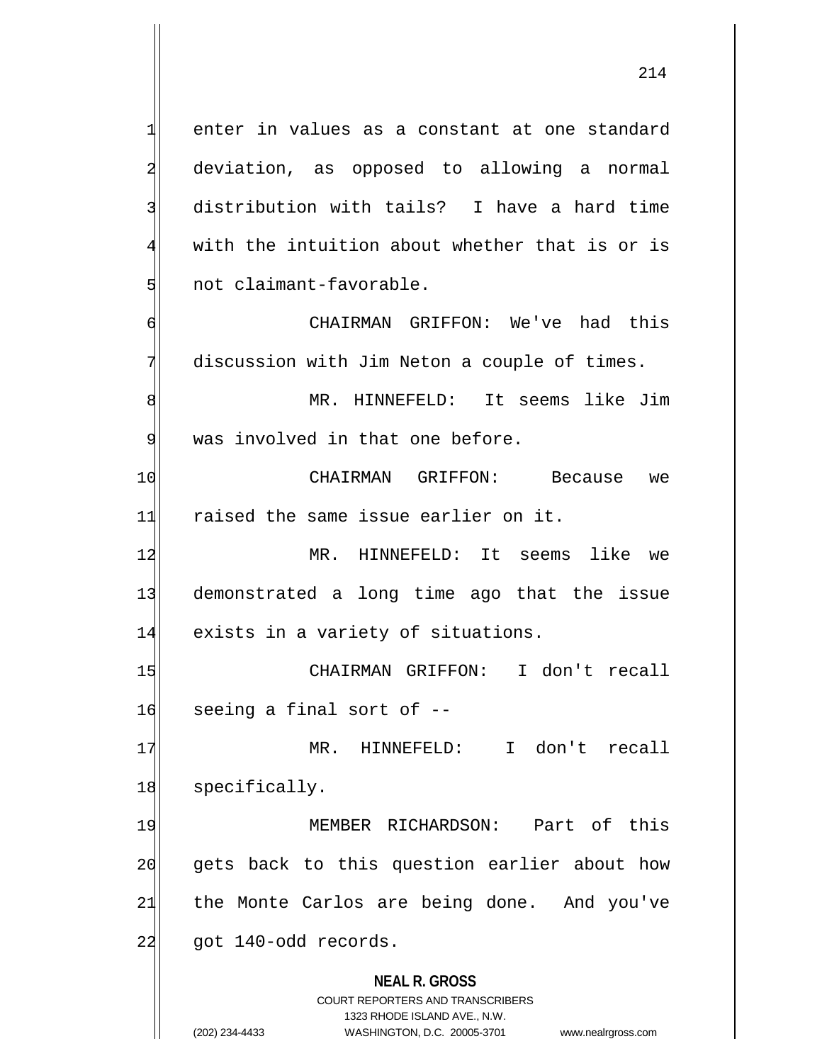enter in values as a constant at one standard deviation, as opposed to allowing a normal distribution with tails? I have a hard time with the intuition about whether that is or is not claimant-favorable.

CHAIRMAN GRIFFON: We've had this discussion with Jim Neton a couple of times.

MR. HINNEFELD: It seems like Jim was involved in that one before.

CHAIRMAN GRIFFON: Because we raised the same issue earlier on it.

MR. HINNEFELD: It seems like we demonstrated a long time ago that the issue exists in a variety of situations.

CHAIRMAN GRIFFON: I don't recall seeing a final sort of --

MR. HINNEFELD: I don't recall specifically.

MEMBER RICHARDSON: Part of this gets back to this question earlier about how the Monte Carlos are being done. And you've got 140-odd records.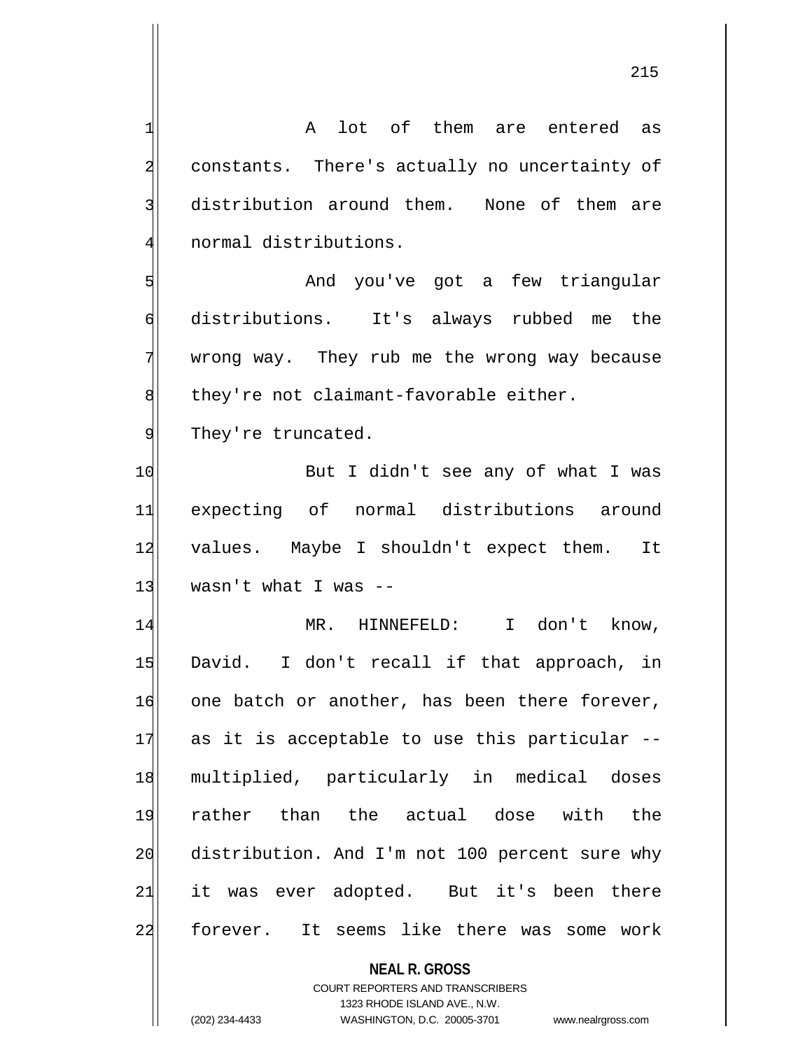A lot of them are entered as constants. There's actually no uncertainty of distribution around them. None of them are normal distributions.

And you've got a few triangular distributions. It's always rubbed me the wrong way. They rub me the wrong way because they're not claimant-favorable either. They're truncated.

But I didn't see any of what I was expecting of normal distributions around values. Maybe I shouldn't expect them. It wasn't what I was --

MR. HINNEFELD: I don't know, David. I don't recall if that approach, in one batch or another, has been there forever, as it is acceptable to use this particular -- multiplied, particularly in medical doses rather than the actual dose with the distribution. And I'm not 100 percent sure why it was ever adopted. But it's been there forever. It seems like there was some work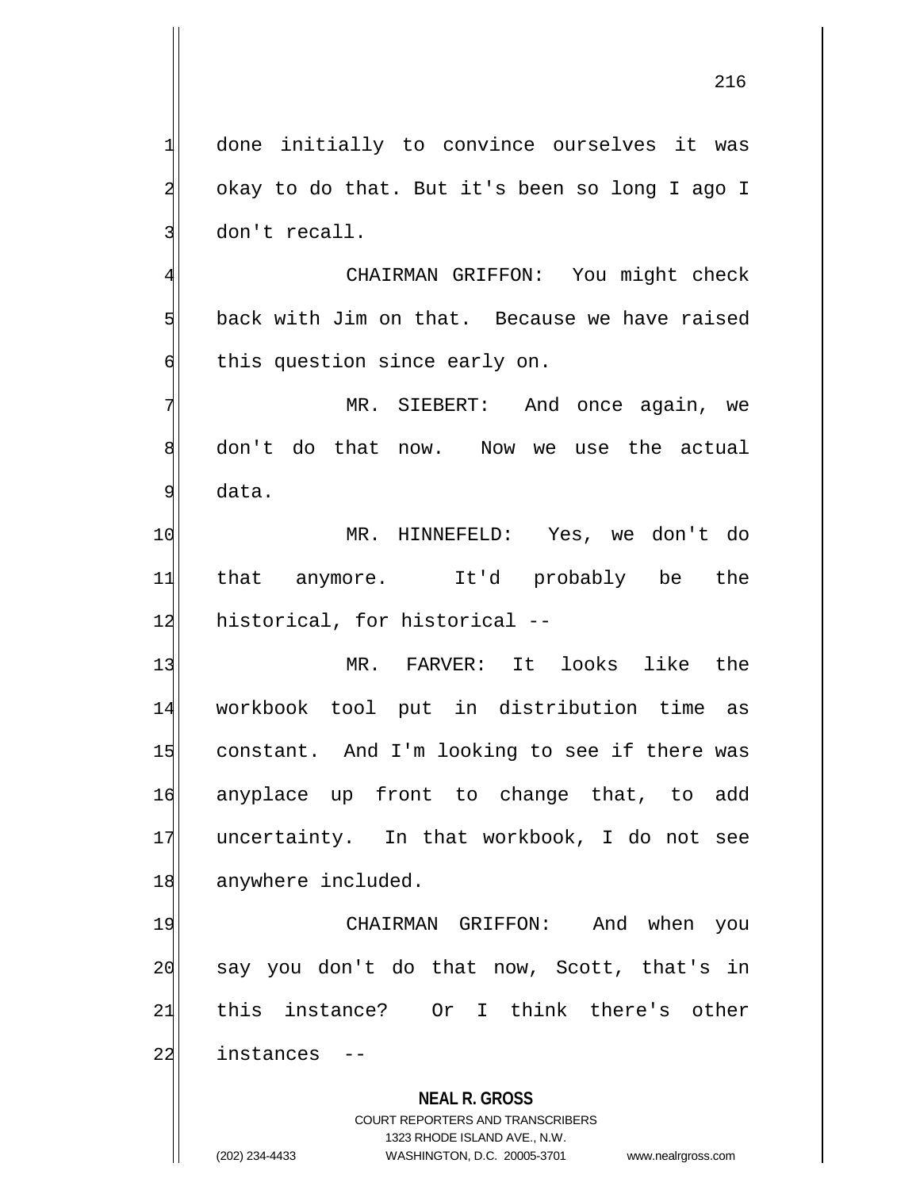done initially to convince ourselves it was okay to do that. But it's been so long I ago I don't recall.

CHAIRMAN GRIFFON: You might check back with Jim on that. Because we have raised this question since early on.

MR. SIEBERT: And once again, we don't do that now. Now we use the actual data.

MR. HINNEFELD: Yes, we don't do that anymore. It'd probably be the historical, for historical --

MR. FARVER: It looks like the workbook tool put in distribution time as constant. And I'm looking to see if there was anyplace up front to change that, to add uncertainty. In that workbook, I do not see anywhere included.

CHAIRMAN GRIFFON: And when you say you don't do that now, Scott, that's in this instance? Or I think there's other instances --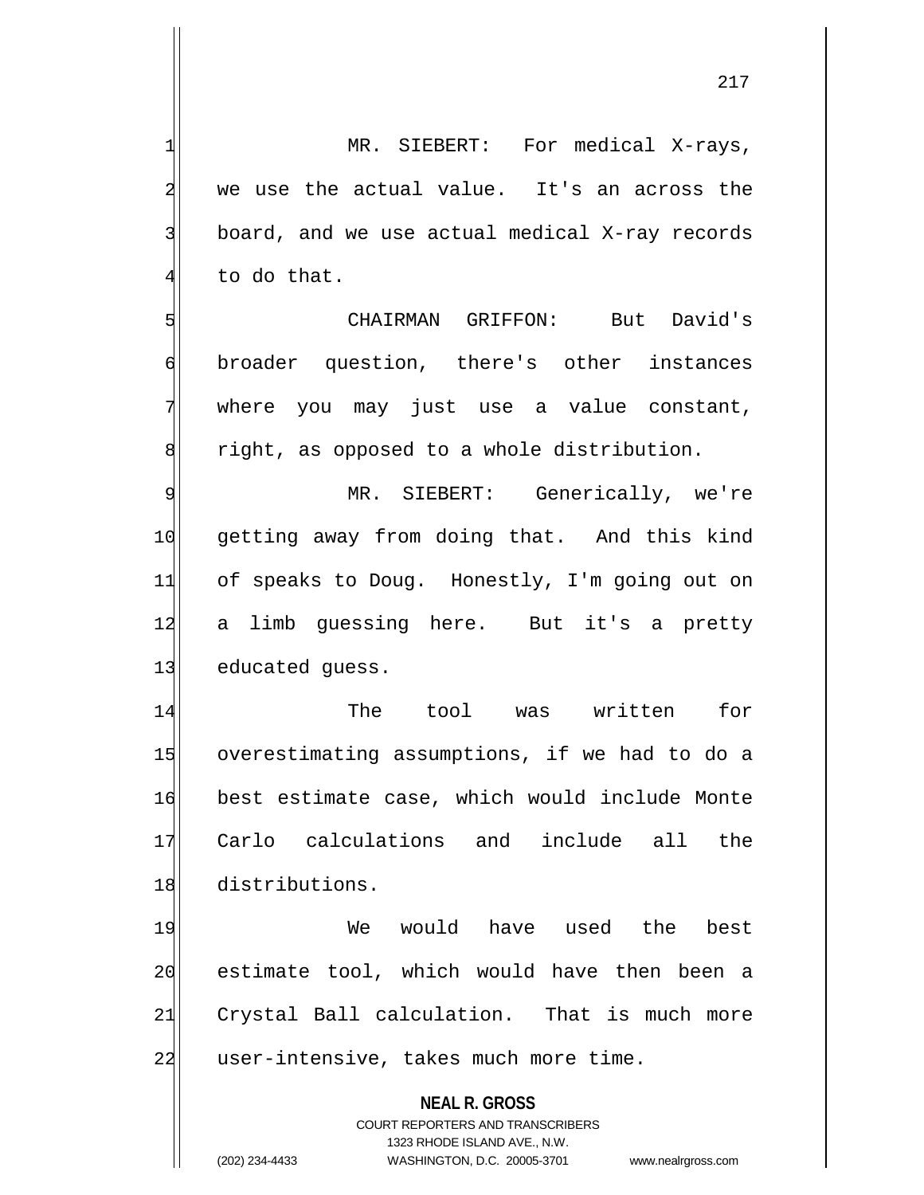MR. SIEBERT: For medical X-rays, we use the actual value. It's an across the board, and we use actual medical X-ray records to do that.

CHAIRMAN GRIFFON: But David's broader question, there's other instances where you may just use a value constant, right, as opposed to a whole distribution.

MR. SIEBERT: Generically, we're getting away from doing that. And this kind of speaks to Doug. Honestly, I'm going out on a limb guessing here. But it's a pretty educated guess.

The tool was written for overestimating assumptions, if we had to do a best estimate case, which would include Monte Carlo calculations and include all the distributions.

We would have used the best estimate tool, which would have then been a Crystal Ball calculation. That is much more user-intensive, takes much more time.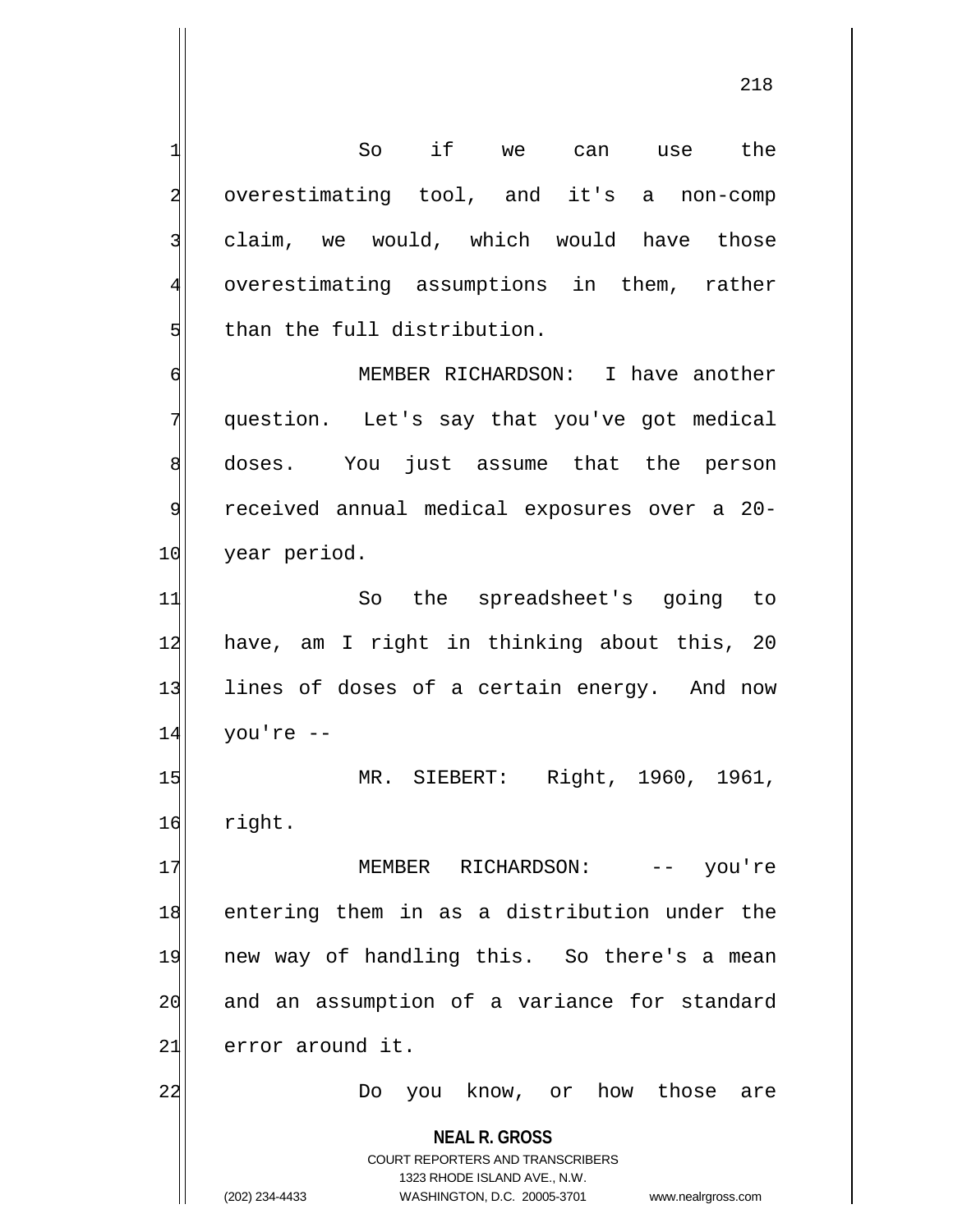So if we can use the overestimating tool, and it's a non-comp claim, we would, which would have those overestimating assumptions in them, rather than the full distribution.

MEMBER RICHARDSON: I have another question. Let's say that you've got medical doses. You just assume that the person received annual medical exposures over a 20-year period.

So the spreadsheet's going to have, am I right in thinking about this, 20 lines of doses of a certain energy. And now you're --

MR. SIEBERT: Right, 1960, 1961, right.

MEMBER RICHARDSON: -- you're entering them in as a distribution under the new way of handling this. So there's a mean and an assumption of a variance for standard error around it.

Do you know, or how those are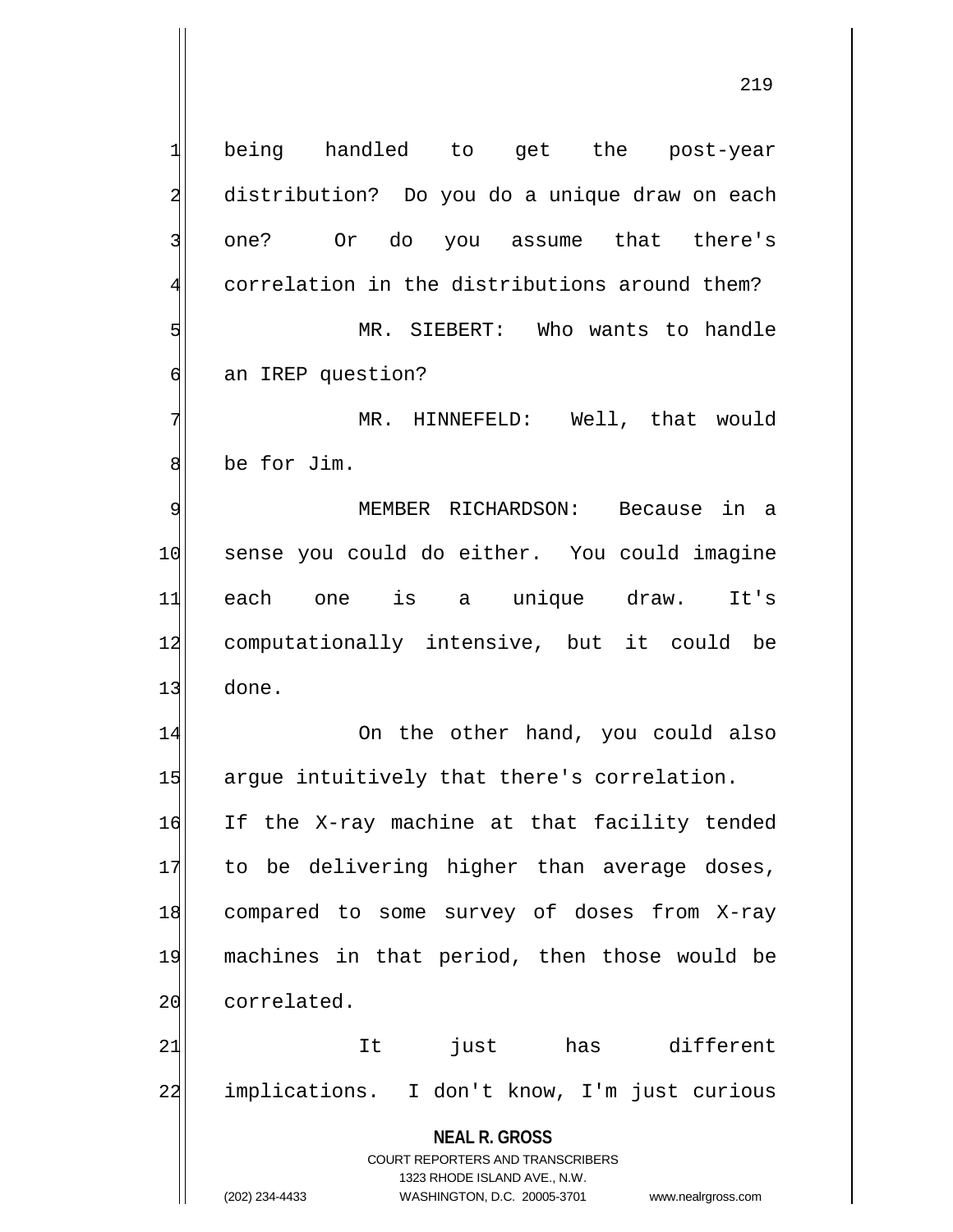being handled to get the post-year distribution? Do you do a unique draw on each one? Or do you assume that there's correlation in the distributions around them?

MR. SIEBERT: Who wants to handle an IREP question?

MR. HINNEFELD: Well, that would be for Jim.

MEMBER RICHARDSON: Because in a sense you could do either. You could imagine each one is a unique draw. It's computationally intensive, but it could be done.

On the other hand, you could also argue intuitively that there's correlation. If the X-ray machine at that facility tended to be delivering higher than average doses, compared to some survey of doses from X-ray machines in that period, then those would be correlated.

It just has different implications. I don't know, I'm just curious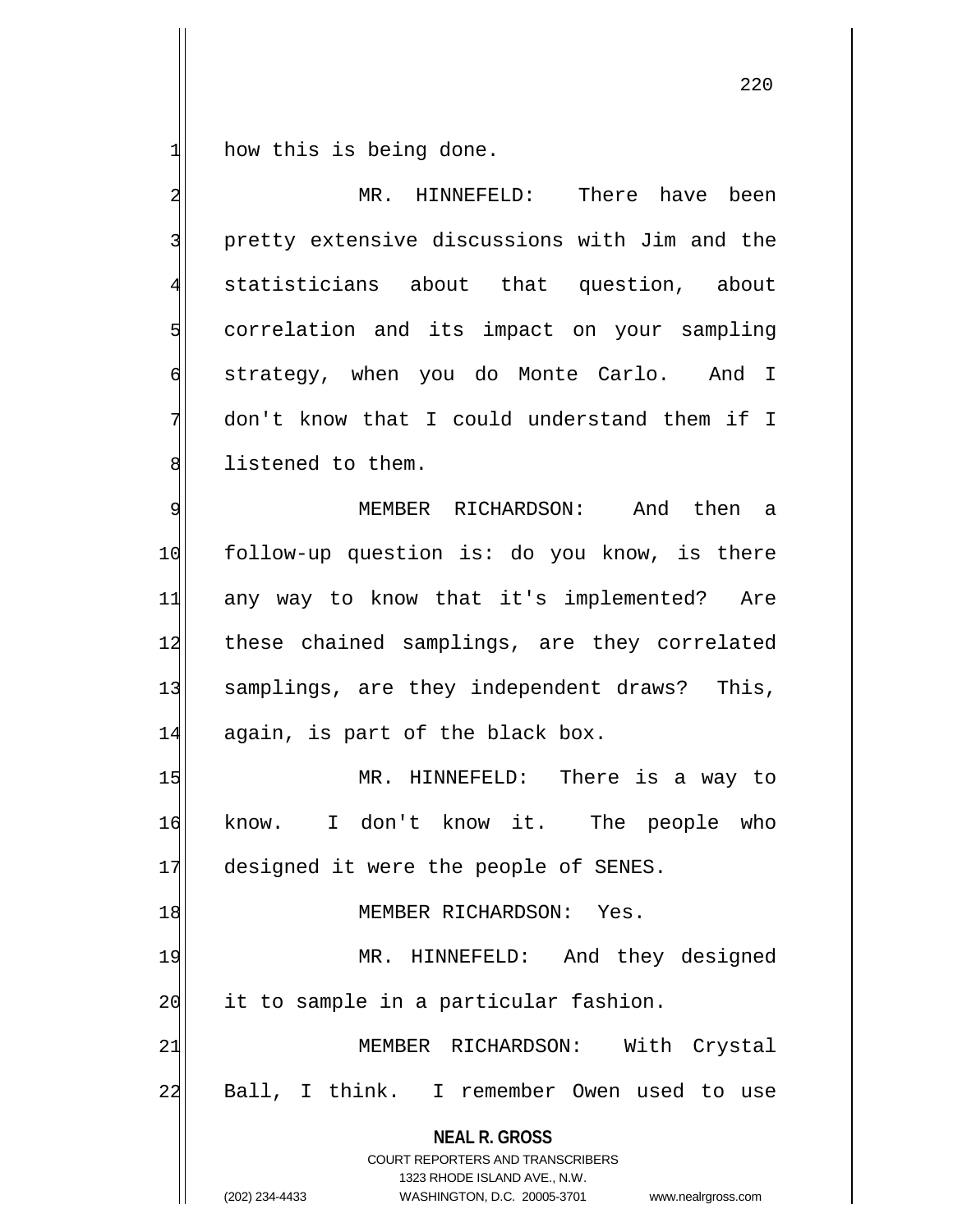how this is being done.

MR. HINNEFELD: There have been pretty extensive discussions with Jim and the statisticians about that question, about correlation and its impact on your sampling strategy, when you do Monte Carlo. And I don't know that I could understand them if I listened to them.

MEMBER RICHARDSON: And then a follow-up question is: do you know, is there any way to know that it's implemented? Are these chained samplings, are they correlated samplings, are they independent draws? This, again, is part of the black box.

MR. HINNEFELD: There is a way to know. I don't know it. The people who designed it were the people of SENES.

MEMBER RICHARDSON: Yes.

MR. HINNEFELD: And they designed it to sample in a particular fashion.

MEMBER RICHARDSON: With Crystal Ball, I think. I remember Owen used to use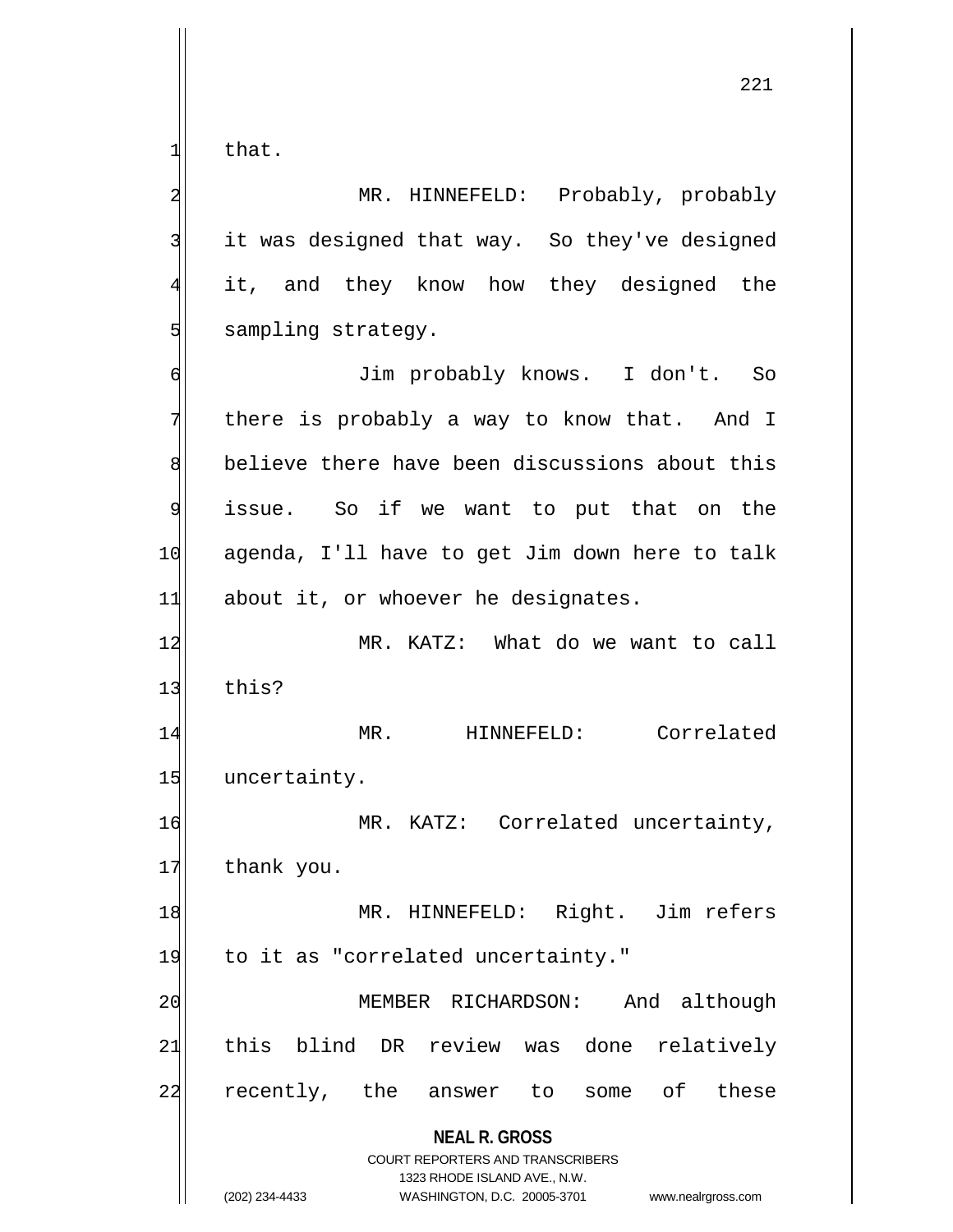that.

MR. HINNEFELD: Probably, probably it was designed that way. So they've designed it, and they know how they designed the sampling strategy.

Jim probably knows. I don't. So there is probably a way to know that. And I believe there have been discussions about this issue. So if we want to put that on the agenda, I'll have to get Jim down here to talk about it, or whoever he designates.

MR. KATZ: What do we want to call this?

MR. HINNEFELD: Correlated uncertainty.

MR. KATZ: Correlated uncertainty, thank you.

MR. HINNEFELD: Right. Jim refers to it as "correlated uncertainty."

MEMBER RICHARDSON: And although this blind DR review was done relatively recently, the answer to some of these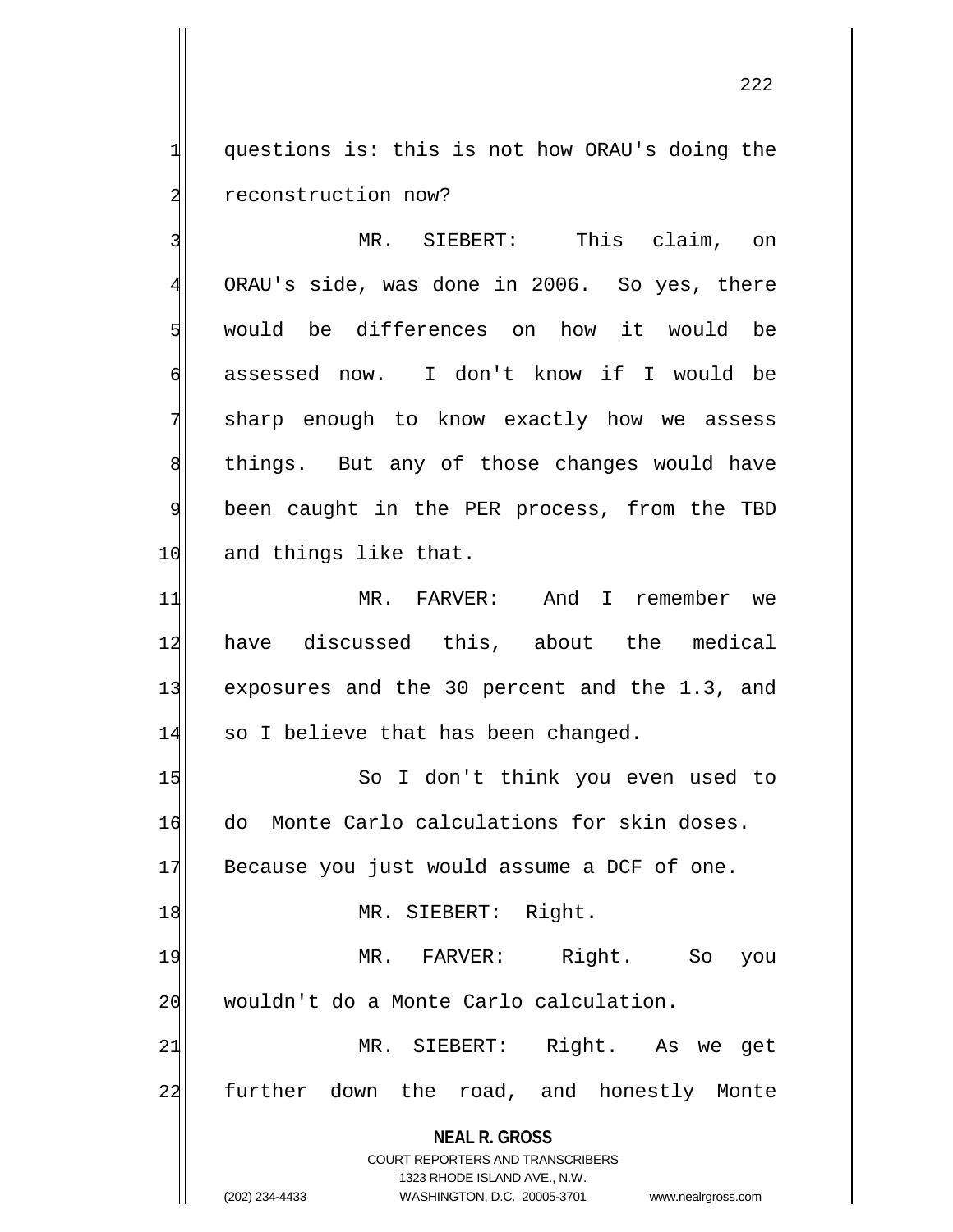questions is: this is not how ORAU's doing the reconstruction now?

MR. SIEBERT: This claim, on ORAU's side, was done in 2006. So yes, there would be differences on how it would be assessed now. I don't know if I would be sharp enough to know exactly how we assess things. But any of those changes would have been caught in the PER process, from the TBD and things like that.

MR. FARVER: And I remember we have discussed this, about the medical exposures and the 30 percent and the 1.3, and so I believe that has been changed.

So I don't think you even used to do Monte Carlo calculations for skin doses. Because you just would assume a DCF of one.

MR. SIEBERT: Right.

MR. FARVER: Right. So you wouldn't do a Monte Carlo calculation.

MR. SIEBERT: Right. As we get further down the road, and honestly Monte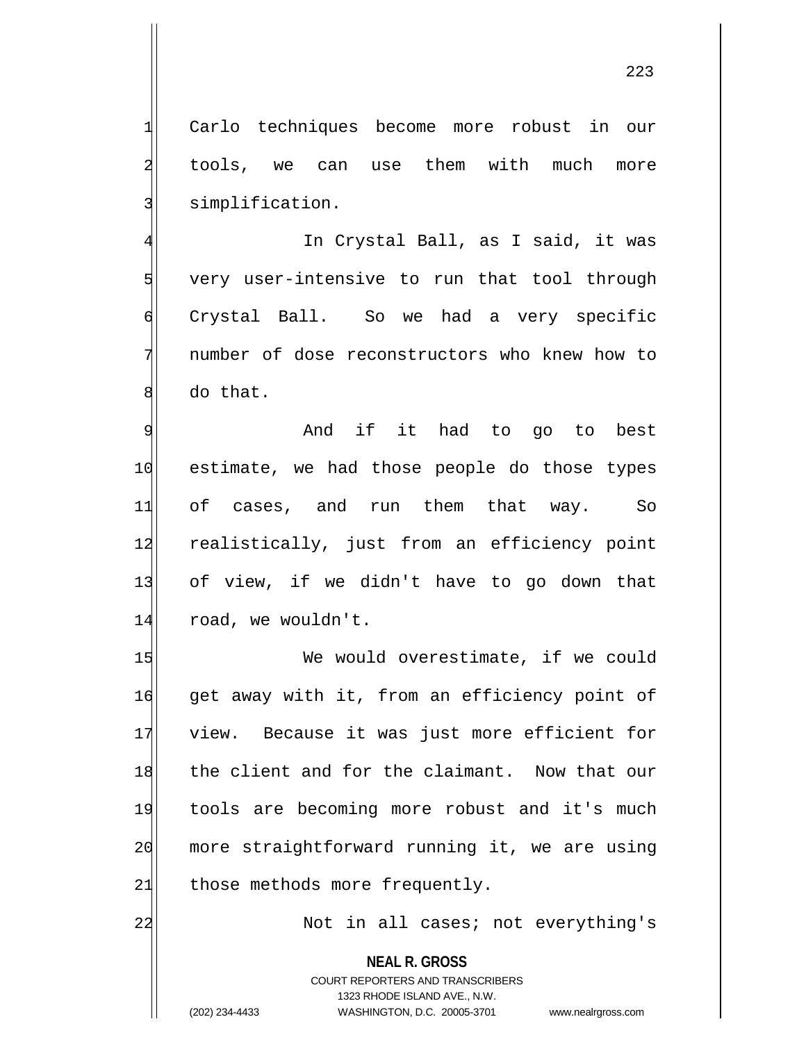Carlo techniques become more robust in our tools, we can use them with much more simplification.

In Crystal Ball, as I said, it was very user-intensive to run that tool through Crystal Ball. So we had a very specific number of dose reconstructors who knew how to do that.

And if it had to go to best estimate, we had those people do those types of cases, and run them that way. So realistically, just from an efficiency point of view, if we didn't have to go down that road, we wouldn't.

We would overestimate, if we could get away with it, from an efficiency point of view. Because it was just more efficient for the client and for the claimant. Now that our tools are becoming more robust and it's much more straightforward running it, we are using those methods more frequently.

Not in all cases; not everything's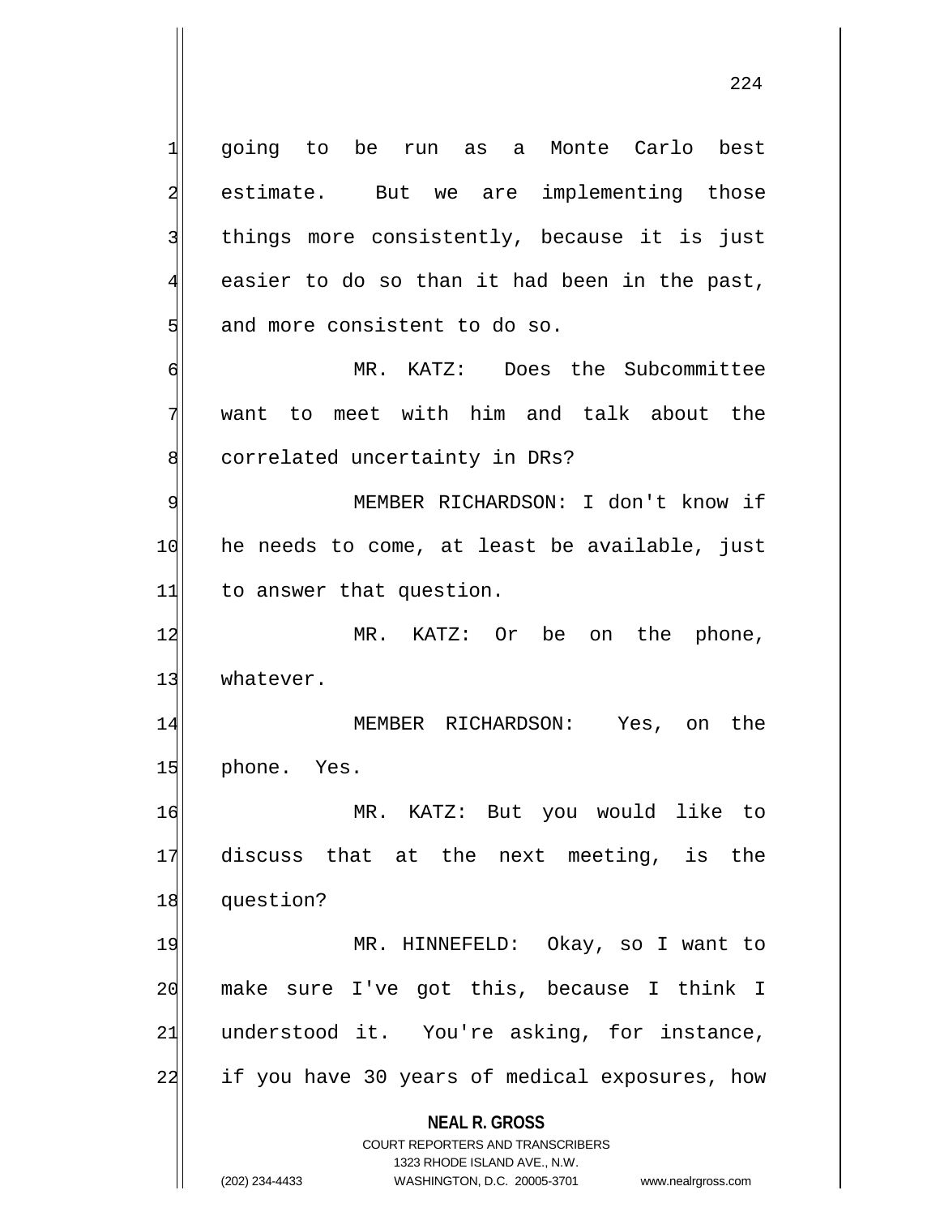going to be run as a Monte Carlo best estimate. But we are implementing those things more consistently, because it is just easier to do so than it had been in the past, and more consistent to do so.

MR. KATZ: Does the Subcommittee want to meet with him and talk about the correlated uncertainty in DRs?

MEMBER RICHARDSON: I don't know if he needs to come, at least be available, just to answer that question.

MR. KATZ: Or be on the phone, whatever.

MEMBER RICHARDSON: Yes, on the phone. Yes.

MR. KATZ: But you would like to discuss that at the next meeting, is the question?

MR. HINNEFELD: Okay, so I want to make sure I've got this, because I think I understood it. You're asking, for instance, if you have 30 years of medical exposures, how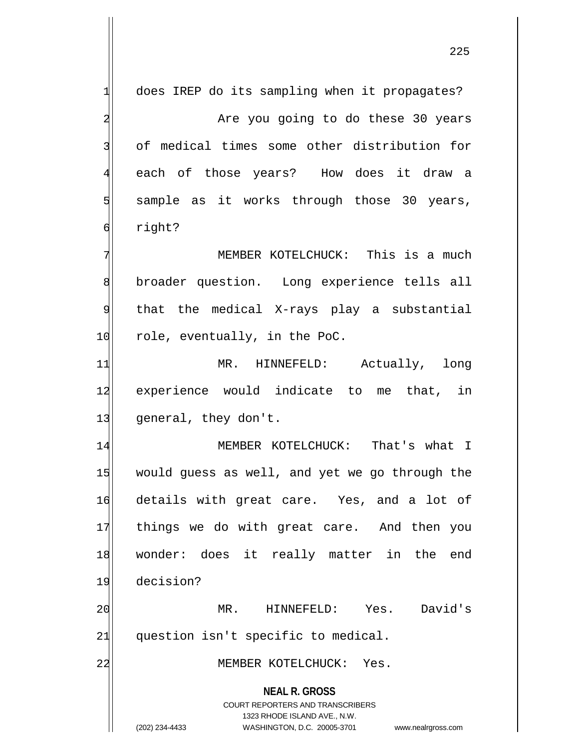does IREP do its sampling when it propagates?

Are you going to do these 30 years of medical times some other distribution for each of those years? How does it draw a sample as it works through those 30 years, right?

MEMBER KOTELCHUCK: This is a much broader question. Long experience tells all that the medical X-rays play a substantial role, eventually, in the PoC.

MR. HINNEFELD: Actually, long experience would indicate to me that, in general, they don't.

MEMBER KOTELCHUCK: That's what I would guess as well, and yet we go through the details with great care. Yes, and a lot of things we do with great care. And then you wonder: does it really matter in the end decision?

MR. HINNEFELD: Yes. David's question isn't specific to medical.

MEMBER KOTELCHUCK: Yes.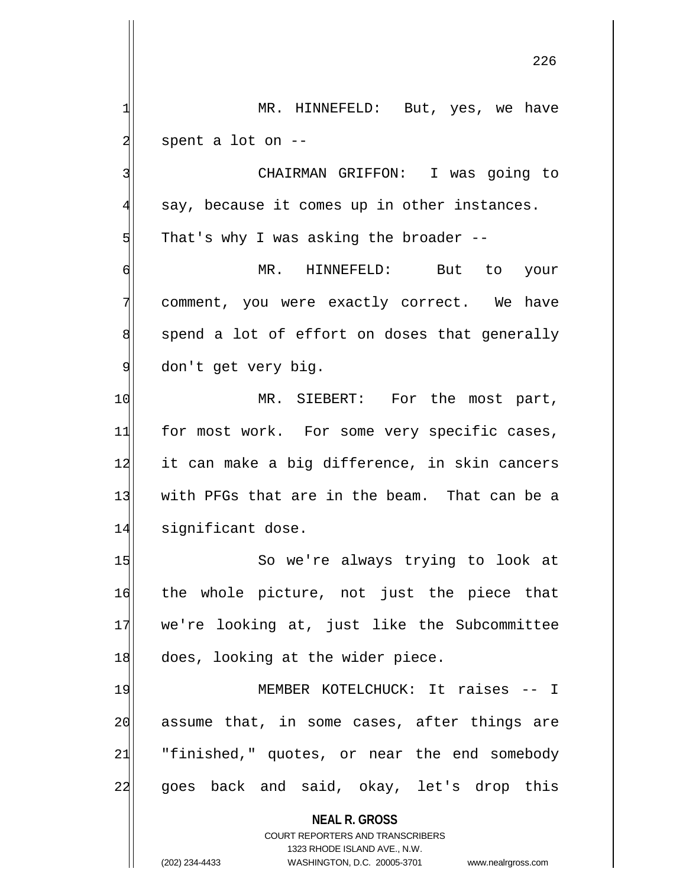MR. HINNEFELD: But, yes, we have spent a lot on --

CHAIRMAN GRIFFON: I was going to say, because it comes up in other instances. That's why I was asking the broader --

MR. HINNEFELD: But to your comment, you were exactly correct. We have spend a lot of effort on doses that generally don't get very big.

MR. SIEBERT: For the most part, for most work. For some very specific cases, it can make a big difference, in skin cancers with PFGs that are in the beam. That can be a significant dose.

So we're always trying to look at the whole picture, not just the piece that we're looking at, just like the Subcommittee does, looking at the wider piece.

MEMBER KOTELCHUCK: It raises -- I assume that, in some cases, after things are "finished," quotes, or near the end somebody goes back and said, okay, let's drop this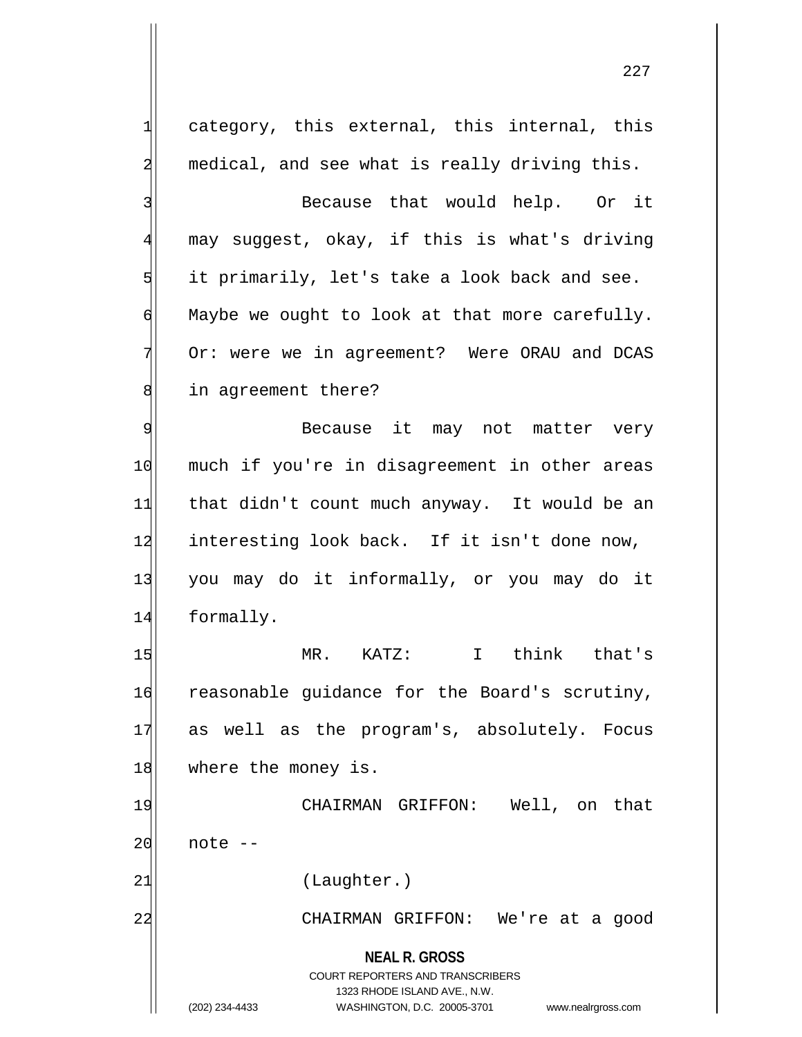category, this external, this internal, this medical, and see what is really driving this.

Because that would help. Or it may suggest, okay, if this is what's driving it primarily, let's take a look back and see. Maybe we ought to look at that more carefully. Or: were we in agreement? Were ORAU and DCAS in agreement there?

Because it may not matter very much if you're in disagreement in other areas that didn't count much anyway. It would be an interesting look back. If it isn't done now, you may do it informally, or you may do it formally.

MR. KATZ: I think that's reasonable guidance for the Board's scrutiny, as well as the program's, absolutely. Focus where the money is.

CHAIRMAN GRIFFON: Well, on that note --

(Laughter.)

CHAIRMAN GRIFFON: We're at a good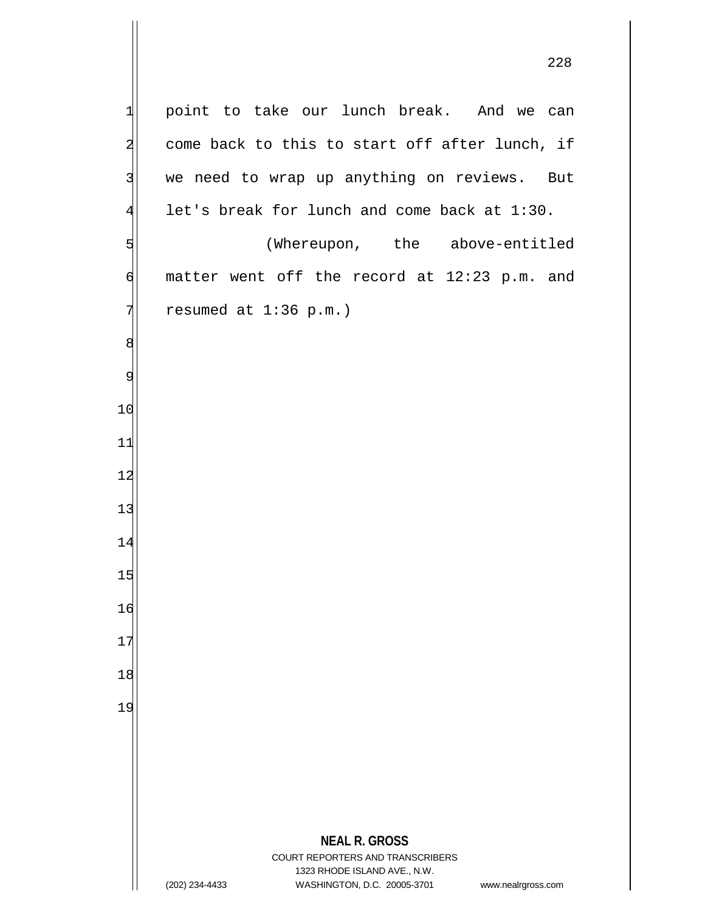point to take our lunch break. And we can come back to this to start off after lunch, if we need to wrap up anything on reviews. But let's break for lunch and come back at 1:30.

(Whereupon, the above-entitled matter went off the record at 12:23 p.m. and resumed at 1:36 p.m.)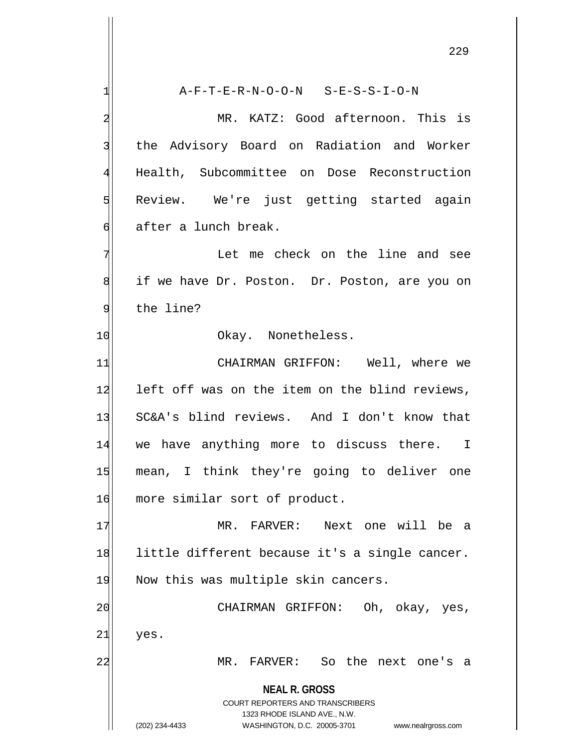A-F-T-E-R-N-O-O-N S-E-S-S-I-O-N

MR. KATZ: Good afternoon. This is the Advisory Board on Radiation and Worker Health, Subcommittee on Dose Reconstruction Review. We're just getting started again after a lunch break.

Let me check on the line and see if we have Dr. Poston. Dr. Poston, are you on the line?

Okay. Nonetheless.

CHAIRMAN GRIFFON: Well, where we left off was on the item on the blind reviews, SC&A's blind reviews. And I don't know that we have anything more to discuss there. I mean, I think they're going to deliver one more similar sort of product.

MR. FARVER: Next one will be a little different because it's a single cancer. Now this was multiple skin cancers.

CHAIRMAN GRIFFON: Oh, okay, yes, yes.

MR. FARVER: So the next one's a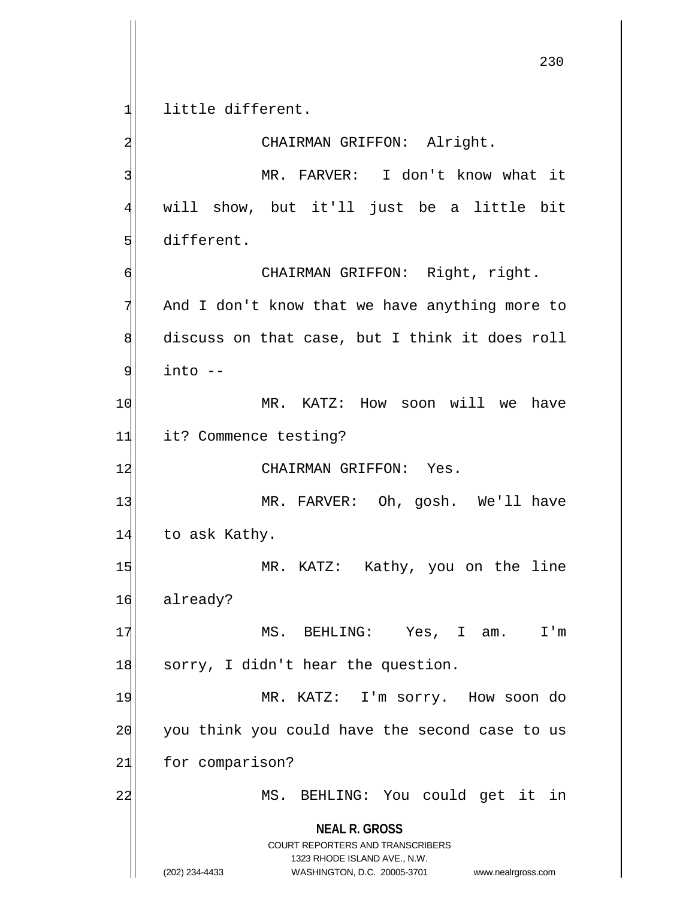little different.

CHAIRMAN GRIFFON: Alright.

MR. FARVER: I don't know what it will show, but it'll just be a little bit different.

CHAIRMAN GRIFFON: Right, right. And I don't know that we have anything more to discuss on that case, but I think it does roll into --

MR. KATZ: How soon will we have it? Commence testing?

CHAIRMAN GRIFFON: Yes.

MR. FARVER: Oh, gosh. We'll have to ask Kathy.

MR. KATZ: Kathy, you on the line already?

MS. BEHLING: Yes, I am. I'm sorry, I didn't hear the question.

MR. KATZ: I'm sorry. How soon do you think you could have the second case to us for comparison?

MS. BEHLING: You could get it in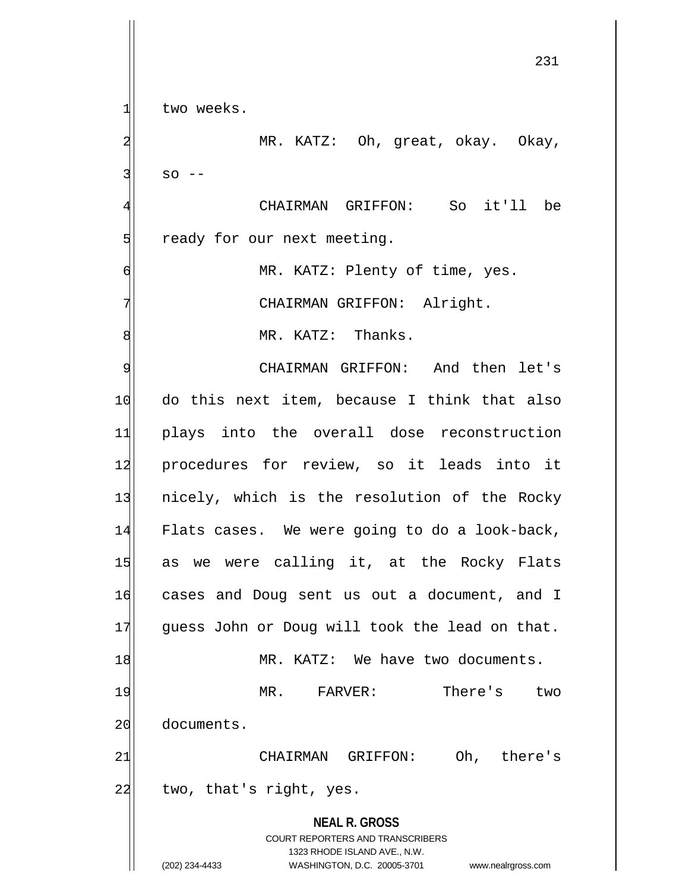two weeks.

MR. KATZ: Oh, great, okay. Okay, so --

CHAIRMAN GRIFFON: So it'll be ready for our next meeting.

MR. KATZ: Plenty of time, yes.

CHAIRMAN GRIFFON: Alright.

MR. KATZ: Thanks.

CHAIRMAN GRIFFON: And then let's do this next item, because I think that also plays into the overall dose reconstruction procedures for review, so it leads into it nicely, which is the resolution of the Rocky Flats cases. We were going to do a look-back, as we were calling it, at the Rocky Flats cases and Doug sent us out a document, and I guess John or Doug will took the lead on that.

MR. KATZ: We have two documents.

MR. FARVER: There's two documents.

CHAIRMAN GRIFFON: Oh, there's two, that's right, yes.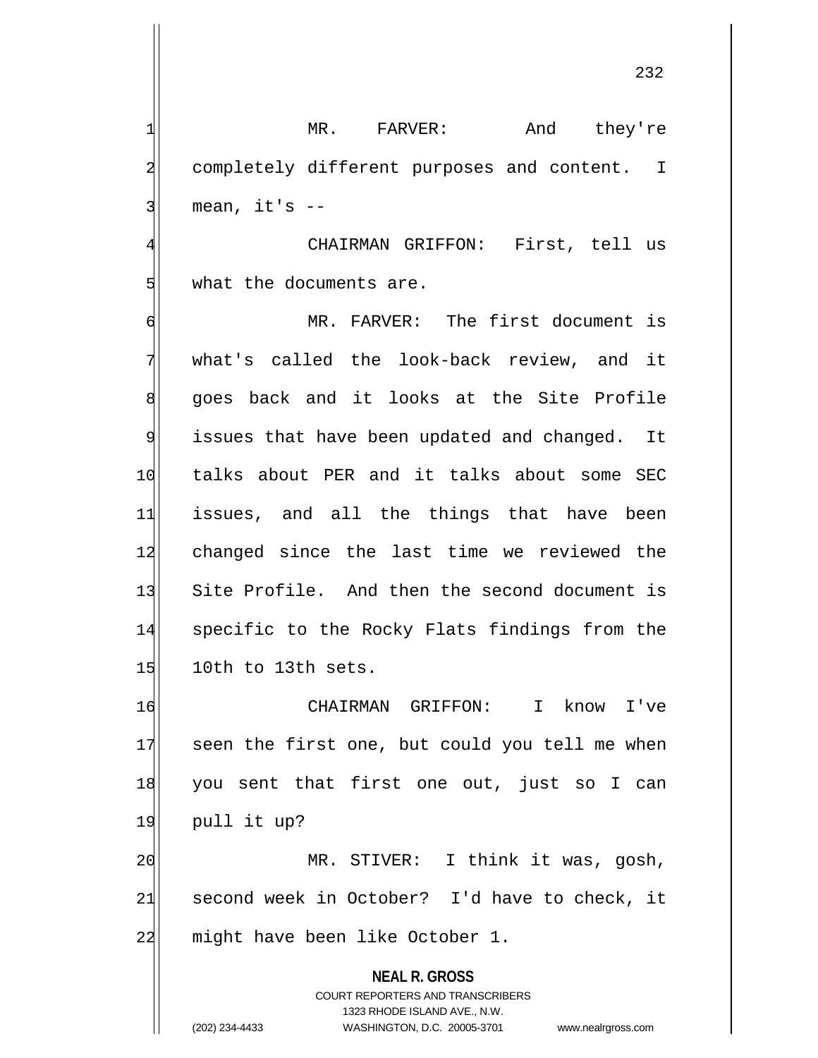MR. FARVER: And they're completely different purposes and content. I mean, it's --

CHAIRMAN GRIFFON: First, tell us what the documents are.

MR. FARVER: The first document is what's called the look-back review, and it goes back and it looks at the Site Profile issues that have been updated and changed. It talks about PER and it talks about some SEC issues, and all the things that have been changed since the last time we reviewed the Site Profile. And then the second document is specific to the Rocky Flats findings from the 10th to 13th sets.

CHAIRMAN GRIFFON: I know I've seen the first one, but could you tell me when you sent that first one out, just so I can pull it up?

MR. STIVER: I think it was, gosh, second week in October? I'd have to check, it might have been like October 1.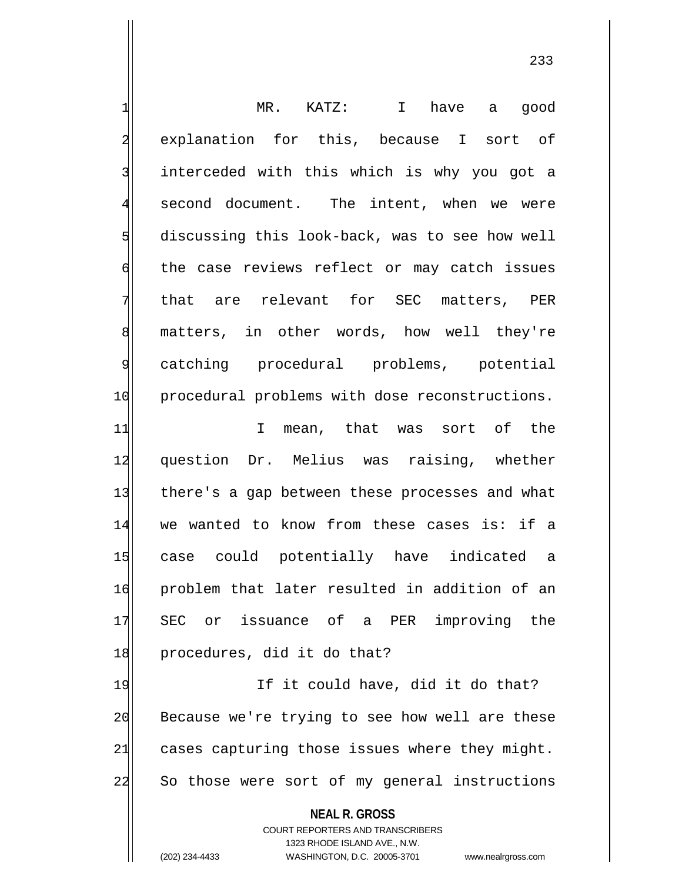MR. KATZ: I have a good explanation for this, because I sort of interceded with this which is why you got a second document. The intent, when we were discussing this look-back, was to see how well the case reviews reflect or may catch issues that are relevant for SEC matters, PER matters, in other words, how well they're catching procedural problems, potential procedural problems with dose reconstructions.

I mean, that was sort of the question Dr. Melius was raising, whether there's a gap between these processes and what we wanted to know from these cases is: if a case could potentially have indicated a problem that later resulted in addition of an SEC or issuance of a PER improving the procedures, did it do that?

If it could have, did it do that? Because we're trying to see how well are these cases capturing those issues where they might. So those were sort of my general instructions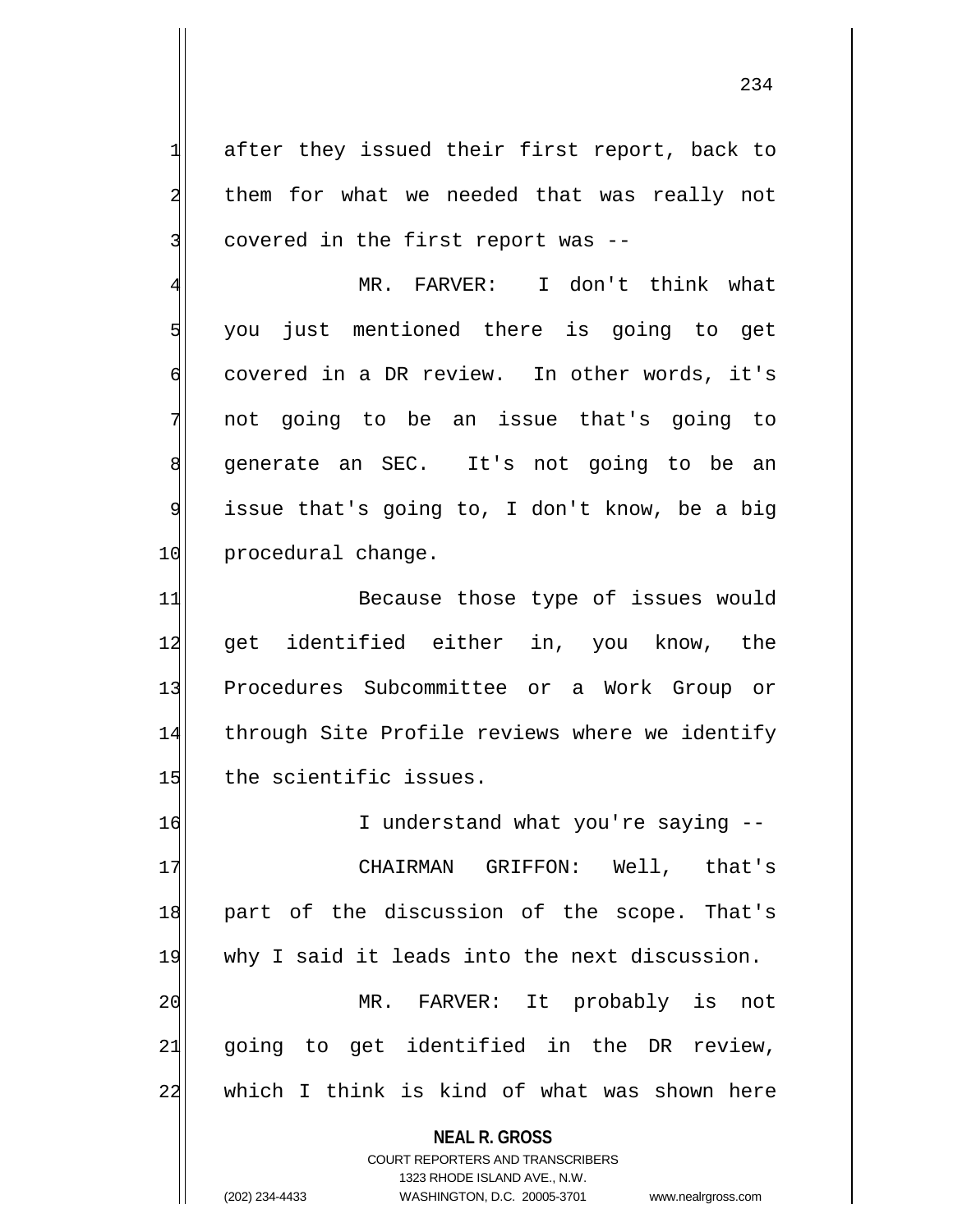after they issued their first report, back to them for what we needed that was really not covered in the first report was --

MR. FARVER: I don't think what you just mentioned there is going to get covered in a DR review. In other words, it's not going to be an issue that's going to generate an SEC. It's not going to be an issue that's going to, I don't know, be a big procedural change.

Because those type of issues would get identified either in, you know, the Procedures Subcommittee or a Work Group or through Site Profile reviews where we identify the scientific issues.

I understand what you're saying --

CHAIRMAN GRIFFON: Well, that's part of the discussion of the scope. That's why I said it leads into the next discussion.

MR. FARVER: It probably is not going to get identified in the DR review, which I think is kind of what was shown here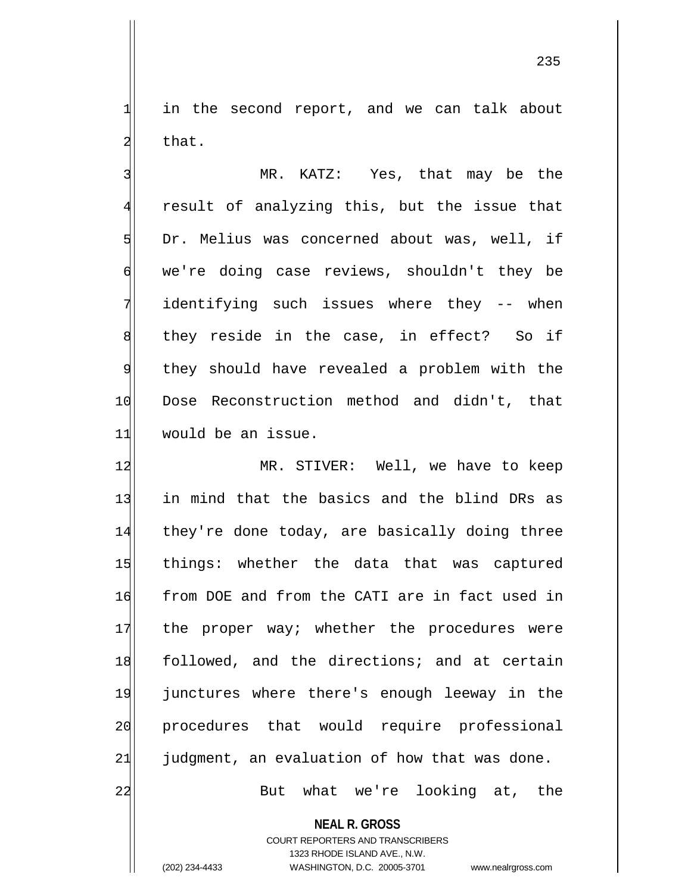in the second report, and we can talk about that.

MR. KATZ: Yes, that may be the result of analyzing this, but the issue that Dr. Melius was concerned about was, well, if we're doing case reviews, shouldn't they be identifying such issues where they -- when they reside in the case, in effect? So if they should have revealed a problem with the Dose Reconstruction method and didn't, that would be an issue.

MR. STIVER: Well, we have to keep in mind that the basics and the blind DRs as they're done today, are basically doing three things: whether the data that was captured from DOE and from the CATI are in fact used in the proper way; whether the procedures were followed, and the directions; and at certain junctures where there's enough leeway in the procedures that would require professional judgment, an evaluation of how that was done.

But what we're looking at, the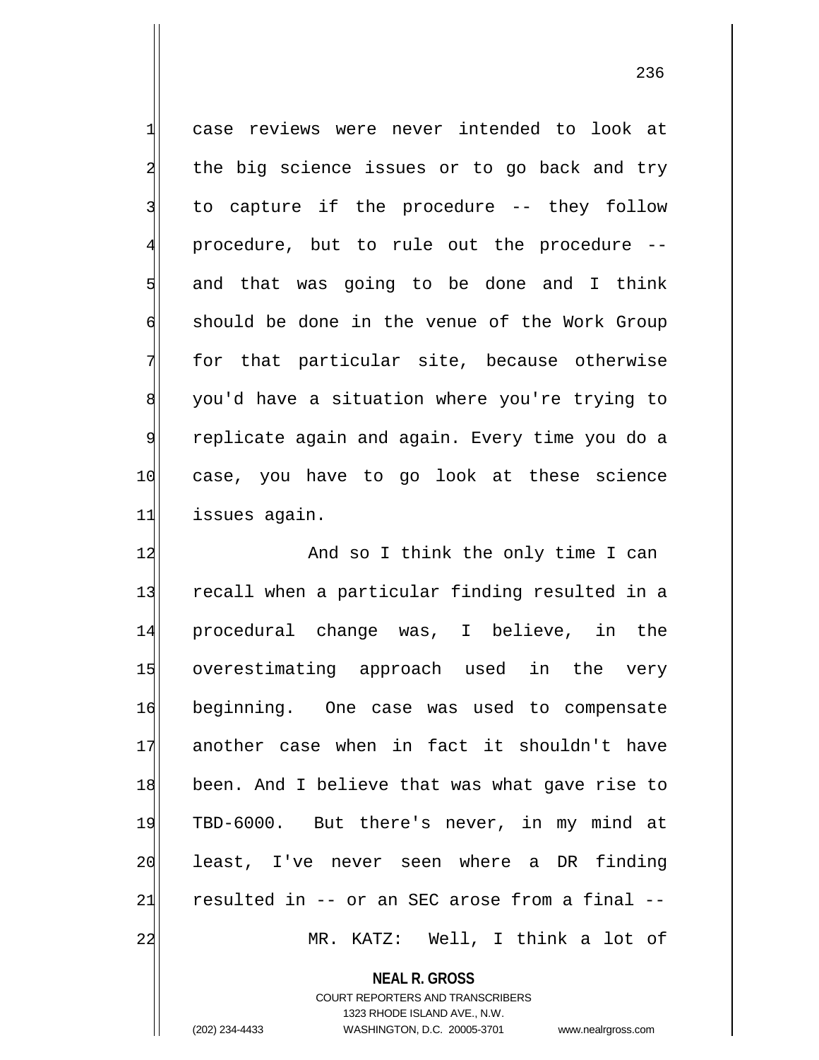case reviews were never intended to look at the big science issues or to go back and try to capture if the procedure -- they follow procedure, but to rule out the procedure -- and that was going to be done and I think should be done in the venue of the Work Group for that particular site, because otherwise you'd have a situation where you're trying to replicate again and again. Every time you do a case, you have to go look at these science issues again.

And so I think the only time I can recall when a particular finding resulted in a procedural change was, I believe, in the overestimating approach used in the very beginning. One case was used to compensate another case when in fact it shouldn't have been. And I believe that was what gave rise to TBD-6000. But there's never, in my mind at least, I've never seen where a DR finding resulted in -- or an SEC arose from a final --

MR. KATZ: Well, I think a lot of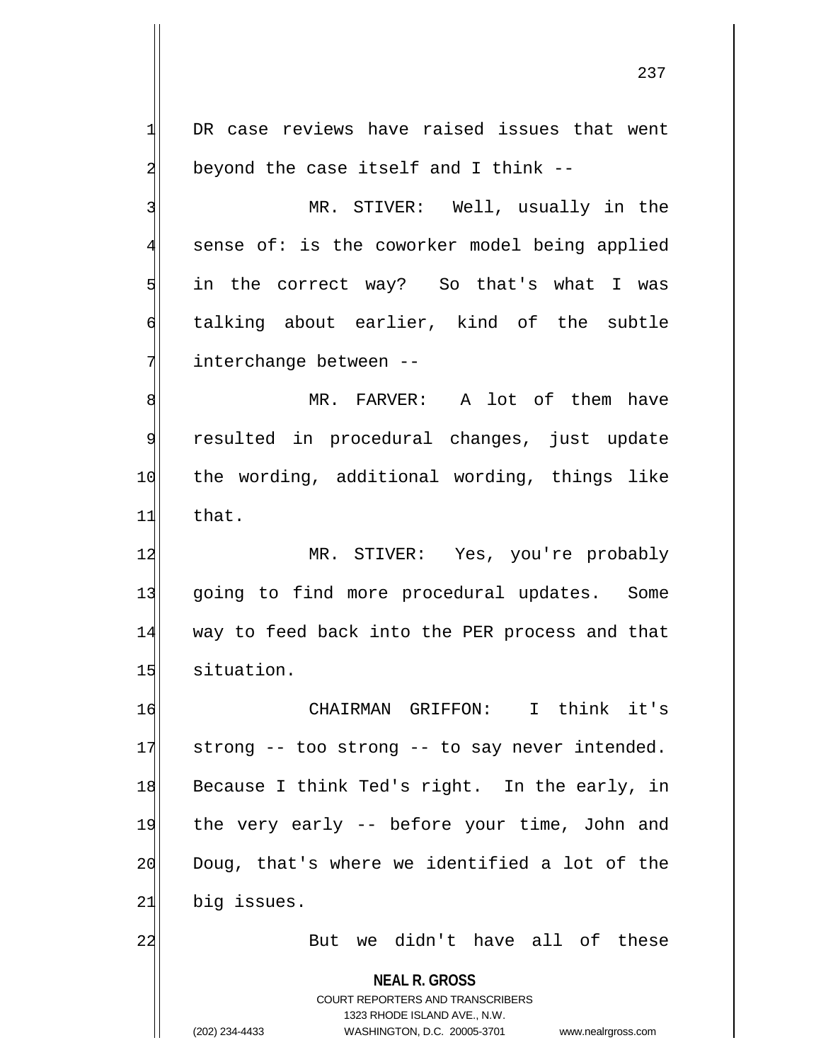DR case reviews have raised issues that went beyond the case itself and I think --

MR. STIVER: Well, usually in the sense of: is the coworker model being applied in the correct way? So that's what I was talking about earlier, kind of the subtle interchange between --

MR. FARVER: A lot of them have resulted in procedural changes, just update the wording, additional wording, things like that.

MR. STIVER: Yes, you're probably going to find more procedural updates. Some way to feed back into the PER process and that situation.

CHAIRMAN GRIFFON: I think it's strong -- too strong -- to say never intended. Because I think Ted's right. In the early, in the very early -- before your time, John and Doug, that's where we identified a lot of the big issues.

But we didn't have all of these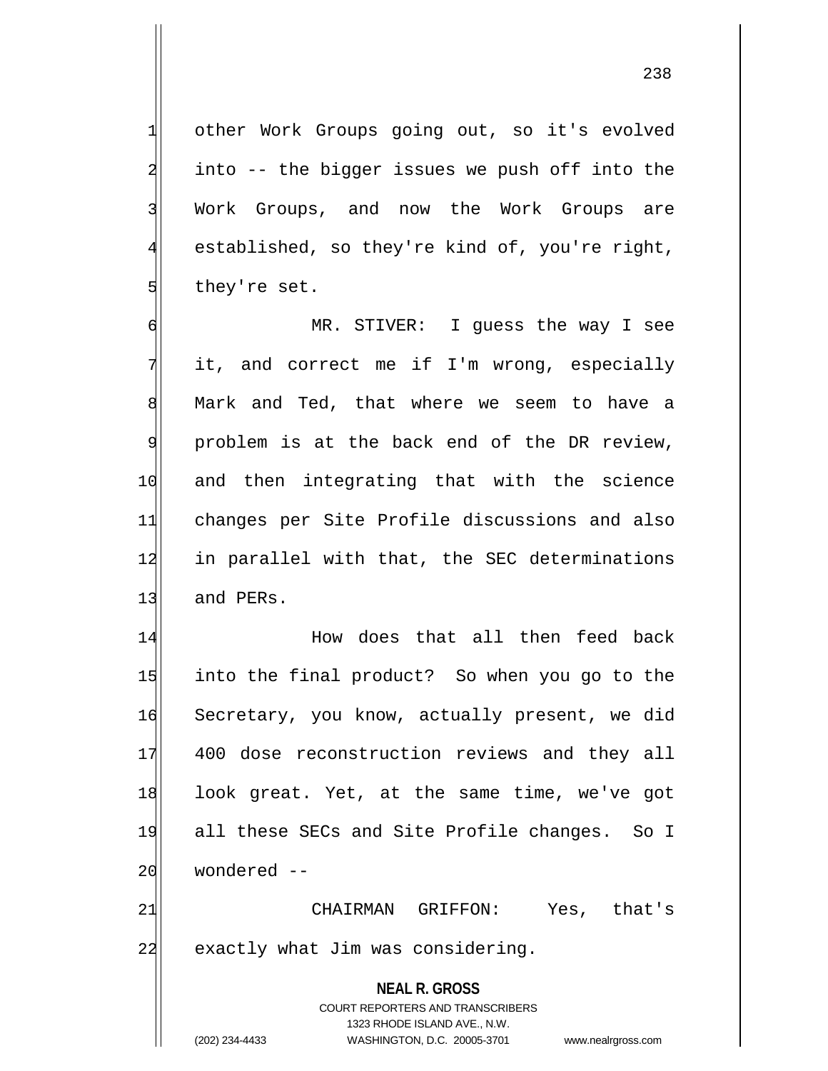other Work Groups going out, so it's evolved into -- the bigger issues we push off into the Work Groups, and now the Work Groups are established, so they're kind of, you're right, they're set.

MR. STIVER: I guess the way I see it, and correct me if I'm wrong, especially Mark and Ted, that where we seem to have a problem is at the back end of the DR review, and then integrating that with the science changes per Site Profile discussions and also in parallel with that, the SEC determinations and PERs.

How does that all then feed back into the final product? So when you go to the Secretary, you know, actually present, we did 400 dose reconstruction reviews and they all look great. Yet, at the same time, we've got all these SECs and Site Profile changes. So I wondered --

CHAIRMAN GRIFFON: Yes, that's exactly what Jim was considering.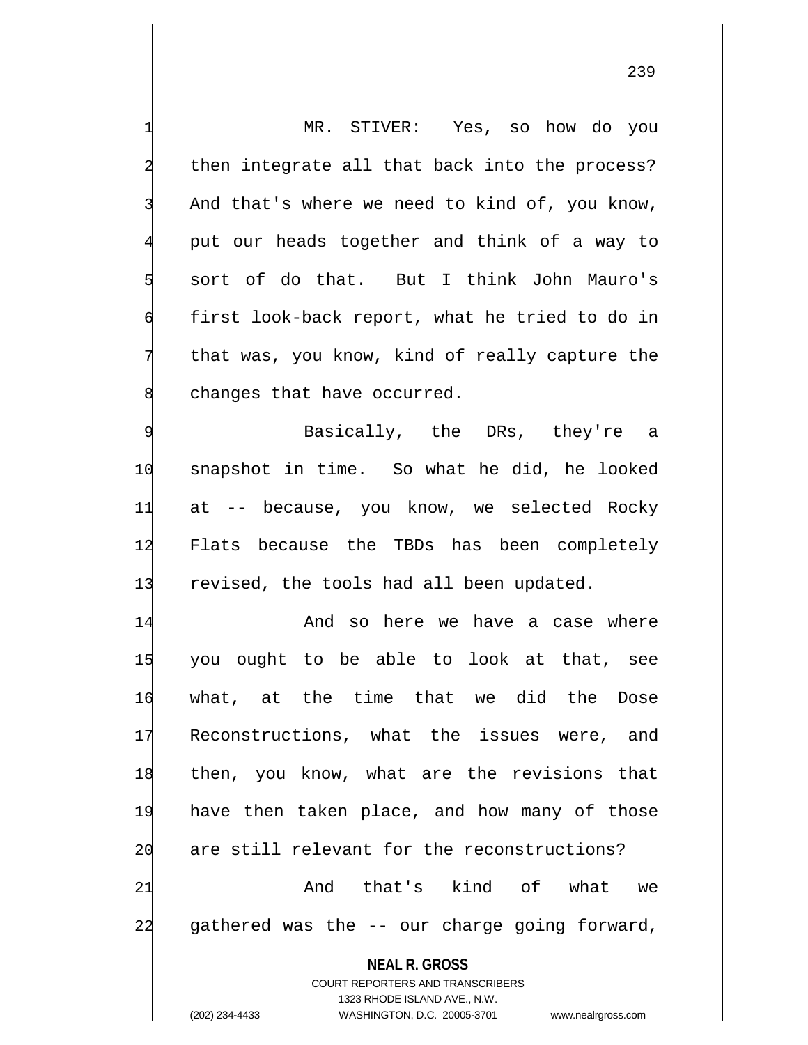MR. STIVER: Yes, so how do you then integrate all that back into the process? And that's where we need to kind of, you know, put our heads together and think of a way to sort of do that. But I think John Mauro's first look-back report, what he tried to do in that was, you know, kind of really capture the changes that have occurred.

Basically, the DRs, they're a snapshot in time. So what he did, he looked at -- because, you know, we selected Rocky Flats because the TBDs has been completely revised, the tools had all been updated.

And so here we have a case where you ought to be able to look at that, see what, at the time that we did the Dose Reconstructions, what the issues were, and then, you know, what are the revisions that have then taken place, and how many of those are still relevant for the reconstructions?

And that's kind of what we gathered was the -- our charge going forward,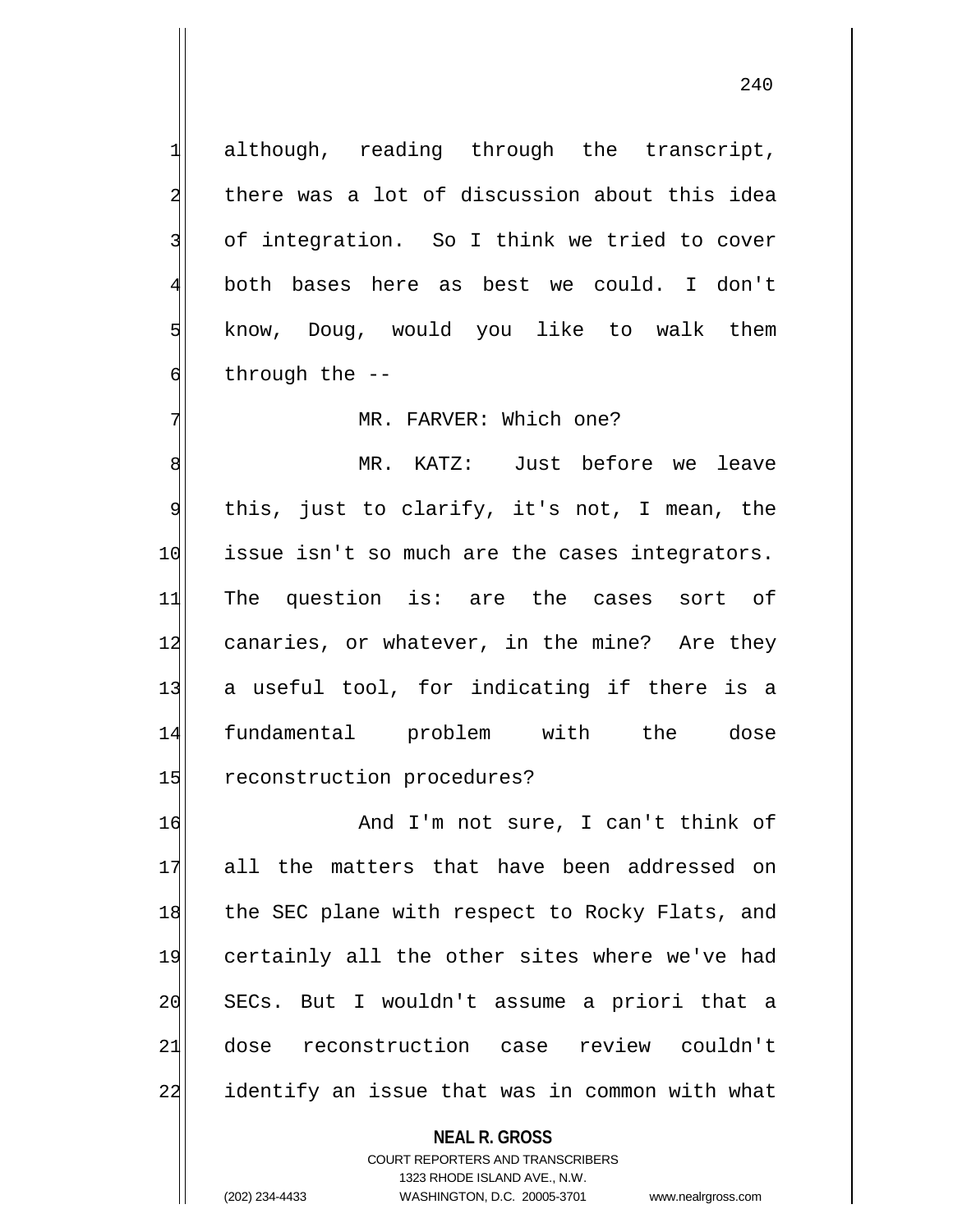although, reading through the transcript, there was a lot of discussion about this idea of integration. So I think we tried to cover both bases here as best we could. I don't know, Doug, would you like to walk them through the --

MR. FARVER: Which one?

MR. KATZ: Just before we leave this, just to clarify, it's not, I mean, the issue isn't so much are the cases integrators. The question is: are the cases sort of canaries, or whatever, in the mine? Are they a useful tool, for indicating if there is a fundamental problem with the dose reconstruction procedures?

And I'm not sure, I can't think of all the matters that have been addressed on the SEC plane with respect to Rocky Flats, and certainly all the other sites where we've had SECs. But I wouldn't assume a priori that a dose reconstruction case review couldn't identify an issue that was in common with what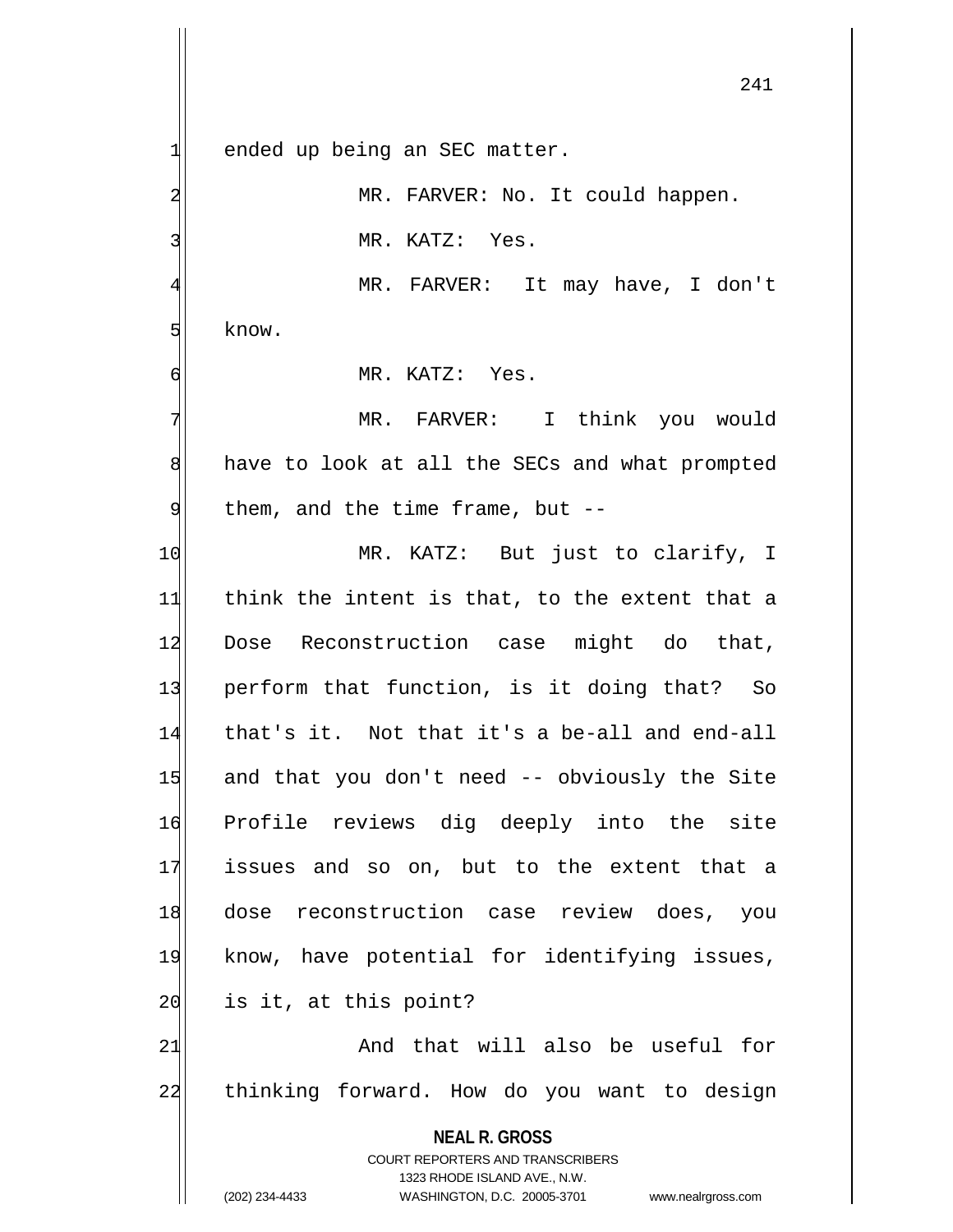ended up being an SEC matter.

MR. FARVER: No. It could happen.

MR. KATZ: Yes.

MR. FARVER: It may have, I don't know.

MR. KATZ: Yes.

MR. FARVER: I think you would have to look at all the SECs and what prompted them, and the time frame, but --

MR. KATZ: But just to clarify, I think the intent is that, to the extent that a Dose Reconstruction case might do that, perform that function, is it doing that? So that's it. Not that it's a be-all and end-all and that you don't need -- obviously the Site Profile reviews dig deeply into the site issues and so on, but to the extent that a dose reconstruction case review does, you know, have potential for identifying issues, is it, at this point?

And that will also be useful for thinking forward. How do you want to design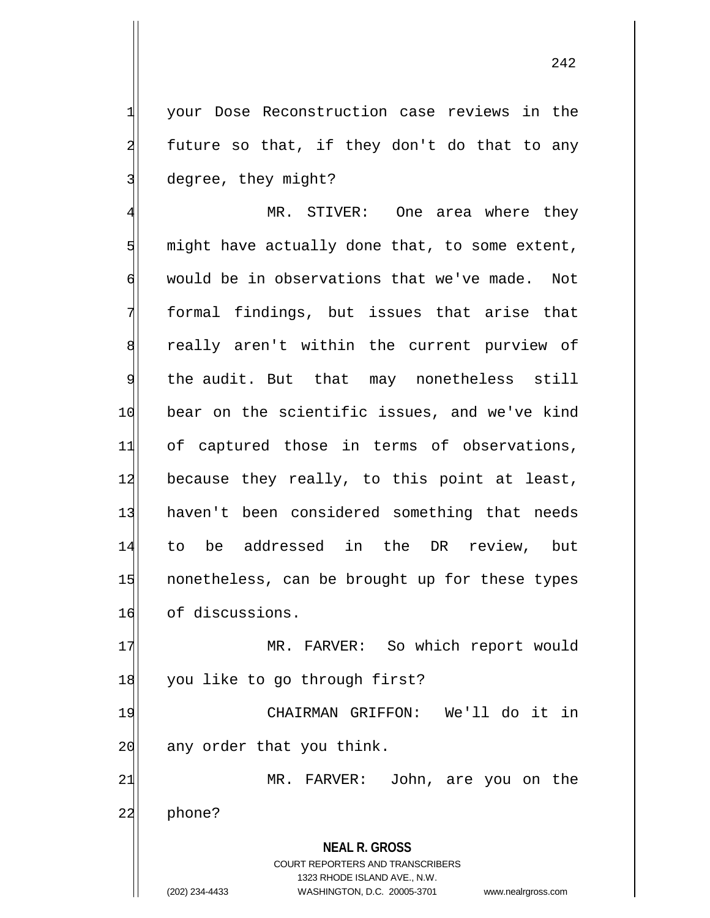your Dose Reconstruction case reviews in the future so that, if they don't do that to any degree, they might?

MR. STIVER: One area where they might have actually done that, to some extent, would be in observations that we've made. Not formal findings, but issues that arise that really aren't within the current purview of the audit. But that may nonetheless still bear on the scientific issues, and we've kind of captured those in terms of observations, because they really, to this point at least, haven't been considered something that needs to be addressed in the DR review, but nonetheless, can be brought up for these types of discussions.

MR. FARVER: So which report would you like to go through first?

CHAIRMAN GRIFFON: We'll do it in any order that you think.

MR. FARVER: John, are you on the phone?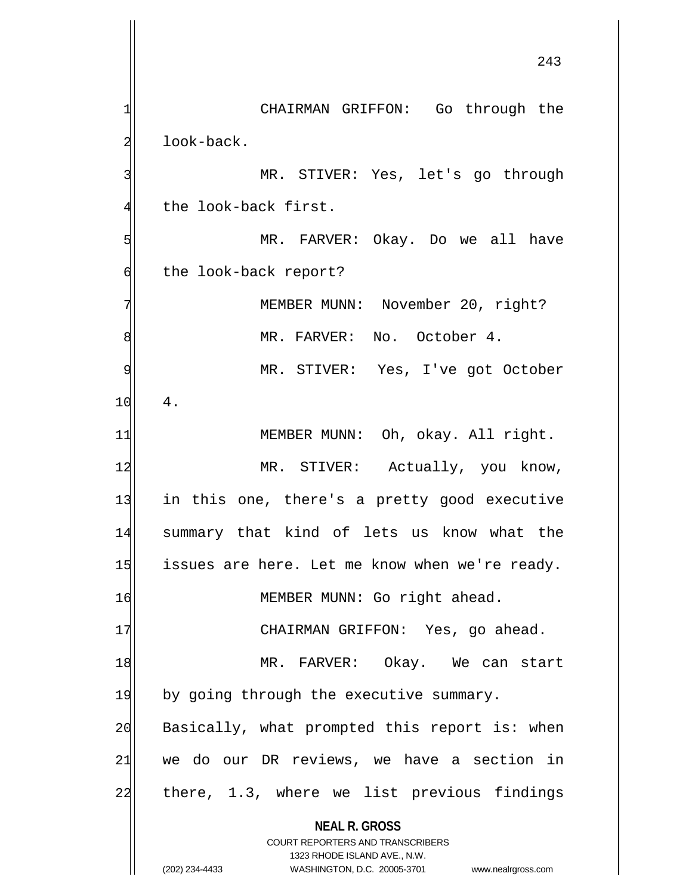CHAIRMAN GRIFFON: Go through the look-back.

MR. STIVER: Yes, let's go through the look-back first.

MR. FARVER: Okay. Do we all have the look-back report?

MEMBER MUNN: November 20, right?

MR. FARVER: No. October 4.

MR. STIVER: Yes, I've got October 4.

MEMBER MUNN: Oh, okay. All right.

MR. STIVER: Actually, you know, in this one, there's a pretty good executive summary that kind of lets us know what the issues are here. Let me know when we're ready.

MEMBER MUNN: Go right ahead.

CHAIRMAN GRIFFON: Yes, go ahead.

MR. FARVER: Okay. We can start by going through the executive summary. Basically, what prompted this report is: when we do our DR reviews, we have a section in there, 1.3, where we list previous findings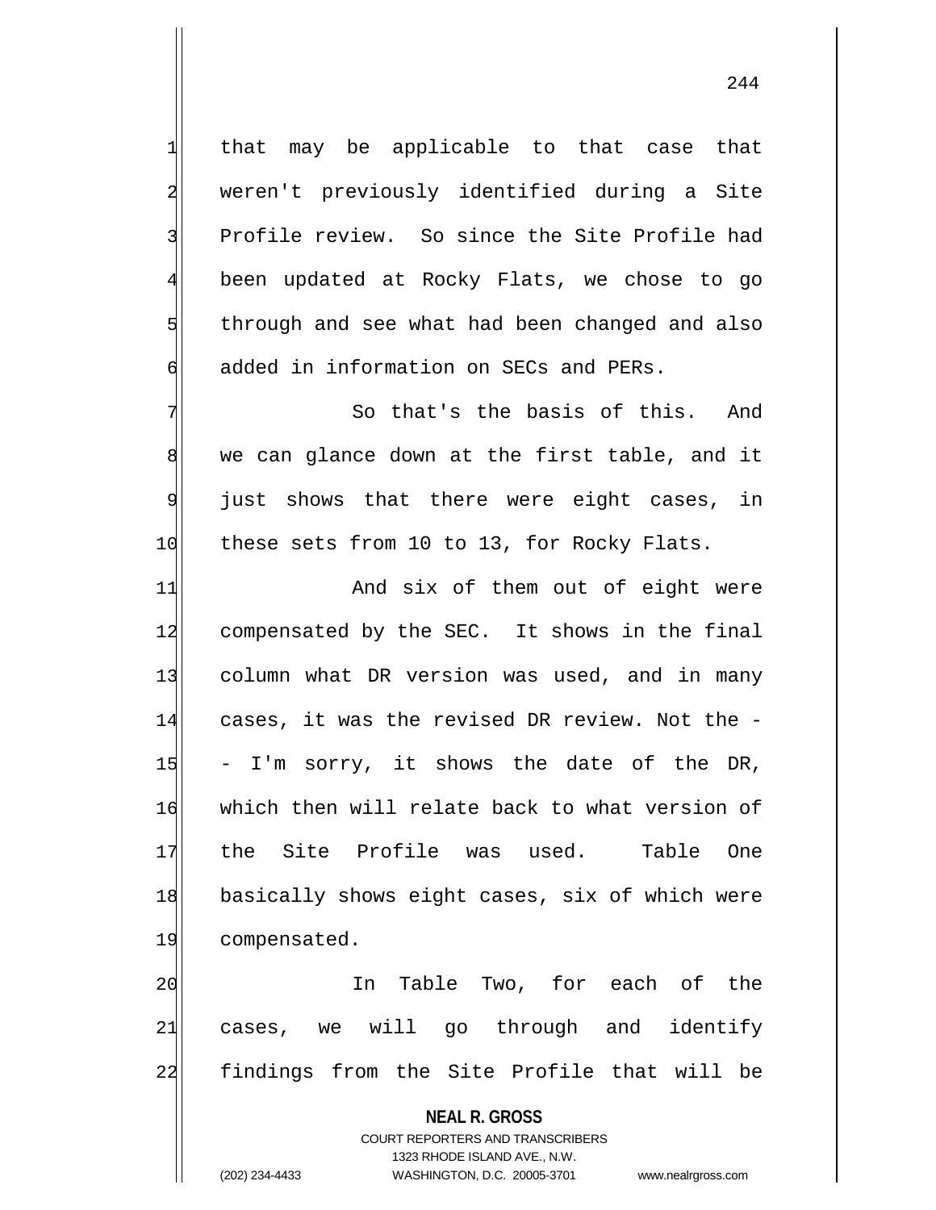that may be applicable to that case that weren't previously identified during a Site Profile review. So since the Site Profile had been updated at Rocky Flats, we chose to go through and see what had been changed and also added in information on SECs and PERs.

So that's the basis of this. And we can glance down at the first table, and it just shows that there were eight cases, in these sets from 10 to 13, for Rocky Flats.

And six of them out of eight were compensated by the SEC. It shows in the final column what DR version was used, and in many cases, it was the revised DR review. Not the -- I'm sorry, it shows the date of the DR, which then will relate back to what version of the Site Profile was used. Table One basically shows eight cases, six of which were compensated.

In Table Two, for each of the cases, we will go through and identify findings from the Site Profile that will be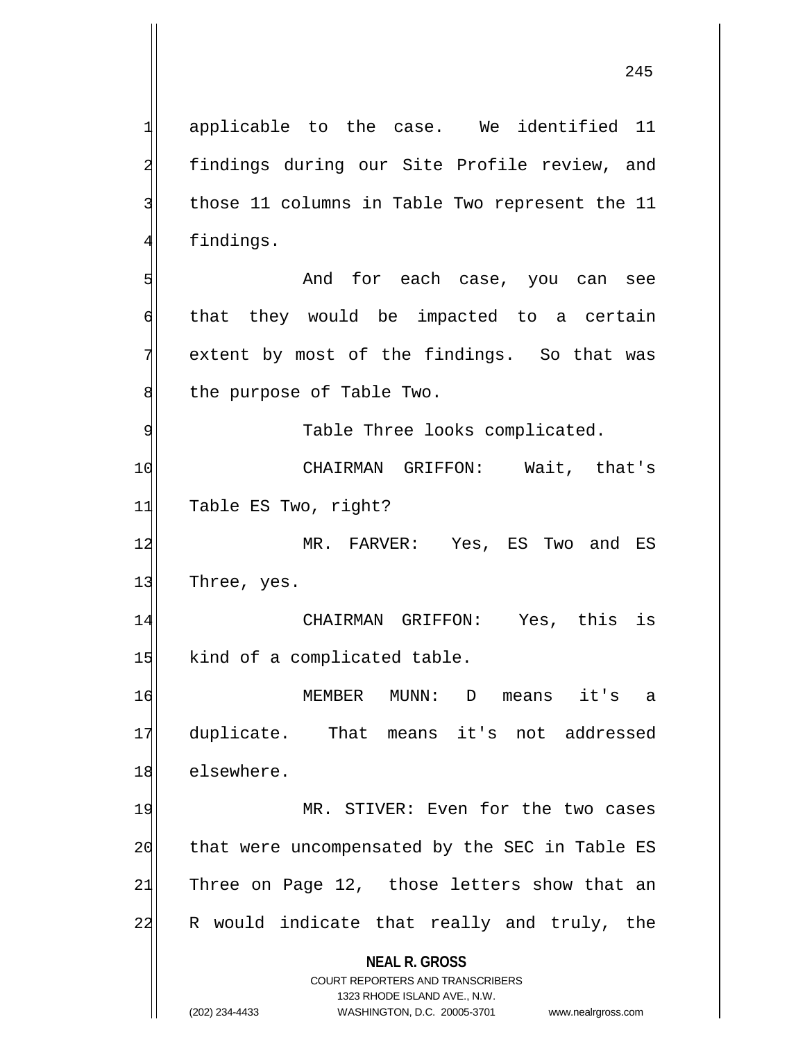applicable to the case. We identified 11 findings during our Site Profile review, and those 11 columns in Table Two represent the 11 findings.

And for each case, you can see that they would be impacted to a certain extent by most of the findings. So that was the purpose of Table Two.

Table Three looks complicated.

CHAIRMAN GRIFFON: Wait, that's Table ES Two, right?

MR. FARVER: Yes, ES Two and ES Three, yes.

CHAIRMAN GRIFFON: Yes, this is kind of a complicated table.

MEMBER MUNN: D means it's a duplicate. That means it's not addressed elsewhere.

MR. STIVER: Even for the two cases that were uncompensated by the SEC in Table ES Three on Page 12, those letters show that an R would indicate that really and truly, the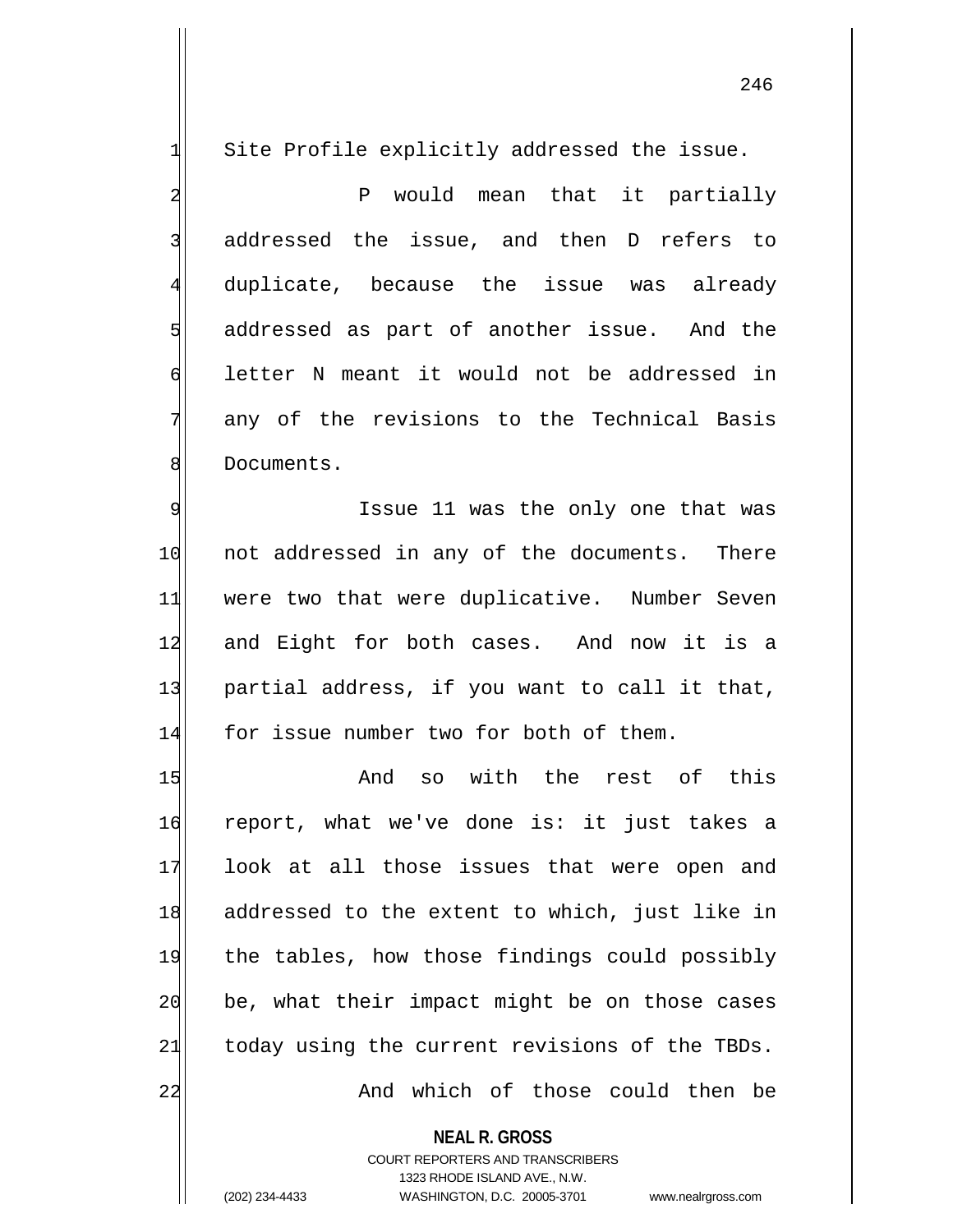Site Profile explicitly addressed the issue.

P would mean that it partially addressed the issue, and then D refers to duplicate, because the issue was already addressed as part of another issue. And the letter N meant it would not be addressed in any of the revisions to the Technical Basis Documents.

Issue 11 was the only one that was not addressed in any of the documents. There were two that were duplicative. Number Seven and Eight for both cases. And now it is a partial address, if you want to call it that, for issue number two for both of them.

And so with the rest of this report, what we've done is: it just takes a look at all those issues that were open and addressed to the extent to which, just like in the tables, how those findings could possibly be, what their impact might be on those cases today using the current revisions of the TBDs.

And which of those could then be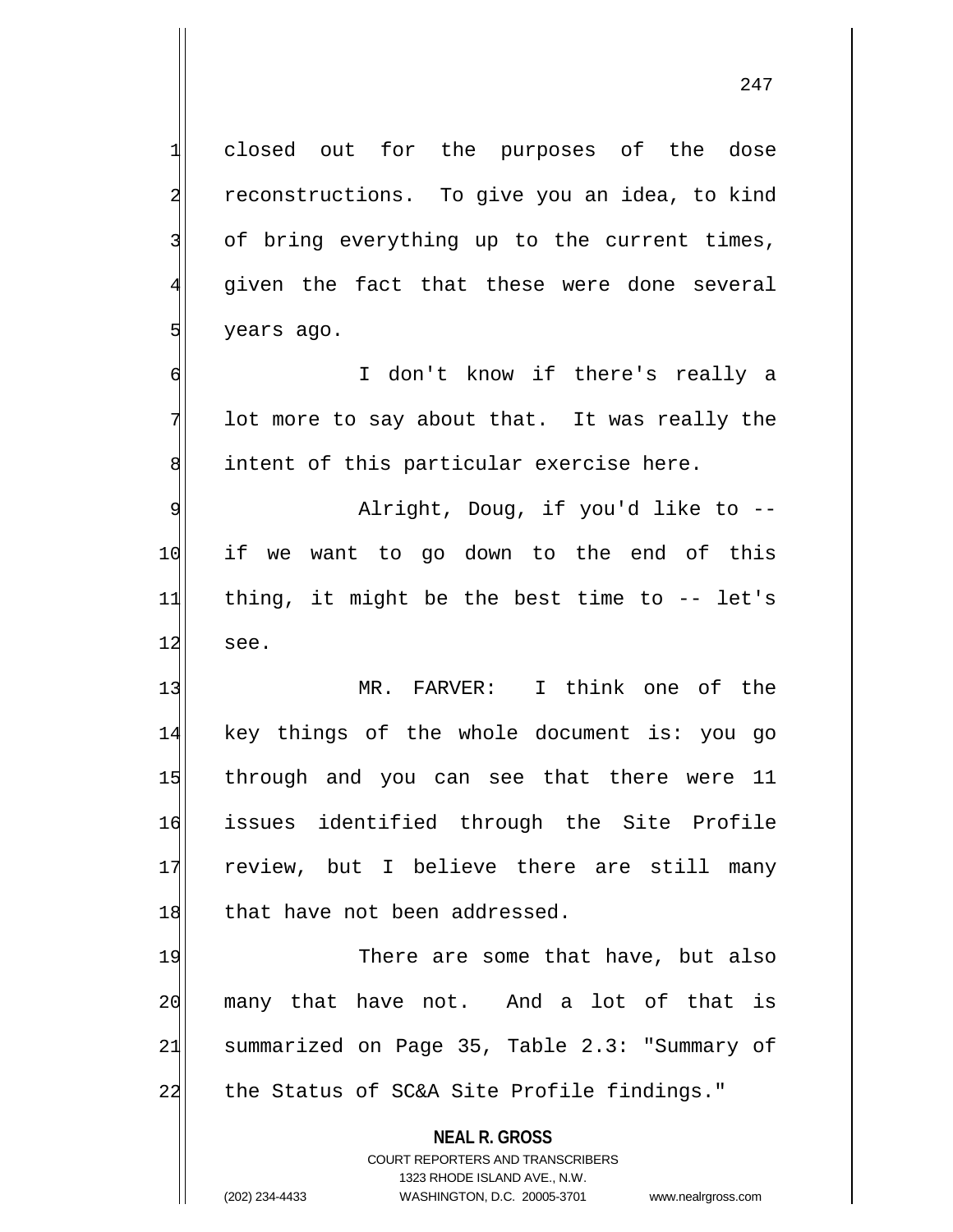closed out for the purposes of the dose reconstructions. To give you an idea, to kind of bring everything up to the current times, given the fact that these were done several years ago.

I don't know if there's really a lot more to say about that. It was really the intent of this particular exercise here.

Alright, Doug, if you'd like to -- if we want to go down to the end of this thing, it might be the best time to -- let's see.

MR. FARVER: I think one of the key things of the whole document is: you go through and you can see that there were 11 issues identified through the Site Profile review, but I believe there are still many that have not been addressed.

There are some that have, but also many that have not. And a lot of that is summarized on Page 35, Table 2.3: "Summary of the Status of SC&A Site Profile findings."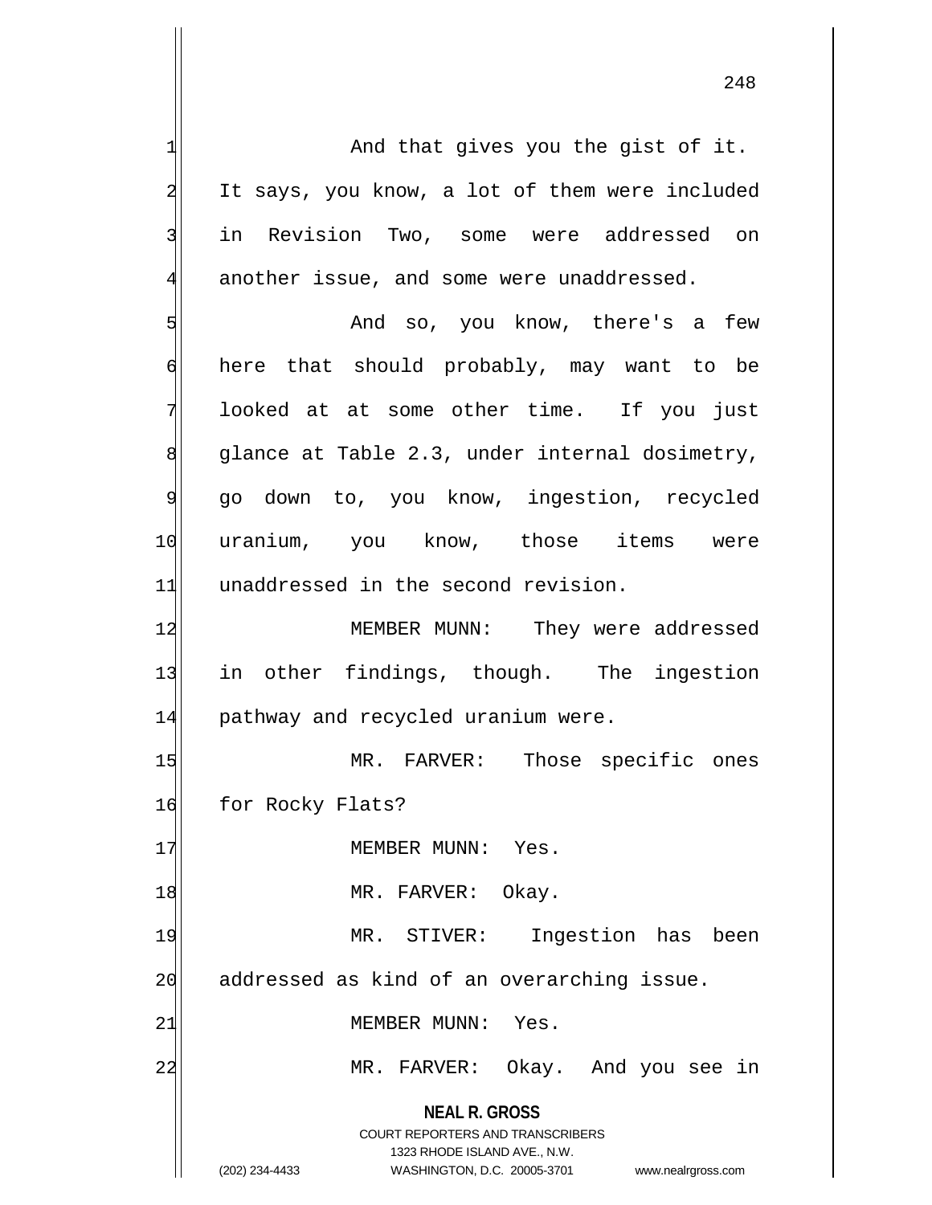And that gives you the gist of it. It says, you know, a lot of them were included in Revision Two, some were addressed on another issue, and some were unaddressed.

And so, you know, there's a few here that should probably, may want to be looked at at some other time. If you just glance at Table 2.3, under internal dosimetry, go down to, you know, ingestion, recycled uranium, you know, those items were unaddressed in the second revision.

MEMBER MUNN: They were addressed in other findings, though. The ingestion pathway and recycled uranium were.

MR. FARVER: Those specific ones for Rocky Flats?

MEMBER MUNN: Yes.

MR. FARVER: Okay.

MR. STIVER: Ingestion has been addressed as kind of an overarching issue.

MEMBER MUNN: Yes.

MR. FARVER: Okay. And you see in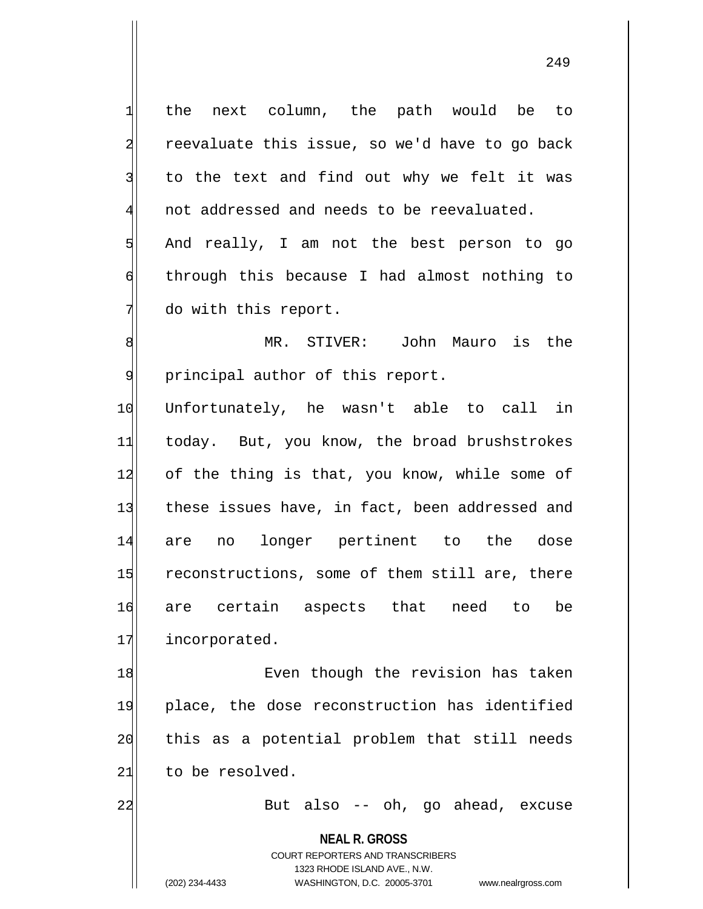the next column, the path would be to reevaluate this issue, so we'd have to go back to the text and find out why we felt it was not addressed and needs to be reevaluated. And really, I am not the best person to go through this because I had almost nothing to do with this report.

MR. STIVER: John Mauro is the principal author of this report. Unfortunately, he wasn't able to call in today. But, you know, the broad brushstrokes of the thing is that, you know, while some of these issues have, in fact, been addressed and are no longer pertinent to the dose reconstructions, some of them still are, there are certain aspects that need to be incorporated.

Even though the revision has taken place, the dose reconstruction has identified this as a potential problem that still needs to be resolved.

But also -- oh, go ahead, excuse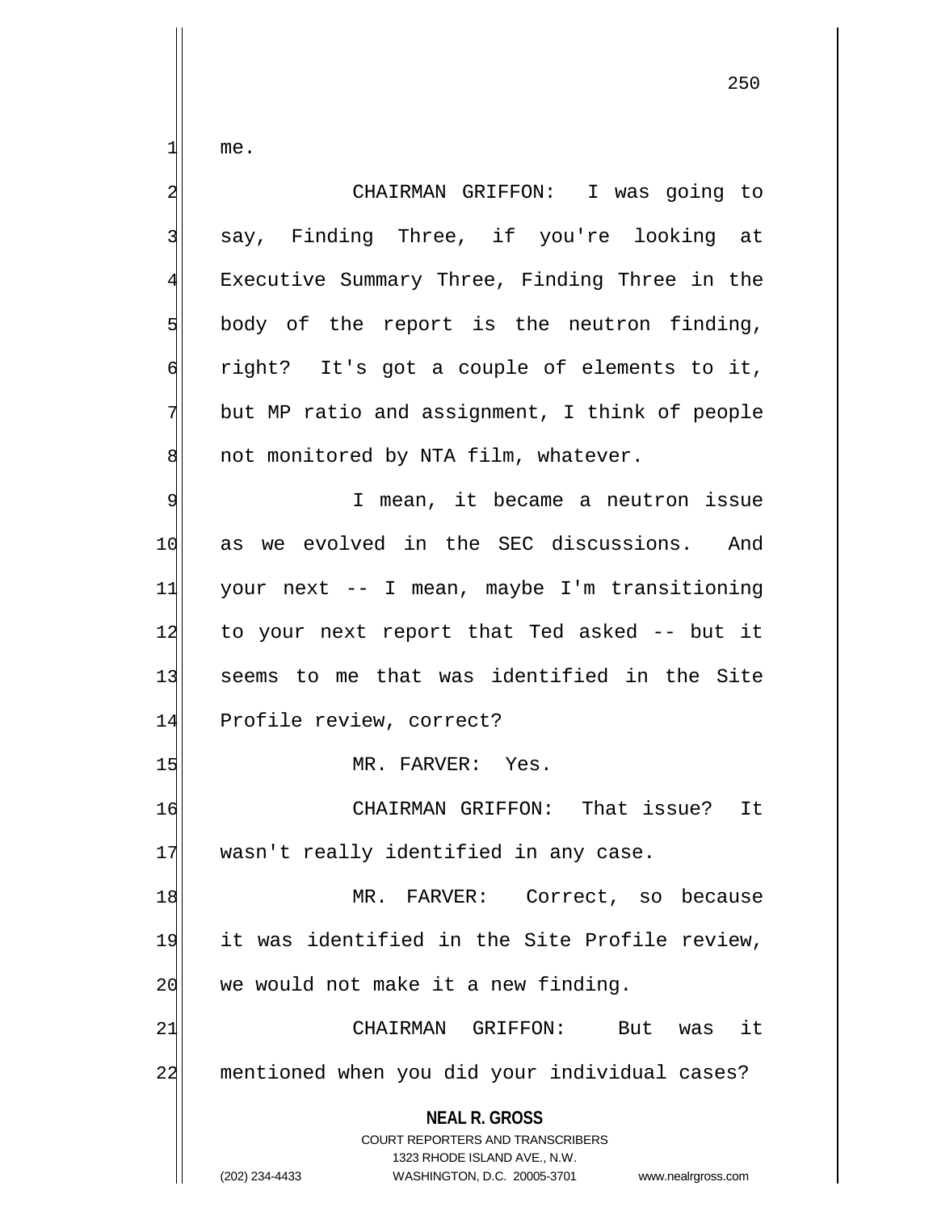me.

CHAIRMAN GRIFFON: I was going to say, Finding Three, if you're looking at Executive Summary Three, Finding Three in the body of the report is the neutron finding, right? It's got a couple of elements to it, but MP ratio and assignment, I think of people not monitored by NTA film, whatever.

I mean, it became a neutron issue as we evolved in the SEC discussions. And your next -- I mean, maybe I'm transitioning to your next report that Ted asked -- but it seems to me that was identified in the Site Profile review, correct?

MR. FARVER: Yes.

CHAIRMAN GRIFFON: That issue? It wasn't really identified in any case.

MR. FARVER: Correct, so because it was identified in the Site Profile review, we would not make it a new finding.

CHAIRMAN GRIFFON: But was it mentioned when you did your individual cases?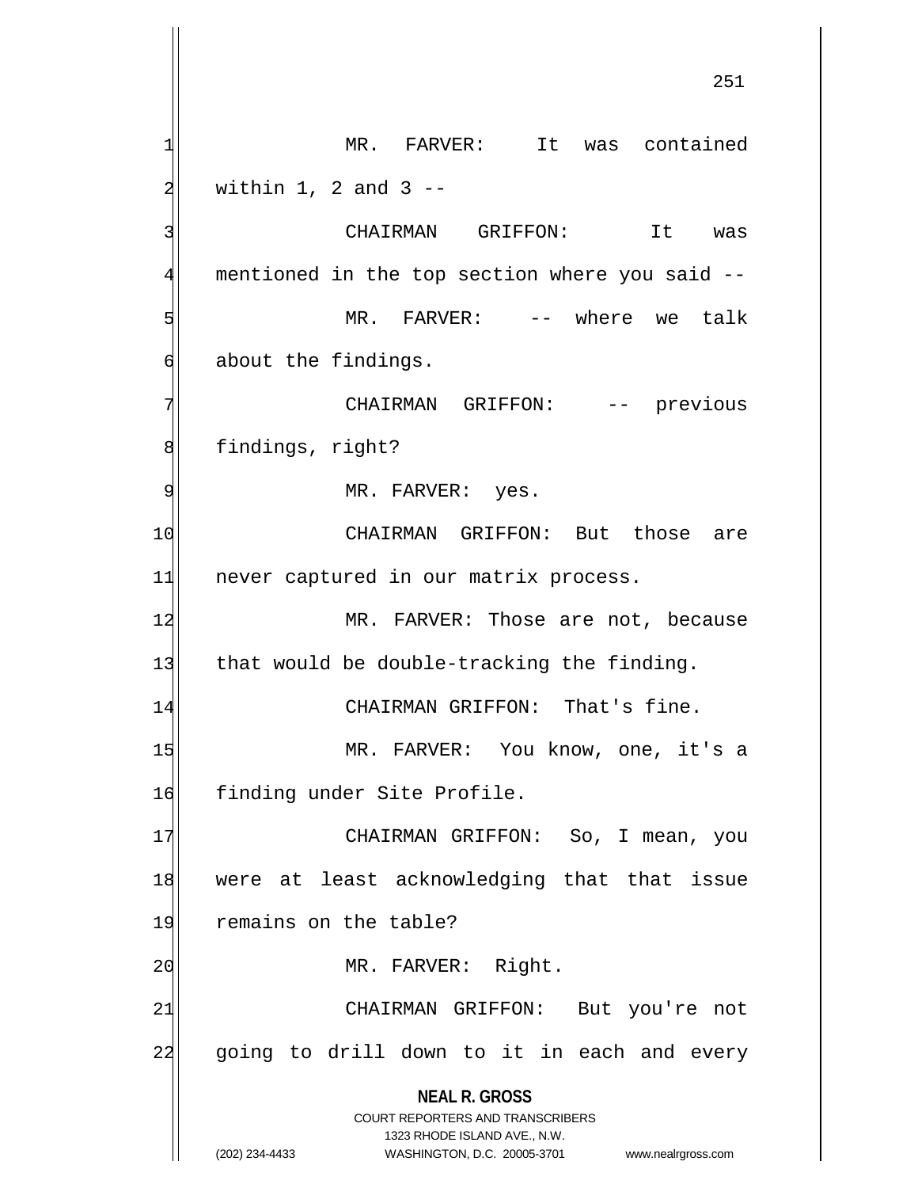MR. FARVER: It was contained within 1, 2 and 3 --

CHAIRMAN GRIFFON: It was mentioned in the top section where you said --

MR. FARVER: -- where we talk about the findings.

CHAIRMAN GRIFFON: -- previous findings, right?

MR. FARVER: yes.

CHAIRMAN GRIFFON: But those are never captured in our matrix process.

MR. FARVER: Those are not, because that would be double-tracking the finding.

CHAIRMAN GRIFFON: That's fine.

MR. FARVER: You know, one, it's a finding under Site Profile.

CHAIRMAN GRIFFON: So, I mean, you were at least acknowledging that that issue remains on the table?

MR. FARVER: Right.

CHAIRMAN GRIFFON: But you're not going to drill down to it in each and every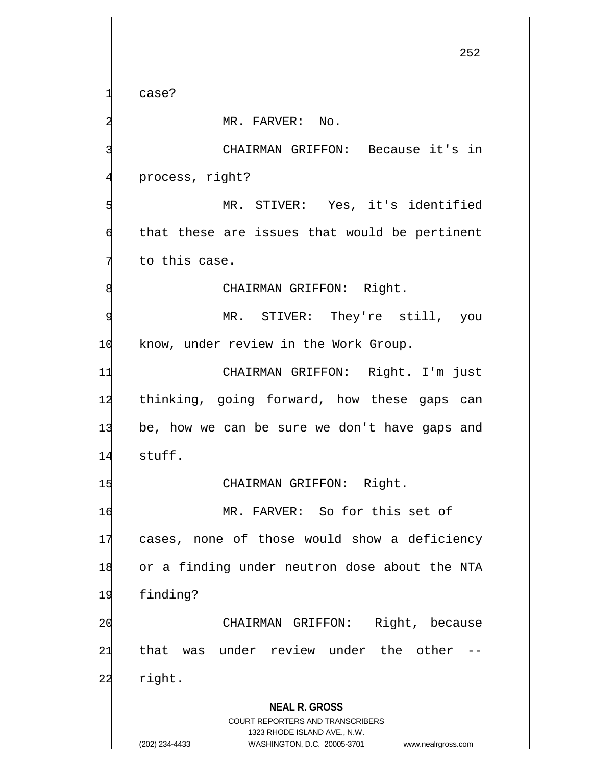case?

MR. FARVER: No.

CHAIRMAN GRIFFON: Because it's in process, right?

MR. STIVER: Yes, it's identified that these are issues that would be pertinent to this case.

CHAIRMAN GRIFFON: Right.

MR. STIVER: They're still, you know, under review in the Work Group.

CHAIRMAN GRIFFON: Right. I'm just thinking, going forward, how these gaps can be, how we can be sure we don't have gaps and stuff.

CHAIRMAN GRIFFON: Right.

MR. FARVER: So for this set of cases, none of those would show a deficiency or a finding under neutron dose about the NTA finding?

CHAIRMAN GRIFFON: Right, because that was under review under the other -- right.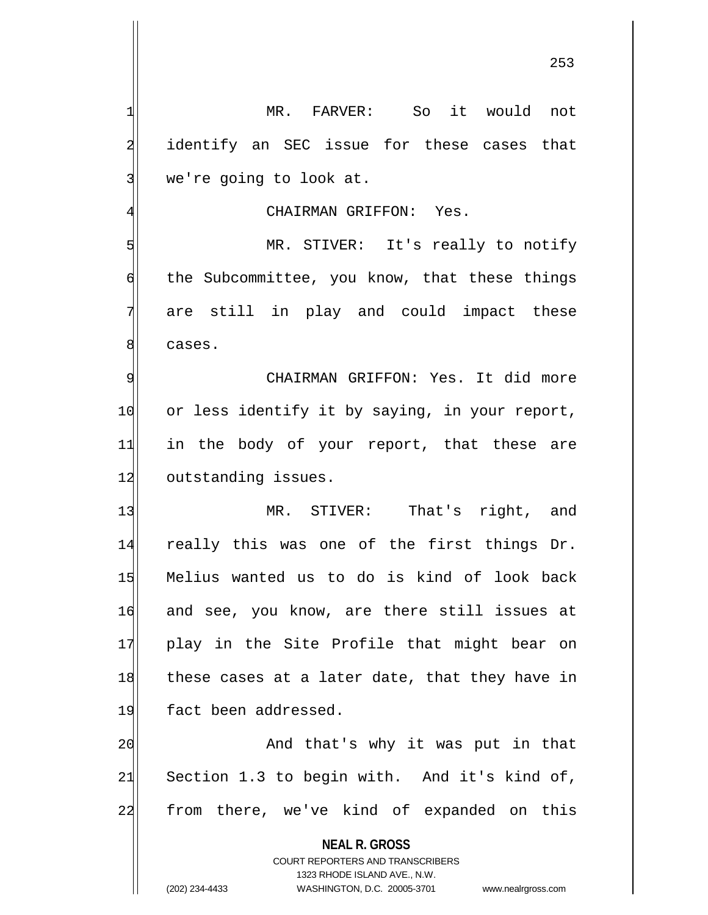MR. FARVER: So it would not identify an SEC issue for these cases that we're going to look at.

CHAIRMAN GRIFFON: Yes.

MR. STIVER: It's really to notify the Subcommittee, you know, that these things are still in play and could impact these cases.

CHAIRMAN GRIFFON: Yes. It did more or less identify it by saying, in your report, in the body of your report, that these are outstanding issues.

MR. STIVER: That's right, and really this was one of the first things Dr. Melius wanted us to do is kind of look back and see, you know, are there still issues at play in the Site Profile that might bear on these cases at a later date, that they have in fact been addressed.

And that's why it was put in that Section 1.3 to begin with. And it's kind of, from there, we've kind of expanded on this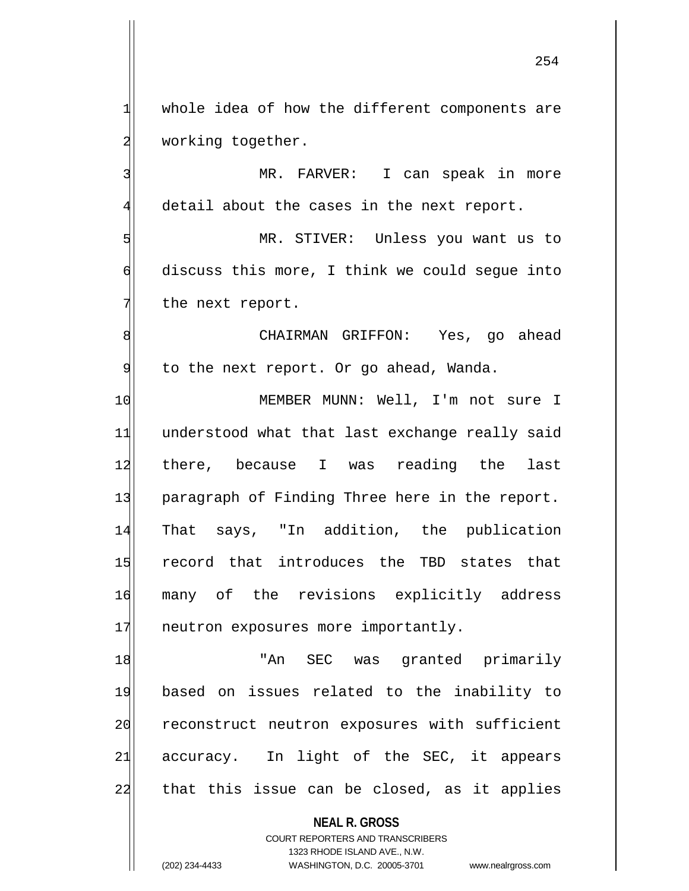whole idea of how the different components are working together.

MR. FARVER: I can speak in more detail about the cases in the next report.

MR. STIVER: Unless you want us to discuss this more, I think we could segue into the next report.

CHAIRMAN GRIFFON: Yes, go ahead to the next report. Or go ahead, Wanda.

MEMBER MUNN: Well, I'm not sure I understood what that last exchange really said there, because I was reading the last paragraph of Finding Three here in the report. That says, "In addition, the publication record that introduces the TBD states that many of the revisions explicitly address neutron exposures more importantly.

"An SEC was granted primarily based on issues related to the inability to reconstruct neutron exposures with sufficient accuracy. In light of the SEC, it appears that this issue can be closed, as it applies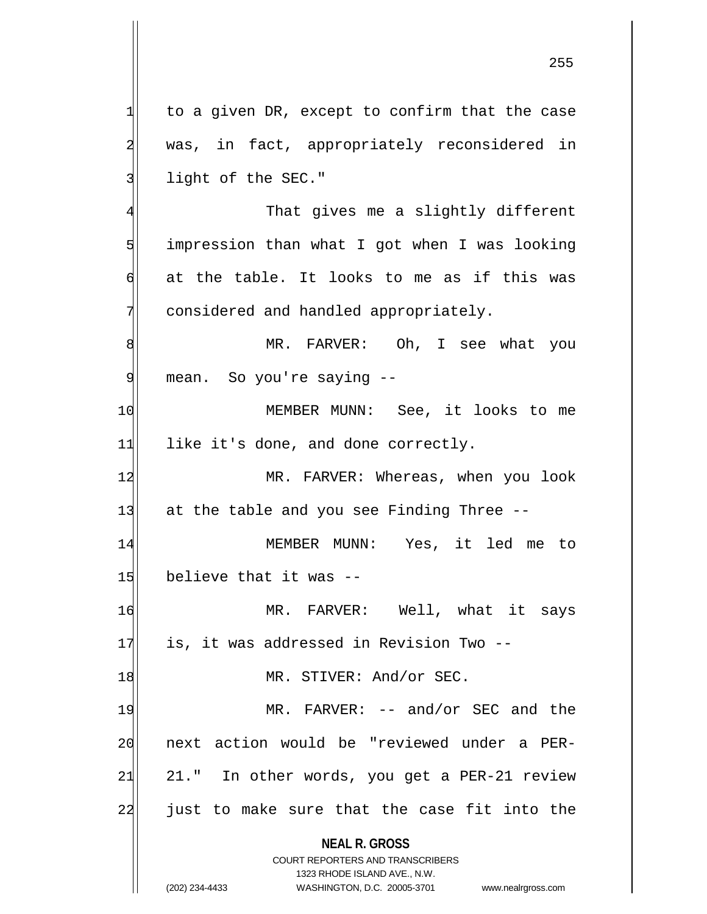to a given DR, except to confirm that the case was, in fact, appropriately reconsidered in light of the SEC."

That gives me a slightly different impression than what I got when I was looking at the table. It looks to me as if this was considered and handled appropriately.

MR. FARVER: Oh, I see what you mean. So you're saying --

MEMBER MUNN: See, it looks to me like it's done, and done correctly.

MR. FARVER: Whereas, when you look at the table and you see Finding Three --

MEMBER MUNN: Yes, it led me to believe that it was --

MR. FARVER: Well, what it says is, it was addressed in Revision Two --

MR. STIVER: And/or SEC.

MR. FARVER: -- and/or SEC and the next action would be "reviewed under a PER-21." In other words, you get a PER-21 review just to make sure that the case fit into the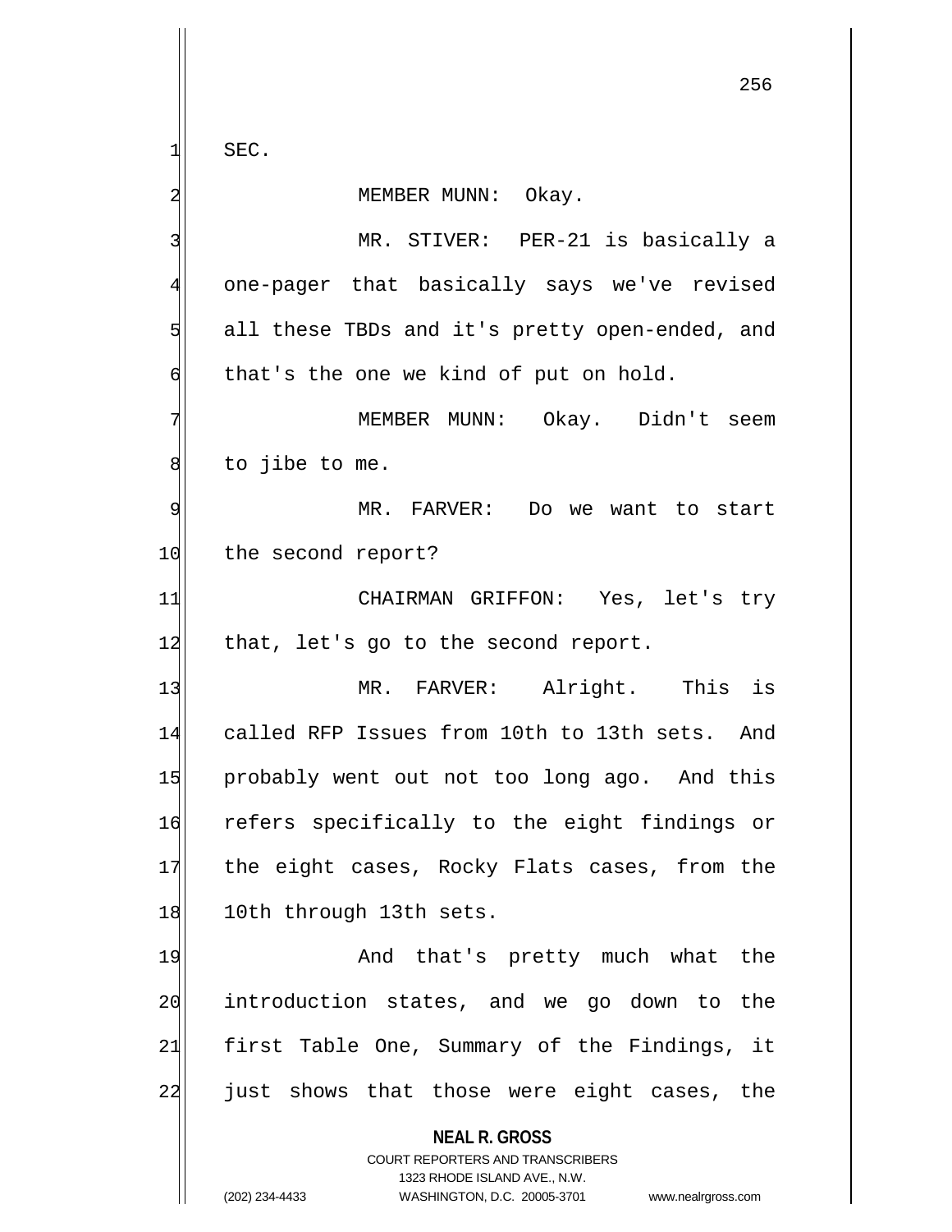SEC.

MEMBER MUNN: Okay.

MR. STIVER: PER-21 is basically a one-pager that basically says we've revised all these TBDs and it's pretty open-ended, and that's the one we kind of put on hold.

MEMBER MUNN: Okay. Didn't seem to jibe to me.

MR. FARVER: Do we want to start the second report?

CHAIRMAN GRIFFON: Yes, let's try that, let's go to the second report.

MR. FARVER: Alright. This is called RFP Issues from 10th to 13th sets. And probably went out not too long ago. And this refers specifically to the eight findings or the eight cases, Rocky Flats cases, from the 10th through 13th sets.

And that's pretty much what the introduction states, and we go down to the first Table One, Summary of the Findings, it just shows that those were eight cases, the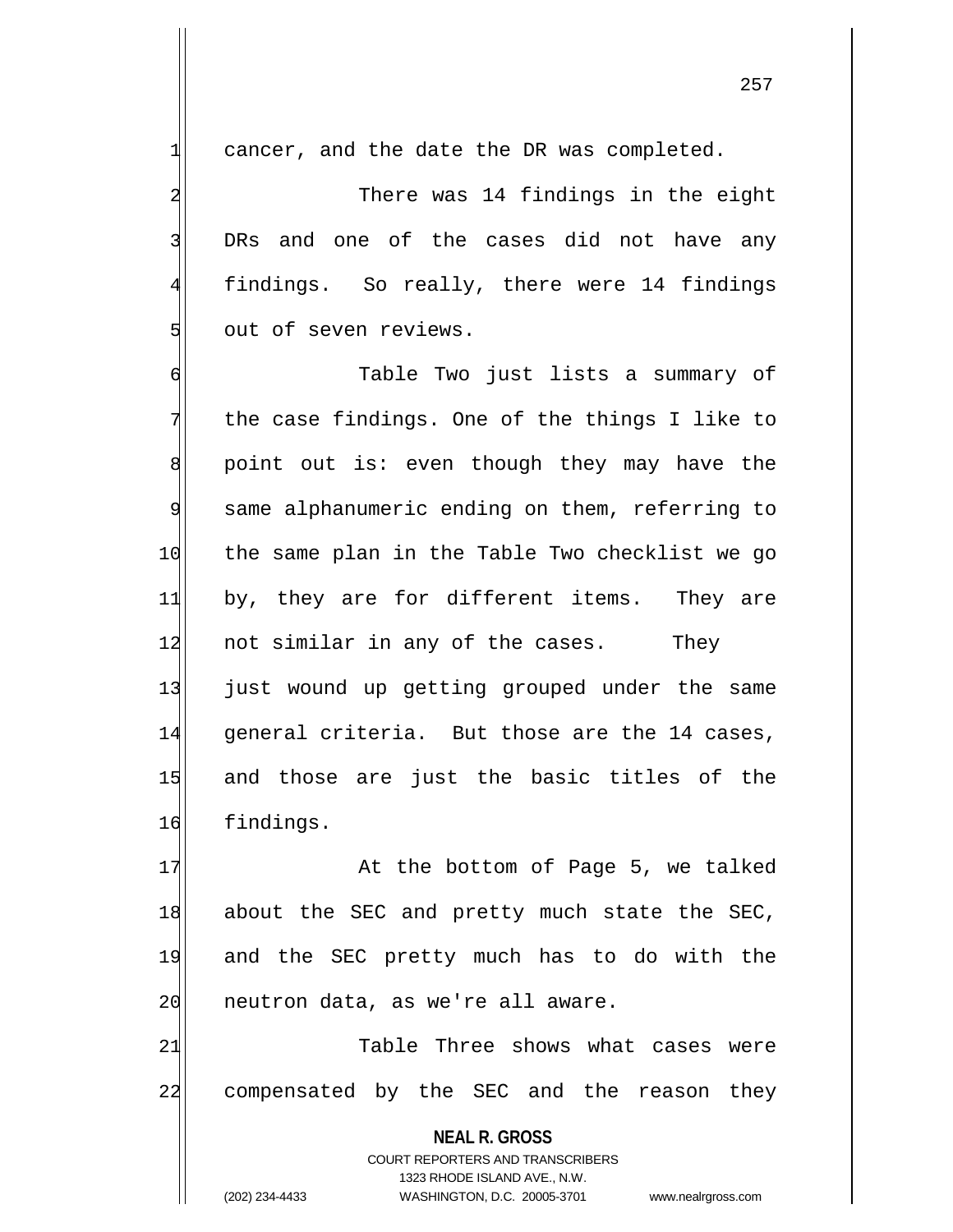cancer, and the date the DR was completed.

There was 14 findings in the eight DRs and one of the cases did not have any findings. So really, there were 14 findings out of seven reviews.

Table Two just lists a summary of the case findings. One of the things I like to point out is: even though they may have the same alphanumeric ending on them, referring to the same plan in the Table Two checklist we go by, they are for different items. They are not similar in any of the cases. They just wound up getting grouped under the same general criteria. But those are the 14 cases, and those are just the basic titles of the findings.

At the bottom of Page 5, we talked about the SEC and pretty much state the SEC, and the SEC pretty much has to do with the neutron data, as we're all aware.

Table Three shows what cases were compensated by the SEC and the reason they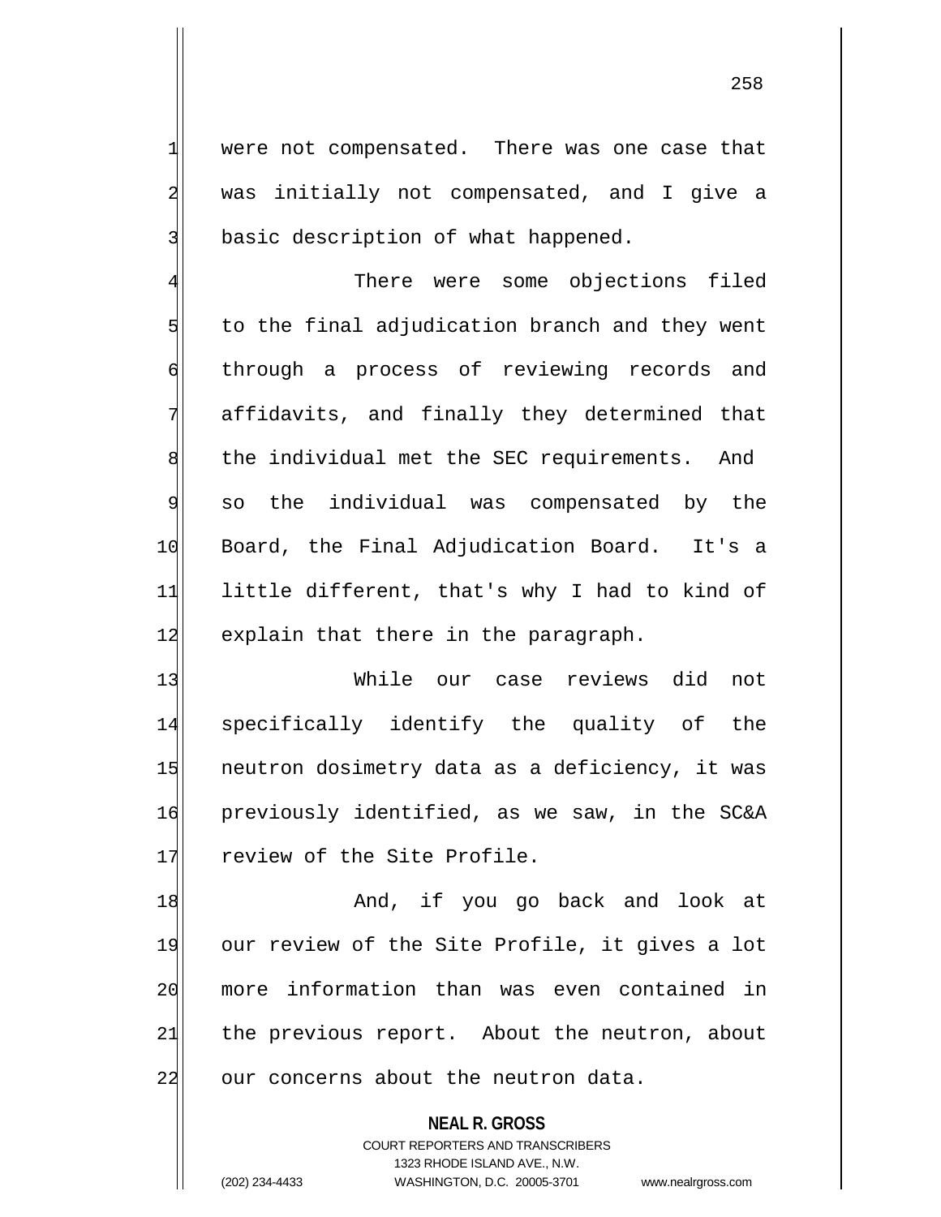were not compensated. There was one case that was initially not compensated, and I give a basic description of what happened.

There were some objections filed to the final adjudication branch and they went through a process of reviewing records and affidavits, and finally they determined that the individual met the SEC requirements. And so the individual was compensated by the Board, the Final Adjudication Board. It's a little different, that's why I had to kind of explain that there in the paragraph.

While our case reviews did not specifically identify the quality of the neutron dosimetry data as a deficiency, it was previously identified, as we saw, in the SC&A review of the Site Profile.

And, if you go back and look at our review of the Site Profile, it gives a lot more information than was even contained in the previous report. About the neutron, about our concerns about the neutron data.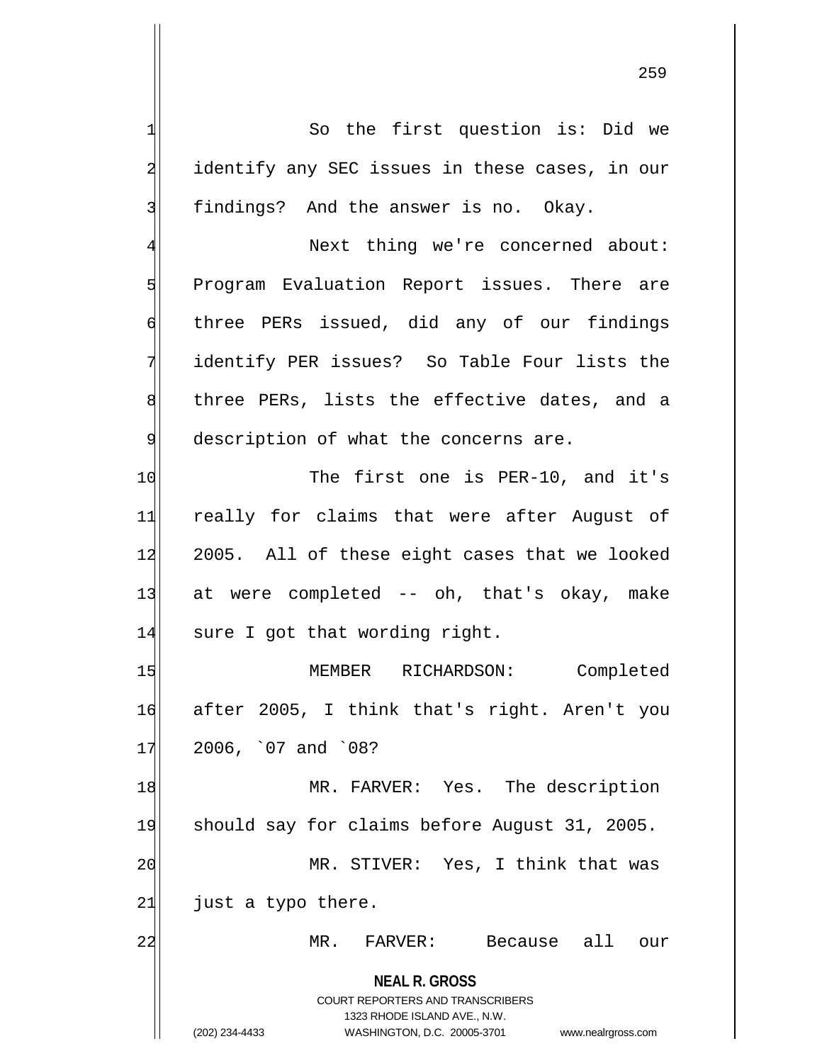So the first question is: Did we identify any SEC issues in these cases, in our findings? And the answer is no. Okay.

Next thing we're concerned about: Program Evaluation Report issues. There are three PERs issued, did any of our findings identify PER issues? So Table Four lists the three PERs, lists the effective dates, and a description of what the concerns are.

The first one is PER-10, and it's really for claims that were after August of 2005. All of these eight cases that we looked at were completed -- oh, that's okay, make sure I got that wording right.

MEMBER RICHARDSON: Completed after 2005, I think that's right. Aren't you 2006, `07 and `08?

MR. FARVER: Yes. The description should say for claims before August 31, 2005.

MR. STIVER: Yes, I think that was just a typo there.

MR. FARVER: Because all our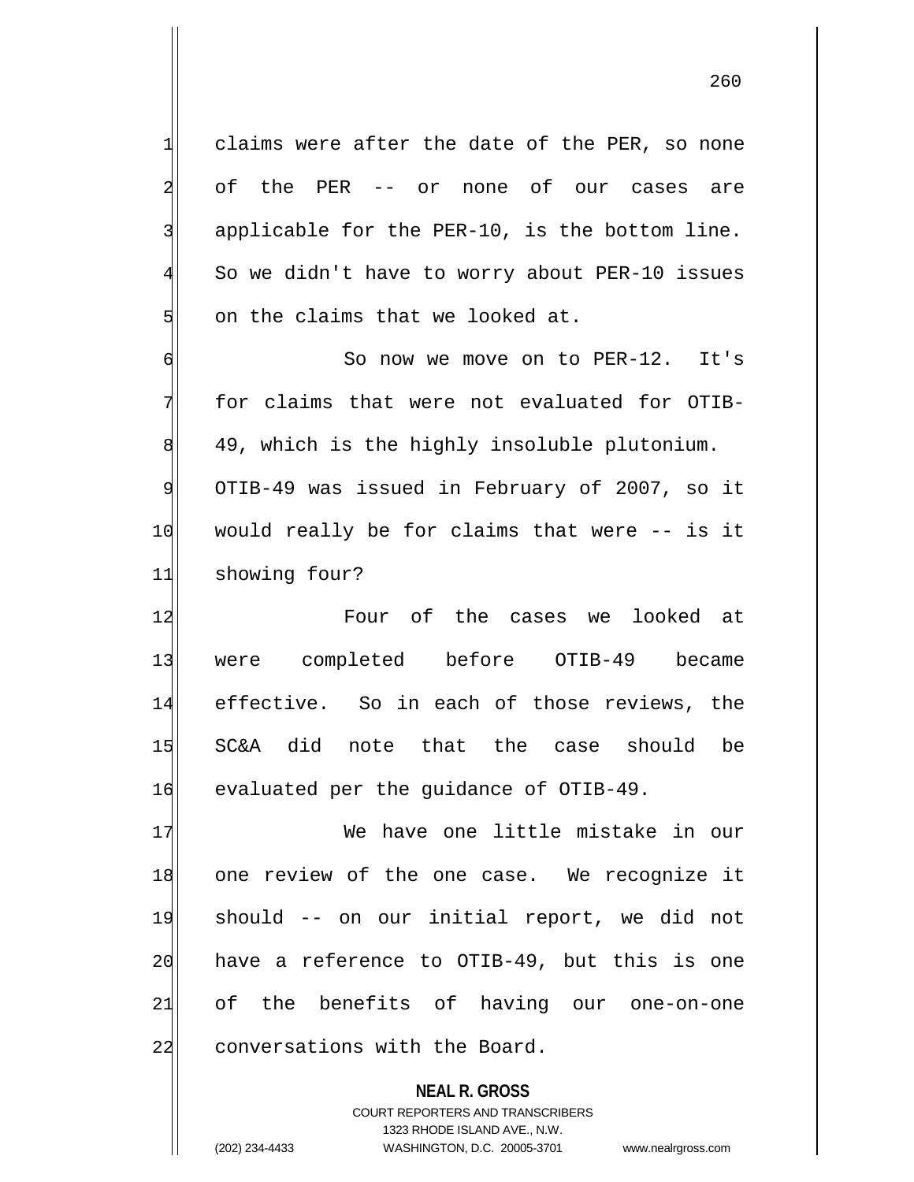claims were after the date of the PER, so none of the PER -- or none of our cases are applicable for the PER-10, is the bottom line. So we didn't have to worry about PER-10 issues on the claims that we looked at.

So now we move on to PER-12. It's for claims that were not evaluated for OTIB-49, which is the highly insoluble plutonium. OTIB-49 was issued in February of 2007, so it would really be for claims that were -- is it showing four?

Four of the cases we looked at were completed before OTIB-49 became effective. So in each of those reviews, the SC&A did note that the case should be evaluated per the guidance of OTIB-49.

We have one little mistake in our one review of the one case. We recognize it should -- on our initial report, we did not have a reference to OTIB-49, but this is one of the benefits of having our one-on-one conversations with the Board.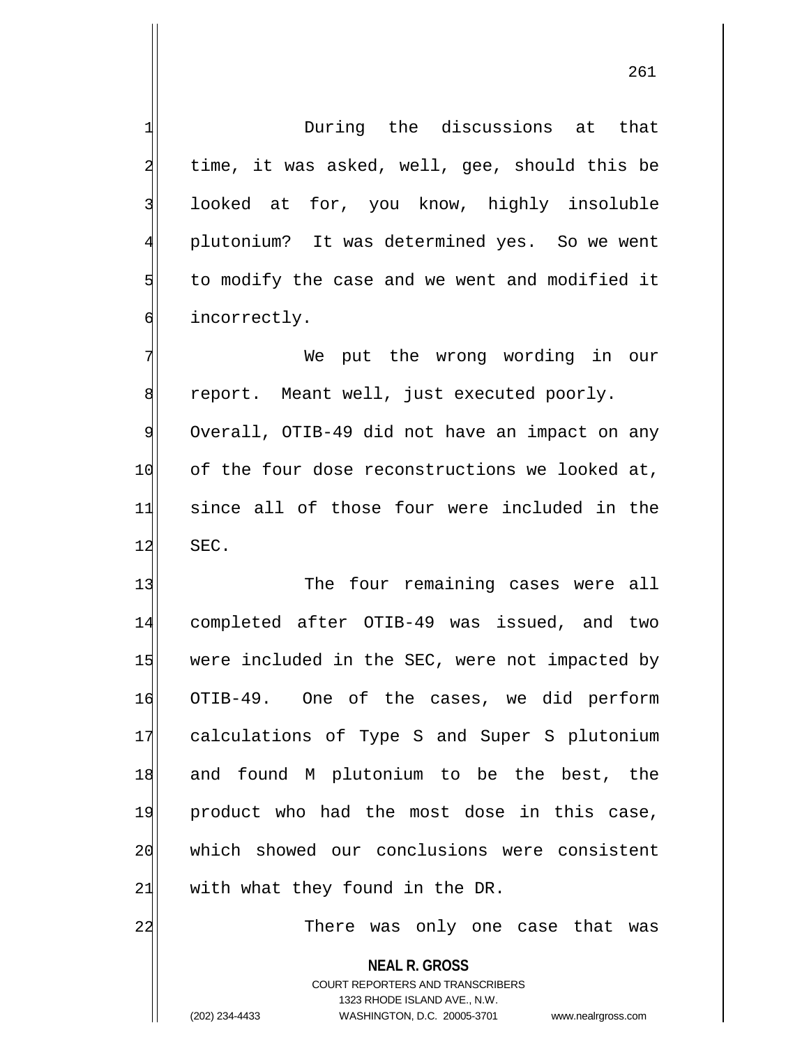During the discussions at that time, it was asked, well, gee, should this be looked at for, you know, highly insoluble plutonium? It was determined yes. So we went to modify the case and we went and modified it incorrectly.

We put the wrong wording in our report. Meant well, just executed poorly. Overall, OTIB-49 did not have an impact on any of the four dose reconstructions we looked at, since all of those four were included in the SEC.

The four remaining cases were all completed after OTIB-49 was issued, and two were included in the SEC, were not impacted by OTIB-49. One of the cases, we did perform calculations of Type S and Super S plutonium and found M plutonium to be the best, the product who had the most dose in this case, which showed our conclusions were consistent with what they found in the DR.

There was only one case that was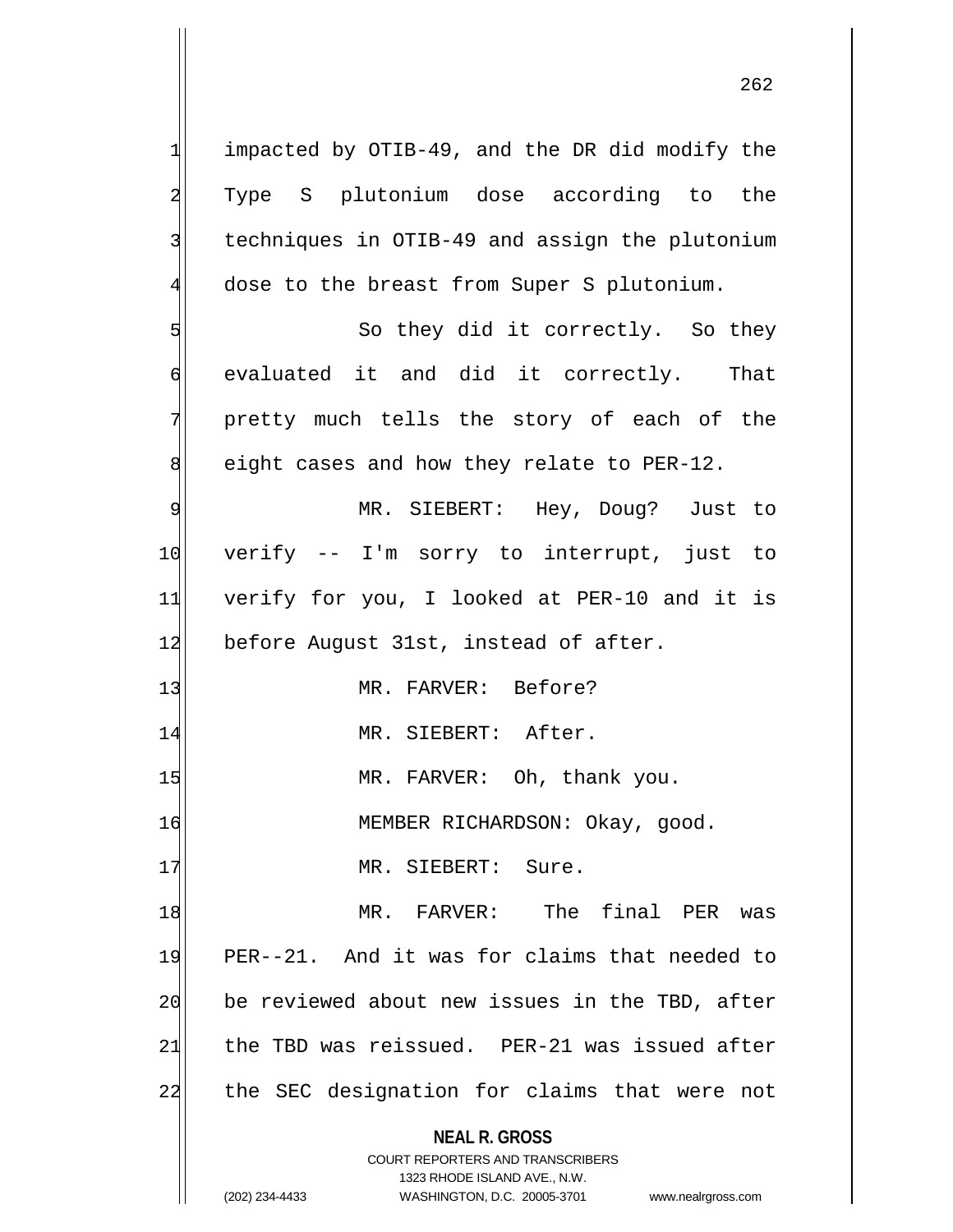impacted by OTIB-49, and the DR did modify the Type S plutonium dose according to the techniques in OTIB-49 and assign the plutonium dose to the breast from Super S plutonium.

So they did it correctly. So they evaluated it and did it correctly. That pretty much tells the story of each of the eight cases and how they relate to PER-12.

MR. SIEBERT: Hey, Doug? Just to verify -- I'm sorry to interrupt, just to verify for you, I looked at PER-10 and it is before August 31st, instead of after.

MR. FARVER: Before?

MR. SIEBERT: After.

MR. FARVER: Oh, thank you.

MEMBER RICHARDSON: Okay, good.

MR. SIEBERT: Sure.

MR. FARVER: The final PER was PER--21. And it was for claims that needed to be reviewed about new issues in the TBD, after the TBD was reissued. PER-21 was issued after the SEC designation for claims that were not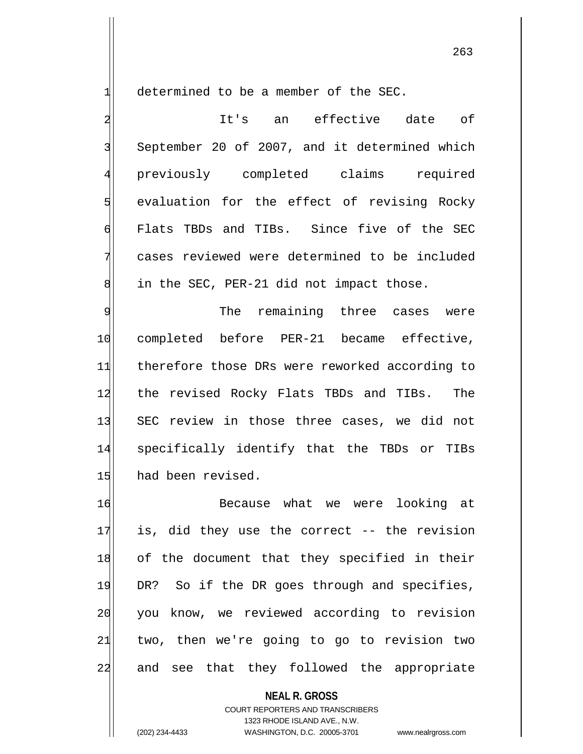determined to be a member of the SEC.

It's an effective date of September 20 of 2007, and it determined which previously completed claims required evaluation for the effect of revising Rocky Flats TBDs and TIBs. Since five of the SEC cases reviewed were determined to be included in the SEC, PER-21 did not impact those.

The remaining three cases were completed before PER-21 became effective, therefore those DRs were reworked according to the revised Rocky Flats TBDs and TIBs. The SEC review in those three cases, we did not specifically identify that the TBDs or TIBs had been revised.

Because what we were looking at is, did they use the correct -- the revision of the document that they specified in their DR? So if the DR goes through and specifies, you know, we reviewed according to revision two, then we're going to go to revision two and see that they followed the appropriate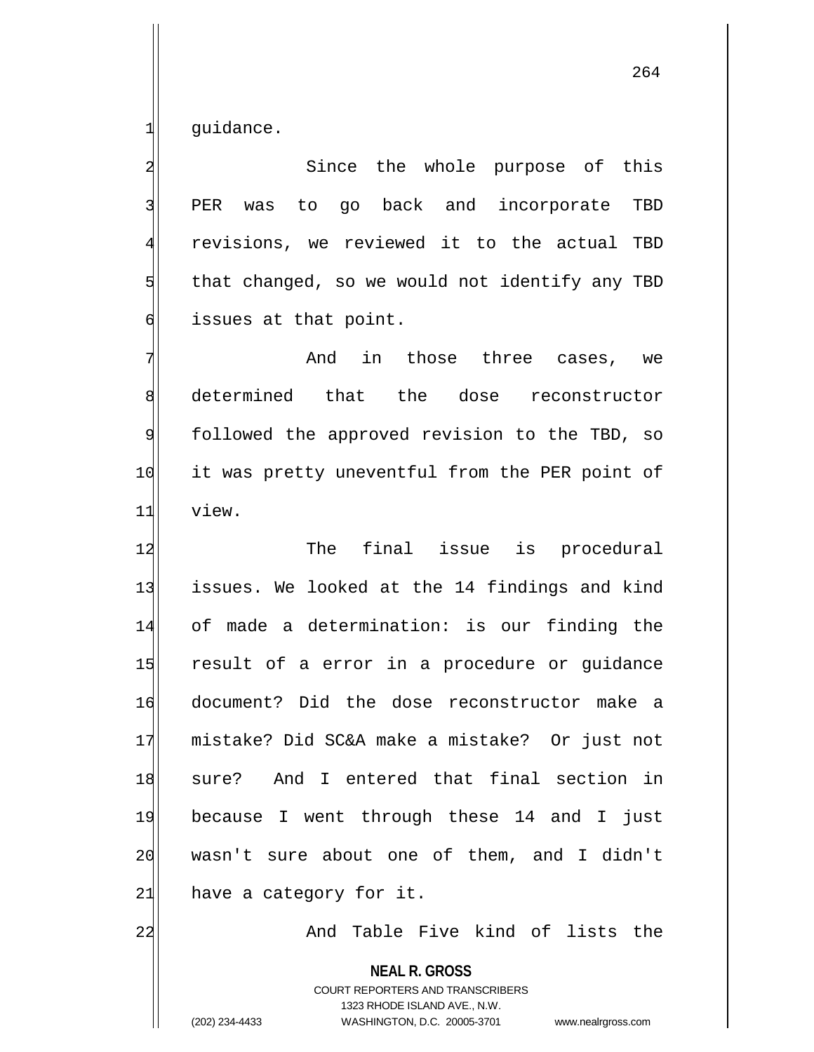guidance.

Since the whole purpose of this PER was to go back and incorporate TBD revisions, we reviewed it to the actual TBD that changed, so we would not identify any TBD issues at that point.

And in those three cases, we determined that the dose reconstructor followed the approved revision to the TBD, so it was pretty uneventful from the PER point of view.

The final issue is procedural issues. We looked at the 14 findings and kind of made a determination: is our finding the result of a error in a procedure or guidance document? Did the dose reconstructor make a mistake? Did SC&A make a mistake? Or just not sure? And I entered that final section in because I went through these 14 and I just wasn't sure about one of them, and I didn't have a category for it.

And Table Five kind of lists the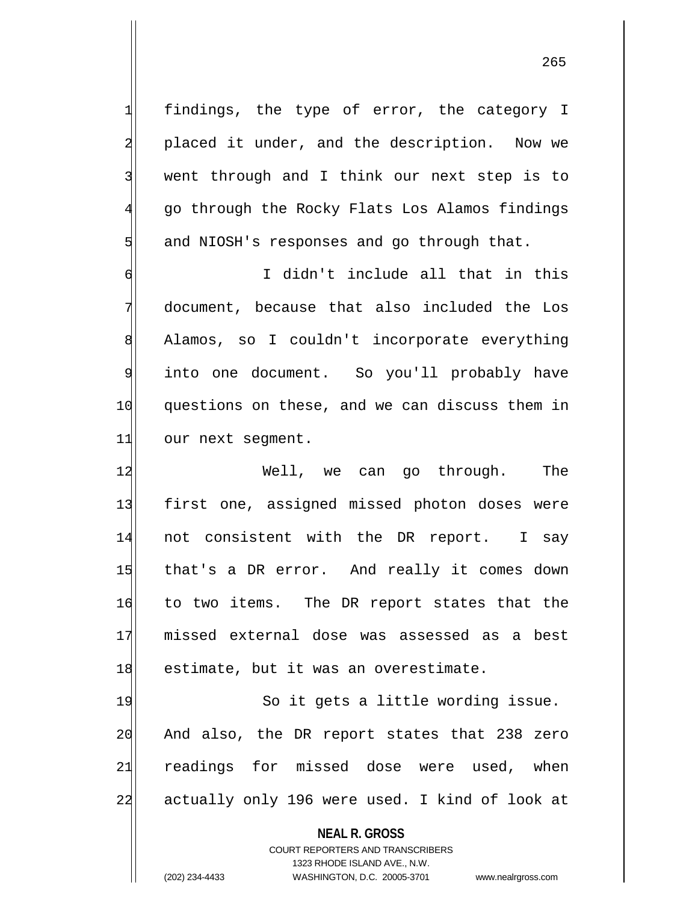findings, the type of error, the category I placed it under, and the description. Now we went through and I think our next step is to go through the Rocky Flats Los Alamos findings and NIOSH's responses and go through that.

I didn't include all that in this document, because that also included the Los Alamos, so I couldn't incorporate everything into one document. So you'll probably have questions on these, and we can discuss them in our next segment.

Well, we can go through. The first one, assigned missed photon doses were not consistent with the DR report. I say that's a DR error. And really it comes down to two items. The DR report states that the missed external dose was assessed as a best estimate, but it was an overestimate.

So it gets a little wording issue. And also, the DR report states that 238 zero readings for missed dose were used, when actually only 196 were used. I kind of look at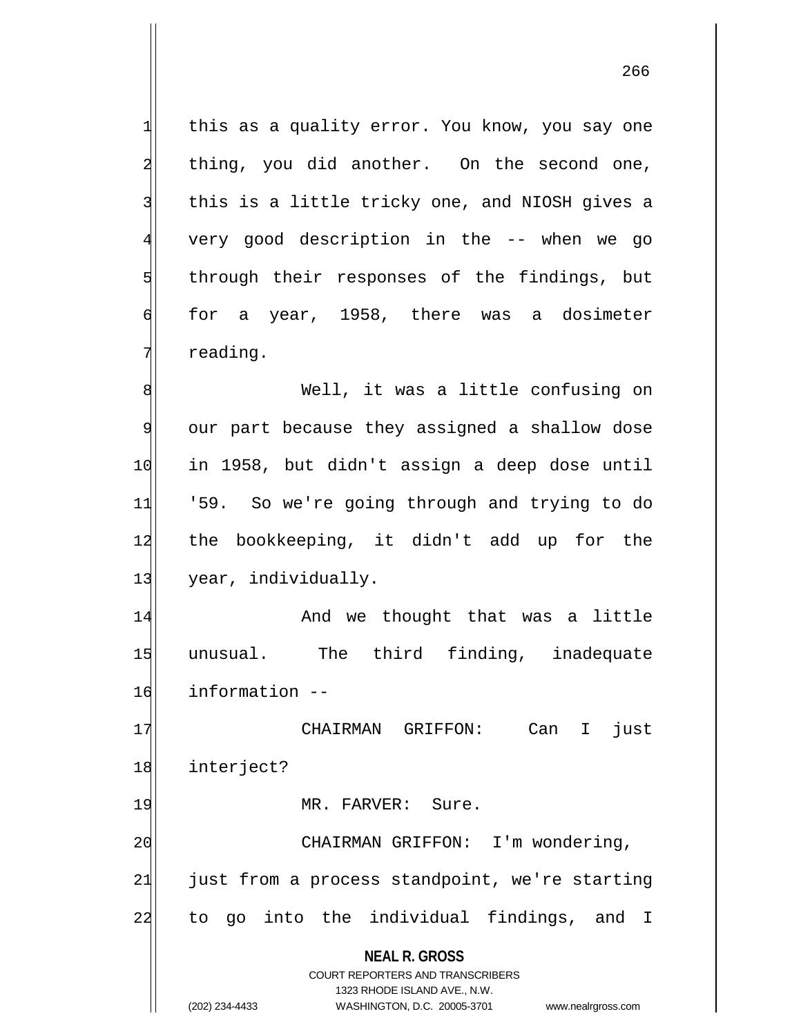this as a quality error. You know, you say one thing, you did another. On the second one, this is a little tricky one, and NIOSH gives a very good description in the -- when we go through their responses of the findings, but for a year, 1958, there was a dosimeter reading.

Well, it was a little confusing on our part because they assigned a shallow dose in 1958, but didn't assign a deep dose until '59. So we're going through and trying to do the bookkeeping, it didn't add up for the year, individually.

And we thought that was a little unusual. The third finding, inadequate information --

CHAIRMAN GRIFFON: Can I just interject?

MR. FARVER: Sure.

CHAIRMAN GRIFFON: I'm wondering, just from a process standpoint, we're starting to go into the individual findings, and I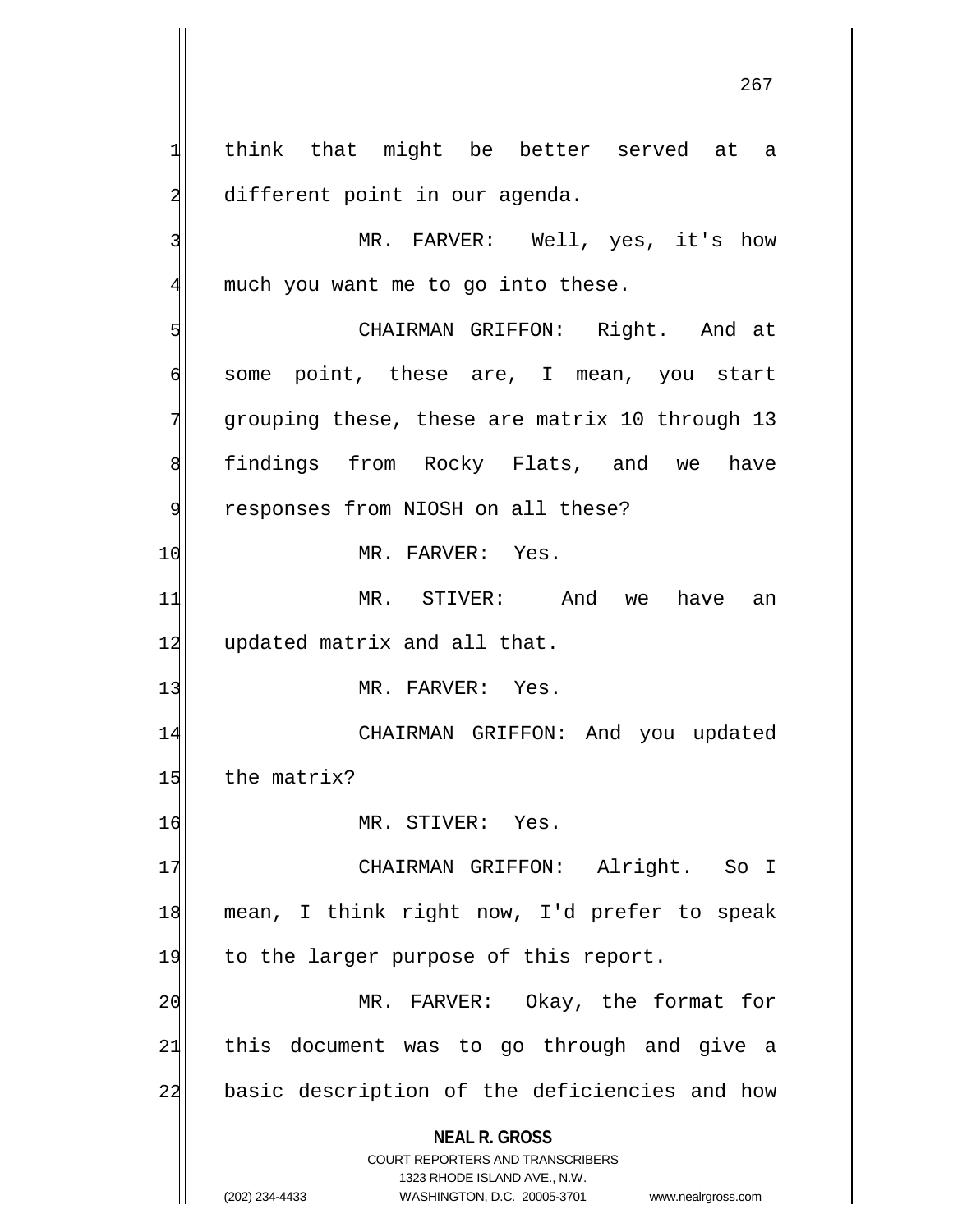think that might be better served at a different point in our agenda.

MR. FARVER: Well, yes, it's how much you want me to go into these.

CHAIRMAN GRIFFON: Right. And at some point, these are, I mean, you start grouping these, these are matrix 10 through 13 findings from Rocky Flats, and we have responses from NIOSH on all these?

MR. FARVER: Yes.

MR. STIVER: And we have an updated matrix and all that.

MR. FARVER: Yes.

CHAIRMAN GRIFFON: And you updated the matrix?

MR. STIVER: Yes.

CHAIRMAN GRIFFON: Alright. So I mean, I think right now, I'd prefer to speak to the larger purpose of this report.

MR. FARVER: Okay, the format for this document was to go through and give a basic description of the deficiencies and how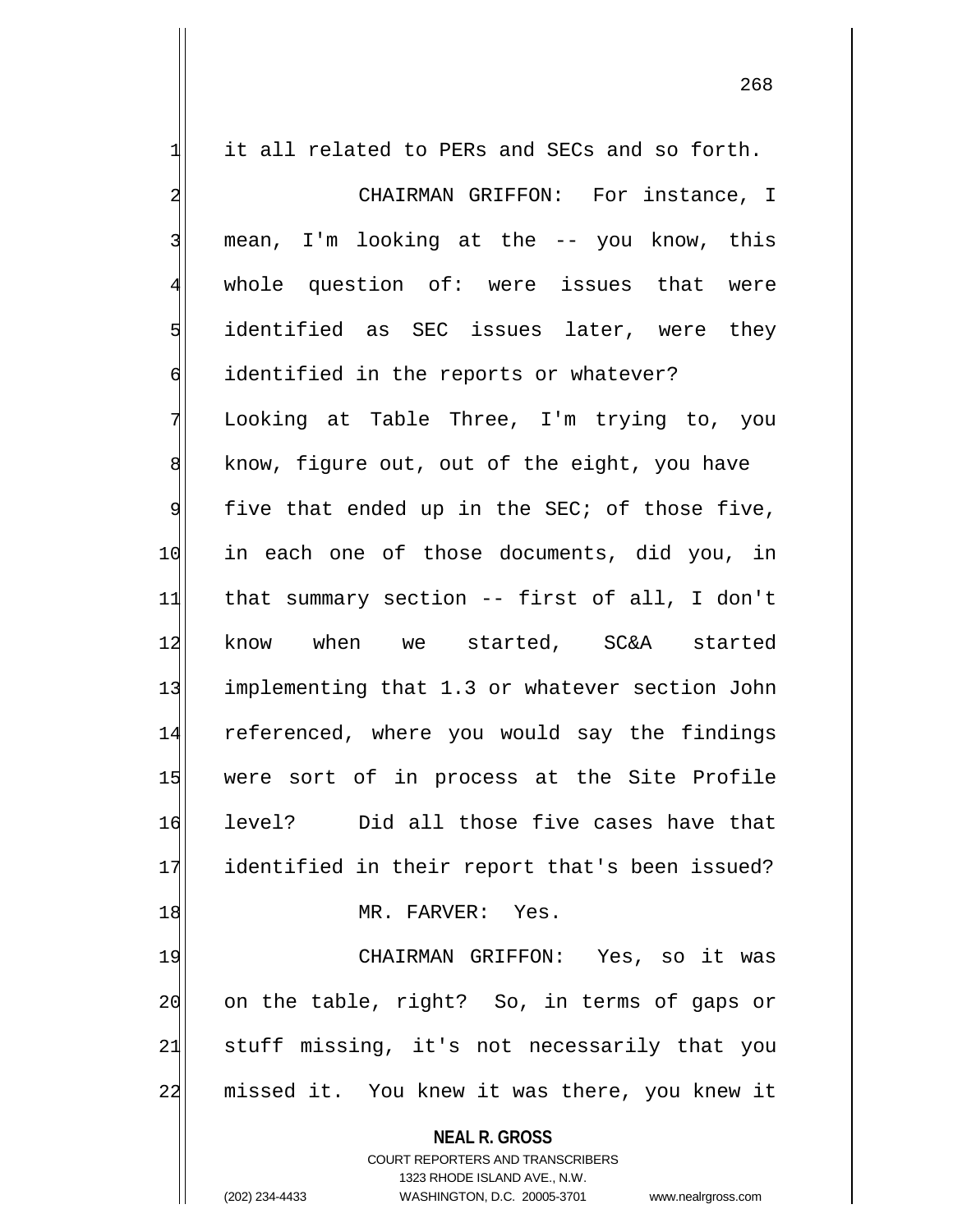it all related to PERs and SECs and so forth.

CHAIRMAN GRIFFON: For instance, I mean, I'm looking at the -- you know, this whole question of: were issues that were identified as SEC issues later, were they identified in the reports or whatever? Looking at Table Three, I'm trying to, you know, figure out, out of the eight, you have five that ended up in the SEC; of those five, in each one of those documents, did you, in that summary section -- first of all, I don't know when we started, SC&A started implementing that 1.3 or whatever section John referenced, where you would say the findings were sort of in process at the Site Profile level? Did all those five cases have that identified in their report that's been issued?

MR. FARVER: Yes.

CHAIRMAN GRIFFON: Yes, so it was on the table, right? So, in terms of gaps or stuff missing, it's not necessarily that you missed it. You knew it was there, you knew it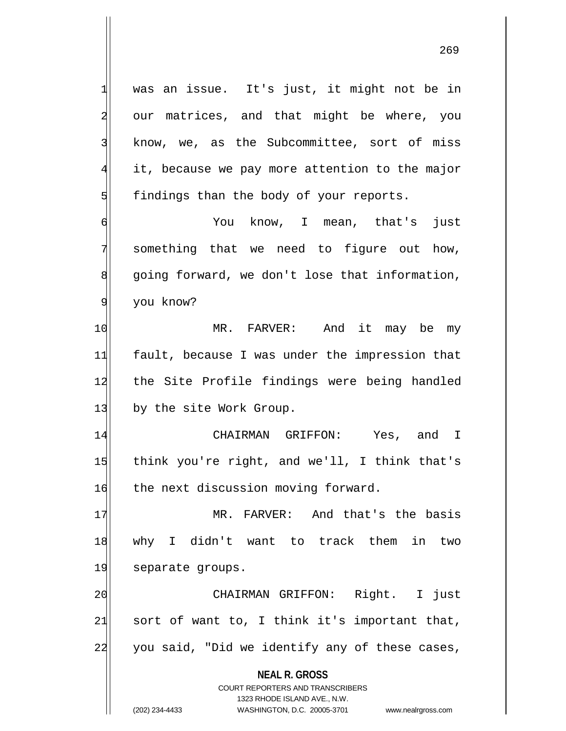was an issue. It's just, it might not be in our matrices, and that might be where, you know, we, as the Subcommittee, sort of miss it, because we pay more attention to the major findings than the body of your reports.

You know, I mean, that's just something that we need to figure out how, going forward, we don't lose that information, you know?

MR. FARVER: And it may be my fault, because I was under the impression that the Site Profile findings were being handled by the site Work Group.

CHAIRMAN GRIFFON: Yes, and I think you're right, and we'll, I think that's the next discussion moving forward.

MR. FARVER: And that's the basis why I didn't want to track them in two separate groups.

CHAIRMAN GRIFFON: Right. I just sort of want to, I think it's important that, you said, "Did we identify any of these cases,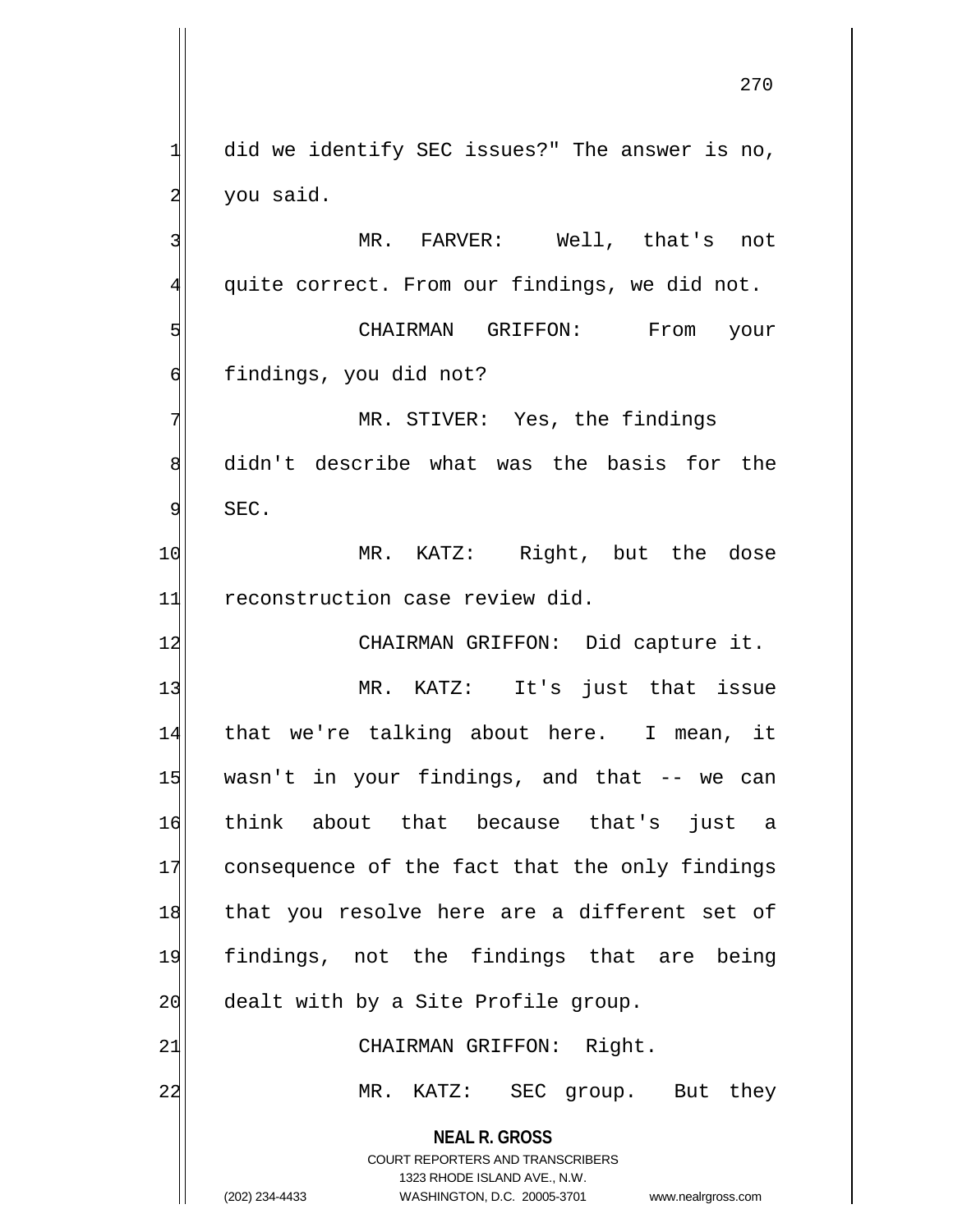did we identify SEC issues?" The answer is no, you said.

MR. FARVER: Well, that's not quite correct. From our findings, we did not.

CHAIRMAN GRIFFON: From your findings, you did not?

MR. STIVER: Yes, the findings didn't describe what was the basis for the SEC.

MR. KATZ: Right, but the dose reconstruction case review did.

CHAIRMAN GRIFFON: Did capture it.

MR. KATZ: It's just that issue that we're talking about here. I mean, it wasn't in your findings, and that -- we can think about that because that's just a consequence of the fact that the only findings that you resolve here are a different set of findings, not the findings that are being dealt with by a Site Profile group.

CHAIRMAN GRIFFON: Right.

MR. KATZ: SEC group. But they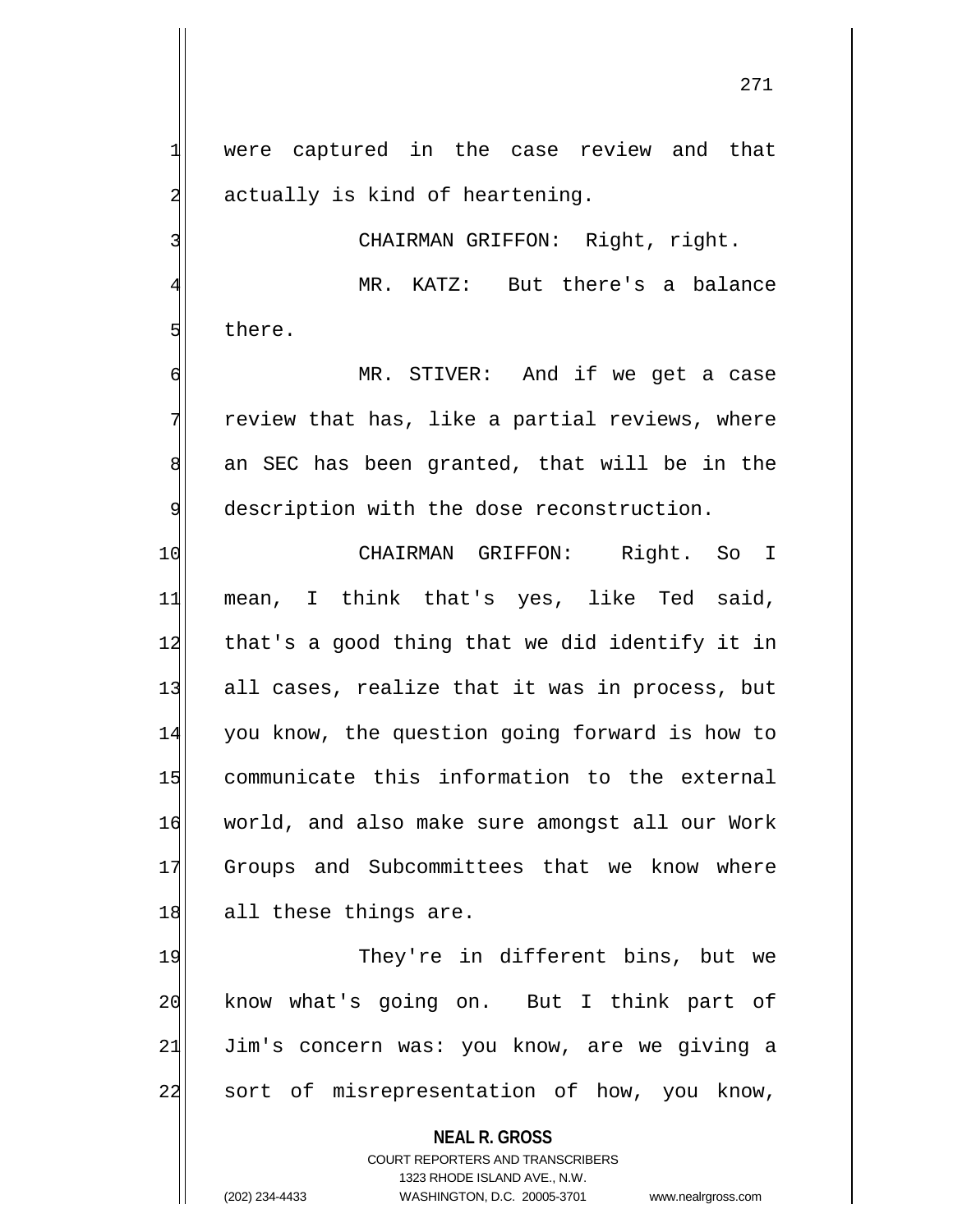were captured in the case review and that actually is kind of heartening.

CHAIRMAN GRIFFON: Right, right.

MR. KATZ: But there's a balance there.

MR. STIVER: And if we get a case review that has, like a partial reviews, where an SEC has been granted, that will be in the description with the dose reconstruction.

CHAIRMAN GRIFFON: Right. So I mean, I think that's yes, like Ted said, that's a good thing that we did identify it in all cases, realize that it was in process, but you know, the question going forward is how to communicate this information to the external world, and also make sure amongst all our Work Groups and Subcommittees that we know where all these things are.

They're in different bins, but we know what's going on. But I think part of Jim's concern was: you know, are we giving a sort of misrepresentation of how, you know,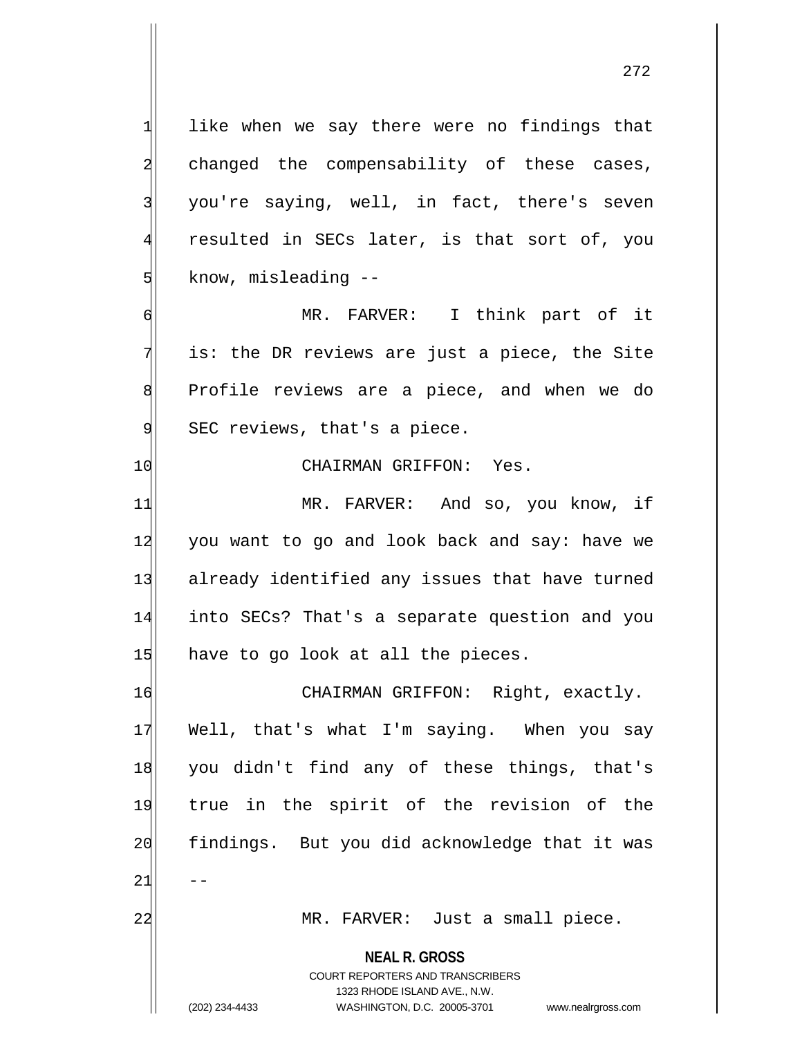like when we say there were no findings that changed the compensability of these cases, you're saying, well, in fact, there's seven resulted in SECs later, is that sort of, you know, misleading --

MR. FARVER: I think part of it is: the DR reviews are just a piece, the Site Profile reviews are a piece, and when we do SEC reviews, that's a piece.

CHAIRMAN GRIFFON: Yes.

MR. FARVER: And so, you know, if you want to go and look back and say: have we already identified any issues that have turned into SECs? That's a separate question and you have to go look at all the pieces.

CHAIRMAN GRIFFON: Right, exactly. Well, that's what I'm saying. When you say you didn't find any of these things, that's true in the spirit of the revision of the findings. But you did acknowledge that it was --

MR. FARVER: Just a small piece.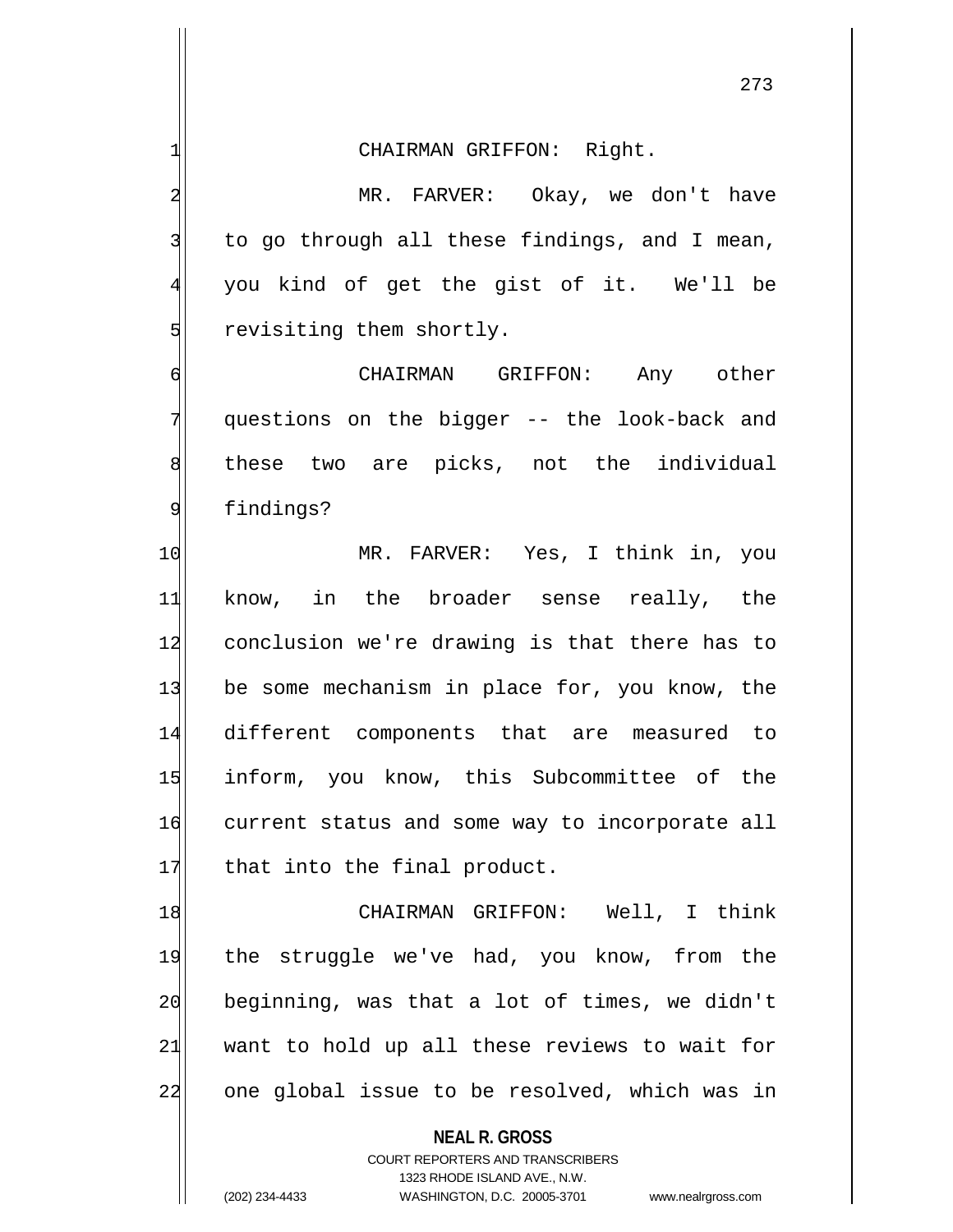CHAIRMAN GRIFFON: Right.

MR. FARVER: Okay, we don't have to go through all these findings, and I mean, you kind of get the gist of it. We'll be revisiting them shortly.

CHAIRMAN GRIFFON: Any other questions on the bigger -- the look-back and these two are picks, not the individual findings?

MR. FARVER: Yes, I think in, you know, in the broader sense really, the conclusion we're drawing is that there has to be some mechanism in place for, you know, the different components that are measured to inform, you know, this Subcommittee of the current status and some way to incorporate all that into the final product.

CHAIRMAN GRIFFON: Well, I think the struggle we've had, you know, from the beginning, was that a lot of times, we didn't want to hold up all these reviews to wait for one global issue to be resolved, which was in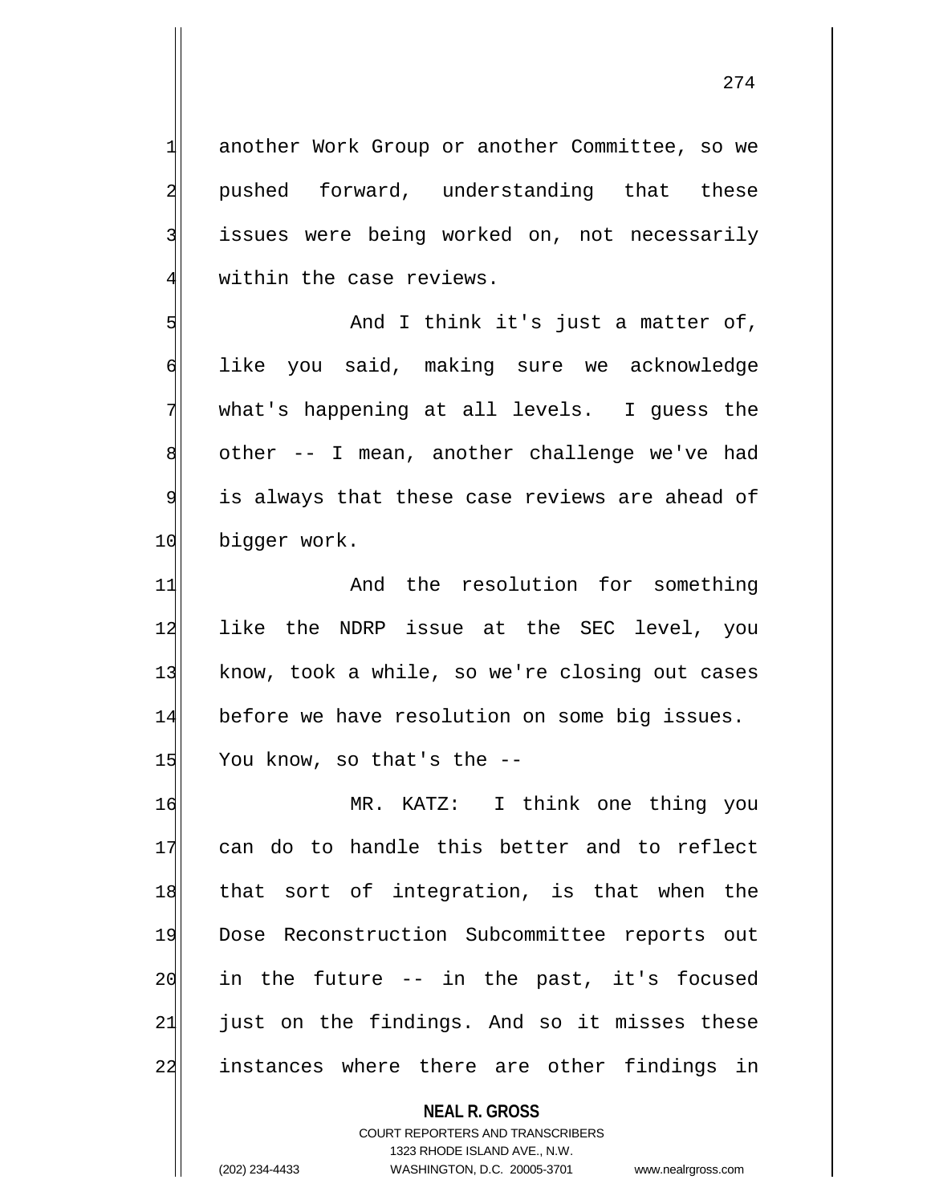another Work Group or another Committee, so we pushed forward, understanding that these issues were being worked on, not necessarily within the case reviews.

And I think it's just a matter of, like you said, making sure we acknowledge what's happening at all levels. I guess the other -- I mean, another challenge we've had is always that these case reviews are ahead of bigger work.

And the resolution for something like the NDRP issue at the SEC level, you know, took a while, so we're closing out cases before we have resolution on some big issues. You know, so that's the --

MR. KATZ: I think one thing you can do to handle this better and to reflect that sort of integration, is that when the Dose Reconstruction Subcommittee reports out in the future -- in the past, it's focused just on the findings. And so it misses these instances where there are other findings in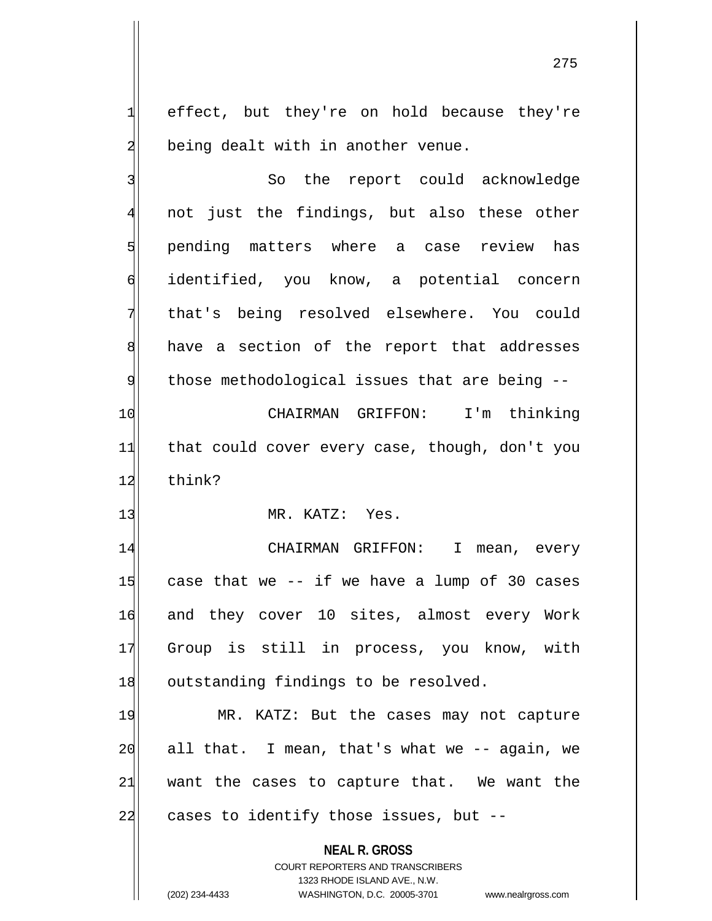effect, but they're on hold because they're being dealt with in another venue.

So the report could acknowledge not just the findings, but also these other pending matters where a case review has identified, you know, a potential concern that's being resolved elsewhere. You could have a section of the report that addresses those methodological issues that are being --

CHAIRMAN GRIFFON: I'm thinking that could cover every case, though, don't you think?

MR. KATZ: Yes.

CHAIRMAN GRIFFON: I mean, every case that we -- if we have a lump of 30 cases and they cover 10 sites, almost every Work Group is still in process, you know, with outstanding findings to be resolved.

MR. KATZ: But the cases may not capture all that. I mean, that's what we -- again, we want the cases to capture that. We want the cases to identify those issues, but --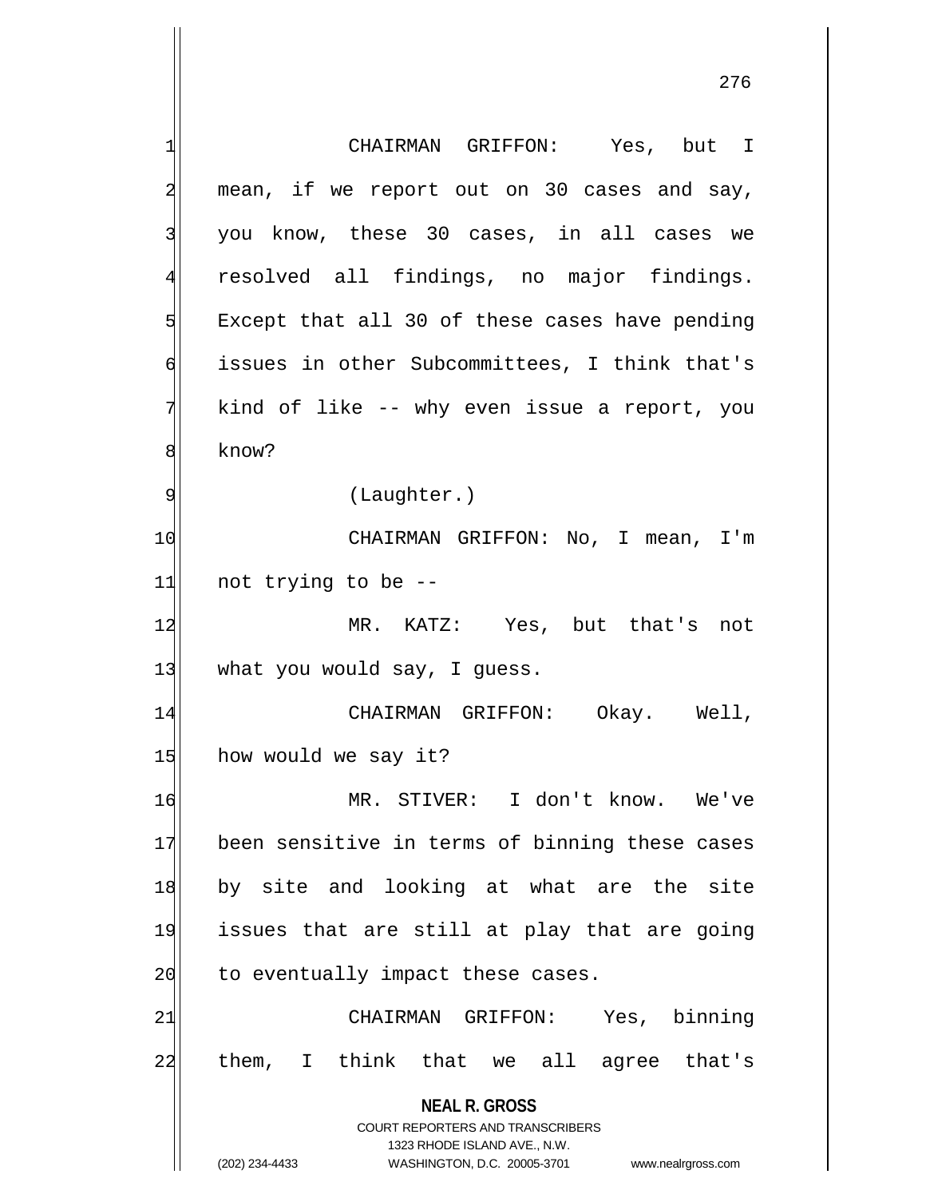CHAIRMAN GRIFFON: Yes, but I mean, if we report out on 30 cases and say, you know, these 30 cases, in all cases we resolved all findings, no major findings. Except that all 30 of these cases have pending issues in other Subcommittees, I think that's kind of like -- why even issue a report, you know?

(Laughter.)

CHAIRMAN GRIFFON: No, I mean, I'm not trying to be --

MR. KATZ: Yes, but that's not what you would say, I guess.

CHAIRMAN GRIFFON: Okay. Well, how would we say it?

MR. STIVER: I don't know. We've been sensitive in terms of binning these cases by site and looking at what are the site issues that are still at play that are going to eventually impact these cases.

CHAIRMAN GRIFFON: Yes, binning them, I think that we all agree that's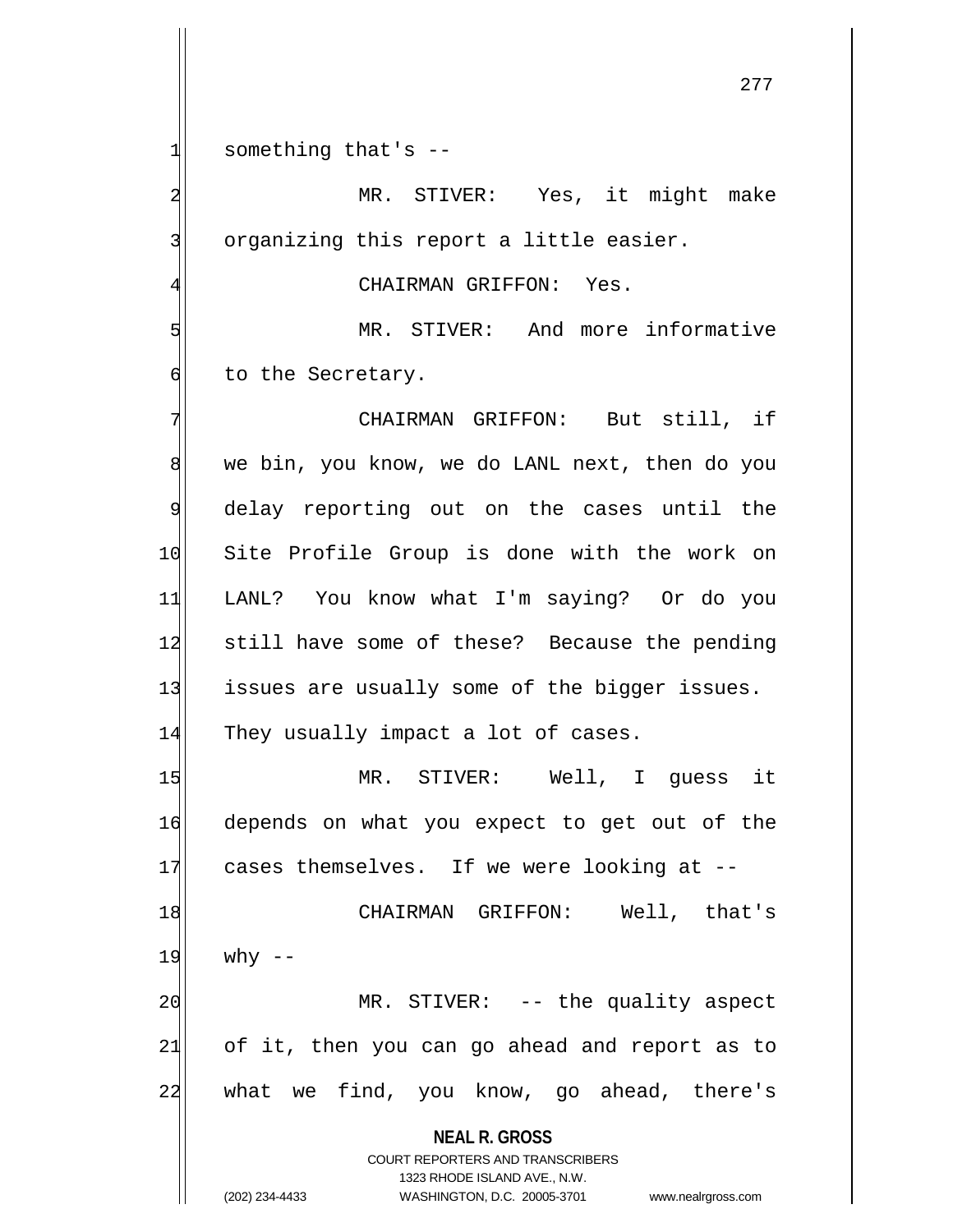something that's --

MR. STIVER: Yes, it might make organizing this report a little easier.

CHAIRMAN GRIFFON: Yes.

MR. STIVER: And more informative to the Secretary.

CHAIRMAN GRIFFON: But still, if we bin, you know, we do LANL next, then do you delay reporting out on the cases until the Site Profile Group is done with the work on LANL? You know what I'm saying? Or do you still have some of these? Because the pending issues are usually some of the bigger issues. They usually impact a lot of cases.

MR. STIVER: Well, I guess it depends on what you expect to get out of the cases themselves. If we were looking at --

CHAIRMAN GRIFFON: Well, that's why --

MR. STIVER: -- the quality aspect of it, then you can go ahead and report as to what we find, you know, go ahead, there's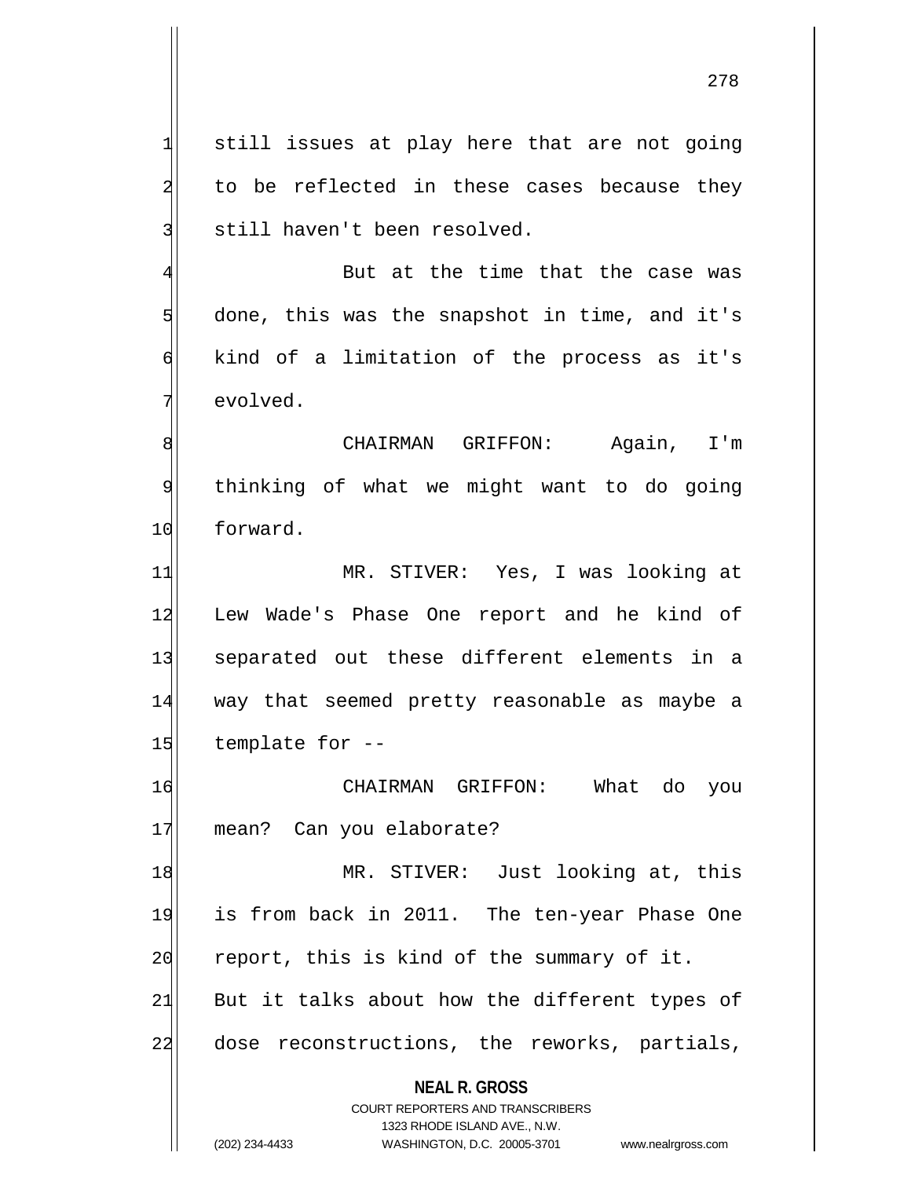still issues at play here that are not going to be reflected in these cases because they still haven't been resolved.

But at the time that the case was done, this was the snapshot in time, and it's kind of a limitation of the process as it's evolved.

CHAIRMAN GRIFFON: Again, I'm thinking of what we might want to do going forward.

MR. STIVER: Yes, I was looking at Lew Wade's Phase One report and he kind of separated out these different elements in a way that seemed pretty reasonable as maybe a template for --

CHAIRMAN GRIFFON: What do you mean? Can you elaborate?

MR. STIVER: Just looking at, this is from back in 2011. The ten-year Phase One report, this is kind of the summary of it. But it talks about how the different types of dose reconstructions, the reworks, partials,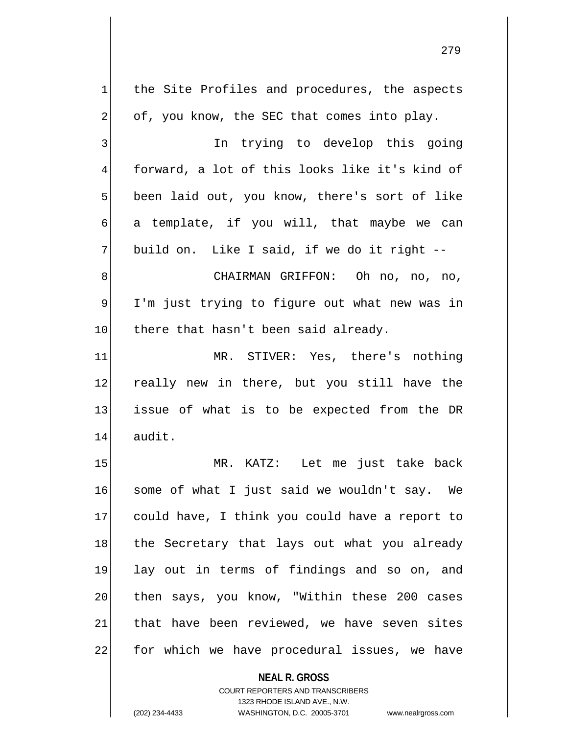the Site Profiles and procedures, the aspects of, you know, the SEC that comes into play.

In trying to develop this going forward, a lot of this looks like it's kind of been laid out, you know, there's sort of like a template, if you will, that maybe we can build on. Like I said, if we do it right --

CHAIRMAN GRIFFON: Oh no, no, no, I'm just trying to figure out what new was in there that hasn't been said already.

MR. STIVER: Yes, there's nothing really new in there, but you still have the issue of what is to be expected from the DR audit.

MR. KATZ: Let me just take back some of what I just said we wouldn't say. We could have, I think you could have a report to the Secretary that lays out what you already lay out in terms of findings and so on, and then says, you know, "Within these 200 cases that have been reviewed, we have seven sites for which we have procedural issues, we have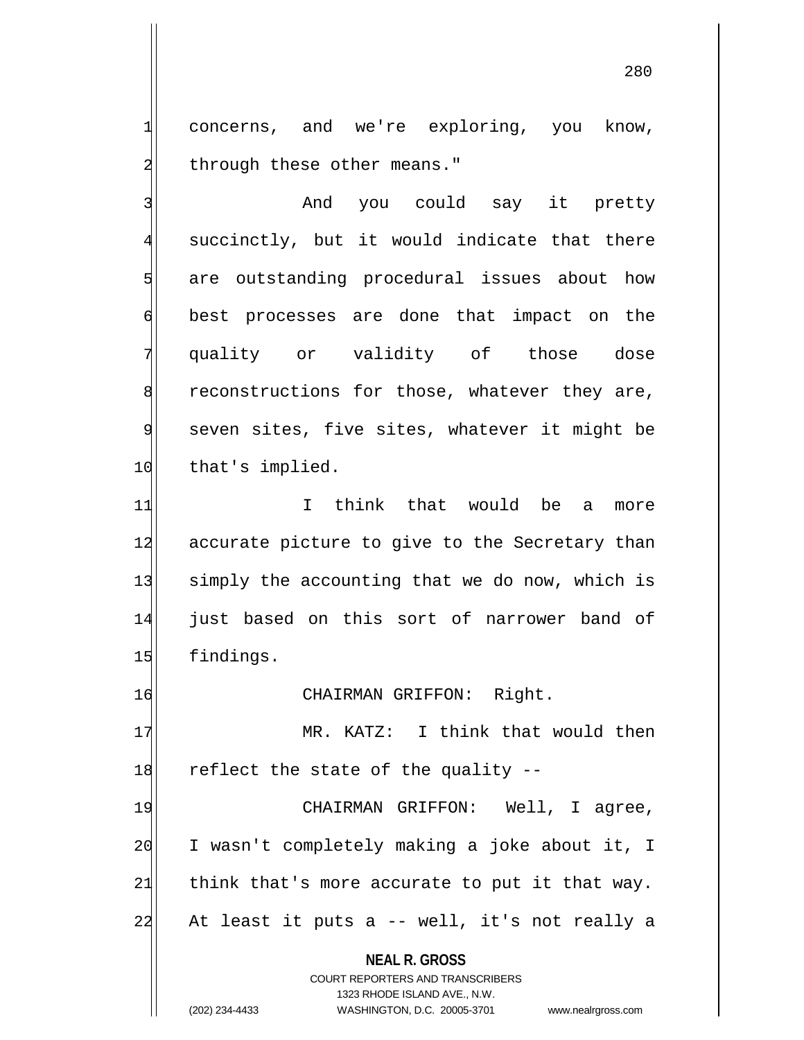concerns, and we're exploring, you know, through these other means."

And you could say it pretty succinctly, but it would indicate that there are outstanding procedural issues about how best processes are done that impact on the quality or validity of those dose reconstructions for those, whatever they are, seven sites, five sites, whatever it might be that's implied.

I think that would be a more accurate picture to give to the Secretary than simply the accounting that we do now, which is just based on this sort of narrower band of findings.

CHAIRMAN GRIFFON: Right.

MR. KATZ: I think that would then reflect the state of the quality --

CHAIRMAN GRIFFON: Well, I agree, I wasn't completely making a joke about it, I think that's more accurate to put it that way. At least it puts a -- well, it's not really a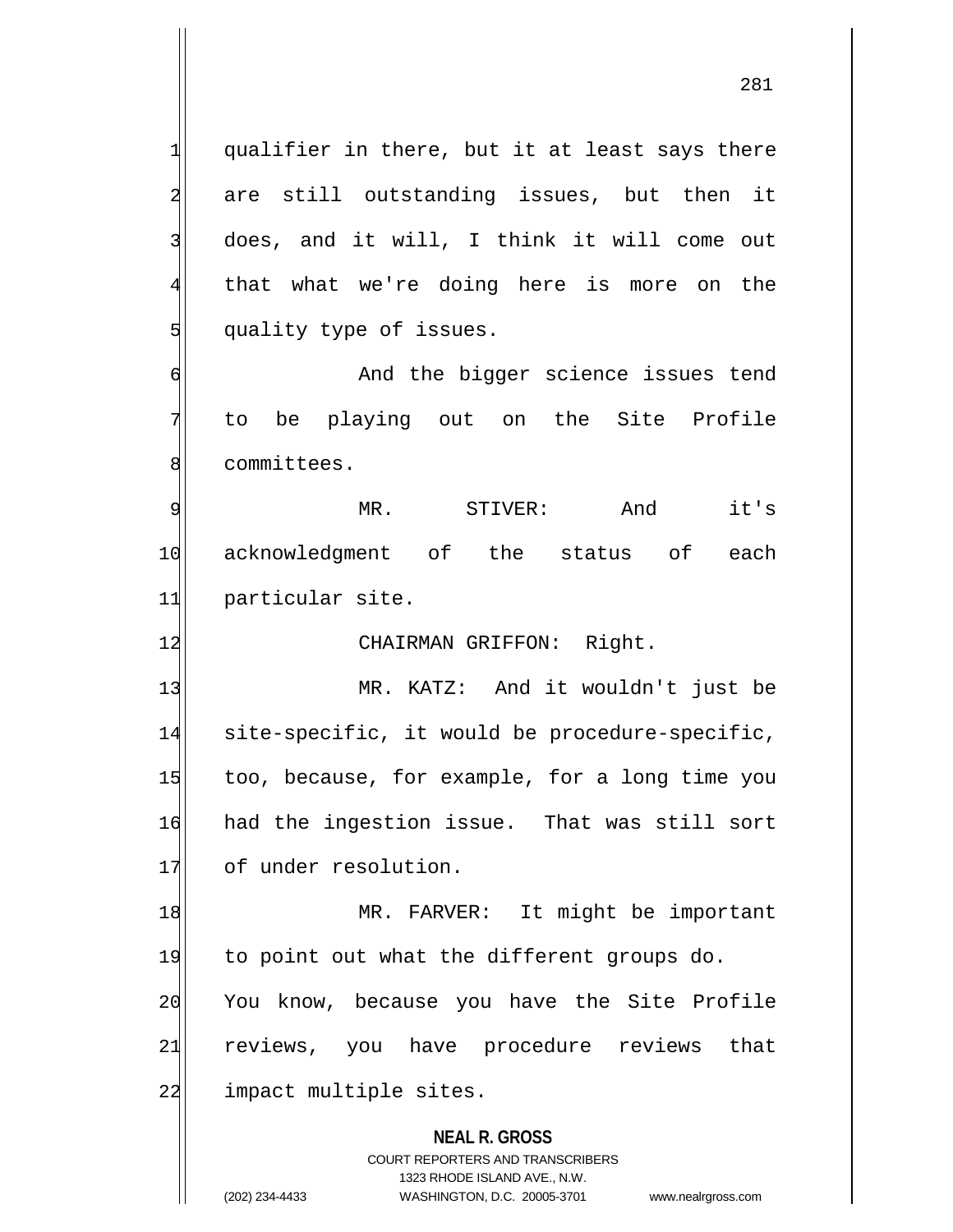qualifier in there, but it at least says there are still outstanding issues, but then it does, and it will, I think it will come out that what we're doing here is more on the quality type of issues.

And the bigger science issues tend to be playing out on the Site Profile committees.

MR. STIVER: And it's acknowledgment of the status of each particular site.

CHAIRMAN GRIFFON: Right.

MR. KATZ: And it wouldn't just be site-specific, it would be procedure-specific, too, because, for example, for a long time you had the ingestion issue. That was still sort of under resolution.

MR. FARVER: It might be important to point out what the different groups do. You know, because you have the Site Profile reviews, you have procedure reviews that impact multiple sites.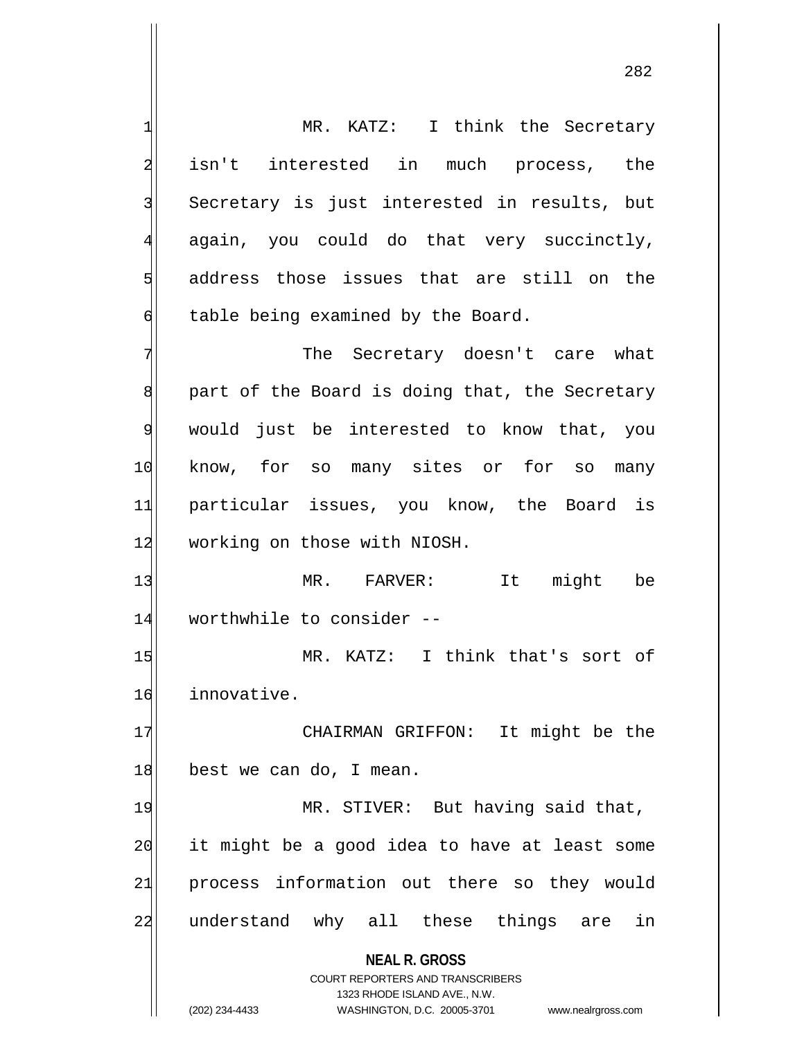MR. KATZ: I think the Secretary isn't interested in much process, the Secretary is just interested in results, but again, you could do that very succinctly, address those issues that are still on the table being examined by the Board.

The Secretary doesn't care what part of the Board is doing that, the Secretary would just be interested to know that, you know, for so many sites or for so many particular issues, you know, the Board is working on those with NIOSH.

MR. FARVER: It might be worthwhile to consider --

MR. KATZ: I think that's sort of innovative.

CHAIRMAN GRIFFON: It might be the best we can do, I mean.

MR. STIVER: But having said that, it might be a good idea to have at least some process information out there so they would understand why all these things are in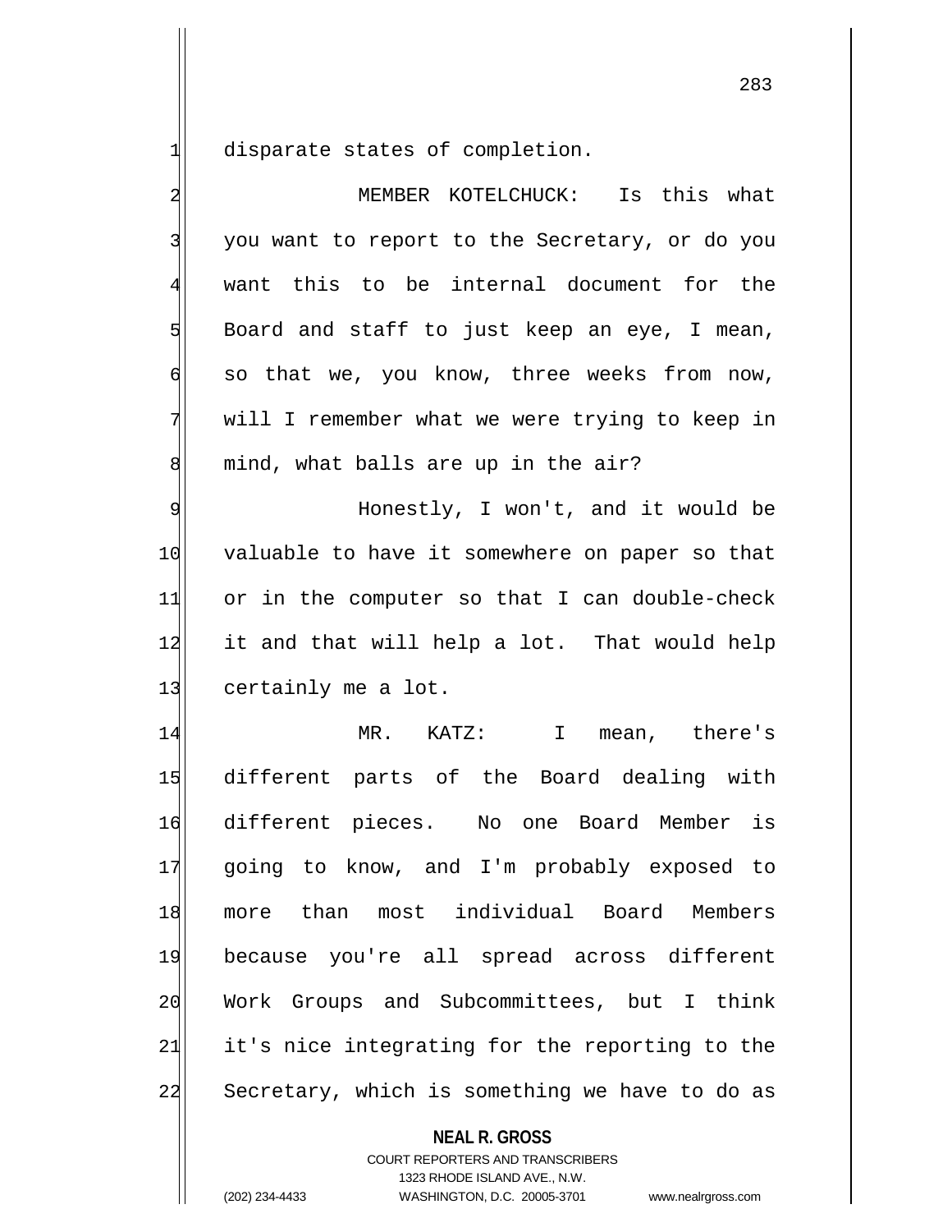disparate states of completion.

MEMBER KOTELCHUCK: Is this what you want to report to the Secretary, or do you want this to be internal document for the Board and staff to just keep an eye, I mean, so that we, you know, three weeks from now, will I remember what we were trying to keep in mind, what balls are up in the air?

Honestly, I won't, and it would be valuable to have it somewhere on paper so that or in the computer so that I can double-check it and that will help a lot. That would help certainly me a lot.

MR. KATZ: I mean, there's different parts of the Board dealing with different pieces. No one Board Member is going to know, and I'm probably exposed to more than most individual Board Members because you're all spread across different Work Groups and Subcommittees, but I think it's nice integrating for the reporting to the Secretary, which is something we have to do as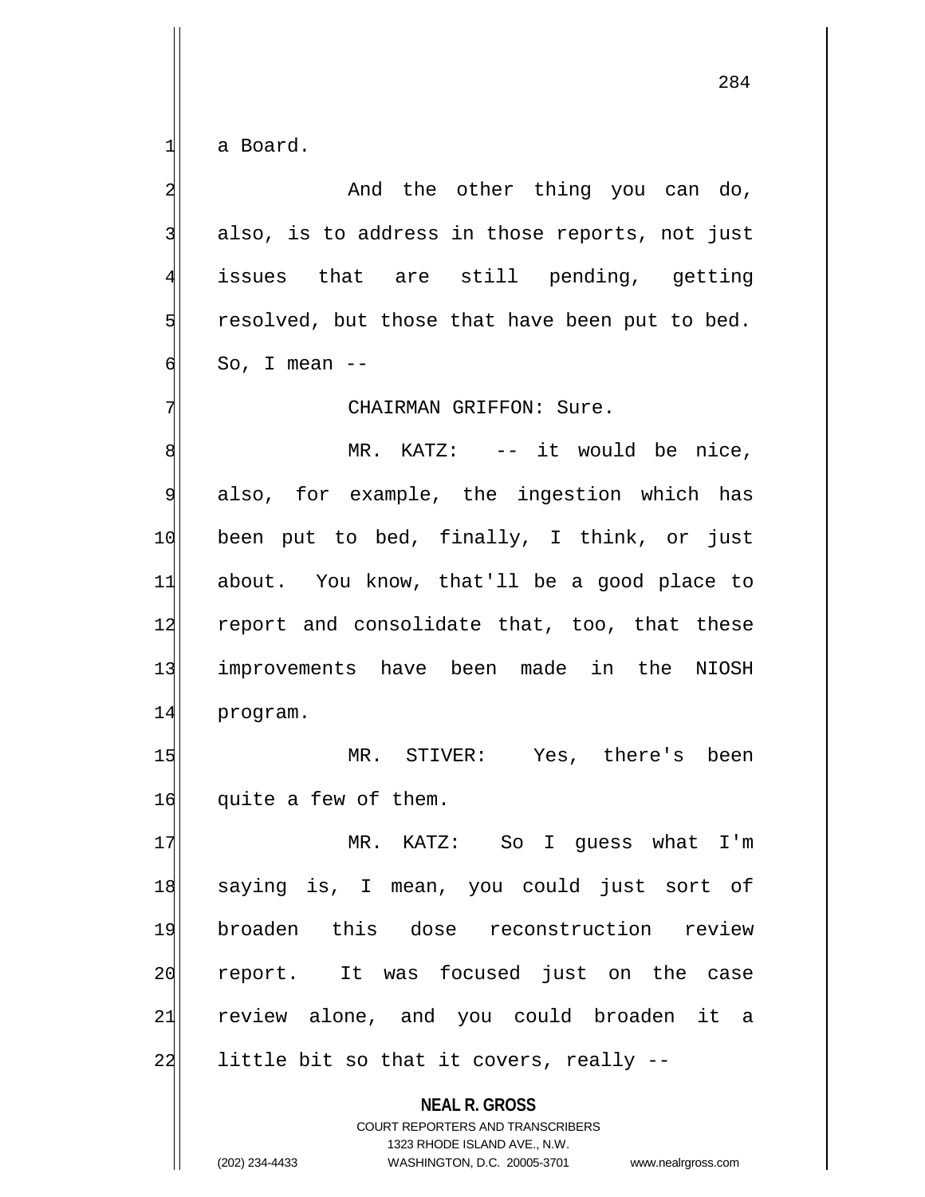a Board.

And the other thing you can do, also, is to address in those reports, not just issues that are still pending, getting resolved, but those that have been put to bed. So, I mean --

CHAIRMAN GRIFFON: Sure.

MR. KATZ: -- it would be nice, also, for example, the ingestion which has been put to bed, finally, I think, or just about. You know, that'll be a good place to report and consolidate that, too, that these improvements have been made in the NIOSH program.

MR. STIVER: Yes, there's been quite a few of them.

MR. KATZ: So I guess what I'm saying is, I mean, you could just sort of broaden this dose reconstruction review report. It was focused just on the case review alone, and you could broaden it a little bit so that it covers, really --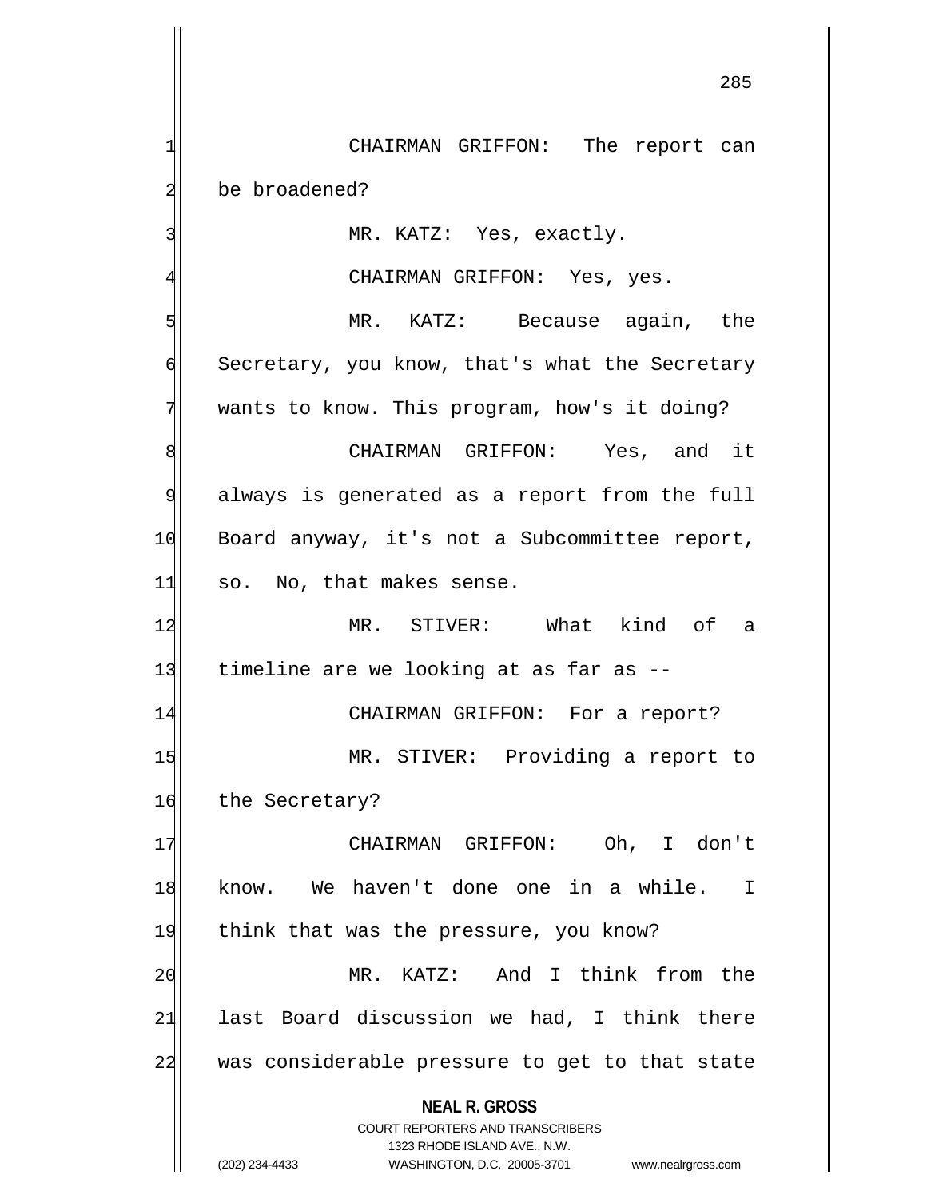CHAIRMAN GRIFFON: The report can be broadened?

MR. KATZ: Yes, exactly.

CHAIRMAN GRIFFON: Yes, yes.

MR. KATZ: Because again, the Secretary, you know, that's what the Secretary wants to know. This program, how's it doing?

CHAIRMAN GRIFFON: Yes, and it always is generated as a report from the full Board anyway, it's not a Subcommittee report, so. No, that makes sense.

MR. STIVER: What kind of a timeline are we looking at as far as --

CHAIRMAN GRIFFON: For a report?

MR. STIVER: Providing a report to the Secretary?

CHAIRMAN GRIFFON: Oh, I don't know. We haven't done one in a while. I think that was the pressure, you know?

MR. KATZ: And I think from the last Board discussion we had, I think there was considerable pressure to get to that state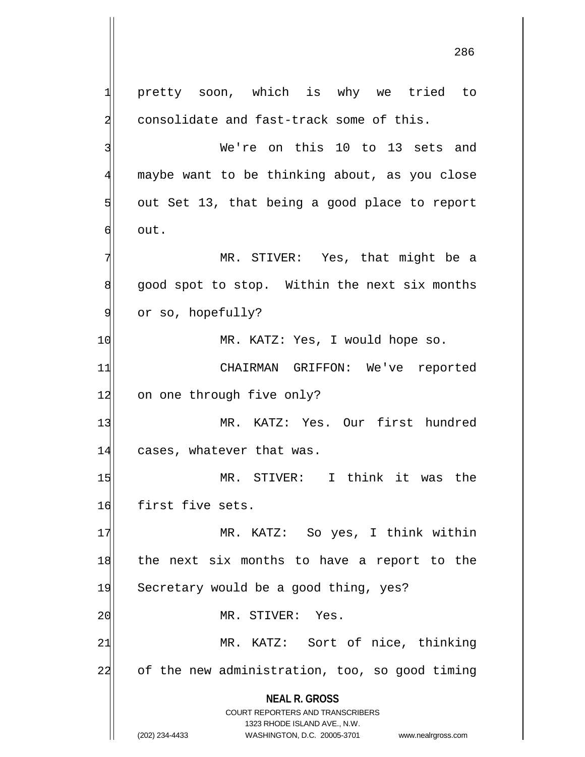pretty soon, which is why we tried to consolidate and fast-track some of this.

We're on this 10 to 13 sets and maybe want to be thinking about, as you close out Set 13, that being a good place to report out.

MR. STIVER: Yes, that might be a good spot to stop. Within the next six months or so, hopefully?

MR. KATZ: Yes, I would hope so.

CHAIRMAN GRIFFON: We've reported on one through five only?

MR. KATZ: Yes. Our first hundred cases, whatever that was.

MR. STIVER: I think it was the first five sets.

MR. KATZ: So yes, I think within the next six months to have a report to the Secretary would be a good thing, yes?

MR. STIVER: Yes.

MR. KATZ: Sort of nice, thinking of the new administration, too, so good timing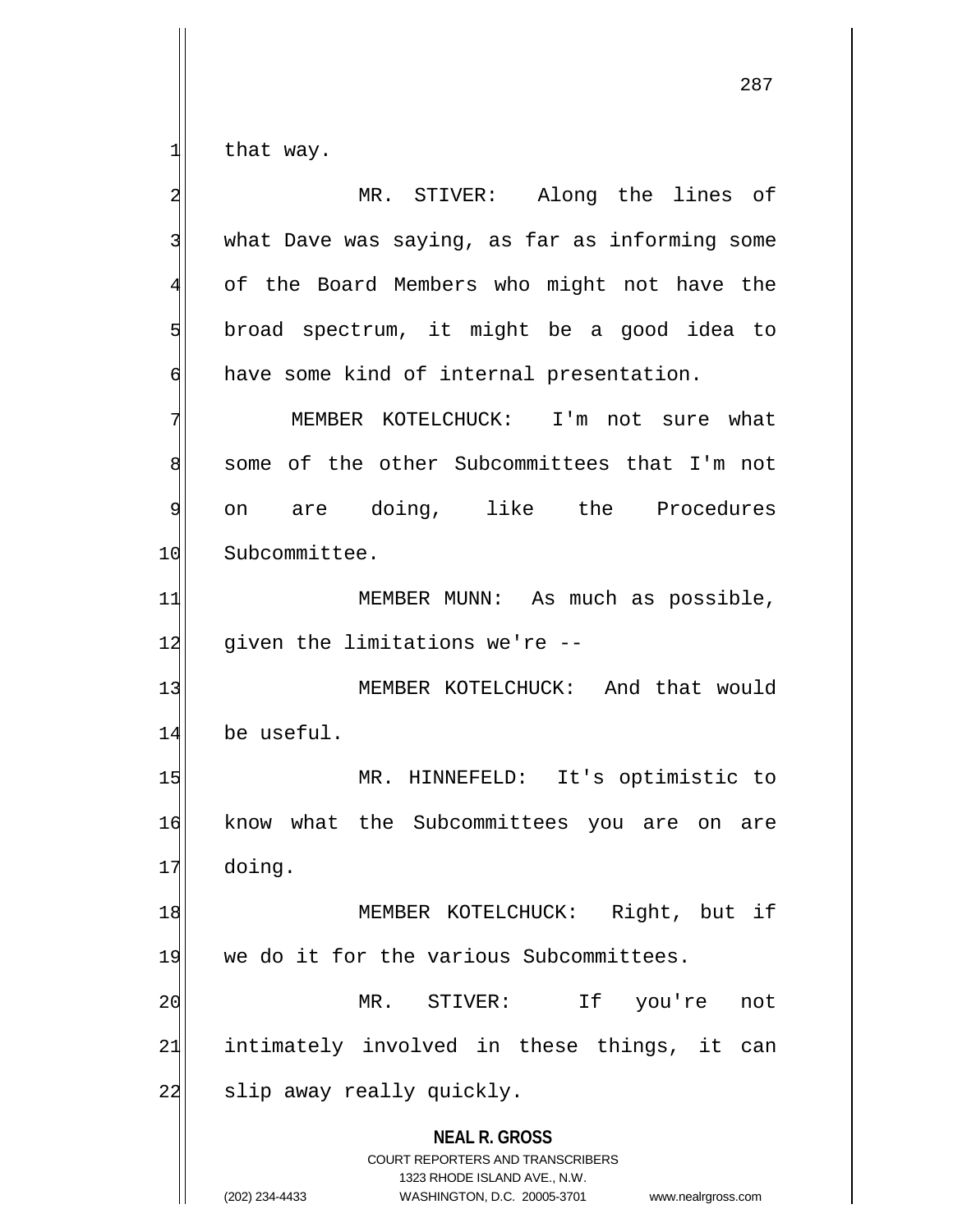that way.

MR. STIVER: Along the lines of what Dave was saying, as far as informing some of the Board Members who might not have the broad spectrum, it might be a good idea to have some kind of internal presentation.

MEMBER KOTELCHUCK: I'm not sure what some of the other Subcommittees that I'm not on are doing, like the Procedures Subcommittee.

MEMBER MUNN: As much as possible, given the limitations we're --

MEMBER KOTELCHUCK: And that would be useful.

MR. HINNEFELD: It's optimistic to know what the Subcommittees you are on are doing.

MEMBER KOTELCHUCK: Right, but if we do it for the various Subcommittees.

MR. STIVER: If you're not intimately involved in these things, it can slip away really quickly.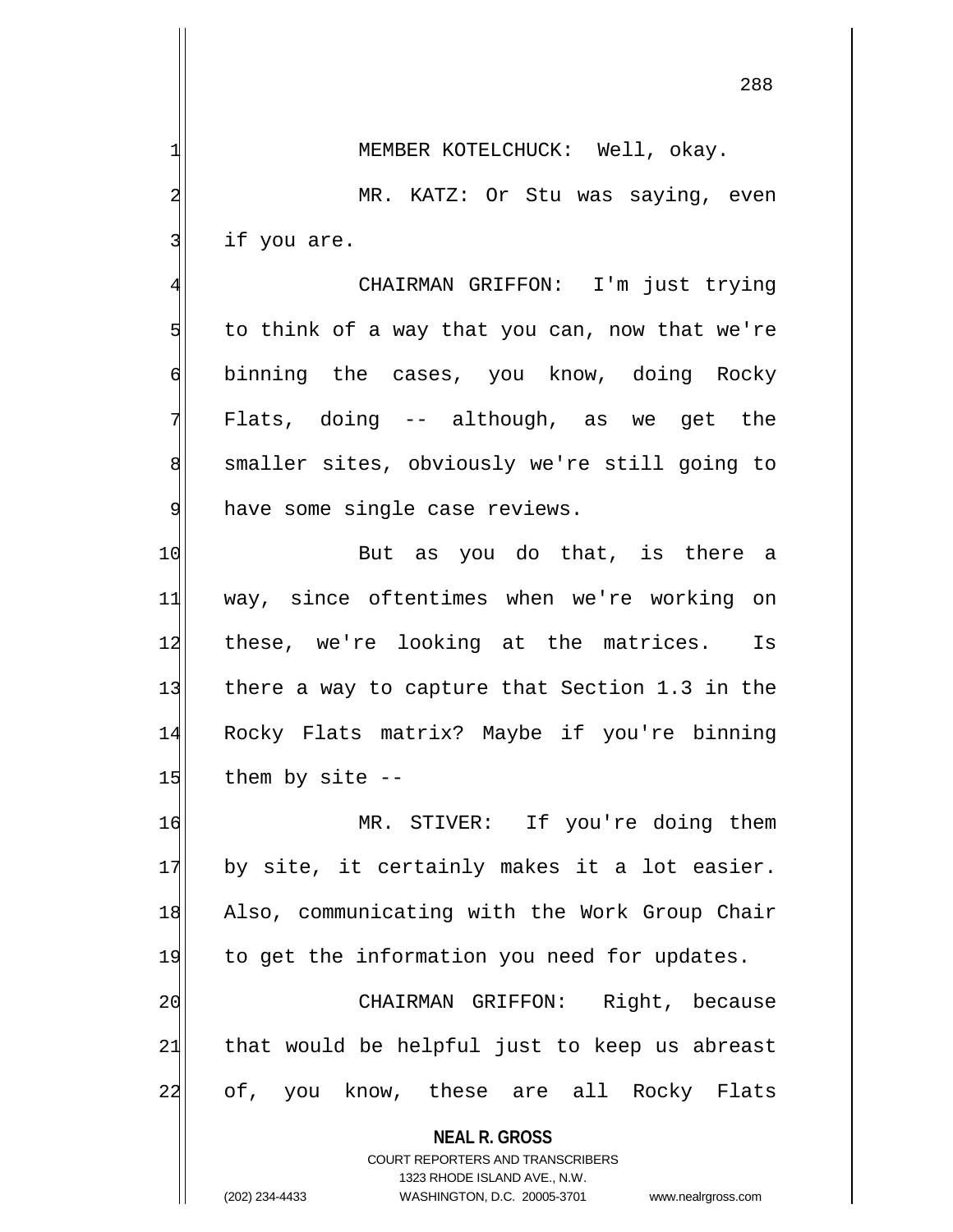MEMBER KOTELCHUCK: Well, okay.

MR. KATZ: Or Stu was saying, even if you are.

CHAIRMAN GRIFFON: I'm just trying to think of a way that you can, now that we're binning the cases, you know, doing Rocky Flats, doing -- although, as we get the smaller sites, obviously we're still going to have some single case reviews.

But as you do that, is there a way, since oftentimes when we're working on these, we're looking at the matrices. Is there a way to capture that Section 1.3 in the Rocky Flats matrix? Maybe if you're binning them by site --

MR. STIVER: If you're doing them by site, it certainly makes it a lot easier. Also, communicating with the Work Group Chair to get the information you need for updates.

CHAIRMAN GRIFFON: Right, because that would be helpful just to keep us abreast of, you know, these are all Rocky Flats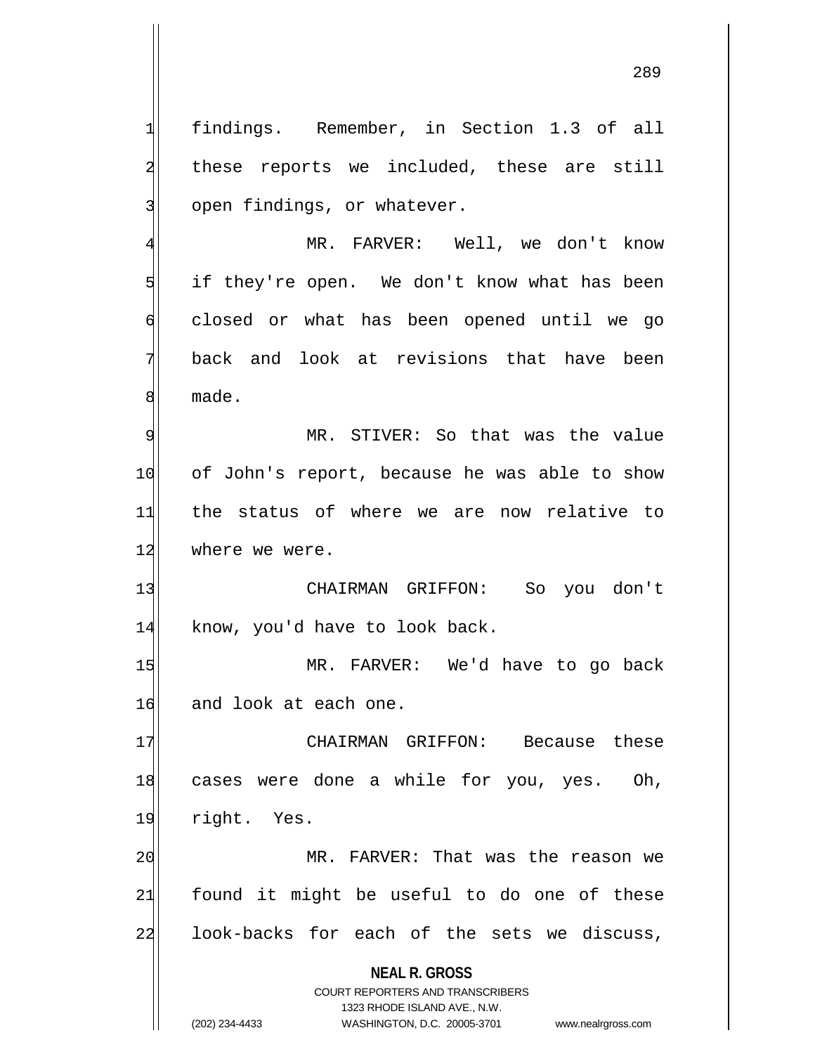findings. Remember, in Section 1.3 of all these reports we included, these are still open findings, or whatever.

MR. FARVER: Well, we don't know if they're open. We don't know what has been closed or what has been opened until we go back and look at revisions that have been made.

MR. STIVER: So that was the value of John's report, because he was able to show the status of where we are now relative to where we were.

CHAIRMAN GRIFFON: So you don't know, you'd have to look back.

MR. FARVER: We'd have to go back and look at each one.

CHAIRMAN GRIFFON: Because these cases were done a while for you, yes. Oh, right. Yes.

MR. FARVER: That was the reason we found it might be useful to do one of these look-backs for each of the sets we discuss,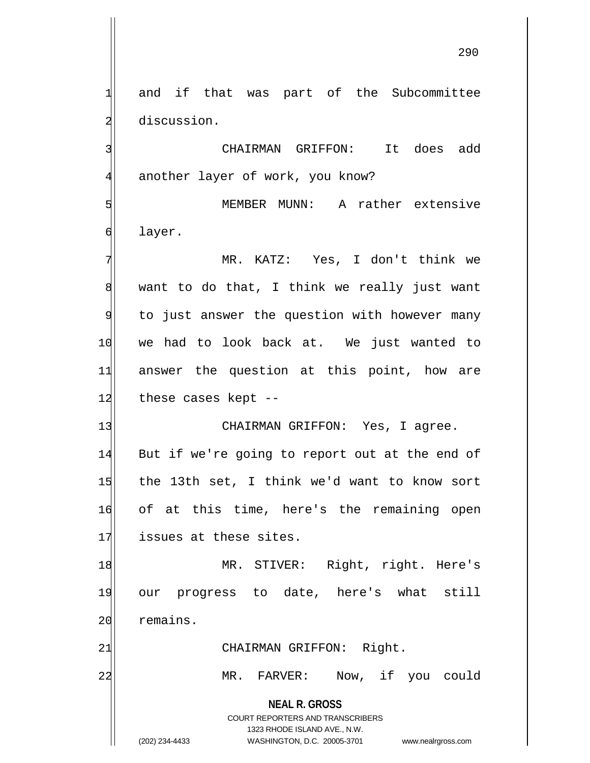and if that was part of the Subcommittee discussion.

CHAIRMAN GRIFFON: It does add another layer of work, you know?

MEMBER MUNN: A rather extensive layer.

MR. KATZ: Yes, I don't think we want to do that, I think we really just want to just answer the question with however many we had to look back at. We just wanted to answer the question at this point, how are these cases kept --

CHAIRMAN GRIFFON: Yes, I agree. But if we're going to report out at the end of the 13th set, I think we'd want to know sort of at this time, here's the remaining open issues at these sites.

MR. STIVER: Right, right. Here's our progress to date, here's what still remains.

CHAIRMAN GRIFFON: Right.

MR. FARVER: Now, if you could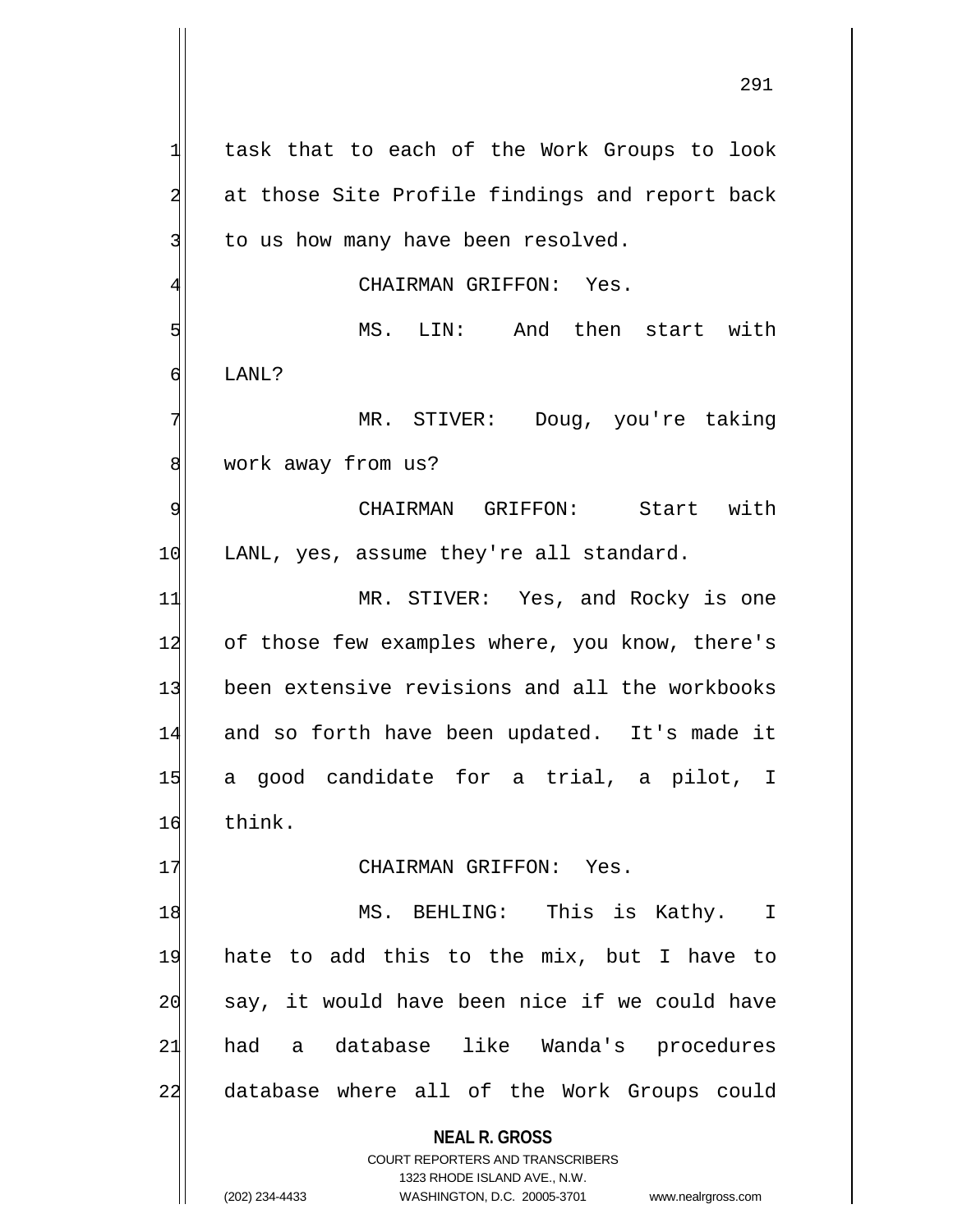task that to each of the Work Groups to look at those Site Profile findings and report back to us how many have been resolved.

CHAIRMAN GRIFFON: Yes.

MS. LIN: And then start with LANL?

MR. STIVER: Doug, you're taking work away from us?

CHAIRMAN GRIFFON: Start with LANL, yes, assume they're all standard.

MR. STIVER: Yes, and Rocky is one of those few examples where, you know, there's been extensive revisions and all the workbooks and so forth have been updated. It's made it a good candidate for a trial, a pilot, I think.

CHAIRMAN GRIFFON: Yes.

MS. BEHLING: This is Kathy. I hate to add this to the mix, but I have to say, it would have been nice if we could have had a database like Wanda's procedures database where all of the Work Groups could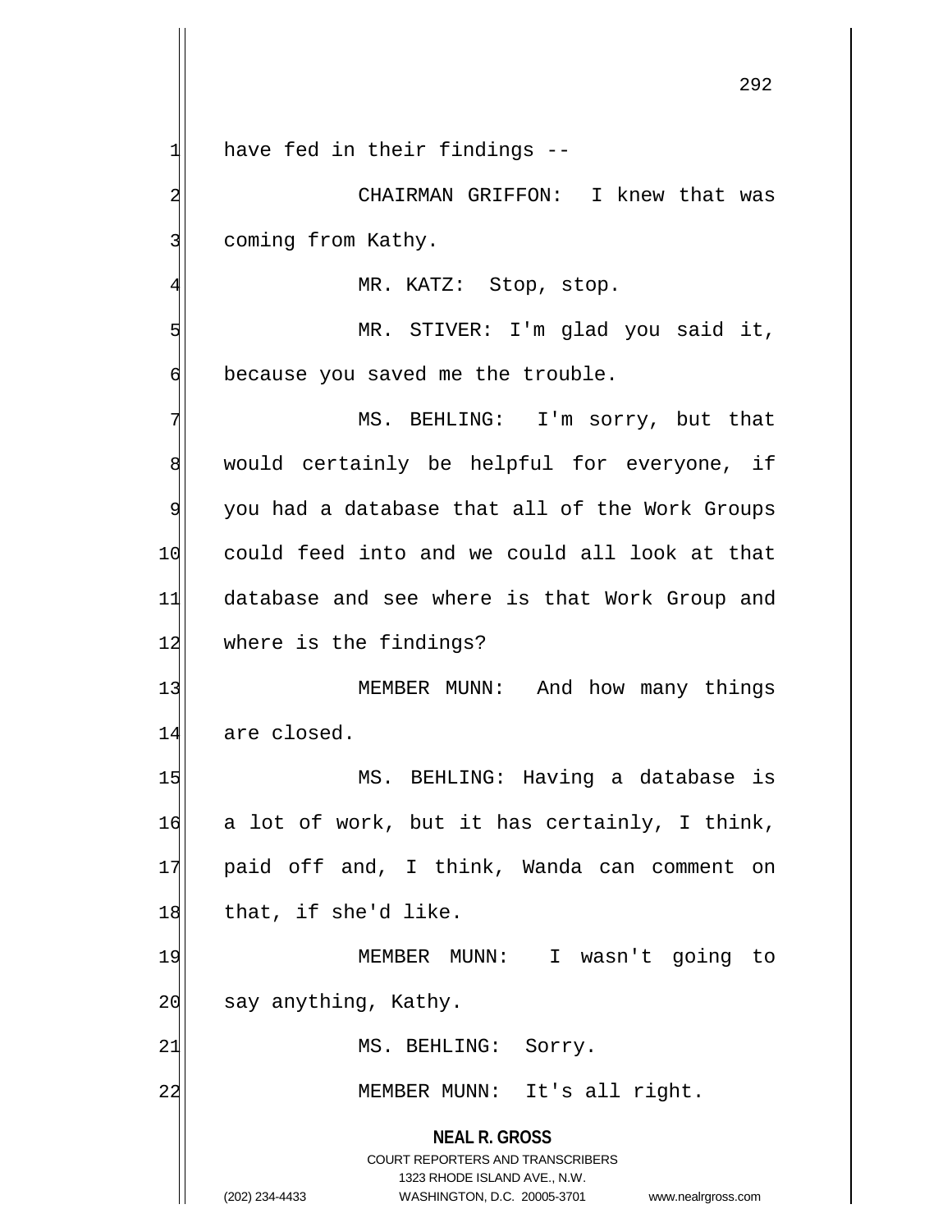have fed in their findings --

CHAIRMAN GRIFFON: I knew that was coming from Kathy.

MR. KATZ: Stop, stop.

MR. STIVER: I'm glad you said it, because you saved me the trouble.

MS. BEHLING: I'm sorry, but that would certainly be helpful for everyone, if you had a database that all of the Work Groups could feed into and we could all look at that database and see where is that Work Group and where is the findings?

MEMBER MUNN: And how many things are closed.

MS. BEHLING: Having a database is a lot of work, but it has certainly, I think, paid off and, I think, Wanda can comment on that, if she'd like.

MEMBER MUNN: I wasn't going to say anything, Kathy.

MS. BEHLING: Sorry.

MEMBER MUNN: It's all right.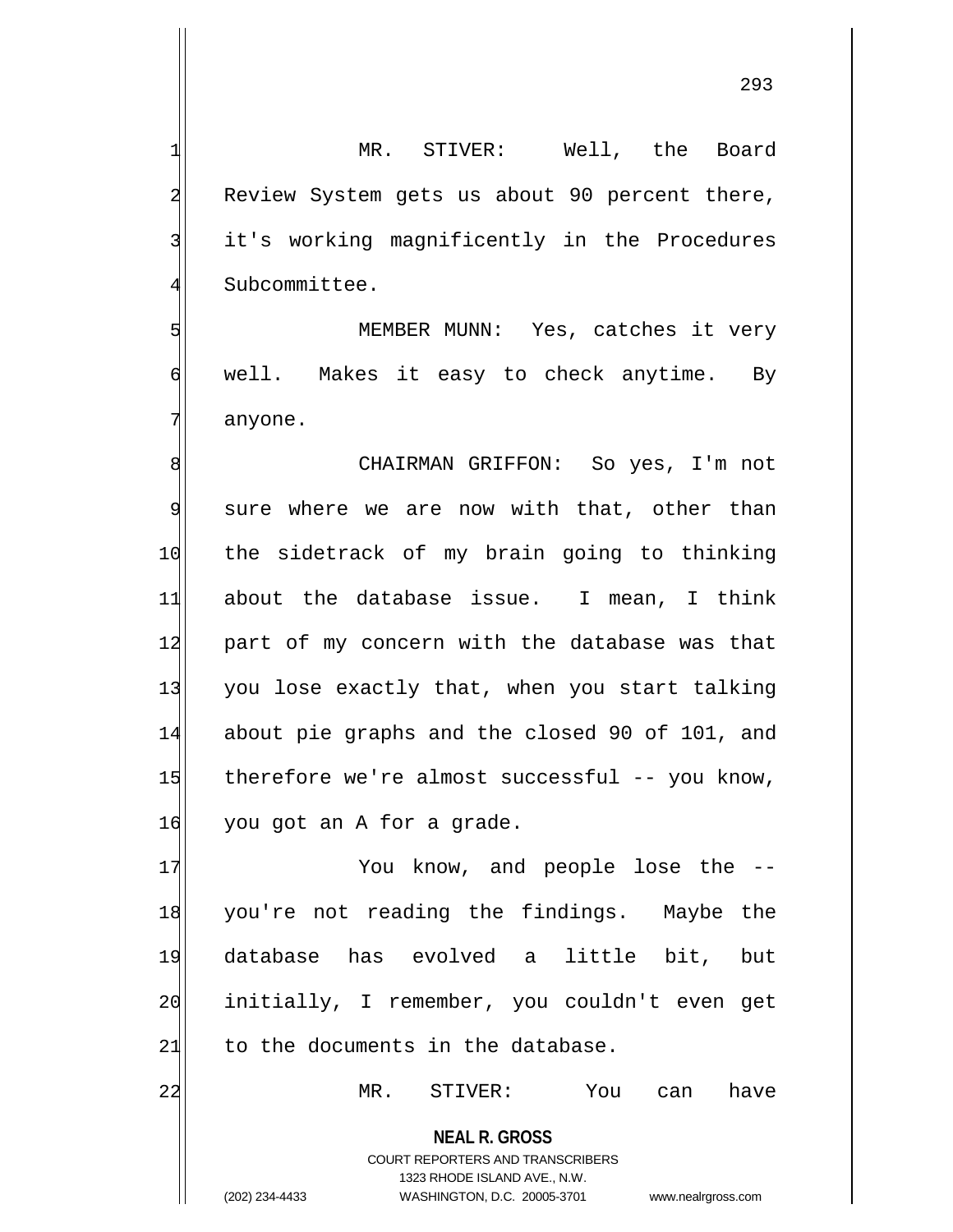MR. STIVER: Well, the Board Review System gets us about 90 percent there, it's working magnificently in the Procedures Subcommittee.

MEMBER MUNN: Yes, catches it very well. Makes it easy to check anytime. By anyone.

CHAIRMAN GRIFFON: So yes, I'm not sure where we are now with that, other than the sidetrack of my brain going to thinking about the database issue. I mean, I think part of my concern with the database was that you lose exactly that, when you start talking about pie graphs and the closed 90 of 101, and therefore we're almost successful -- you know, you got an A for a grade.

You know, and people lose the -- you're not reading the findings. Maybe the database has evolved a little bit, but initially, I remember, you couldn't even get to the documents in the database.

MR. STIVER: You can have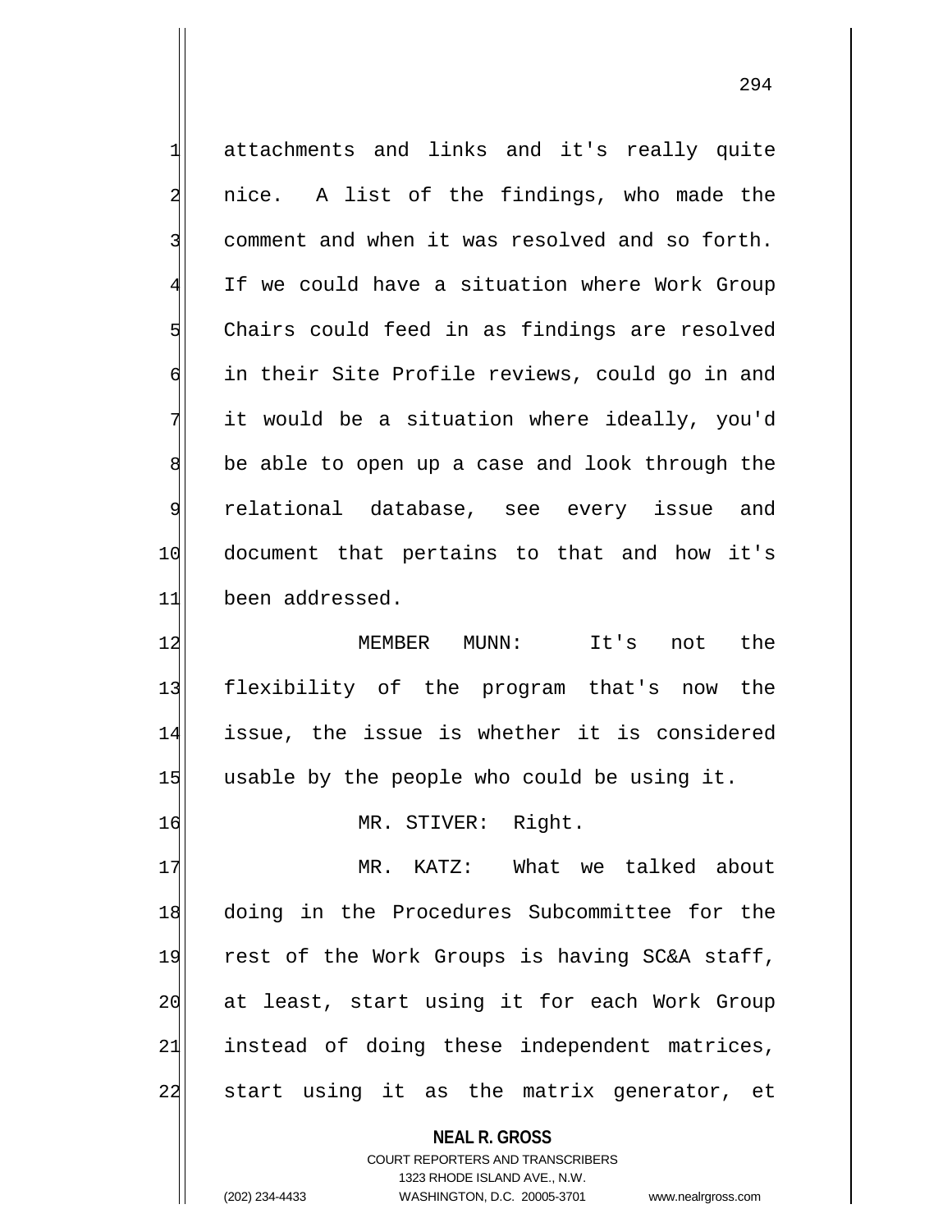attachments and links and it's really quite nice. A list of the findings, who made the comment and when it was resolved and so forth. If we could have a situation where Work Group Chairs could feed in as findings are resolved in their Site Profile reviews, could go in and it would be a situation where ideally, you'd be able to open up a case and look through the relational database, see every issue and document that pertains to that and how it's been addressed.

MEMBER MUNN: It's not the flexibility of the program that's now the issue, the issue is whether it is considered usable by the people who could be using it.

MR. STIVER: Right.

MR. KATZ: What we talked about doing in the Procedures Subcommittee for the rest of the Work Groups is having SC&A staff, at least, start using it for each Work Group instead of doing these independent matrices, start using it as the matrix generator, et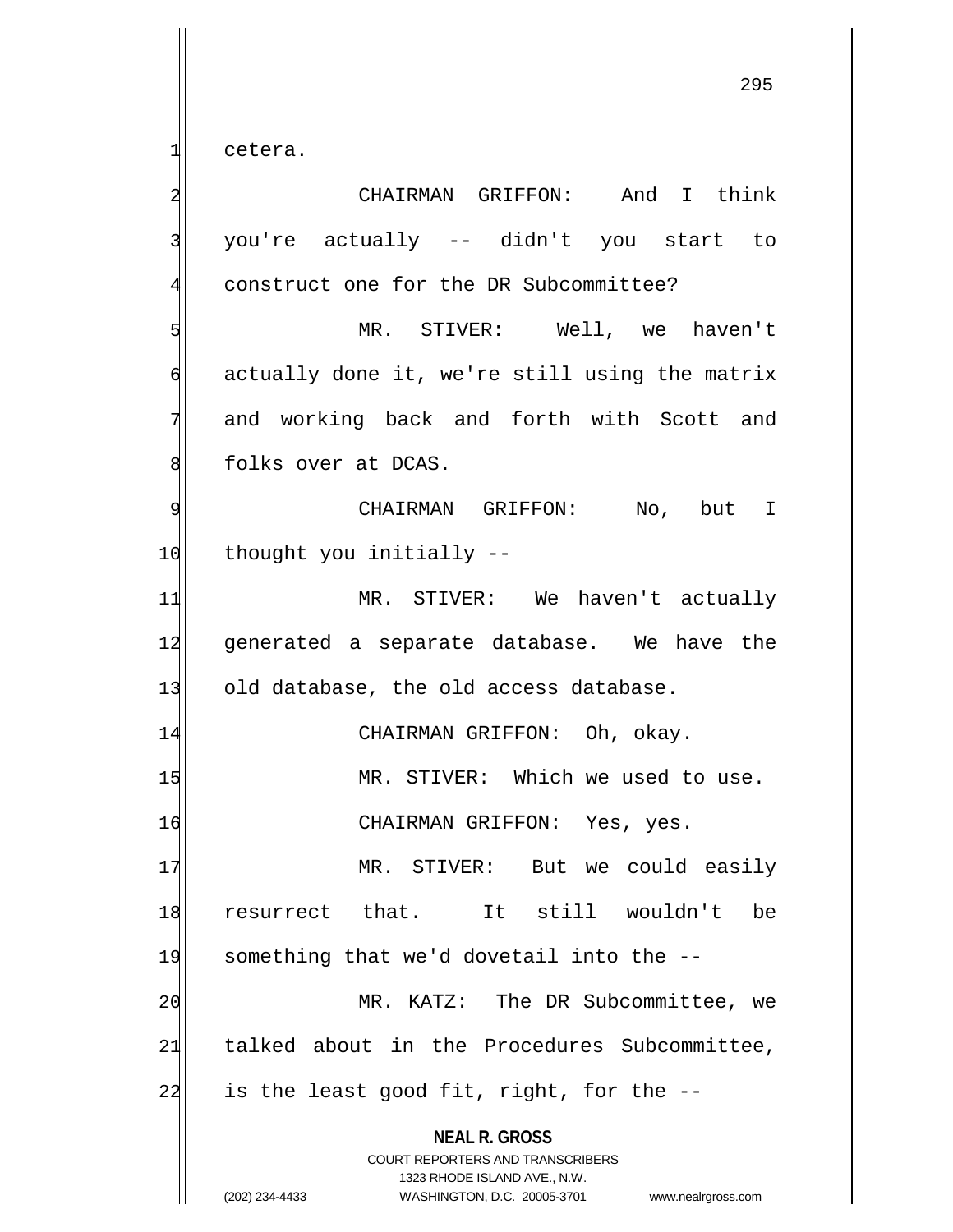cetera.

CHAIRMAN GRIFFON: And I think you're actually -- didn't you start to construct one for the DR Subcommittee?

MR. STIVER: Well, we haven't actually done it, we're still using the matrix and working back and forth with Scott and folks over at DCAS.

CHAIRMAN GRIFFON: No, but I thought you initially --

MR. STIVER: We haven't actually generated a separate database. We have the old database, the old access database.

CHAIRMAN GRIFFON: Oh, okay.

MR. STIVER: Which we used to use.

CHAIRMAN GRIFFON: Yes, yes.

MR. STIVER: But we could easily resurrect that. It still wouldn't be something that we'd dovetail into the --

MR. KATZ: The DR Subcommittee, we talked about in the Procedures Subcommittee, is the least good fit, right, for the --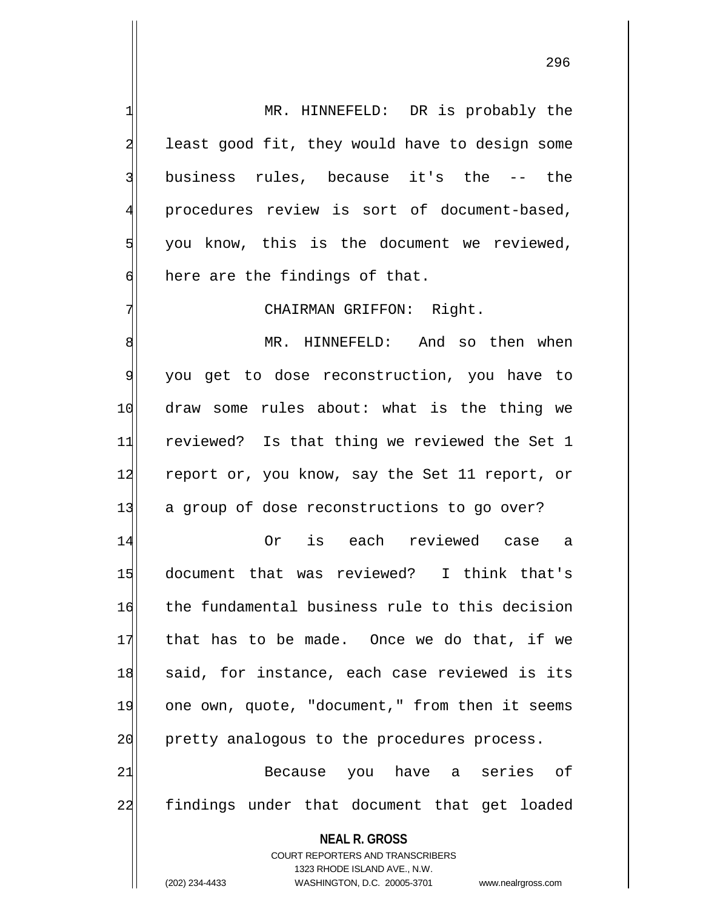MR. HINNEFELD: DR is probably the least good fit, they would have to design some business rules, because it's the -- the procedures review is sort of document-based, you know, this is the document we reviewed, here are the findings of that.

CHAIRMAN GRIFFON: Right.

MR. HINNEFELD: And so then when you get to dose reconstruction, you have to draw some rules about: what is the thing we reviewed? Is that thing we reviewed the Set 1 report or, you know, say the Set 11 report, or a group of dose reconstructions to go over?

Or is each reviewed case a document that was reviewed? I think that's the fundamental business rule to this decision that has to be made. Once we do that, if we said, for instance, each case reviewed is its one own, quote, "document," from then it seems pretty analogous to the procedures process.

Because you have a series of findings under that document that get loaded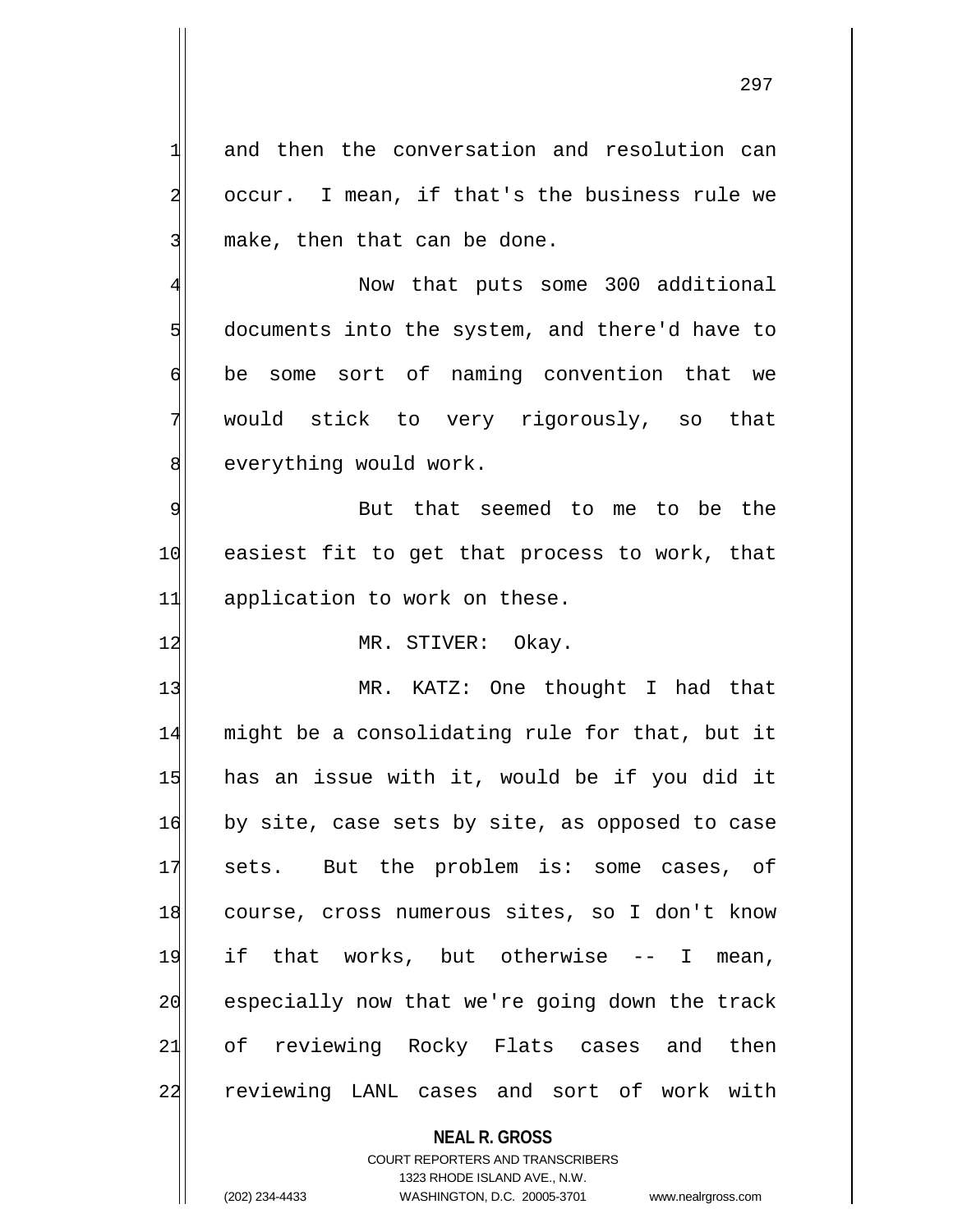and then the conversation and resolution can occur. I mean, if that's the business rule we make, then that can be done.

Now that puts some 300 additional documents into the system, and there'd have to be some sort of naming convention that we would stick to very rigorously, so that everything would work.

But that seemed to me to be the easiest fit to get that process to work, that application to work on these.

MR. STIVER: Okay.

MR. KATZ: One thought I had that might be a consolidating rule for that, but it has an issue with it, would be if you did it by site, case sets by site, as opposed to case sets. But the problem is: some cases, of course, cross numerous sites, so I don't know if that works, but otherwise -- I mean, especially now that we're going down the track of reviewing Rocky Flats cases and then reviewing LANL cases and sort of work with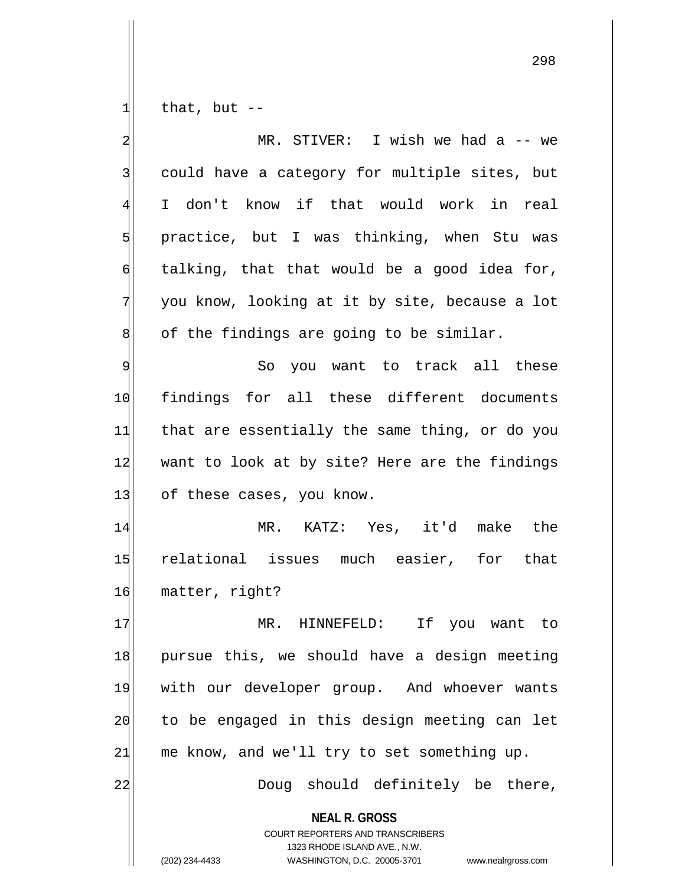that, but --

MR. STIVER: I wish we had a -- we could have a category for multiple sites, but I don't know if that would work in real practice, but I was thinking, when Stu was talking, that that would be a good idea for, you know, looking at it by site, because a lot of the findings are going to be similar.

So you want to track all these findings for all these different documents that are essentially the same thing, or do you want to look at by site? Here are the findings of these cases, you know.

MR. KATZ: Yes, it'd make the relational issues much easier, for that matter, right?

MR. HINNEFELD: If you want to pursue this, we should have a design meeting with our developer group. And whoever wants to be engaged in this design meeting can let me know, and we'll try to set something up.

Doug should definitely be there,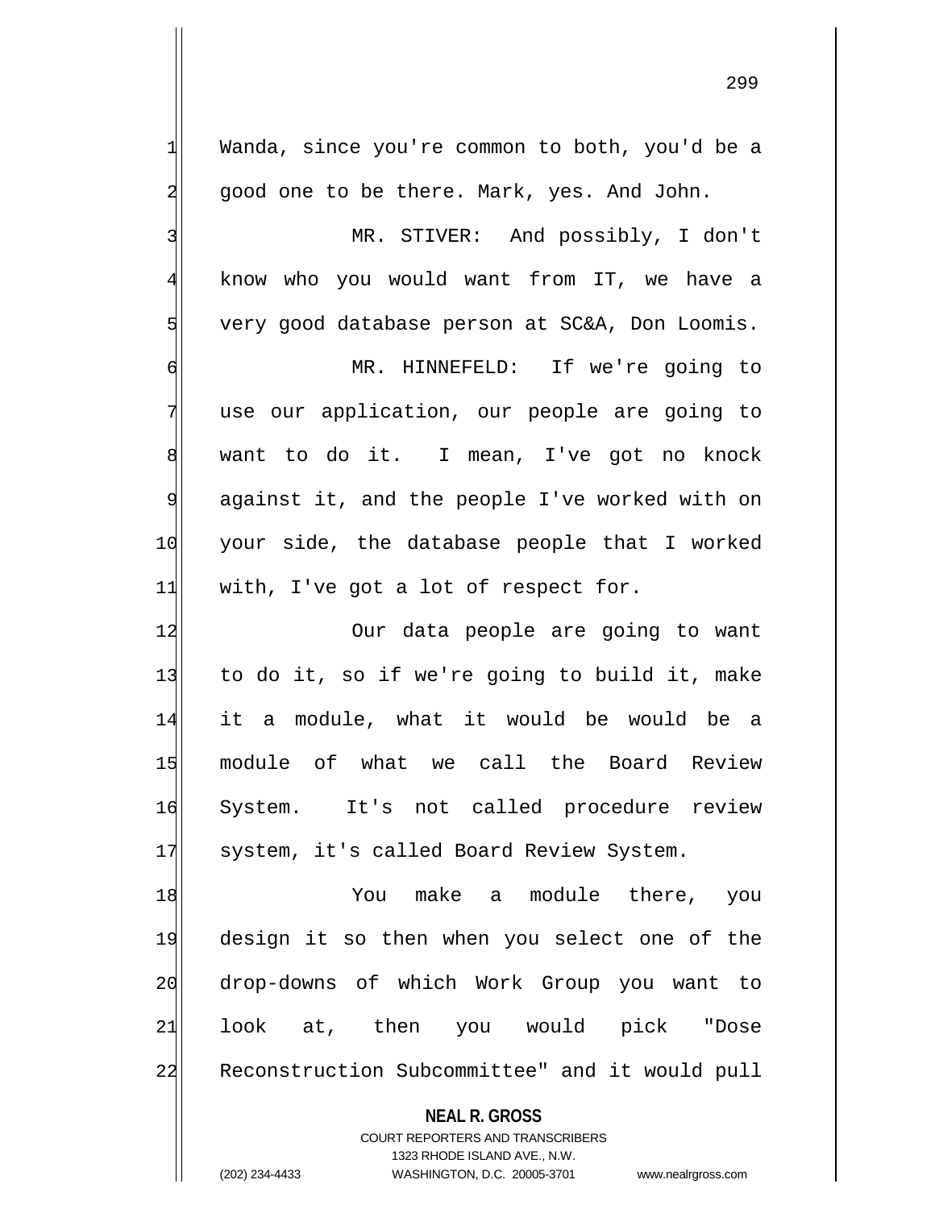Wanda, since you're common to both, you'd be a good one to be there. Mark, yes. And John.

MR. STIVER: And possibly, I don't know who you would want from IT, we have a very good database person at SC&A, Don Loomis.

MR. HINNEFELD: If we're going to use our application, our people are going to want to do it. I mean, I've got no knock against it, and the people I've worked with on your side, the database people that I worked with, I've got a lot of respect for.

Our data people are going to want to do it, so if we're going to build it, make it a module, what it would be would be a module of what we call the Board Review System. It's not called procedure review system, it's called Board Review System.

You make a module there, you design it so then when you select one of the drop-downs of which Work Group you want to look at, then you would pick "Dose Reconstruction Subcommittee" and it would pull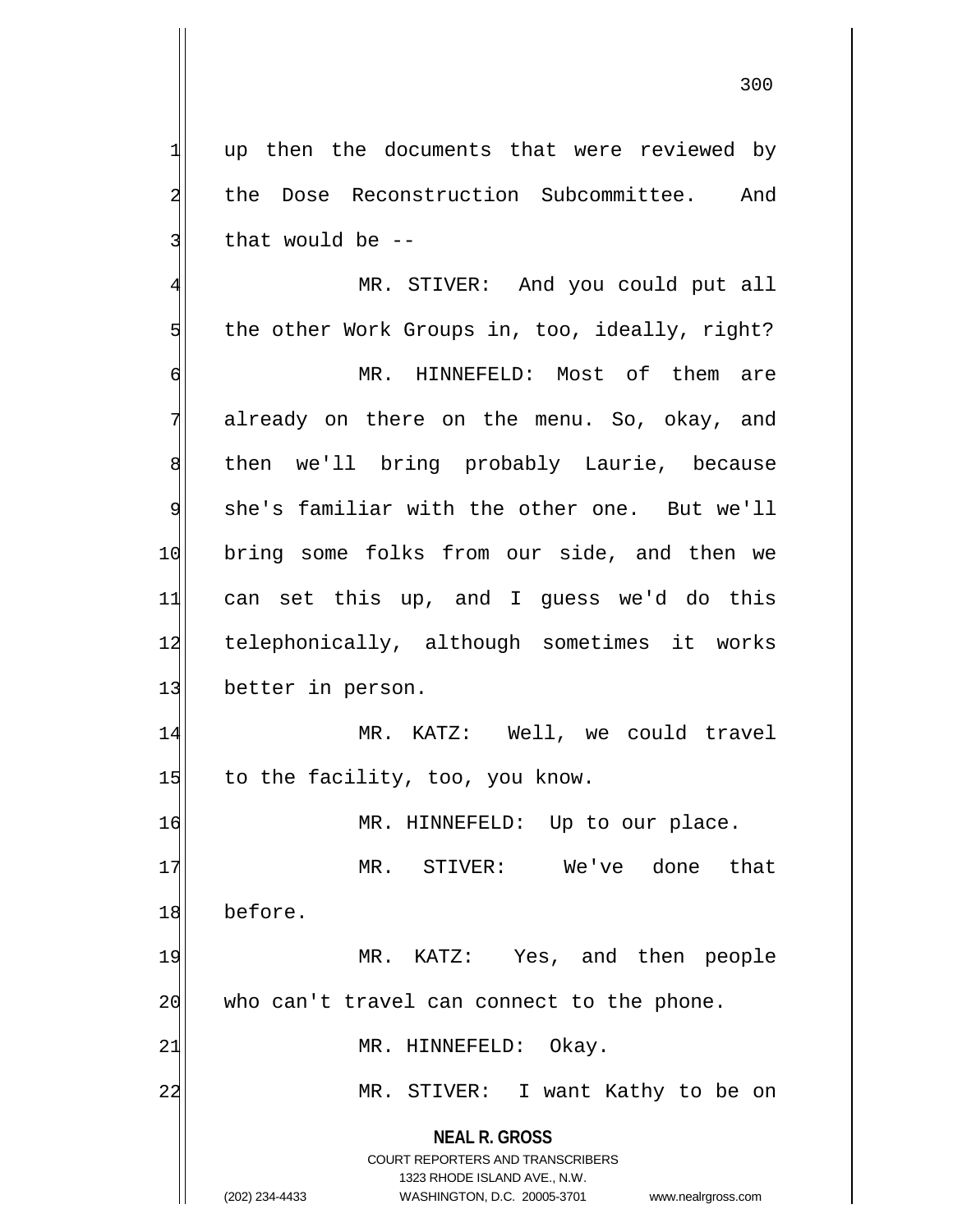up then the documents that were reviewed by the Dose Reconstruction Subcommittee. And that would be --

MR. STIVER: And you could put all the other Work Groups in, too, ideally, right?

MR. HINNEFELD: Most of them are already on there on the menu. So, okay, and then we'll bring probably Laurie, because she's familiar with the other one. But we'll bring some folks from our side, and then we can set this up, and I guess we'd do this telephonically, although sometimes it works better in person.

MR. KATZ: Well, we could travel to the facility, too, you know.

MR. HINNEFELD: Up to our place.

MR. STIVER: We've done that before.

MR. KATZ: Yes, and then people who can't travel can connect to the phone.

MR. HINNEFELD: Okay.

MR. STIVER: I want Kathy to be on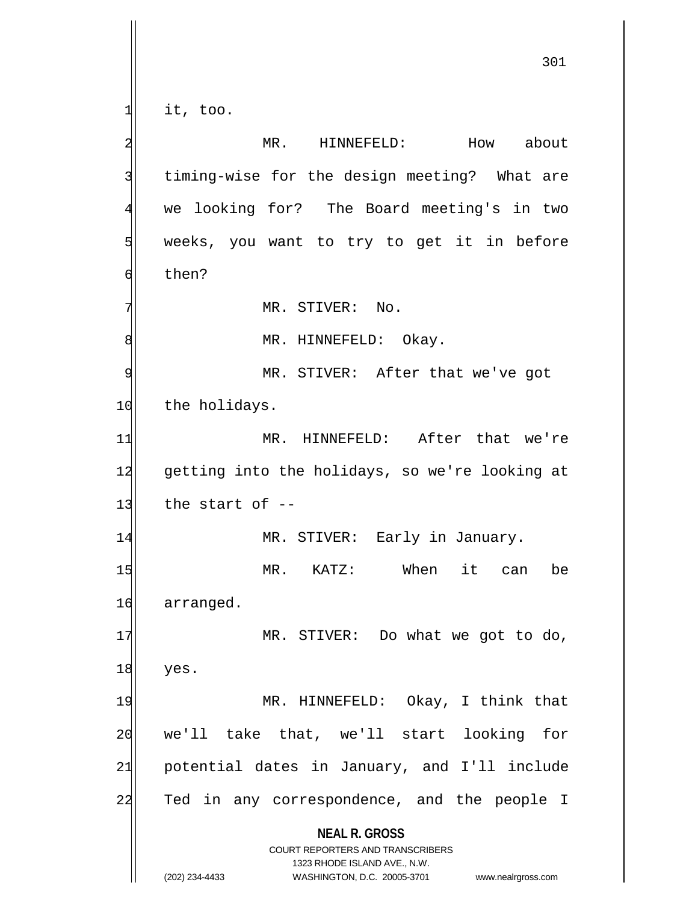it, too.

MR. HINNEFELD: How about timing-wise for the design meeting? What are we looking for? The Board meeting's in two weeks, you want to try to get it in before then?

MR. STIVER: No.

MR. HINNEFELD: Okay.

MR. STIVER: After that we've got the holidays.

MR. HINNEFELD: After that we're getting into the holidays, so we're looking at the start of --

MR. STIVER: Early in January.

MR. KATZ: When it can be arranged.

MR. STIVER: Do what we got to do, yes.

MR. HINNEFELD: Okay, I think that we'll take that, we'll start looking for potential dates in January, and I'll include Ted in any correspondence, and the people I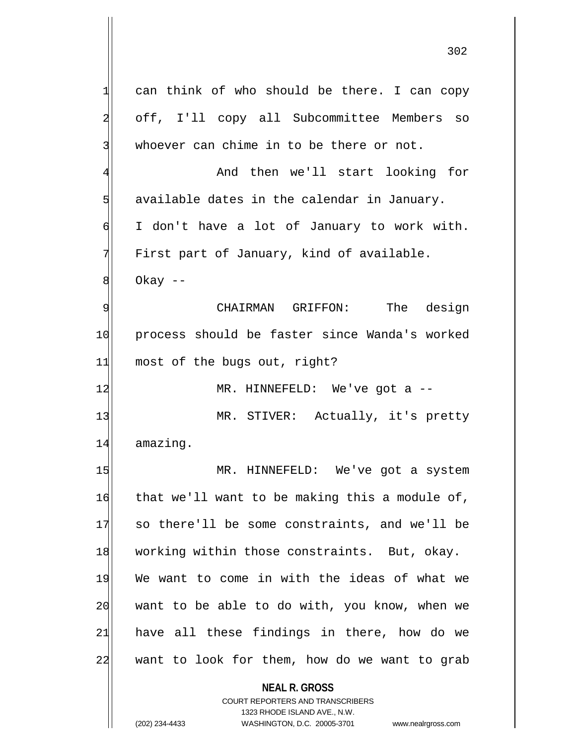can think of who should be there. I can copy off, I'll copy all Subcommittee Members so whoever can chime in to be there or not.

And then we'll start looking for available dates in the calendar in January. I don't have a lot of January to work with. First part of January, kind of available. Okay --

CHAIRMAN GRIFFON: The design process should be faster since Wanda's worked most of the bugs out, right?

MR. HINNEFELD: We've got a --

MR. STIVER: Actually, it's pretty amazing.

MR. HINNEFELD: We've got a system that we'll want to be making this a module of, so there'll be some constraints, and we'll be working within those constraints. But, okay. We want to come in with the ideas of what we want to be able to do with, you know, when we have all these findings in there, how do we want to look for them, how do we want to grab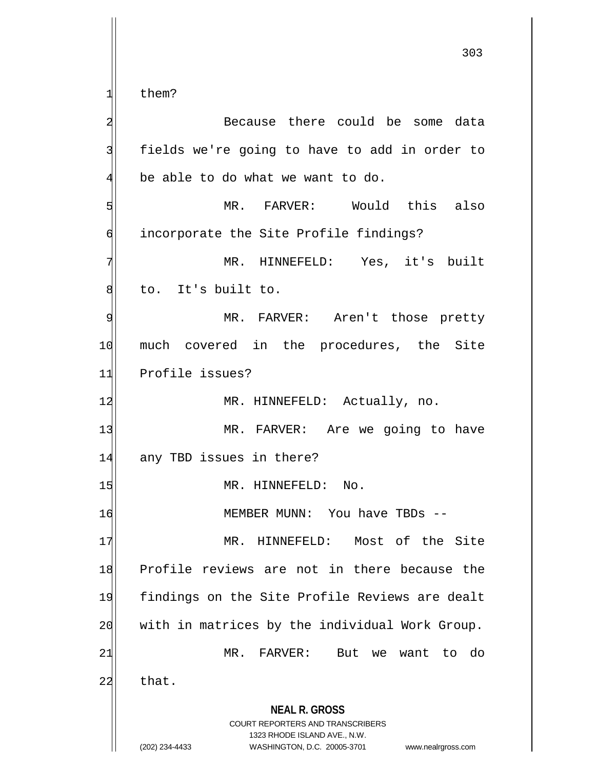them?

Because there could be some data fields we're going to have to add in order to be able to do what we want to do.

MR. FARVER: Would this also incorporate the Site Profile findings?

MR. HINNEFELD: Yes, it's built to. It's built to.

MR. FARVER: Aren't those pretty much covered in the procedures, the Site Profile issues?

MR. HINNEFELD: Actually, no.

MR. FARVER: Are we going to have any TBD issues in there?

MR. HINNEFELD: No.

MEMBER MUNN: You have TBDs --

MR. HINNEFELD: Most of the Site Profile reviews are not in there because the findings on the Site Profile Reviews are dealt with in matrices by the individual Work Group.

MR. FARVER: But we want to do that.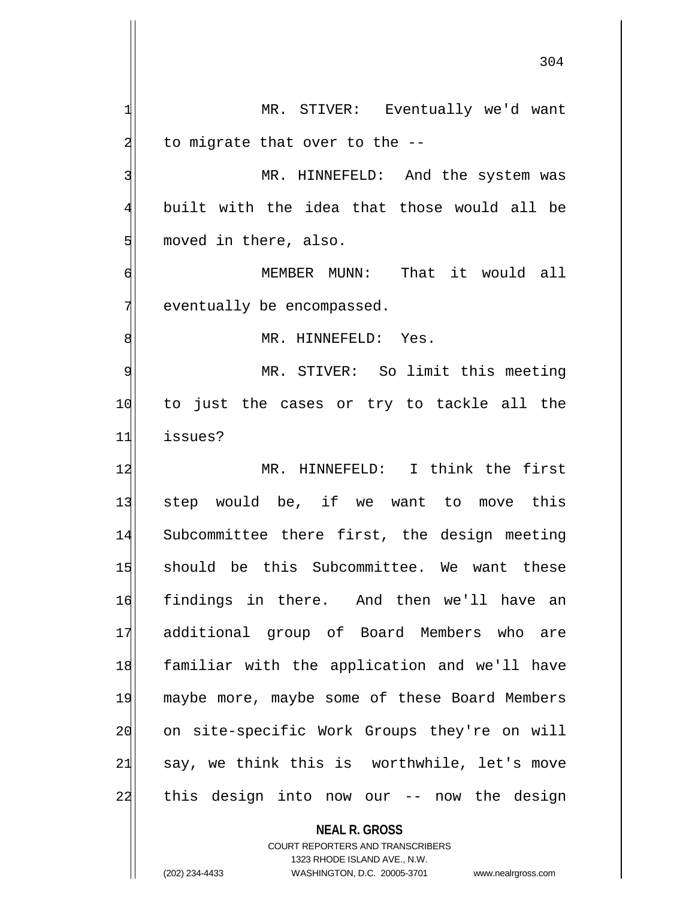MR. STIVER: Eventually we'd want to migrate that over to the --

MR. HINNEFELD: And the system was built with the idea that those would all be moved in there, also.

MEMBER MUNN: That it would all eventually be encompassed.

MR. HINNEFELD: Yes.

MR. STIVER: So limit this meeting to just the cases or try to tackle all the issues?

MR. HINNEFELD: I think the first step would be, if we want to move this Subcommittee there first, the design meeting should be this Subcommittee. We want these findings in there. And then we'll have an additional group of Board Members who are familiar with the application and we'll have maybe more, maybe some of these Board Members on site-specific Work Groups they're on will say, we think this is worthwhile, let's move this design into now our -- now the design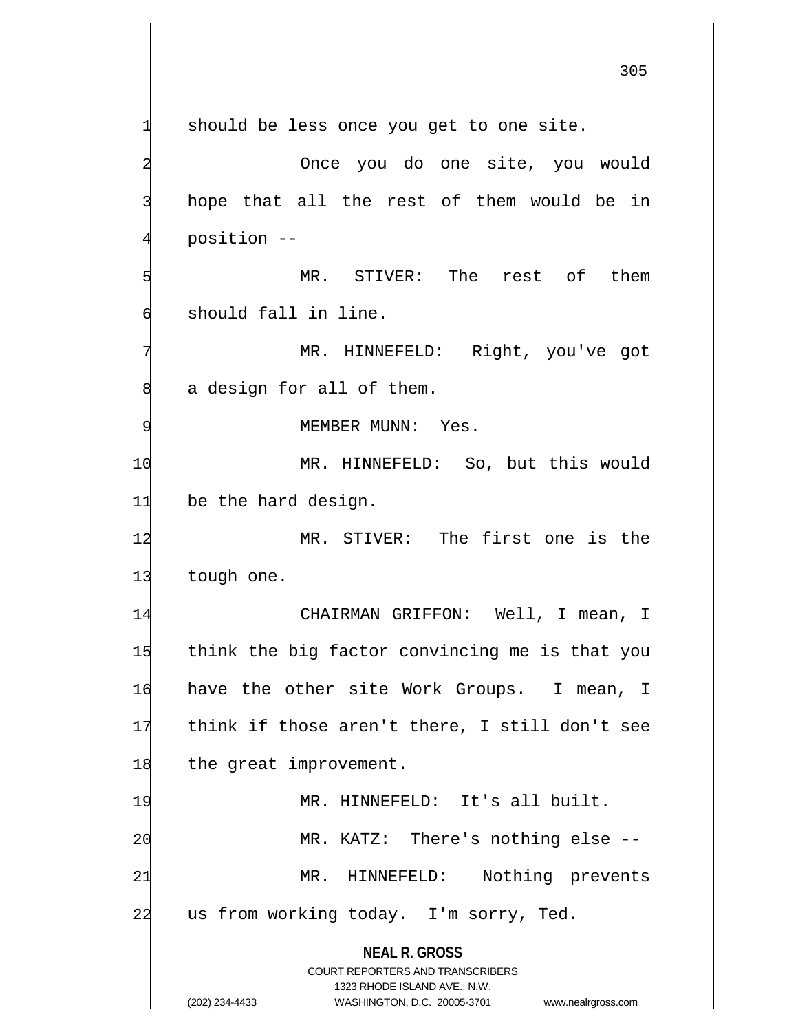should be less once you get to one site.

Once you do one site, you would hope that all the rest of them would be in position --

MR. STIVER: The rest of them should fall in line.

MR. HINNEFELD: Right, you've got a design for all of them.

MEMBER MUNN: Yes.

MR. HINNEFELD: So, but this would be the hard design.

MR. STIVER: The first one is the tough one.

CHAIRMAN GRIFFON: Well, I mean, I think the big factor convincing me is that you have the other site Work Groups. I mean, I think if those aren't there, I still don't see the great improvement.

MR. HINNEFELD: It's all built.

MR. KATZ: There's nothing else --

MR. HINNEFELD: Nothing prevents us from working today. I'm sorry, Ted.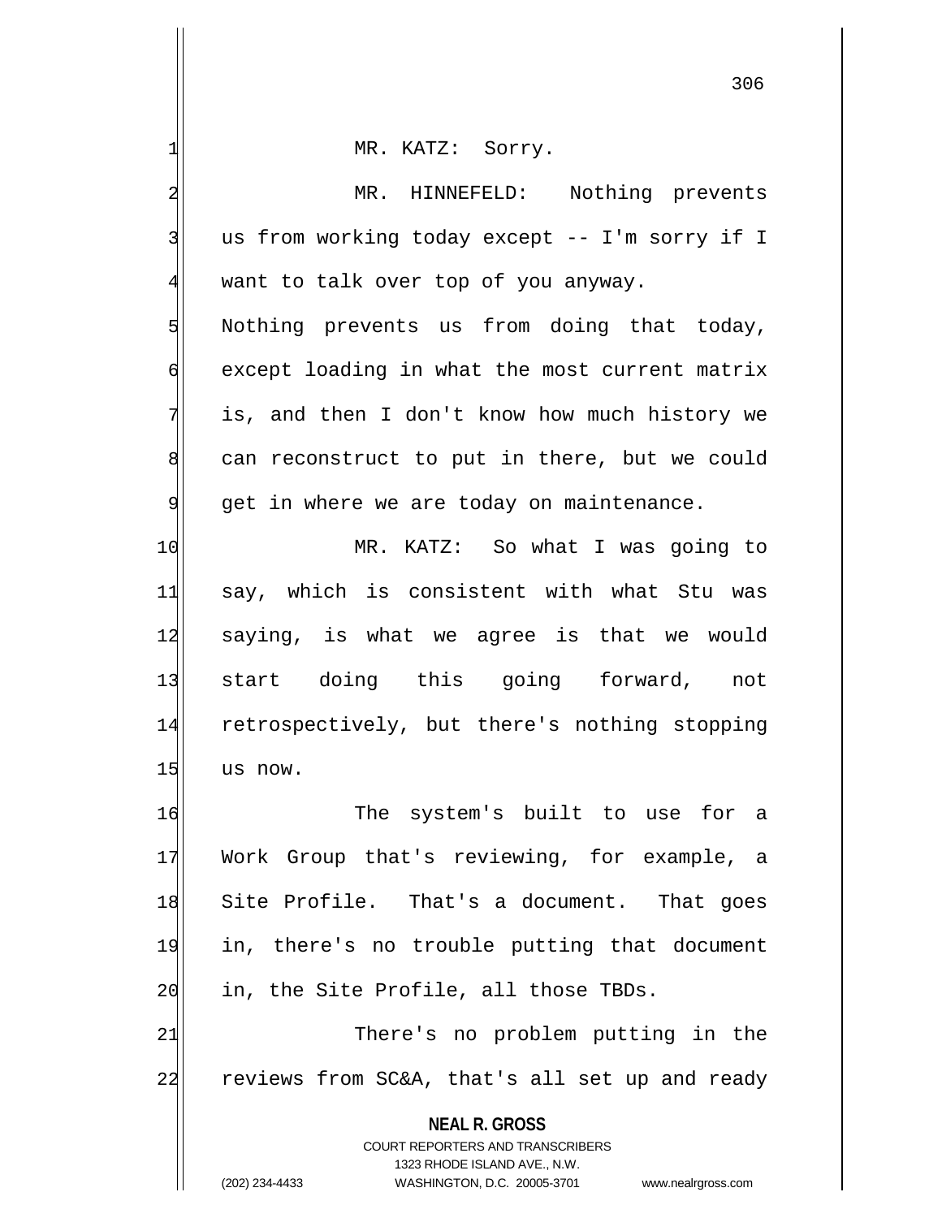MR. KATZ: Sorry.

MR. HINNEFELD: Nothing prevents us from working today except -- I'm sorry if I want to talk over top of you anyway. Nothing prevents us from doing that today, except loading in what the most current matrix is, and then I don't know how much history we can reconstruct to put in there, but we could get in where we are today on maintenance.

MR. KATZ: So what I was going to say, which is consistent with what Stu was saying, is what we agree is that we would start doing this going forward, not retrospectively, but there's nothing stopping us now.

The system's built to use for a Work Group that's reviewing, for example, a Site Profile. That's a document. That goes in, there's no trouble putting that document in, the Site Profile, all those TBDs.

There's no problem putting in the reviews from SC&A, that's all set up and ready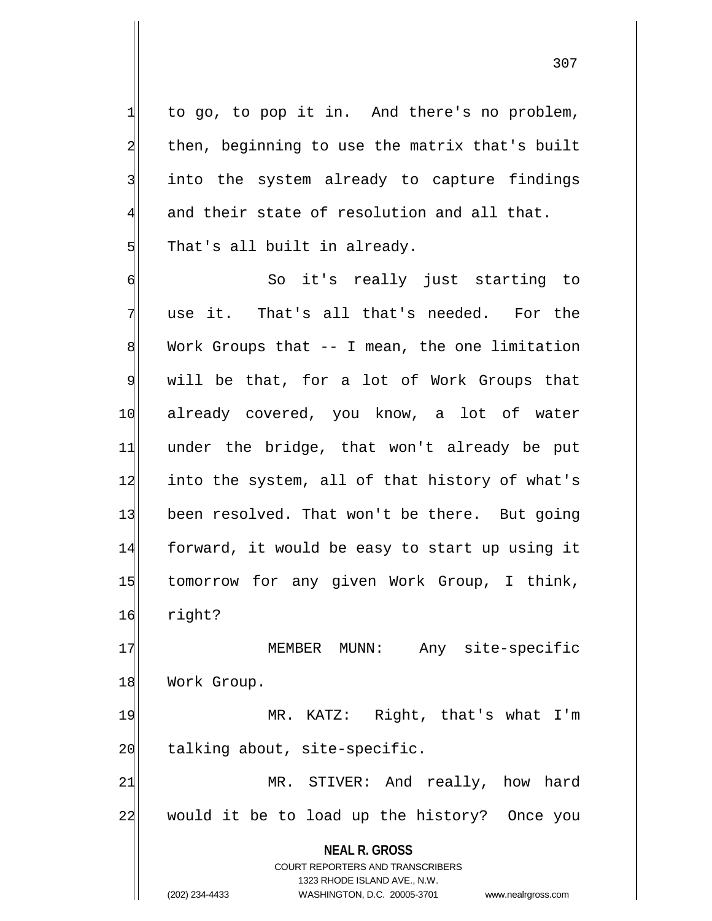to go, to pop it in. And there's no problem, then, beginning to use the matrix that's built into the system already to capture findings and their state of resolution and all that. That's all built in already.

So it's really just starting to use it. That's all that's needed. For the Work Groups that -- I mean, the one limitation will be that, for a lot of Work Groups that already covered, you know, a lot of water under the bridge, that won't already be put into the system, all of that history of what's been resolved. That won't be there. But going forward, it would be easy to start up using it tomorrow for any given Work Group, I think, right?

MEMBER MUNN: Any site-specific Work Group.

MR. KATZ: Right, that's what I'm talking about, site-specific.

MR. STIVER: And really, how hard would it be to load up the history? Once you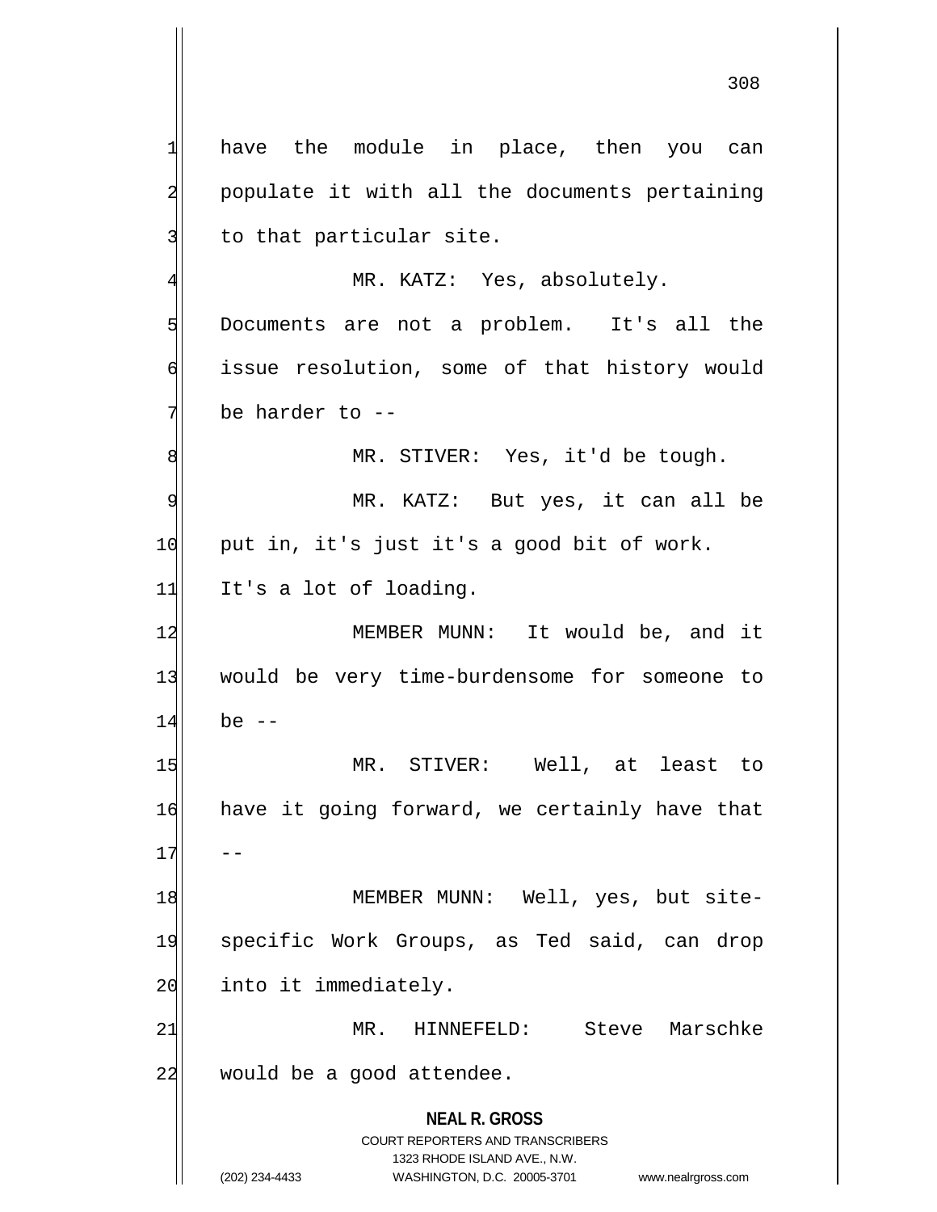have the module in place, then you can populate it with all the documents pertaining to that particular site.

MR. KATZ: Yes, absolutely. Documents are not a problem. It's all the issue resolution, some of that history would be harder to --

MR. STIVER: Yes, it'd be tough.

MR. KATZ: But yes, it can all be put in, it's just it's a good bit of work. It's a lot of loading.

MEMBER MUNN: It would be, and it would be very time-burdensome for someone to be --

MR. STIVER: Well, at least to have it going forward, we certainly have that --

MEMBER MUNN: Well, yes, but site-specific Work Groups, as Ted said, can drop into it immediately.

MR. HINNEFELD: Steve Marschke would be a good attendee.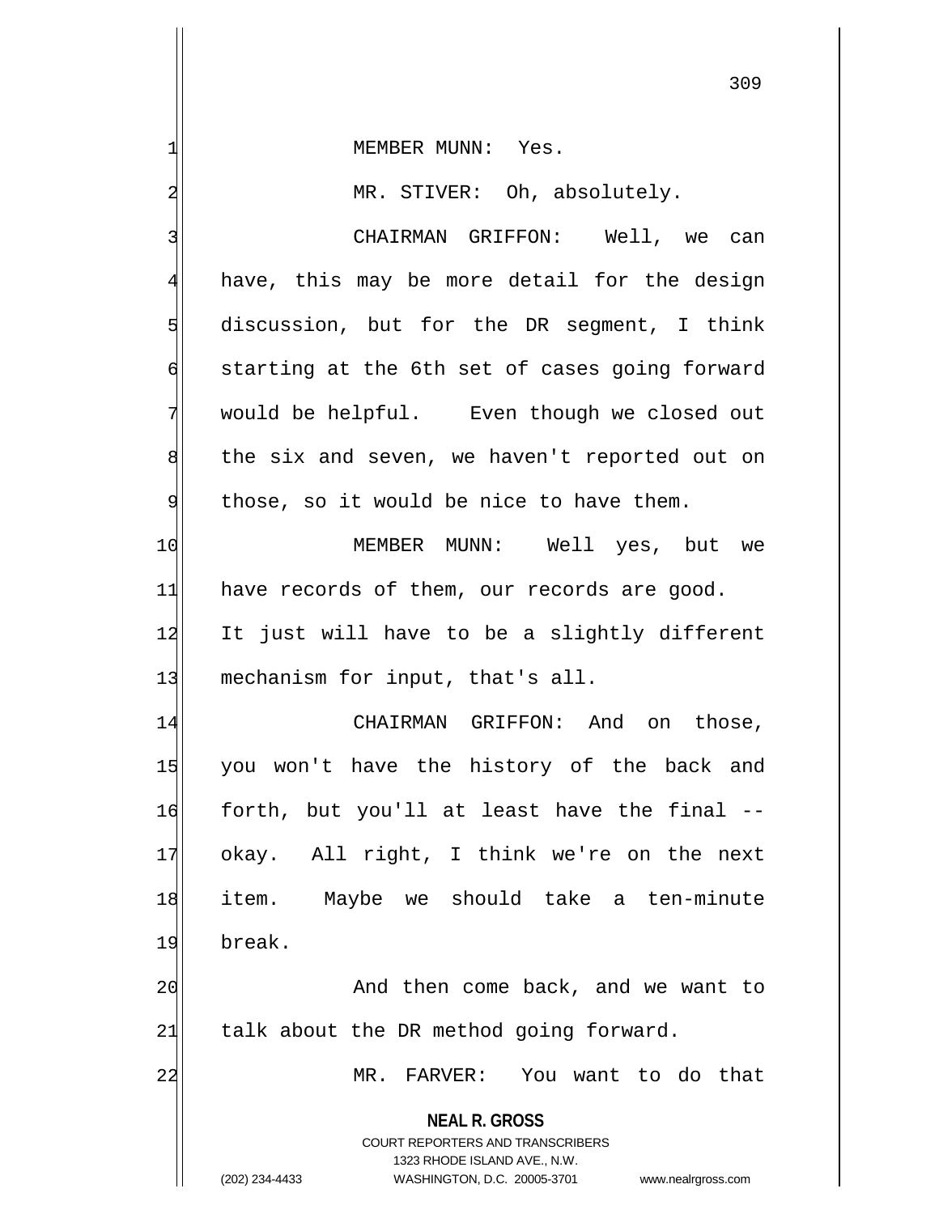MEMBER MUNN: Yes.

MR. STIVER: Oh, absolutely.

CHAIRMAN GRIFFON: Well, we can have, this may be more detail for the design discussion, but for the DR segment, I think starting at the 6th set of cases going forward would be helpful. Even though we closed out the six and seven, we haven't reported out on those, so it would be nice to have them.

MEMBER MUNN: Well yes, but we have records of them, our records are good. It just will have to be a slightly different mechanism for input, that's all.

CHAIRMAN GRIFFON: And on those, you won't have the history of the back and forth, but you'll at least have the final -- okay. All right, I think we're on the next item. Maybe we should take a ten-minute break.

And then come back, and we want to talk about the DR method going forward.

MR. FARVER: You want to do that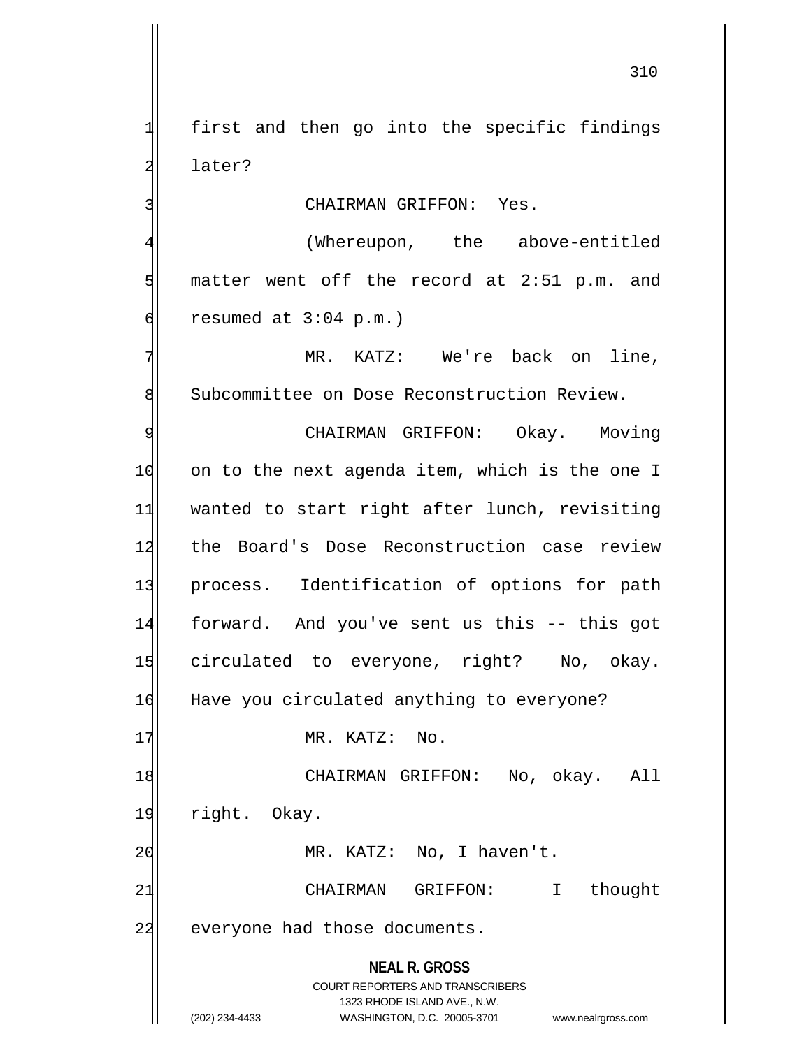first and then go into the specific findings later?

CHAIRMAN GRIFFON: Yes.

(Whereupon, the above-entitled matter went off the record at 2:51 p.m. and resumed at 3:04 p.m.)

MR. KATZ: We're back on line, Subcommittee on Dose Reconstruction Review.

CHAIRMAN GRIFFON: Okay. Moving on to the next agenda item, which is the one I wanted to start right after lunch, revisiting the Board's Dose Reconstruction case review process. Identification of options for path forward. And you've sent us this -- this got circulated to everyone, right? No, okay. Have you circulated anything to everyone?

MR. KATZ: No.

CHAIRMAN GRIFFON: No, okay. All right. Okay.

MR. KATZ: No, I haven't.

CHAIRMAN GRIFFON: I thought everyone had those documents.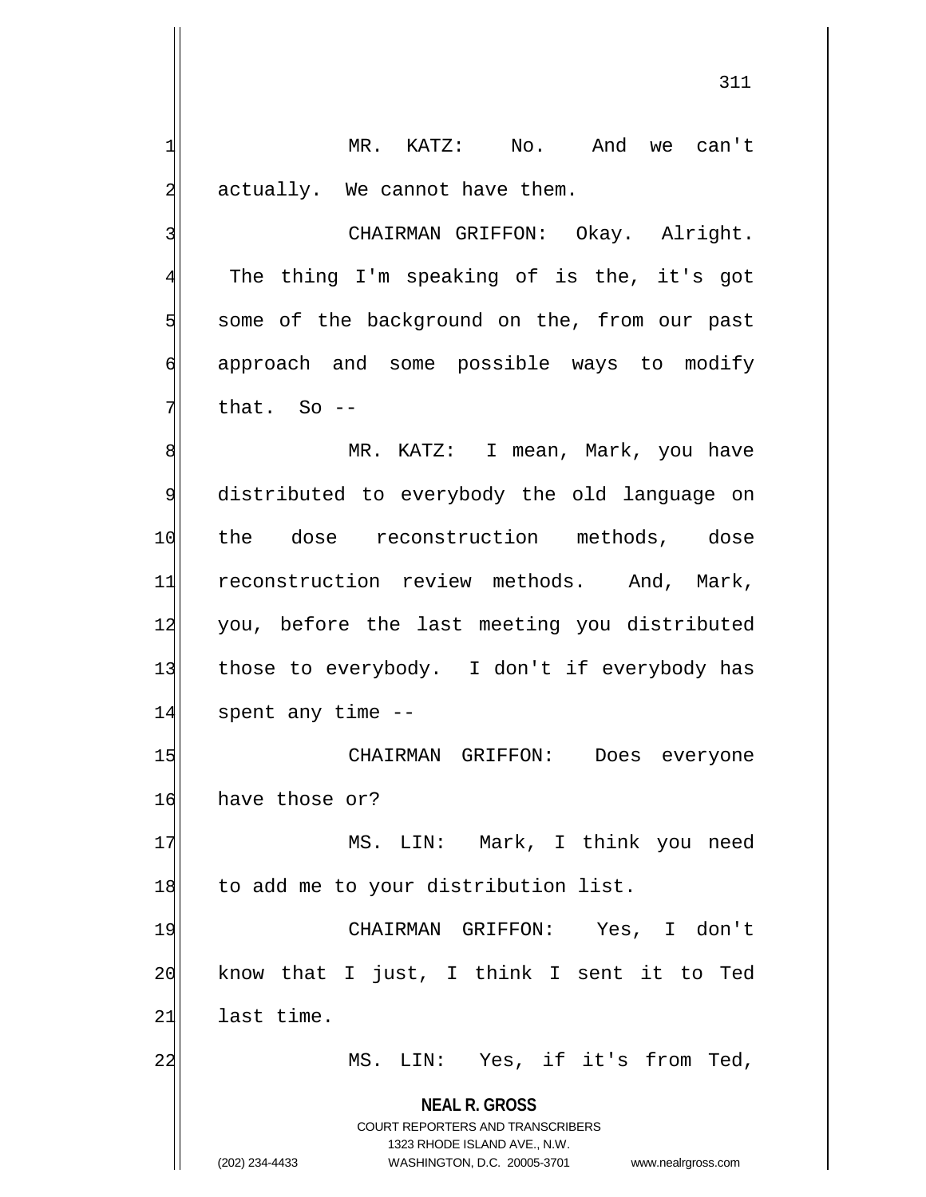MR. KATZ: No. And we can't actually. We cannot have them.

CHAIRMAN GRIFFON: Okay. Alright. The thing I'm speaking of is the, it's got some of the background on the, from our past approach and some possible ways to modify that. So --

MR. KATZ: I mean, Mark, you have distributed to everybody the old language on the dose reconstruction methods, dose reconstruction review methods. And, Mark, you, before the last meeting you distributed those to everybody. I don't if everybody has spent any time --

CHAIRMAN GRIFFON: Does everyone have those or?

MS. LIN: Mark, I think you need to add me to your distribution list.

CHAIRMAN GRIFFON: Yes, I don't know that I just, I think I sent it to Ted last time.

MS. LIN: Yes, if it's from Ted,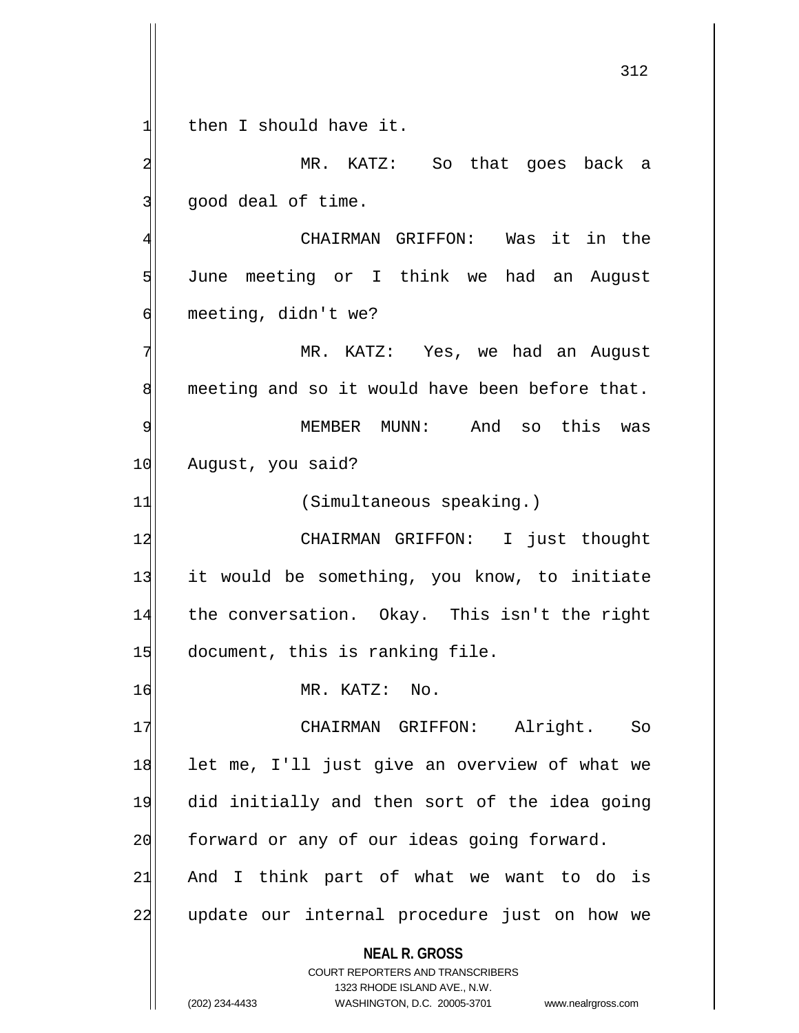then I should have it.

MR. KATZ: So that goes back a good deal of time.

CHAIRMAN GRIFFON: Was it in the June meeting or I think we had an August meeting, didn't we?

MR. KATZ: Yes, we had an August meeting and so it would have been before that.

MEMBER MUNN: And so this was August, you said?

(Simultaneous speaking.)

CHAIRMAN GRIFFON: I just thought it would be something, you know, to initiate the conversation. Okay. This isn't the right document, this is ranking file.

MR. KATZ: No.

CHAIRMAN GRIFFON: Alright. So let me, I'll just give an overview of what we did initially and then sort of the idea going forward or any of our ideas going forward. And I think part of what we want to do is update our internal procedure just on how we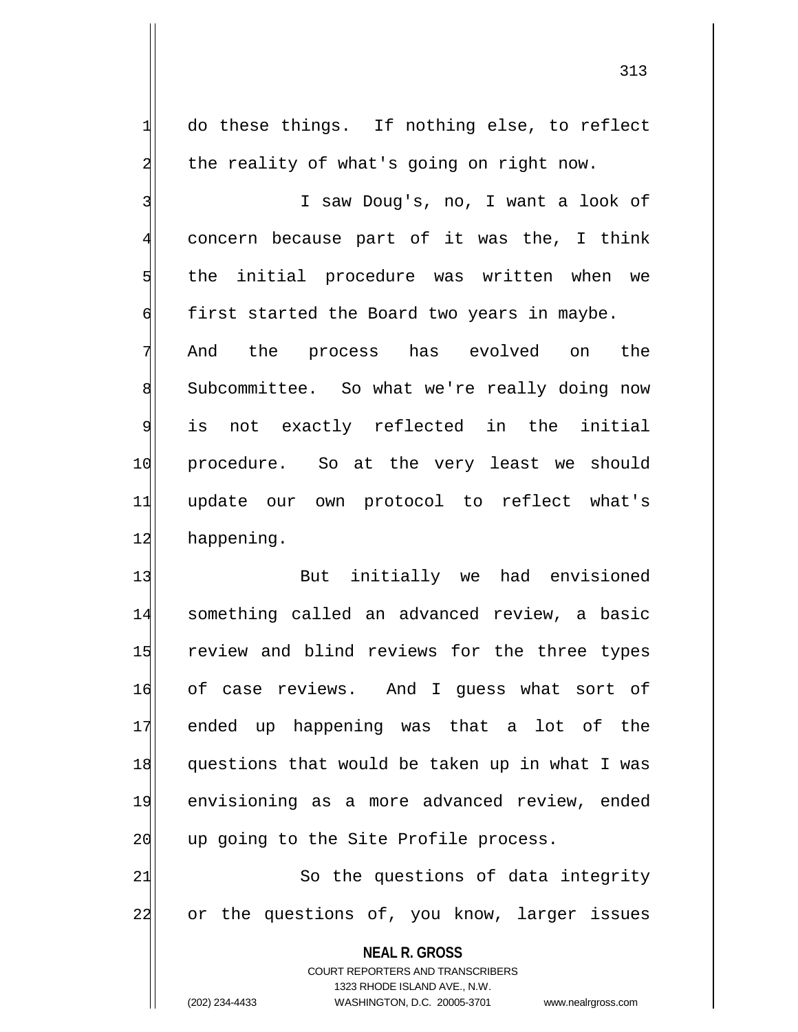do these things. If nothing else, to reflect the reality of what's going on right now.

I saw Doug's, no, I want a look of concern because part of it was the, I think the initial procedure was written when we first started the Board two years in maybe. And the process has evolved on the Subcommittee. So what we're really doing now is not exactly reflected in the initial procedure. So at the very least we should update our own protocol to reflect what's happening.

But initially we had envisioned something called an advanced review, a basic review and blind reviews for the three types of case reviews. And I guess what sort of ended up happening was that a lot of the questions that would be taken up in what I was envisioning as a more advanced review, ended up going to the Site Profile process.

So the questions of data integrity or the questions of, you know, larger issues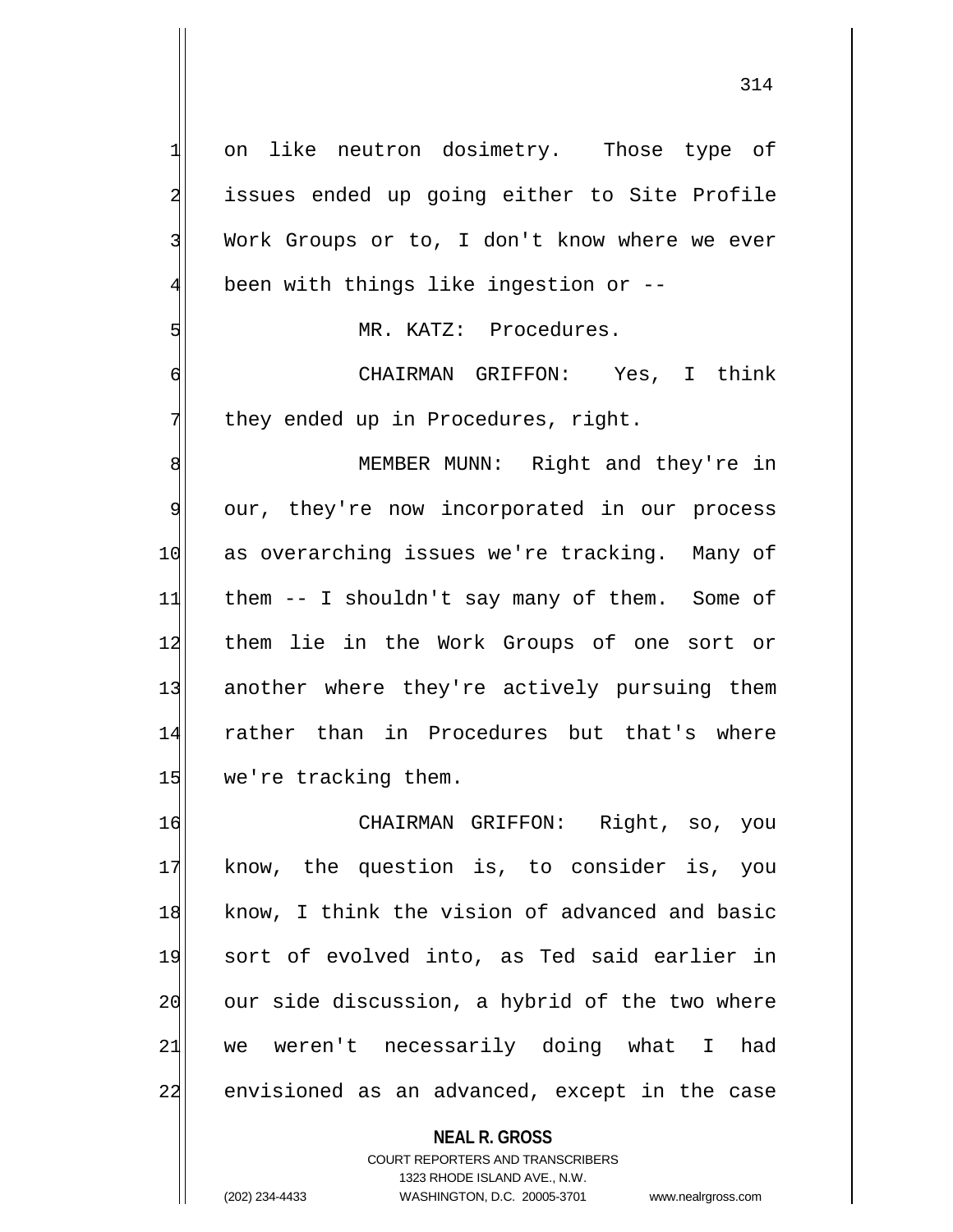on like neutron dosimetry. Those type of issues ended up going either to Site Profile Work Groups or to, I don't know where we ever been with things like ingestion or --

MR. KATZ: Procedures.

CHAIRMAN GRIFFON: Yes, I think they ended up in Procedures, right.

MEMBER MUNN: Right and they're in our, they're now incorporated in our process as overarching issues we're tracking. Many of them -- I shouldn't say many of them. Some of them lie in the Work Groups of one sort or another where they're actively pursuing them rather than in Procedures but that's where we're tracking them.

CHAIRMAN GRIFFON: Right, so, you know, the question is, to consider is, you know, I think the vision of advanced and basic sort of evolved into, as Ted said earlier in our side discussion, a hybrid of the two where we weren't necessarily doing what I had envisioned as an advanced, except in the case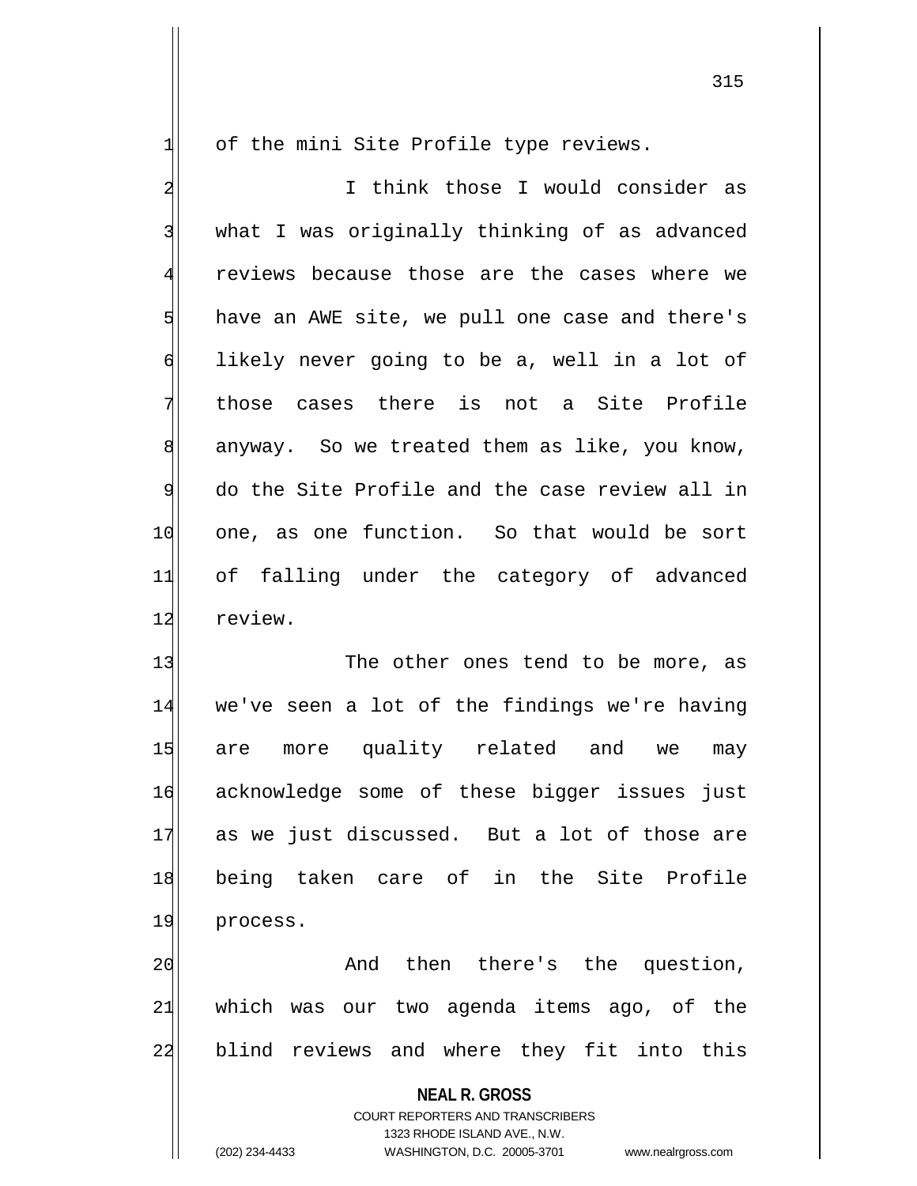of the mini Site Profile type reviews.

I think those I would consider as what I was originally thinking of as advanced reviews because those are the cases where we have an AWE site, we pull one case and there's likely never going to be a, well in a lot of those cases there is not a Site Profile anyway. So we treated them as like, you know, do the Site Profile and the case review all in one, as one function. So that would be sort of falling under the category of advanced review.

The other ones tend to be more, as we've seen a lot of the findings we're having are more quality related and we may acknowledge some of these bigger issues just as we just discussed. But a lot of those are being taken care of in the Site Profile process.

And then there's the question, which was our two agenda items ago, of the blind reviews and where they fit into this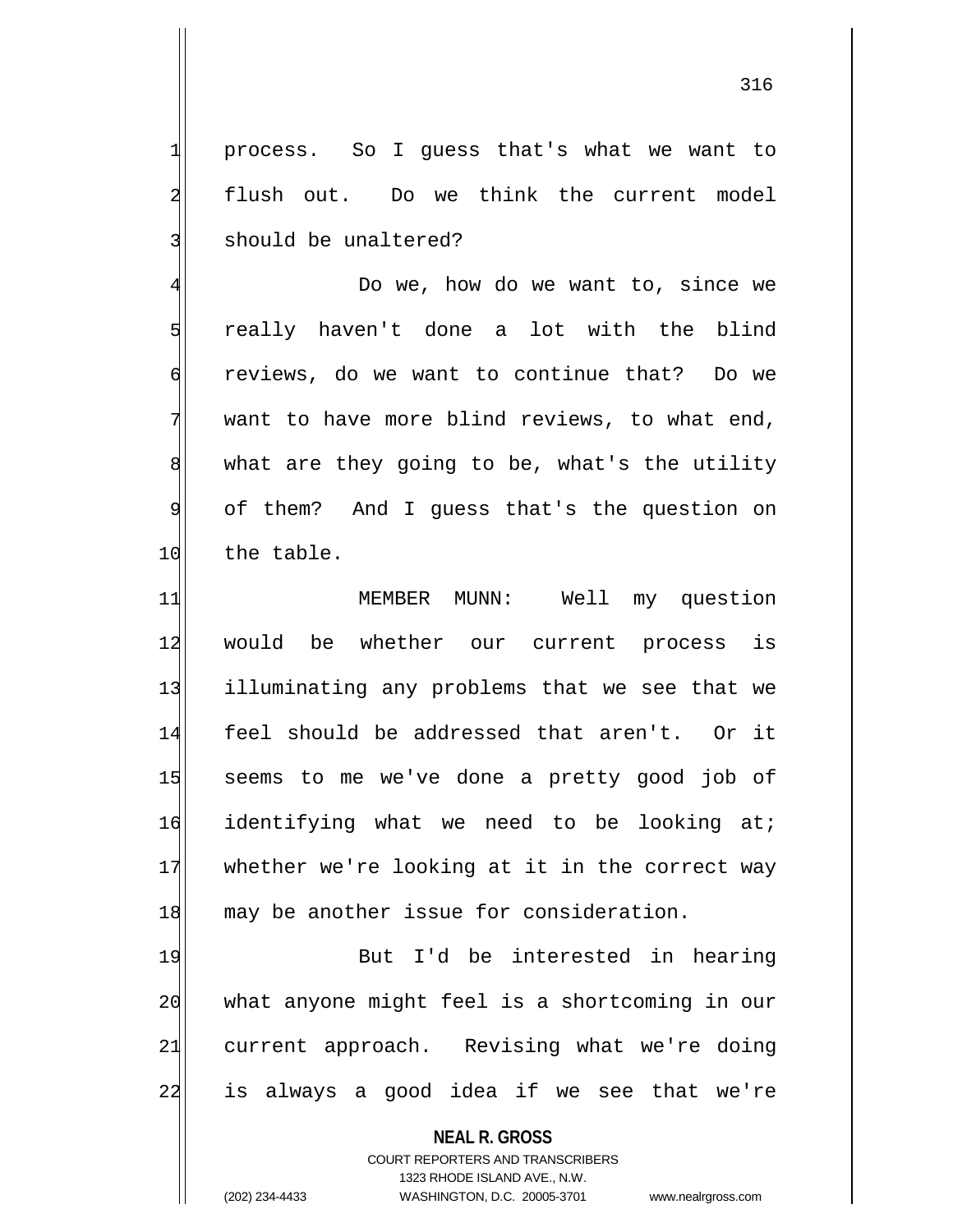process. So I guess that's what we want to flush out. Do we think the current model should be unaltered?

Do we, how do we want to, since we really haven't done a lot with the blind reviews, do we want to continue that? Do we want to have more blind reviews, to what end, what are they going to be, what's the utility of them? And I guess that's the question on the table.

MEMBER MUNN: Well my question would be whether our current process is illuminating any problems that we see that we feel should be addressed that aren't. Or it seems to me we've done a pretty good job of identifying what we need to be looking at; whether we're looking at it in the correct way may be another issue for consideration.

But I'd be interested in hearing what anyone might feel is a shortcoming in our current approach. Revising what we're doing is always a good idea if we see that we're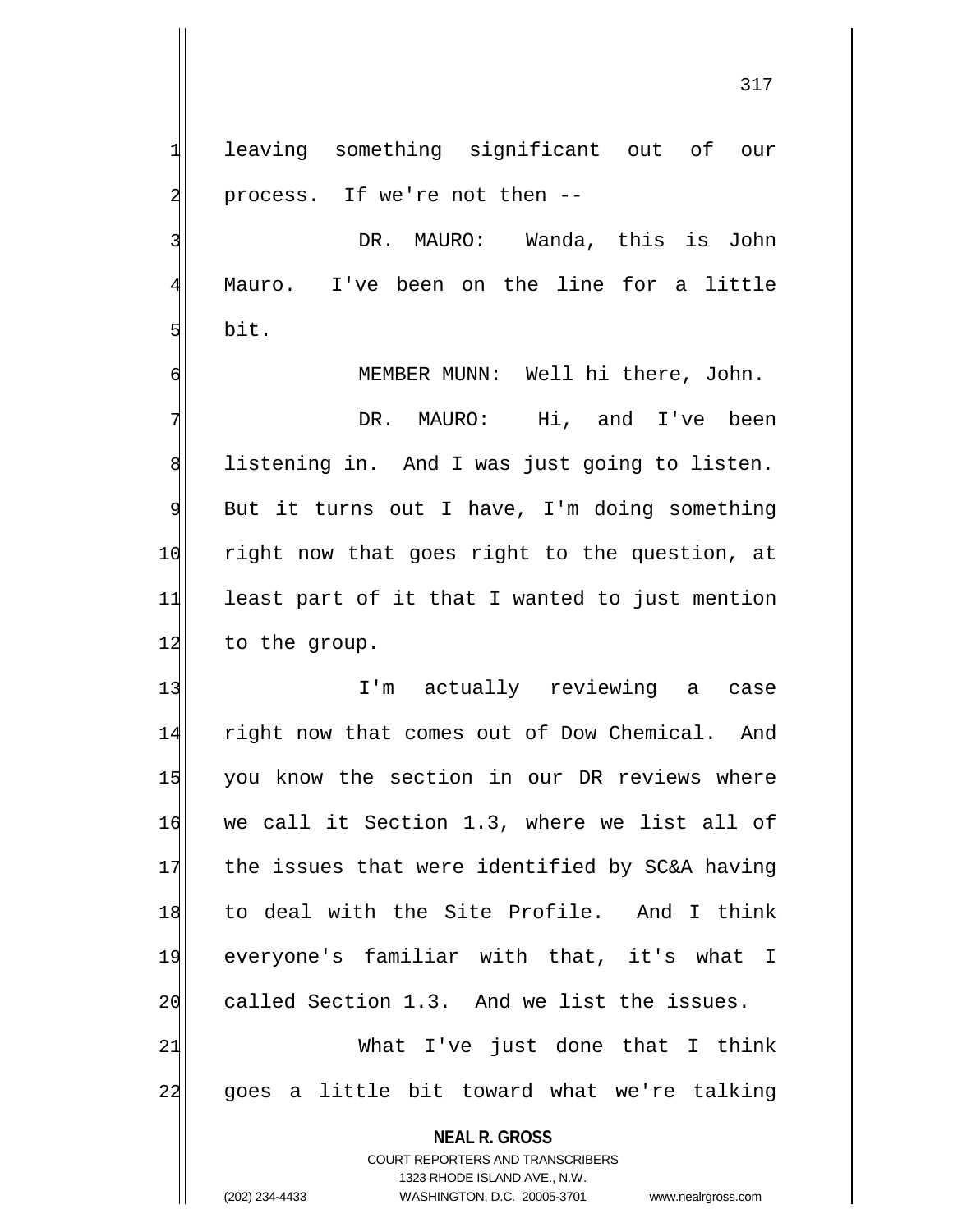leaving something significant out of our process. If we're not then --

DR. MAURO: Wanda, this is John Mauro. I've been on the line for a little bit.

MEMBER MUNN: Well hi there, John.

DR. MAURO: Hi, and I've been listening in. And I was just going to listen. But it turns out I have, I'm doing something right now that goes right to the question, at least part of it that I wanted to just mention to the group.

I'm actually reviewing a case right now that comes out of Dow Chemical. And you know the section in our DR reviews where we call it Section 1.3, where we list all of the issues that were identified by SC&A having to deal with the Site Profile. And I think everyone's familiar with that, it's what I called Section 1.3. And we list the issues.

What I've just done that I think goes a little bit toward what we're talking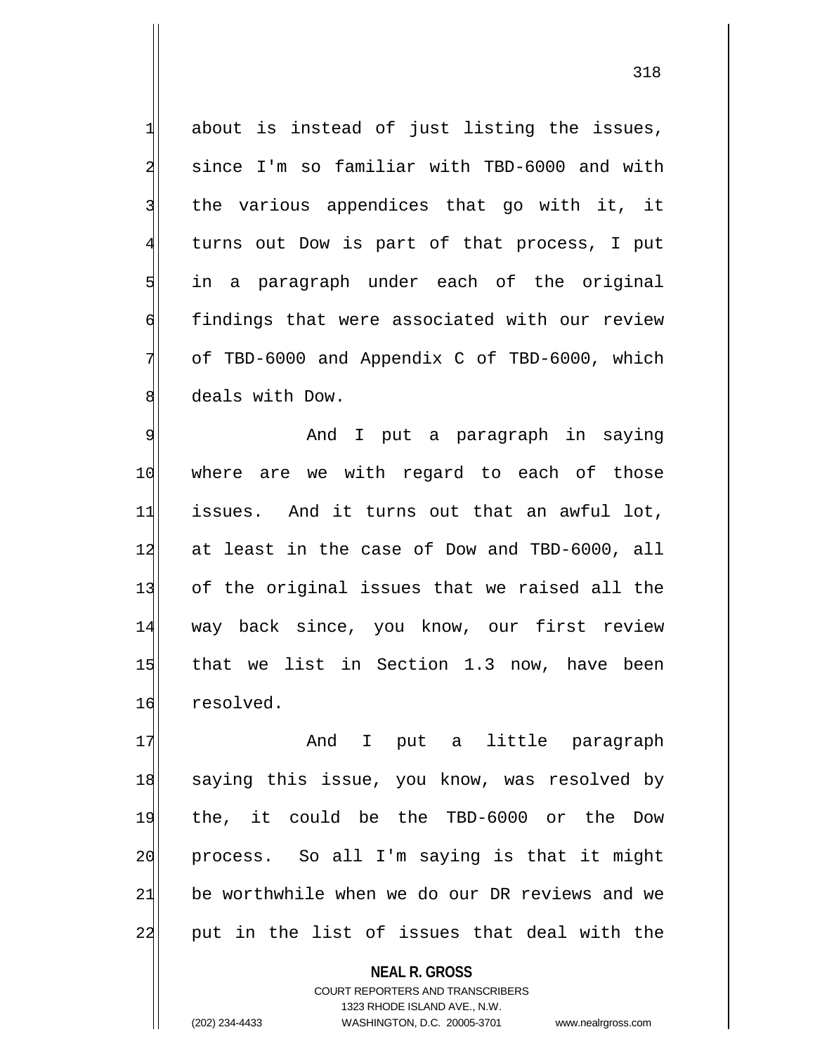about is instead of just listing the issues, since I'm so familiar with TBD-6000 and with the various appendices that go with it, it turns out Dow is part of that process, I put in a paragraph under each of the original findings that were associated with our review of TBD-6000 and Appendix C of TBD-6000, which deals with Dow.

And I put a paragraph in saying where are we with regard to each of those issues. And it turns out that an awful lot, at least in the case of Dow and TBD-6000, all of the original issues that we raised all the way back since, you know, our first review that we list in Section 1.3 now, have been resolved.

And I put a little paragraph saying this issue, you know, was resolved by the, it could be the TBD-6000 or the Dow process. So all I'm saying is that it might be worthwhile when we do our DR reviews and we put in the list of issues that deal with the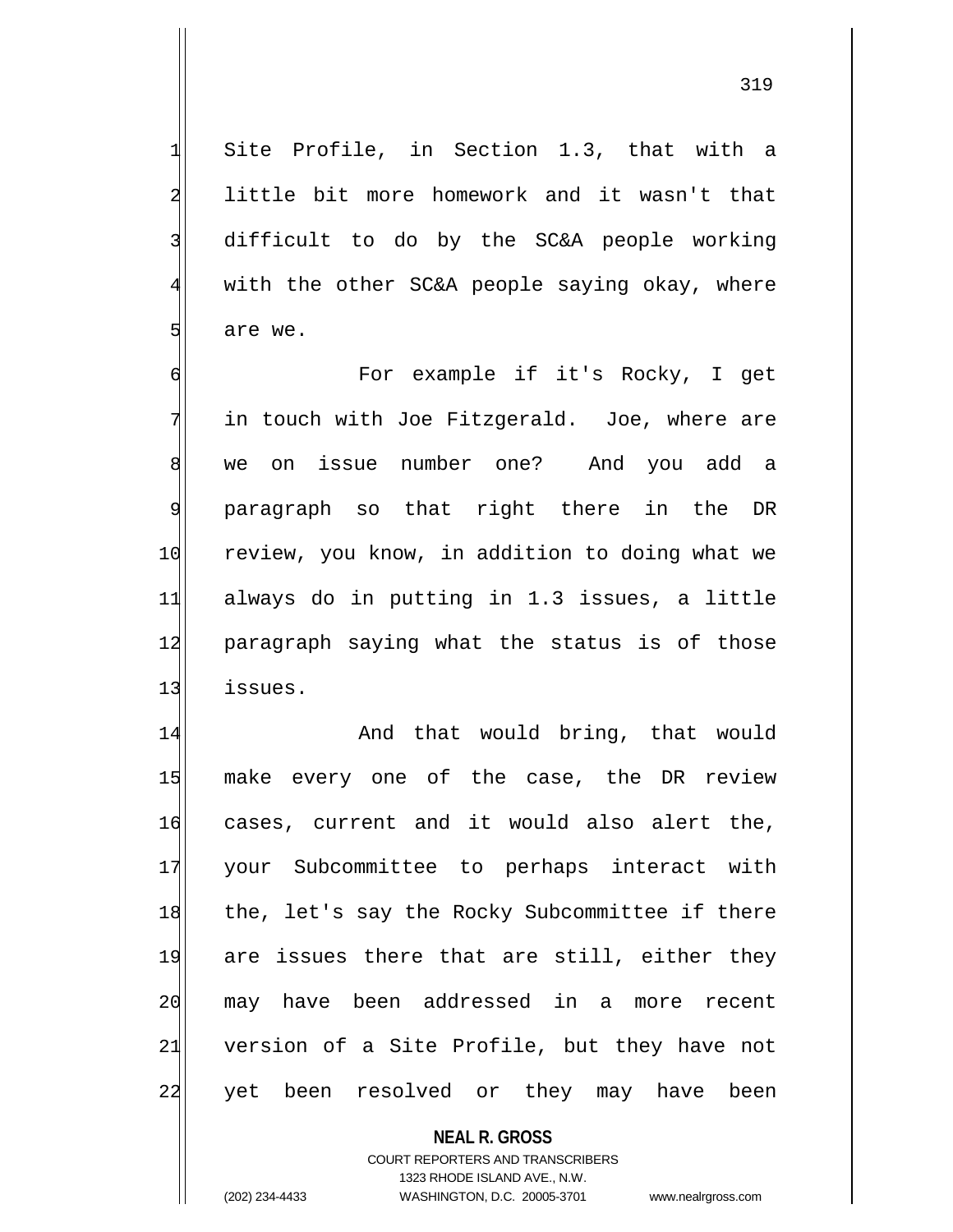Site Profile, in Section 1.3, that with a little bit more homework and it wasn't that difficult to do by the SC&A people working with the other SC&A people saying okay, where are we.

For example if it's Rocky, I get in touch with Joe Fitzgerald. Joe, where are we on issue number one? And you add a paragraph so that right there in the DR review, you know, in addition to doing what we always do in putting in 1.3 issues, a little paragraph saying what the status is of those issues.

And that would bring, that would make every one of the case, the DR review cases, current and it would also alert the, your Subcommittee to perhaps interact with the, let's say the Rocky Subcommittee if there are issues there that are still, either they may have been addressed in a more recent version of a Site Profile, but they have not yet been resolved or they may have been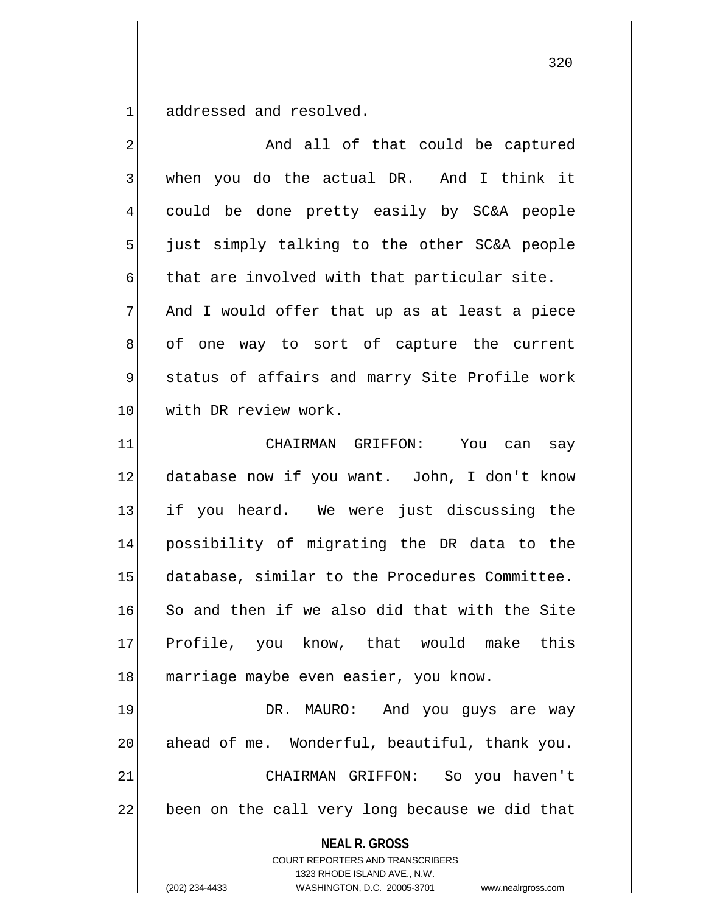addressed and resolved.

And all of that could be captured when you do the actual DR. And I think it could be done pretty easily by SC&A people just simply talking to the other SC&A people that are involved with that particular site. And I would offer that up as at least a piece of one way to sort of capture the current status of affairs and marry Site Profile work with DR review work.

CHAIRMAN GRIFFON: You can say database now if you want. John, I don't know if you heard. We were just discussing the possibility of migrating the DR data to the database, similar to the Procedures Committee. So and then if we also did that with the Site Profile, you know, that would make this marriage maybe even easier, you know.

DR. MAURO: And you guys are way ahead of me. Wonderful, beautiful, thank you.

CHAIRMAN GRIFFON: So you haven't been on the call very long because we did that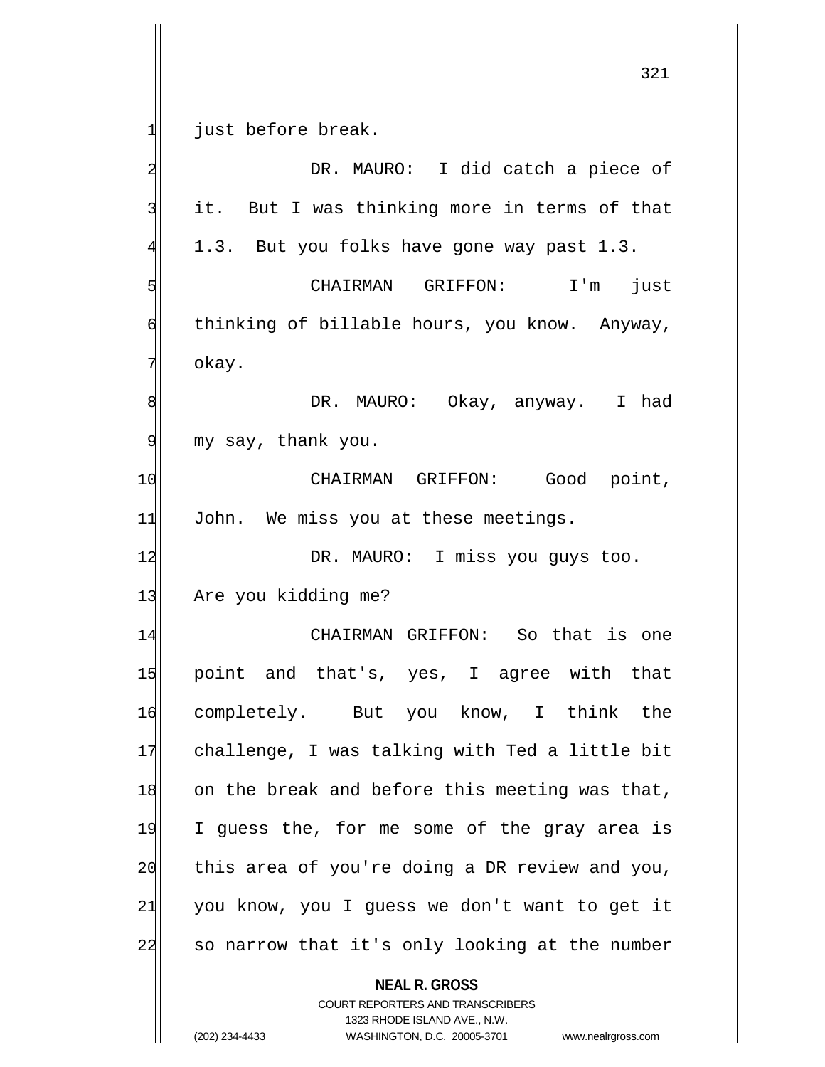just before break.

DR. MAURO: I did catch a piece of it. But I was thinking more in terms of that 1.3. But you folks have gone way past 1.3.

CHAIRMAN GRIFFON: I'm just thinking of billable hours, you know. Anyway, okay.

DR. MAURO: Okay, anyway. I had my say, thank you.

CHAIRMAN GRIFFON: Good point, John. We miss you at these meetings.

DR. MAURO: I miss you guys too. Are you kidding me?

CHAIRMAN GRIFFON: So that is one point and that's, yes, I agree with that completely. But you know, I think the challenge, I was talking with Ted a little bit on the break and before this meeting was that, I guess the, for me some of the gray area is this area of you're doing a DR review and you, you know, you I guess we don't want to get it so narrow that it's only looking at the number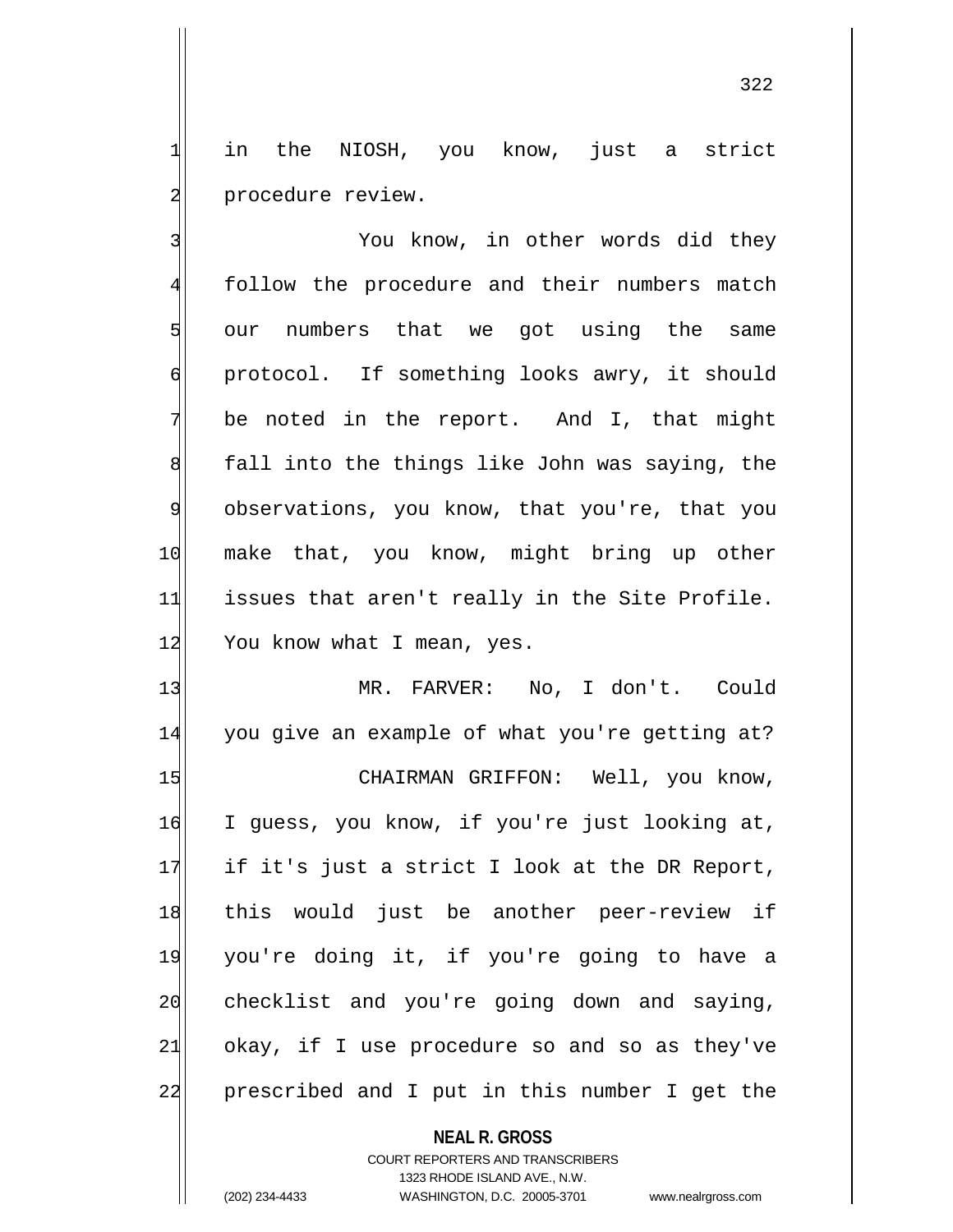in the NIOSH, you know, just a strict procedure review.

You know, in other words did they follow the procedure and their numbers match our numbers that we got using the same protocol. If something looks awry, it should be noted in the report. And I, that might fall into the things like John was saying, the observations, you know, that you're, that you make that, you know, might bring up other issues that aren't really in the Site Profile. You know what I mean, yes.

MR. FARVER: No, I don't. Could you give an example of what you're getting at?

CHAIRMAN GRIFFON: Well, you know, I guess, you know, if you're just looking at, if it's just a strict I look at the DR Report, this would just be another peer-review if you're doing it, if you're going to have a checklist and you're going down and saying, okay, if I use procedure so and so as they've prescribed and I put in this number I get the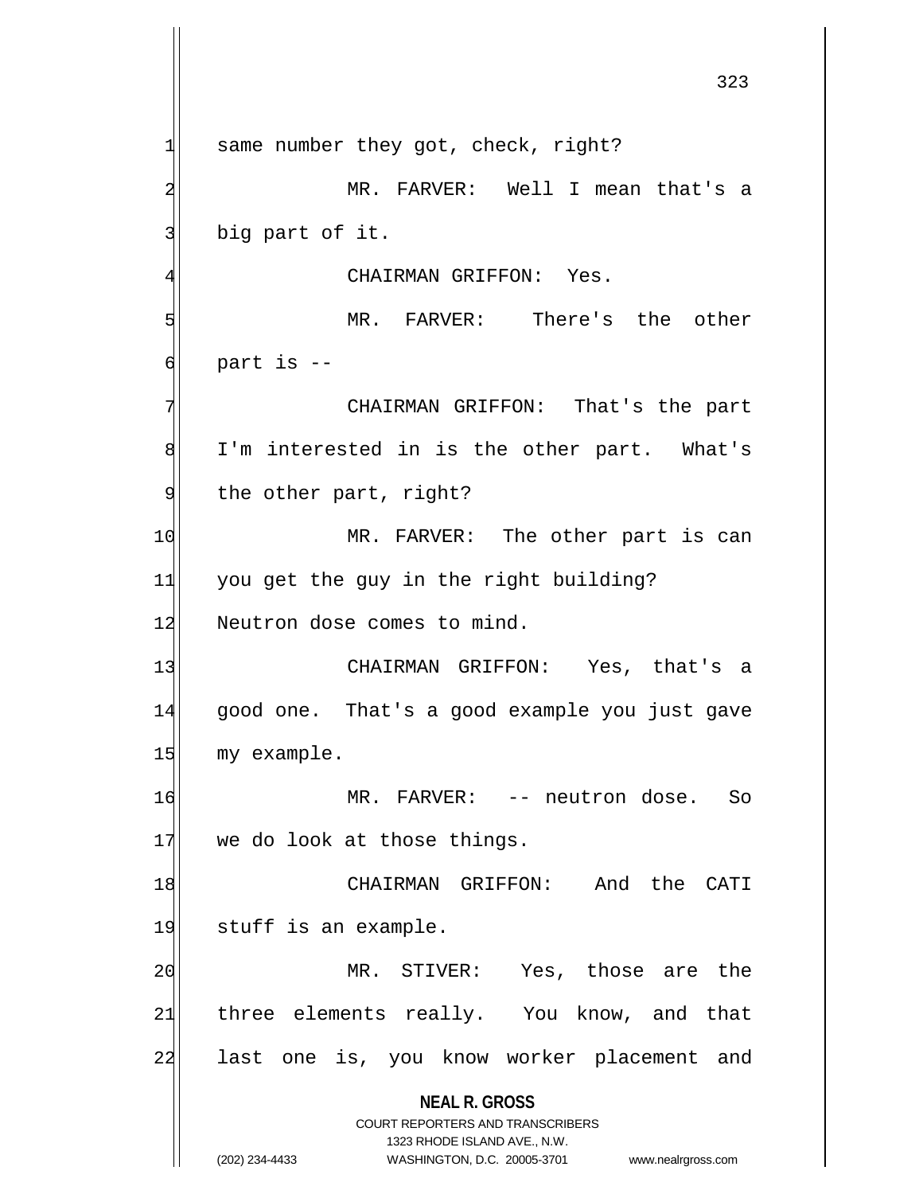same number they got, check, right?

MR. FARVER: Well I mean that's a big part of it.

CHAIRMAN GRIFFON: Yes.

MR. FARVER: There's the other part is --

CHAIRMAN GRIFFON: That's the part I'm interested in is the other part. What's the other part, right?

MR. FARVER: The other part is can you get the guy in the right building? Neutron dose comes to mind.

CHAIRMAN GRIFFON: Yes, that's a good one. That's a good example you just gave my example.

MR. FARVER: -- neutron dose. So we do look at those things.

CHAIRMAN GRIFFON: And the CATI stuff is an example.

MR. STIVER: Yes, those are the three elements really. You know, and that last one is, you know worker placement and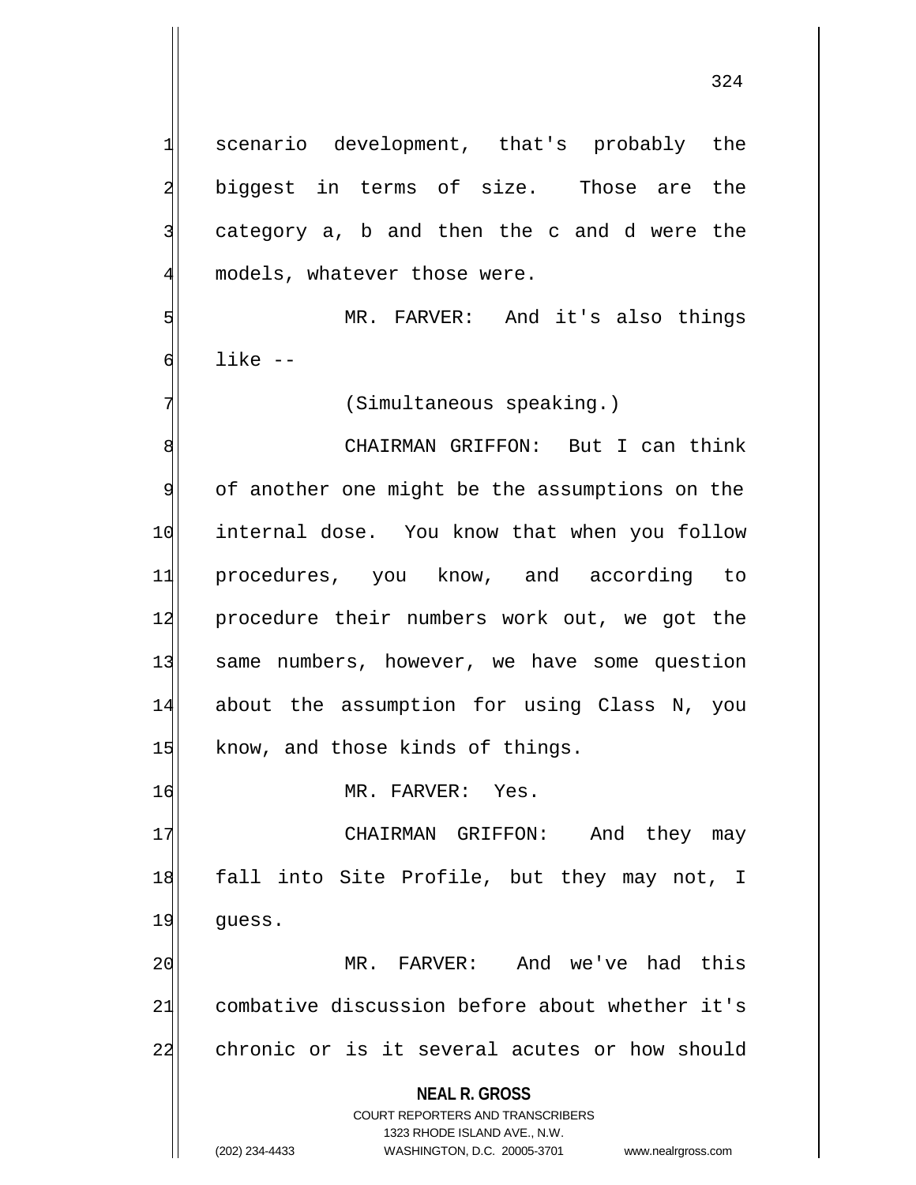scenario development, that's probably the biggest in terms of size. Those are the category a, b and then the c and d were the models, whatever those were.

MR. FARVER: And it's also things like --

(Simultaneous speaking.)

CHAIRMAN GRIFFON: But I can think of another one might be the assumptions on the internal dose. You know that when you follow procedures, you know, and according to procedure their numbers work out, we got the same numbers, however, we have some question about the assumption for using Class N, you know, and those kinds of things.

MR. FARVER: Yes.

CHAIRMAN GRIFFON: And they may fall into Site Profile, but they may not, I guess.

MR. FARVER: And we've had this combative discussion before about whether it's chronic or is it several acutes or how should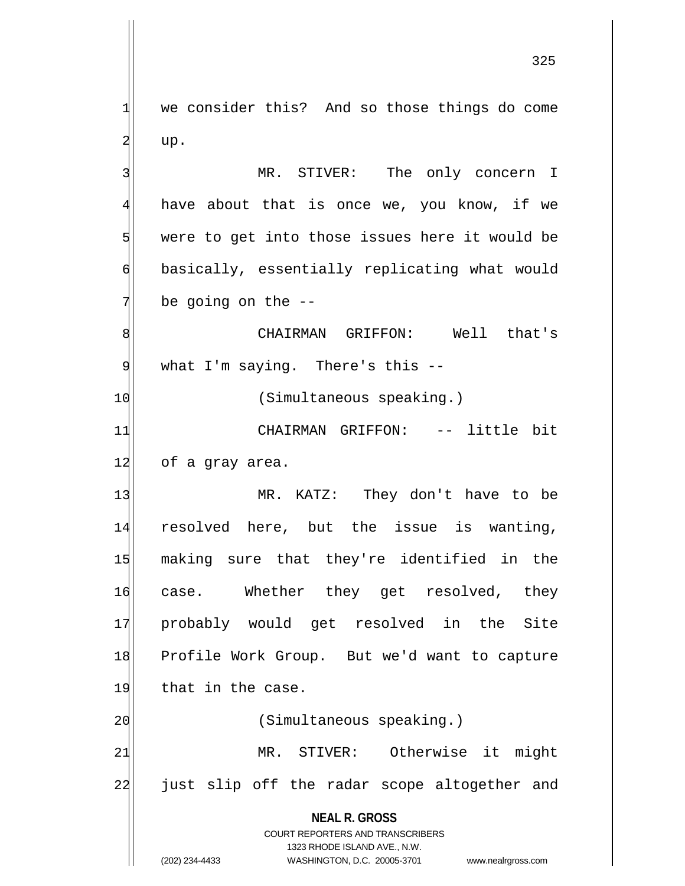we consider this? And so those things do come up.

MR. STIVER: The only concern I have about that is once we, you know, if we were to get into those issues here it would be basically, essentially replicating what would be going on the --

CHAIRMAN GRIFFON: Well that's what I'm saying. There's this --

(Simultaneous speaking.)

CHAIRMAN GRIFFON: -- little bit of a gray area.

MR. KATZ: They don't have to be resolved here, but the issue is wanting, making sure that they're identified in the case. Whether they get resolved, they probably would get resolved in the Site Profile Work Group. But we'd want to capture that in the case.

(Simultaneous speaking.)

MR. STIVER: Otherwise it might just slip off the radar scope altogether and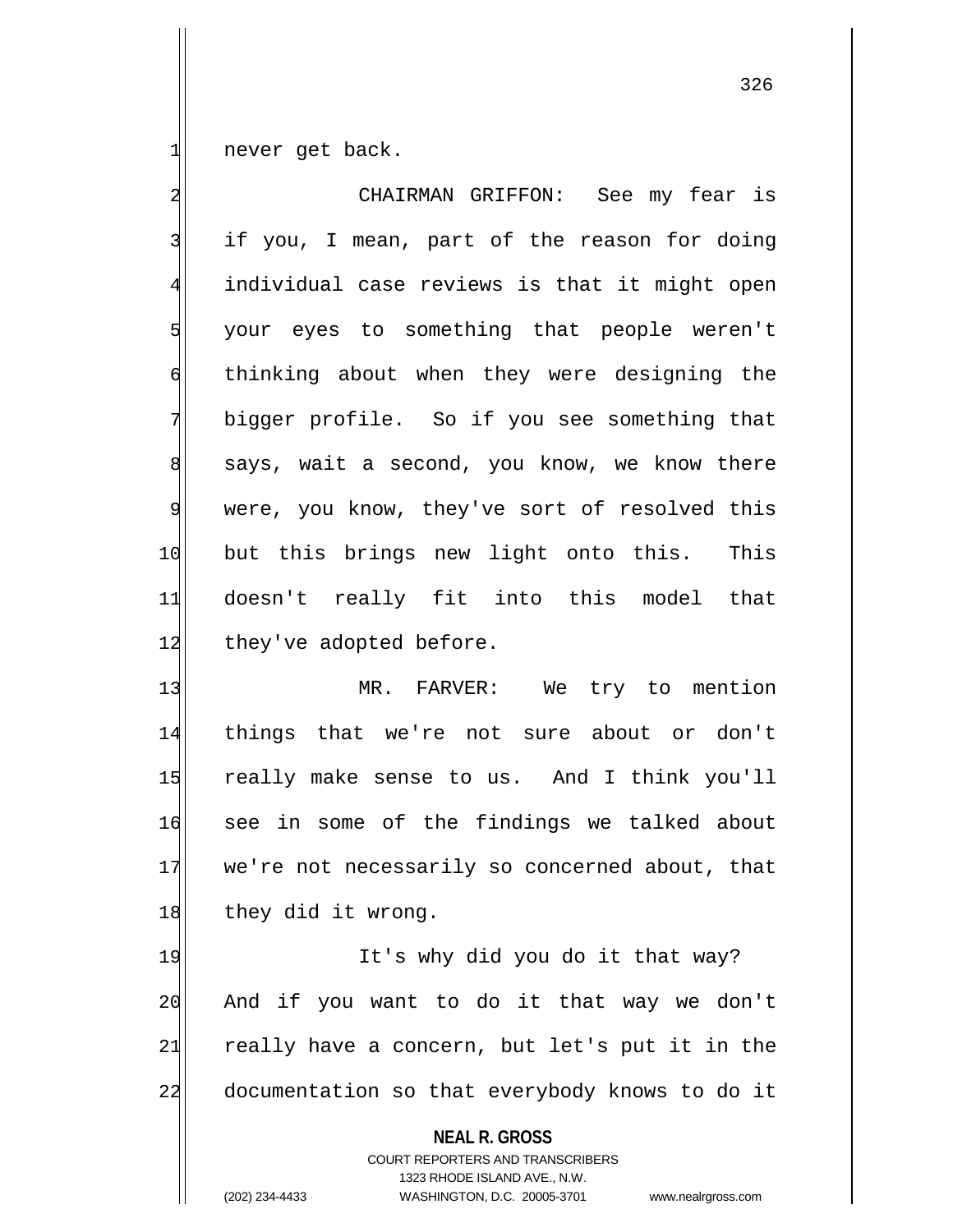never get back.

CHAIRMAN GRIFFON: See my fear is if you, I mean, part of the reason for doing individual case reviews is that it might open your eyes to something that people weren't thinking about when they were designing the bigger profile. So if you see something that says, wait a second, you know, we know there were, you know, they've sort of resolved this but this brings new light onto this. This doesn't really fit into this model that they've adopted before.

MR. FARVER: We try to mention things that we're not sure about or don't really make sense to us. And I think you'll see in some of the findings we talked about we're not necessarily so concerned about, that they did it wrong.

It's why did you do it that way? And if you want to do it that way we don't really have a concern, but let's put it in the documentation so that everybody knows to do it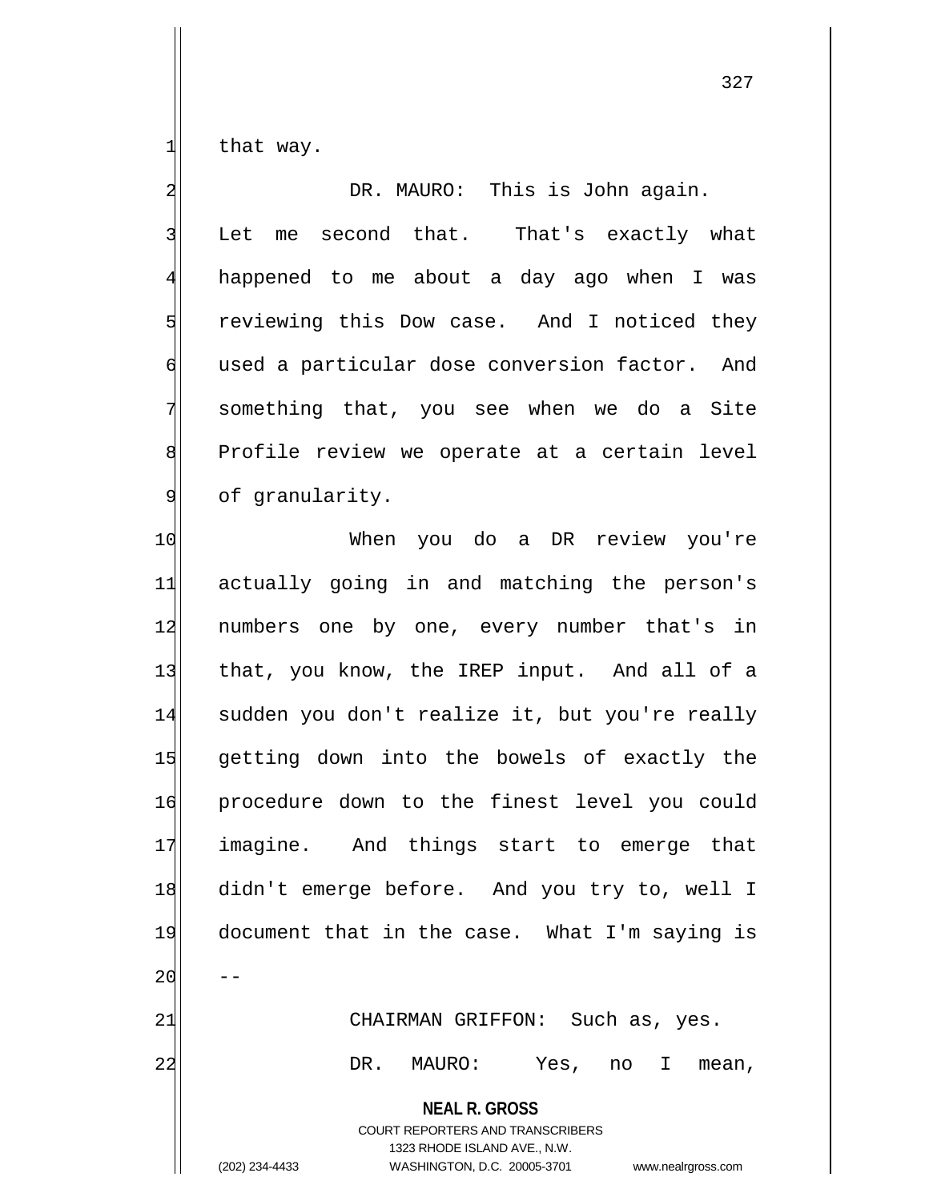that way.

DR. MAURO: This is John again. Let me second that. That's exactly what happened to me about a day ago when I was reviewing this Dow case. And I noticed they used a particular dose conversion factor. And something that, you see when we do a Site Profile review we operate at a certain level of granularity.

When you do a DR review you're actually going in and matching the person's numbers one by one, every number that's in that, you know, the IREP input. And all of a sudden you don't realize it, but you're really getting down into the bowels of exactly the procedure down to the finest level you could imagine. And things start to emerge that didn't emerge before. And you try to, well I document that in the case. What I'm saying is --

CHAIRMAN GRIFFON: Such as, yes.

DR. MAURO: Yes, no I mean,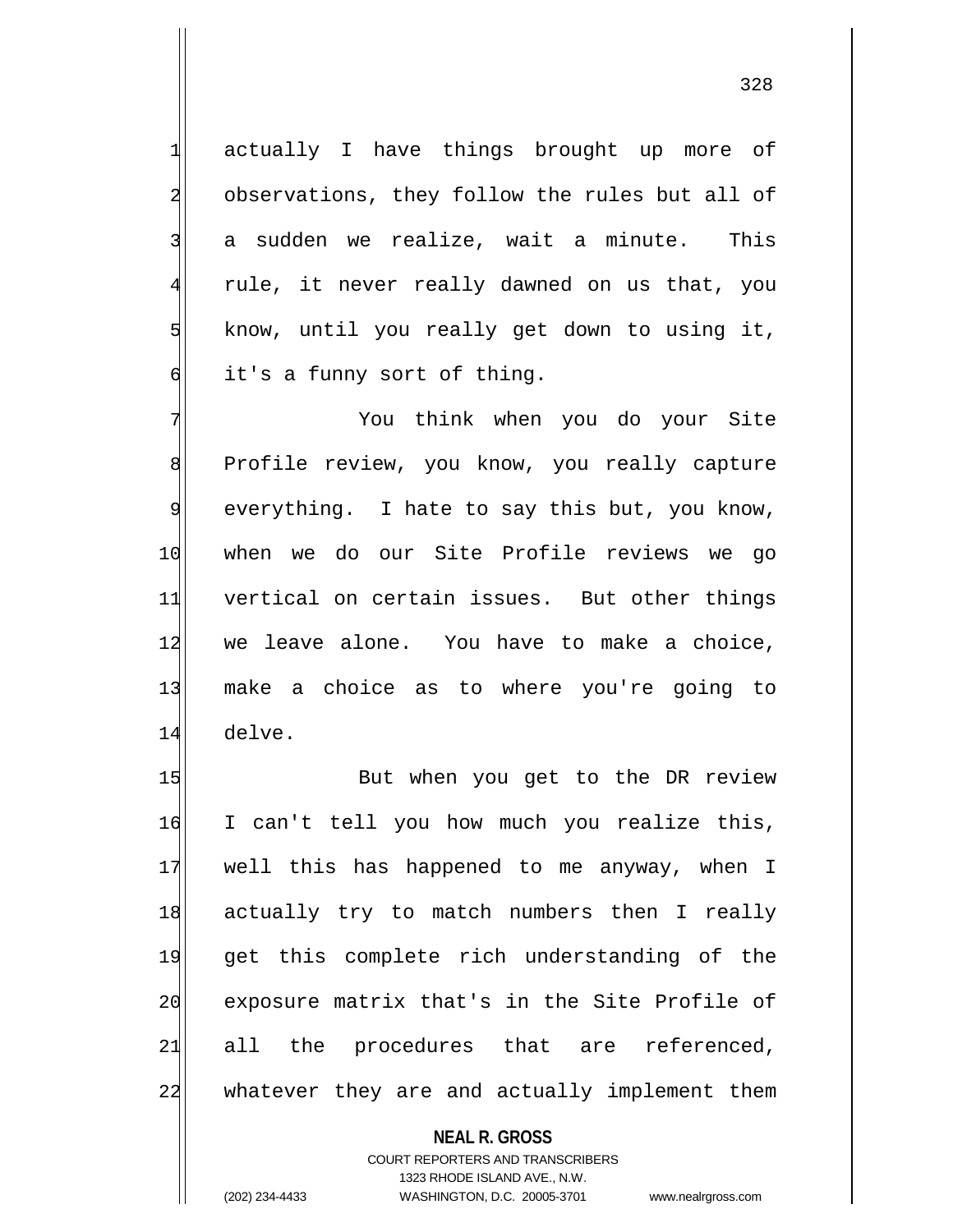actually I have things brought up more of observations, they follow the rules but all of a sudden we realize, wait a minute. This rule, it never really dawned on us that, you know, until you really get down to using it, it's a funny sort of thing.

You think when you do your Site Profile review, you know, you really capture everything. I hate to say this but, you know, when we do our Site Profile reviews we go vertical on certain issues. But other things we leave alone. You have to make a choice, make a choice as to where you're going to delve.

But when you get to the DR review I can't tell you how much you realize this, well this has happened to me anyway, when I actually try to match numbers then I really get this complete rich understanding of the exposure matrix that's in the Site Profile of all the procedures that are referenced, whatever they are and actually implement them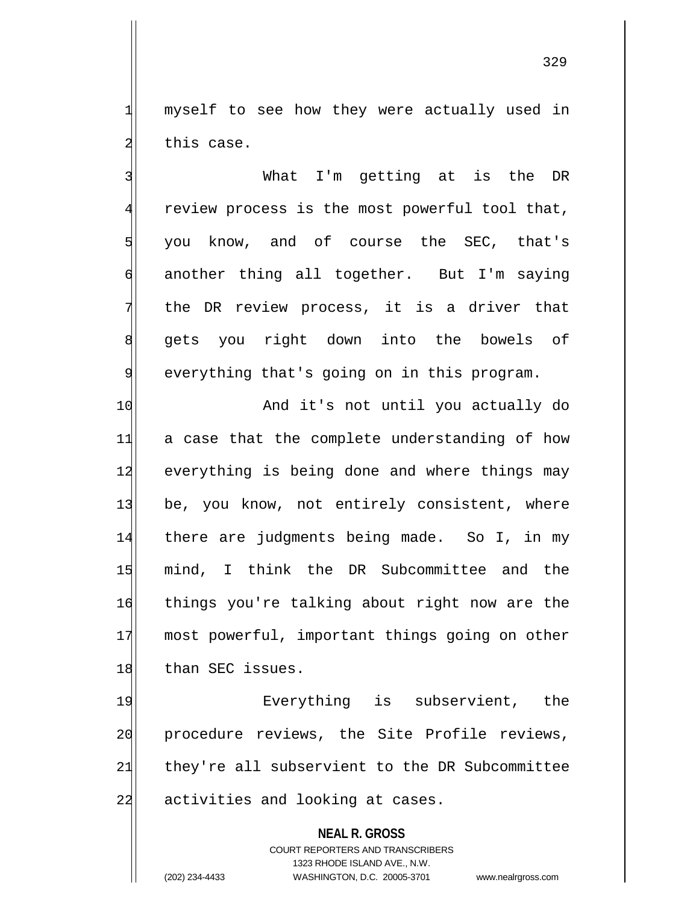myself to see how they were actually used in this case.

What I'm getting at is the DR review process is the most powerful tool that, you know, and of course the SEC, that's another thing all together. But I'm saying the DR review process, it is a driver that gets you right down into the bowels of everything that's going on in this program.

And it's not until you actually do a case that the complete understanding of how everything is being done and where things may be, you know, not entirely consistent, where there are judgments being made. So I, in my mind, I think the DR Subcommittee and the things you're talking about right now are the most powerful, important things going on other than SEC issues.

Everything is subservient, the procedure reviews, the Site Profile reviews, they're all subservient to the DR Subcommittee activities and looking at cases.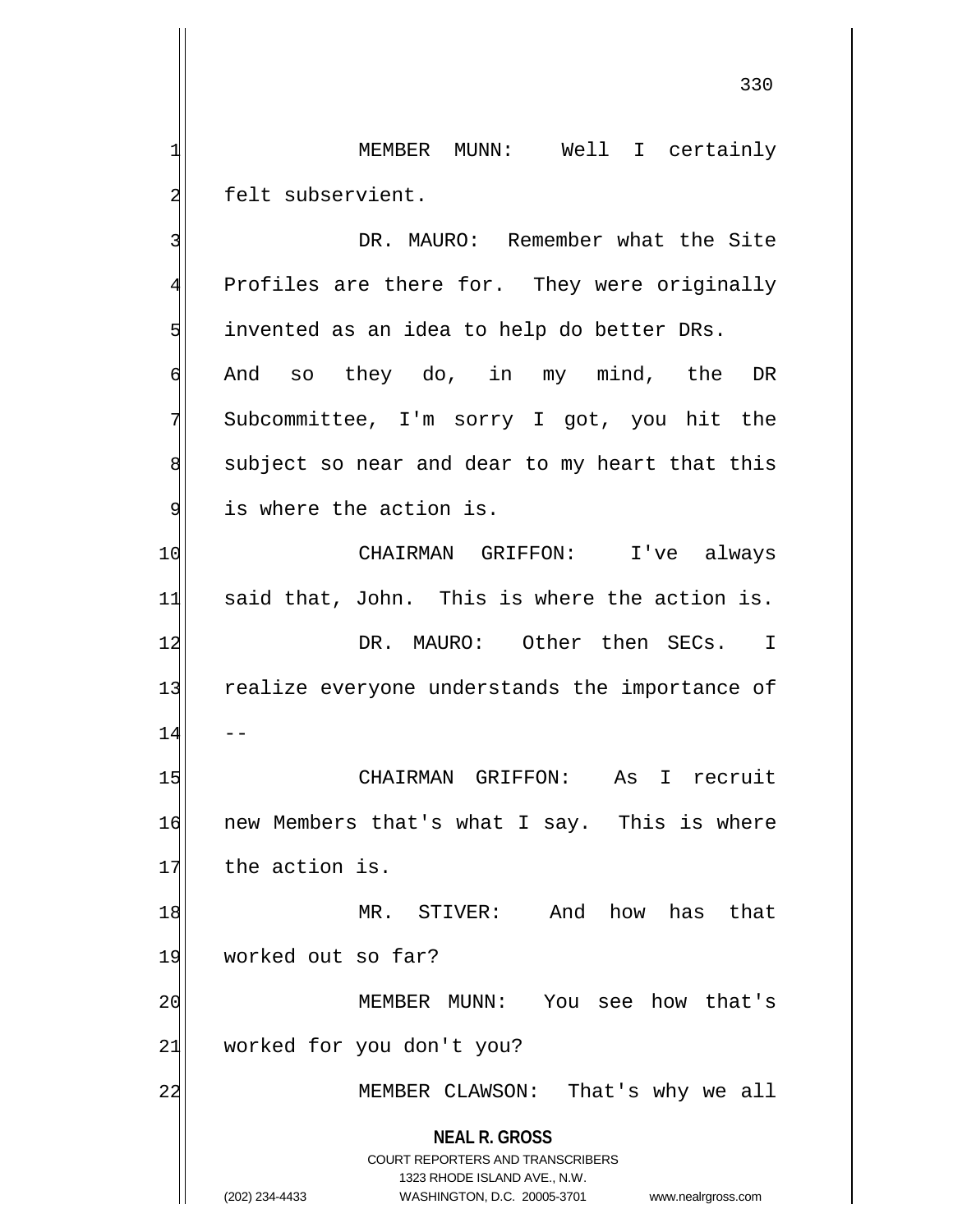MEMBER MUNN: Well I certainly felt subservient.

DR. MAURO: Remember what the Site Profiles are there for. They were originally invented as an idea to help do better DRs. And so they do, in my mind, the DR Subcommittee, I'm sorry I got, you hit the subject so near and dear to my heart that this is where the action is.

CHAIRMAN GRIFFON: I've always said that, John. This is where the action is.

DR. MAURO: Other then SECs. I realize everyone understands the importance of --

CHAIRMAN GRIFFON: As I recruit new Members that's what I say. This is where the action is.

MR. STIVER: And how has that worked out so far?

MEMBER MUNN: You see how that's worked for you don't you?

MEMBER CLAWSON: That's why we all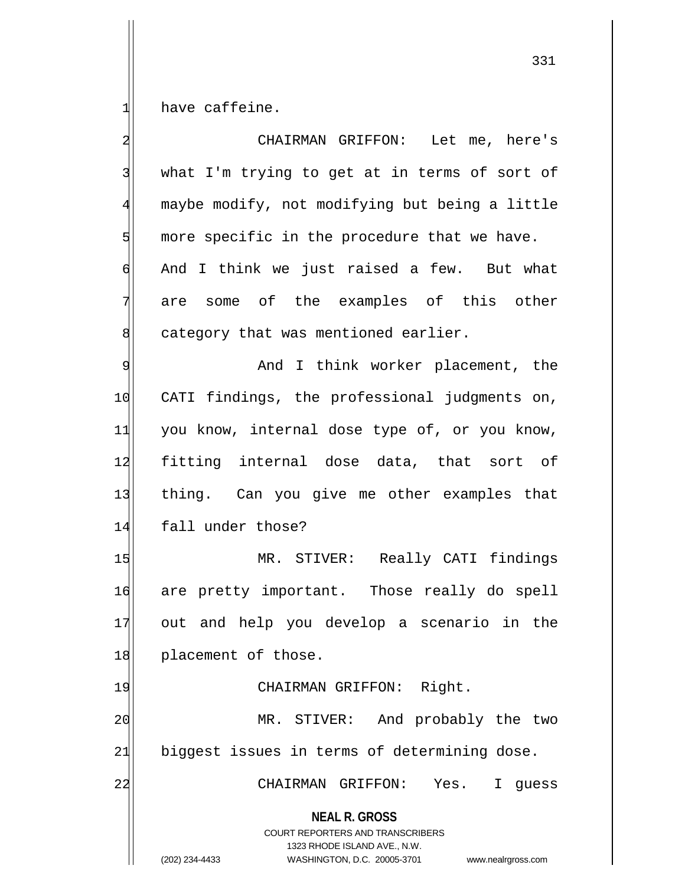have caffeine.

CHAIRMAN GRIFFON: Let me, here's what I'm trying to get at in terms of sort of maybe modify, not modifying but being a little more specific in the procedure that we have. And I think we just raised a few. But what are some of the examples of this other category that was mentioned earlier.

And I think worker placement, the CATI findings, the professional judgments on, you know, internal dose type of, or you know, fitting internal dose data, that sort of thing. Can you give me other examples that fall under those?

MR. STIVER: Really CATI findings are pretty important. Those really do spell out and help you develop a scenario in the placement of those.

CHAIRMAN GRIFFON: Right.

MR. STIVER: And probably the two biggest issues in terms of determining dose.

CHAIRMAN GRIFFON: Yes. I guess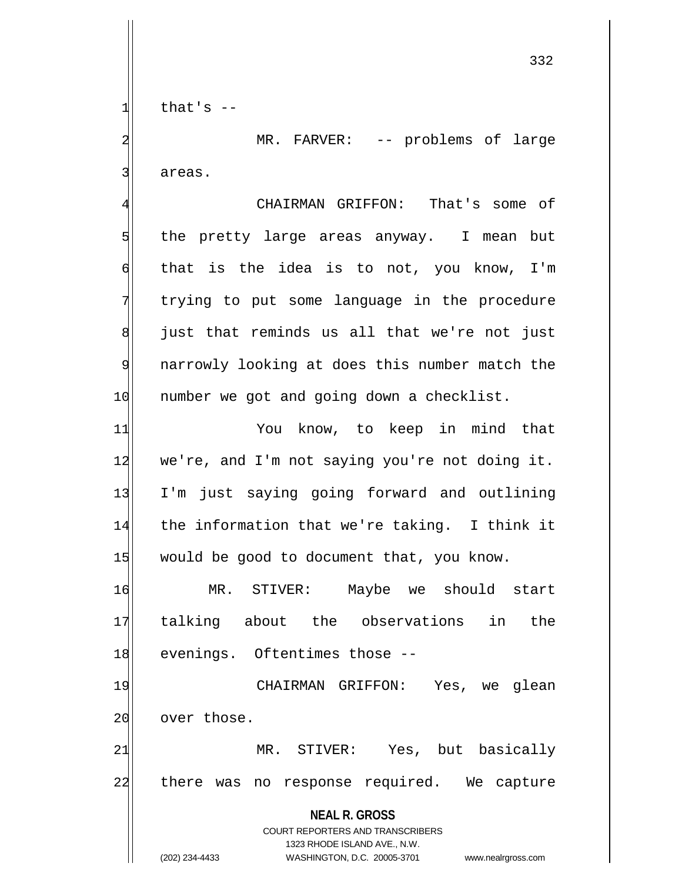that's --

MR. FARVER: -- problems of large areas.

CHAIRMAN GRIFFON: That's some of the pretty large areas anyway. I mean but that is the idea is to not, you know, I'm trying to put some language in the procedure just that reminds us all that we're not just narrowly looking at does this number match the number we got and going down a checklist.

You know, to keep in mind that we're, and I'm not saying you're not doing it. I'm just saying going forward and outlining the information that we're taking. I think it would be good to document that, you know.

MR. STIVER: Maybe we should start talking about the observations in the evenings. Oftentimes those --

CHAIRMAN GRIFFON: Yes, we glean over those.

MR. STIVER: Yes, but basically there was no response required. We capture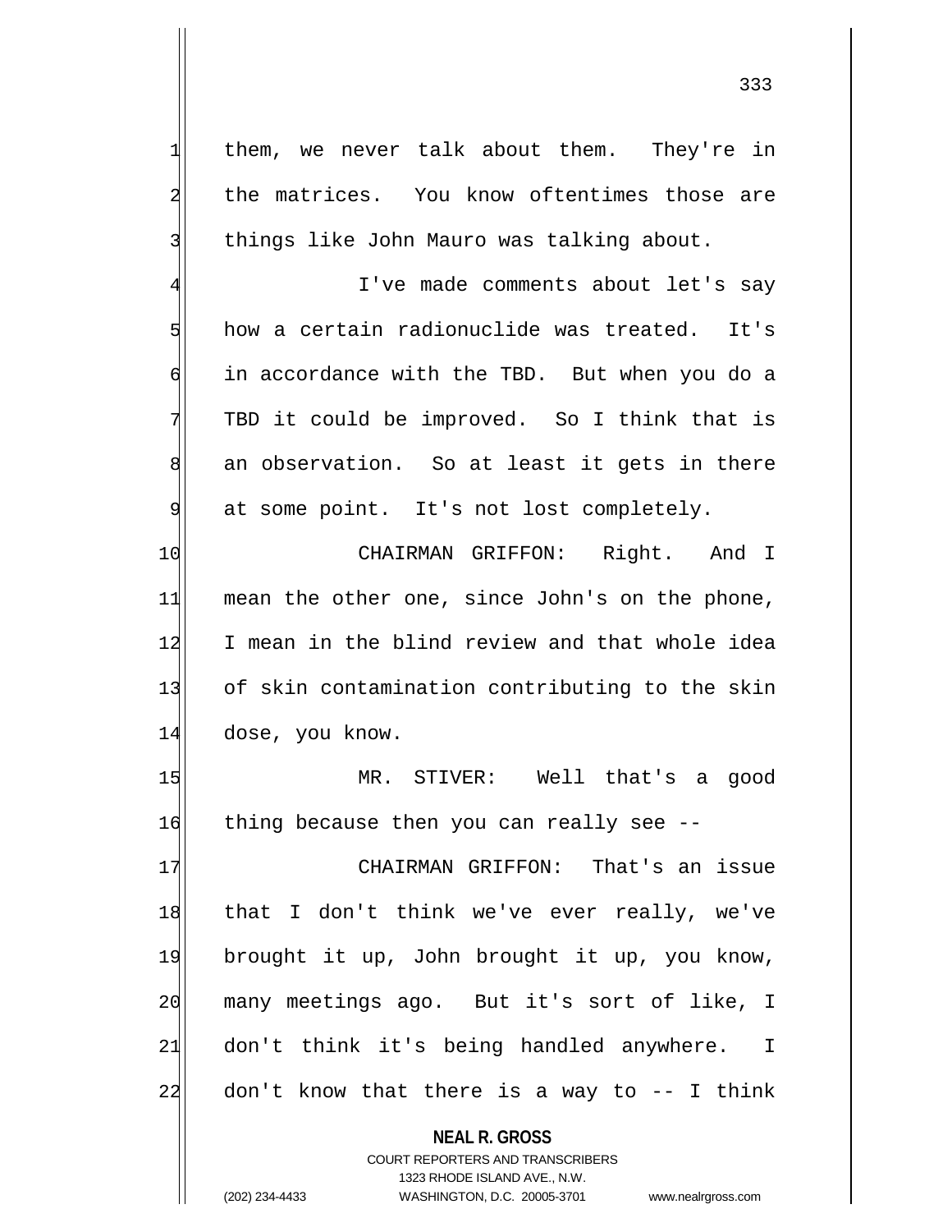them, we never talk about them. They're in the matrices. You know oftentimes those are things like John Mauro was talking about.

I've made comments about let's say how a certain radionuclide was treated. It's in accordance with the TBD. But when you do a TBD it could be improved. So I think that is an observation. So at least it gets in there at some point. It's not lost completely.

CHAIRMAN GRIFFON: Right. And I mean the other one, since John's on the phone, I mean in the blind review and that whole idea of skin contamination contributing to the skin dose, you know.

MR. STIVER: Well that's a good thing because then you can really see --

CHAIRMAN GRIFFON: That's an issue that I don't think we've ever really, we've brought it up, John brought it up, you know, many meetings ago. But it's sort of like, I don't think it's being handled anywhere. I don't know that there is a way to -- I think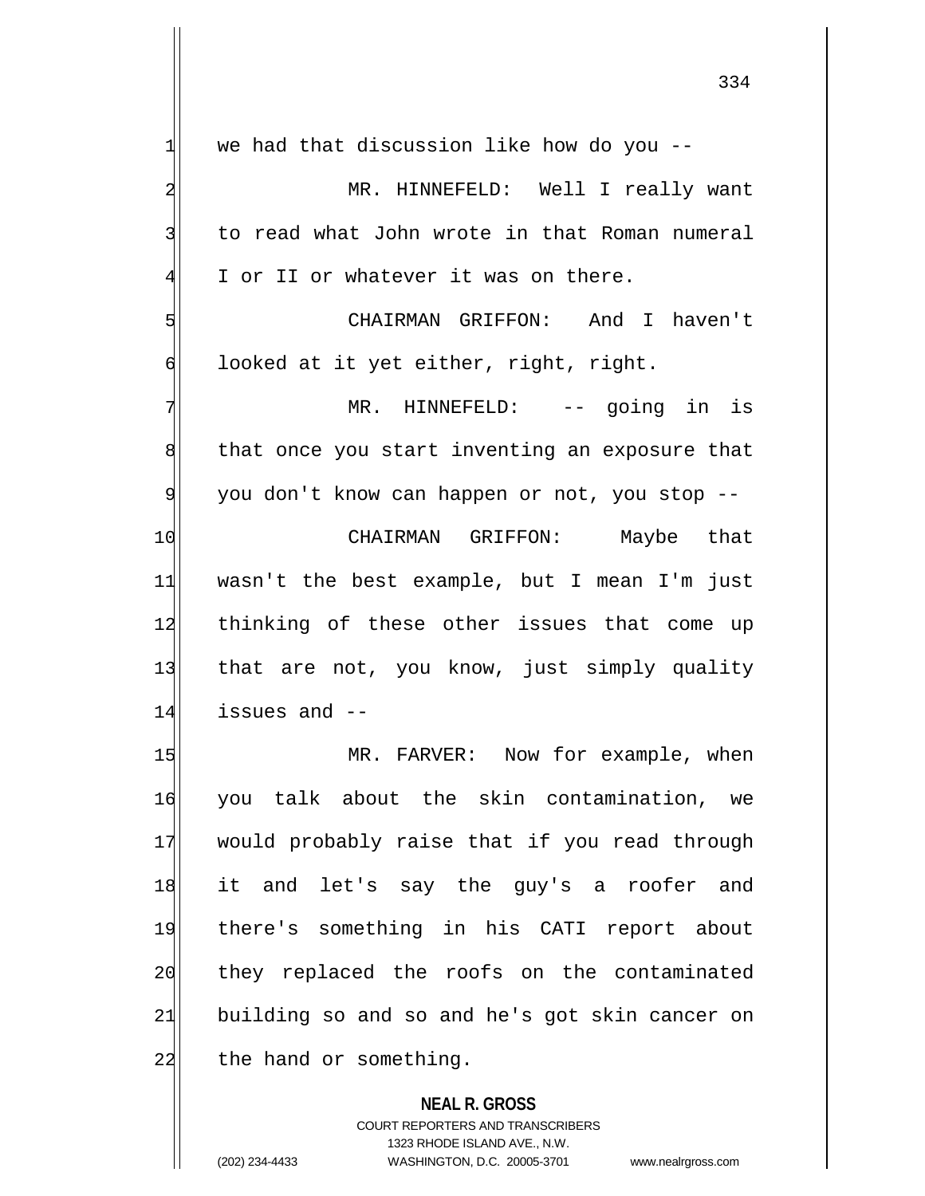we had that discussion like how do you --

MR. HINNEFELD: Well I really want to read what John wrote in that Roman numeral I or II or whatever it was on there.

CHAIRMAN GRIFFON: And I haven't looked at it yet either, right, right.

MR. HINNEFELD: -- going in is that once you start inventing an exposure that you don't know can happen or not, you stop --

CHAIRMAN GRIFFON: Maybe that wasn't the best example, but I mean I'm just thinking of these other issues that come up that are not, you know, just simply quality issues and --

MR. FARVER: Now for example, when you talk about the skin contamination, we would probably raise that if you read through it and let's say the guy's a roofer and there's something in his CATI report about they replaced the roofs on the contaminated building so and so and he's got skin cancer on the hand or something.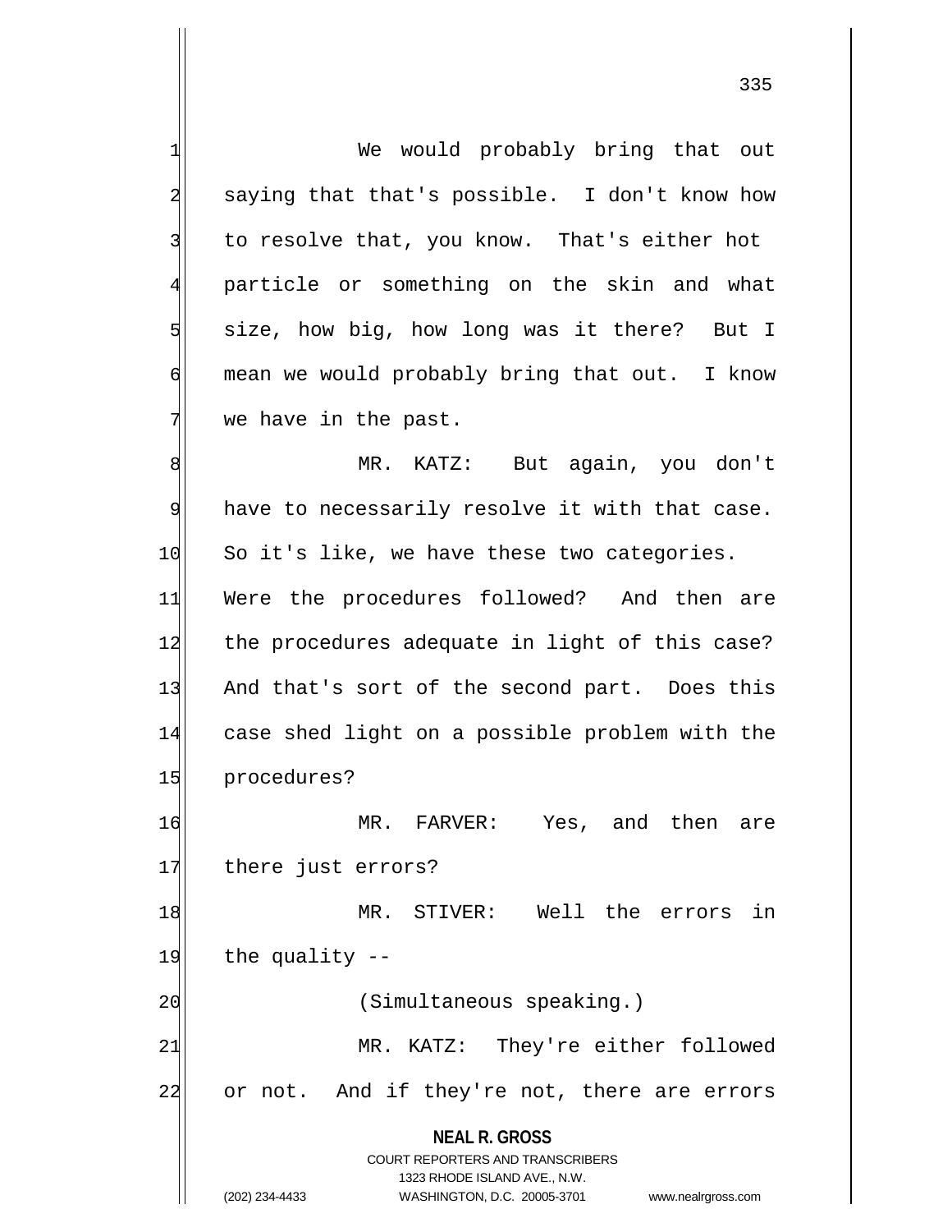We would probably bring that out saying that that's possible. I don't know how to resolve that, you know. That's either hot particle or something on the skin and what size, how big, how long was it there? But I mean we would probably bring that out. I know we have in the past.

MR. KATZ: But again, you don't have to necessarily resolve it with that case. So it's like, we have these two categories. Were the procedures followed? And then are the procedures adequate in light of this case? And that's sort of the second part. Does this case shed light on a possible problem with the procedures?

MR. FARVER: Yes, and then are there just errors?

MR. STIVER: Well the errors in the quality --

(Simultaneous speaking.)

MR. KATZ: They're either followed or not. And if they're not, there are errors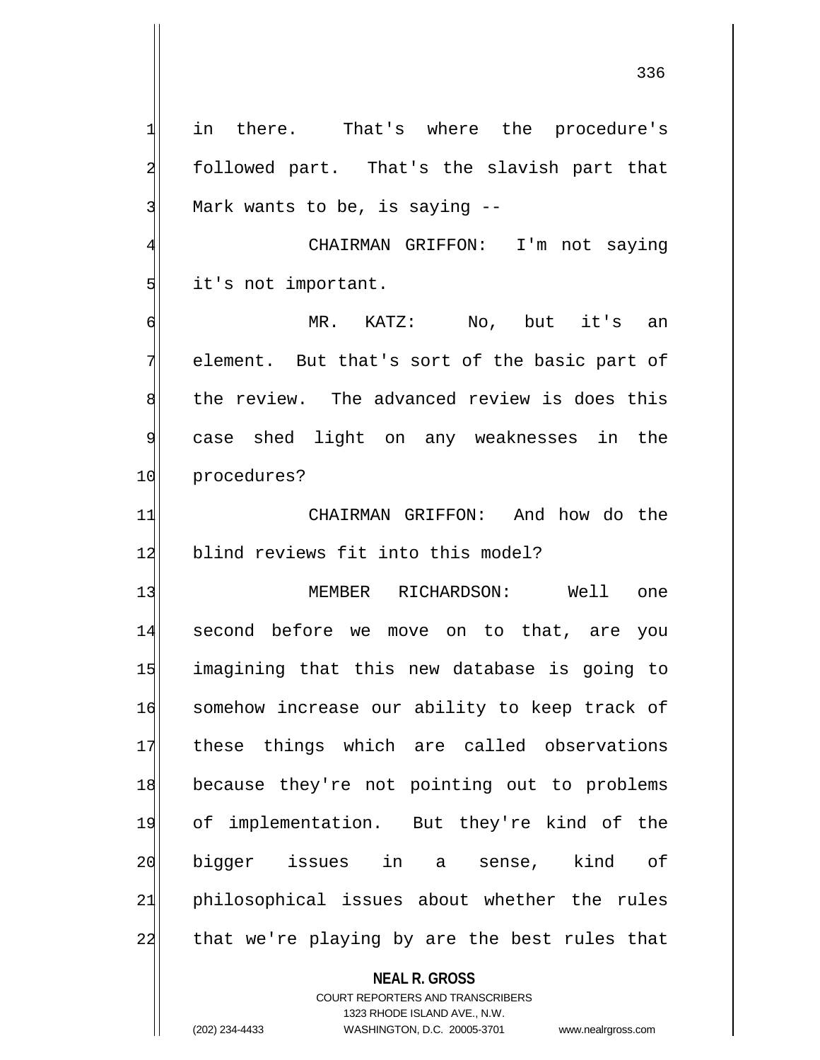in there. That's where the procedure's followed part. That's the slavish part that Mark wants to be, is saying --

CHAIRMAN GRIFFON: I'm not saying it's not important.

MR. KATZ: No, but it's an element. But that's sort of the basic part of the review. The advanced review is does this case shed light on any weaknesses in the procedures?

CHAIRMAN GRIFFON: And how do the blind reviews fit into this model?

MEMBER RICHARDSON: Well one second before we move on to that, are you imagining that this new database is going to somehow increase our ability to keep track of these things which are called observations because they're not pointing out to problems of implementation. But they're kind of the bigger issues in a sense, kind of philosophical issues about whether the rules that we're playing by are the best rules that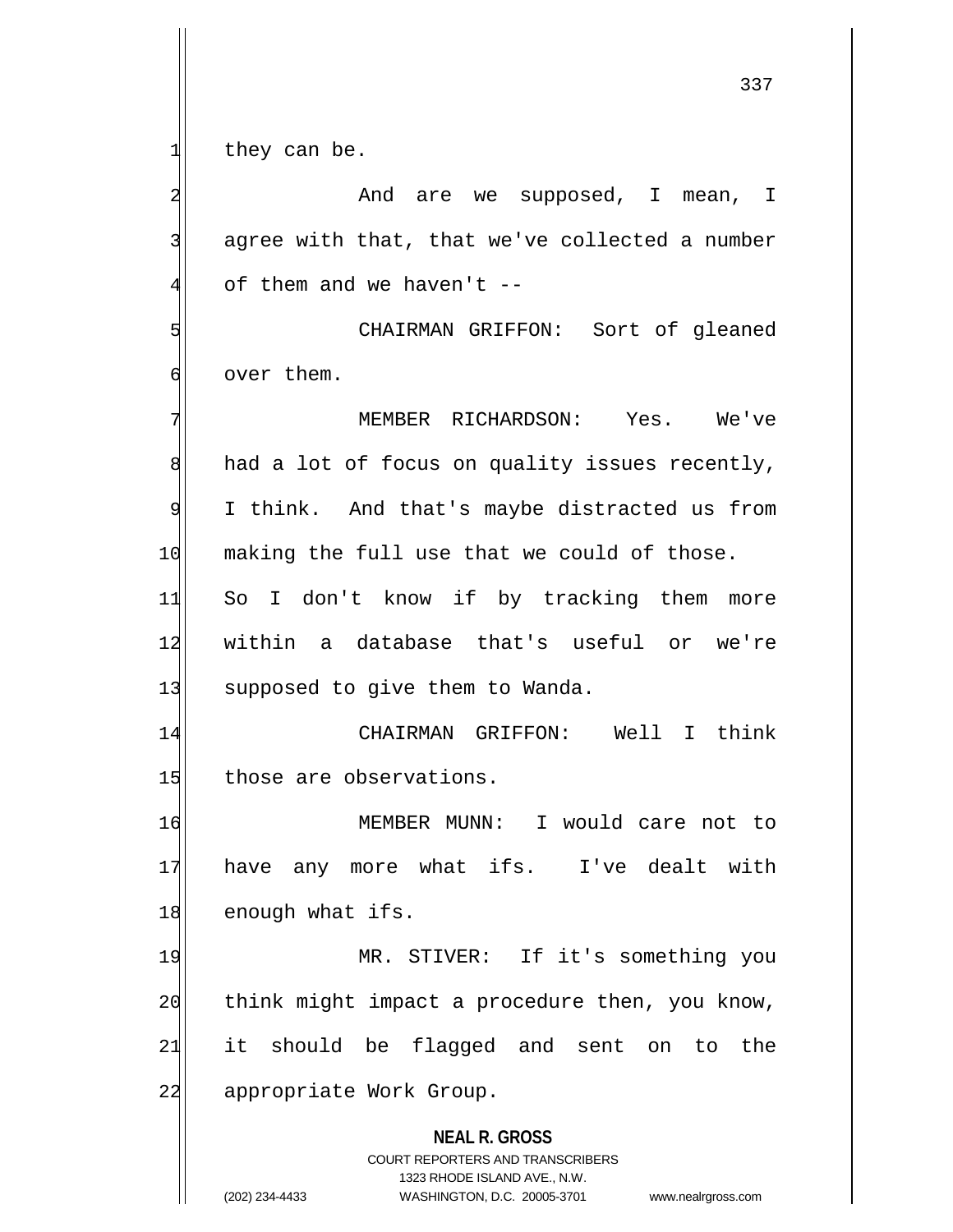they can be.

And are we supposed, I mean, I agree with that, that we've collected a number of them and we haven't --

CHAIRMAN GRIFFON: Sort of gleaned over them.

MEMBER RICHARDSON: Yes. We've had a lot of focus on quality issues recently, I think. And that's maybe distracted us from making the full use that we could of those. So I don't know if by tracking them more within a database that's useful or we're supposed to give them to Wanda.

CHAIRMAN GRIFFON: Well I think those are observations.

MEMBER MUNN: I would care not to have any more what ifs. I've dealt with enough what ifs.

MR. STIVER: If it's something you think might impact a procedure then, you know, it should be flagged and sent on to the appropriate Work Group.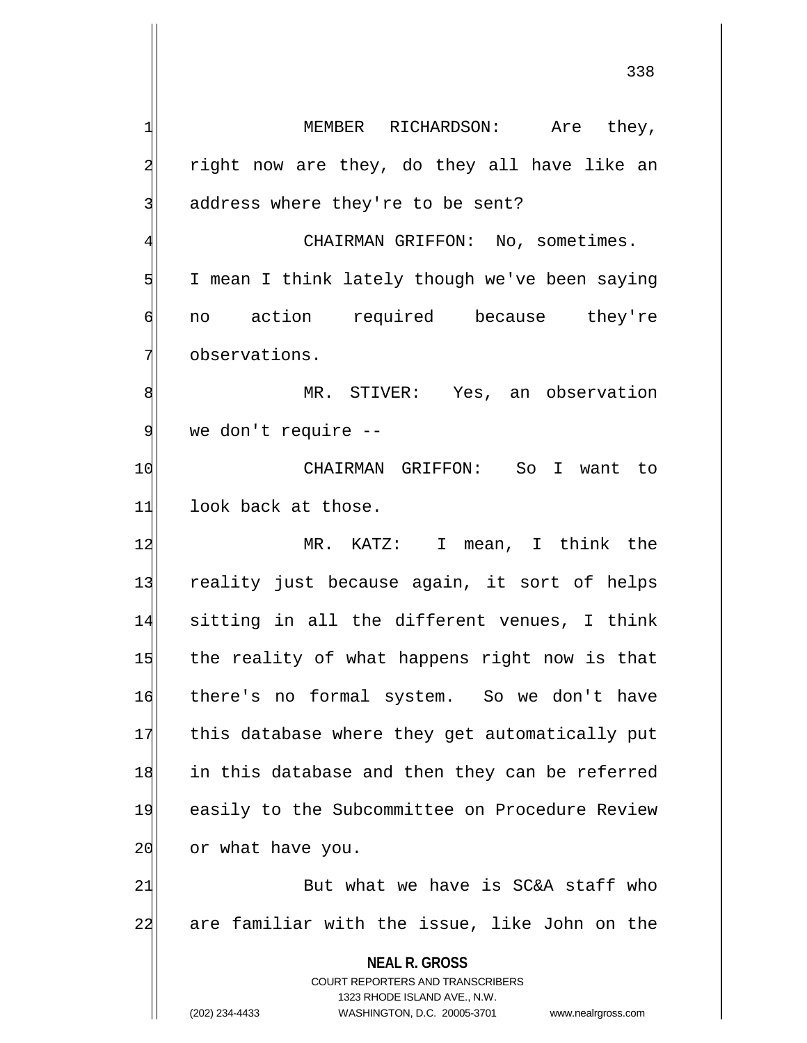MEMBER RICHARDSON: Are they, right now are they, do they all have like an address where they're to be sent?

CHAIRMAN GRIFFON: No, sometimes. I mean I think lately though we've been saying no action required because they're observations.

MR. STIVER: Yes, an observation we don't require --

CHAIRMAN GRIFFON: So I want to look back at those.

MR. KATZ: I mean, I think the reality just because again, it sort of helps sitting in all the different venues, I think the reality of what happens right now is that there's no formal system. So we don't have this database where they get automatically put in this database and then they can be referred easily to the Subcommittee on Procedure Review or what have you.

But what we have is SC&A staff who are familiar with the issue, like John on the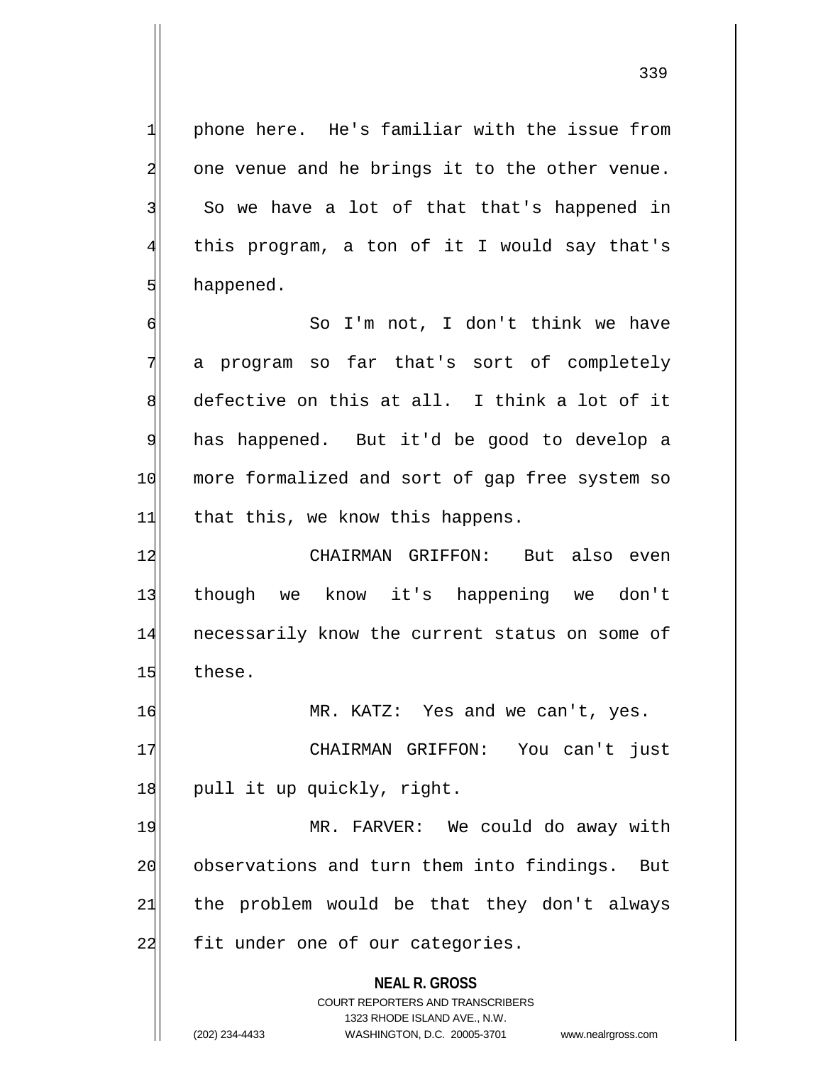phone here. He's familiar with the issue from one venue and he brings it to the other venue. So we have a lot of that that's happened in this program, a ton of it I would say that's happened.

So I'm not, I don't think we have a program so far that's sort of completely defective on this at all. I think a lot of it has happened. But it'd be good to develop a more formalized and sort of gap free system so that this, we know this happens.

CHAIRMAN GRIFFON: But also even though we know it's happening we don't necessarily know the current status on some of these.

MR. KATZ: Yes and we can't, yes.

CHAIRMAN GRIFFON: You can't just pull it up quickly, right.

MR. FARVER: We could do away with observations and turn them into findings. But the problem would be that they don't always fit under one of our categories.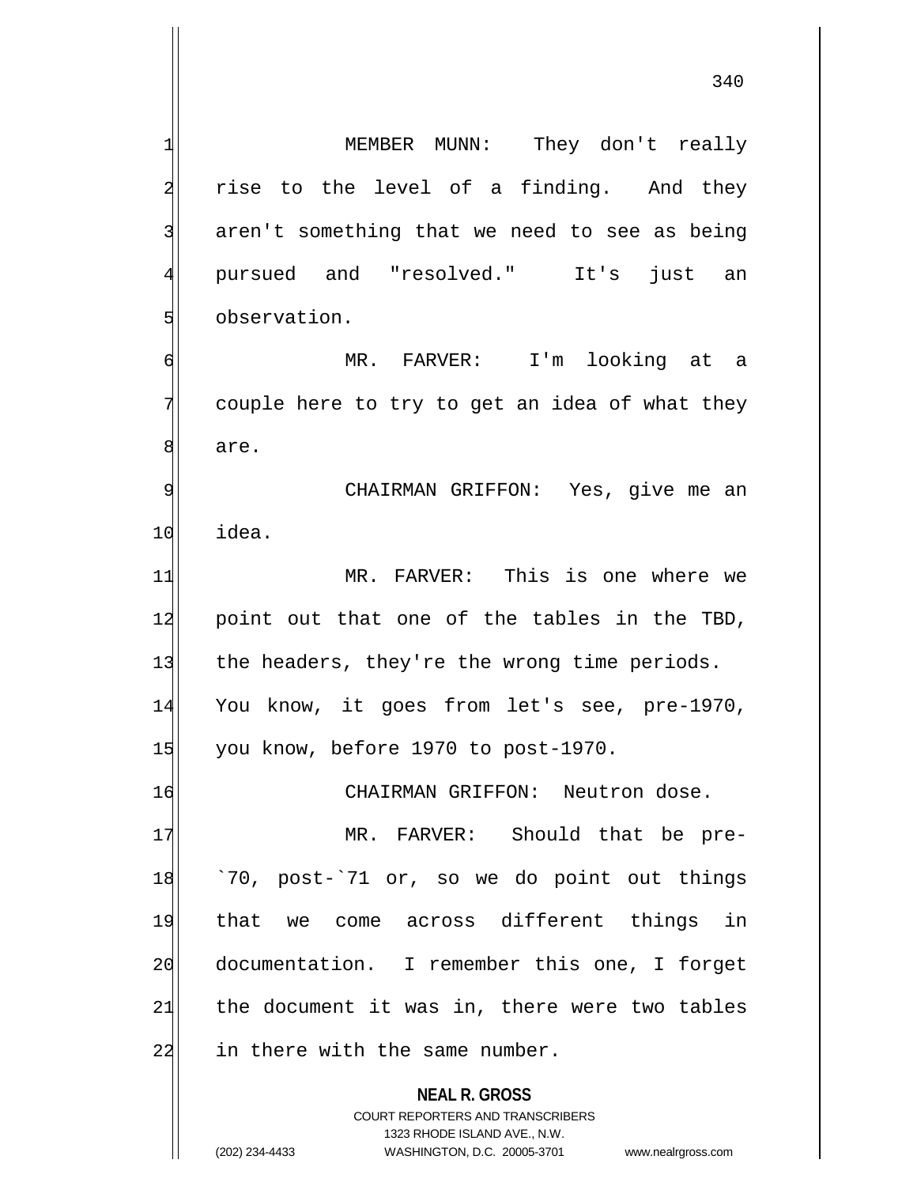MEMBER MUNN: They don't really rise to the level of a finding. And they aren't something that we need to see as being pursued and "resolved." It's just an observation.

MR. FARVER: I'm looking at a couple here to try to get an idea of what they are.

CHAIRMAN GRIFFON: Yes, give me an idea.

MR. FARVER: This is one where we point out that one of the tables in the TBD, the headers, they're the wrong time periods. You know, it goes from let's see, pre-1970, you know, before 1970 to post-1970.

CHAIRMAN GRIFFON: Neutron dose.

MR. FARVER: Should that be pre-`70, post-`71 or, so we do point out things that we come across different things in documentation. I remember this one, I forget the document it was in, there were two tables in there with the same number.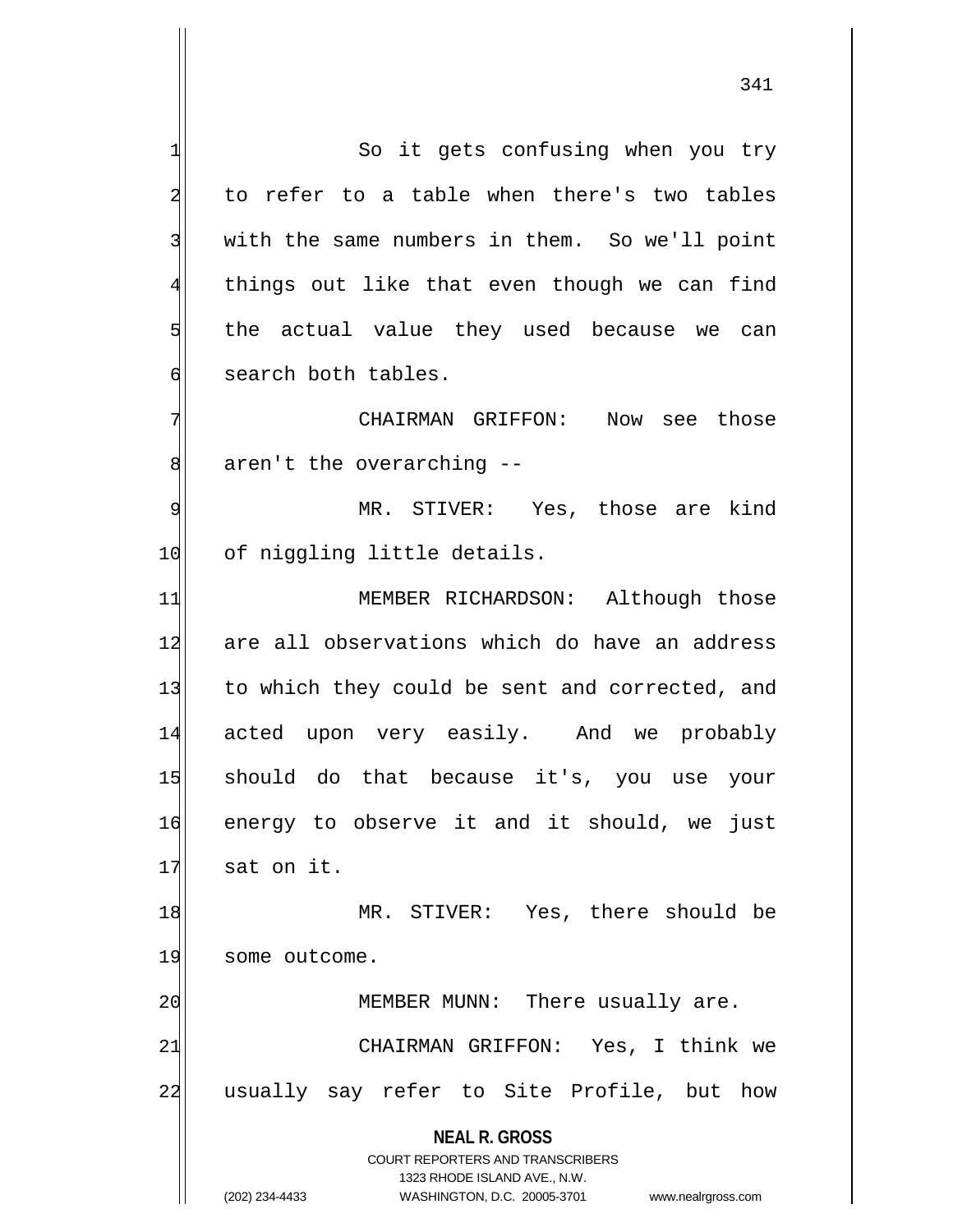So it gets confusing when you try to refer to a table when there's two tables with the same numbers in them. So we'll point things out like that even though we can find the actual value they used because we can search both tables.

CHAIRMAN GRIFFON: Now see those aren't the overarching --

MR. STIVER: Yes, those are kind of niggling little details.

MEMBER RICHARDSON: Although those are all observations which do have an address to which they could be sent and corrected, and acted upon very easily. And we probably should do that because it's, you use your energy to observe it and it should, we just sat on it.

MR. STIVER: Yes, there should be some outcome.

MEMBER MUNN: There usually are.

CHAIRMAN GRIFFON: Yes, I think we usually say refer to Site Profile, but how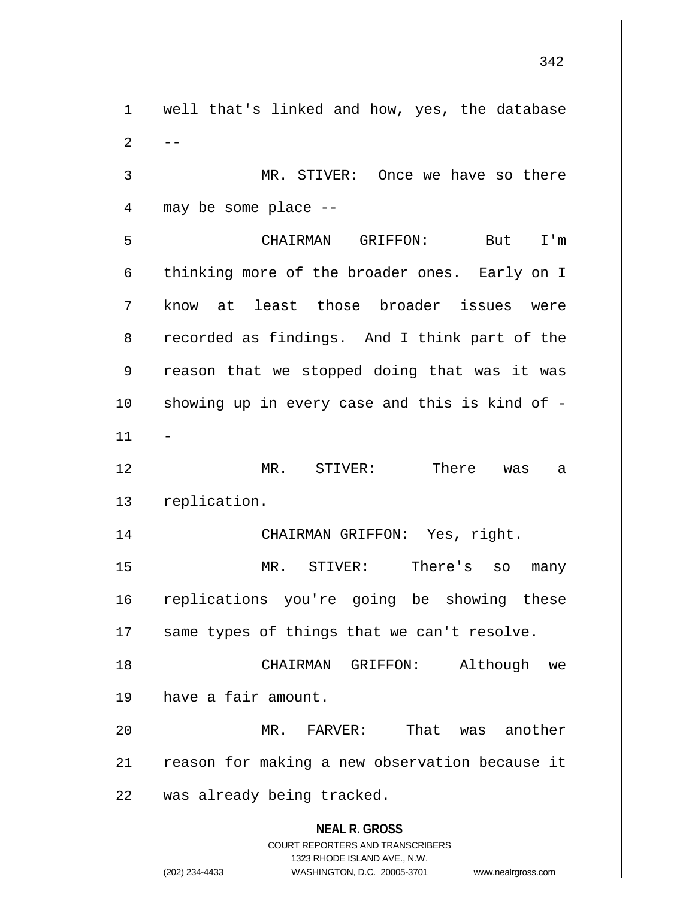well that's linked and how, yes, the database --

MR. STIVER: Once we have so there may be some place --

CHAIRMAN GRIFFON: But I'm thinking more of the broader ones. Early on I know at least those broader issues were recorded as findings. And I think part of the reason that we stopped doing that was it was showing up in every case and this is kind of --

MR. STIVER: There was a replication.

CHAIRMAN GRIFFON: Yes, right.

MR. STIVER: There's so many replications you're going be showing these same types of things that we can't resolve.

CHAIRMAN GRIFFON: Although we have a fair amount.

MR. FARVER: That was another reason for making a new observation because it was already being tracked.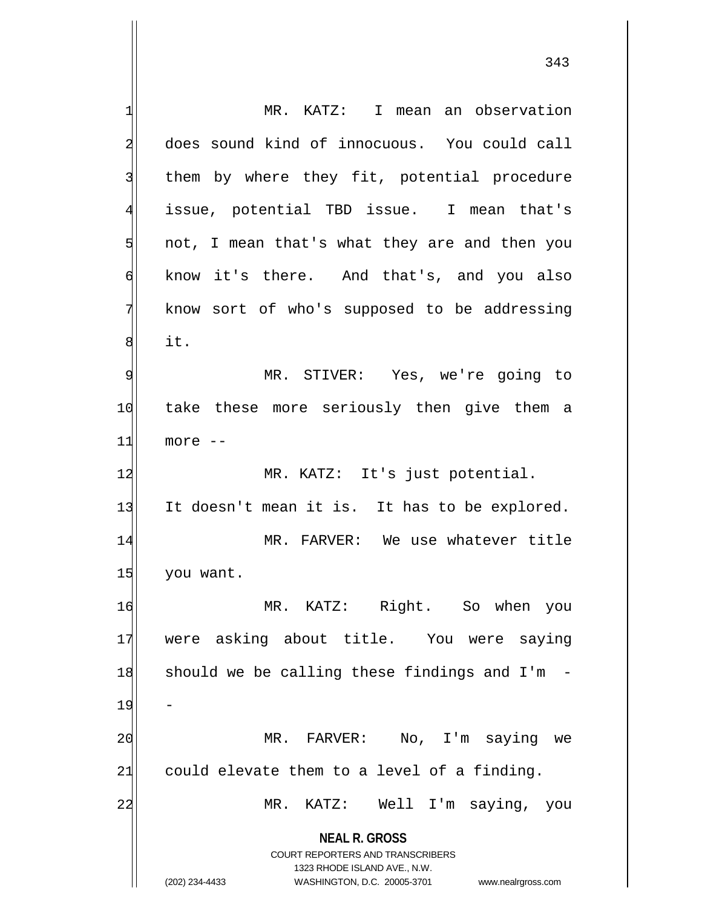MR. KATZ: I mean an observation does sound kind of innocuous. You could call them by where they fit, potential procedure issue, potential TBD issue. I mean that's not, I mean that's what they are and then you know it's there. And that's, and you also know sort of who's supposed to be addressing it.

MR. STIVER: Yes, we're going to take these more seriously then give them a more --

MR. KATZ: It's just potential. It doesn't mean it is. It has to be explored.

MR. FARVER: We use whatever title you want.

MR. KATZ: Right. So when you were asking about title. You were saying should we be calling these findings and I'm --

MR. FARVER: No, I'm saying we could elevate them to a level of a finding.

MR. KATZ: Well I'm saying, you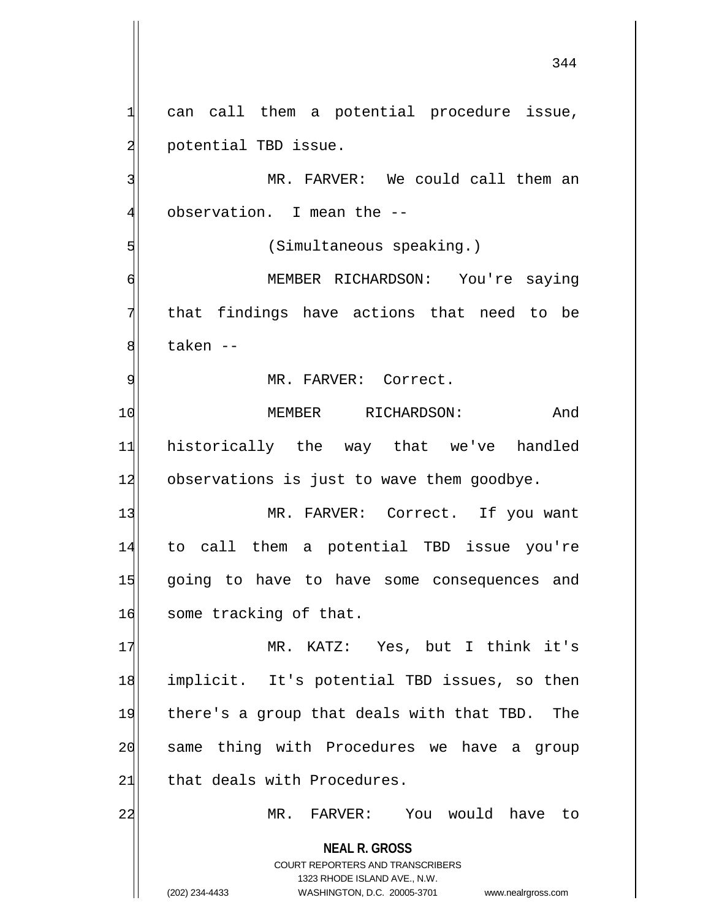can call them a potential procedure issue, potential TBD issue.

MR. FARVER: We could call them an observation. I mean the --

(Simultaneous speaking.)

MEMBER RICHARDSON: You're saying that findings have actions that need to be taken --

MR. FARVER: Correct.

MEMBER RICHARDSON: And historically the way that we've handled observations is just to wave them goodbye.

MR. FARVER: Correct. If you want to call them a potential TBD issue you're going to have to have some consequences and some tracking of that.

MR. KATZ: Yes, but I think it's implicit. It's potential TBD issues, so then there's a group that deals with that TBD. The same thing with Procedures we have a group that deals with Procedures.

MR. FARVER: You would have to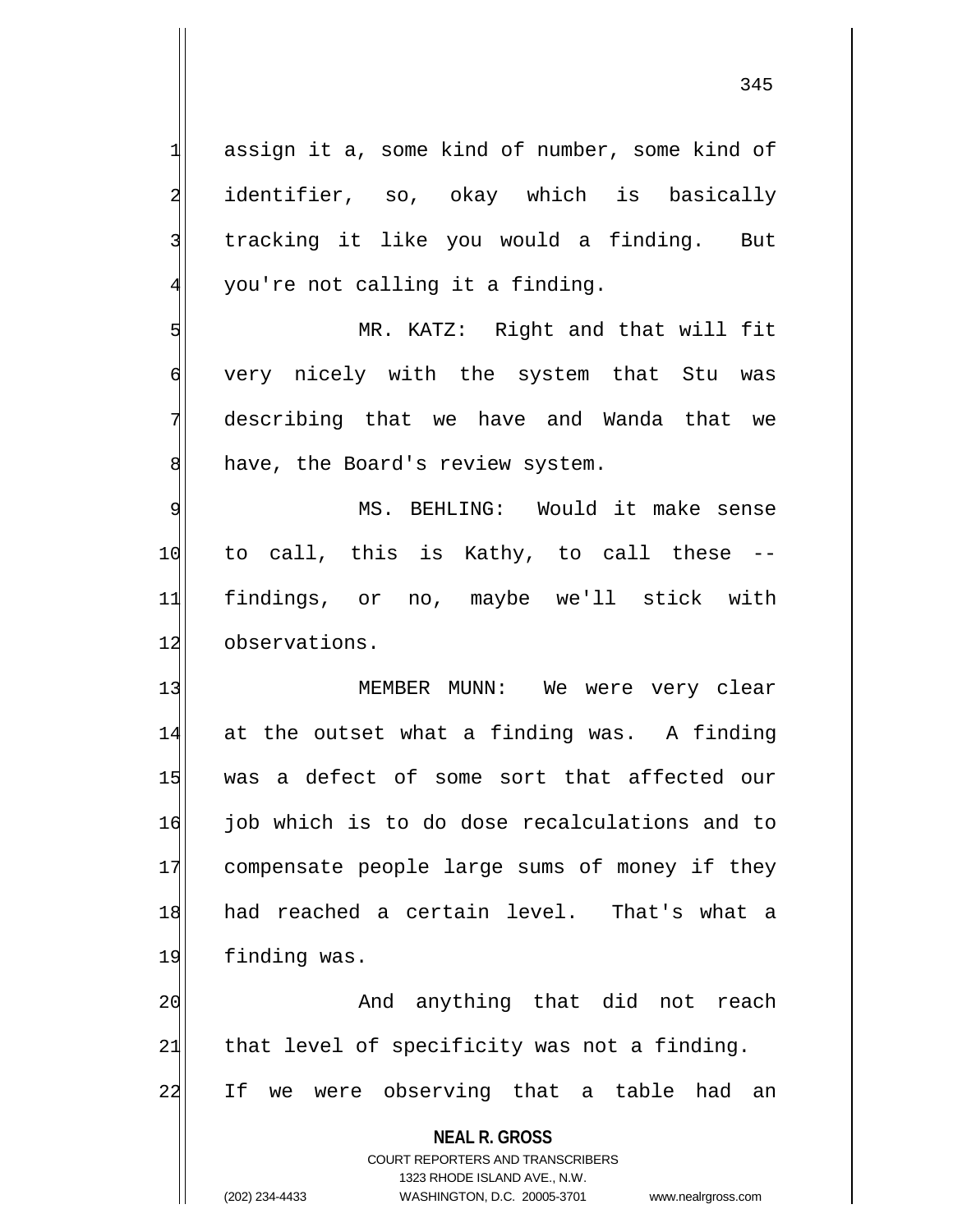assign it a, some kind of number, some kind of identifier, so, okay which is basically tracking it like you would a finding. But you're not calling it a finding.

MR. KATZ: Right and that will fit very nicely with the system that Stu was describing that we have and Wanda that we have, the Board's review system.

MS. BEHLING: Would it make sense to call, this is Kathy, to call these -- findings, or no, maybe we'll stick with observations.

MEMBER MUNN: We were very clear at the outset what a finding was. A finding was a defect of some sort that affected our job which is to do dose recalculations and to compensate people large sums of money if they had reached a certain level. That's what a finding was.

And anything that did not reach that level of specificity was not a finding. If we were observing that a table had an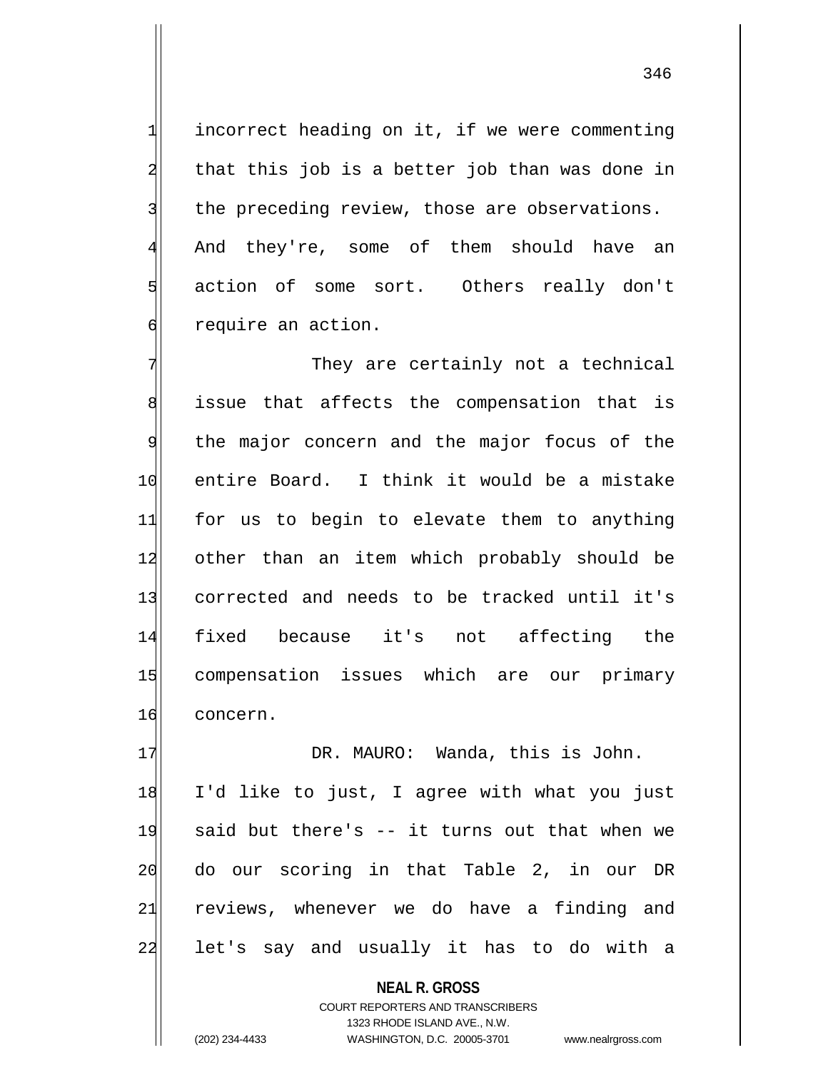incorrect heading on it, if we were commenting that this job is a better job than was done in the preceding review, those are observations. And they're, some of them should have an action of some sort. Others really don't require an action.

They are certainly not a technical issue that affects the compensation that is the major concern and the major focus of the entire Board. I think it would be a mistake for us to begin to elevate them to anything other than an item which probably should be corrected and needs to be tracked until it's fixed because it's not affecting the compensation issues which are our primary concern.

DR. MAURO: Wanda, this is John. I'd like to just, I agree with what you just said but there's -- it turns out that when we do our scoring in that Table 2, in our DR reviews, whenever we do have a finding and let's say and usually it has to do with a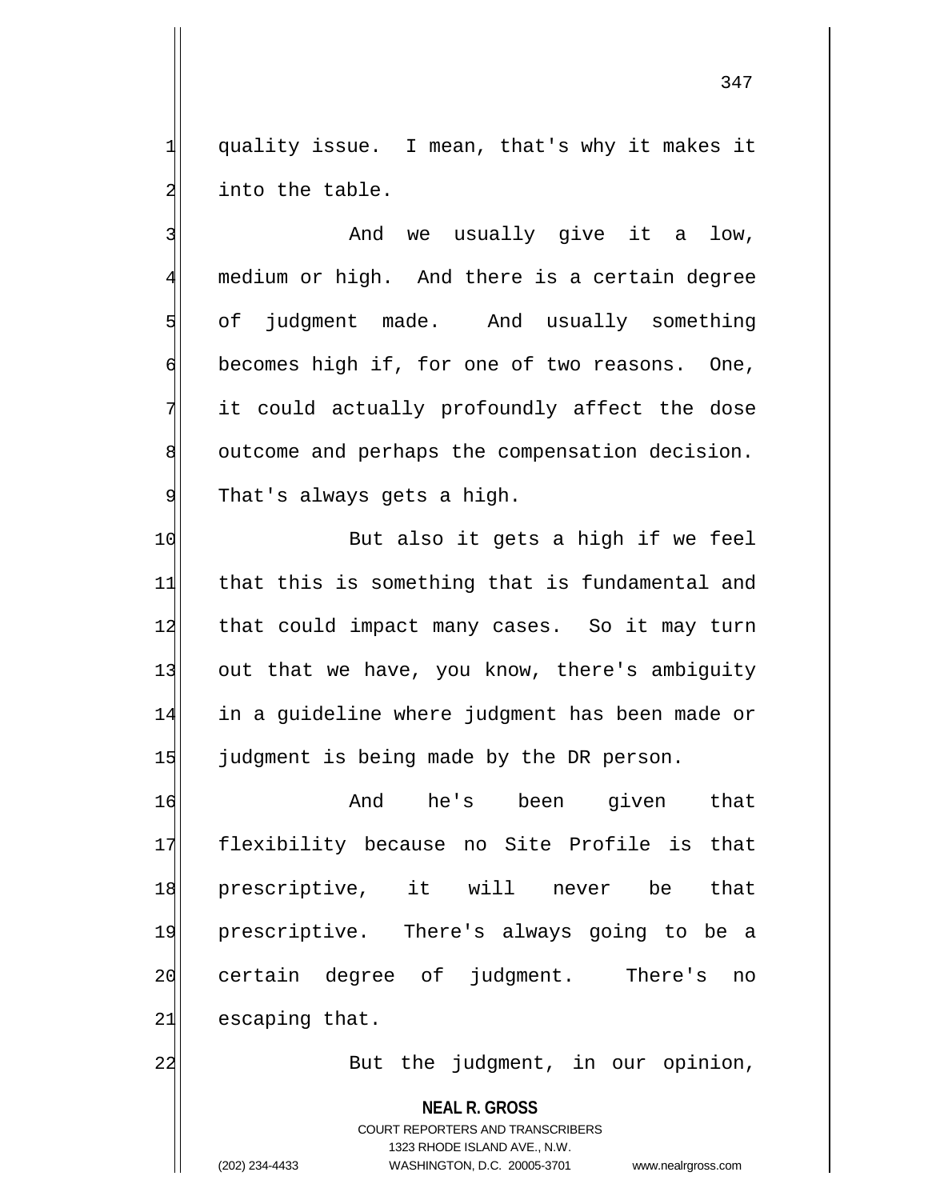quality issue. I mean, that's why it makes it into the table.

And we usually give it a low, medium or high. And there is a certain degree of judgment made. And usually something becomes high if, for one of two reasons. One, it could actually profoundly affect the dose outcome and perhaps the compensation decision. That's always gets a high.

But also it gets a high if we feel that this is something that is fundamental and that could impact many cases. So it may turn out that we have, you know, there's ambiguity in a guideline where judgment has been made or judgment is being made by the DR person.

And he's been given that flexibility because no Site Profile is that prescriptive, it will never be that prescriptive. There's always going to be a certain degree of judgment. There's no escaping that.

But the judgment, in our opinion,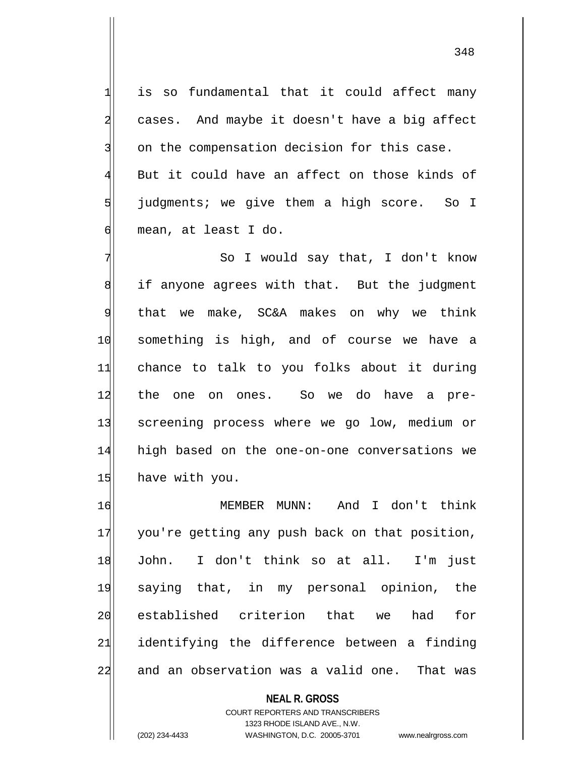is so fundamental that it could affect many cases. And maybe it doesn't have a big affect on the compensation decision for this case. But it could have an affect on those kinds of judgments; we give them a high score. So I mean, at least I do.

So I would say that, I don't know if anyone agrees with that. But the judgment that we make, SC&A makes on why we think something is high, and of course we have a chance to talk to you folks about it during the one on ones. So we do have a pre-screening process where we go low, medium or high based on the one-on-one conversations we have with you.

MEMBER MUNN: And I don't think you're getting any push back on that position, John. I don't think so at all. I'm just saying that, in my personal opinion, the established criterion that we had for identifying the difference between a finding and an observation was a valid one. That was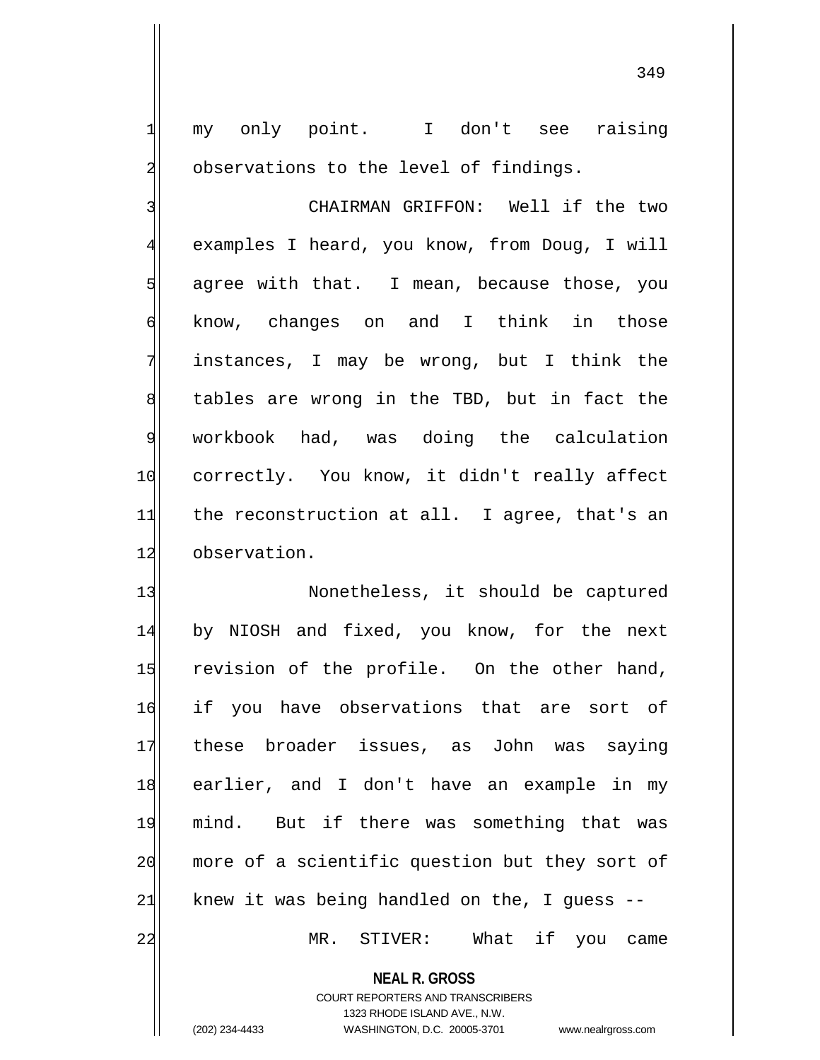my only point. I don't see raising observations to the level of findings.

CHAIRMAN GRIFFON: Well if the two examples I heard, you know, from Doug, I will agree with that. I mean, because those, you know, changes on and I think in those instances, I may be wrong, but I think the tables are wrong in the TBD, but in fact the workbook had, was doing the calculation correctly. You know, it didn't really affect the reconstruction at all. I agree, that's an observation.

Nonetheless, it should be captured by NIOSH and fixed, you know, for the next revision of the profile. On the other hand, if you have observations that are sort of these broader issues, as John was saying earlier, and I don't have an example in my mind. But if there was something that was more of a scientific question but they sort of knew it was being handled on the, I guess --

MR. STIVER: What if you came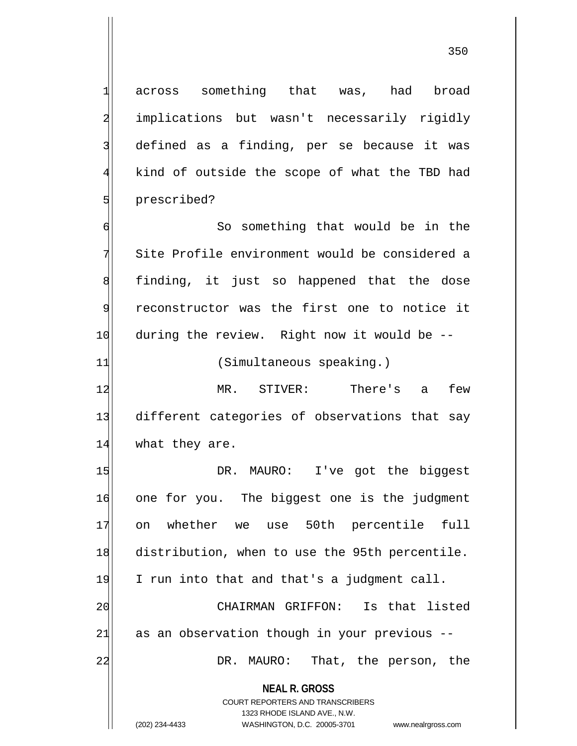across something that was, had broad implications but wasn't necessarily rigidly defined as a finding, per se because it was kind of outside the scope of what the TBD had prescribed?

So something that would be in the Site Profile environment would be considered a finding, it just so happened that the dose reconstructor was the first one to notice it during the review. Right now it would be --

(Simultaneous speaking.)

MR. STIVER: There's a few different categories of observations that say what they are.

DR. MAURO: I've got the biggest one for you. The biggest one is the judgment on whether we use 50th percentile full distribution, when to use the 95th percentile. I run into that and that's a judgment call.

CHAIRMAN GRIFFON: Is that listed as an observation though in your previous --

DR. MAURO: That, the person, the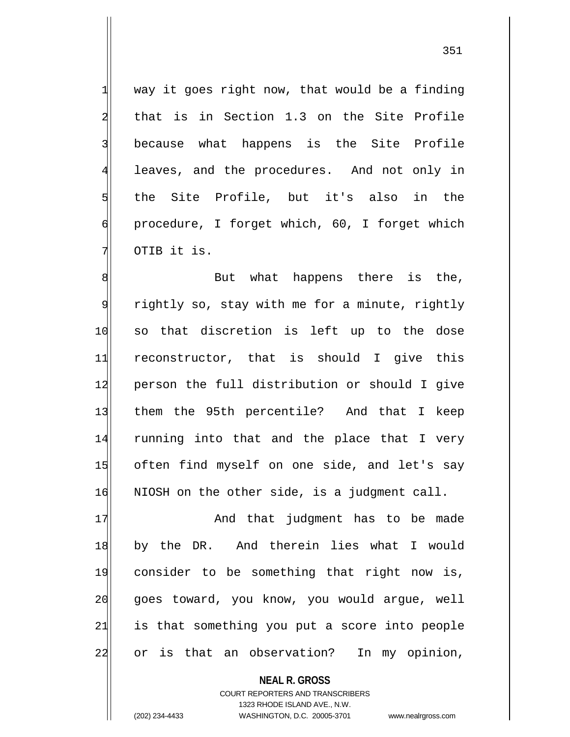way it goes right now, that would be a finding that is in Section 1.3 on the Site Profile because what happens is the Site Profile leaves, and the procedures. And not only in the Site Profile, but it's also in the procedure, I forget which, 60, I forget which OTIB it is.

But what happens there is the, rightly so, stay with me for a minute, rightly so that discretion is left up to the dose reconstructor, that is should I give this person the full distribution or should I give them the 95th percentile? And that I keep running into that and the place that I very often find myself on one side, and let's say NIOSH on the other side, is a judgment call.

And that judgment has to be made by the DR. And therein lies what I would consider to be something that right now is, goes toward, you know, you would argue, well is that something you put a score into people or is that an observation? In my opinion,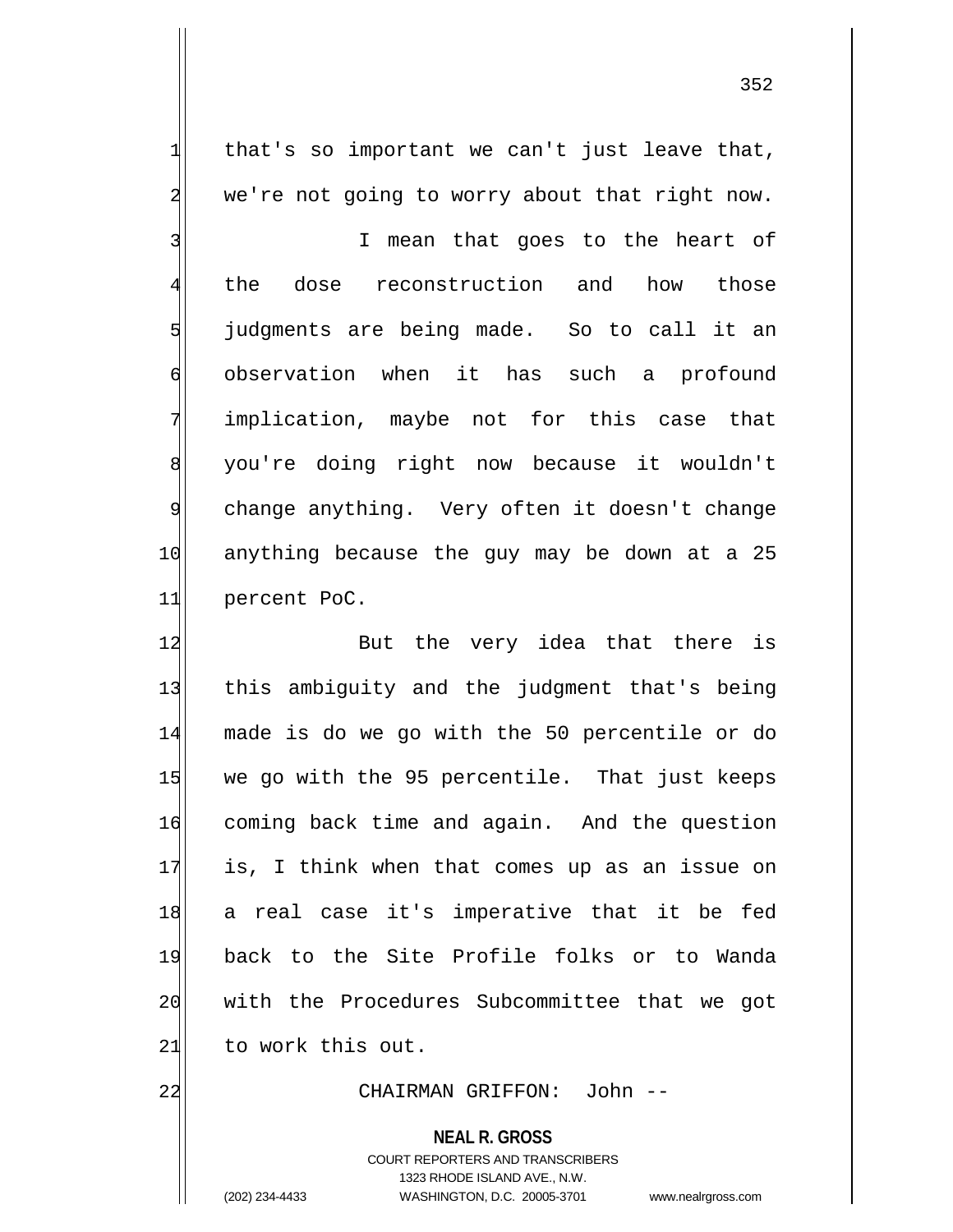that's so important we can't just leave that, we're not going to worry about that right now.

I mean that goes to the heart of the dose reconstruction and how those judgments are being made. So to call it an observation when it has such a profound implication, maybe not for this case that you're doing right now because it wouldn't change anything. Very often it doesn't change anything because the guy may be down at a 25 percent PoC.

But the very idea that there is this ambiguity and the judgment that's being made is do we go with the 50 percentile or do we go with the 95 percentile. That just keeps coming back time and again. And the question is, I think when that comes up as an issue on a real case it's imperative that it be fed back to the Site Profile folks or to Wanda with the Procedures Subcommittee that we got to work this out.

CHAIRMAN GRIFFON: John --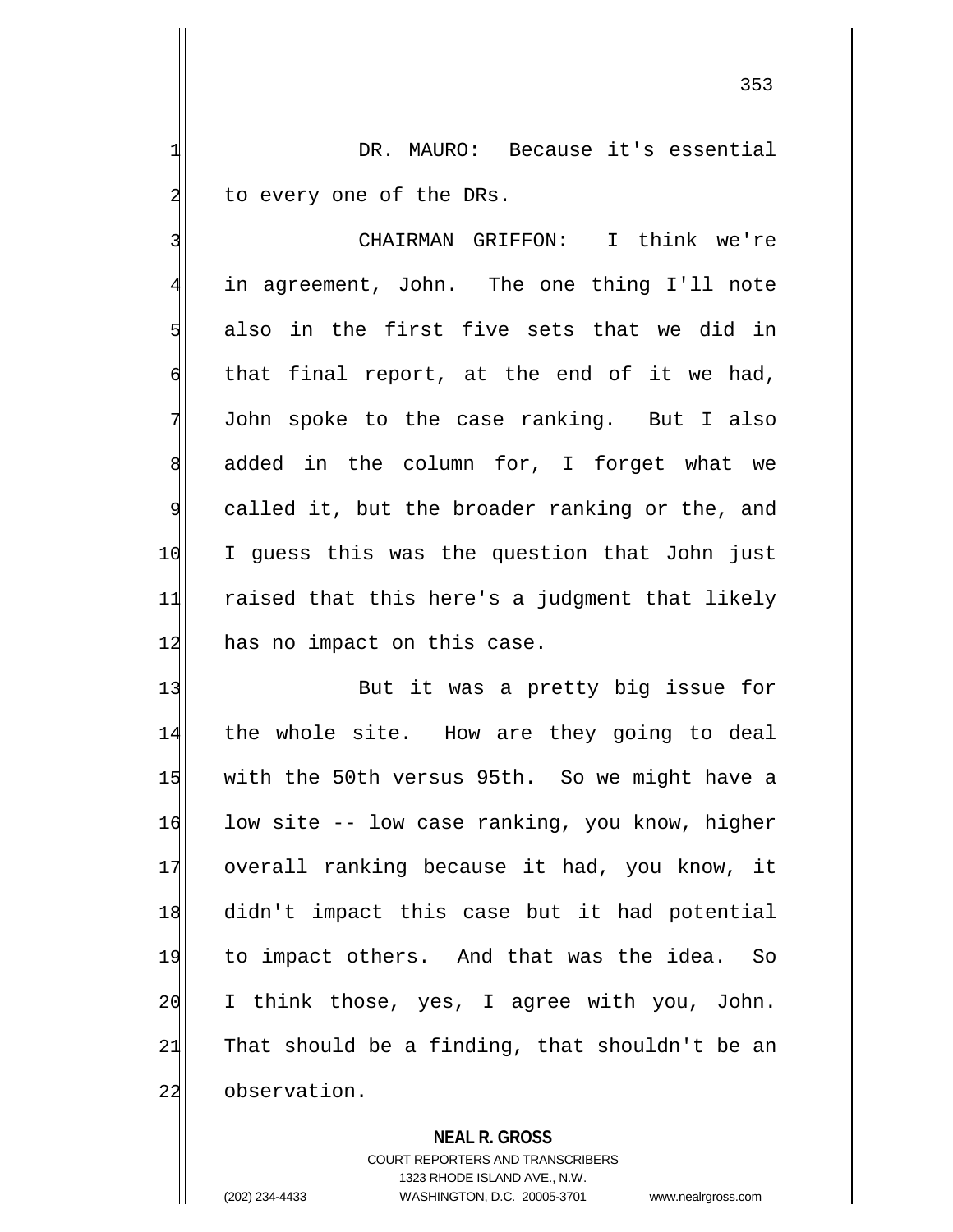DR. MAURO: Because it's essential to every one of the DRs.

CHAIRMAN GRIFFON: I think we're in agreement, John. The one thing I'll note also in the first five sets that we did in that final report, at the end of it we had, John spoke to the case ranking. But I also added in the column for, I forget what we called it, but the broader ranking or the, and I guess this was the question that John just raised that this here's a judgment that likely has no impact on this case.

But it was a pretty big issue for the whole site. How are they going to deal with the 50th versus 95th. So we might have a low site -- low case ranking, you know, higher overall ranking because it had, you know, it didn't impact this case but it had potential to impact others. And that was the idea. So I think those, yes, I agree with you, John. That should be a finding, that shouldn't be an observation.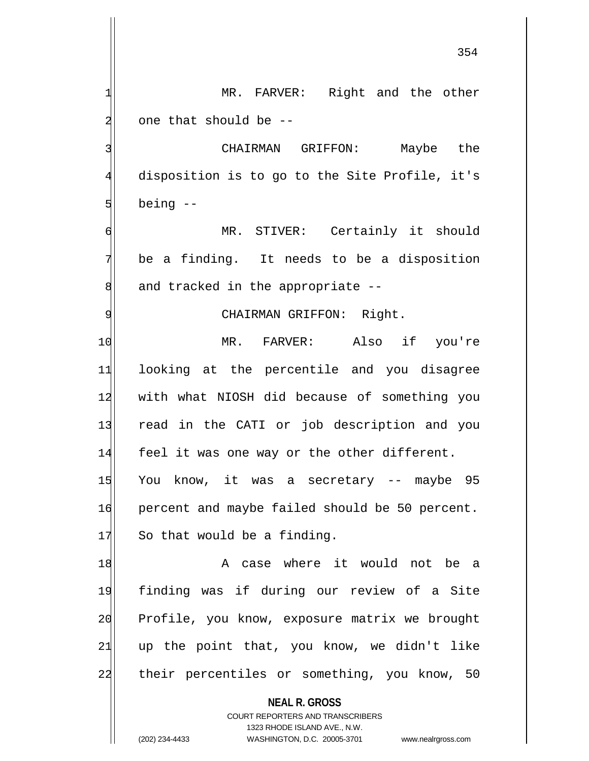MR. FARVER: Right and the other one that should be --

CHAIRMAN GRIFFON: Maybe the disposition is to go to the Site Profile, it's being --

MR. STIVER: Certainly it should be a finding. It needs to be a disposition and tracked in the appropriate --

CHAIRMAN GRIFFON: Right.

MR. FARVER: Also if you're looking at the percentile and you disagree with what NIOSH did because of something you read in the CATI or job description and you feel it was one way or the other different. You know, it was a secretary -- maybe 95 percent and maybe failed should be 50 percent. So that would be a finding.

A case where it would not be a finding was if during our review of a Site Profile, you know, exposure matrix we brought up the point that, you know, we didn't like their percentiles or something, you know, 50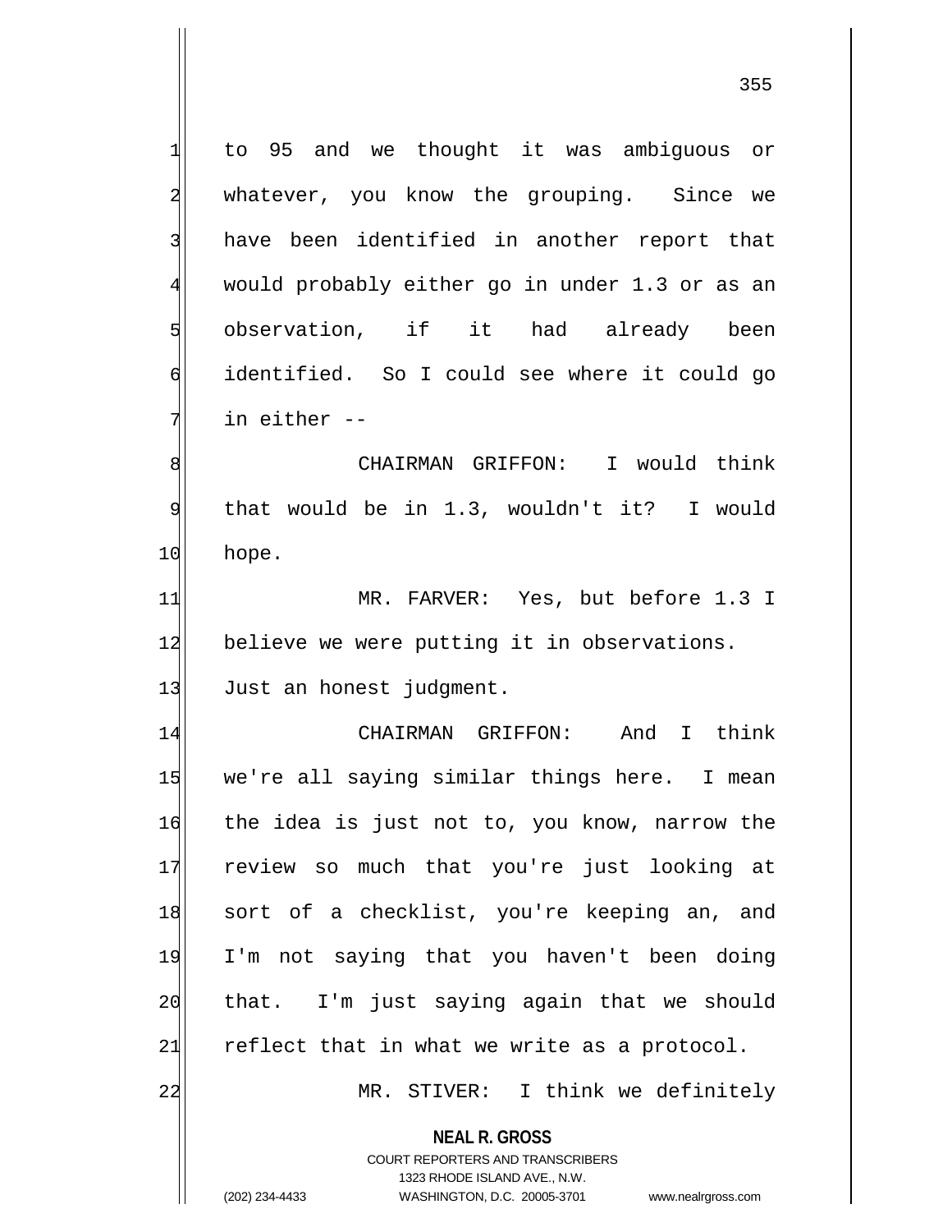to 95 and we thought it was ambiguous or whatever, you know the grouping. Since we have been identified in another report that would probably either go in under 1.3 or as an observation, if it had already been identified. So I could see where it could go in either --

CHAIRMAN GRIFFON: I would think that would be in 1.3, wouldn't it? I would hope.

MR. FARVER: Yes, but before 1.3 I believe we were putting it in observations. Just an honest judgment.

CHAIRMAN GRIFFON: And I think we're all saying similar things here. I mean the idea is just not to, you know, narrow the review so much that you're just looking at sort of a checklist, you're keeping an, and I'm not saying that you haven't been doing that. I'm just saying again that we should reflect that in what we write as a protocol.

MR. STIVER: I think we definitely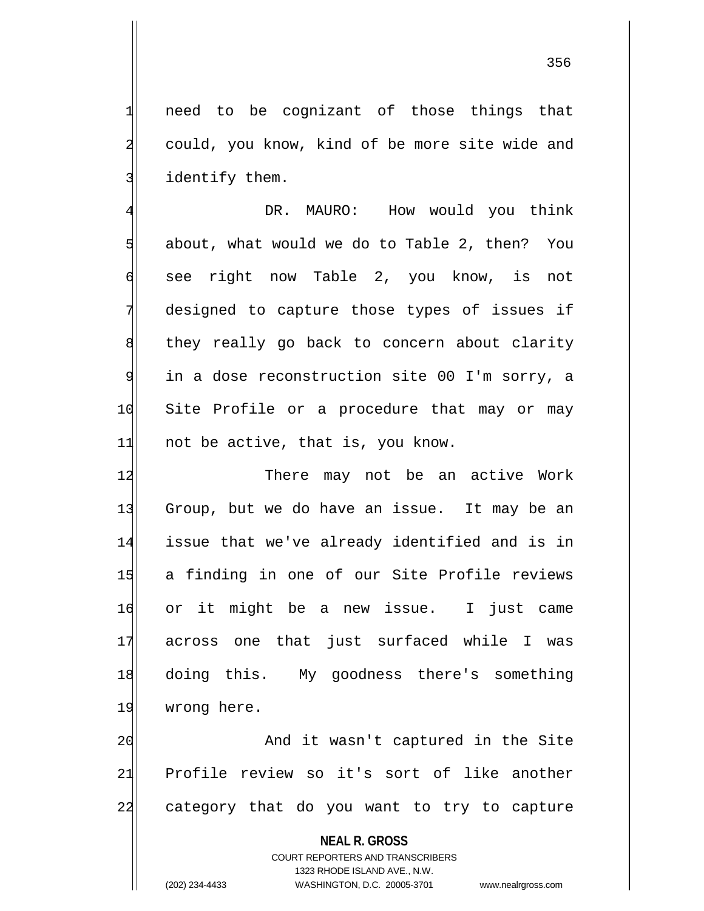need to be cognizant of those things that could, you know, kind of be more site wide and identify them.

DR. MAURO: How would you think about, what would we do to Table 2, then? You see right now Table 2, you know, is not designed to capture those types of issues if they really go back to concern about clarity in a dose reconstruction site 00 I'm sorry, a Site Profile or a procedure that may or may not be active, that is, you know.

There may not be an active Work Group, but we do have an issue. It may be an issue that we've already identified and is in a finding in one of our Site Profile reviews or it might be a new issue. I just came across one that just surfaced while I was doing this. My goodness there's something wrong here.

And it wasn't captured in the Site Profile review so it's sort of like another category that do you want to try to capture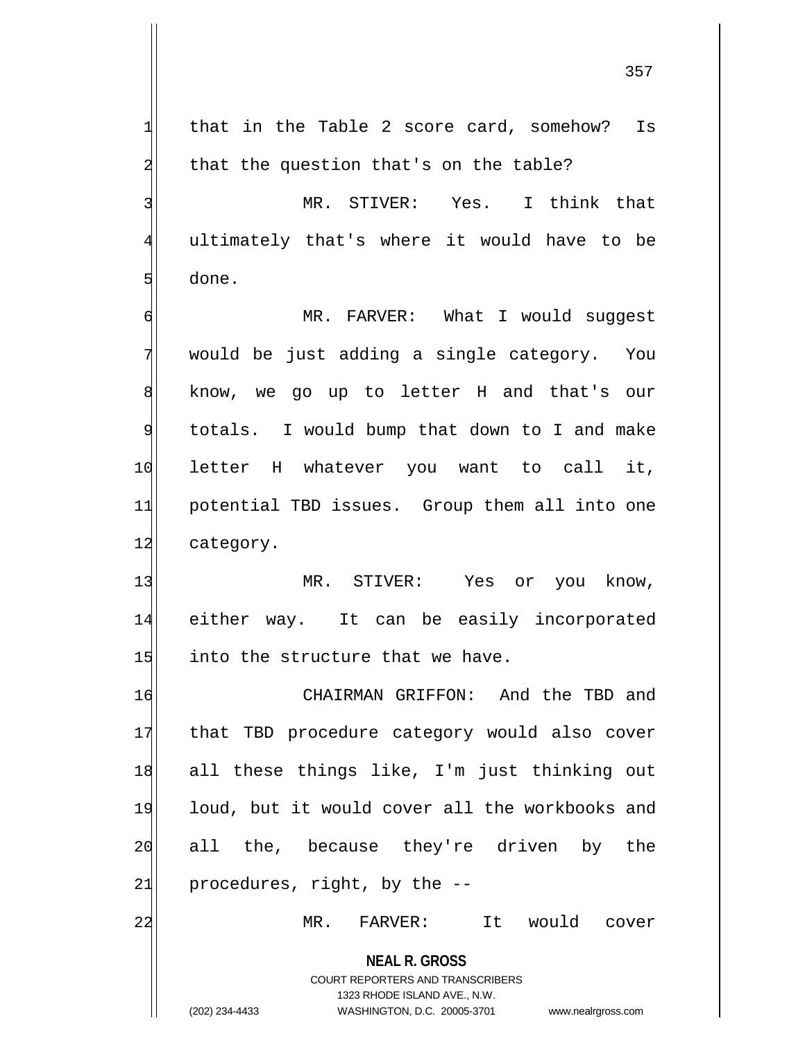that in the Table 2 score card, somehow? Is that the question that's on the table?

MR. STIVER: Yes. I think that ultimately that's where it would have to be done.

MR. FARVER: What I would suggest would be just adding a single category. You know, we go up to letter H and that's our totals. I would bump that down to I and make letter H whatever you want to call it, potential TBD issues. Group them all into one category.

MR. STIVER: Yes or you know, either way. It can be easily incorporated into the structure that we have.

CHAIRMAN GRIFFON: And the TBD and that TBD procedure category would also cover all these things like, I'm just thinking out loud, but it would cover all the workbooks and all the, because they're driven by the procedures, right, by the --

MR. FARVER: It would cover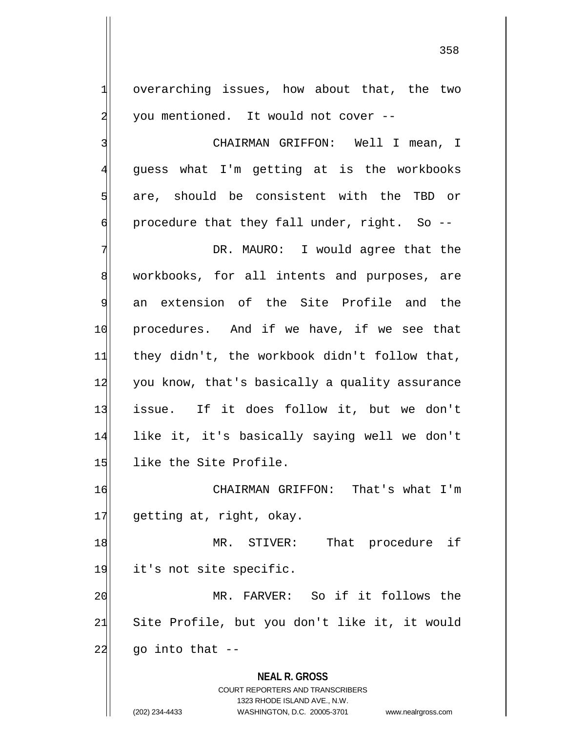overarching issues, how about that, the two you mentioned. It would not cover --

CHAIRMAN GRIFFON: Well I mean, I guess what I'm getting at is the workbooks are, should be consistent with the TBD or procedure that they fall under, right. So --

DR. MAURO: I would agree that the workbooks, for all intents and purposes, are an extension of the Site Profile and the procedures. And if we have, if we see that they didn't, the workbook didn't follow that, you know, that's basically a quality assurance issue. If it does follow it, but we don't like it, it's basically saying well we don't like the Site Profile.

CHAIRMAN GRIFFON: That's what I'm getting at, right, okay.

MR. STIVER: That procedure if it's not site specific.

MR. FARVER: So if it follows the Site Profile, but you don't like it, it would go into that --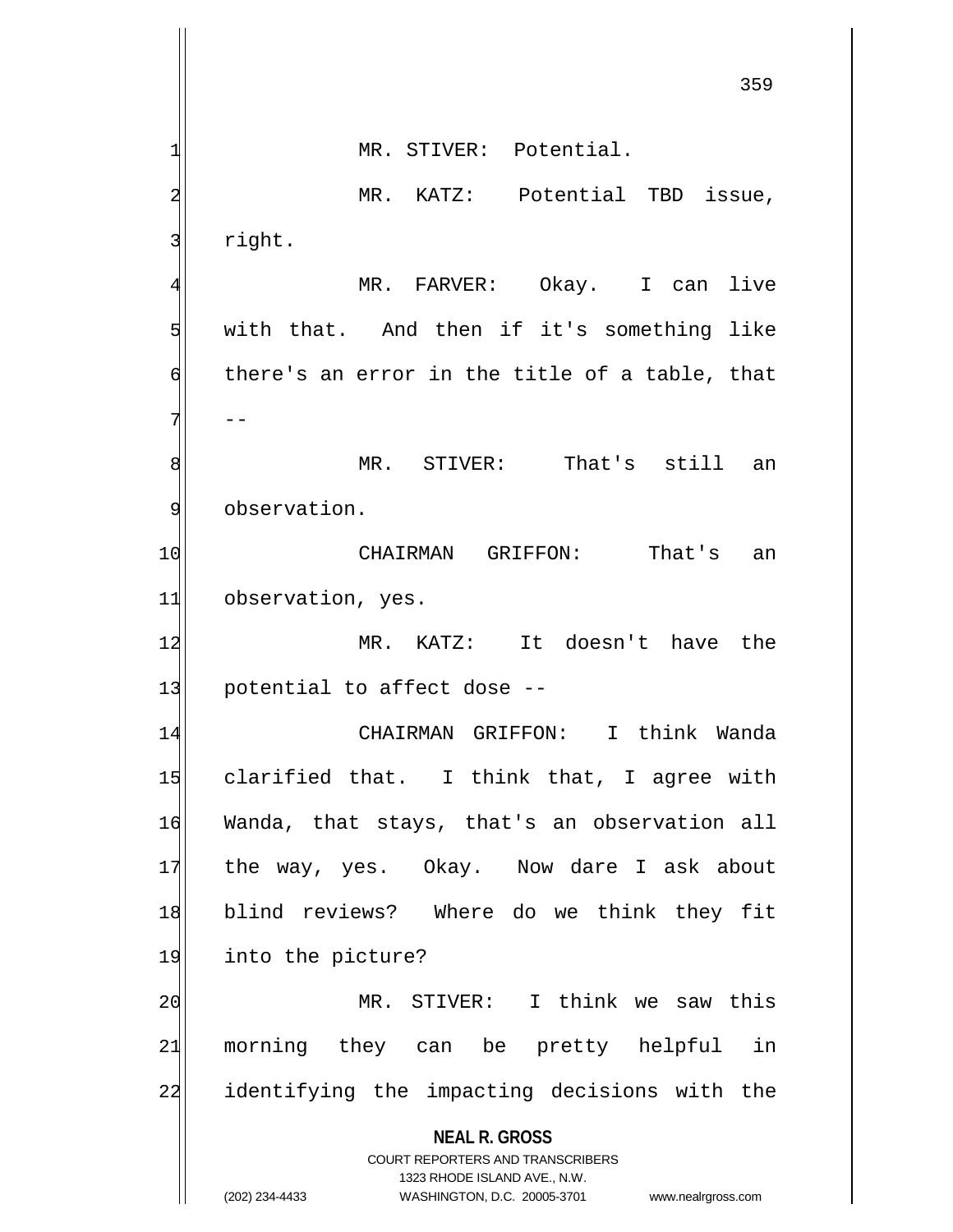MR. STIVER: Potential.

MR. KATZ: Potential TBD issue, right.

MR. FARVER: Okay. I can live with that. And then if it's something like there's an error in the title of a table, that --

MR. STIVER: That's still an observation.

CHAIRMAN GRIFFON: That's an observation, yes.

MR. KATZ: It doesn't have the potential to affect dose --

CHAIRMAN GRIFFON: I think Wanda clarified that. I think that, I agree with Wanda, that stays, that's an observation all the way, yes. Okay. Now dare I ask about blind reviews? Where do we think they fit into the picture?

MR. STIVER: I think we saw this morning they can be pretty helpful in identifying the impacting decisions with the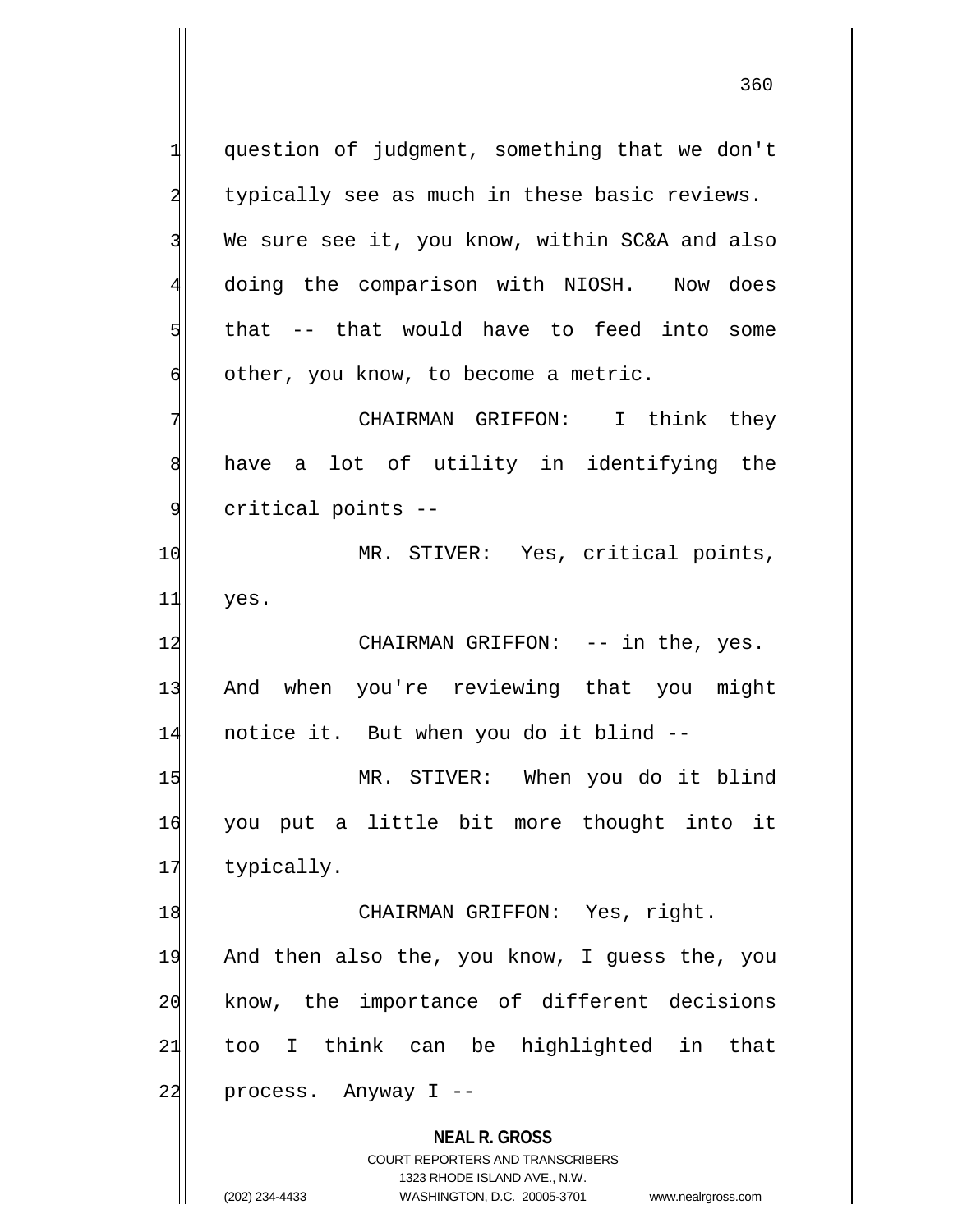question of judgment, something that we don't typically see as much in these basic reviews. We sure see it, you know, within SC&A and also doing the comparison with NIOSH. Now does that -- that would have to feed into some other, you know, to become a metric.

CHAIRMAN GRIFFON: I think they have a lot of utility in identifying the critical points --

MR. STIVER: Yes, critical points, yes.

CHAIRMAN GRIFFON: -- in the, yes. And when you're reviewing that you might notice it. But when you do it blind --

MR. STIVER: When you do it blind you put a little bit more thought into it typically.

CHAIRMAN GRIFFON: Yes, right. And then also the, you know, I guess the, you know, the importance of different decisions too I think can be highlighted in that process. Anyway I --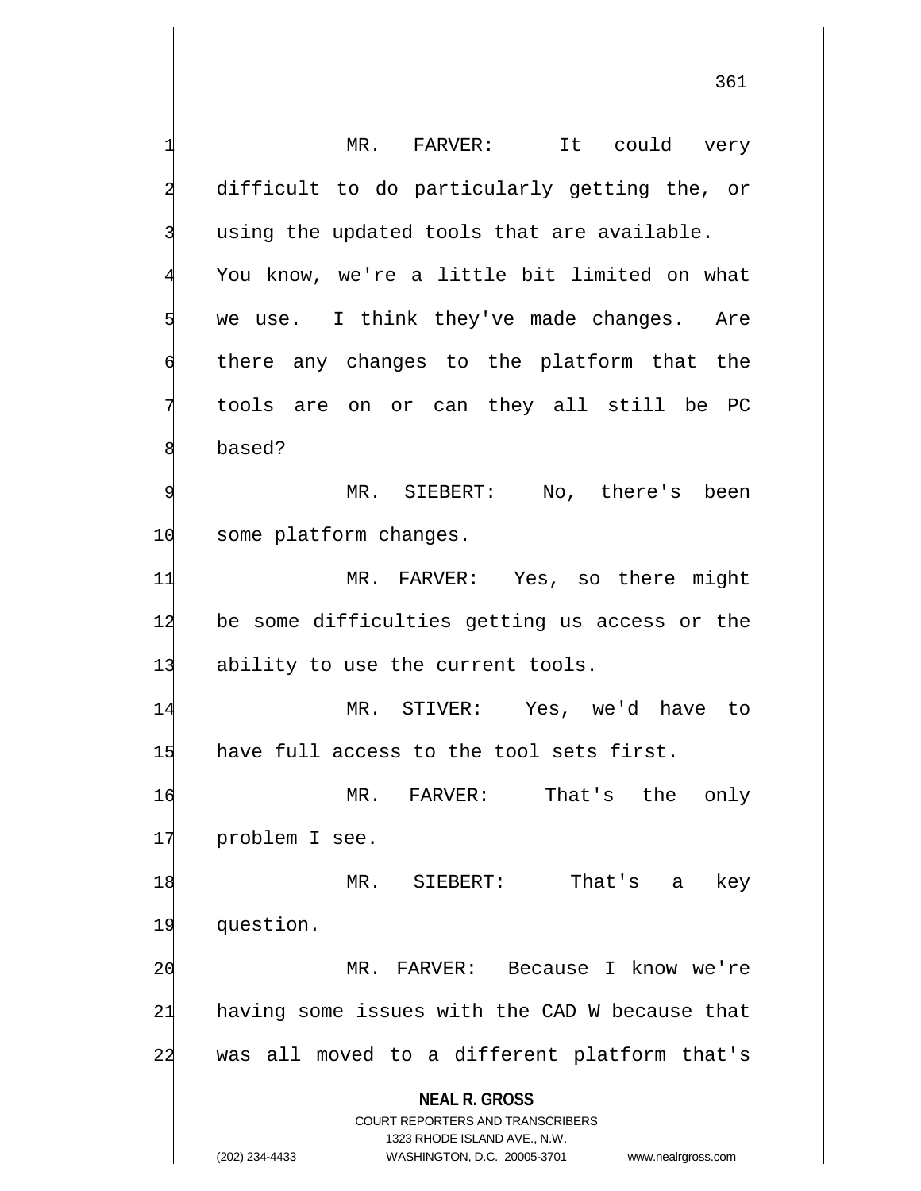MR. FARVER: It could very difficult to do particularly getting the, or using the updated tools that are available. You know, we're a little bit limited on what we use. I think they've made changes. Are there any changes to the platform that the tools are on or can they all still be PC based?

MR. SIEBERT: No, there's been some platform changes.

MR. FARVER: Yes, so there might be some difficulties getting us access or the ability to use the current tools.

MR. STIVER: Yes, we'd have to have full access to the tool sets first.

MR. FARVER: That's the only problem I see.

MR. SIEBERT: That's a key question.

MR. FARVER: Because I know we're having some issues with the CAD W because that was all moved to a different platform that's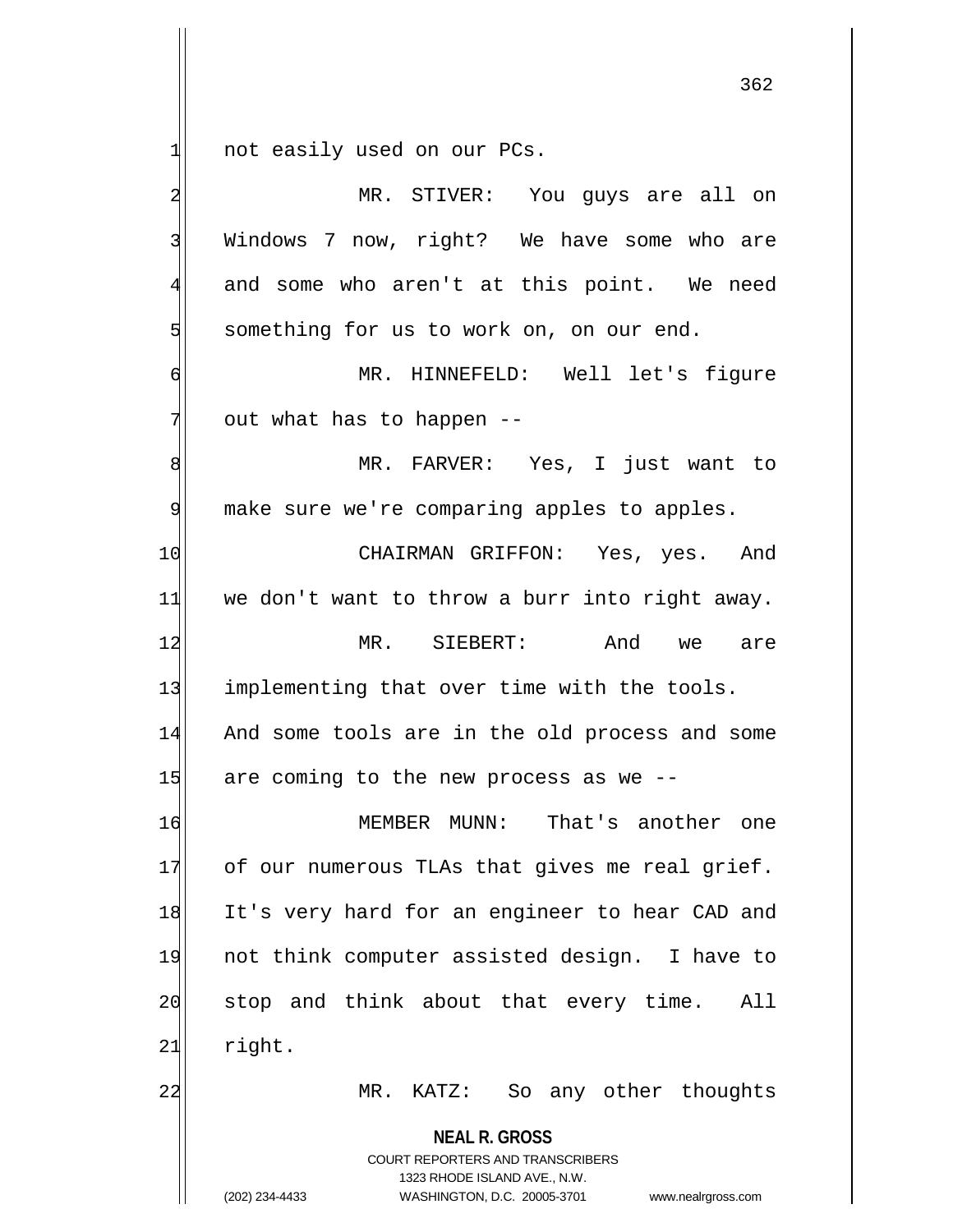not easily used on our PCs.

MR. STIVER: You guys are all on Windows 7 now, right? We have some who are and some who aren't at this point. We need something for us to work on, on our end.

MR. HINNEFELD: Well let's figure out what has to happen --

MR. FARVER: Yes, I just want to make sure we're comparing apples to apples.

CHAIRMAN GRIFFON: Yes, yes. And we don't want to throw a burr into right away.

MR. SIEBERT: And we are implementing that over time with the tools. And some tools are in the old process and some are coming to the new process as we --

MEMBER MUNN: That's another one of our numerous TLAs that gives me real grief. It's very hard for an engineer to hear CAD and not think computer assisted design. I have to stop and think about that every time. All right.

MR. KATZ: So any other thoughts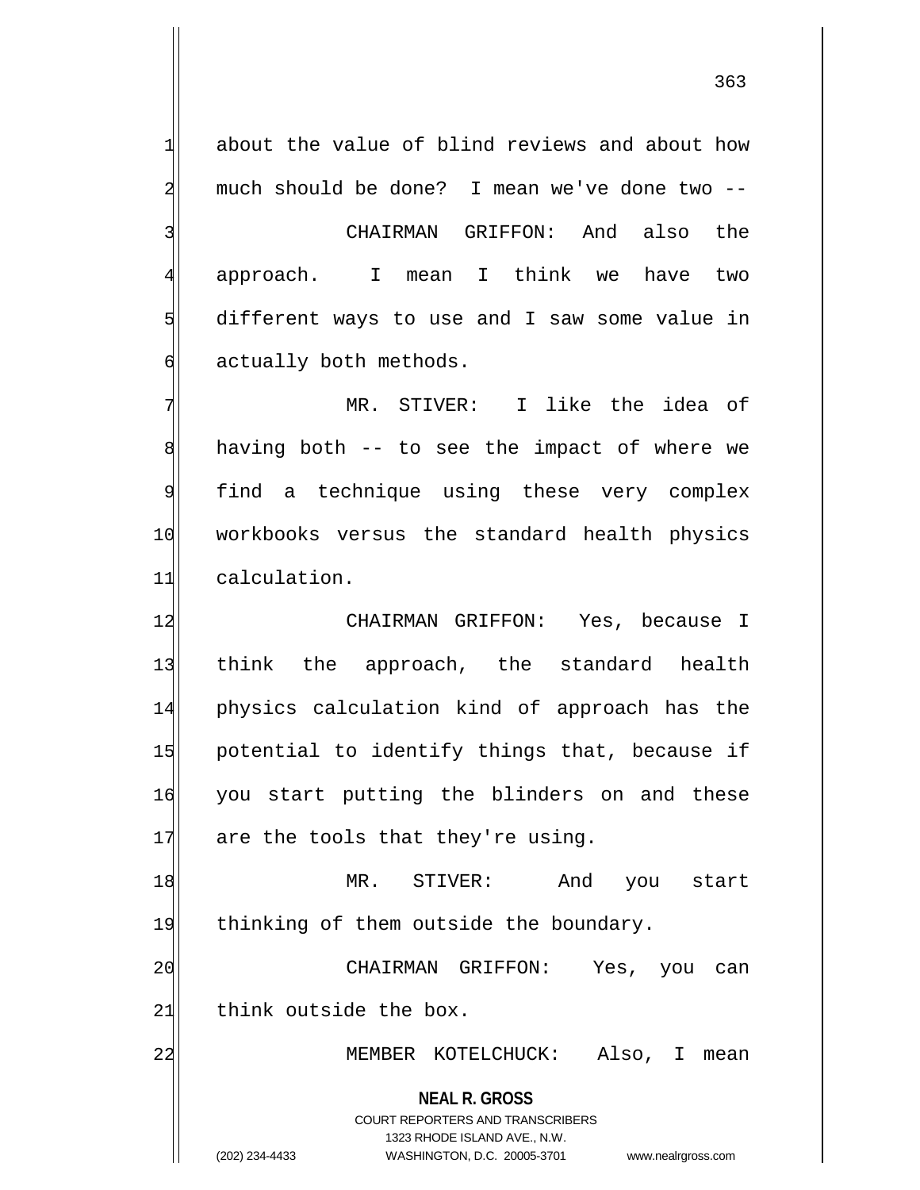about the value of blind reviews and about how much should be done? I mean we've done two --

CHAIRMAN GRIFFON: And also the approach. I mean I think we have two different ways to use and I saw some value in actually both methods.

MR. STIVER: I like the idea of having both -- to see the impact of where we find a technique using these very complex workbooks versus the standard health physics calculation.

CHAIRMAN GRIFFON: Yes, because I think the approach, the standard health physics calculation kind of approach has the potential to identify things that, because if you start putting the blinders on and these are the tools that they're using.

MR. STIVER: And you start thinking of them outside the boundary.

CHAIRMAN GRIFFON: Yes, you can think outside the box.

MEMBER KOTELCHUCK: Also, I mean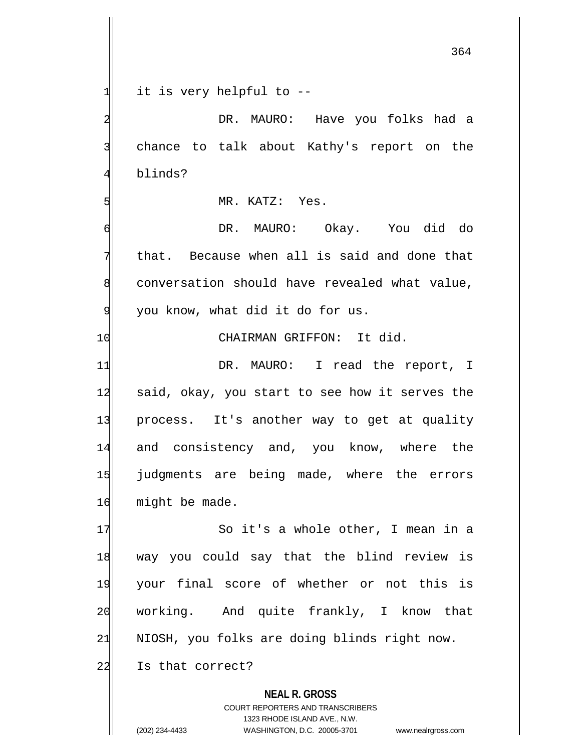it is very helpful to --

DR. MAURO: Have you folks had a chance to talk about Kathy's report on the blinds?

MR. KATZ: Yes.

DR. MAURO: Okay. You did do that. Because when all is said and done that conversation should have revealed what value, you know, what did it do for us.

CHAIRMAN GRIFFON: It did.

DR. MAURO: I read the report, I said, okay, you start to see how it serves the process. It's another way to get at quality and consistency and, you know, where the judgments are being made, where the errors might be made.

So it's a whole other, I mean in a way you could say that the blind review is your final score of whether or not this is working. And quite frankly, I know that NIOSH, you folks are doing blinds right now. Is that correct?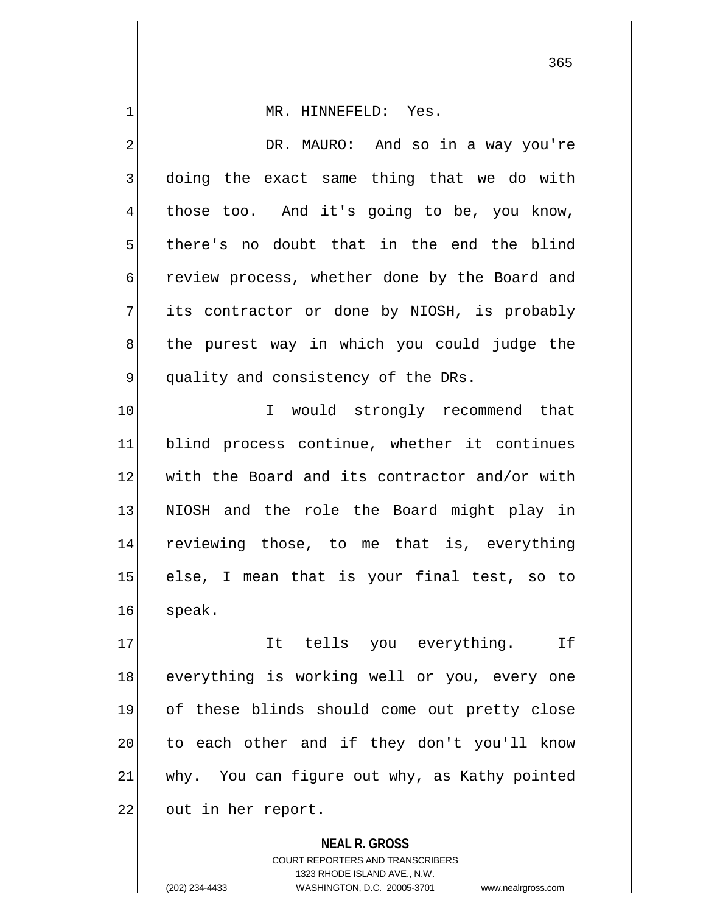MR. HINNEFELD: Yes.

DR. MAURO: And so in a way you're doing the exact same thing that we do with those too. And it's going to be, you know, there's no doubt that in the end the blind review process, whether done by the Board and its contractor or done by NIOSH, is probably the purest way in which you could judge the quality and consistency of the DRs.

I would strongly recommend that blind process continue, whether it continues with the Board and its contractor and/or with NIOSH and the role the Board might play in reviewing those, to me that is, everything else, I mean that is your final test, so to speak.

It tells you everything. If everything is working well or you, every one of these blinds should come out pretty close to each other and if they don't you'll know why. You can figure out why, as Kathy pointed out in her report.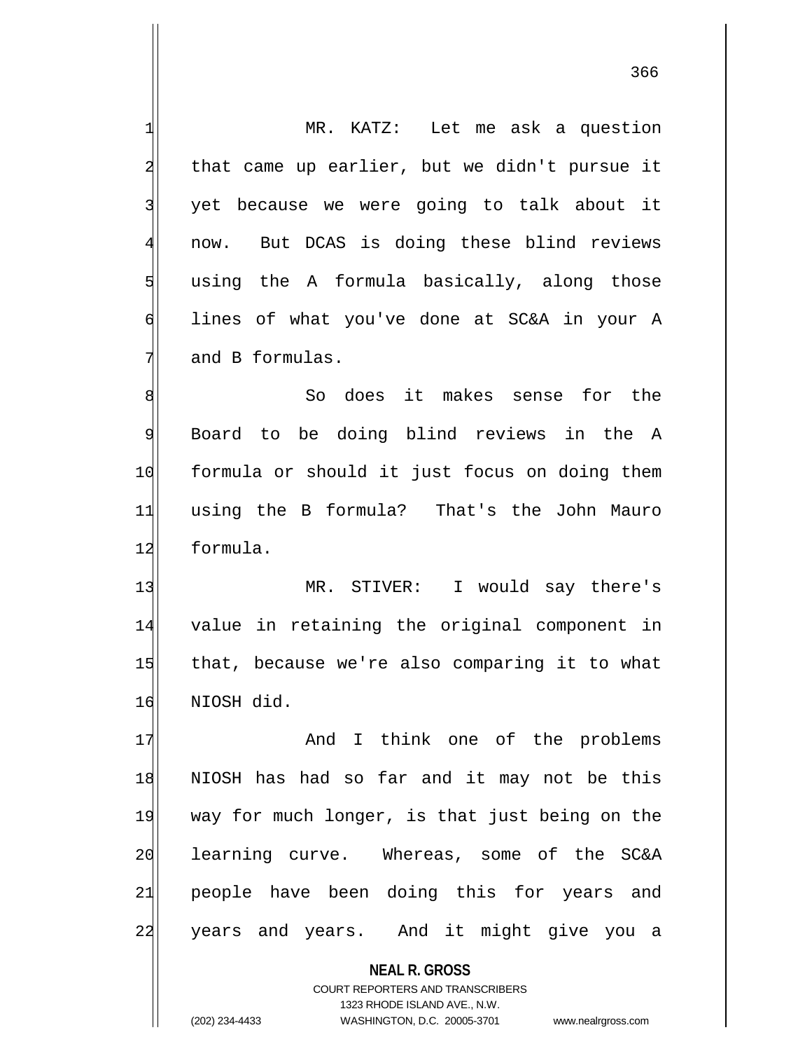MR. KATZ: Let me ask a question that came up earlier, but we didn't pursue it yet because we were going to talk about it now. But DCAS is doing these blind reviews using the A formula basically, along those lines of what you've done at SC&A in your A and B formulas.

So does it makes sense for the Board to be doing blind reviews in the A formula or should it just focus on doing them using the B formula? That's the John Mauro formula.

MR. STIVER: I would say there's value in retaining the original component in that, because we're also comparing it to what NIOSH did.

And I think one of the problems NIOSH has had so far and it may not be this way for much longer, is that just being on the learning curve. Whereas, some of the SC&A people have been doing this for years and years and years. And it might give you a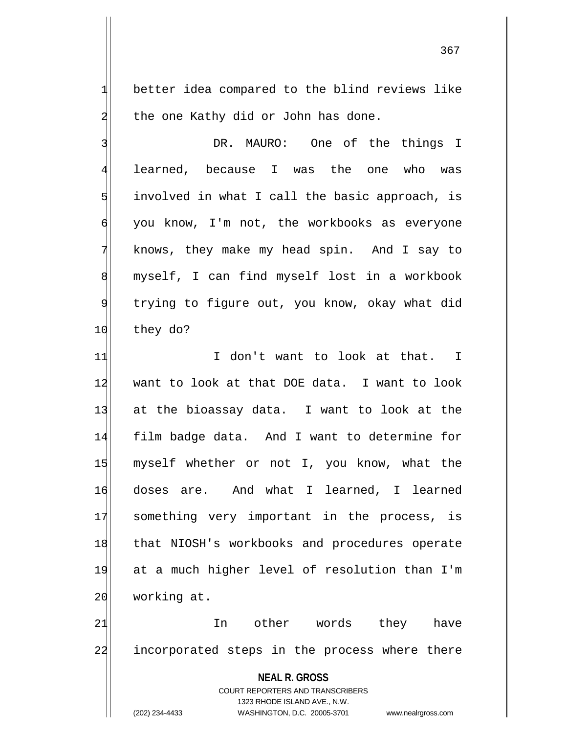better idea compared to the blind reviews like the one Kathy did or John has done.

DR. MAURO: One of the things I learned, because I was the one who was involved in what I call the basic approach, is you know, I'm not, the workbooks as everyone knows, they make my head spin. And I say to myself, I can find myself lost in a workbook trying to figure out, you know, okay what did they do?

I don't want to look at that. I want to look at that DOE data. I want to look at the bioassay data. I want to look at the film badge data. And I want to determine for myself whether or not I, you know, what the doses are. And what I learned, I learned something very important in the process, is that NIOSH's workbooks and procedures operate at a much higher level of resolution than I'm working at.

In other words they have incorporated steps in the process where there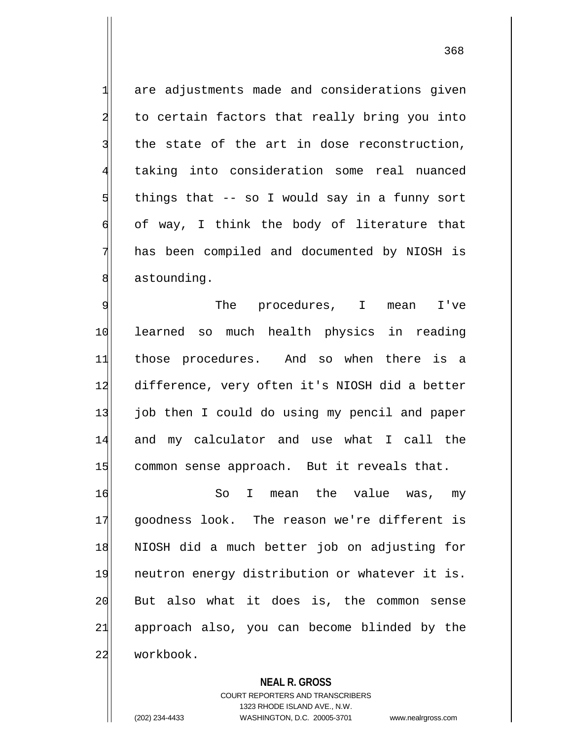are adjustments made and considerations given to certain factors that really bring you into the state of the art in dose reconstruction, taking into consideration some real nuanced things that -- so I would say in a funny sort of way, I think the body of literature that has been compiled and documented by NIOSH is astounding.

The procedures, I mean I've learned so much health physics in reading those procedures. And so when there is a difference, very often it's NIOSH did a better job then I could do using my pencil and paper and my calculator and use what I call the common sense approach. But it reveals that.

So I mean the value was, my goodness look. The reason we're different is NIOSH did a much better job on adjusting for neutron energy distribution or whatever it is. But also what it does is, the common sense approach also, you can become blinded by the workbook.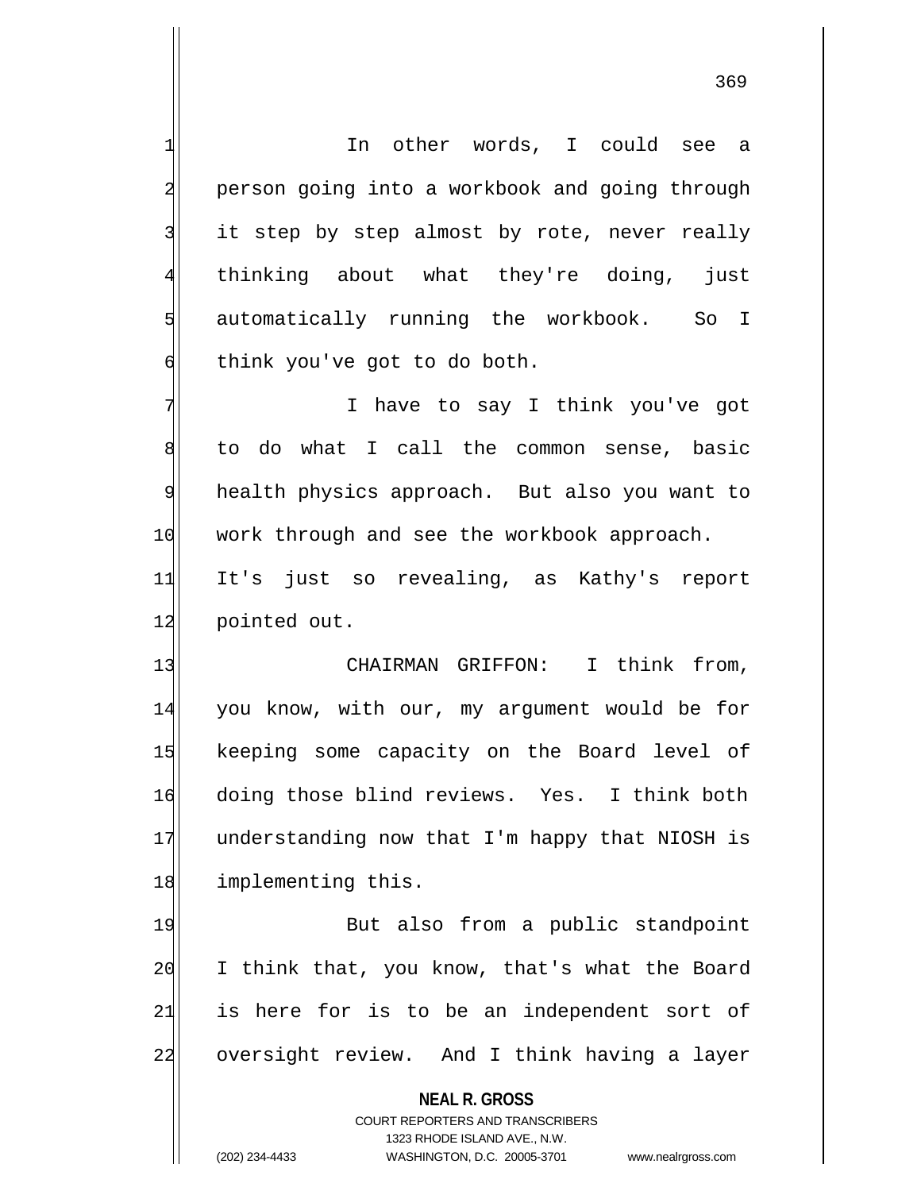In other words, I could see a person going into a workbook and going through it step by step almost by rote, never really thinking about what they're doing, just automatically running the workbook. So I think you've got to do both.

I have to say I think you've got to do what I call the common sense, basic health physics approach. But also you want to work through and see the workbook approach. It's just so revealing, as Kathy's report pointed out.

CHAIRMAN GRIFFON: I think from, you know, with our, my argument would be for keeping some capacity on the Board level of doing those blind reviews. Yes. I think both understanding now that I'm happy that NIOSH is implementing this.

But also from a public standpoint I think that, you know, that's what the Board is here for is to be an independent sort of oversight review. And I think having a layer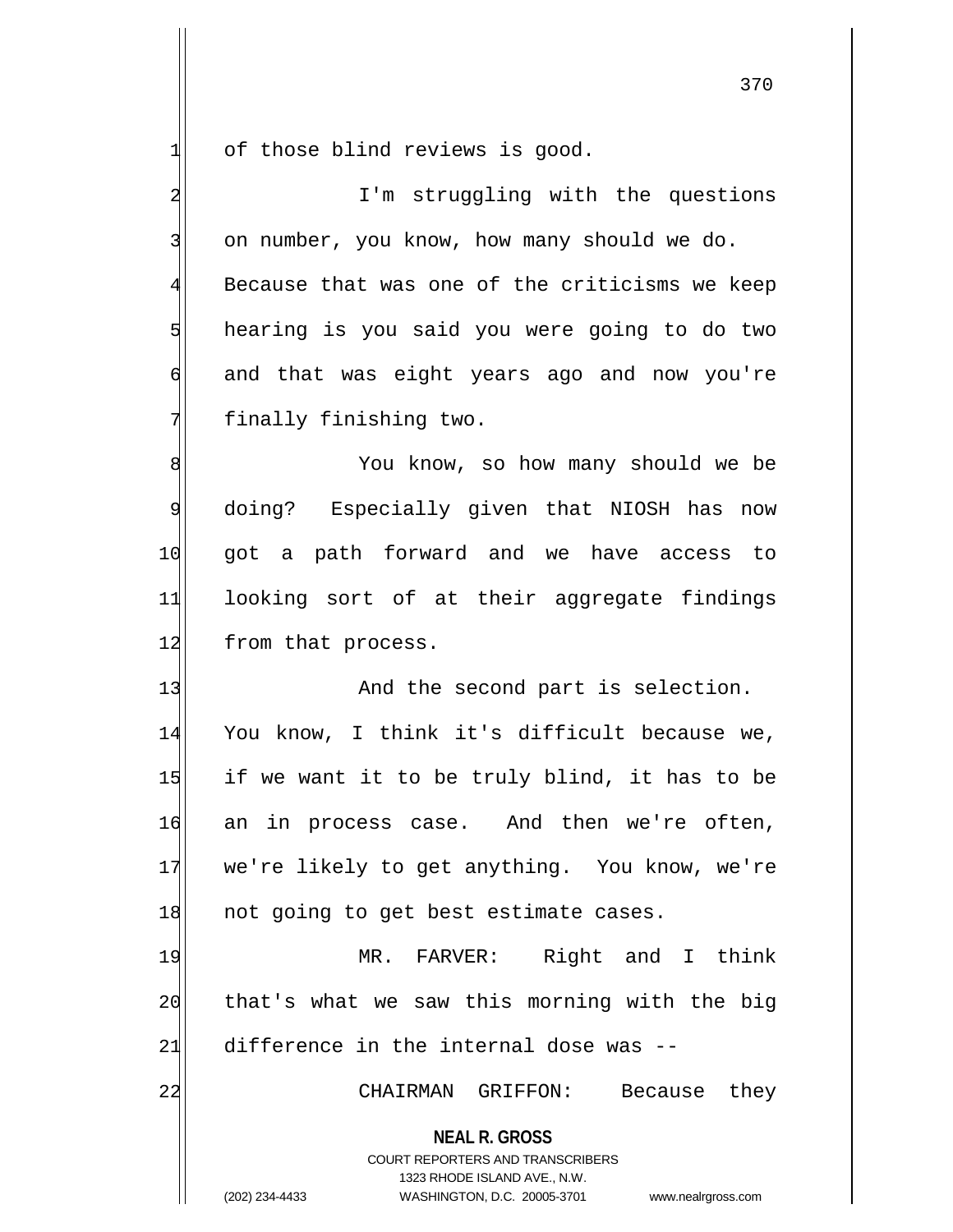of those blind reviews is good.

I'm struggling with the questions on number, you know, how many should we do. Because that was one of the criticisms we keep hearing is you said you were going to do two and that was eight years ago and now you're finally finishing two.

You know, so how many should we be doing? Especially given that NIOSH has now got a path forward and we have access to looking sort of at their aggregate findings from that process.

And the second part is selection. You know, I think it's difficult because we, if we want it to be truly blind, it has to be an in process case. And then we're often, we're likely to get anything. You know, we're not going to get best estimate cases.

MR. FARVER: Right and I think that's what we saw this morning with the big difference in the internal dose was --

CHAIRMAN GRIFFON: Because they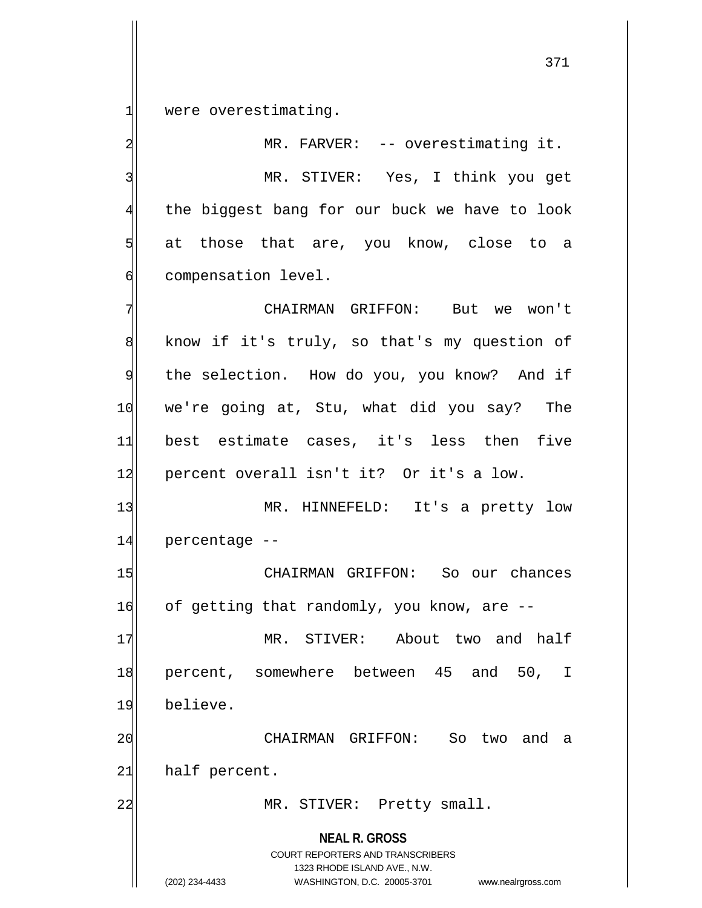were overestimating.

MR. FARVER: -- overestimating it.

MR. STIVER: Yes, I think you get the biggest bang for our buck we have to look at those that are, you know, close to a compensation level.

CHAIRMAN GRIFFON: But we won't know if it's truly, so that's my question of the selection. How do you, you know? And if we're going at, Stu, what did you say? The best estimate cases, it's less then five percent overall isn't it? Or it's a low.

MR. HINNEFELD: It's a pretty low percentage --

CHAIRMAN GRIFFON: So our chances of getting that randomly, you know, are --

MR. STIVER: About two and half percent, somewhere between 45 and 50, I believe.

CHAIRMAN GRIFFON: So two and a half percent.

MR. STIVER: Pretty small.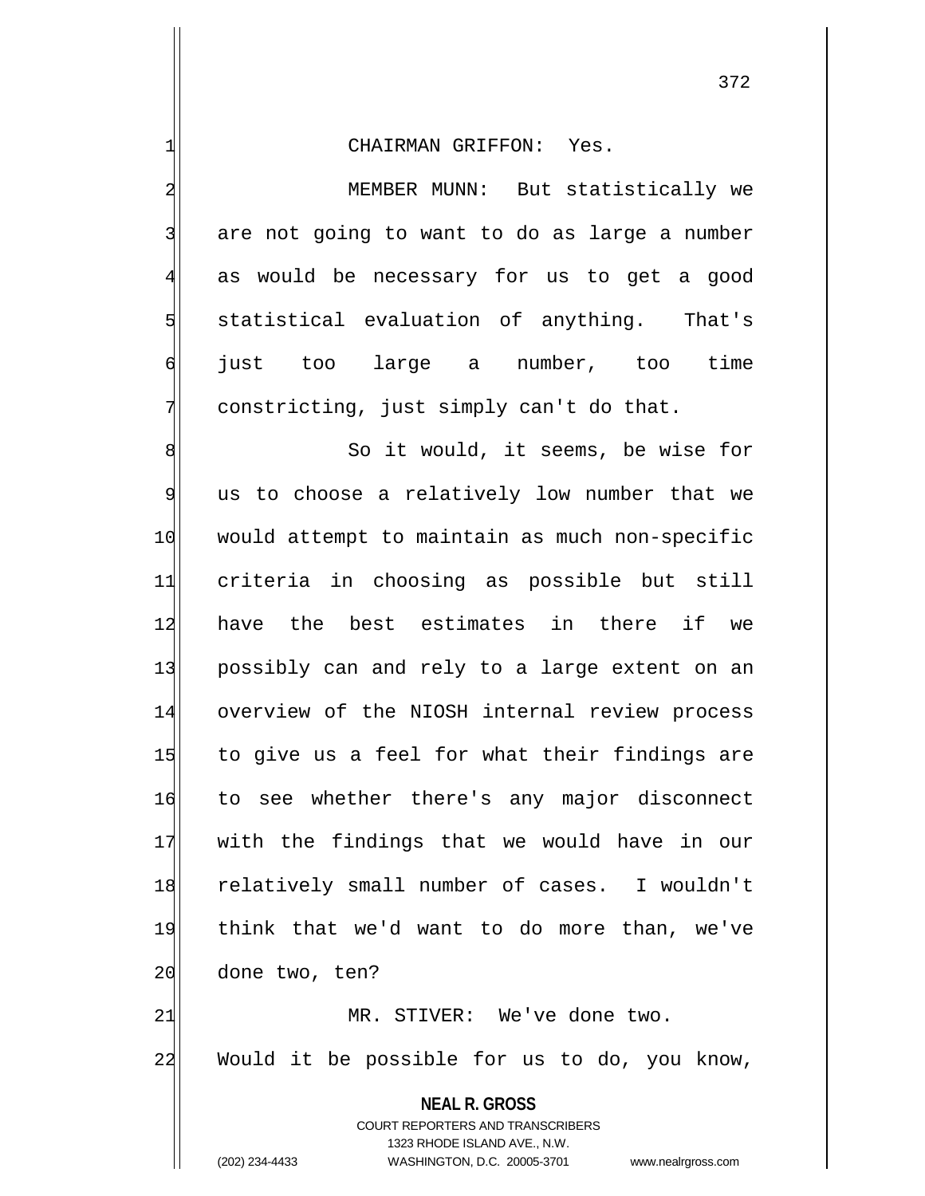CHAIRMAN GRIFFON: Yes.

MEMBER MUNN: But statistically we are not going to want to do as large a number as would be necessary for us to get a good statistical evaluation of anything. That's just too large a number, too time constricting, just simply can't do that.

So it would, it seems, be wise for us to choose a relatively low number that we would attempt to maintain as much non-specific criteria in choosing as possible but still have the best estimates in there if we possibly can and rely to a large extent on an overview of the NIOSH internal review process to give us a feel for what their findings are to see whether there's any major disconnect with the findings that we would have in our relatively small number of cases. I wouldn't think that we'd want to do more than, we've done two, ten?

MR. STIVER: We've done two. Would it be possible for us to do, you know,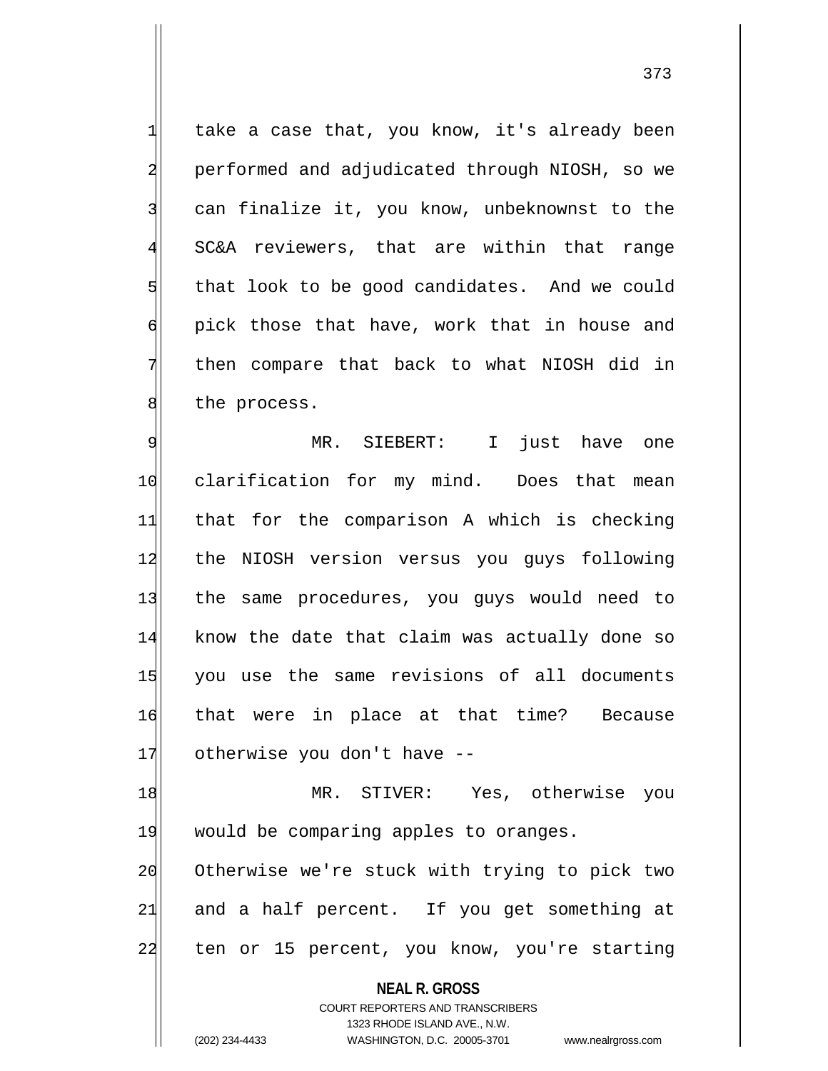take a case that, you know, it's already been performed and adjudicated through NIOSH, so we can finalize it, you know, unbeknownst to the SC&A reviewers, that are within that range that look to be good candidates. And we could pick those that have, work that in house and then compare that back to what NIOSH did in the process.

MR. SIEBERT: I just have one clarification for my mind. Does that mean that for the comparison A which is checking the NIOSH version versus you guys following the same procedures, you guys would need to know the date that claim was actually done so you use the same revisions of all documents that were in place at that time? Because otherwise you don't have --

MR. STIVER: Yes, otherwise you would be comparing apples to oranges. Otherwise we're stuck with trying to pick two and a half percent. If you get something at ten or 15 percent, you know, you're starting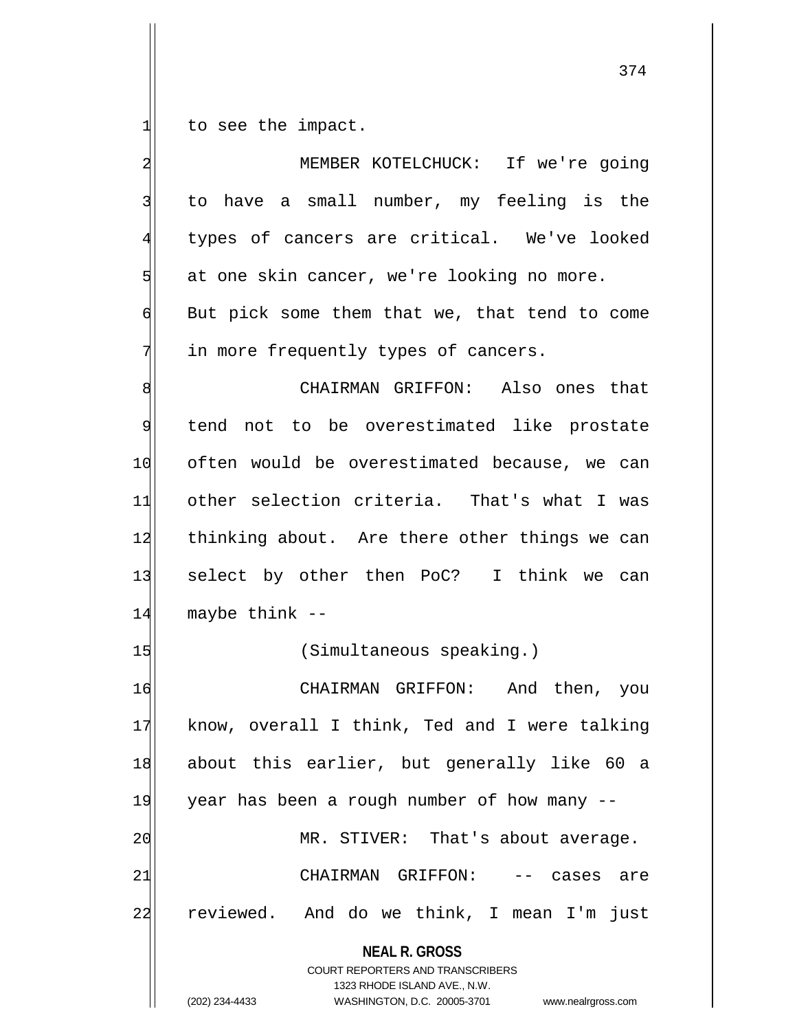to see the impact.

MEMBER KOTELCHUCK: If we're going to have a small number, my feeling is the types of cancers are critical. We've looked at one skin cancer, we're looking no more. But pick some them that we, that tend to come in more frequently types of cancers.

CHAIRMAN GRIFFON: Also ones that tend not to be overestimated like prostate often would be overestimated because, we can other selection criteria. That's what I was thinking about. Are there other things we can select by other then PoC? I think we can maybe think --

(Simultaneous speaking.)

CHAIRMAN GRIFFON: And then, you know, overall I think, Ted and I were talking about this earlier, but generally like 60 a year has been a rough number of how many --

MR. STIVER: That's about average.

CHAIRMAN GRIFFON: -- cases are reviewed. And do we think, I mean I'm just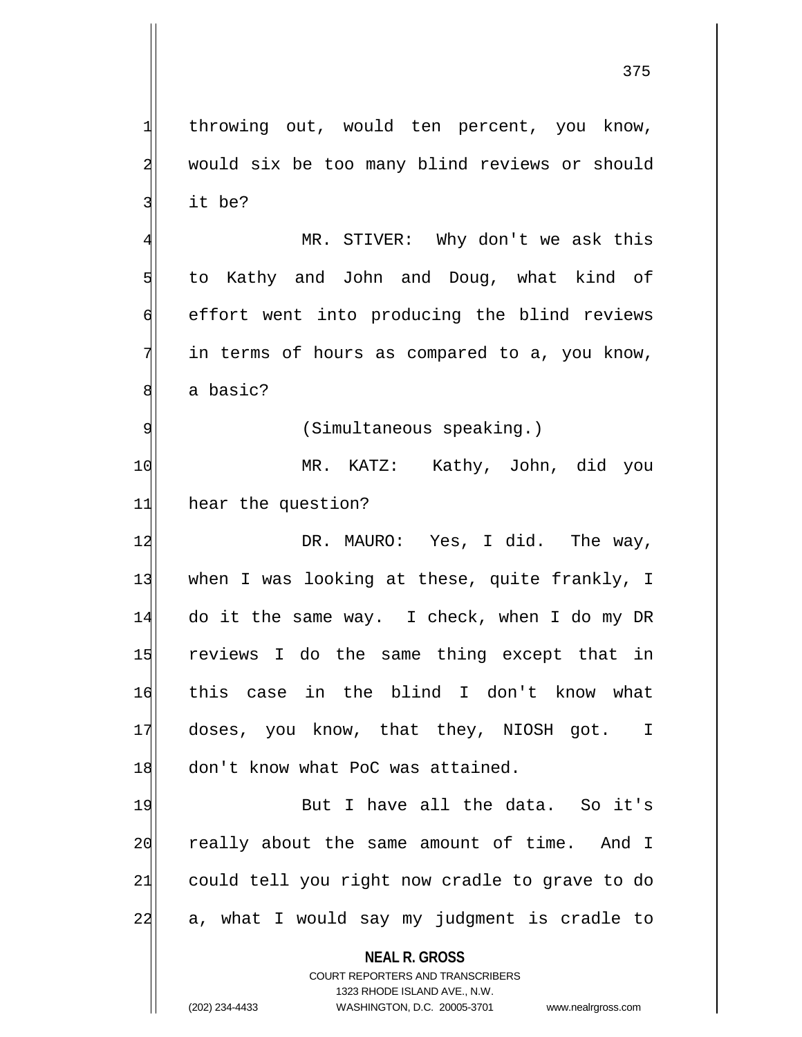throwing out, would ten percent, you know, would six be too many blind reviews or should it be?

MR. STIVER: Why don't we ask this to Kathy and John and Doug, what kind of effort went into producing the blind reviews in terms of hours as compared to a, you know, a basic?

(Simultaneous speaking.)

MR. KATZ: Kathy, John, did you hear the question?

DR. MAURO: Yes, I did. The way, when I was looking at these, quite frankly, I do it the same way. I check, when I do my DR reviews I do the same thing except that in this case in the blind I don't know what doses, you know, that they, NIOSH got. I don't know what PoC was attained.

But I have all the data. So it's really about the same amount of time. And I could tell you right now cradle to grave to do a, what I would say my judgment is cradle to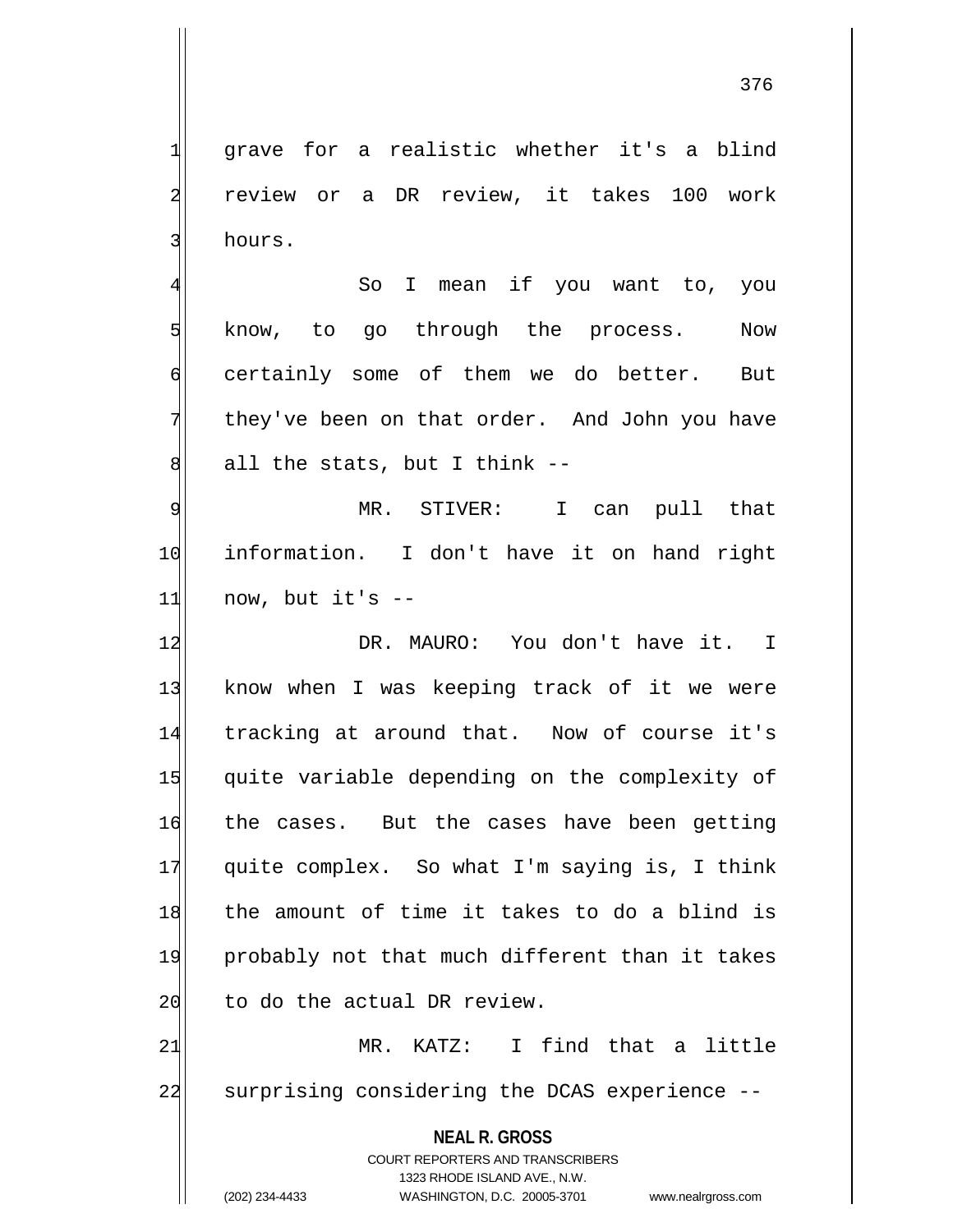grave for a realistic whether it's a blind review or a DR review, it takes 100 work hours.

So I mean if you want to, you know, to go through the process. Now certainly some of them we do better. But they've been on that order. And John you have all the stats, but I think --

MR. STIVER: I can pull that information. I don't have it on hand right now, but it's --

DR. MAURO: You don't have it. I know when I was keeping track of it we were tracking at around that. Now of course it's quite variable depending on the complexity of the cases. But the cases have been getting quite complex. So what I'm saying is, I think the amount of time it takes to do a blind is probably not that much different than it takes to do the actual DR review.

MR. KATZ: I find that a little surprising considering the DCAS experience --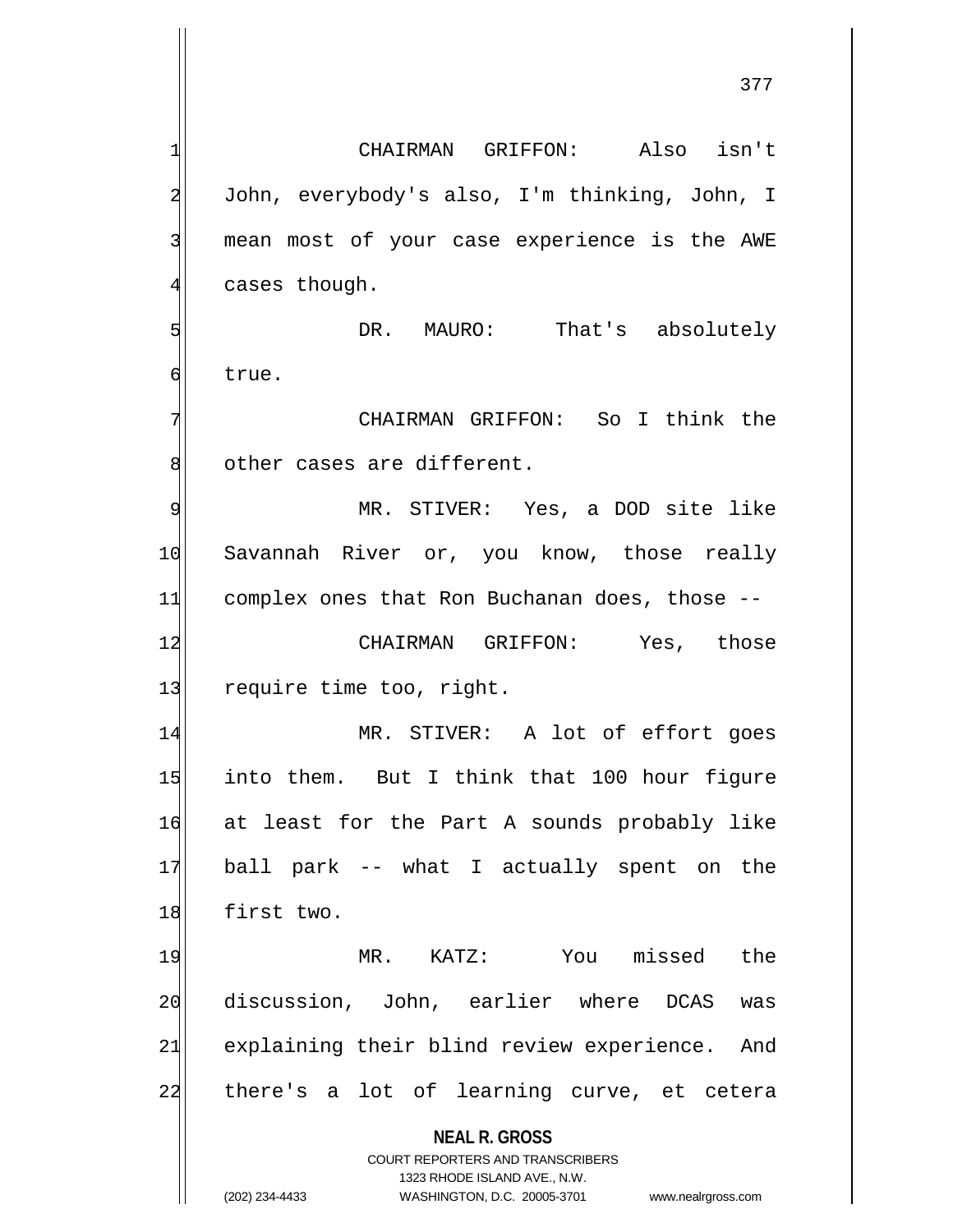CHAIRMAN GRIFFON: Also isn't John, everybody's also, I'm thinking, John, I mean most of your case experience is the AWE cases though.

DR. MAURO: That's absolutely true.

CHAIRMAN GRIFFON: So I think the other cases are different.

MR. STIVER: Yes, a DOD site like Savannah River or, you know, those really complex ones that Ron Buchanan does, those --

CHAIRMAN GRIFFON: Yes, those require time too, right.

MR. STIVER: A lot of effort goes into them. But I think that 100 hour figure at least for the Part A sounds probably like ball park -- what I actually spent on the first two.

MR. KATZ: You missed the discussion, John, earlier where DCAS was explaining their blind review experience. And there's a lot of learning curve, et cetera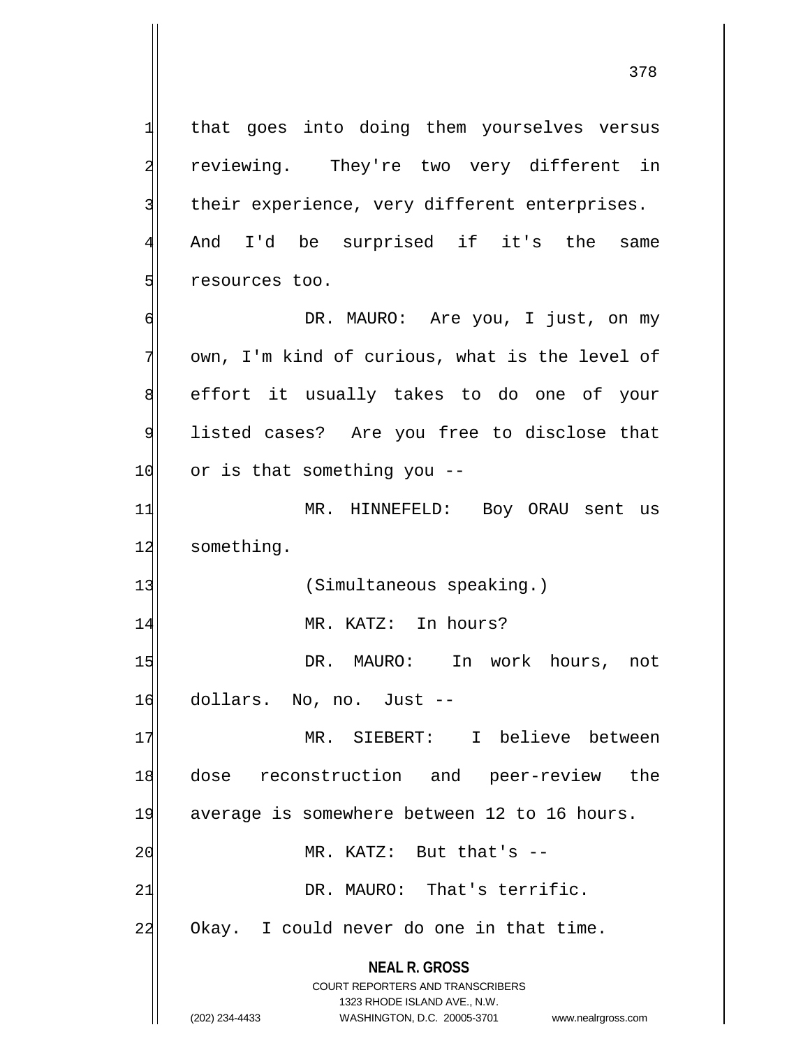that goes into doing them yourselves versus reviewing. They're two very different in their experience, very different enterprises. And I'd be surprised if it's the same resources too.

DR. MAURO: Are you, I just, on my own, I'm kind of curious, what is the level of effort it usually takes to do one of your listed cases? Are you free to disclose that or is that something you --

MR. HINNEFELD: Boy ORAU sent us something.

(Simultaneous speaking.)

MR. KATZ: In hours?

DR. MAURO: In work hours, not dollars. No, no. Just --

MR. SIEBERT: I believe between dose reconstruction and peer-review the average is somewhere between 12 to 16 hours.

MR. KATZ: But that's --

DR. MAURO: That's terrific. Okay. I could never do one in that time.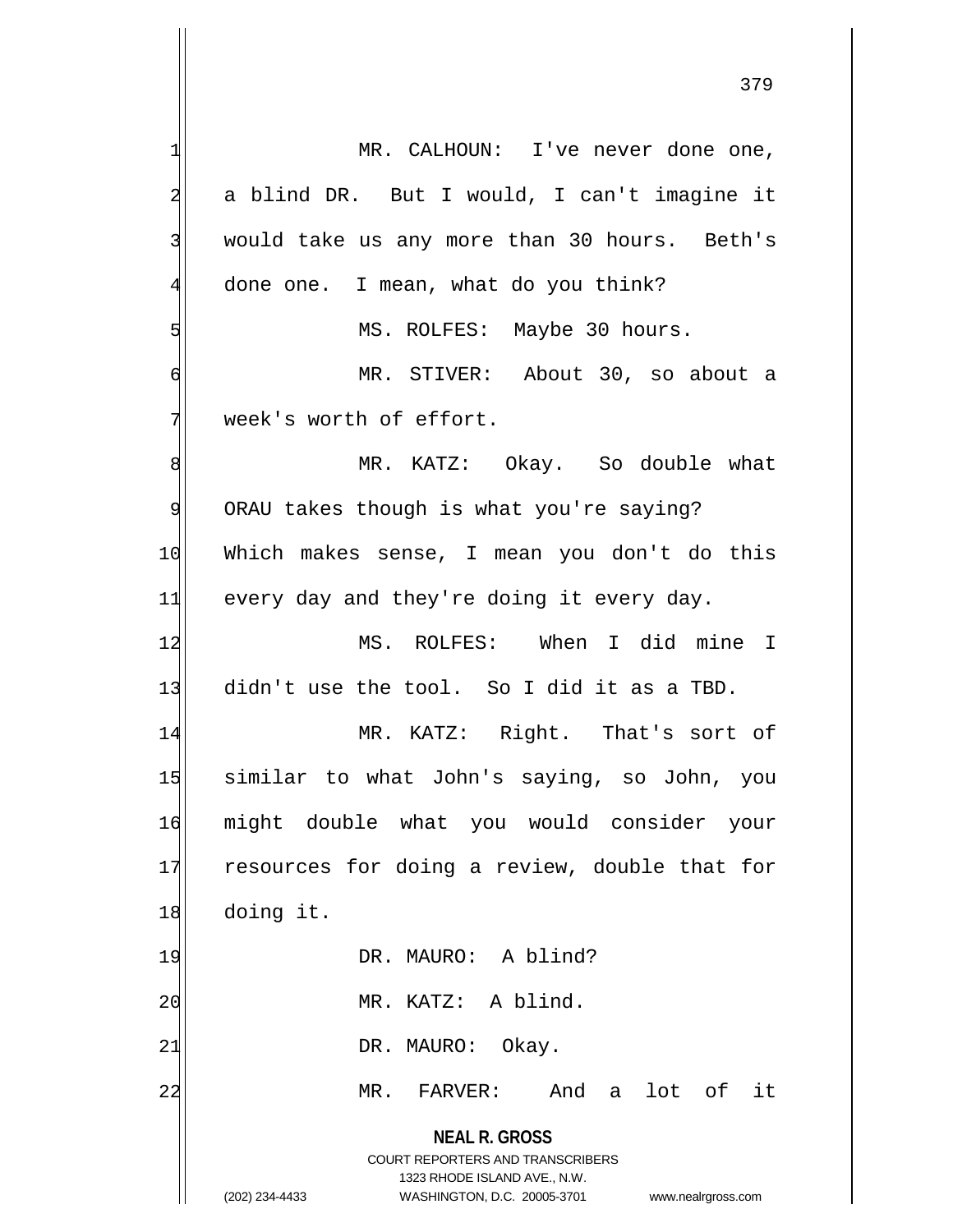MR. CALHOUN: I've never done one, a blind DR. But I would, I can't imagine it would take us any more than 30 hours. Beth's done one. I mean, what do you think?

MS. ROLFES: Maybe 30 hours.

MR. STIVER: About 30, so about a week's worth of effort.

MR. KATZ: Okay. So double what ORAU takes though is what you're saying? Which makes sense, I mean you don't do this every day and they're doing it every day.

MS. ROLFES: When I did mine I didn't use the tool. So I did it as a TBD.

MR. KATZ: Right. That's sort of similar to what John's saying, so John, you might double what you would consider your resources for doing a review, double that for doing it.

DR. MAURO: A blind?

MR. KATZ: A blind.

DR. MAURO: Okay.

MR. FARVER: And a lot of it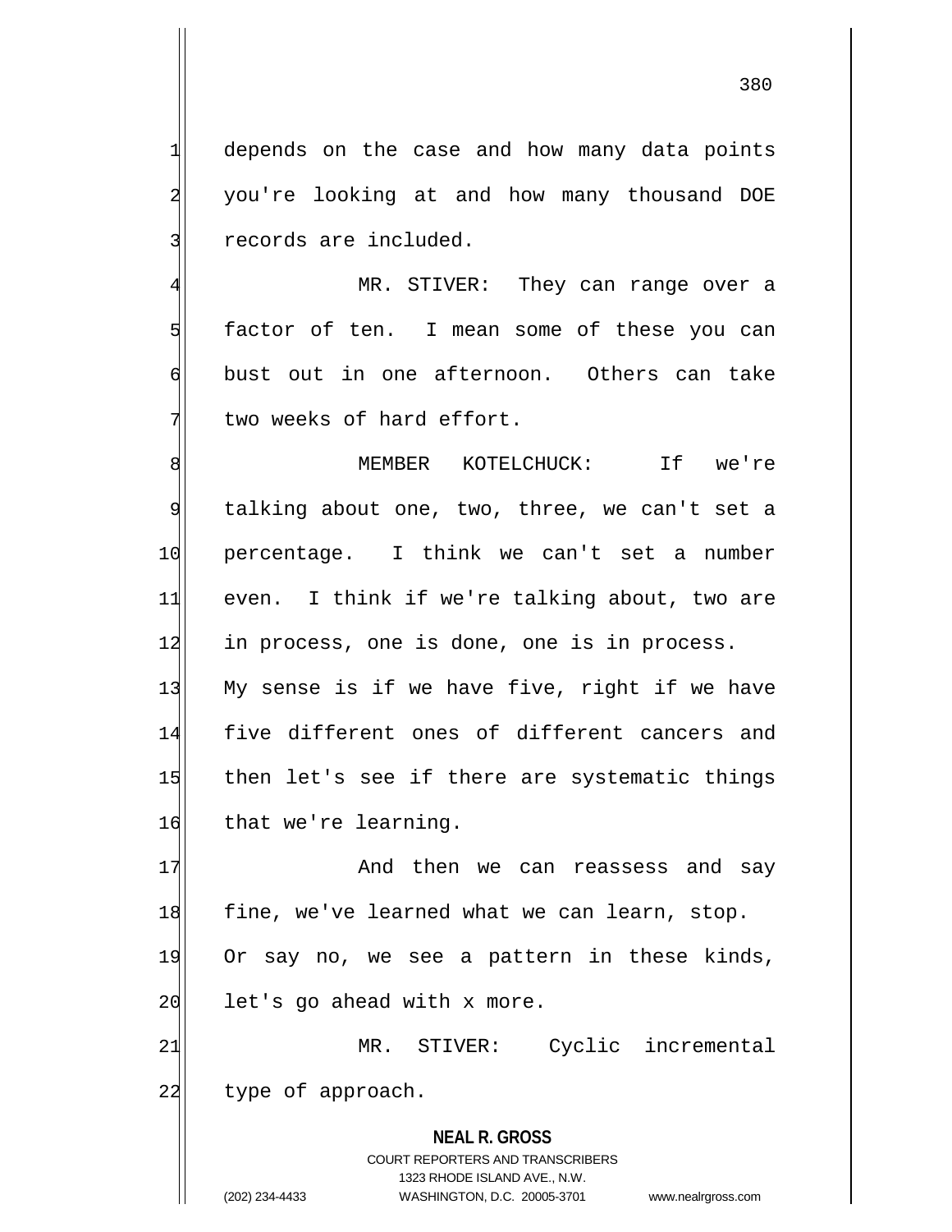depends on the case and how many data points you're looking at and how many thousand DOE records are included.

MR. STIVER: They can range over a factor of ten. I mean some of these you can bust out in one afternoon. Others can take two weeks of hard effort.

MEMBER KOTELCHUCK: If we're talking about one, two, three, we can't set a percentage. I think we can't set a number even. I think if we're talking about, two are in process, one is done, one is in process. My sense is if we have five, right if we have five different ones of different cancers and then let's see if there are systematic things that we're learning.

And then we can reassess and say fine, we've learned what we can learn, stop. Or say no, we see a pattern in these kinds, let's go ahead with x more.

MR. STIVER: Cyclic incremental type of approach.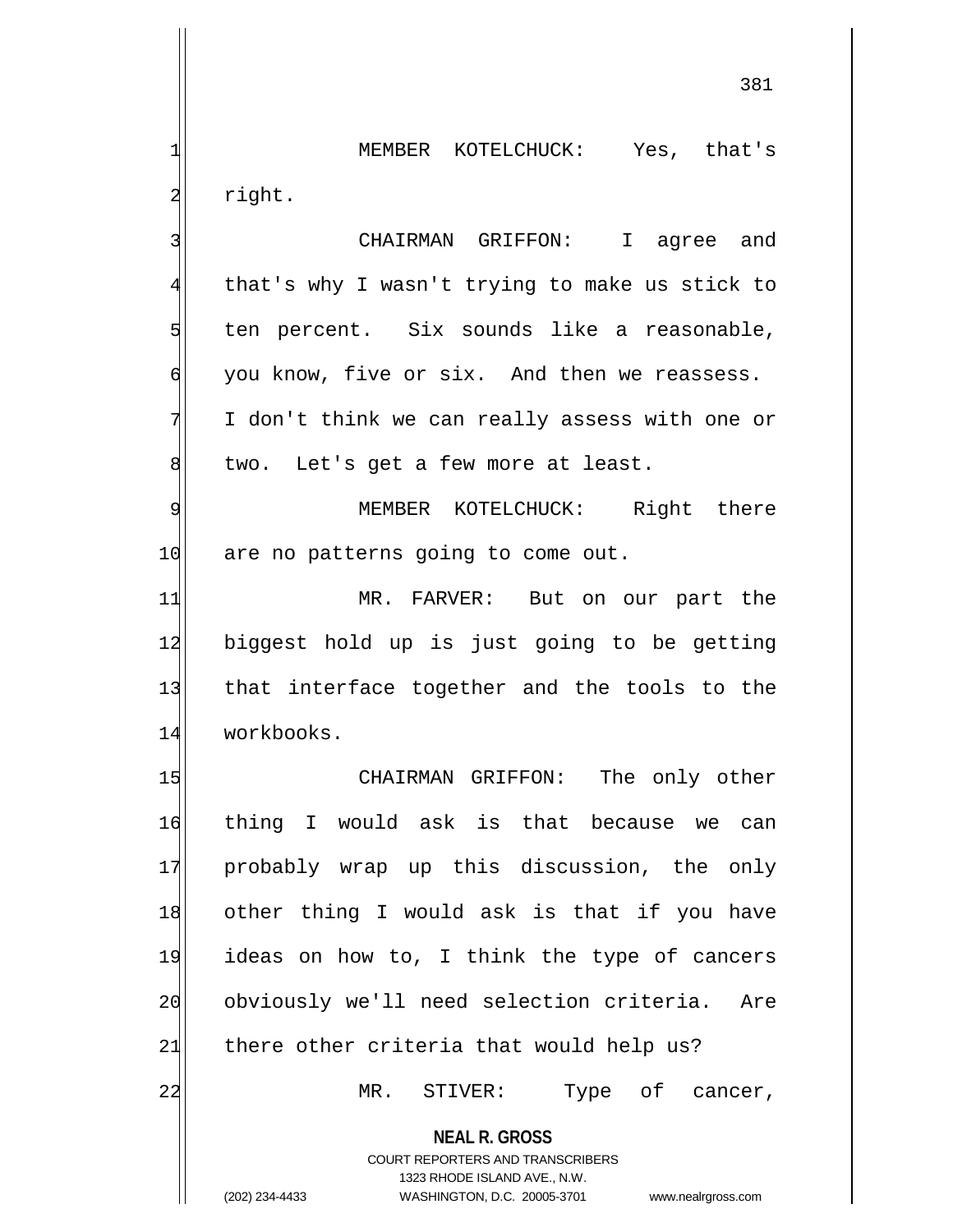MEMBER KOTELCHUCK: Yes, that's right.

CHAIRMAN GRIFFON: I agree and that's why I wasn't trying to make us stick to ten percent. Six sounds like a reasonable, you know, five or six. And then we reassess. I don't think we can really assess with one or two. Let's get a few more at least.

MEMBER KOTELCHUCK: Right there are no patterns going to come out.

MR. FARVER: But on our part the biggest hold up is just going to be getting that interface together and the tools to the workbooks.

CHAIRMAN GRIFFON: The only other thing I would ask is that because we can probably wrap up this discussion, the only other thing I would ask is that if you have ideas on how to, I think the type of cancers obviously we'll need selection criteria. Are there other criteria that would help us?

MR. STIVER: Type of cancer,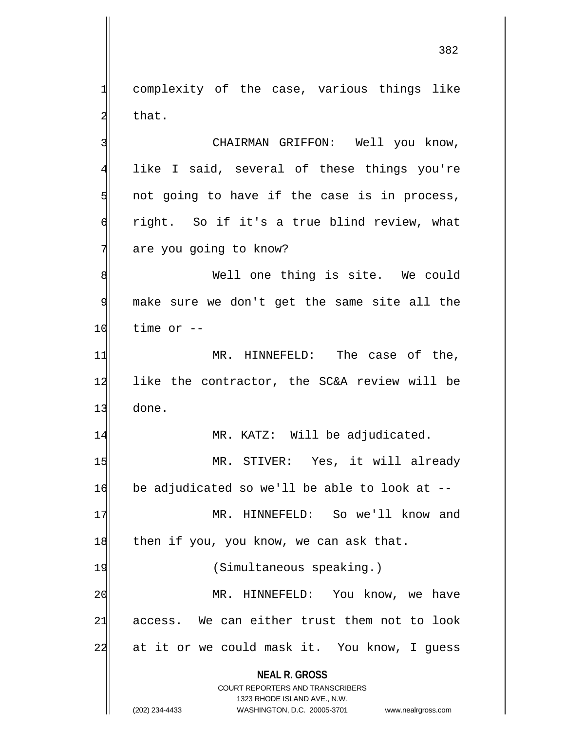complexity of the case, various things like that.

CHAIRMAN GRIFFON: Well you know, like I said, several of these things you're not going to have if the case is in process, right. So if it's a true blind review, what are you going to know?

Well one thing is site. We could make sure we don't get the same site all the time or --

MR. HINNEFELD: The case of the, like the contractor, the SC&A review will be done.

MR. KATZ: Will be adjudicated.

MR. STIVER: Yes, it will already be adjudicated so we'll be able to look at --

MR. HINNEFELD: So we'll know and then if you, you know, we can ask that.

(Simultaneous speaking.)

MR. HINNEFELD: You know, we have access. We can either trust them not to look at it or we could mask it. You know, I guess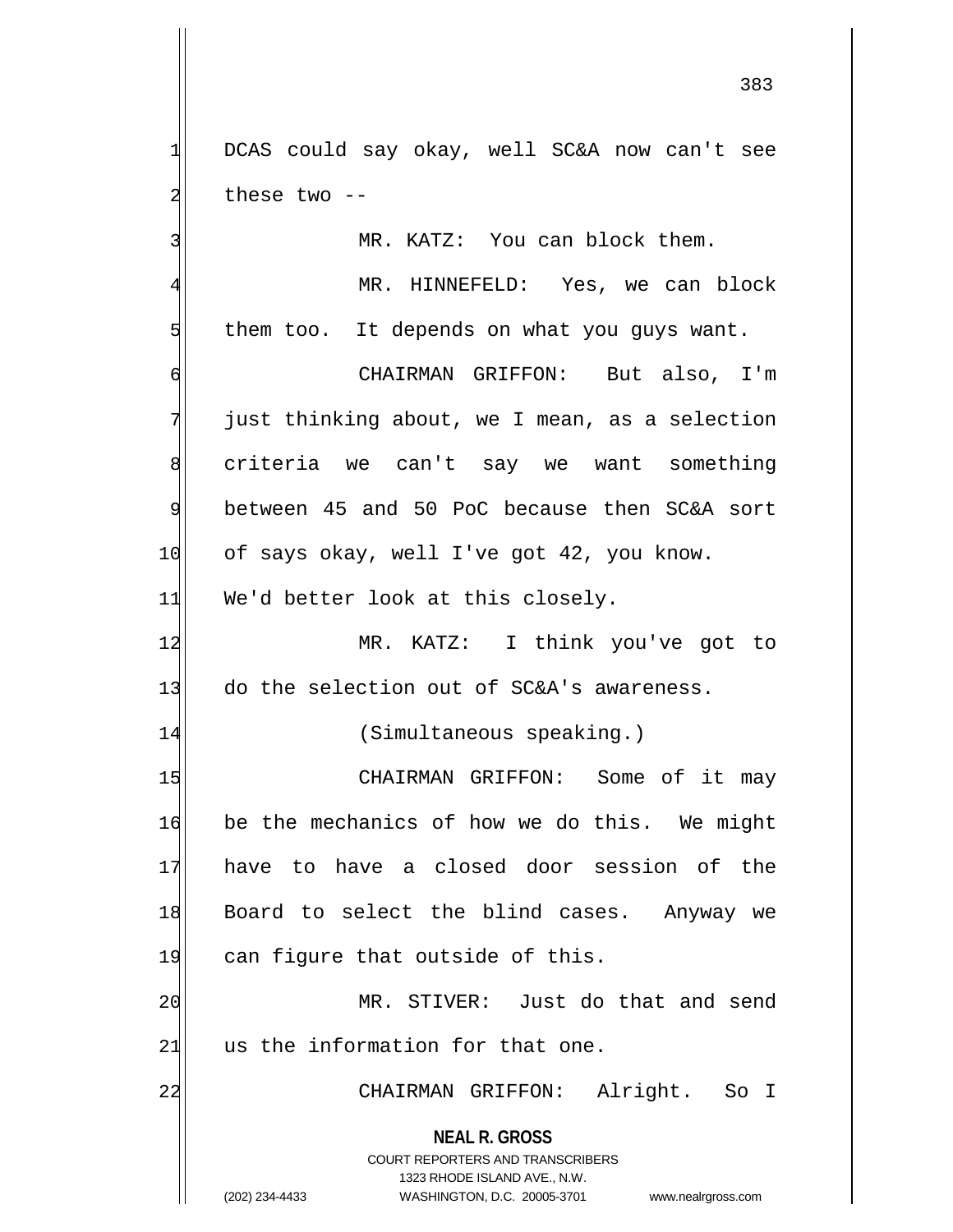DCAS could say okay, well SC&A now can't see these two --

MR. KATZ: You can block them.

MR. HINNEFELD: Yes, we can block them too. It depends on what you guys want.

CHAIRMAN GRIFFON: But also, I'm just thinking about, we I mean, as a selection criteria we can't say we want something between 45 and 50 PoC because then SC&A sort of says okay, well I've got 42, you know. We'd better look at this closely.

MR. KATZ: I think you've got to do the selection out of SC&A's awareness.

(Simultaneous speaking.)

CHAIRMAN GRIFFON: Some of it may be the mechanics of how we do this. We might have to have a closed door session of the Board to select the blind cases. Anyway we can figure that outside of this.

MR. STIVER: Just do that and send us the information for that one.

CHAIRMAN GRIFFON: Alright. So I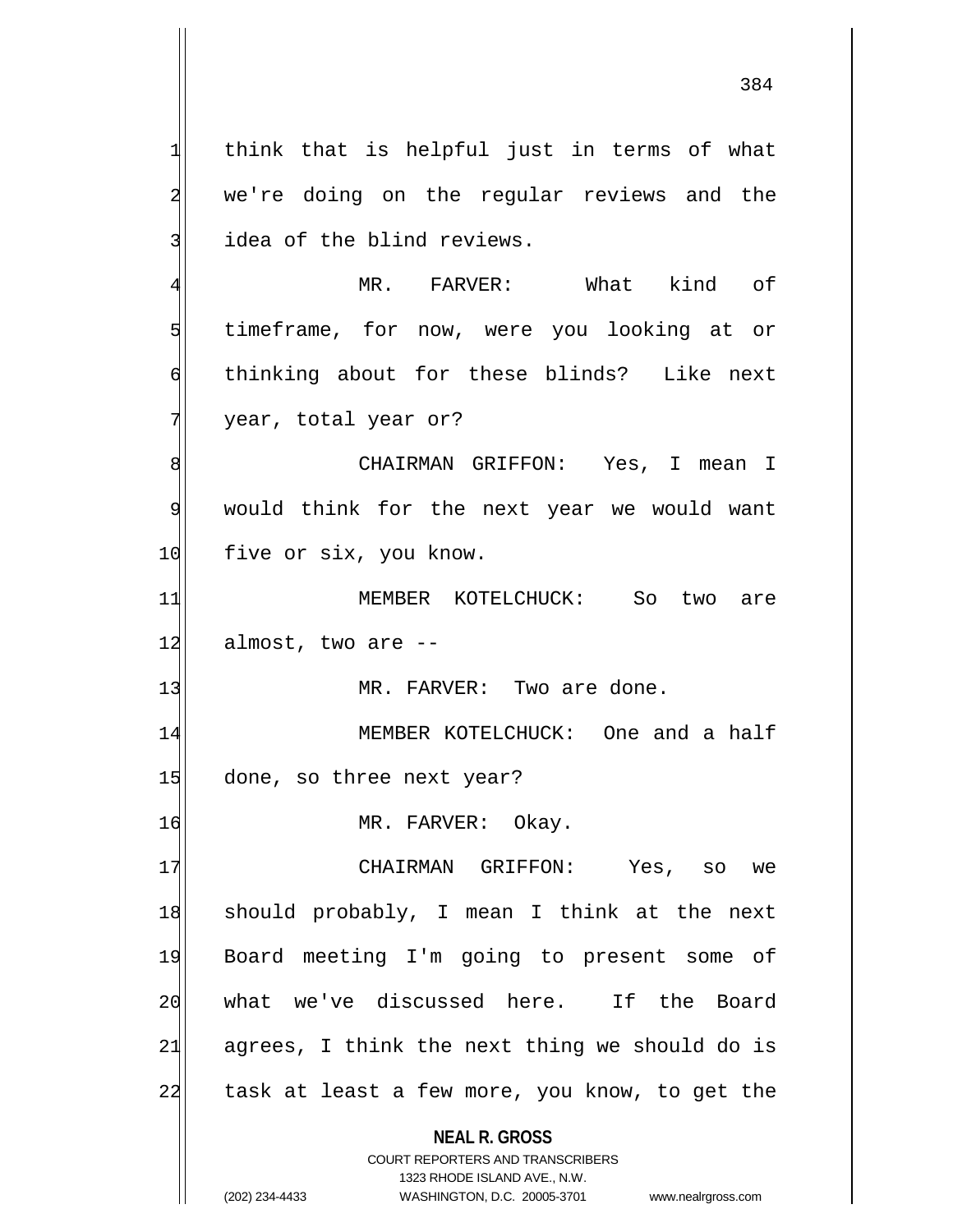think that is helpful just in terms of what we're doing on the regular reviews and the idea of the blind reviews.

MR. FARVER: What kind of timeframe, for now, were you looking at or thinking about for these blinds? Like next year, total year or?

CHAIRMAN GRIFFON: Yes, I mean I would think for the next year we would want five or six, you know.

MEMBER KOTELCHUCK: So two are almost, two are --

MR. FARVER: Two are done.

MEMBER KOTELCHUCK: One and a half done, so three next year?

MR. FARVER: Okay.

CHAIRMAN GRIFFON: Yes, so we should probably, I mean I think at the next Board meeting I'm going to present some of what we've discussed here. If the Board agrees, I think the next thing we should do is task at least a few more, you know, to get the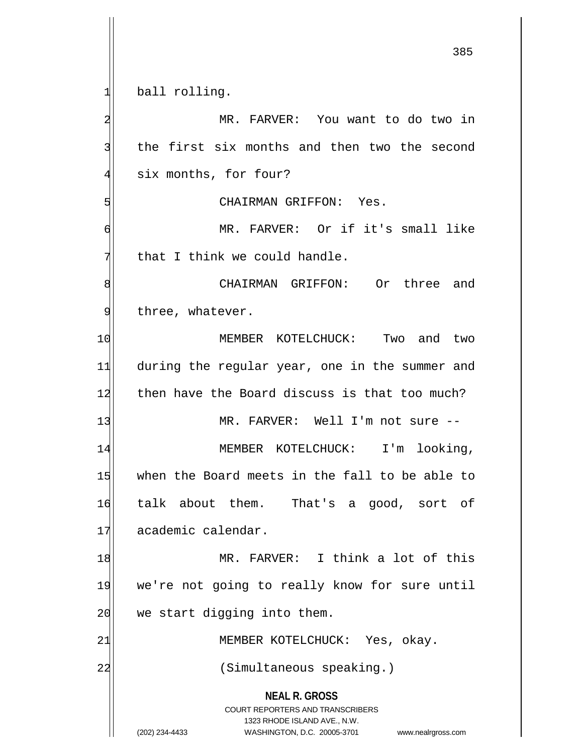ball rolling.

MR. FARVER: You want to do two in the first six months and then two the second six months, for four?

CHAIRMAN GRIFFON: Yes.

MR. FARVER: Or if it's small like that I think we could handle.

CHAIRMAN GRIFFON: Or three and three, whatever.

MEMBER KOTELCHUCK: Two and two during the regular year, one in the summer and then have the Board discuss is that too much?

MR. FARVER: Well I'm not sure --

MEMBER KOTELCHUCK: I'm looking, when the Board meets in the fall to be able to talk about them. That's a good, sort of academic calendar.

MR. FARVER: I think a lot of this we're not going to really know for sure until we start digging into them.

MEMBER KOTELCHUCK: Yes, okay.

(Simultaneous speaking.)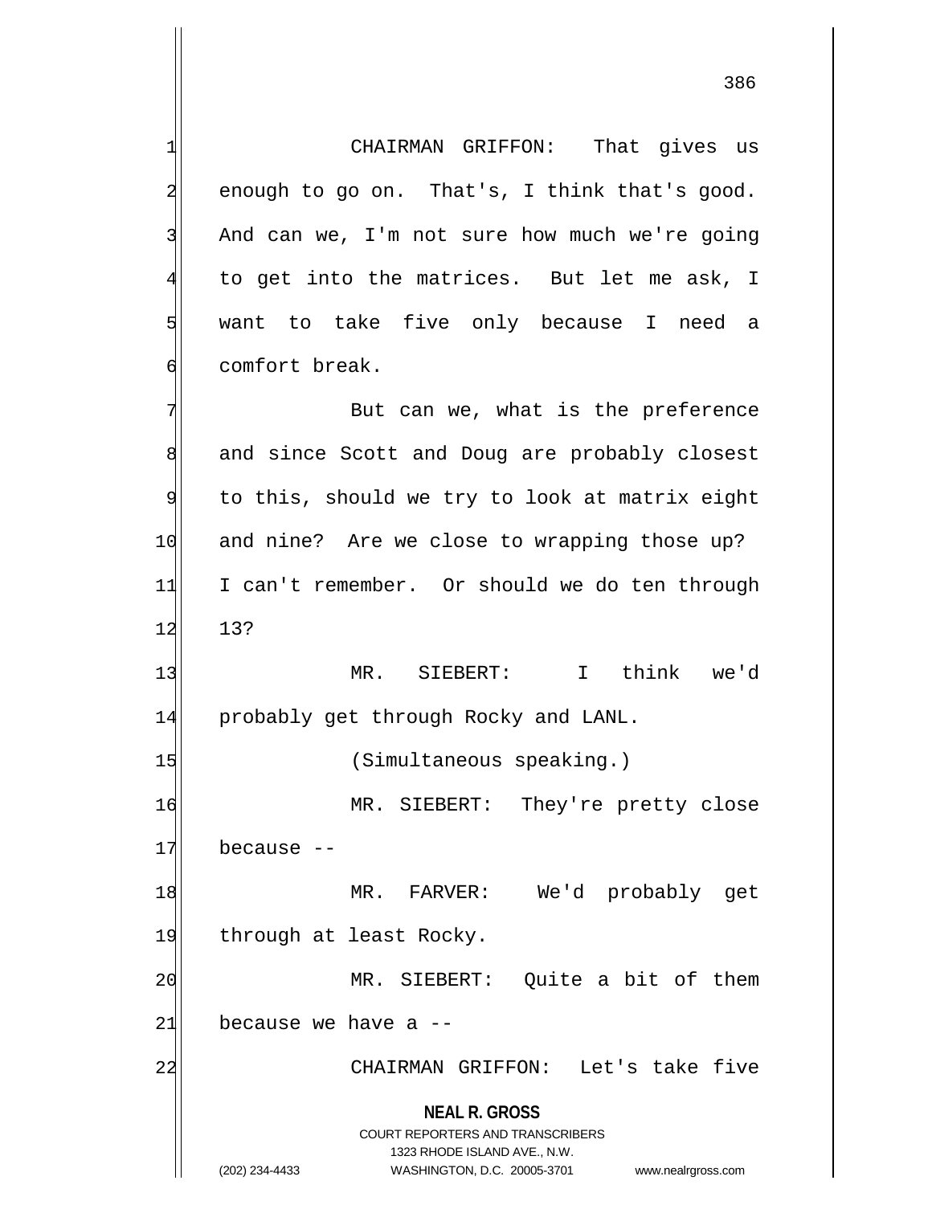CHAIRMAN GRIFFON: That gives us enough to go on. That's, I think that's good. And can we, I'm not sure how much we're going to get into the matrices. But let me ask, I want to take five only because I need a comfort break.

But can we, what is the preference and since Scott and Doug are probably closest to this, should we try to look at matrix eight and nine? Are we close to wrapping those up? I can't remember. Or should we do ten through 13?

MR. SIEBERT: I think we'd probably get through Rocky and LANL.

(Simultaneous speaking.)

MR. SIEBERT: They're pretty close because --

MR. FARVER: We'd probably get through at least Rocky.

MR. SIEBERT: Quite a bit of them because we have a --

CHAIRMAN GRIFFON: Let's take five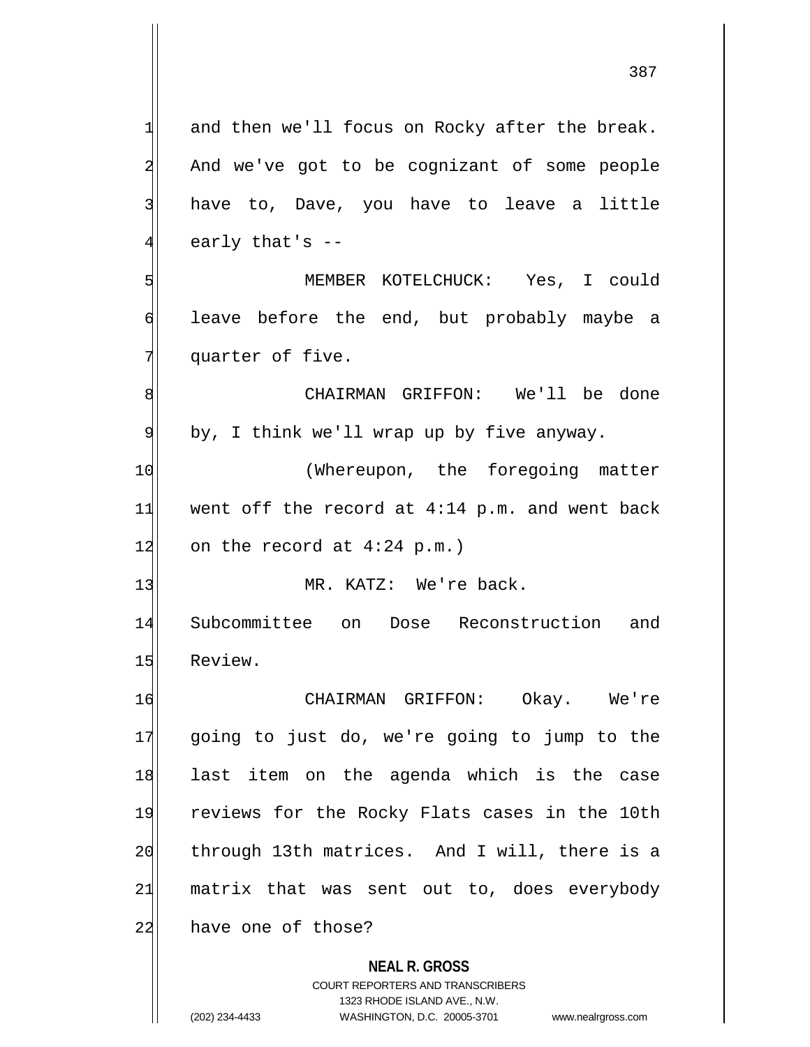and then we'll focus on Rocky after the break. And we've got to be cognizant of some people have to, Dave, you have to leave a little early that's --

MEMBER KOTELCHUCK: Yes, I could leave before the end, but probably maybe a quarter of five.

CHAIRMAN GRIFFON: We'll be done by, I think we'll wrap up by five anyway.

(Whereupon, the foregoing matter went off the record at 4:14 p.m. and went back on the record at 4:24 p.m.)

MR. KATZ: We're back. Subcommittee on Dose Reconstruction and Review.

CHAIRMAN GRIFFON: Okay. We're going to just do, we're going to jump to the last item on the agenda which is the case reviews for the Rocky Flats cases in the 10th through 13th matrices. And I will, there is a matrix that was sent out to, does everybody have one of those?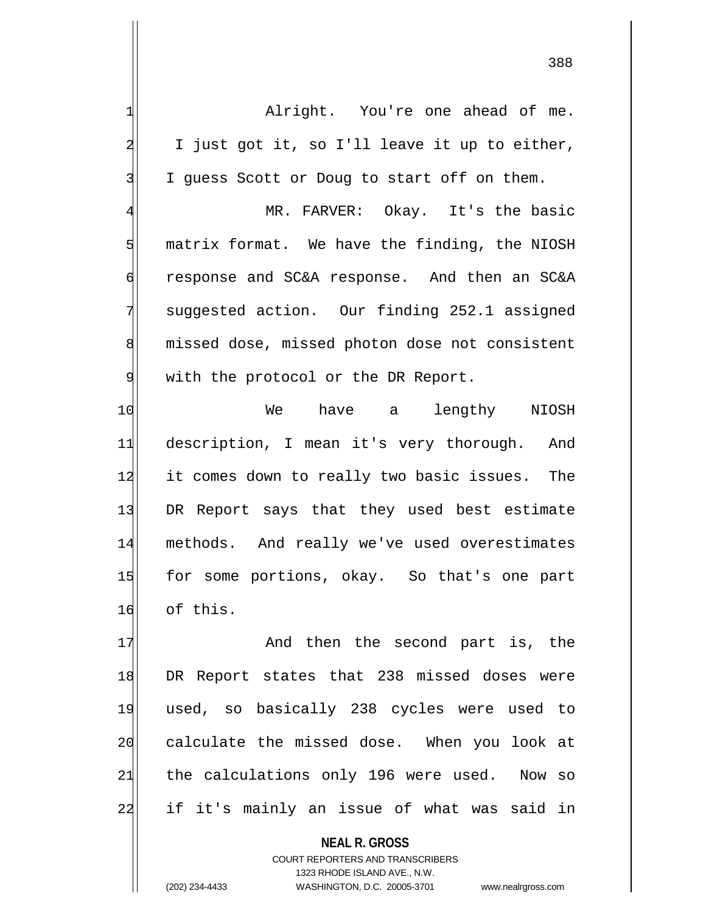Alright. You're one ahead of me. I just got it, so I'll leave it up to either, I guess Scott or Doug to start off on them.

MR. FARVER: Okay. It's the basic matrix format. We have the finding, the NIOSH response and SC&A response. And then an SC&A suggested action. Our finding 252.1 assigned missed dose, missed photon dose not consistent with the protocol or the DR Report.

We have a lengthy NIOSH description, I mean it's very thorough. And it comes down to really two basic issues. The DR Report says that they used best estimate methods. And really we've used overestimates for some portions, okay. So that's one part of this.

And then the second part is, the DR Report states that 238 missed doses were used, so basically 238 cycles were used to calculate the missed dose. When you look at the calculations only 196 were used. Now so if it's mainly an issue of what was said in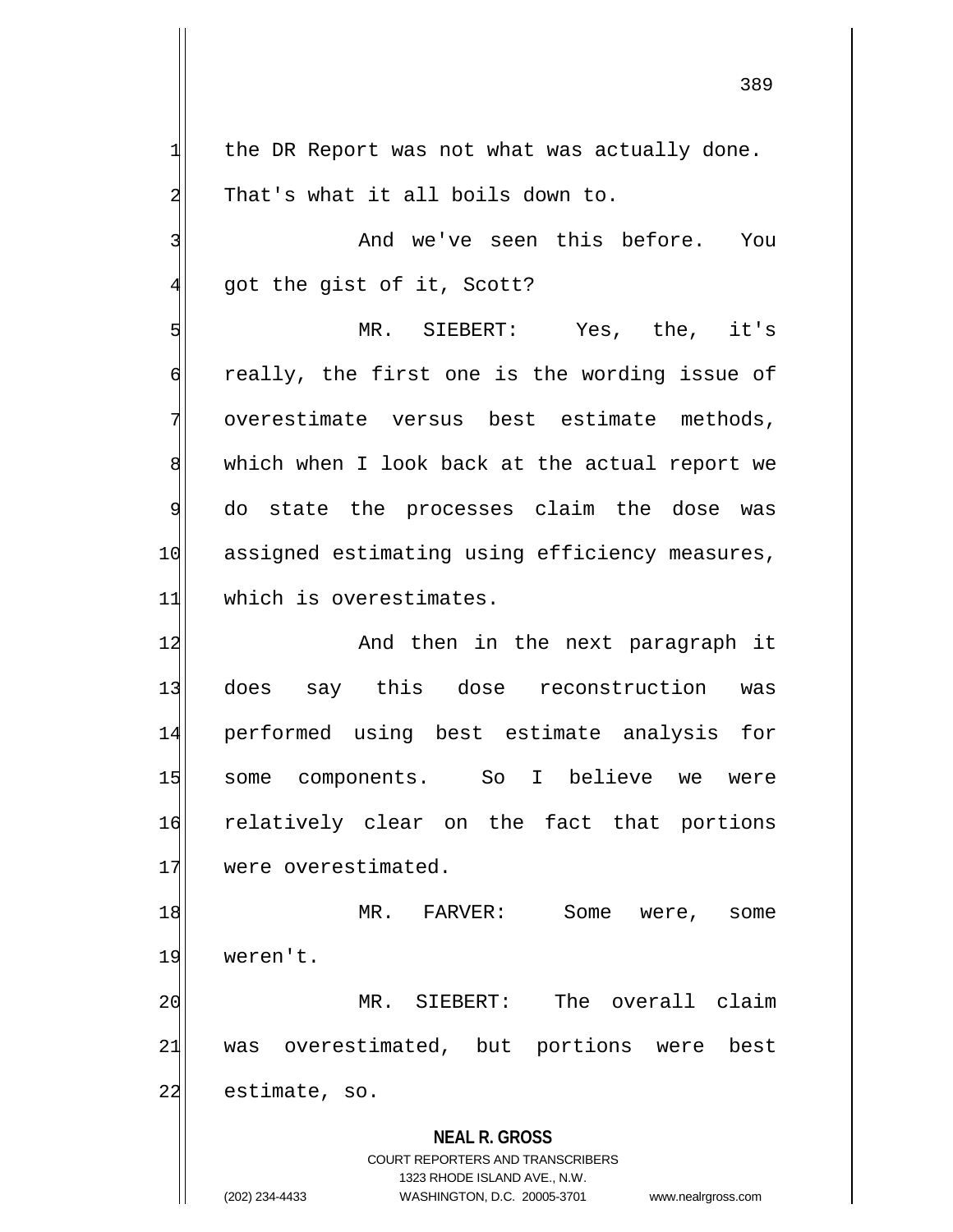the DR Report was not what was actually done. That's what it all boils down to.

And we've seen this before. You got the gist of it, Scott?

MR. SIEBERT: Yes, the, it's really, the first one is the wording issue of overestimate versus best estimate methods, which when I look back at the actual report we do state the processes claim the dose was assigned estimating using efficiency measures, which is overestimates.

And then in the next paragraph it does say this dose reconstruction was performed using best estimate analysis for some components. So I believe we were relatively clear on the fact that portions were overestimated.

MR. FARVER: Some were, some weren't.

MR. SIEBERT: The overall claim was overestimated, but portions were best estimate, so.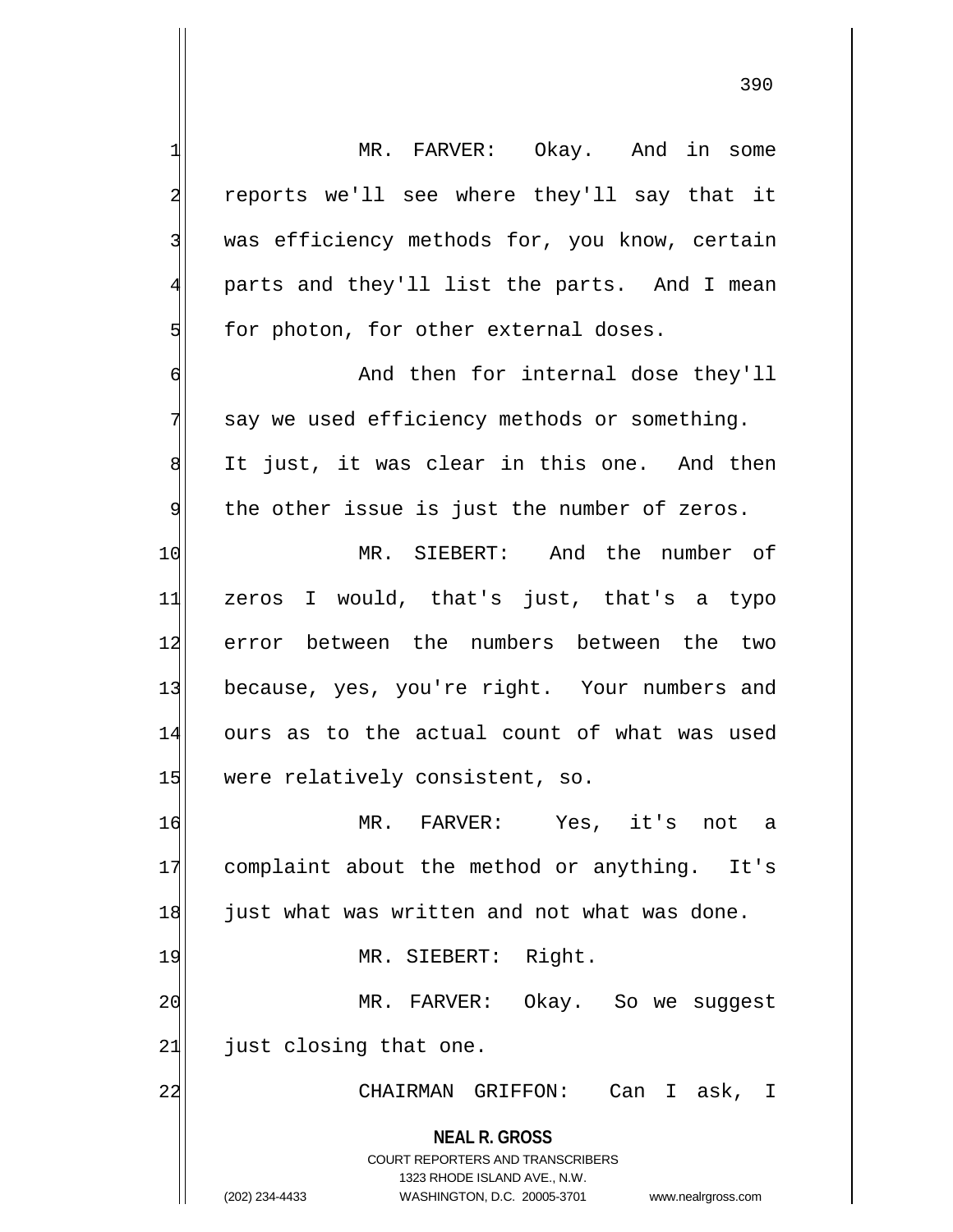MR. FARVER: Okay. And in some reports we'll see where they'll say that it was efficiency methods for, you know, certain parts and they'll list the parts. And I mean for photon, for other external doses.

And then for internal dose they'll say we used efficiency methods or something. It just, it was clear in this one. And then the other issue is just the number of zeros.

MR. SIEBERT: And the number of zeros I would, that's just, that's a typo error between the numbers between the two because, yes, you're right. Your numbers and ours as to the actual count of what was used were relatively consistent, so.

MR. FARVER: Yes, it's not a complaint about the method or anything. It's just what was written and not what was done.

MR. SIEBERT: Right.

MR. FARVER: Okay. So we suggest just closing that one.

CHAIRMAN GRIFFON: Can I ask, I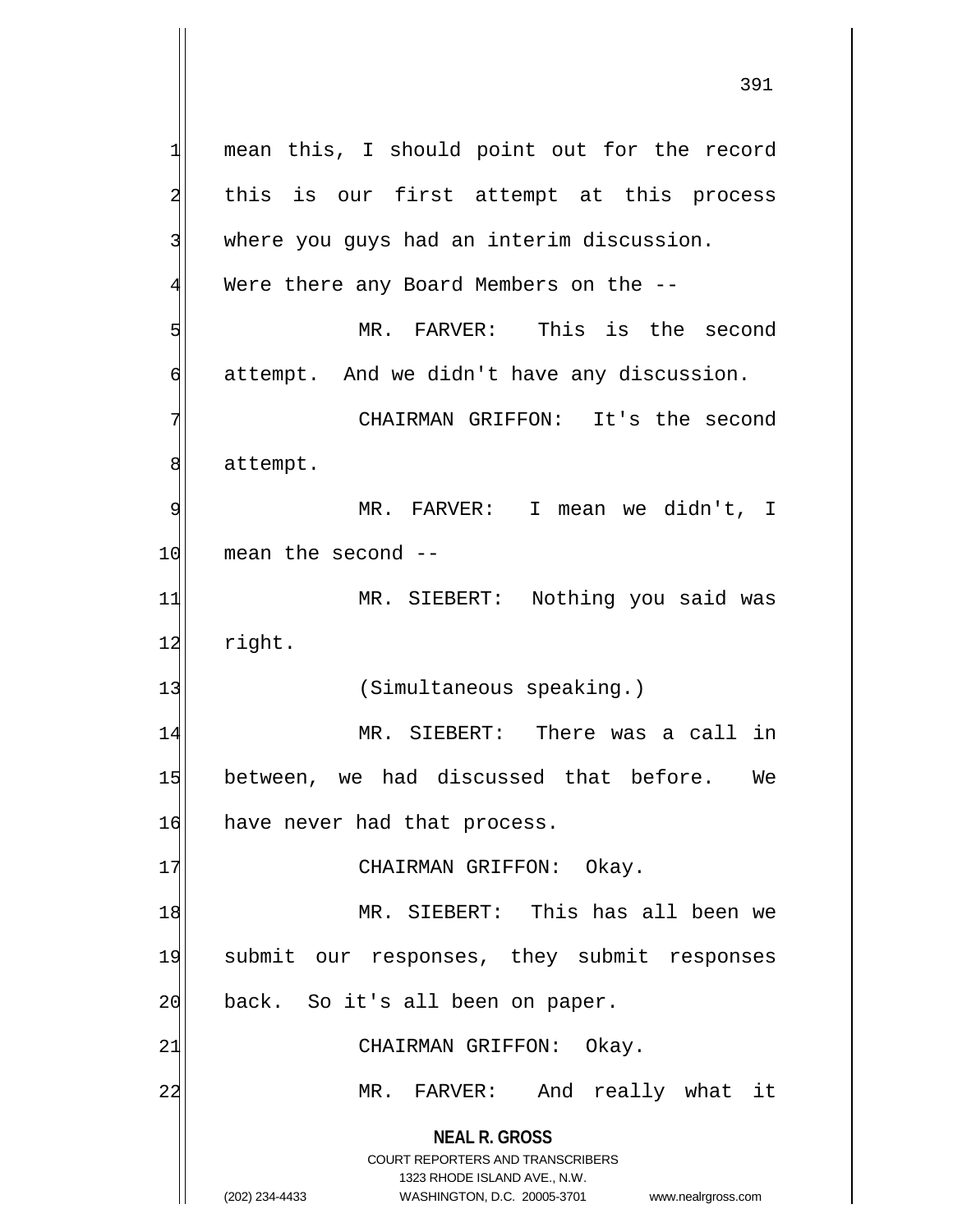mean this, I should point out for the record this is our first attempt at this process where you guys had an interim discussion. Were there any Board Members on the --

MR. FARVER: This is the second attempt. And we didn't have any discussion.

CHAIRMAN GRIFFON: It's the second attempt.

MR. FARVER: I mean we didn't, I mean the second --

MR. SIEBERT: Nothing you said was right.

(Simultaneous speaking.)

MR. SIEBERT: There was a call in between, we had discussed that before. We have never had that process.

CHAIRMAN GRIFFON: Okay.

MR. SIEBERT: This has all been we submit our responses, they submit responses back. So it's all been on paper.

CHAIRMAN GRIFFON: Okay.

MR. FARVER: And really what it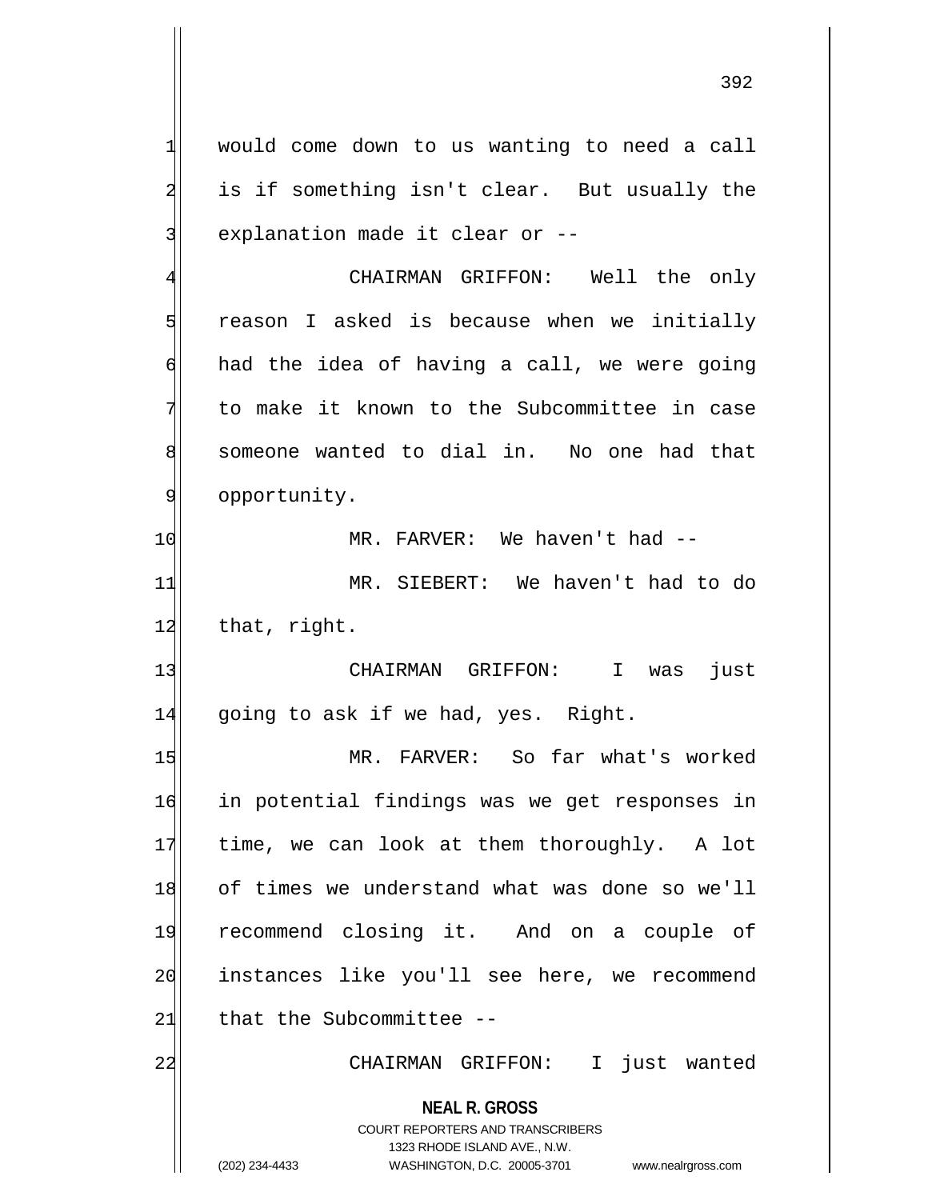would come down to us wanting to need a call is if something isn't clear. But usually the explanation made it clear or --

CHAIRMAN GRIFFON: Well the only reason I asked is because when we initially had the idea of having a call, we were going to make it known to the Subcommittee in case someone wanted to dial in. No one had that opportunity.

MR. FARVER: We haven't had --

MR. SIEBERT: We haven't had to do that, right.

CHAIRMAN GRIFFON: I was just going to ask if we had, yes. Right.

MR. FARVER: So far what's worked in potential findings was we get responses in time, we can look at them thoroughly. A lot of times we understand what was done so we'll recommend closing it. And on a couple of instances like you'll see here, we recommend that the Subcommittee --

CHAIRMAN GRIFFON: I just wanted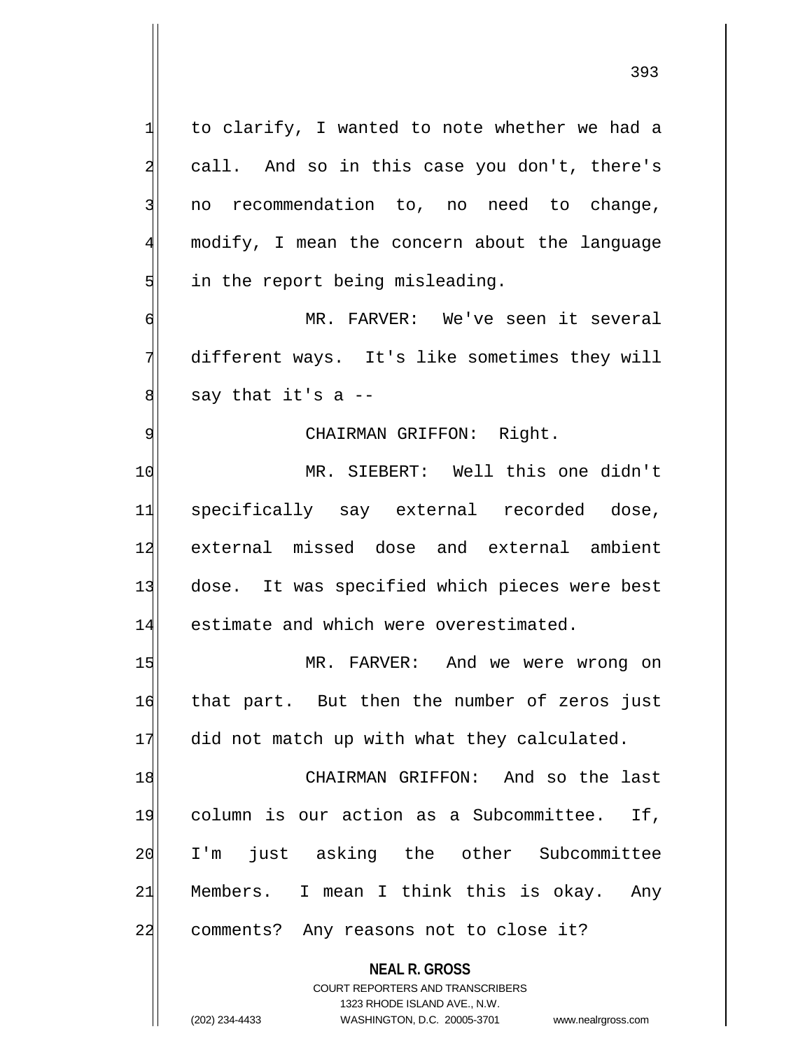to clarify, I wanted to note whether we had a call. And so in this case you don't, there's no recommendation to, no need to change, modify, I mean the concern about the language in the report being misleading.

MR. FARVER: We've seen it several different ways. It's like sometimes they will say that it's a --

CHAIRMAN GRIFFON: Right.

MR. SIEBERT: Well this one didn't specifically say external recorded dose, external missed dose and external ambient dose. It was specified which pieces were best estimate and which were overestimated.

MR. FARVER: And we were wrong on that part. But then the number of zeros just did not match up with what they calculated.

CHAIRMAN GRIFFON: And so the last column is our action as a Subcommittee. If, I'm just asking the other Subcommittee Members. I mean I think this is okay. Any comments? Any reasons not to close it?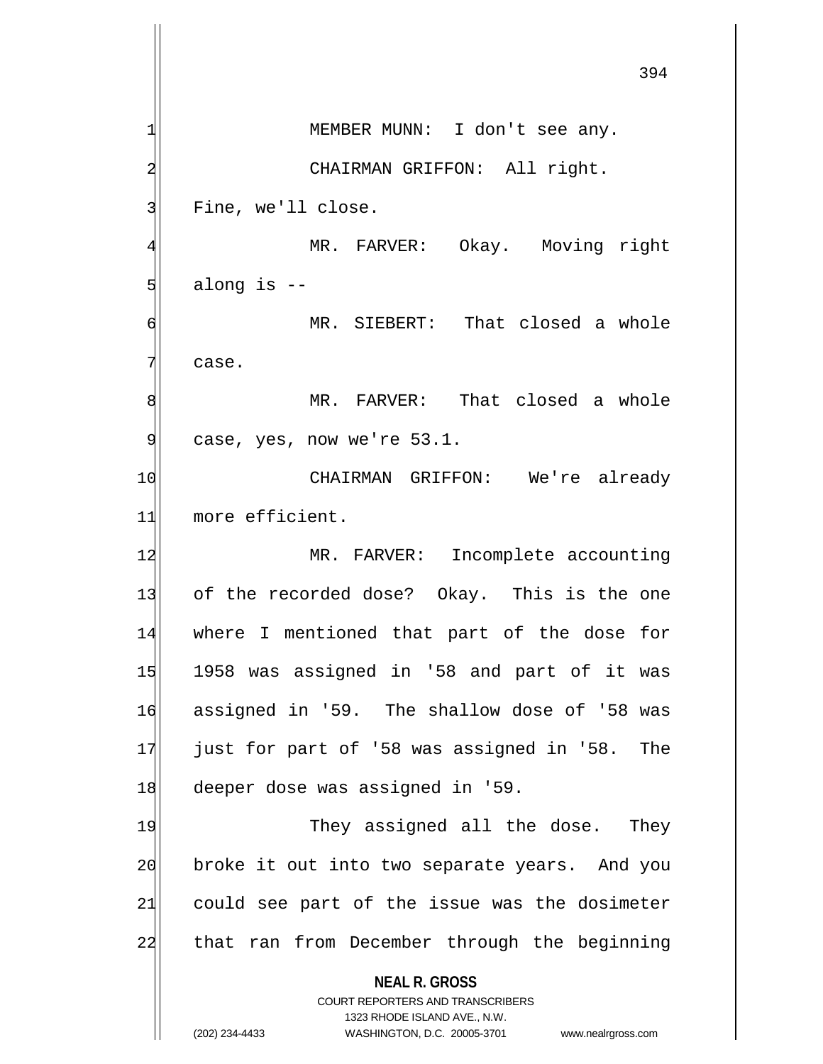MEMBER MUNN: I don't see any.

CHAIRMAN GRIFFON: All right. Fine, we'll close.

MR. FARVER: Okay. Moving right along is --

MR. SIEBERT: That closed a whole case.

MR. FARVER: That closed a whole case, yes, now we're 53.1.

CHAIRMAN GRIFFON: We're already more efficient.

MR. FARVER: Incomplete accounting of the recorded dose? Okay. This is the one where I mentioned that part of the dose for 1958 was assigned in '58 and part of it was assigned in '59. The shallow dose of '58 was just for part of '58 was assigned in '58. The deeper dose was assigned in '59.

They assigned all the dose. They broke it out into two separate years. And you could see part of the issue was the dosimeter that ran from December through the beginning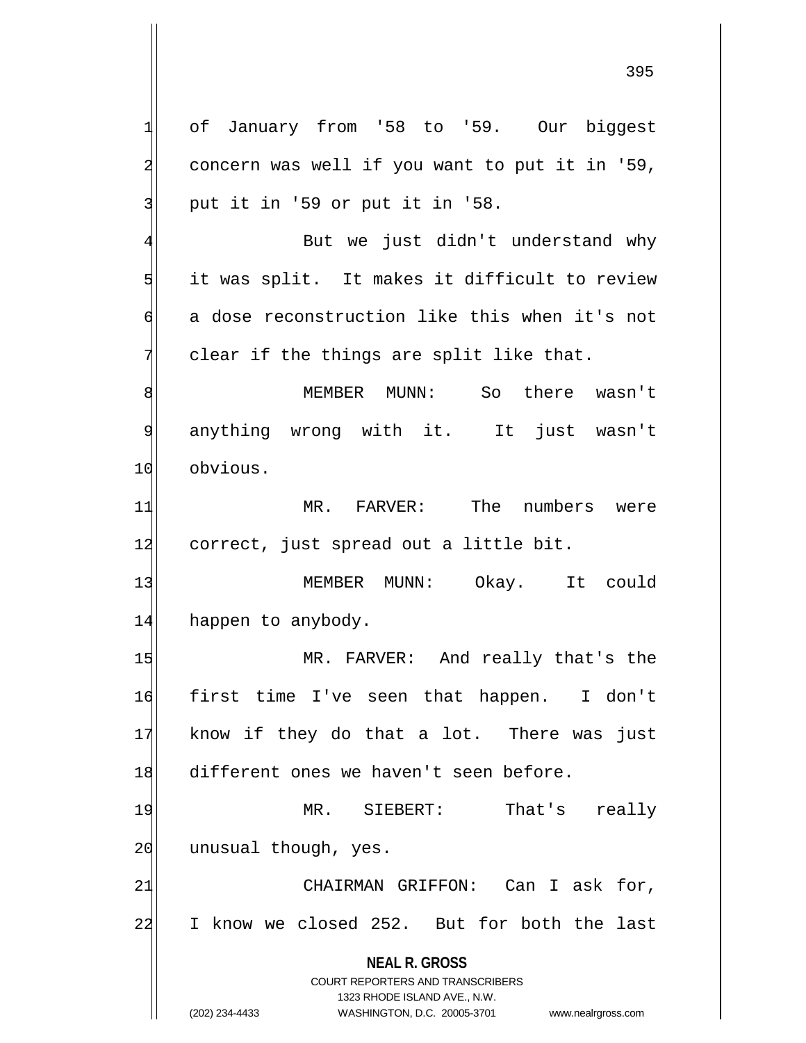of January from '58 to '59. Our biggest concern was well if you want to put it in '59, put it in '59 or put it in '58.

But we just didn't understand why it was split. It makes it difficult to review a dose reconstruction like this when it's not clear if the things are split like that.

MEMBER MUNN: So there wasn't anything wrong with it. It just wasn't obvious.

MR. FARVER: The numbers were correct, just spread out a little bit.

MEMBER MUNN: Okay. It could happen to anybody.

MR. FARVER: And really that's the first time I've seen that happen. I don't know if they do that a lot. There was just different ones we haven't seen before.

MR. SIEBERT: That's really unusual though, yes.

CHAIRMAN GRIFFON: Can I ask for, I know we closed 252. But for both the last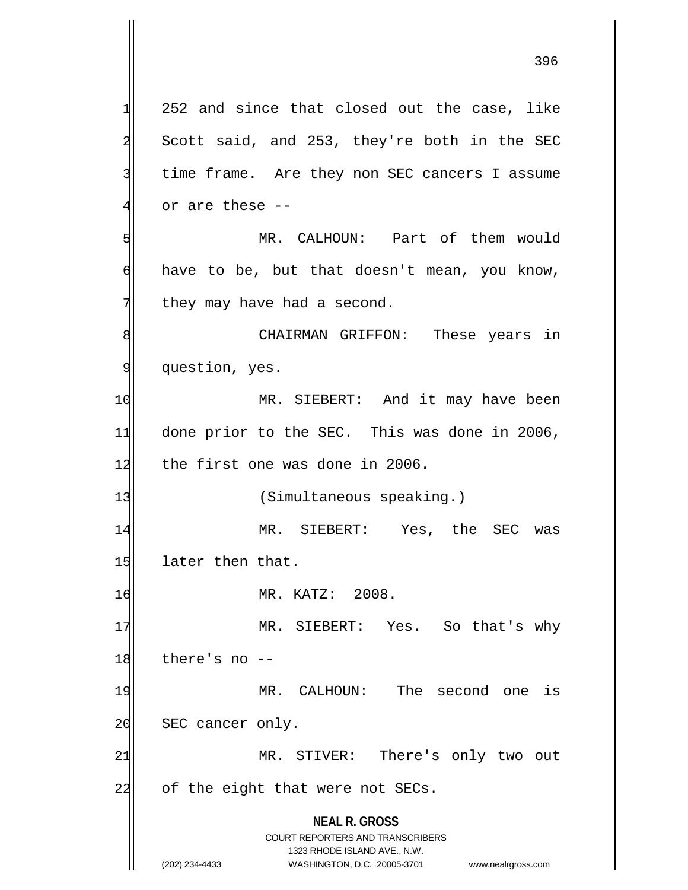252 and since that closed out the case, like Scott said, and 253, they're both in the SEC time frame. Are they non SEC cancers I assume or are these --

MR. CALHOUN: Part of them would have to be, but that doesn't mean, you know, they may have had a second.

CHAIRMAN GRIFFON: These years in question, yes.

MR. SIEBERT: And it may have been done prior to the SEC. This was done in 2006, the first one was done in 2006.

(Simultaneous speaking.)

MR. SIEBERT: Yes, the SEC was later then that.

MR. KATZ: 2008.

MR. SIEBERT: Yes. So that's why there's no --

MR. CALHOUN: The second one is SEC cancer only.

MR. STIVER: There's only two out of the eight that were not SECs.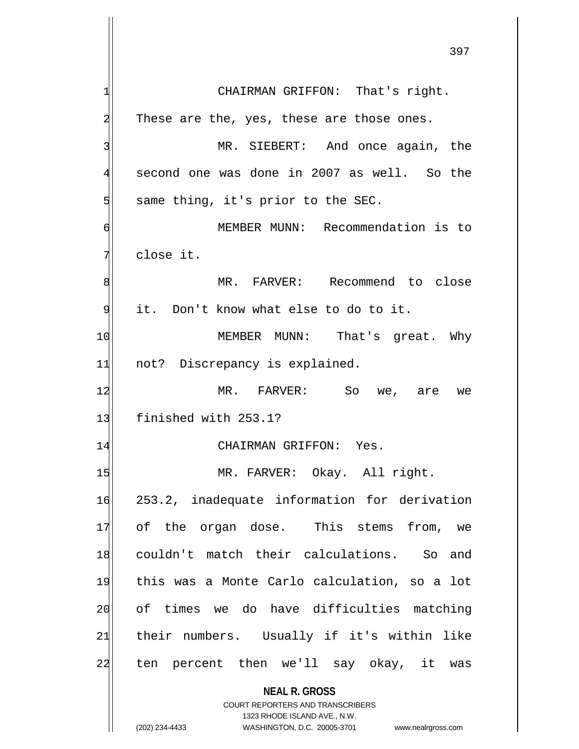CHAIRMAN GRIFFON: That's right. These are the, yes, these are those ones.

MR. SIEBERT: And once again, the second one was done in 2007 as well. So the same thing, it's prior to the SEC.

MEMBER MUNN: Recommendation is to close it.

MR. FARVER: Recommend to close it. Don't know what else to do to it.

MEMBER MUNN: That's great. Why not? Discrepancy is explained.

MR. FARVER: So we, are we finished with 253.1?

CHAIRMAN GRIFFON: Yes.

MR. FARVER: Okay. All right. 253.2, inadequate information for derivation of the organ dose. This stems from, we couldn't match their calculations. So and this was a Monte Carlo calculation, so a lot of times we do have difficulties matching their numbers. Usually if it's within like ten percent then we'll say okay, it was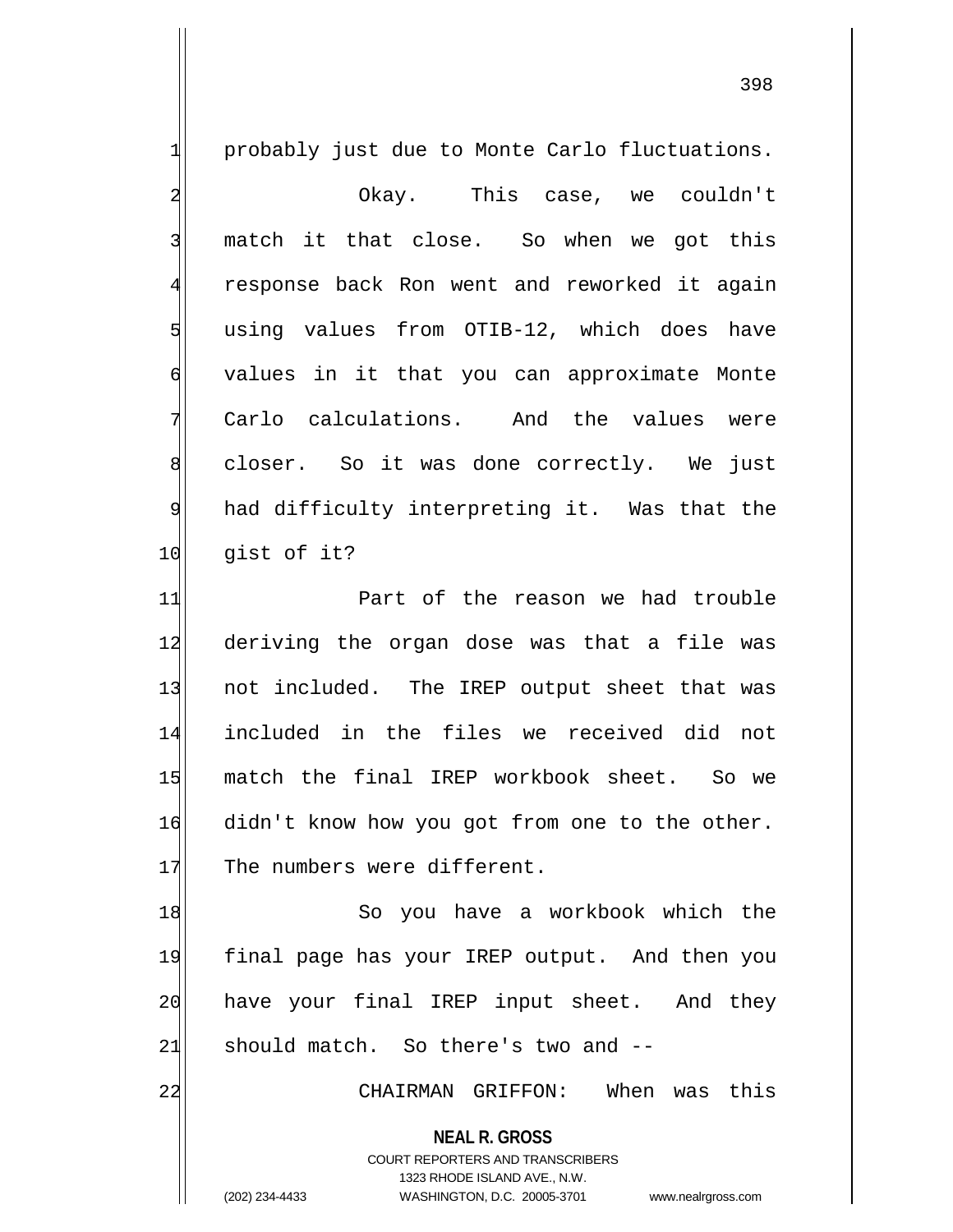probably just due to Monte Carlo fluctuations.

Okay. This case, we couldn't match it that close. So when we got this response back Ron went and reworked it again using values from OTIB-12, which does have values in it that you can approximate Monte Carlo calculations. And the values were closer. So it was done correctly. We just had difficulty interpreting it. Was that the gist of it?

Part of the reason we had trouble deriving the organ dose was that a file was not included. The IREP output sheet that was included in the files we received did not match the final IREP workbook sheet. So we didn't know how you got from one to the other. The numbers were different.

So you have a workbook which the final page has your IREP output. And then you have your final IREP input sheet. And they should match. So there's two and --

CHAIRMAN GRIFFON: When was this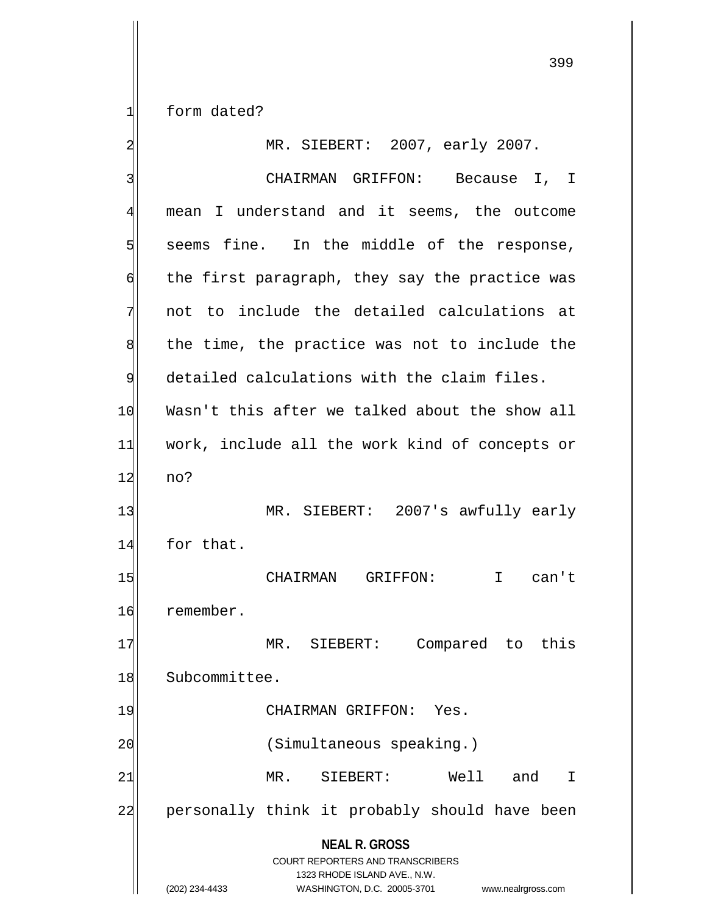form dated?

MR. SIEBERT: 2007, early 2007.

CHAIRMAN GRIFFON: Because I, I mean I understand and it seems, the outcome seems fine. In the middle of the response, the first paragraph, they say the practice was not to include the detailed calculations at the time, the practice was not to include the detailed calculations with the claim files. Wasn't this after we talked about the show all work, include all the work kind of concepts or no?

MR. SIEBERT: 2007's awfully early for that.

CHAIRMAN GRIFFON: I can't remember.

MR. SIEBERT: Compared to this Subcommittee.

CHAIRMAN GRIFFON: Yes.

(Simultaneous speaking.)

MR. SIEBERT: Well and I personally think it probably should have been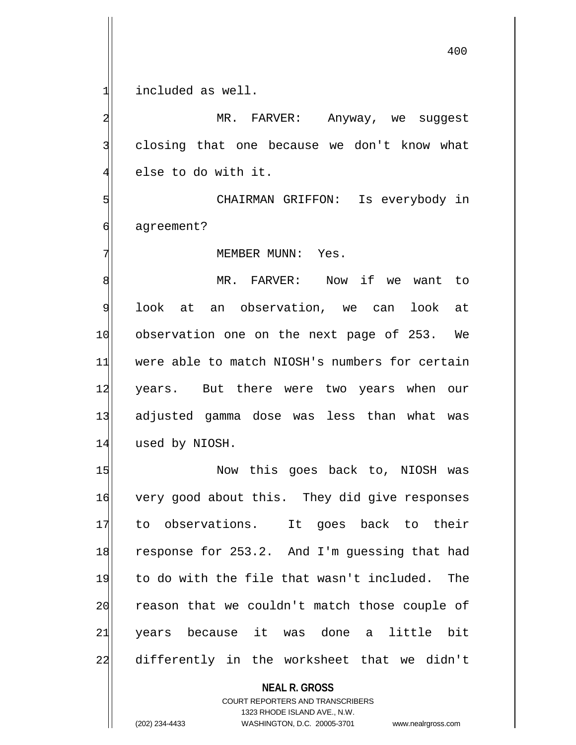included as well.

MR. FARVER: Anyway, we suggest closing that one because we don't know what else to do with it.

CHAIRMAN GRIFFON: Is everybody in agreement?

MEMBER MUNN: Yes.

MR. FARVER: Now if we want to look at an observation, we can look at observation one on the next page of 253. We were able to match NIOSH's numbers for certain years. But there were two years when our adjusted gamma dose was less than what was used by NIOSH.

Now this goes back to, NIOSH was very good about this. They did give responses to observations. It goes back to their response for 253.2. And I'm guessing that had to do with the file that wasn't included. The reason that we couldn't match those couple of years because it was done a little bit differently in the worksheet that we didn't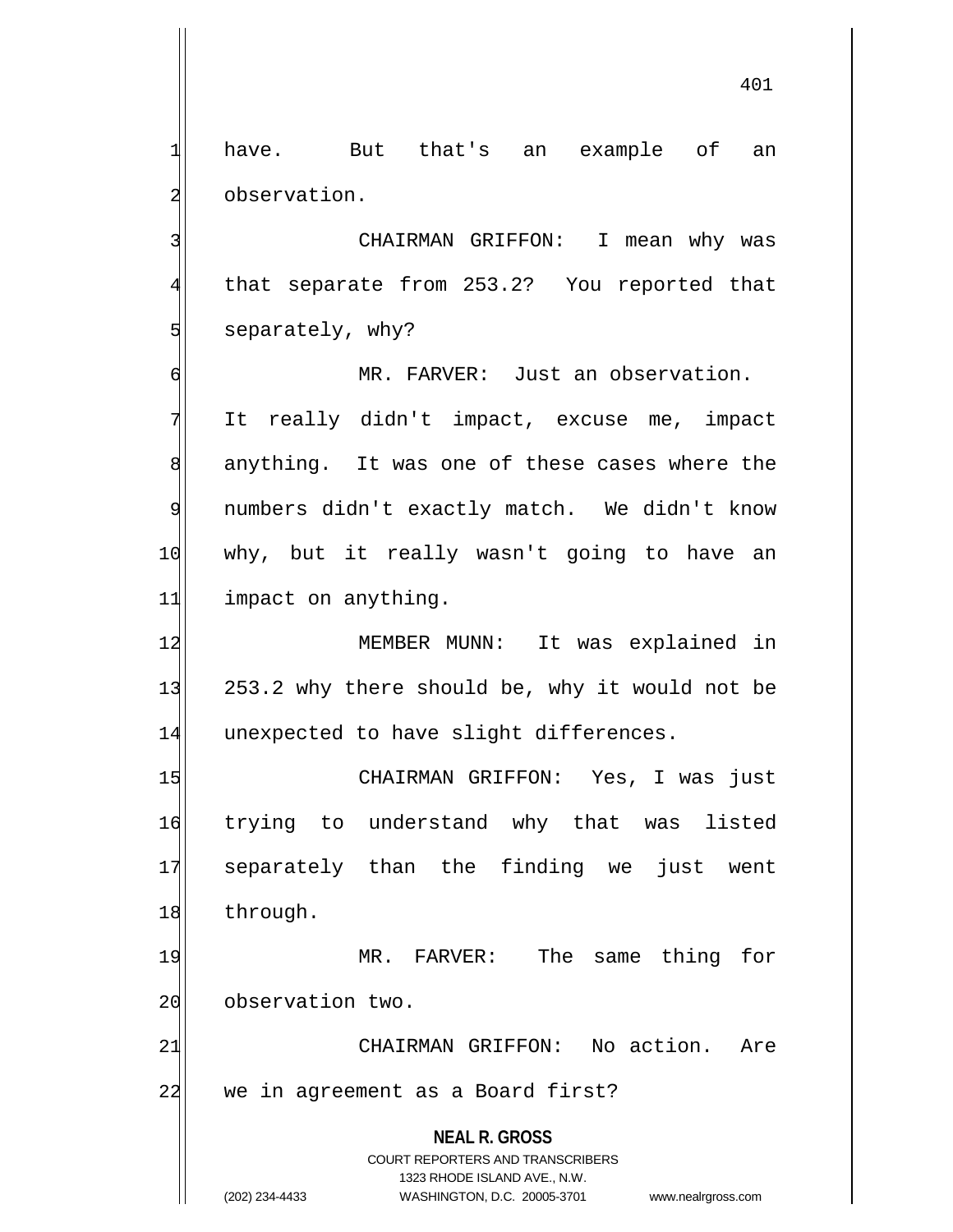have. But that's an example of an observation.

CHAIRMAN GRIFFON: I mean why was that separate from 253.2? You reported that separately, why?

MR. FARVER: Just an observation. It really didn't impact, excuse me, impact anything. It was one of these cases where the numbers didn't exactly match. We didn't know why, but it really wasn't going to have an impact on anything.

MEMBER MUNN: It was explained in 253.2 why there should be, why it would not be unexpected to have slight differences.

CHAIRMAN GRIFFON: Yes, I was just trying to understand why that was listed separately than the finding we just went through.

MR. FARVER: The same thing for observation two.

CHAIRMAN GRIFFON: No action. Are we in agreement as a Board first?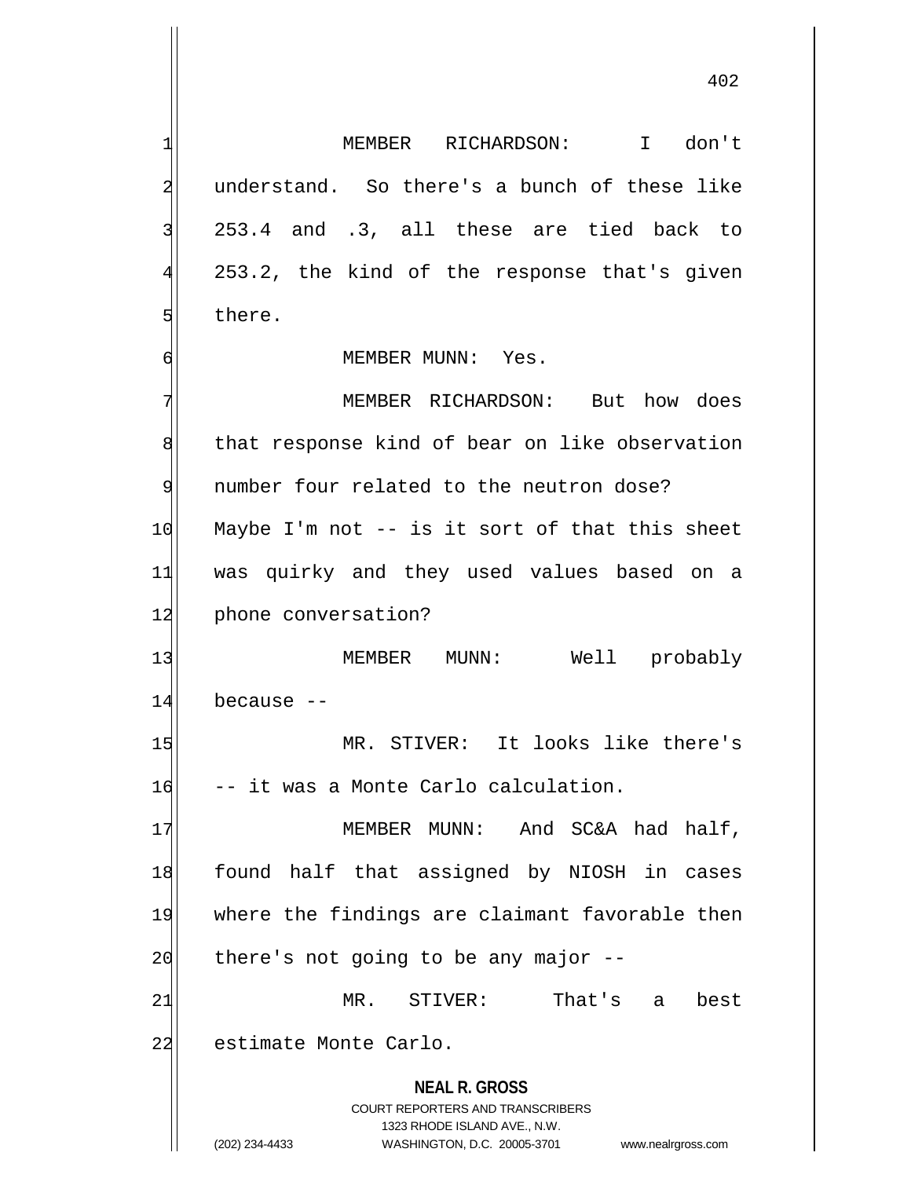MEMBER RICHARDSON: I don't understand. So there's a bunch of these like 253.4 and .3, all these are tied back to 253.2, the kind of the response that's given there.

MEMBER MUNN: Yes.

MEMBER RICHARDSON: But how does that response kind of bear on like observation number four related to the neutron dose? Maybe I'm not -- is it sort of that this sheet was quirky and they used values based on a phone conversation?

MEMBER MUNN: Well probably because --

MR. STIVER: It looks like there's -- it was a Monte Carlo calculation.

MEMBER MUNN: And SC&A had half, found half that assigned by NIOSH in cases where the findings are claimant favorable then there's not going to be any major --

MR. STIVER: That's a best estimate Monte Carlo.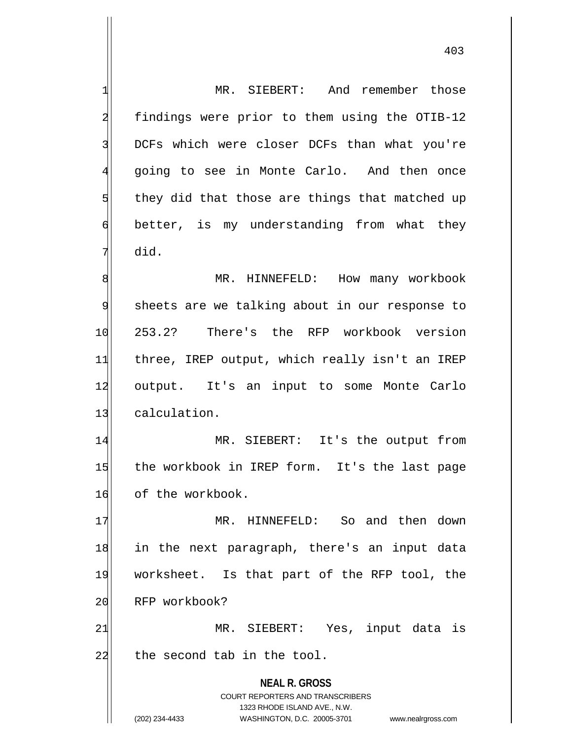MR. SIEBERT: And remember those findings were prior to them using the OTIB-12 DCFs which were closer DCFs than what you're going to see in Monte Carlo. And then once they did that those are things that matched up better, is my understanding from what they did.

MR. HINNEFELD: How many workbook sheets are we talking about in our response to 253.2? There's the RFP workbook version three, IREP output, which really isn't an IREP output. It's an input to some Monte Carlo calculation.

MR. SIEBERT: It's the output from the workbook in IREP form. It's the last page of the workbook.

MR. HINNEFELD: So and then down in the next paragraph, there's an input data worksheet. Is that part of the RFP tool, the RFP workbook?

MR. SIEBERT: Yes, input data is the second tab in the tool.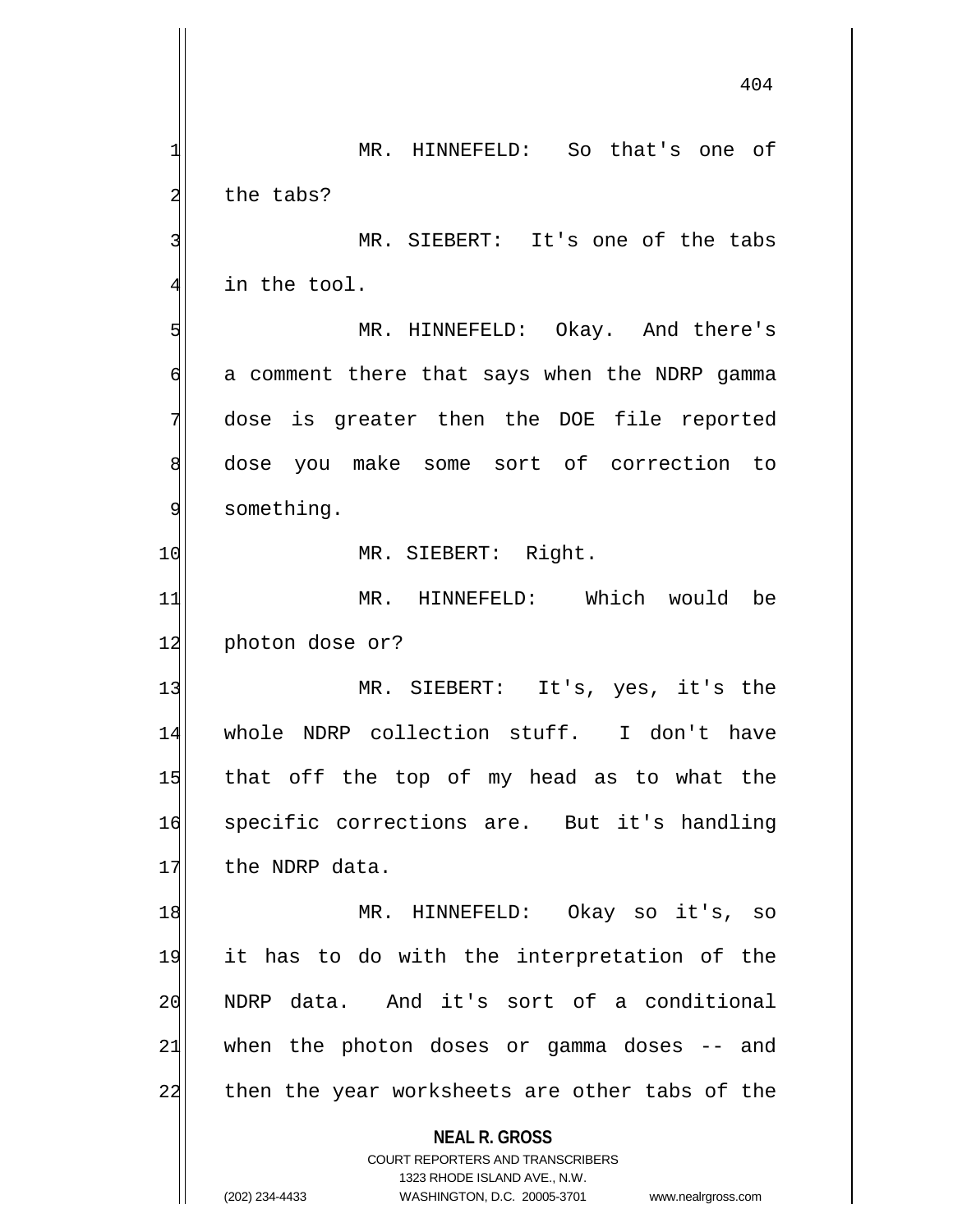MR. HINNEFELD: So that's one of the tabs?

MR. SIEBERT: It's one of the tabs in the tool.

MR. HINNEFELD: Okay. And there's a comment there that says when the NDRP gamma dose is greater then the DOE file reported dose you make some sort of correction to something.

MR. SIEBERT: Right.

MR. HINNEFELD: Which would be photon dose or?

MR. SIEBERT: It's, yes, it's the whole NDRP collection stuff. I don't have that off the top of my head as to what the specific corrections are. But it's handling the NDRP data.

MR. HINNEFELD: Okay so it's, so it has to do with the interpretation of the NDRP data. And it's sort of a conditional when the photon doses or gamma doses -- and then the year worksheets are other tabs of the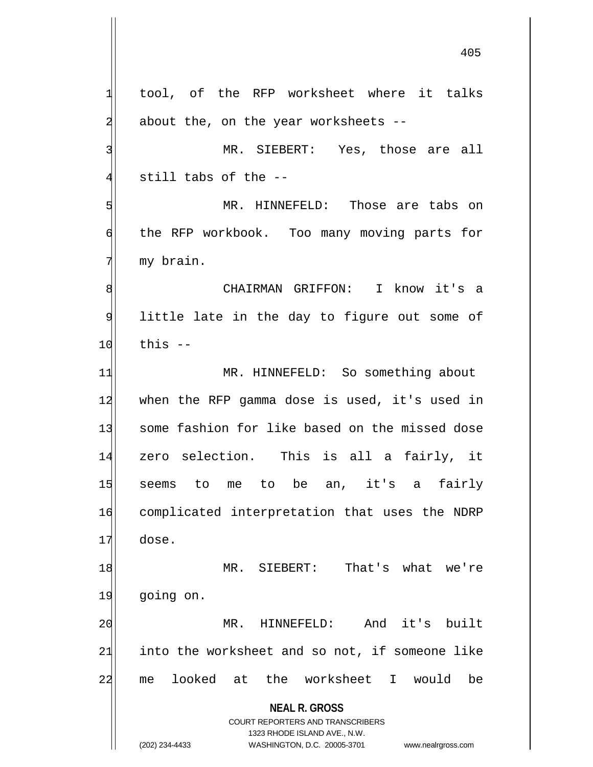tool, of the RFP worksheet where it talks about the, on the year worksheets --

MR. SIEBERT: Yes, those are all still tabs of the --

MR. HINNEFELD: Those are tabs on the RFP workbook. Too many moving parts for my brain.

CHAIRMAN GRIFFON: I know it's a little late in the day to figure out some of this --

MR. HINNEFELD: So something about when the RFP gamma dose is used, it's used in some fashion for like based on the missed dose zero selection. This is all a fairly, it seems to me to be an, it's a fairly complicated interpretation that uses the NDRP dose.

MR. SIEBERT: That's what we're going on.

MR. HINNEFELD: And it's built into the worksheet and so not, if someone like me looked at the worksheet I would be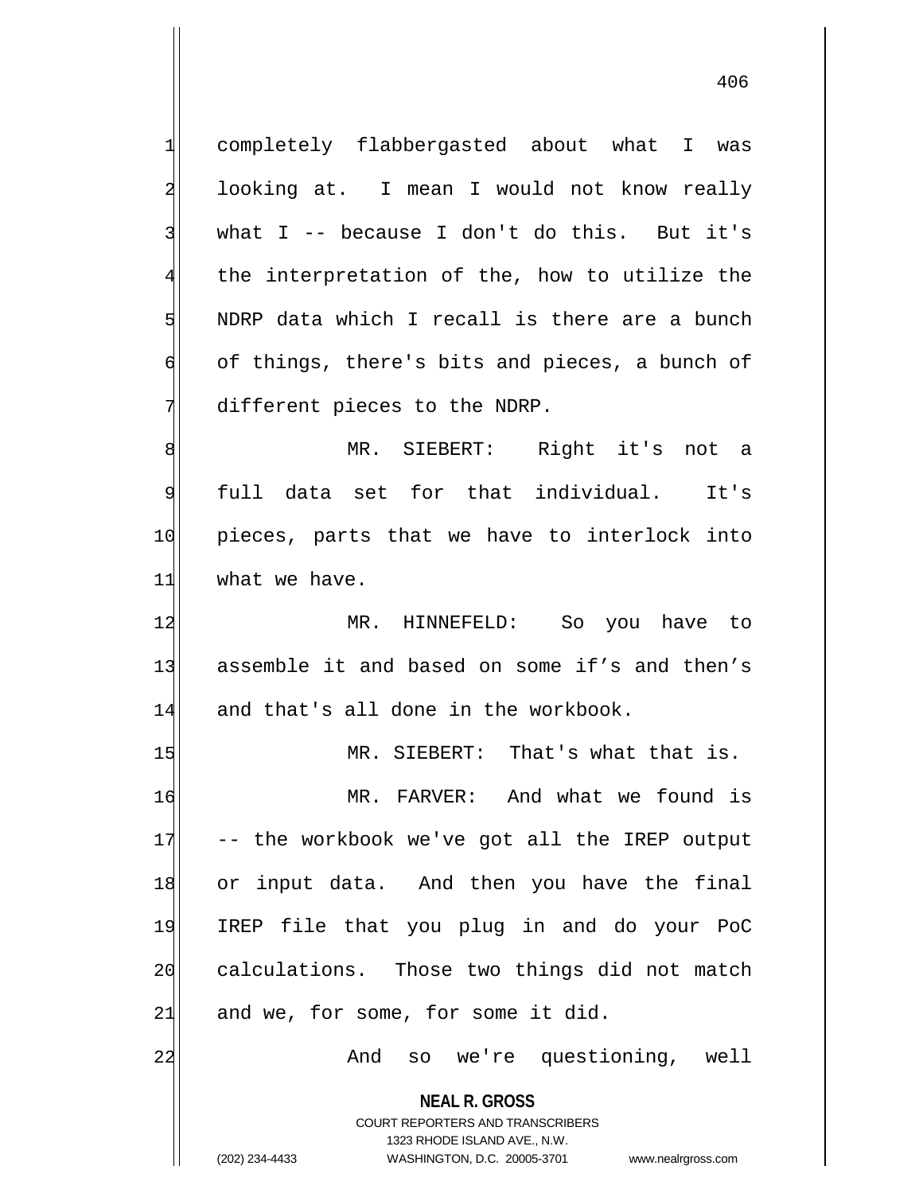completely flabbergasted about what I was looking at. I mean I would not know really what I -- because I don't do this. But it's the interpretation of the, how to utilize the NDRP data which I recall is there are a bunch of things, there's bits and pieces, a bunch of different pieces to the NDRP.

MR. SIEBERT: Right it's not a full data set for that individual. It's pieces, parts that we have to interlock into what we have.

MR. HINNEFELD: So you have to assemble it and based on some if's and then's and that's all done in the workbook.

MR. SIEBERT: That's what that is.

MR. FARVER: And what we found is -- the workbook we've got all the IREP output or input data. And then you have the final IREP file that you plug in and do your PoC calculations. Those two things did not match and we, for some, for some it did.

And so we're questioning, well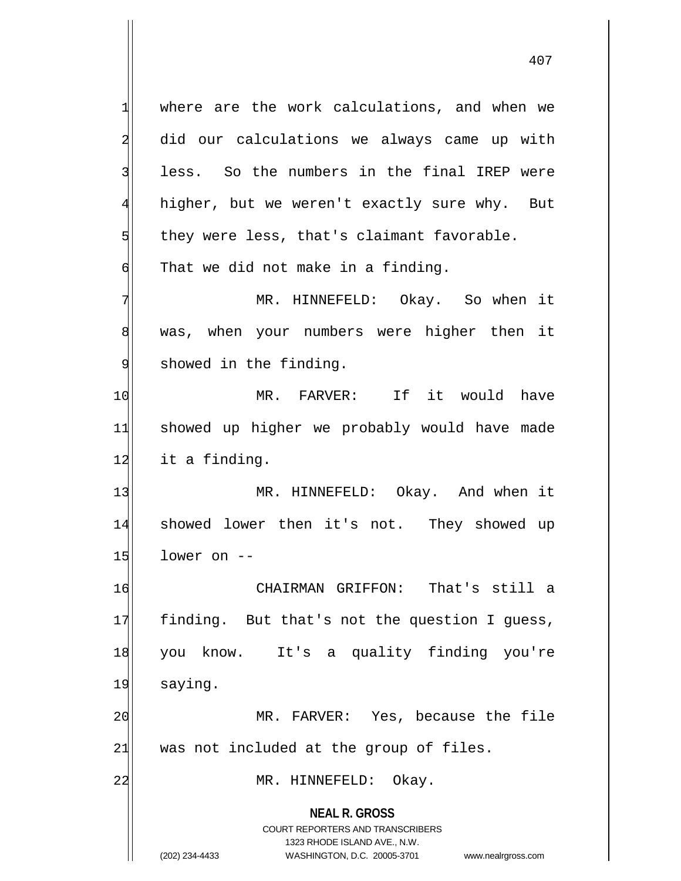where are the work calculations, and when we did our calculations we always came up with less. So the numbers in the final IREP were higher, but we weren't exactly sure why. But they were less, that's claimant favorable. That we did not make in a finding.

MR. HINNEFELD: Okay. So when it was, when your numbers were higher then it showed in the finding.

MR. FARVER: If it would have showed up higher we probably would have made it a finding.

MR. HINNEFELD: Okay. And when it showed lower then it's not. They showed up lower on --

CHAIRMAN GRIFFON: That's still a finding. But that's not the question I guess, you know. It's a quality finding you're saying.

MR. FARVER: Yes, because the file was not included at the group of files.

MR. HINNEFELD: Okay.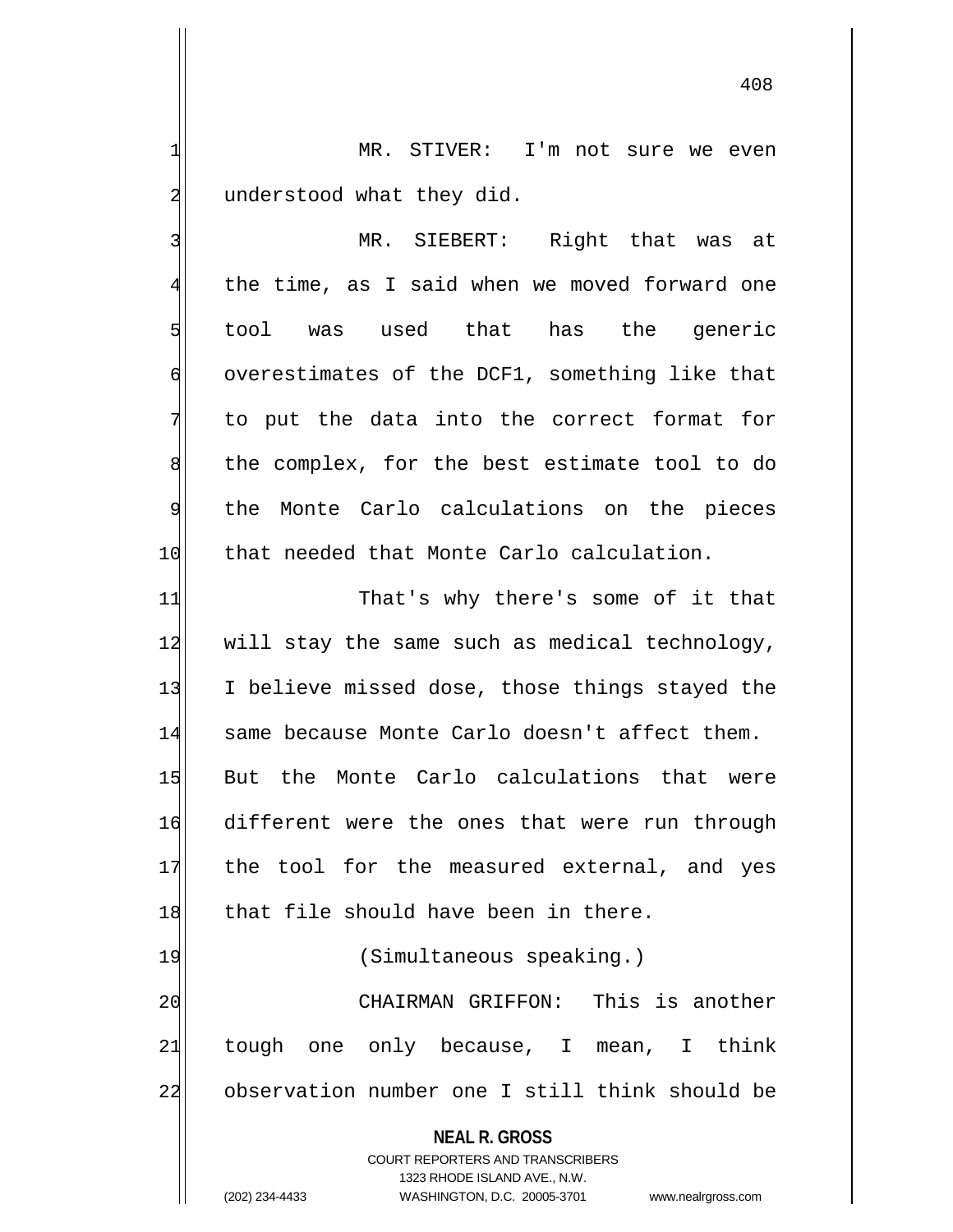MR. STIVER: I'm not sure we even understood what they did.

MR. SIEBERT: Right that was at the time, as I said when we moved forward one tool was used that has the generic overestimates of the DCF1, something like that to put the data into the correct format for the complex, for the best estimate tool to do the Monte Carlo calculations on the pieces that needed that Monte Carlo calculation.

That's why there's some of it that will stay the same such as medical technology, I believe missed dose, those things stayed the same because Monte Carlo doesn't affect them. But the Monte Carlo calculations that were different were the ones that were run through the tool for the measured external, and yes that file should have been in there.

(Simultaneous speaking.)

CHAIRMAN GRIFFON: This is another tough one only because, I mean, I think observation number one I still think should be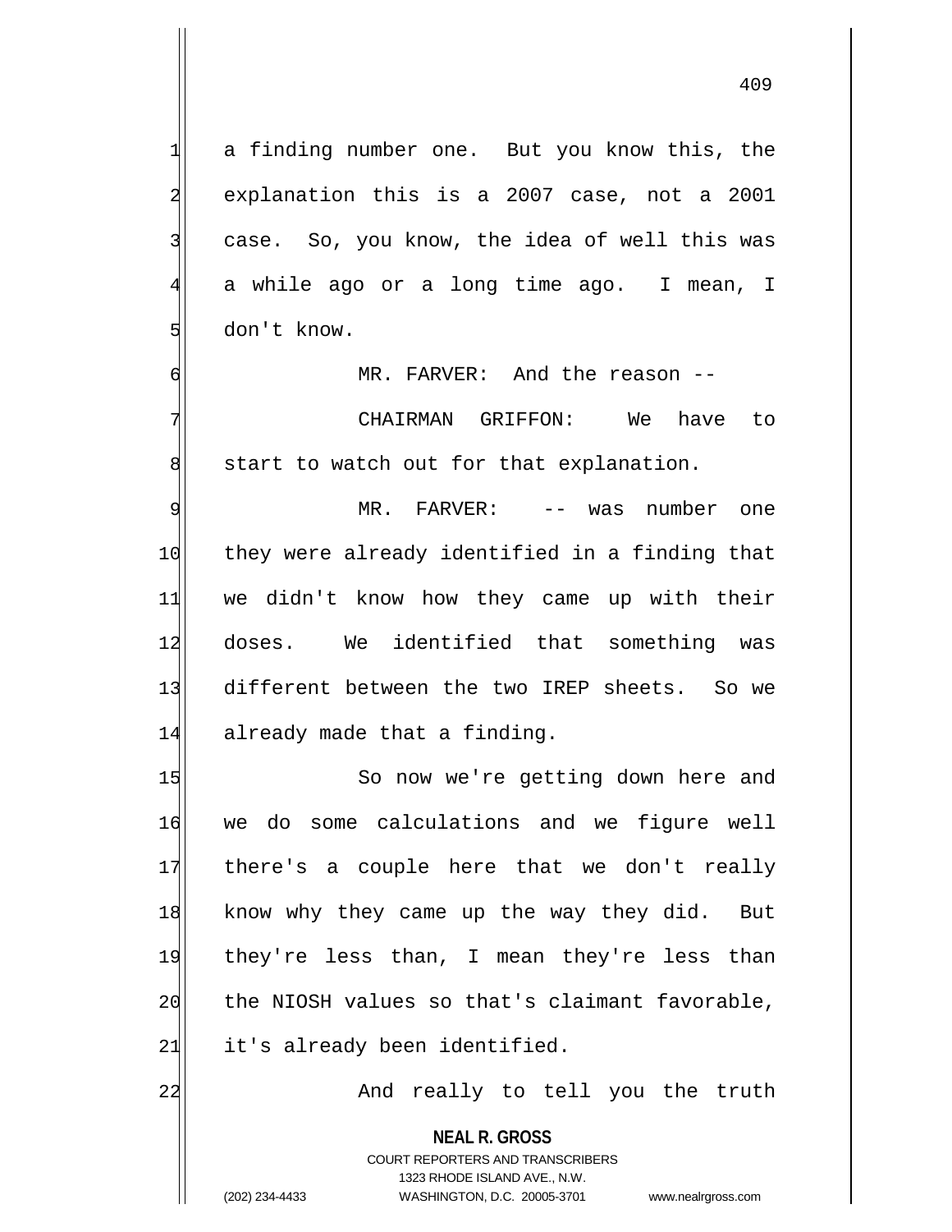a finding number one. But you know this, the explanation this is a 2007 case, not a 2001 case. So, you know, the idea of well this was a while ago or a long time ago. I mean, I don't know.

MR. FARVER: And the reason --

CHAIRMAN GRIFFON: We have to start to watch out for that explanation.

MR. FARVER: -- was number one they were already identified in a finding that we didn't know how they came up with their doses. We identified that something was different between the two IREP sheets. So we already made that a finding.

So now we're getting down here and we do some calculations and we figure well there's a couple here that we don't really know why they came up the way they did. But they're less than, I mean they're less than the NIOSH values so that's claimant favorable, it's already been identified.

And really to tell you the truth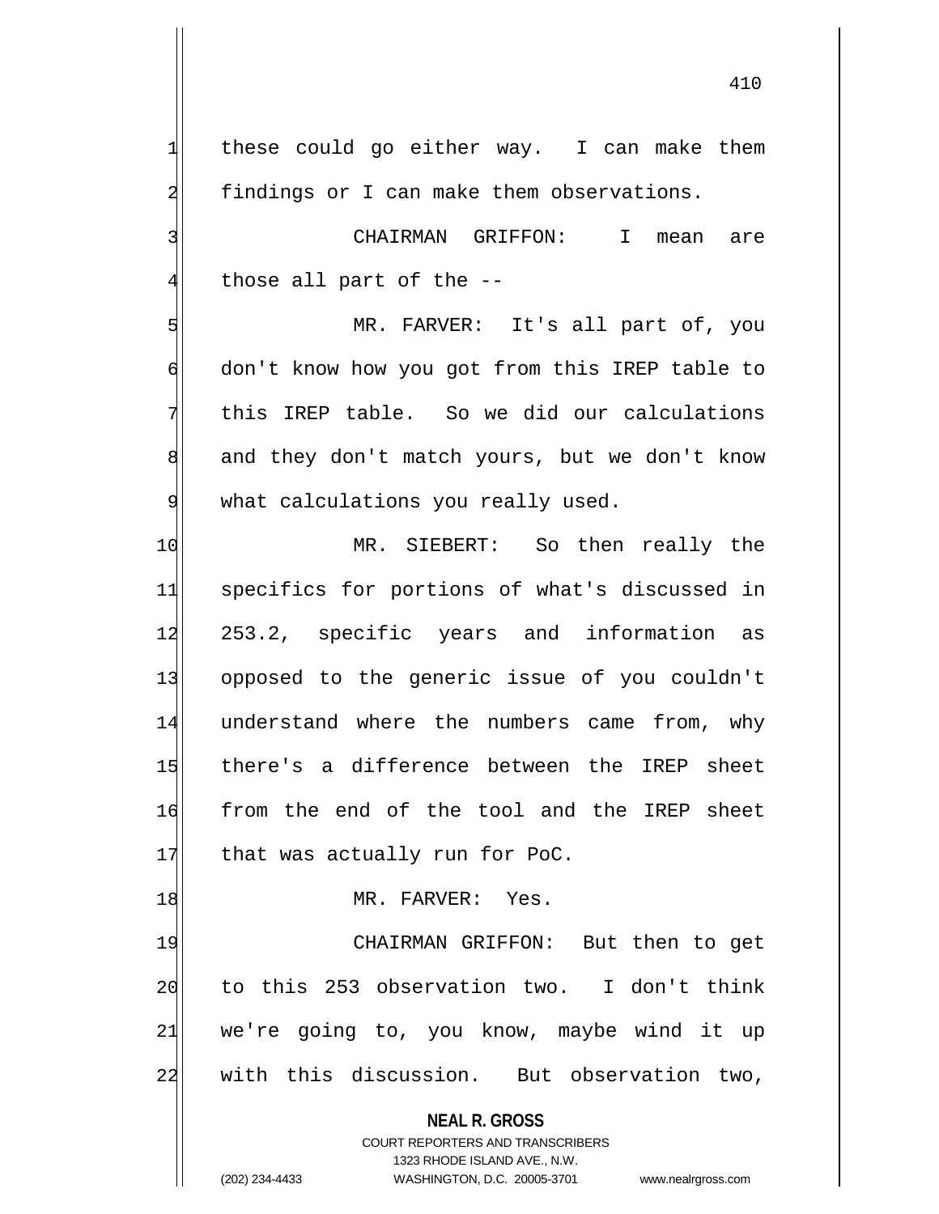these could go either way. I can make them findings or I can make them observations.

CHAIRMAN GRIFFON: I mean are those all part of the --

MR. FARVER: It's all part of, you don't know how you got from this IREP table to this IREP table. So we did our calculations and they don't match yours, but we don't know what calculations you really used.

MR. SIEBERT: So then really the specifics for portions of what's discussed in 253.2, specific years and information as opposed to the generic issue of you couldn't understand where the numbers came from, why there's a difference between the IREP sheet from the end of the tool and the IREP sheet that was actually run for PoC.

MR. FARVER: Yes.

CHAIRMAN GRIFFON: But then to get to this 253 observation two. I don't think we're going to, you know, maybe wind it up with this discussion. But observation two,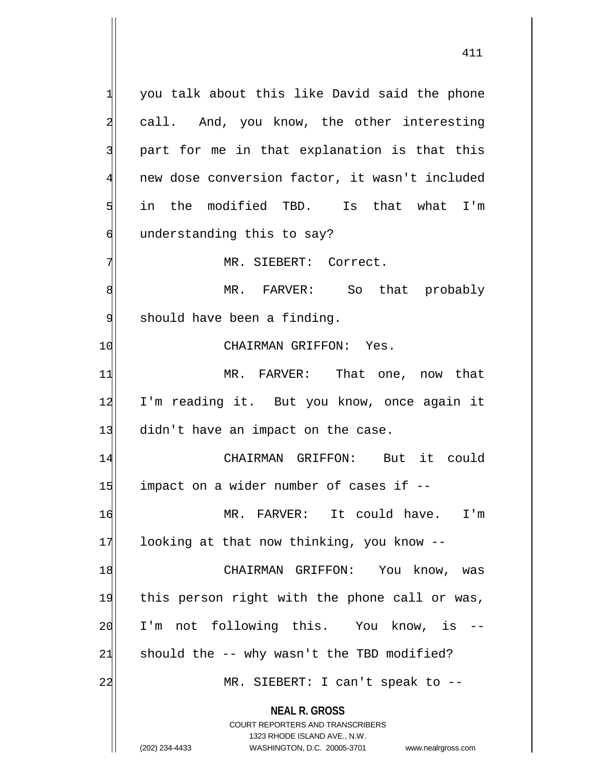you talk about this like David said the phone call. And, you know, the other interesting part for me in that explanation is that this new dose conversion factor, it wasn't included in the modified TBD. Is that what I'm understanding this to say?

MR. SIEBERT: Correct.

MR. FARVER: So that probably should have been a finding.

CHAIRMAN GRIFFON: Yes.

MR. FARVER: That one, now that I'm reading it. But you know, once again it didn't have an impact on the case.

CHAIRMAN GRIFFON: But it could impact on a wider number of cases if --

MR. FARVER: It could have. I'm looking at that now thinking, you know --

CHAIRMAN GRIFFON: You know, was this person right with the phone call or was, I'm not following this. You know, is -- should the -- why wasn't the TBD modified?

MR. SIEBERT: I can't speak to --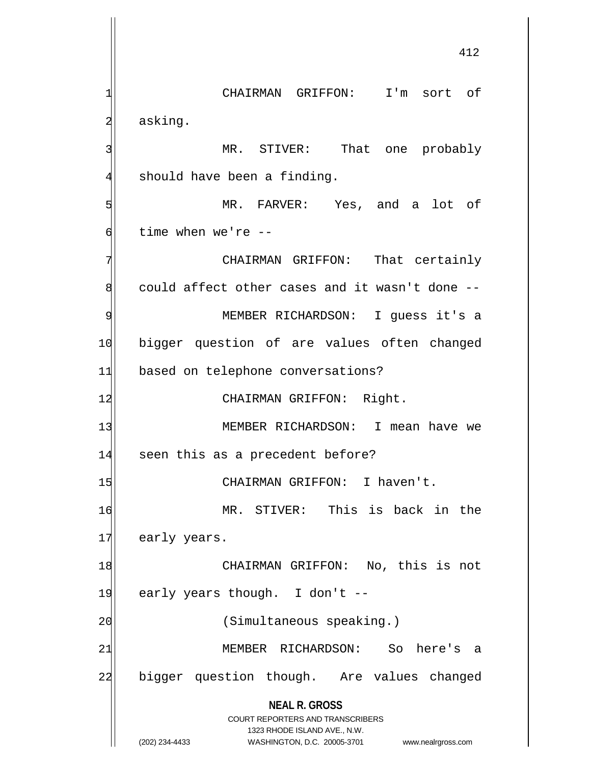CHAIRMAN GRIFFON: I'm sort of asking.

MR. STIVER: That one probably should have been a finding.

MR. FARVER: Yes, and a lot of time when we're --

CHAIRMAN GRIFFON: That certainly could affect other cases and it wasn't done --

MEMBER RICHARDSON: I guess it's a bigger question of are values often changed based on telephone conversations?

CHAIRMAN GRIFFON: Right.

MEMBER RICHARDSON: I mean have we seen this as a precedent before?

CHAIRMAN GRIFFON: I haven't.

MR. STIVER: This is back in the early years.

CHAIRMAN GRIFFON: No, this is not early years though. I don't --

(Simultaneous speaking.)

MEMBER RICHARDSON: So here's a bigger question though. Are values changed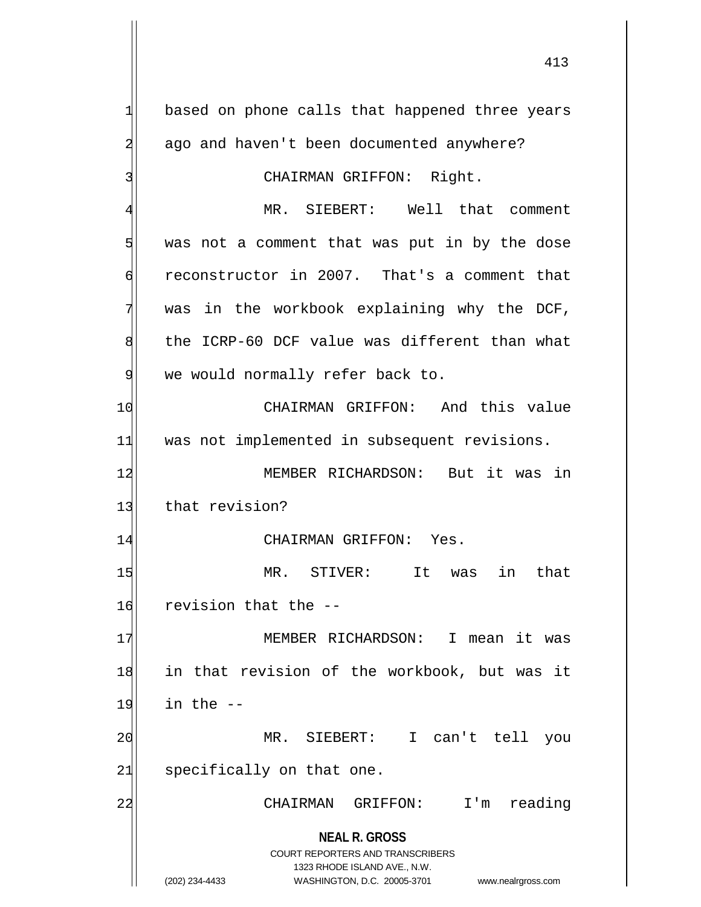based on phone calls that happened three years ago and haven't been documented anywhere?

CHAIRMAN GRIFFON: Right.

MR. SIEBERT: Well that comment was not a comment that was put in by the dose reconstructor in 2007. That's a comment that was in the workbook explaining why the DCF, the ICRP-60 DCF value was different than what we would normally refer back to.

CHAIRMAN GRIFFON: And this value was not implemented in subsequent revisions.

MEMBER RICHARDSON: But it was in that revision?

CHAIRMAN GRIFFON: Yes.

MR. STIVER: It was in that revision that the --

MEMBER RICHARDSON: I mean it was in that revision of the workbook, but was it in the --

MR. SIEBERT: I can't tell you specifically on that one.

CHAIRMAN GRIFFON: I'm reading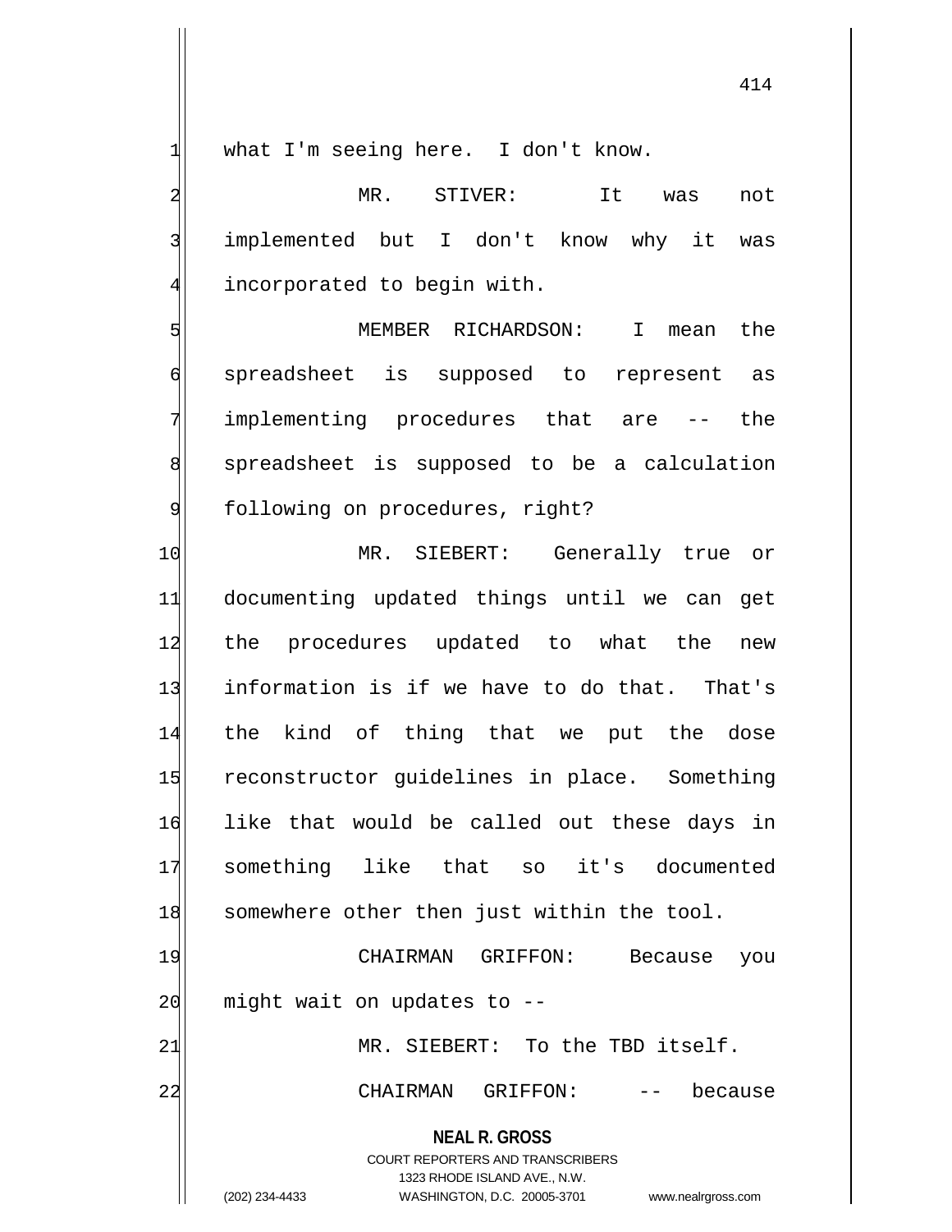what I'm seeing here. I don't know.

MR. STIVER: It was not implemented but I don't know why it was incorporated to begin with.

MEMBER RICHARDSON: I mean the spreadsheet is supposed to represent as implementing procedures that are -- the spreadsheet is supposed to be a calculation following on procedures, right?

MR. SIEBERT: Generally true or documenting updated things until we can get the procedures updated to what the new information is if we have to do that. That's the kind of thing that we put the dose reconstructor guidelines in place. Something like that would be called out these days in something like that so it's documented somewhere other then just within the tool.

CHAIRMAN GRIFFON: Because you might wait on updates to --

MR. SIEBERT: To the TBD itself.

CHAIRMAN GRIFFON: -- because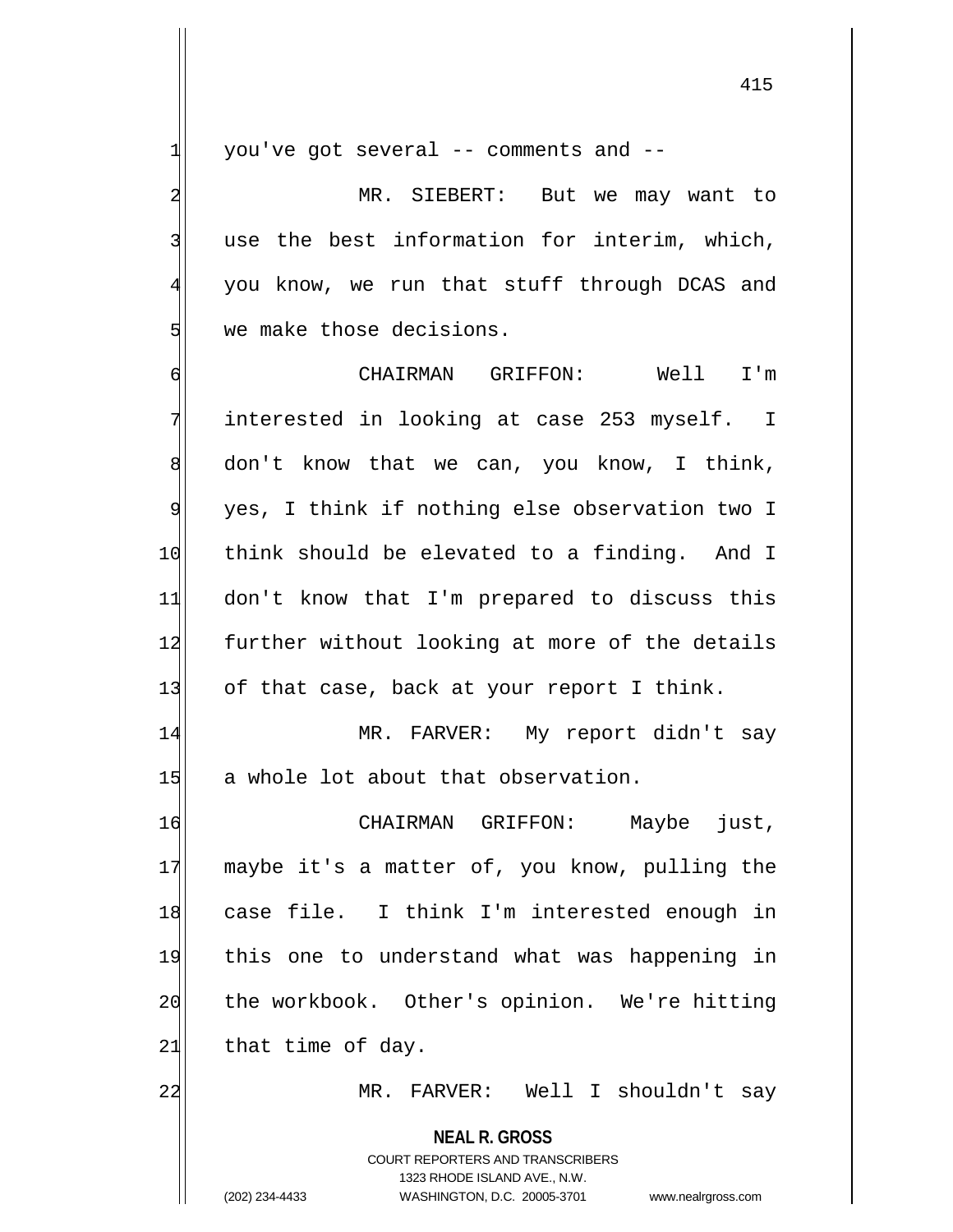you've got several -- comments and --

MR. SIEBERT: But we may want to use the best information for interim, which, you know, we run that stuff through DCAS and we make those decisions.

CHAIRMAN GRIFFON: Well I'm interested in looking at case 253 myself. I don't know that we can, you know, I think, yes, I think if nothing else observation two I think should be elevated to a finding. And I don't know that I'm prepared to discuss this further without looking at more of the details of that case, back at your report I think.

MR. FARVER: My report didn't say a whole lot about that observation.

CHAIRMAN GRIFFON: Maybe just, maybe it's a matter of, you know, pulling the case file. I think I'm interested enough in this one to understand what was happening in the workbook. Other's opinion. We're hitting that time of day.

MR. FARVER: Well I shouldn't say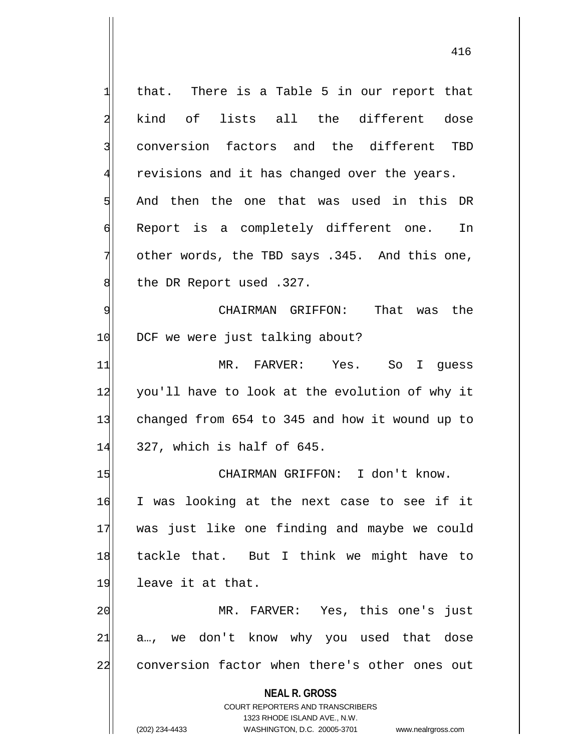that. There is a Table 5 in our report that kind of lists all the different dose conversion factors and the different TBD revisions and it has changed over the years. And then the one that was used in this DR Report is a completely different one. In other words, the TBD says .345. And this one, the DR Report used .327.

CHAIRMAN GRIFFON: That was the DCF we were just talking about?

MR. FARVER: Yes. So I guess you'll have to look at the evolution of why it changed from 654 to 345 and how it wound up to 327, which is half of 645.

CHAIRMAN GRIFFON: I don't know. I was looking at the next case to see if it was just like one finding and maybe we could tackle that. But I think we might have to leave it at that.

MR. FARVER: Yes, this one's just a…, we don't know why you used that dose conversion factor when there's other ones out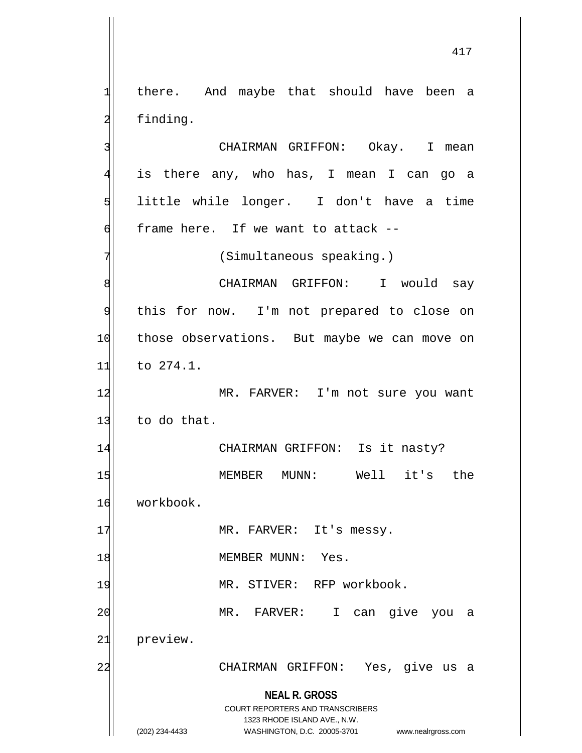there. And maybe that should have been a finding.

CHAIRMAN GRIFFON: Okay. I mean is there any, who has, I mean I can go a little while longer. I don't have a time frame here. If we want to attack --

(Simultaneous speaking.)

CHAIRMAN GRIFFON: I would say this for now. I'm not prepared to close on those observations. But maybe we can move on to 274.1.

MR. FARVER: I'm not sure you want to do that.

CHAIRMAN GRIFFON: Is it nasty?

MEMBER MUNN: Well it's the workbook.

MR. FARVER: It's messy.

MEMBER MUNN: Yes.

MR. STIVER: RFP workbook.

MR. FARVER: I can give you a preview.

CHAIRMAN GRIFFON: Yes, give us a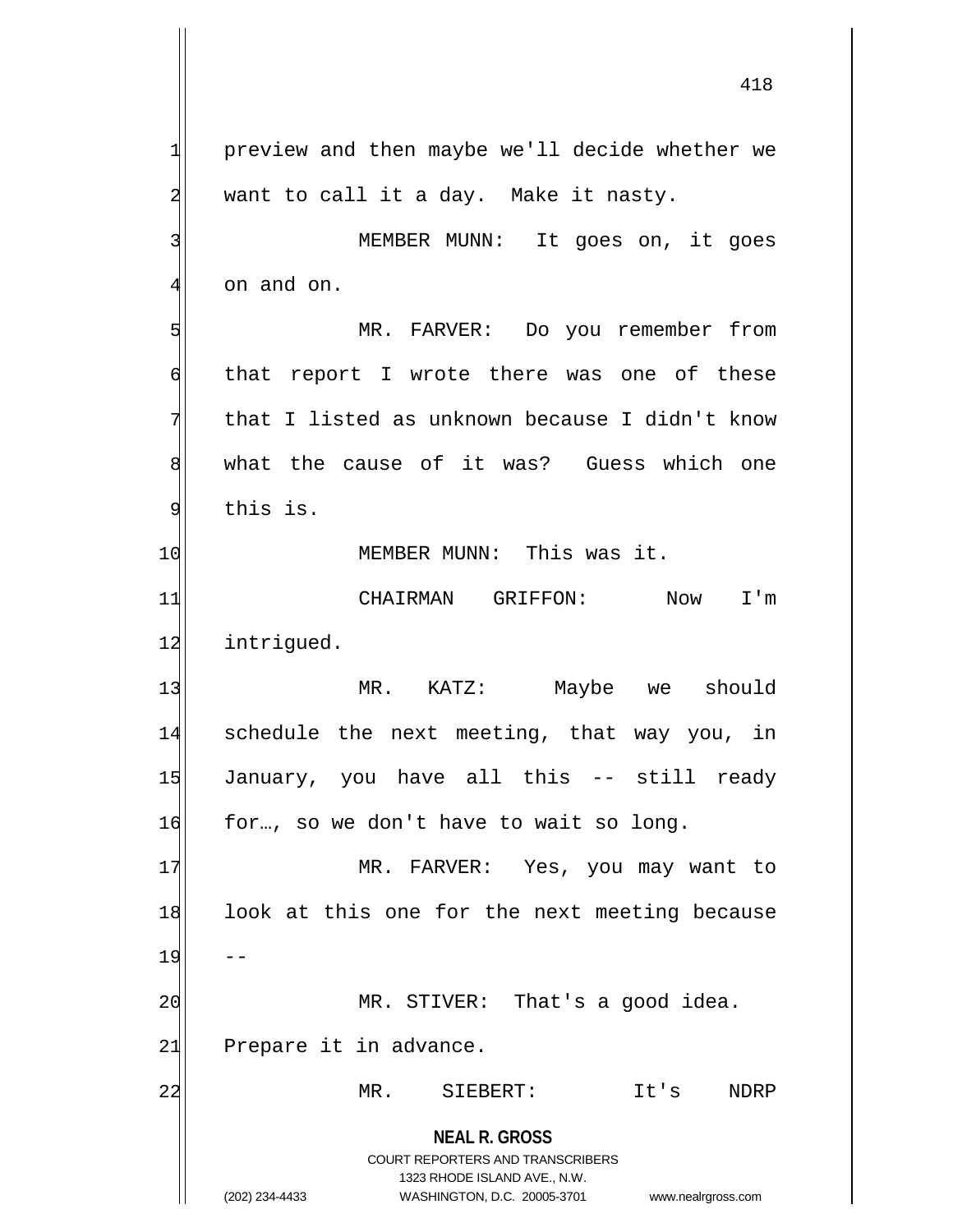preview and then maybe we'll decide whether we want to call it a day. Make it nasty.

MEMBER MUNN: It goes on, it goes on and on.

MR. FARVER: Do you remember from that report I wrote there was one of these that I listed as unknown because I didn't know what the cause of it was? Guess which one this is.

MEMBER MUNN: This was it.

CHAIRMAN GRIFFON: Now I'm intrigued.

MR. KATZ: Maybe we should schedule the next meeting, that way you, in January, you have all this -- still ready for…, so we don't have to wait so long.

MR. FARVER: Yes, you may want to look at this one for the next meeting because --

MR. STIVER: That's a good idea. Prepare it in advance.

MR. SIEBERT: It's NDRP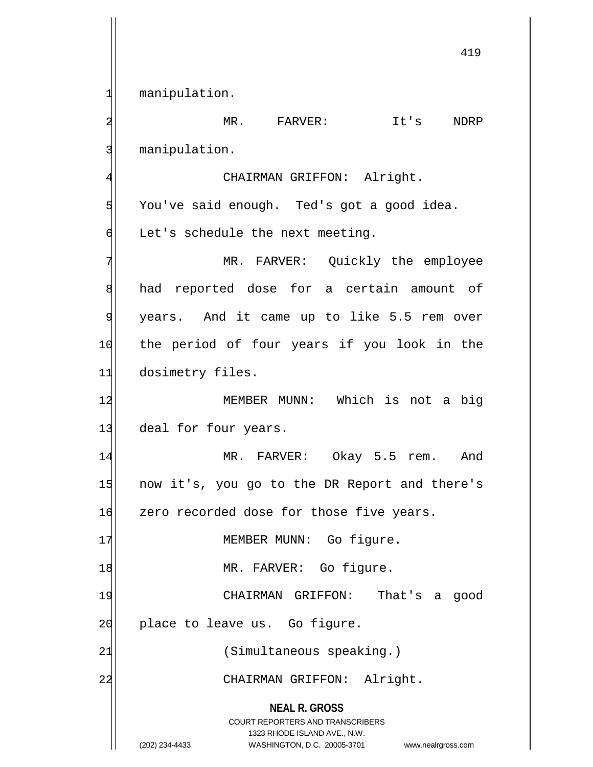manipulation.

MR. FARVER: It's NDRP manipulation.

CHAIRMAN GRIFFON: Alright. You've said enough. Ted's got a good idea. Let's schedule the next meeting.

MR. FARVER: Quickly the employee had reported dose for a certain amount of years. And it came up to like 5.5 rem over the period of four years if you look in the dosimetry files.

MEMBER MUNN: Which is not a big deal for four years.

MR. FARVER: Okay 5.5 rem. And now it's, you go to the DR Report and there's zero recorded dose for those five years.

MEMBER MUNN: Go figure.

MR. FARVER: Go figure.

CHAIRMAN GRIFFON: That's a good place to leave us. Go figure.

(Simultaneous speaking.)

CHAIRMAN GRIFFON: Alright.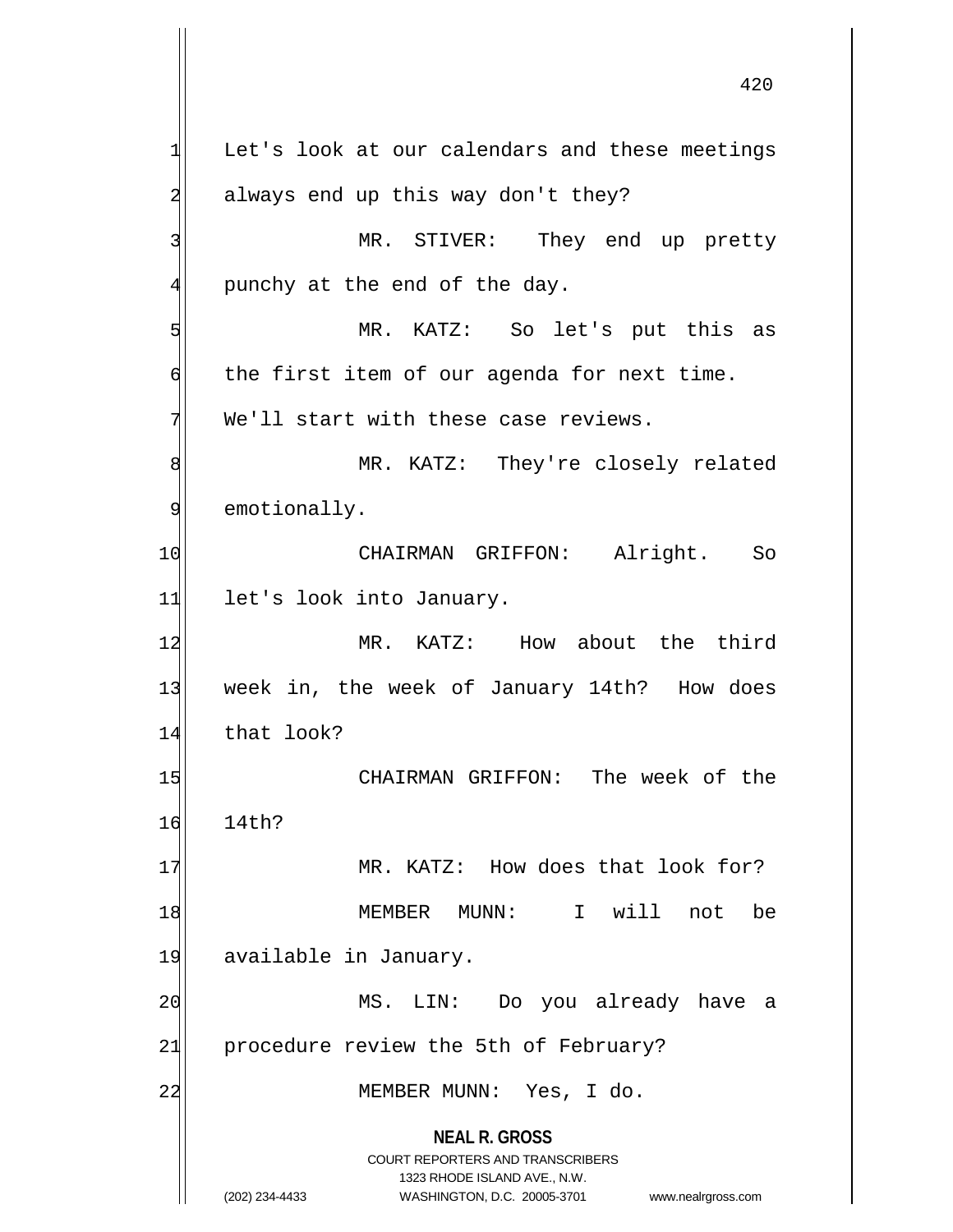Let's look at our calendars and these meetings always end up this way don't they?

MR. STIVER: They end up pretty punchy at the end of the day.

MR. KATZ: So let's put this as the first item of our agenda for next time. We'll start with these case reviews.

MR. KATZ: They're closely related emotionally.

CHAIRMAN GRIFFON: Alright. So let's look into January.

MR. KATZ: How about the third week in, the week of January 14th? How does that look?

CHAIRMAN GRIFFON: The week of the 14th?

MR. KATZ: How does that look for?

MEMBER MUNN: I will not be available in January.

MS. LIN: Do you already have a procedure review the 5th of February?

MEMBER MUNN: Yes, I do.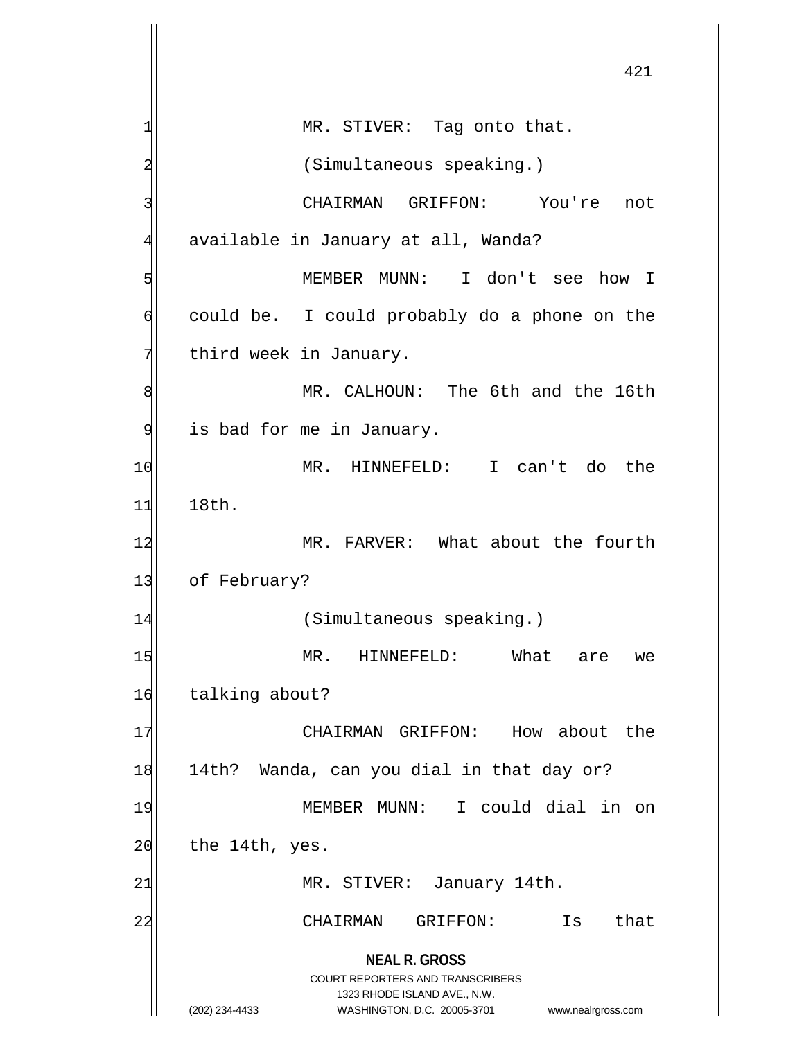MR. STIVER: Tag onto that.

(Simultaneous speaking.)

CHAIRMAN GRIFFON: You're not available in January at all, Wanda?

MEMBER MUNN: I don't see how I could be. I could probably do a phone on the third week in January.

MR. CALHOUN: The 6th and the 16th is bad for me in January.

MR. HINNEFELD: I can't do the 18th.

MR. FARVER: What about the fourth of February?

(Simultaneous speaking.)

MR. HINNEFELD: What are we talking about?

CHAIRMAN GRIFFON: How about the 14th? Wanda, can you dial in that day or?

MEMBER MUNN: I could dial in on the 14th, yes.

MR. STIVER: January 14th.

CHAIRMAN GRIFFON: Is that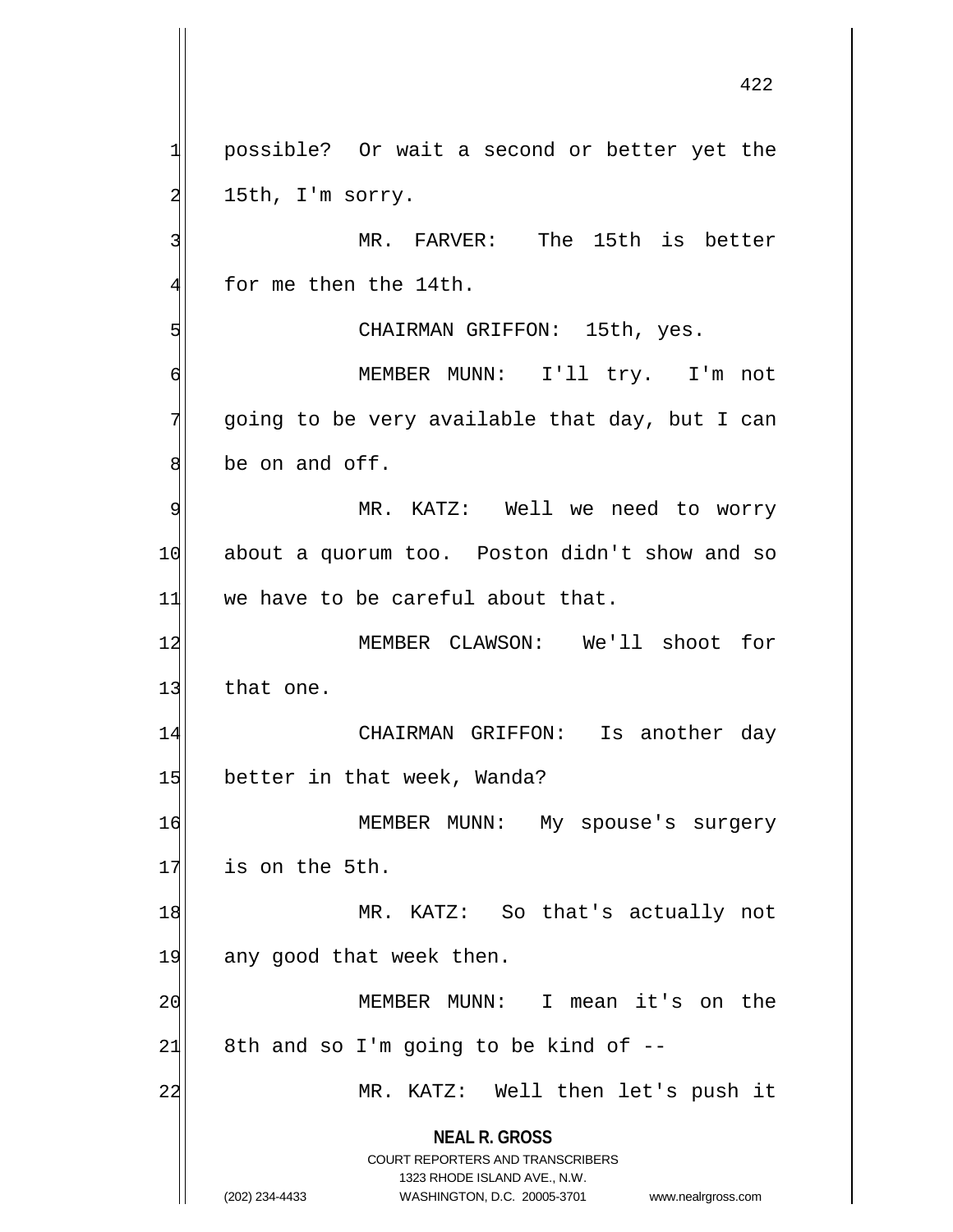possible? Or wait a second or better yet the 15th, I'm sorry.

MR. FARVER: The 15th is better for me then the 14th.

CHAIRMAN GRIFFON: 15th, yes.

MEMBER MUNN: I'll try. I'm not going to be very available that day, but I can be on and off.

MR. KATZ: Well we need to worry about a quorum too. Poston didn't show and so we have to be careful about that.

MEMBER CLAWSON: We'll shoot for that one.

CHAIRMAN GRIFFON: Is another day better in that week, Wanda?

MEMBER MUNN: My spouse's surgery is on the 5th.

MR. KATZ: So that's actually not any good that week then.

MEMBER MUNN: I mean it's on the 8th and so I'm going to be kind of --

MR. KATZ: Well then let's push it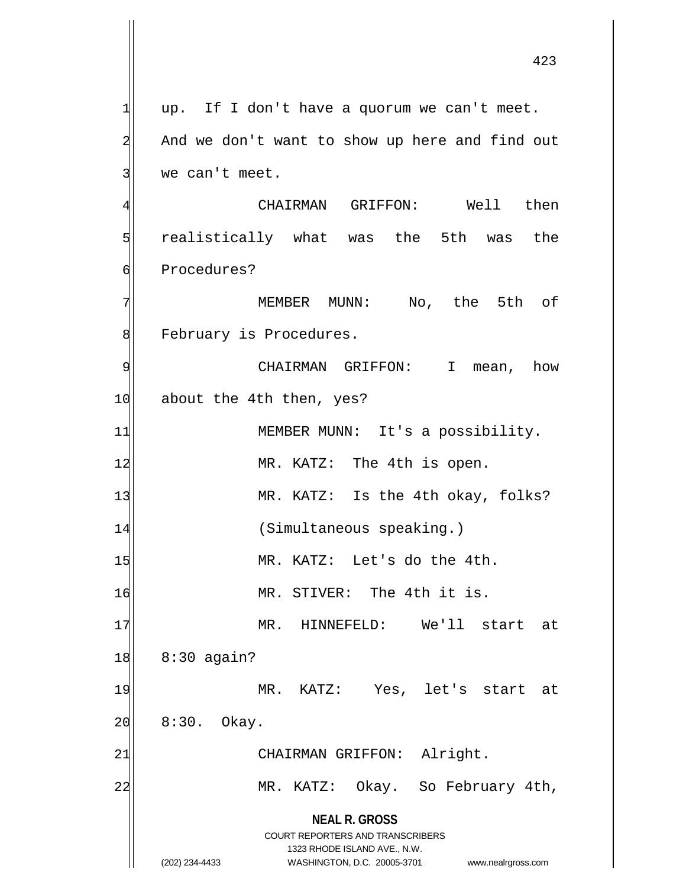up. If I don't have a quorum we can't meet. And we don't want to show up here and find out we can't meet.

CHAIRMAN GRIFFON: Well then realistically what was the 5th was the Procedures?

MEMBER MUNN: No, the 5th of February is Procedures.

CHAIRMAN GRIFFON: I mean, how about the 4th then, yes?

MEMBER MUNN: It's a possibility.

MR. KATZ: The 4th is open.

MR. KATZ: Is the 4th okay, folks?

(Simultaneous speaking.)

MR. KATZ: Let's do the 4th.

MR. STIVER: The 4th it is.

MR. HINNEFELD: We'll start at 8:30 again?

MR. KATZ: Yes, let's start at 8:30. Okay.

CHAIRMAN GRIFFON: Alright.

MR. KATZ: Okay. So February 4th,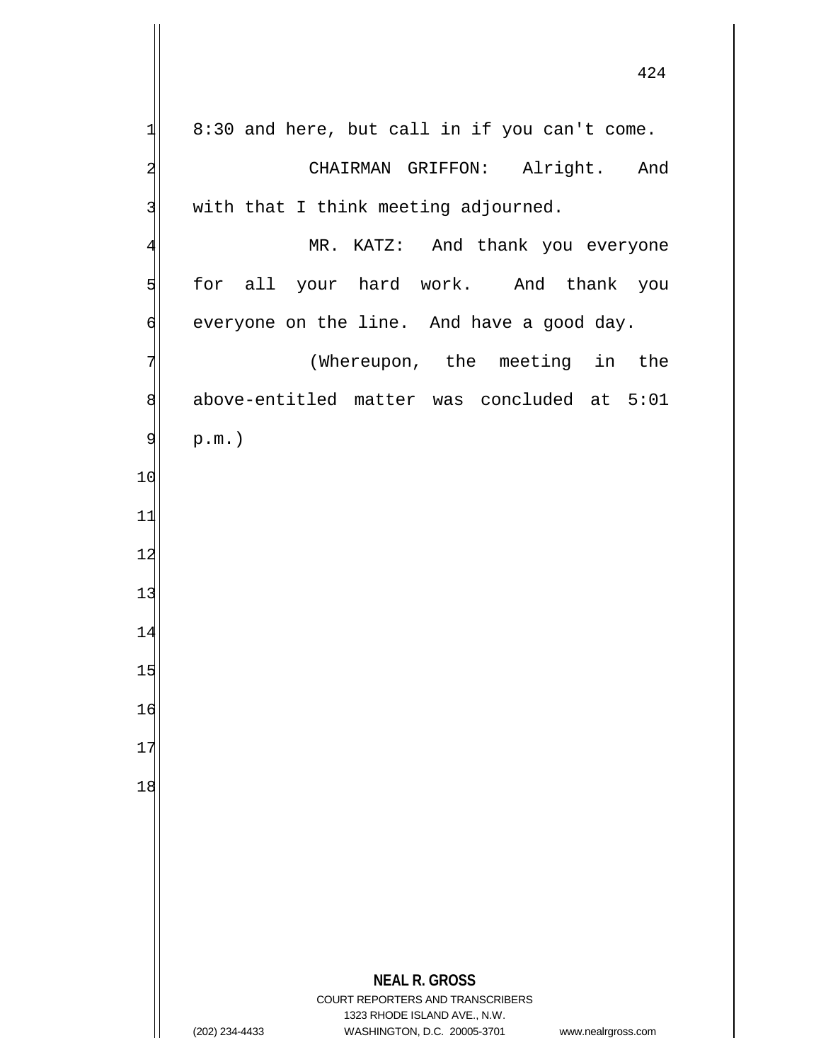8:30 and here, but call in if you can't come.

CHAIRMAN GRIFFON: Alright. And with that I think meeting adjourned.

MR. KATZ: And thank you everyone for all your hard work. And thank you everyone on the line. And have a good day.

(Whereupon, the meeting in the above-entitled matter was concluded at 5:01 p.m.)